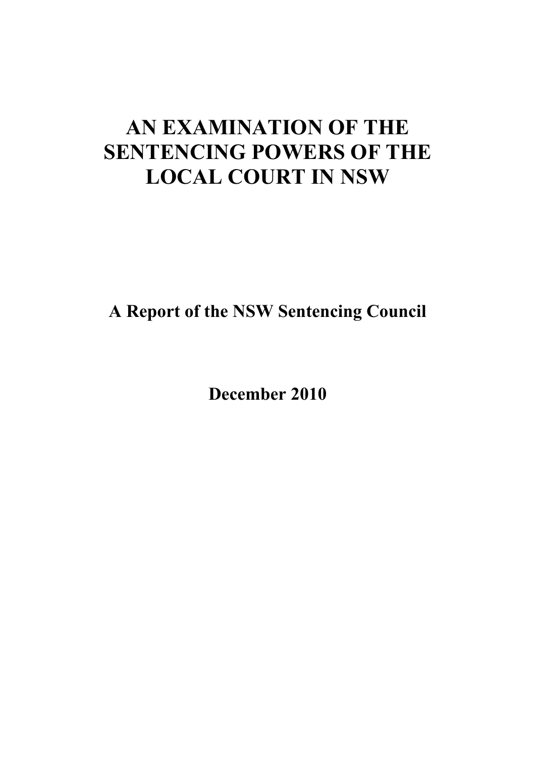# AN EXAMINATION OF THE SENTENCING POWERS OF THE LOCAL COURT IN NSW

**A Report of the NSW Sentencing Council**

**December 2010**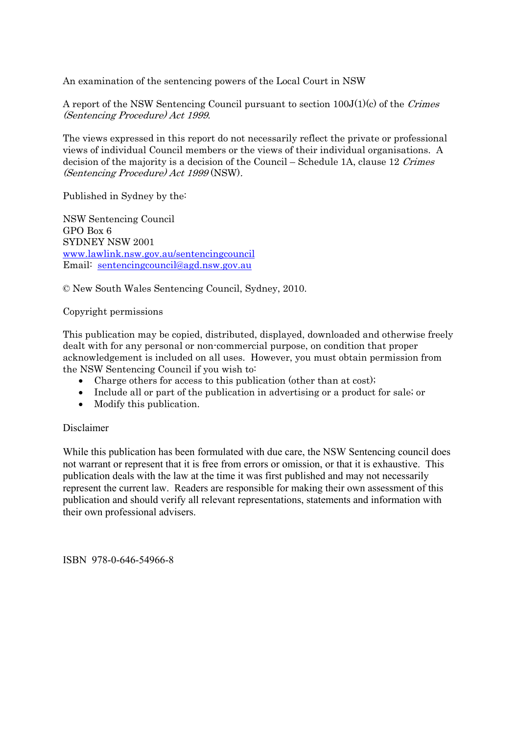An examination of the sentencing powers of the Local Court in NSW

A report of the NSW Sentencing Council pursuant to section 100J(1)(c) of the *Crimes (Sentencing Procedure) Act 1999*.

The views expressed in this report do not necessarily reflect the private or professional views of individual Council members or the views of their individual organisations. A decision of the majority is a decision of the Council – Schedule 1A, clause 12 *Crimes (Sentencing Procedure) Act 1999* (NSW).

Published in Sydney by the:

NSW Sentencing Council
GPO Box 6
SYDNEY NSW 2001
[www.lawlink.nsw.gov.au/sentencingcouncil](http://www.lawlink.nsw.gov.au/sentencingcouncil)
Email: [sentencingcouncil@agd.nsw.gov.au](mailto:sentencingcouncil@agd.nsw.gov.au)

© New South Wales Sentencing Council, Sydney, 2010.

Copyright permissions

This publication may be copied, distributed, displayed, downloaded and otherwise freely dealt with for any personal or non-commercial purpose, on condition that proper acknowledgement is included on all uses. However, you must obtain permission from the NSW Sentencing Council if you wish to:

- Charge others for access to this publication (other than at cost);
- Include all or part of the publication in advertising or a product for sale; or
- Modify this publication.

Disclaimer

While this publication has been formulated with due care, the NSW Sentencing council does not warrant or represent that it is free from errors or omission, or that it is exhaustive. This publication deals with the law at the time it was first published and may not necessarily represent the current law. Readers are responsible for making their own assessment of this publication and should verify all relevant representations, statements and information with their own professional advisers.

ISBN 978-0-646-54966-8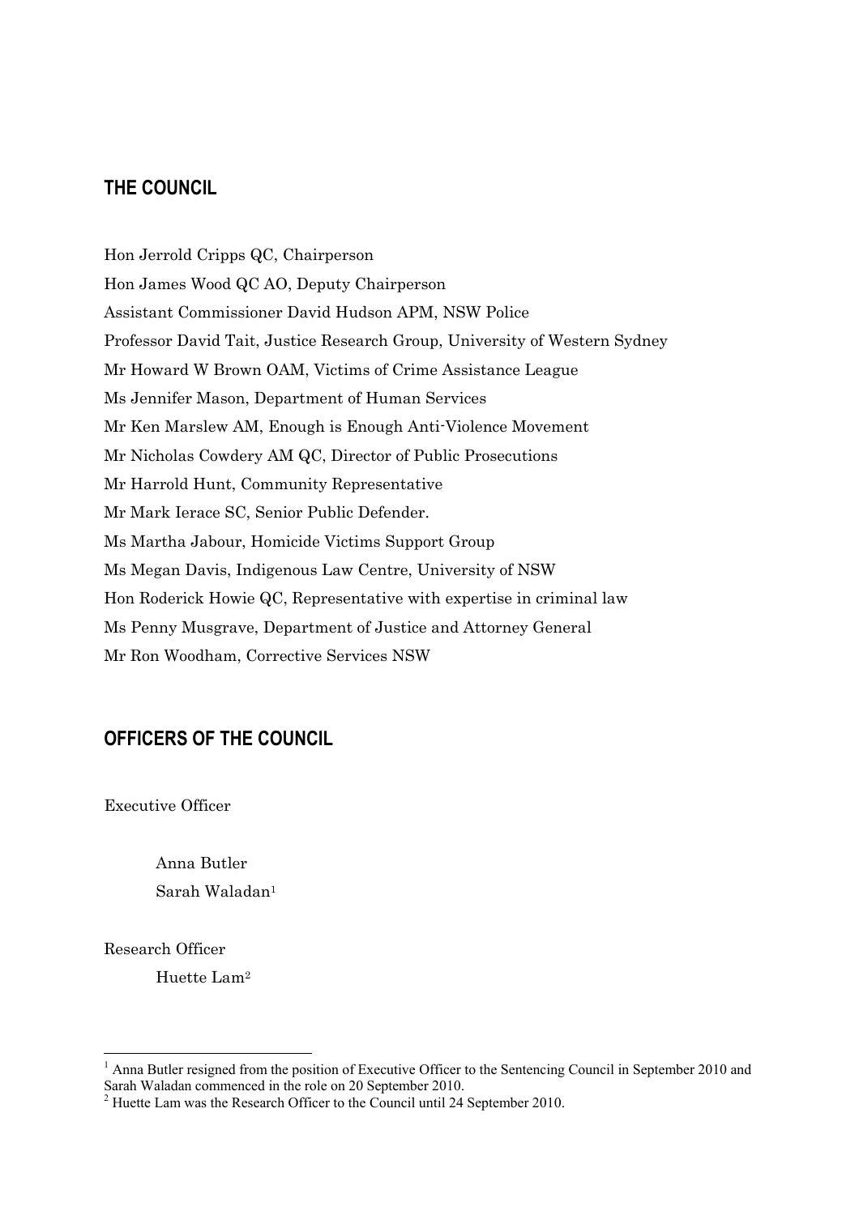## THE COUNCIL

Hon Jerrold Cripps QC, Chairperson

Hon James Wood QC AO, Deputy Chairperson

Assistant Commissioner David Hudson APM, NSW Police

Professor David Tait, Justice Research Group, University of Western Sydney

Mr Howard W Brown OAM, Victims of Crime Assistance League

Ms Jennifer Mason, Department of Human Services

Mr Ken Marslew AM, Enough is Enough Anti-Violence Movement

Mr Nicholas Cowdery AM QC, Director of Public Prosecutions

Mr Harrold Hunt, Community Representative

Mr Mark Ierace SC, Senior Public Defender.

Ms Martha Jabour, Homicide Victims Support Group

Ms Megan Davis, Indigenous Law Centre, University of NSW

Hon Roderick Howie QC, Representative with expertise in criminal law

Ms Penny Musgrave, Department of Justice and Attorney General

Mr Ron Woodham, Corrective Services NSW

## OFFICERS OF THE COUNCIL

Executive Officer

Anna Butler

Sarah Waladan[1]

Research Officer

Huette Lam[2]

---

[1] Anna Butler resigned from the position of Executive Officer to the Sentencing Council in September 2010 and Sarah Waladan commenced in the role on 20 September 2010.

[2] Huette Lam was the Research Officer to the Council until 24 September 2010.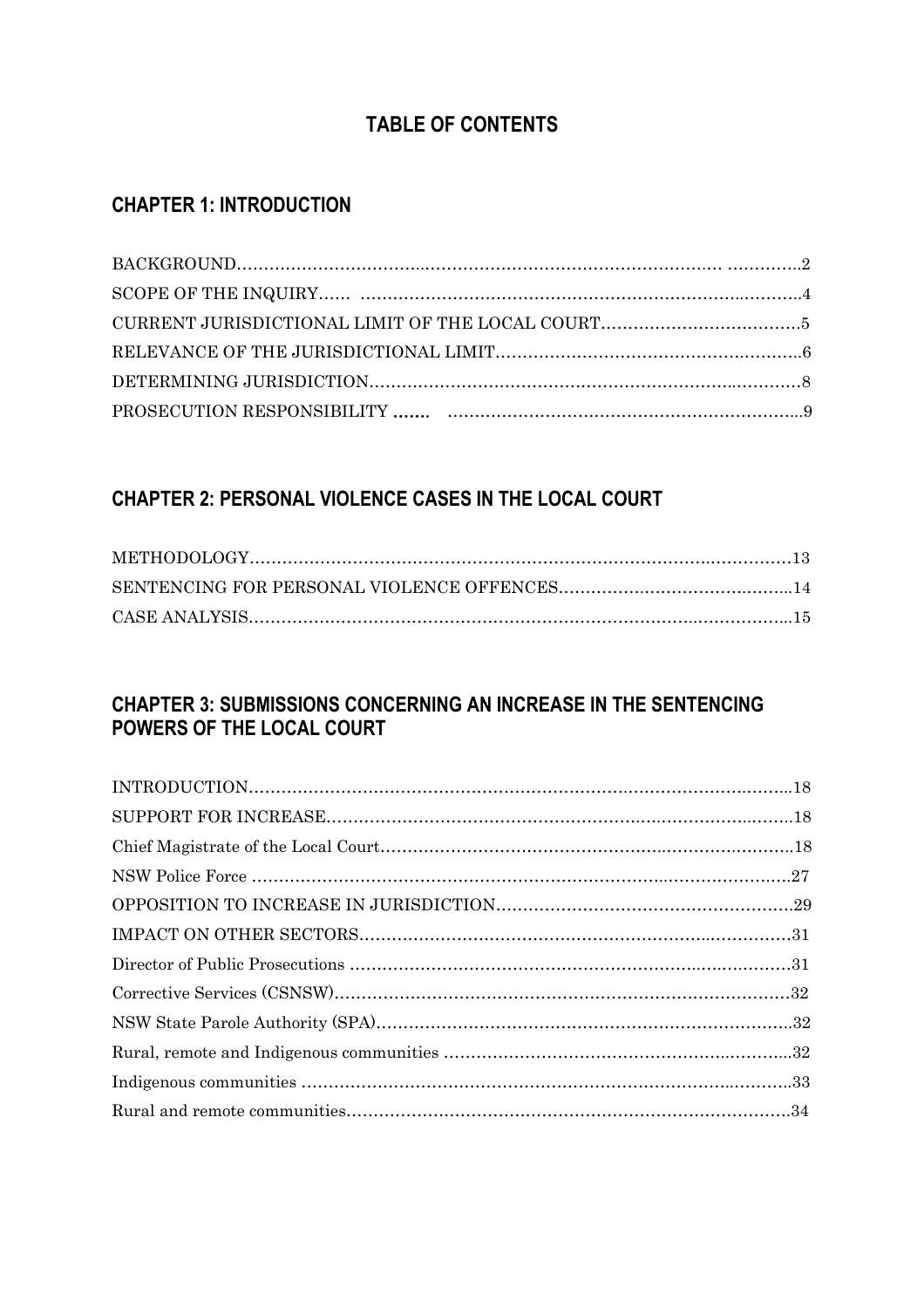# TABLE OF CONTENTS

## CHAPTER 1: INTRODUCTION

BACKGROUND .......... 2
SCOPE OF THE INQUIRY .......... 4
CURRENT JURISDICTIONAL LIMIT OF THE LOCAL COURT .......... 5
RELEVANCE OF THE JURISDICTIONAL LIMIT .......... 6
DETERMINING JURISDICTION .......... 8
PROSECUTION RESPONSIBILITY .......... 9

## CHAPTER 2: PERSONAL VIOLENCE CASES IN THE LOCAL COURT

METHODOLOGY .......... 13
SENTENCING FOR PERSONAL VIOLENCE OFFENCES .......... 14
CASE ANALYSIS .......... 15

## CHAPTER 3: SUBMISSIONS CONCERNING AN INCREASE IN THE SENTENCING POWERS OF THE LOCAL COURT

INTRODUCTION .......... 18
SUPPORT FOR INCREASE .......... 18
Chief Magistrate of the Local Court .......... 18
NSW Police Force .......... 27
OPPOSITION TO INCREASE IN JURISDICTION .......... 29
IMPACT ON OTHER SECTORS .......... 31
Director of Public Prosecutions .......... 31
Corrective Services (CSNSW) .......... 32
NSW State Parole Authority (SPA) .......... 32
Rural, remote and Indigenous communities .......... 32
Indigenous communities .......... 33
Rural and remote communities .......... 34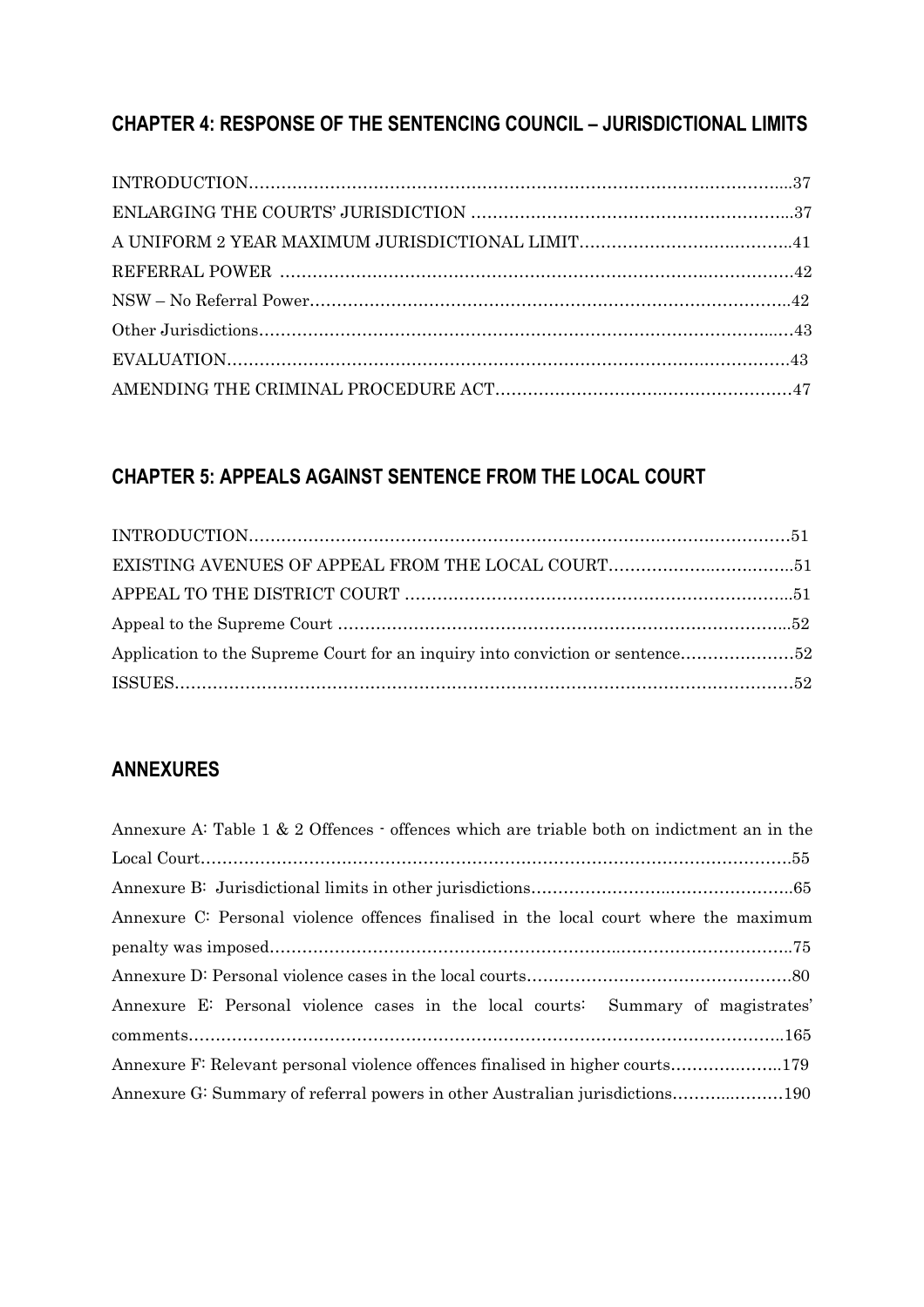## CHAPTER 4: RESPONSE OF THE SENTENCING COUNCIL – JURISDICTIONAL LIMITS

INTRODUCTION....................................................................................................37

ENLARGING THE COURTS' JURISDICTION ...........................................................37

A UNIFORM 2 YEAR MAXIMUM JURISDICTIONAL LIMIT.......................................41

REFERRAL POWER ...............................................................................................42

NSW – No Referral Power.........................................................................................42

Other Jurisdictions...................................................................................................43

EVALUATION.......................................................................................................43

AMENDING THE CRIMINAL PROCEDURE ACT.......................................................47

## CHAPTER 5: APPEALS AGAINST SENTENCE FROM THE LOCAL COURT

INTRODUCTION....................................................................................................51

EXISTING AVENUES OF APPEAL FROM THE LOCAL COURT....................................51

APPEAL TO THE DISTRICT COURT .......................................................................51

Appeal to the Supreme Court ...................................................................................52

Application to the Supreme Court for an inquiry into conviction or sentence.....................52

ISSUES.................................................................................................................52

## ANNEXURES

Annexure A: Table 1 & 2 Offences - offences which are triable both on indictment an in the Local Court.............................................................................................................55

Annexure B: Jurisdictional limits in other jurisdictions................................................65

Annexure C: Personal violence offences finalised in the local court where the maximum penalty was imposed.................................................................................................75

Annexure D: Personal violence cases in the local courts................................................80

Annexure E: Personal violence cases in the local courts: Summary of magistrates' comments.............................................................................................................165

Annexure F: Relevant personal violence offences finalised in higher courts.....................179

Annexure G: Summary of referral powers in other Australian jurisdictions.......................190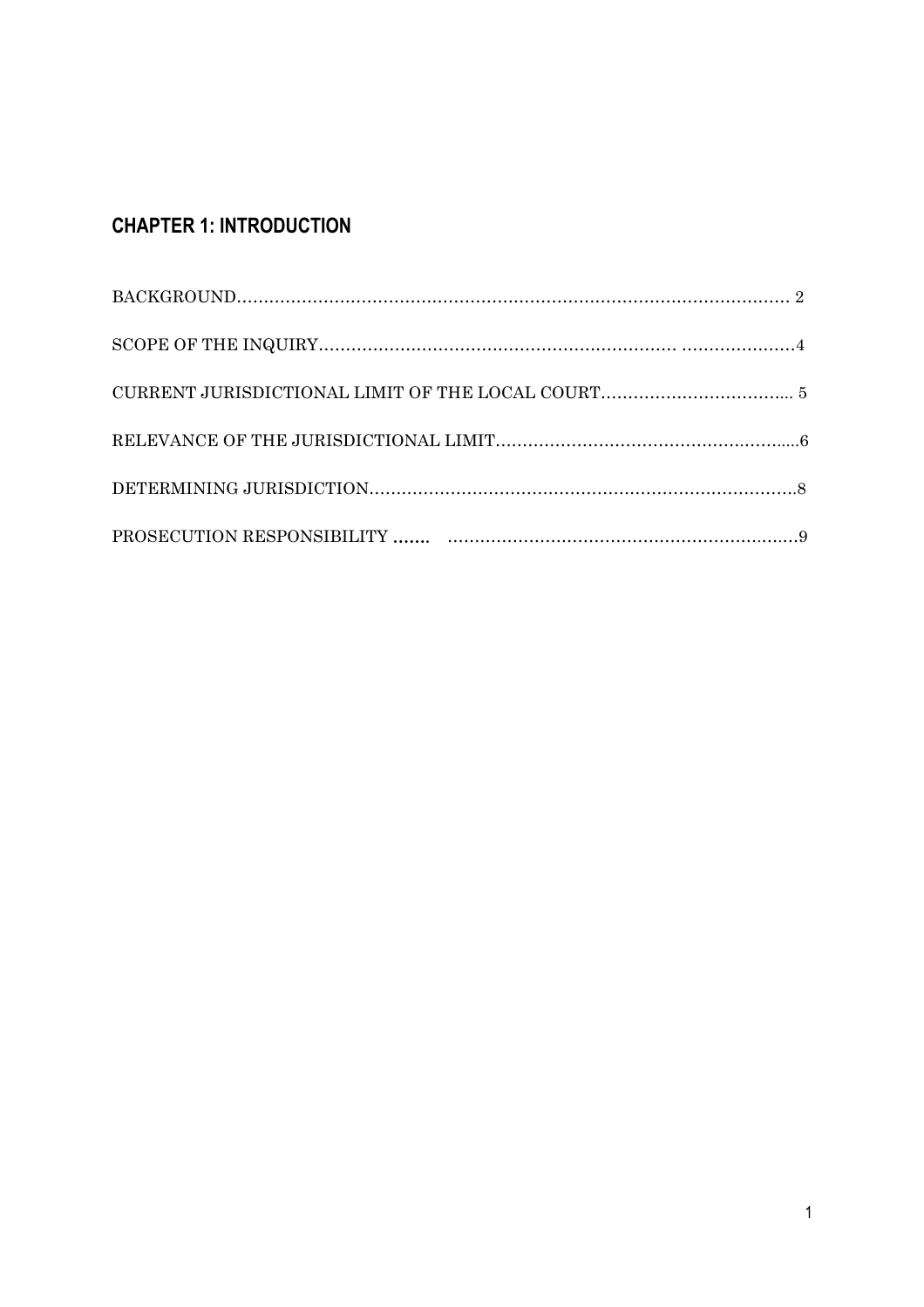## CHAPTER 1: INTRODUCTION

| | |
|---|---|
| BACKGROUND | 2 |
| SCOPE OF THE INQUIRY | 4 |
| CURRENT JURISDICTIONAL LIMIT OF THE LOCAL COURT | 5 |
| RELEVANCE OF THE JURISDICTIONAL LIMIT | 6 |
| DETERMINING JURISDICTION | 8 |
| PROSECUTION RESPONSIBILITY | 9 |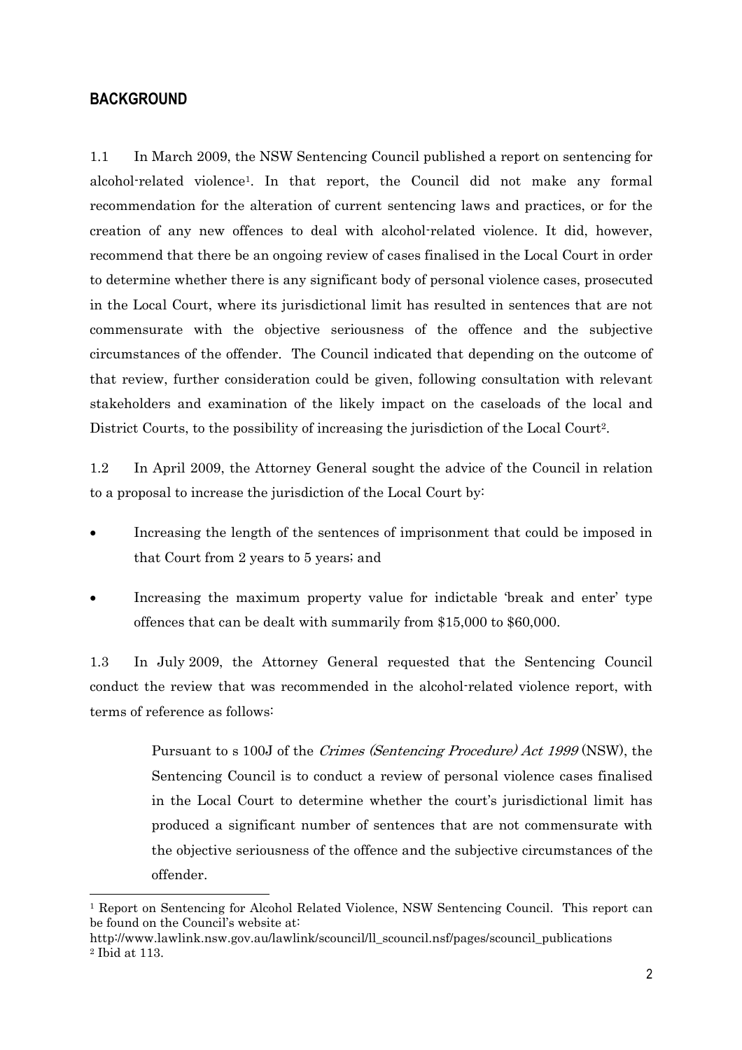## BACKGROUND

1.1 In March 2009, the NSW Sentencing Council published a report on sentencing for alcohol-related violence[1]. In that report, the Council did not make any formal recommendation for the alteration of current sentencing laws and practices, or for the creation of any new offences to deal with alcohol-related violence. It did, however, recommend that there be an ongoing review of cases finalised in the Local Court in order to determine whether there is any significant body of personal violence cases, prosecuted in the Local Court, where its jurisdictional limit has resulted in sentences that are not commensurate with the objective seriousness of the offence and the subjective circumstances of the offender. The Council indicated that depending on the outcome of that review, further consideration could be given, following consultation with relevant stakeholders and examination of the likely impact on the caseloads of the local and District Courts, to the possibility of increasing the jurisdiction of the Local Court[2].

1.2 In April 2009, the Attorney General sought the advice of the Council in relation to a proposal to increase the jurisdiction of the Local Court by:

- Increasing the length of the sentences of imprisonment that could be imposed in that Court from 2 years to 5 years; and
- Increasing the maximum property value for indictable 'break and enter' type offences that can be dealt with summarily from $15,000 to $60,000.

1.3 In July 2009, the Attorney General requested that the Sentencing Council conduct the review that was recommended in the alcohol-related violence report, with terms of reference as follows:

> Pursuant to s 100J of the *Crimes (Sentencing Procedure) Act 1999* (NSW), the Sentencing Council is to conduct a review of personal violence cases finalised in the Local Court to determine whether the court's jurisdictional limit has produced a significant number of sentences that are not commensurate with the objective seriousness of the offence and the subjective circumstances of the offender.

---

[1] Report on Sentencing for Alcohol Related Violence, NSW Sentencing Council. This report can be found on the Council's website at: http://www.lawlink.nsw.gov.au/lawlink/scouncil/ll_scouncil.nsf/pages/scouncil_publications

[2] Ibid at 113.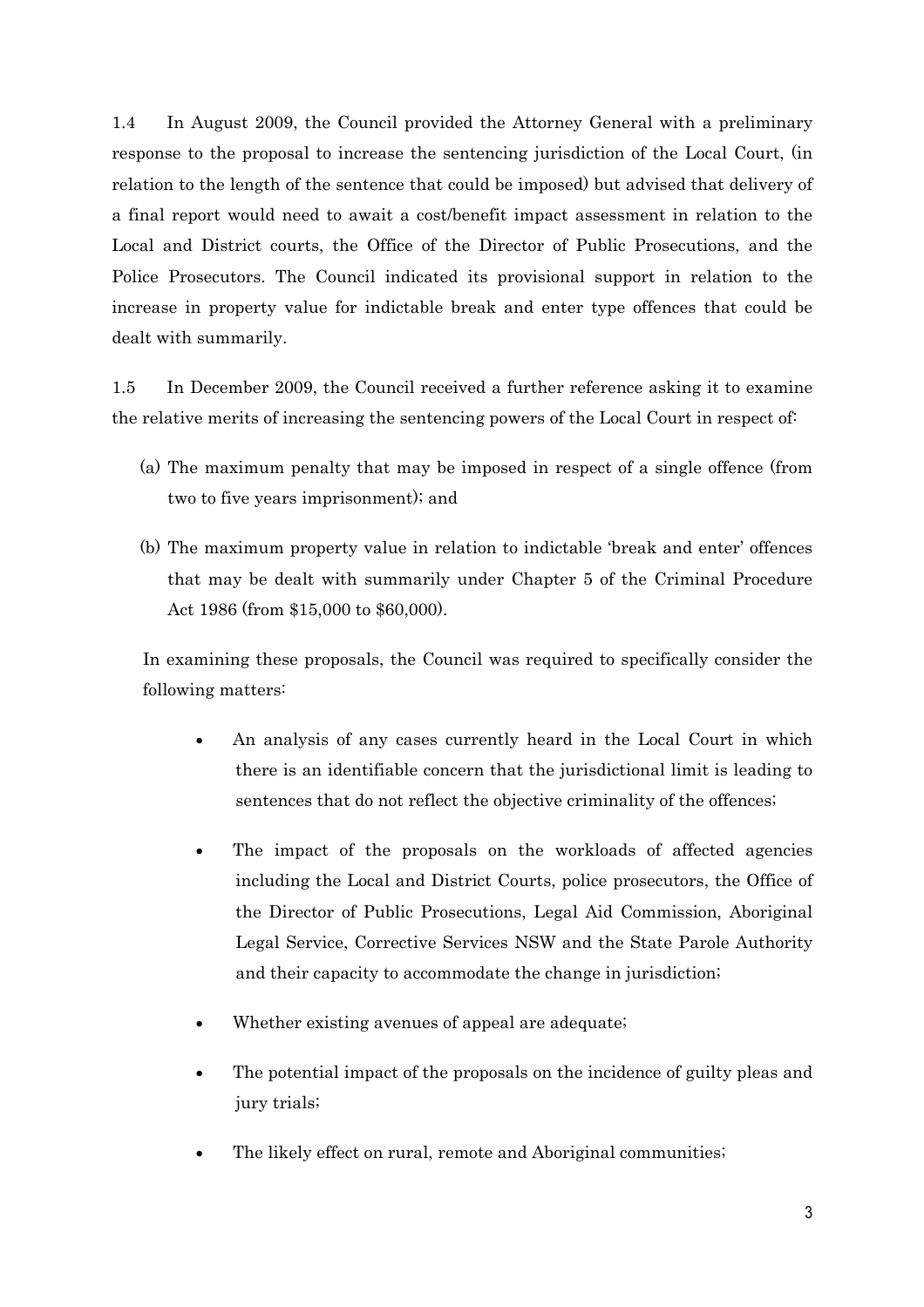1.4 In August 2009, the Council provided the Attorney General with a preliminary response to the proposal to increase the sentencing jurisdiction of the Local Court, (in relation to the length of the sentence that could be imposed) but advised that delivery of a final report would need to await a cost/benefit impact assessment in relation to the Local and District courts, the Office of the Director of Public Prosecutions, and the Police Prosecutors. The Council indicated its provisional support in relation to the increase in property value for indictable break and enter type offences that could be dealt with summarily.

1.5 In December 2009, the Council received a further reference asking it to examine the relative merits of increasing the sentencing powers of the Local Court in respect of:

(a) The maximum penalty that may be imposed in respect of a single offence (from two to five years imprisonment); and

(b) The maximum property value in relation to indictable 'break and enter' offences that may be dealt with summarily under Chapter 5 of the Criminal Procedure Act 1986 (from $15,000 to $60,000).

In examining these proposals, the Council was required to specifically consider the following matters:

- An analysis of any cases currently heard in the Local Court in which there is an identifiable concern that the jurisdictional limit is leading to sentences that do not reflect the objective criminality of the offences;
- The impact of the proposals on the workloads of affected agencies including the Local and District Courts, police prosecutors, the Office of the Director of Public Prosecutions, Legal Aid Commission, Aboriginal Legal Service, Corrective Services NSW and the State Parole Authority and their capacity to accommodate the change in jurisdiction;
- Whether existing avenues of appeal are adequate;
- The potential impact of the proposals on the incidence of guilty pleas and jury trials;
- The likely effect on rural, remote and Aboriginal communities;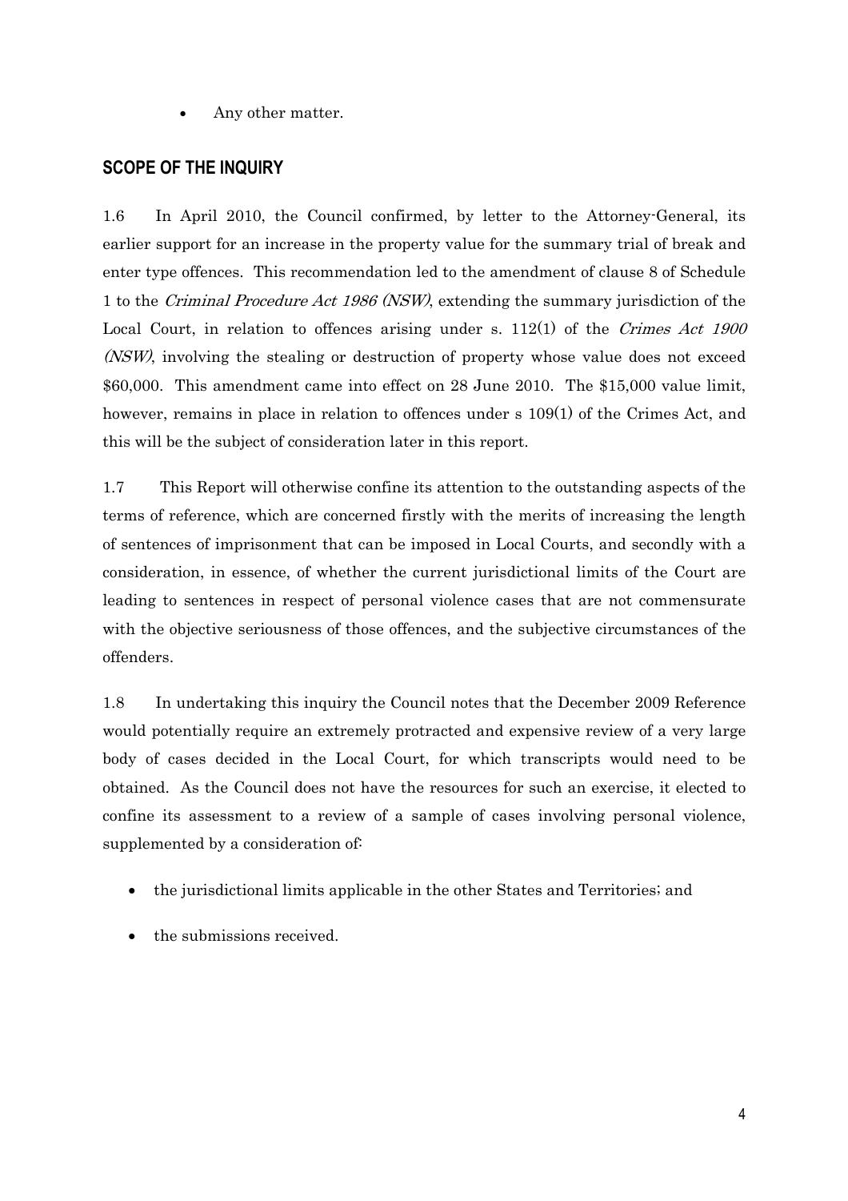- Any other matter.

## SCOPE OF THE INQUIRY

1.6 In April 2010, the Council confirmed, by letter to the Attorney-General, its earlier support for an increase in the property value for the summary trial of break and enter type offences. This recommendation led to the amendment of clause 8 of Schedule 1 to the *Criminal Procedure Act 1986 (NSW)*, extending the summary jurisdiction of the Local Court, in relation to offences arising under s. 112(1) of the *Crimes Act 1900 (NSW)*, involving the stealing or destruction of property whose value does not exceed \$60,000. This amendment came into effect on 28 June 2010. The \$15,000 value limit, however, remains in place in relation to offences under s 109(1) of the Crimes Act, and this will be the subject of consideration later in this report.

1.7 This Report will otherwise confine its attention to the outstanding aspects of the terms of reference, which are concerned firstly with the merits of increasing the length of sentences of imprisonment that can be imposed in Local Courts, and secondly with a consideration, in essence, of whether the current jurisdictional limits of the Court are leading to sentences in respect of personal violence cases that are not commensurate with the objective seriousness of those offences, and the subjective circumstances of the offenders.

1.8 In undertaking this inquiry the Council notes that the December 2009 Reference would potentially require an extremely protracted and expensive review of a very large body of cases decided in the Local Court, for which transcripts would need to be obtained. As the Council does not have the resources for such an exercise, it elected to confine its assessment to a review of a sample of cases involving personal violence, supplemented by a consideration of:

- the jurisdictional limits applicable in the other States and Territories; and
- the submissions received.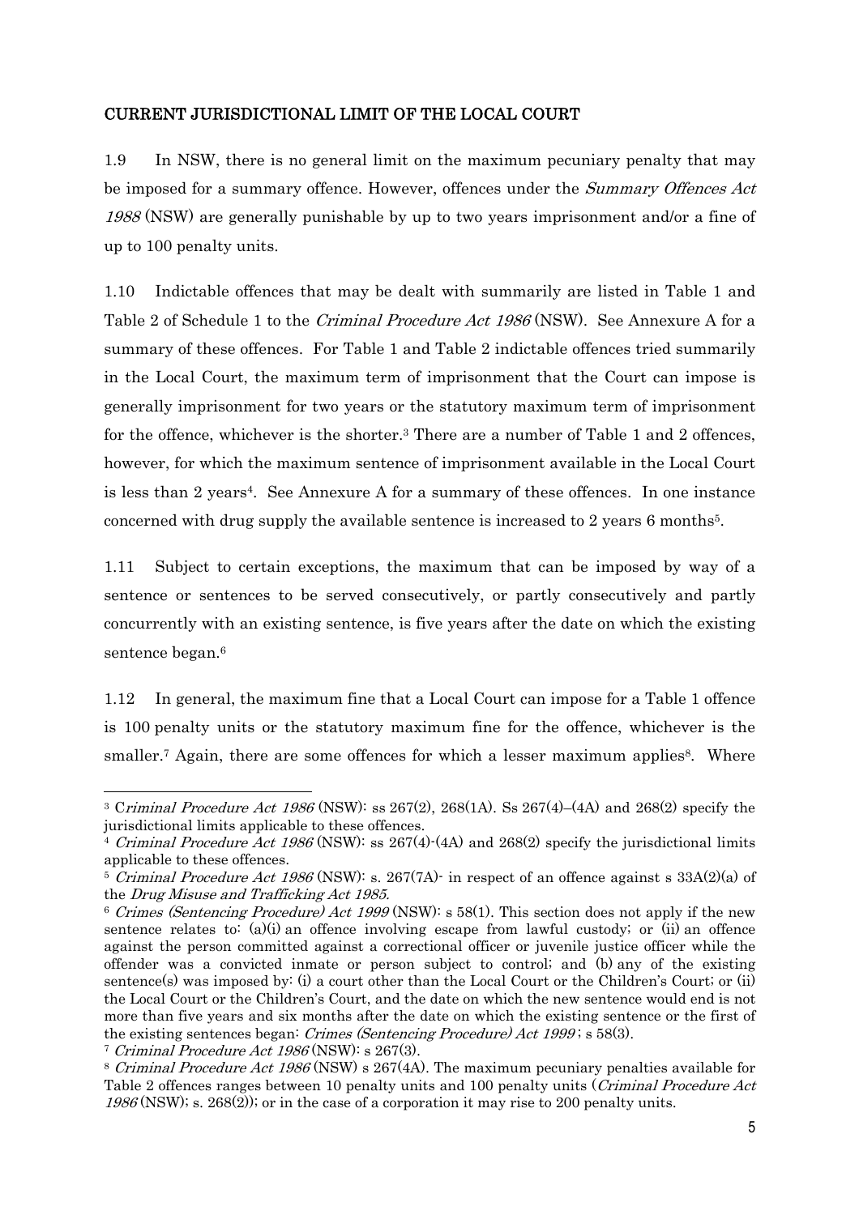## CURRENT JURISDICTIONAL LIMIT OF THE LOCAL COURT

1.9 In NSW, there is no general limit on the maximum pecuniary penalty that may be imposed for a summary offence. However, offences under the *Summary Offences Act 1988* (NSW) are generally punishable by up to two years imprisonment and/or a fine of up to 100 penalty units.

1.10 Indictable offences that may be dealt with summarily are listed in Table 1 and Table 2 of Schedule 1 to the *Criminal Procedure Act 1986* (NSW). See Annexure A for a summary of these offences. For Table 1 and Table 2 indictable offences tried summarily in the Local Court, the maximum term of imprisonment that the Court can impose is generally imprisonment for two years or the statutory maximum term of imprisonment for the offence, whichever is the shorter.[3] There are a number of Table 1 and 2 offences, however, for which the maximum sentence of imprisonment available in the Local Court is less than 2 years[4]. See Annexure A for a summary of these offences. In one instance concerned with drug supply the available sentence is increased to 2 years 6 months[5].

1.11 Subject to certain exceptions, the maximum that can be imposed by way of a sentence or sentences to be served consecutively, or partly consecutively and partly concurrently with an existing sentence, is five years after the date on which the existing sentence began.[6]

1.12 In general, the maximum fine that a Local Court can impose for a Table 1 offence is 100 penalty units or the statutory maximum fine for the offence, whichever is the smaller.[7] Again, there are some offences for which a lesser maximum applies[8]. Where

---

[3] C*riminal Procedure Act 1986* (NSW): ss 267(2), 268(1A). Ss 267(4)–(4A) and 268(2) specify the jurisdictional limits applicable to these offences.

[4] *Criminal Procedure Act 1986* (NSW): ss 267(4)-(4A) and 268(2) specify the jurisdictional limits applicable to these offences.

[5] *Criminal Procedure Act 1986* (NSW): s. 267(7A)- in respect of an offence against s 33A(2)(a) of the *Drug Misuse and Trafficking Act 1985.*

[6] *Crimes (Sentencing Procedure) Act 1999* (NSW): s 58(1). This section does not apply if the new sentence relates to: (a)(i) an offence involving escape from lawful custody; or (ii) an offence against the person committed against a correctional officer or juvenile justice officer while the offender was a convicted inmate or person subject to control; and (b) any of the existing sentence(s) was imposed by: (i) a court other than the Local Court or the Children's Court; or (ii) the Local Court or the Children's Court, and the date on which the new sentence would end is not more than five years and six months after the date on which the existing sentence or the first of the existing sentences began: *Crimes (Sentencing Procedure) Act 1999* ; s 58(3).

[7] *Criminal Procedure Act 1986* (NSW): s 267(3).

[8] *Criminal Procedure Act 1986* (NSW) s 267(4A). The maximum pecuniary penalties available for Table 2 offences ranges between 10 penalty units and 100 penalty units (*Criminal Procedure Act 1986* (NSW); s. 268(2)); or in the case of a corporation it may rise to 200 penalty units.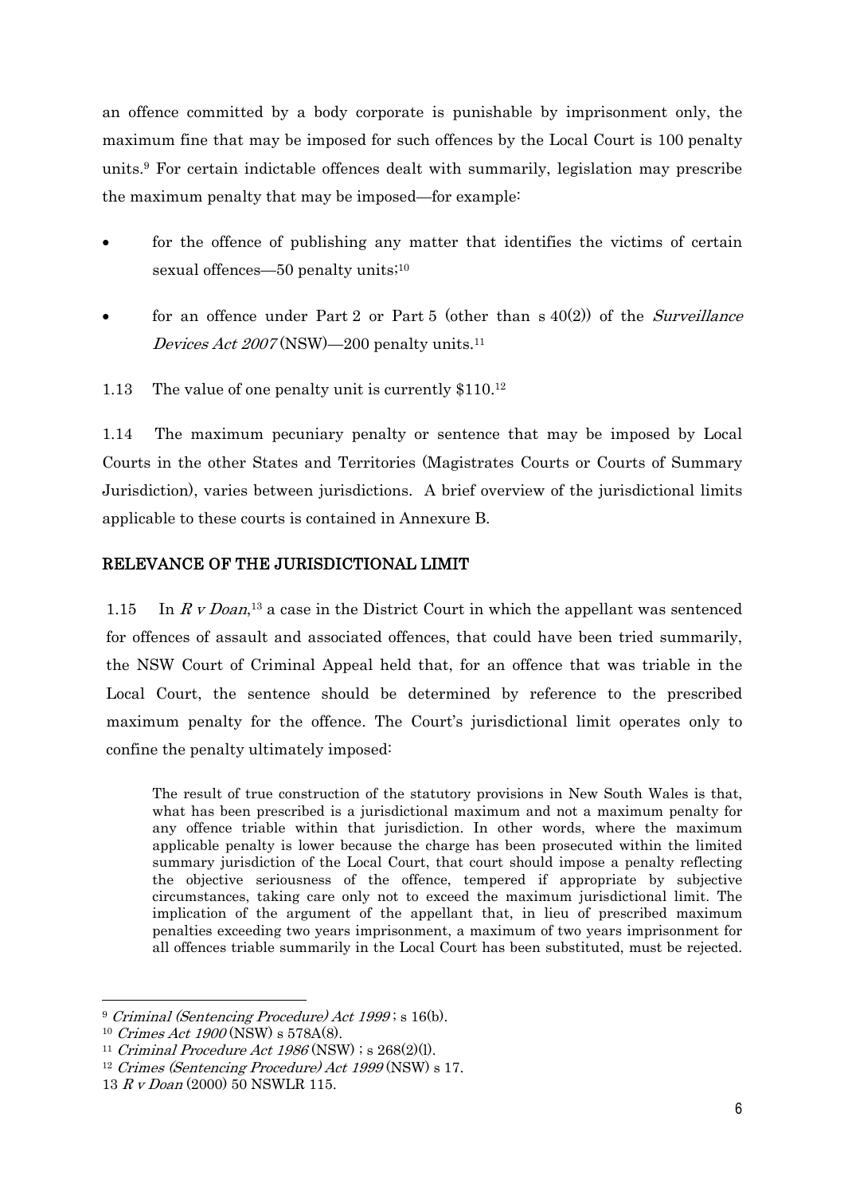an offence committed by a body corporate is punishable by imprisonment only, the maximum fine that may be imposed for such offences by the Local Court is 100 penalty units.[9] For certain indictable offences dealt with summarily, legislation may prescribe the maximum penalty that may be imposed—for example:

- for the offence of publishing any matter that identifies the victims of certain sexual offences—50 penalty units;[10]
- for an offence under Part 2 or Part 5 (other than s 40(2)) of the *Surveillance Devices Act 2007* (NSW)—200 penalty units.[11]

1.13 The value of one penalty unit is currently $110.[12]

1.14 The maximum pecuniary penalty or sentence that may be imposed by Local Courts in the other States and Territories (Magistrates Courts or Courts of Summary Jurisdiction), varies between jurisdictions. A brief overview of the jurisdictional limits applicable to these courts is contained in Annexure B.

## RELEVANCE OF THE JURISDICTIONAL LIMIT

1.15 In *R v Doan*,[13] a case in the District Court in which the appellant was sentenced for offences of assault and associated offences, that could have been tried summarily, the NSW Court of Criminal Appeal held that, for an offence that was triable in the Local Court, the sentence should be determined by reference to the prescribed maximum penalty for the offence. The Court's jurisdictional limit operates only to confine the penalty ultimately imposed:

> The result of true construction of the statutory provisions in New South Wales is that, what has been prescribed is a jurisdictional maximum and not a maximum penalty for any offence triable within that jurisdiction. In other words, where the maximum applicable penalty is lower because the charge has been prosecuted within the limited summary jurisdiction of the Local Court, that court should impose a penalty reflecting the objective seriousness of the offence, tempered if appropriate by subjective circumstances, taking care only not to exceed the maximum jurisdictional limit. The implication of the argument of the appellant that, in lieu of prescribed maximum penalties exceeding two years imprisonment, a maximum of two years imprisonment for all offences triable summarily in the Local Court has been substituted, must be rejected.

---

[9] *Criminal (Sentencing Procedure) Act 1999* ; s 16(b).

[10] *Crimes Act 1900* (NSW) s 578A(8).

[11] *Criminal Procedure Act 1986* (NSW) ; s 268(2)(l).

[12] *Crimes (Sentencing Procedure) Act 1999* (NSW) s 17.

[13] *R v Doan* (2000) 50 NSWLR 115.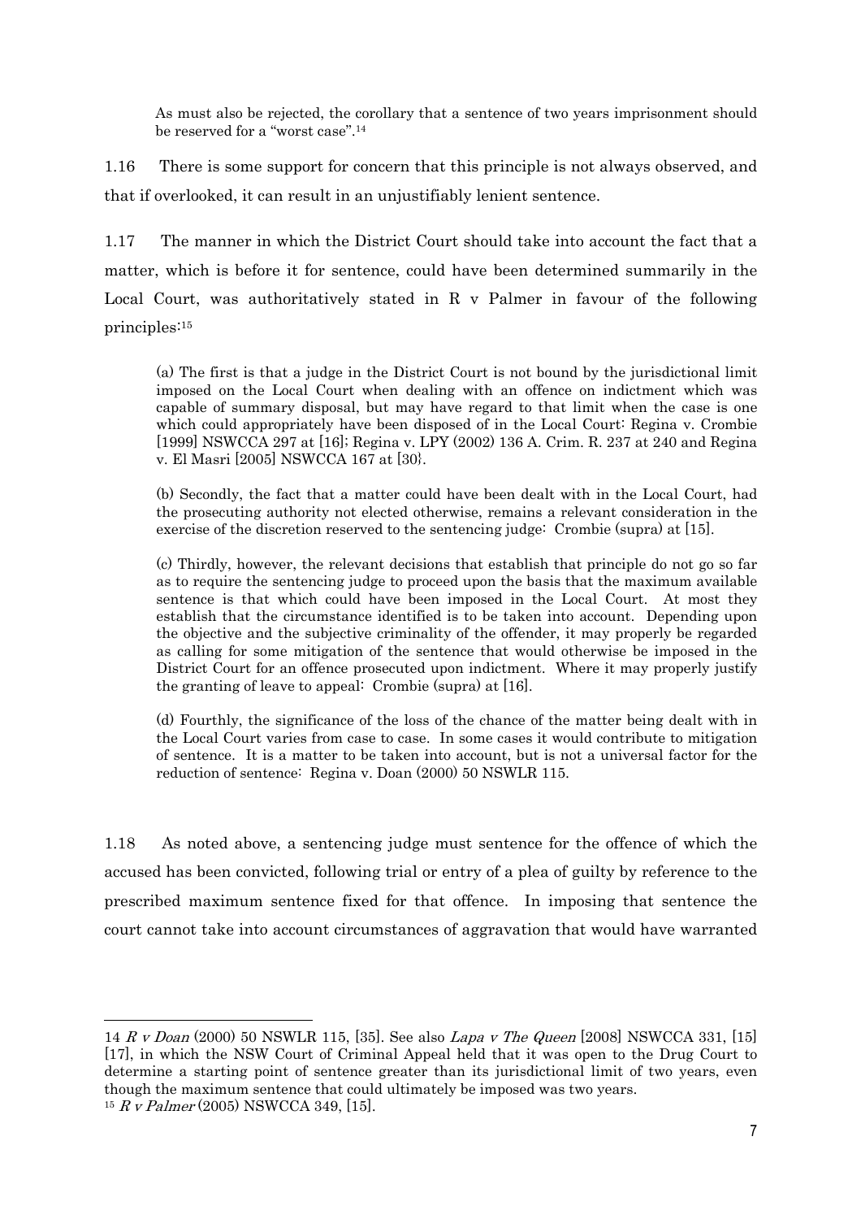> As must also be rejected, the corollary that a sentence of two years imprisonment should be reserved for a "worst case".[14]

1.16 There is some support for concern that this principle is not always observed, and that if overlooked, it can result in an unjustifiably lenient sentence.

1.17 The manner in which the District Court should take into account the fact that a matter, which is before it for sentence, could have been determined summarily in the Local Court, was authoritatively stated in R v Palmer in favour of the following principles:[15]

> (a) The first is that a judge in the District Court is not bound by the jurisdictional limit imposed on the Local Court when dealing with an offence on indictment which was capable of summary disposal, but may have regard to that limit when the case is one which could appropriately have been disposed of in the Local Court: Regina v. Crombie [1999] NSWCCA 297 at [16]; Regina v. LPY (2002) 136 A. Crim. R. 237 at 240 and Regina v. El Masri [2005] NSWCCA 167 at [30}.
>
> (b) Secondly, the fact that a matter could have been dealt with in the Local Court, had the prosecuting authority not elected otherwise, remains a relevant consideration in the exercise of the discretion reserved to the sentencing judge: Crombie (supra) at [15].
>
> (c) Thirdly, however, the relevant decisions that establish that principle do not go so far as to require the sentencing judge to proceed upon the basis that the maximum available sentence is that which could have been imposed in the Local Court. At most they establish that the circumstance identified is to be taken into account. Depending upon the objective and the subjective criminality of the offender, it may properly be regarded as calling for some mitigation of the sentence that would otherwise be imposed in the District Court for an offence prosecuted upon indictment. Where it may properly justify the granting of leave to appeal: Crombie (supra) at [16].
>
> (d) Fourthly, the significance of the loss of the chance of the matter being dealt with in the Local Court varies from case to case. In some cases it would contribute to mitigation of sentence. It is a matter to be taken into account, but is not a universal factor for the reduction of sentence: Regina v. Doan (2000) 50 NSWLR 115.

1.18 As noted above, a sentencing judge must sentence for the offence of which the accused has been convicted, following trial or entry of a plea of guilty by reference to the prescribed maximum sentence fixed for that offence. In imposing that sentence the court cannot take into account circumstances of aggravation that would have warranted

---

14 *R v Doan* (2000) 50 NSWLR 115, [35]. See also *Lapa v The Queen* [2008] NSWCCA 331, [15] [17], in which the NSW Court of Criminal Appeal held that it was open to the Drug Court to determine a starting point of sentence greater than its jurisdictional limit of two years, even though the maximum sentence that could ultimately be imposed was two years.

15 *R v Palmer* (2005) NSWCCA 349, [15].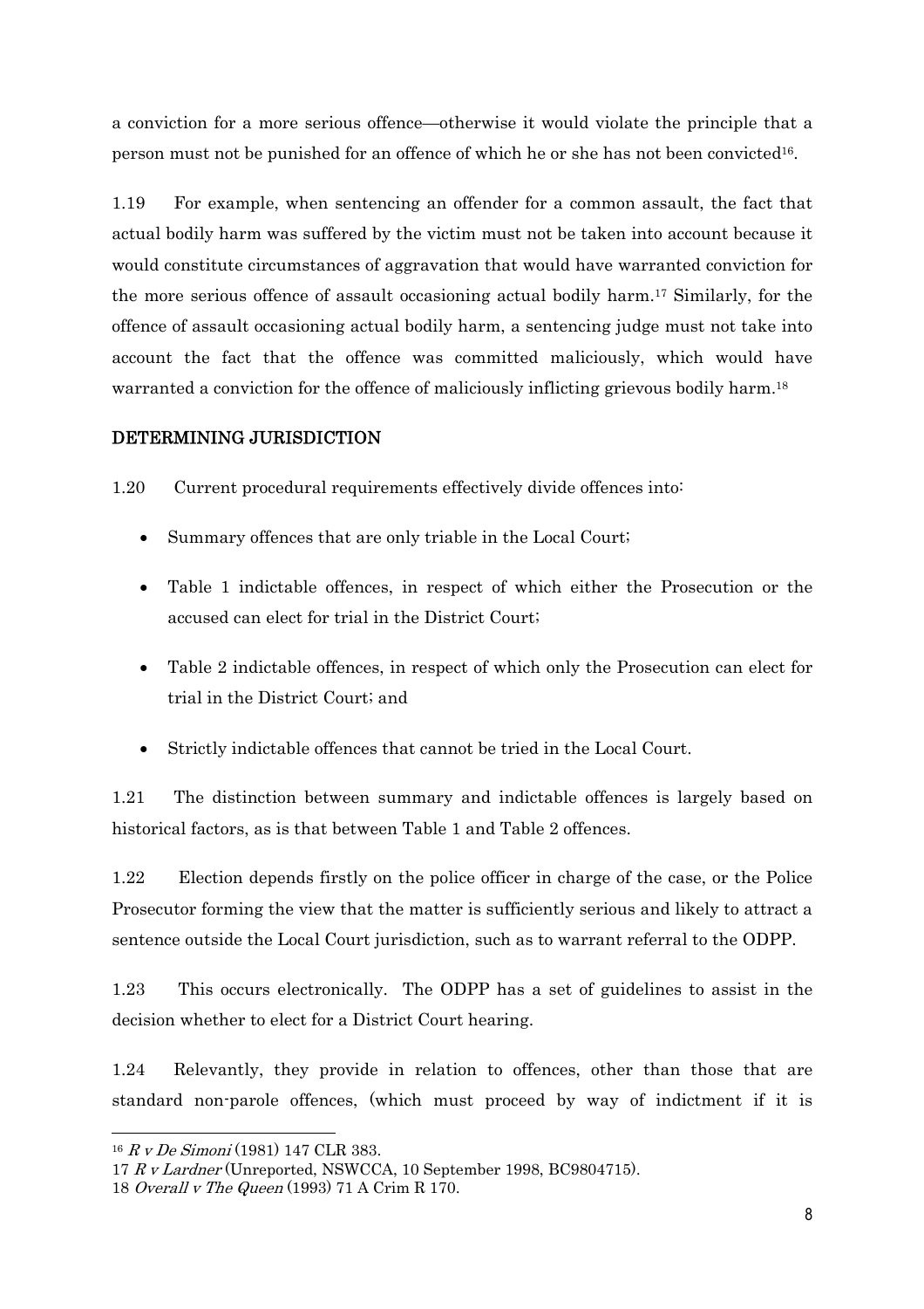a conviction for a more serious offence—otherwise it would violate the principle that a person must not be punished for an offence of which he or she has not been convicted[16].

1.19 For example, when sentencing an offender for a common assault, the fact that actual bodily harm was suffered by the victim must not be taken into account because it would constitute circumstances of aggravation that would have warranted conviction for the more serious offence of assault occasioning actual bodily harm.[17] Similarly, for the offence of assault occasioning actual bodily harm, a sentencing judge must not take into account the fact that the offence was committed maliciously, which would have warranted a conviction for the offence of maliciously inflicting grievous bodily harm.[18]

## DETERMINING JURISDICTION

1.20 Current procedural requirements effectively divide offences into:

- Summary offences that are only triable in the Local Court;
- Table 1 indictable offences, in respect of which either the Prosecution or the accused can elect for trial in the District Court;
- Table 2 indictable offences, in respect of which only the Prosecution can elect for trial in the District Court; and
- Strictly indictable offences that cannot be tried in the Local Court.

1.21 The distinction between summary and indictable offences is largely based on historical factors, as is that between Table 1 and Table 2 offences.

1.22 Election depends firstly on the police officer in charge of the case, or the Police Prosecutor forming the view that the matter is sufficiently serious and likely to attract a sentence outside the Local Court jurisdiction, such as to warrant referral to the ODPP.

1.23 This occurs electronically. The ODPP has a set of guidelines to assist in the decision whether to elect for a District Court hearing.

1.24 Relevantly, they provide in relation to offences, other than those that are standard non-parole offences, (which must proceed by way of indictment if it is

---

[16] *R v De Simoni* (1981) 147 CLR 383.

[17] *R v Lardner* (Unreported, NSWCCA, 10 September 1998, BC9804715).

[18] *Overall v The Queen* (1993) 71 A Crim R 170.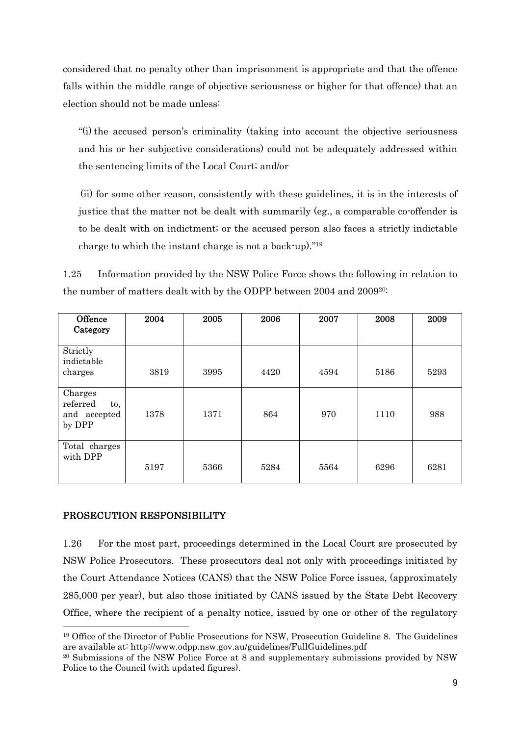considered that no penalty other than imprisonment is appropriate and that the offence falls within the middle range of objective seriousness or higher for that offence) that an election should not be made unless:

> "(i) the accused person's criminality (taking into account the objective seriousness and his or her subjective considerations) could not be adequately addressed within the sentencing limits of the Local Court; and/or
>
> (ii) for some other reason, consistently with these guidelines, it is in the interests of justice that the matter not be dealt with summarily (eg., a comparable co-offender is to be dealt with on indictment; or the accused person also faces a strictly indictable charge to which the instant charge is not a back-up)."[19]

1.25 Information provided by the NSW Police Force shows the following in relation to the number of matters dealt with by the ODPP between 2004 and 2009[20]:

| Offence Category | 2004 | 2005 | 2006 | 2007 | 2008 | 2009 |
|---|---|---|---|---|---|---|
| Strictly indictable charges | 3819 | 3995 | 4420 | 4594 | 5186 | 5293 |
| Charges referred to, and accepted by DPP | 1378 | 1371 | 864 | 970 | 1110 | 988 |
| Total charges with DPP | 5197 | 5366 | 5284 | 5564 | 6296 | 6281 |

## PROSECUTION RESPONSIBILITY

1.26 For the most part, proceedings determined in the Local Court are prosecuted by NSW Police Prosecutors. These prosecutors deal not only with proceedings initiated by the Court Attendance Notices (CANS) that the NSW Police Force issues, (approximately 285,000 per year), but also those initiated by CANS issued by the State Debt Recovery Office, where the recipient of a penalty notice, issued by one or other of the regulatory

---

[19] Office of the Director of Public Prosecutions for NSW, Prosecution Guideline 8. The Guidelines are available at: http://www.odpp.nsw.gov.au/guidelines/FullGuidelines.pdf

[20] Submissions of the NSW Police Force at 8 and supplementary submissions provided by NSW Police to the Council (with updated figures).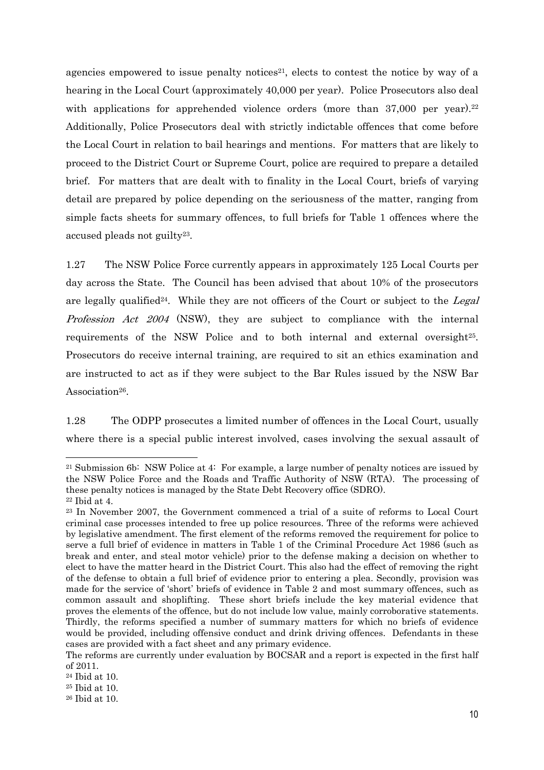agencies empowered to issue penalty notices[21], elects to contest the notice by way of a hearing in the Local Court (approximately 40,000 per year). Police Prosecutors also deal with applications for apprehended violence orders (more than 37,000 per year).[22] Additionally, Police Prosecutors deal with strictly indictable offences that come before the Local Court in relation to bail hearings and mentions. For matters that are likely to proceed to the District Court or Supreme Court, police are required to prepare a detailed brief. For matters that are dealt with to finality in the Local Court, briefs of varying detail are prepared by police depending on the seriousness of the matter, ranging from simple facts sheets for summary offences, to full briefs for Table 1 offences where the accused pleads not guilty[23].

1.27 The NSW Police Force currently appears in approximately 125 Local Courts per day across the State. The Council has been advised that about 10% of the prosecutors are legally qualified[24]. While they are not officers of the Court or subject to the *Legal Profession Act 2004* (NSW), they are subject to compliance with the internal requirements of the NSW Police and to both internal and external oversight[25]. Prosecutors do receive internal training, are required to sit an ethics examination and are instructed to act as if they were subject to the Bar Rules issued by the NSW Bar Association[26].

1.28 The ODPP prosecutes a limited number of offences in the Local Court, usually where there is a special public interest involved, cases involving the sexual assault of

---

[21] Submission 6b: NSW Police at 4: For example, a large number of penalty notices are issued by the NSW Police Force and the Roads and Traffic Authority of NSW (RTA). The processing of these penalty notices is managed by the State Debt Recovery office (SDRO).

[22] Ibid at 4.

[23] In November 2007, the Government commenced a trial of a suite of reforms to Local Court criminal case processes intended to free up police resources. Three of the reforms were achieved by legislative amendment. The first element of the reforms removed the requirement for police to serve a full brief of evidence in matters in Table 1 of the Criminal Procedure Act 1986 (such as break and enter, and steal motor vehicle) prior to the defense making a decision on whether to elect to have the matter heard in the District Court. This also had the effect of removing the right of the defense to obtain a full brief of evidence prior to entering a plea. Secondly, provision was made for the service of 'short' briefs of evidence in Table 2 and most summary offences, such as common assault and shoplifting. These short briefs include the key material evidence that proves the elements of the offence, but do not include low value, mainly corroborative statements. Thirdly, the reforms specified a number of summary matters for which no briefs of evidence would be provided, including offensive conduct and drink driving offences. Defendants in these cases are provided with a fact sheet and any primary evidence.

The reforms are currently under evaluation by BOCSAR and a report is expected in the first half of 2011.

[24] Ibid at 10.

[25] Ibid at 10.

[26] Ibid at 10.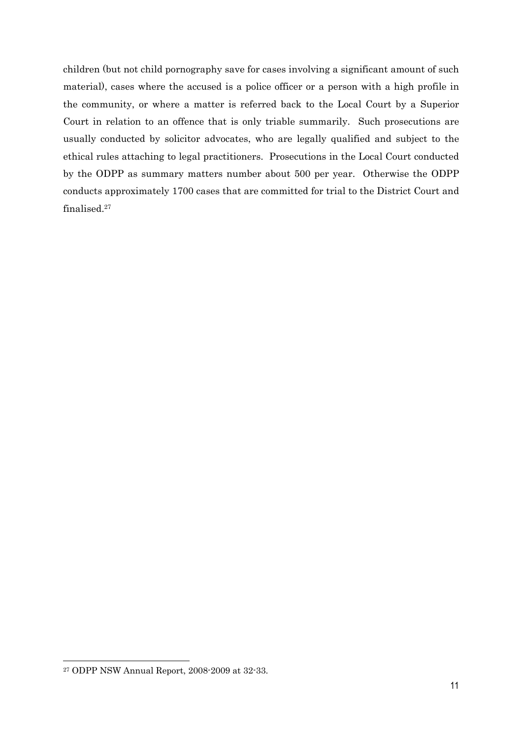children (but not child pornography save for cases involving a significant amount of such material), cases where the accused is a police officer or a person with a high profile in the community, or where a matter is referred back to the Local Court by a Superior Court in relation to an offence that is only triable summarily. Such prosecutions are usually conducted by solicitor advocates, who are legally qualified and subject to the ethical rules attaching to legal practitioners. Prosecutions in the Local Court conducted by the ODPP as summary matters number about 500 per year. Otherwise the ODPP conducts approximately 1700 cases that are committed for trial to the District Court and finalised.[27]

---

[27] ODPP NSW Annual Report, 2008-2009 at 32-33.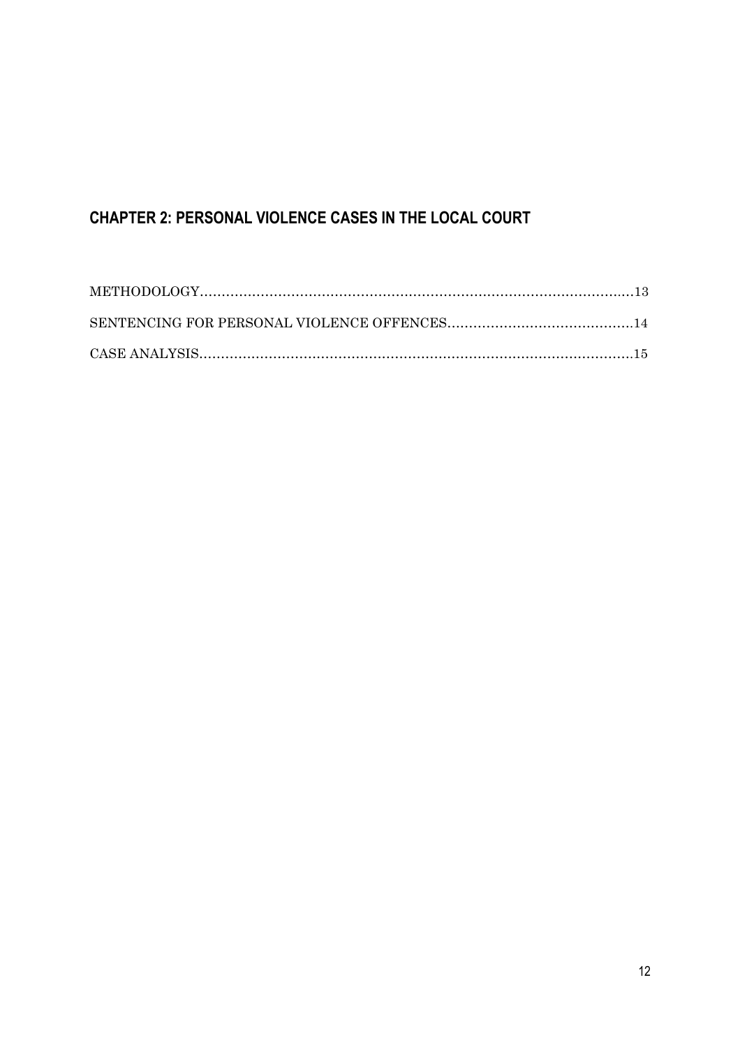# CHAPTER 2: PERSONAL VIOLENCE CASES IN THE LOCAL COURT

METHODOLOGY....................................................................................................13

SENTENCING FOR PERSONAL VIOLENCE OFFENCES..........................................14

CASE ANALYSIS..................................................................................................15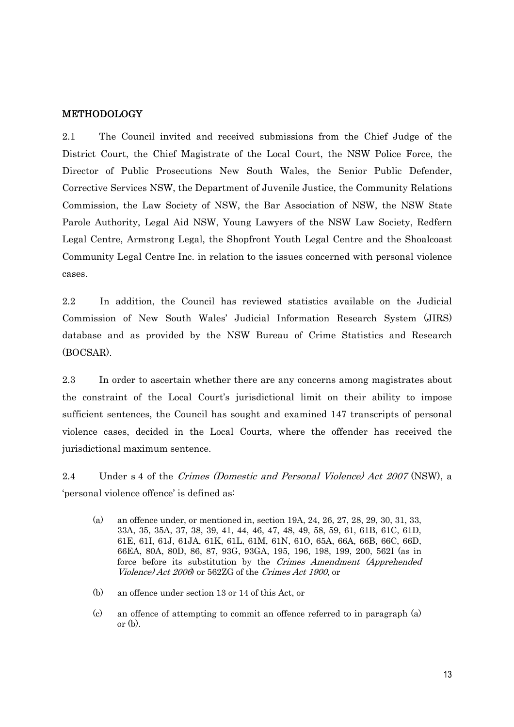## METHODOLOGY

2.1 The Council invited and received submissions from the Chief Judge of the District Court, the Chief Magistrate of the Local Court, the NSW Police Force, the Director of Public Prosecutions New South Wales, the Senior Public Defender, Corrective Services NSW, the Department of Juvenile Justice, the Community Relations Commission, the Law Society of NSW, the Bar Association of NSW, the NSW State Parole Authority, Legal Aid NSW, Young Lawyers of the NSW Law Society, Redfern Legal Centre, Armstrong Legal, the Shopfront Youth Legal Centre and the Shoalcoast Community Legal Centre Inc. in relation to the issues concerned with personal violence cases.

2.2 In addition, the Council has reviewed statistics available on the Judicial Commission of New South Wales' Judicial Information Research System (JIRS) database and as provided by the NSW Bureau of Crime Statistics and Research (BOCSAR).

2.3 In order to ascertain whether there are any concerns among magistrates about the constraint of the Local Court's jurisdictional limit on their ability to impose sufficient sentences, the Council has sought and examined 147 transcripts of personal violence cases, decided in the Local Courts, where the offender has received the jurisdictional maximum sentence.

2.4 Under s 4 of the *Crimes (Domestic and Personal Violence) Act 2007* (NSW), a 'personal violence offence' is defined as:

> (a) an offence under, or mentioned in, section 19A, 24, 26, 27, 28, 29, 30, 31, 33, 33A, 35, 35A, 37, 38, 39, 41, 44, 46, 47, 48, 49, 58, 59, 61, 61B, 61C, 61D, 61E, 61I, 61J, 61JA, 61K, 61L, 61M, 61N, 61O, 65A, 66A, 66B, 66C, 66D, 66EA, 80A, 80D, 86, 87, 93G, 93GA, 195, 196, 198, 199, 200, 562I (as in force before its substitution by the *Crimes Amendment (Apprehended Violence) Act 2006*) or 562ZG of the *Crimes Act 1900*, or
>
> (b) an offence under section 13 or 14 of this Act, or
>
> (c) an offence of attempting to commit an offence referred to in paragraph (a) or (b).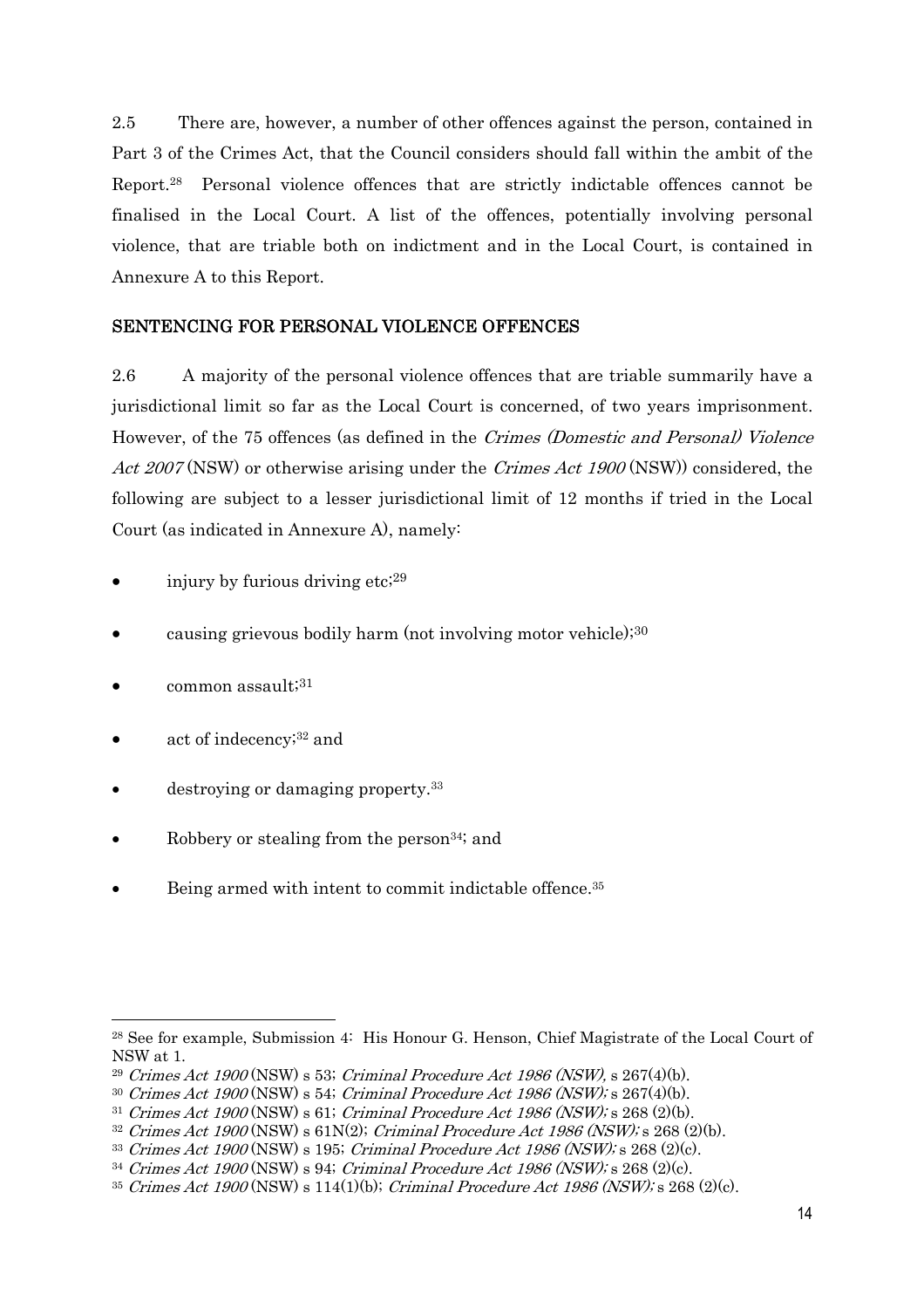2.5 There are, however, a number of other offences against the person, contained in Part 3 of the Crimes Act, that the Council considers should fall within the ambit of the Report.[28] Personal violence offences that are strictly indictable offences cannot be finalised in the Local Court. A list of the offences, potentially involving personal violence, that are triable both on indictment and in the Local Court, is contained in Annexure A to this Report.

## SENTENCING FOR PERSONAL VIOLENCE OFFENCES

2.6 A majority of the personal violence offences that are triable summarily have a jurisdictional limit so far as the Local Court is concerned, of two years imprisonment. However, of the 75 offences (as defined in the *Crimes (Domestic and Personal) Violence Act 2007* (NSW) or otherwise arising under the *Crimes Act 1900* (NSW)) considered, the following are subject to a lesser jurisdictional limit of 12 months if tried in the Local Court (as indicated in Annexure A), namely:

- injury by furious driving etc;[29]
- causing grievous bodily harm (not involving motor vehicle);[30]
- common assault;[31]
- act of indecency;[32] and
- destroying or damaging property.[33]
- Robbery or stealing from the person[34]; and
- Being armed with intent to commit indictable offence.[35]

---

[28] See for example, Submission 4: His Honour G. Henson, Chief Magistrate of the Local Court of NSW at 1.

[29] *Crimes Act 1900* (NSW) s 53; *Criminal Procedure Act 1986 (NSW),* s 267(4)(b).

[30] *Crimes Act 1900* (NSW) s 54; *Criminal Procedure Act 1986 (NSW);* s 267(4)(b).

[31] *Crimes Act 1900* (NSW) s 61; *Criminal Procedure Act 1986 (NSW);* s 268 (2)(b).

[32] *Crimes Act 1900* (NSW) s 61N(2); *Criminal Procedure Act 1986 (NSW);* s 268 (2)(b).

[33] *Crimes Act 1900* (NSW) s 195; *Criminal Procedure Act 1986 (NSW);* s 268 (2)(c).

[34] *Crimes Act 1900* (NSW) s 94; *Criminal Procedure Act 1986 (NSW);* s 268 (2)(c).

[35] *Crimes Act 1900* (NSW) s 114(1)(b); *Criminal Procedure Act 1986 (NSW);* s 268 (2)(c).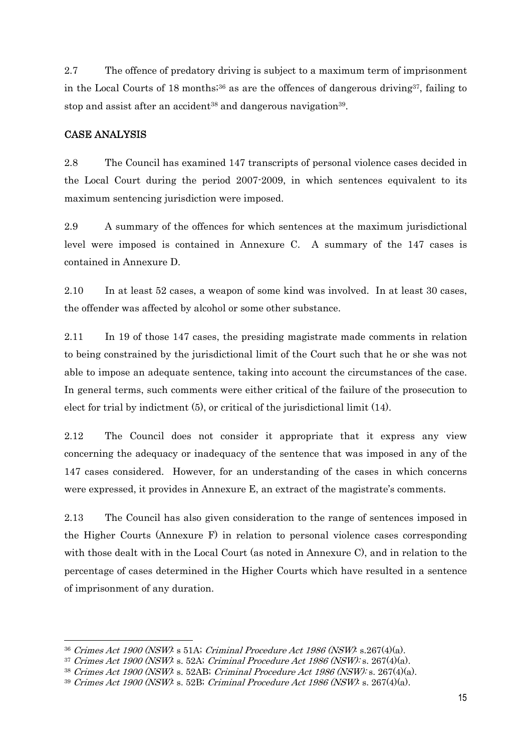2.7 The offence of predatory driving is subject to a maximum term of imprisonment in the Local Courts of 18 months;[36] as are the offences of dangerous driving[37], failing to stop and assist after an accident[38] and dangerous navigation[39].

## CASE ANALYSIS

2.8 The Council has examined 147 transcripts of personal violence cases decided in the Local Court during the period 2007-2009, in which sentences equivalent to its maximum sentencing jurisdiction were imposed.

2.9 A summary of the offences for which sentences at the maximum jurisdictional level were imposed is contained in Annexure C. A summary of the 147 cases is contained in Annexure D.

2.10 In at least 52 cases, a weapon of some kind was involved. In at least 30 cases, the offender was affected by alcohol or some other substance.

2.11 In 19 of those 147 cases, the presiding magistrate made comments in relation to being constrained by the jurisdictional limit of the Court such that he or she was not able to impose an adequate sentence, taking into account the circumstances of the case. In general terms, such comments were either critical of the failure of the prosecution to elect for trial by indictment (5), or critical of the jurisdictional limit (14).

2.12 The Council does not consider it appropriate that it express any view concerning the adequacy or inadequacy of the sentence that was imposed in any of the 147 cases considered. However, for an understanding of the cases in which concerns were expressed, it provides in Annexure E, an extract of the magistrate's comments.

2.13 The Council has also given consideration to the range of sentences imposed in the Higher Courts (Annexure F) in relation to personal violence cases corresponding with those dealt with in the Local Court (as noted in Annexure C), and in relation to the percentage of cases determined in the Higher Courts which have resulted in a sentence of imprisonment of any duration.

---

[36] *Crimes Act 1900 (NSW)*: s 51A; *Criminal Procedure Act 1986 (NSW)*: s.267(4)(a).

[37] *Crimes Act 1900 (NSW)*: s. 52A; *Criminal Procedure Act 1986 (NSW)*: s. 267(4)(a).

[38] *Crimes Act 1900 (NSW)*: s. 52AB; *Criminal Procedure Act 1986 (NSW)*: s. 267(4)(a).

[39] *Crimes Act 1900 (NSW)*: s. 52B; *Criminal Procedure Act 1986 (NSW)*: s. 267(4)(a).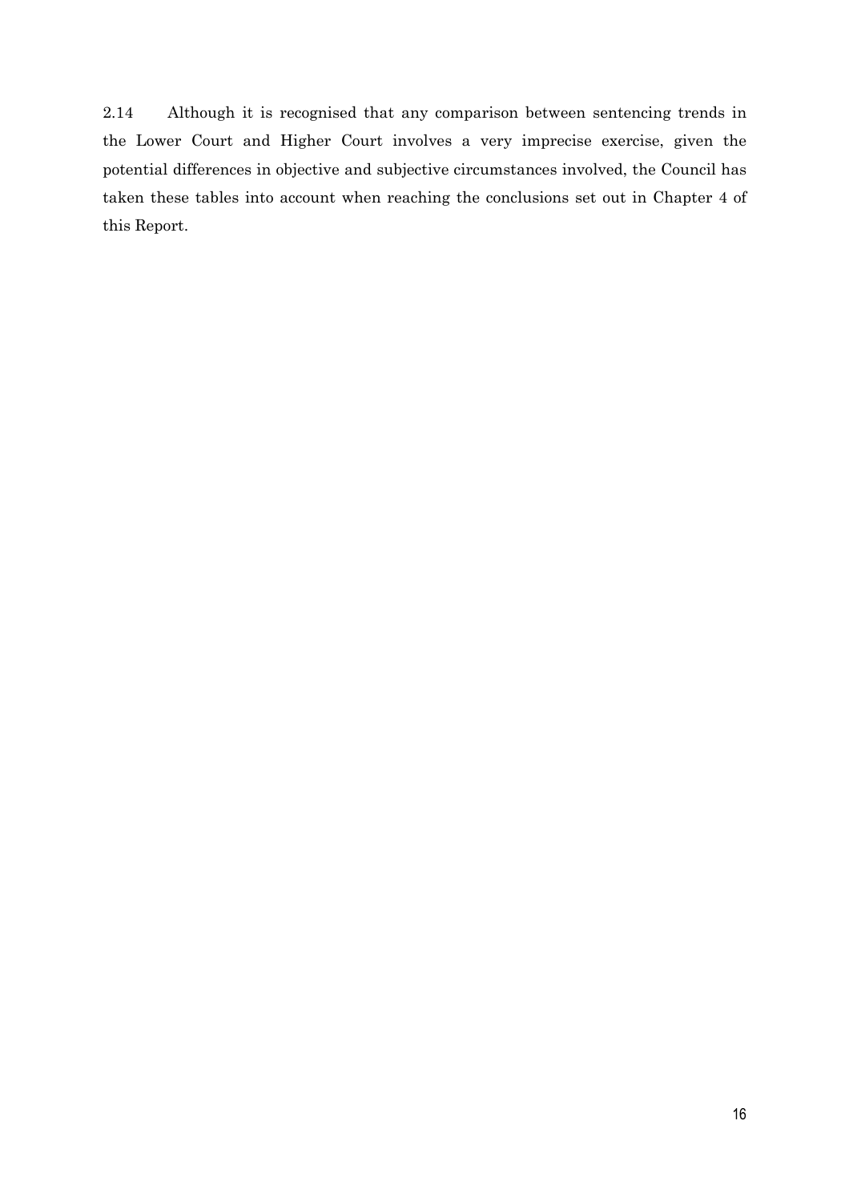2.14 Although it is recognised that any comparison between sentencing trends in the Lower Court and Higher Court involves a very imprecise exercise, given the potential differences in objective and subjective circumstances involved, the Council has taken these tables into account when reaching the conclusions set out in Chapter 4 of this Report.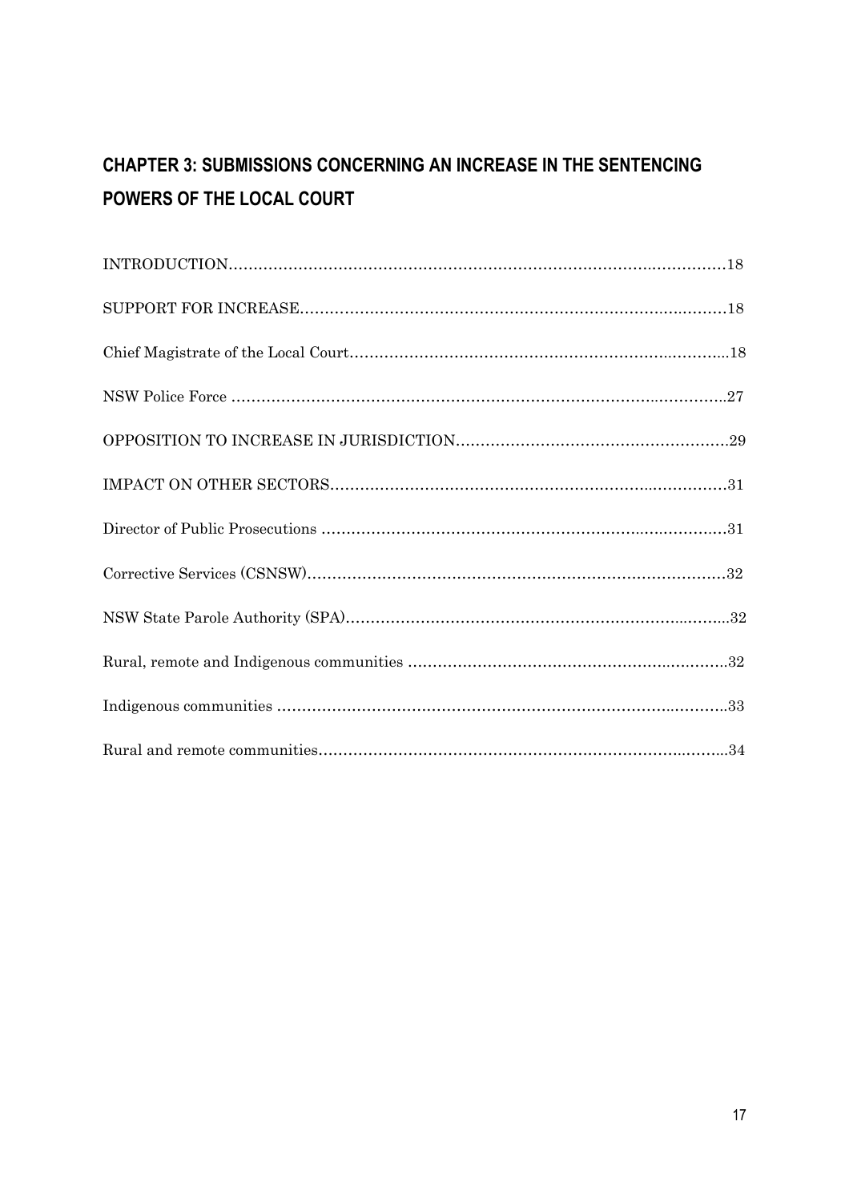# CHAPTER 3: SUBMISSIONS CONCERNING AN INCREASE IN THE SENTENCING POWERS OF THE LOCAL COURT

INTRODUCTION……………………………………………………………………………………18

SUPPORT FOR INCREASE…………………………………………………………………………18

Chief Magistrate of the Local Court…………………………………………………………………18

NSW Police Force …………………………………………………………………………………27

OPPOSITION TO INCREASE IN JURISDICTION………………………………………………29

IMPACT ON OTHER SECTORS……………………………………………………………………31

Director of Public Prosecutions ……………………………………………………………………31

Corrective Services (CSNSW)………………………………………………………………………32

NSW State Parole Authority (SPA)…………………………………………………………………32

Rural, remote and Indigenous communities ………………………………………………………32

Indigenous communities ……………………………………………………………………………33

Rural and remote communities………………………………………………………………………34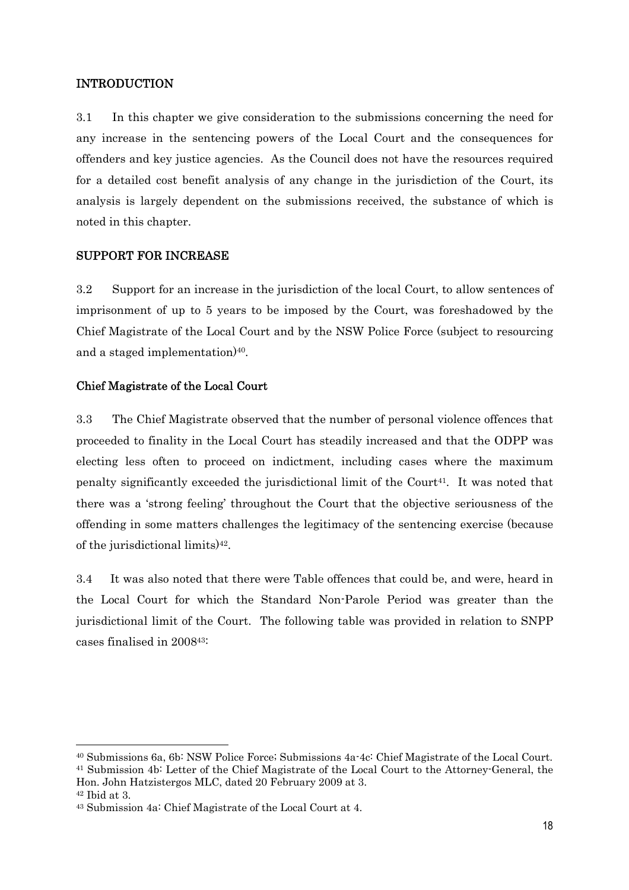## INTRODUCTION

3.1 In this chapter we give consideration to the submissions concerning the need for any increase in the sentencing powers of the Local Court and the consequences for offenders and key justice agencies. As the Council does not have the resources required for a detailed cost benefit analysis of any change in the jurisdiction of the Court, its analysis is largely dependent on the submissions received, the substance of which is noted in this chapter.

## SUPPORT FOR INCREASE

3.2 Support for an increase in the jurisdiction of the local Court, to allow sentences of imprisonment of up to 5 years to be imposed by the Court, was foreshadowed by the Chief Magistrate of the Local Court and by the NSW Police Force (subject to resourcing and a staged implementation)[40].

### Chief Magistrate of the Local Court

3.3 The Chief Magistrate observed that the number of personal violence offences that proceeded to finality in the Local Court has steadily increased and that the ODPP was electing less often to proceed on indictment, including cases where the maximum penalty significantly exceeded the jurisdictional limit of the Court[41]. It was noted that there was a 'strong feeling' throughout the Court that the objective seriousness of the offending in some matters challenges the legitimacy of the sentencing exercise (because of the jurisdictional limits)[42].

3.4 It was also noted that there were Table offences that could be, and were, heard in the Local Court for which the Standard Non-Parole Period was greater than the jurisdictional limit of the Court. The following table was provided in relation to SNPP cases finalised in 2008[43]:

---

[40] Submissions 6a, 6b: NSW Police Force; Submissions 4a-4c: Chief Magistrate of the Local Court.

[41] Submission 4b: Letter of the Chief Magistrate of the Local Court to the Attorney-General, the Hon. John Hatzistergos MLC, dated 20 February 2009 at 3.

[42] Ibid at 3.

[43] Submission 4a: Chief Magistrate of the Local Court at 4.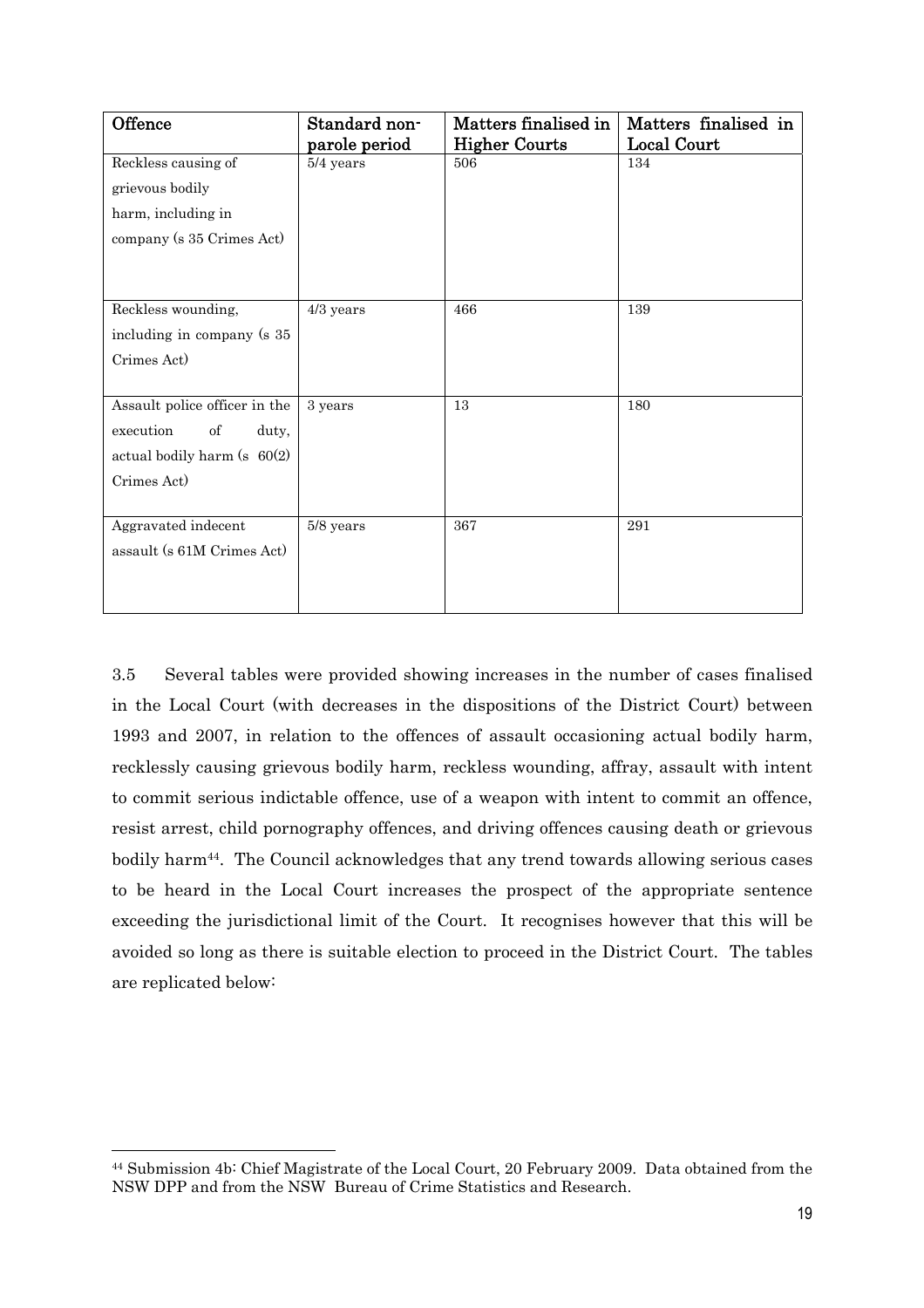| Offence | Standard non-parole period | Matters finalised in Higher Courts | Matters finalised in Local Court |
| --- | --- | --- | --- |
| Reckless causing of grievous bodily harm, including in company (s 35 Crimes Act) | 5/4 years | 506 | 134 |
| Reckless wounding, including in company (s 35 Crimes Act) | 4/3 years | 466 | 139 |
| Assault police officer in the execution of duty, actual bodily harm (s 60(2) Crimes Act) | 3 years | 13 | 180 |
| Aggravated indecent assault (s 61M Crimes Act) | 5/8 years | 367 | 291 |

3.5 Several tables were provided showing increases in the number of cases finalised in the Local Court (with decreases in the dispositions of the District Court) between 1993 and 2007, in relation to the offences of assault occasioning actual bodily harm, recklessly causing grievous bodily harm, reckless wounding, affray, assault with intent to commit serious indictable offence, use of a weapon with intent to commit an offence, resist arrest, child pornography offences, and driving offences causing death or grievous bodily harm[44]. The Council acknowledges that any trend towards allowing serious cases to be heard in the Local Court increases the prospect of the appropriate sentence exceeding the jurisdictional limit of the Court. It recognises however that this will be avoided so long as there is suitable election to proceed in the District Court. The tables are replicated below:

[44] Submission 4b: Chief Magistrate of the Local Court, 20 February 2009. Data obtained from the NSW DPP and from the NSW Bureau of Crime Statistics and Research.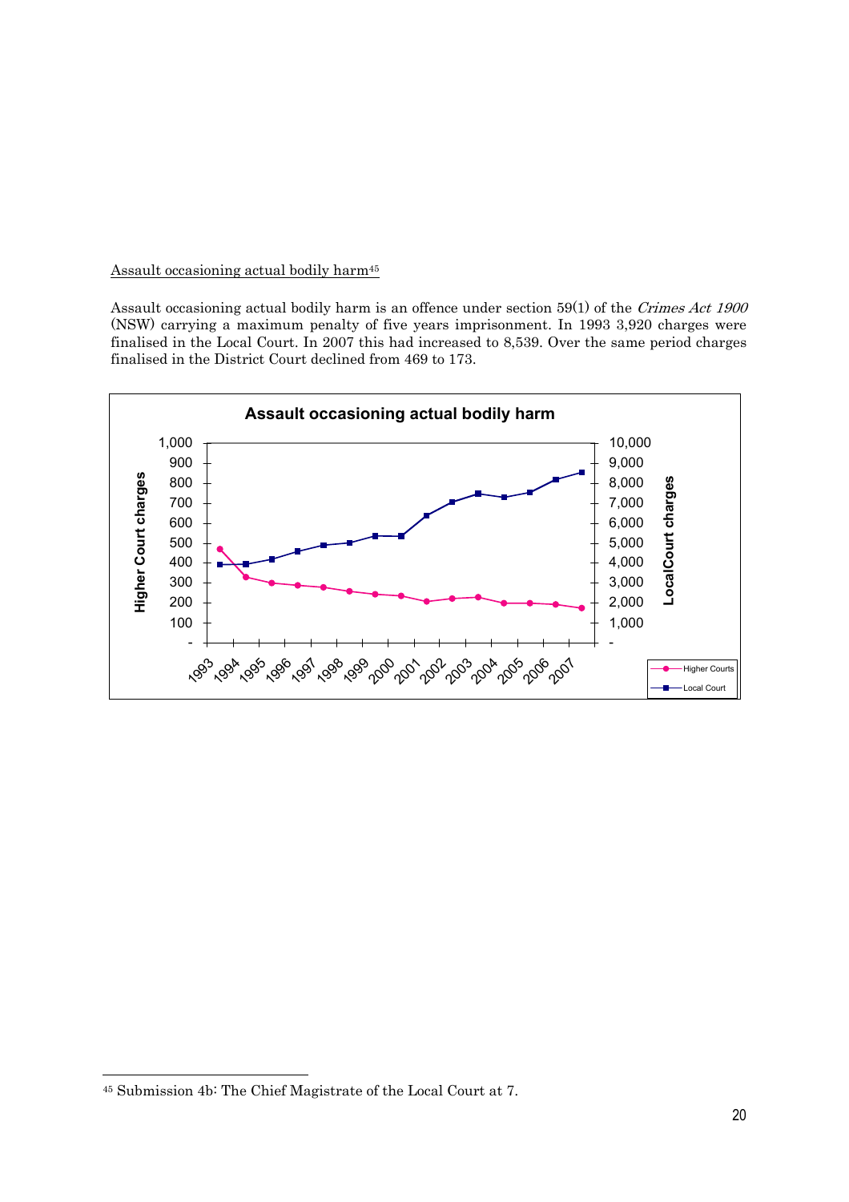Assault occasioning actual bodily harm[45]

Assault occasioning actual bodily harm is an offence under section 59(1) of the *Crimes Act 1900* (NSW) carrying a maximum penalty of five years imprisonment. In 1993 3,920 charges were finalised in the Local Court. In 2007 this had increased to 8,539. Over the same period charges finalised in the District Court declined from 469 to 173.

[45] Submission 4b: The Chief Magistrate of the Local Court at 7.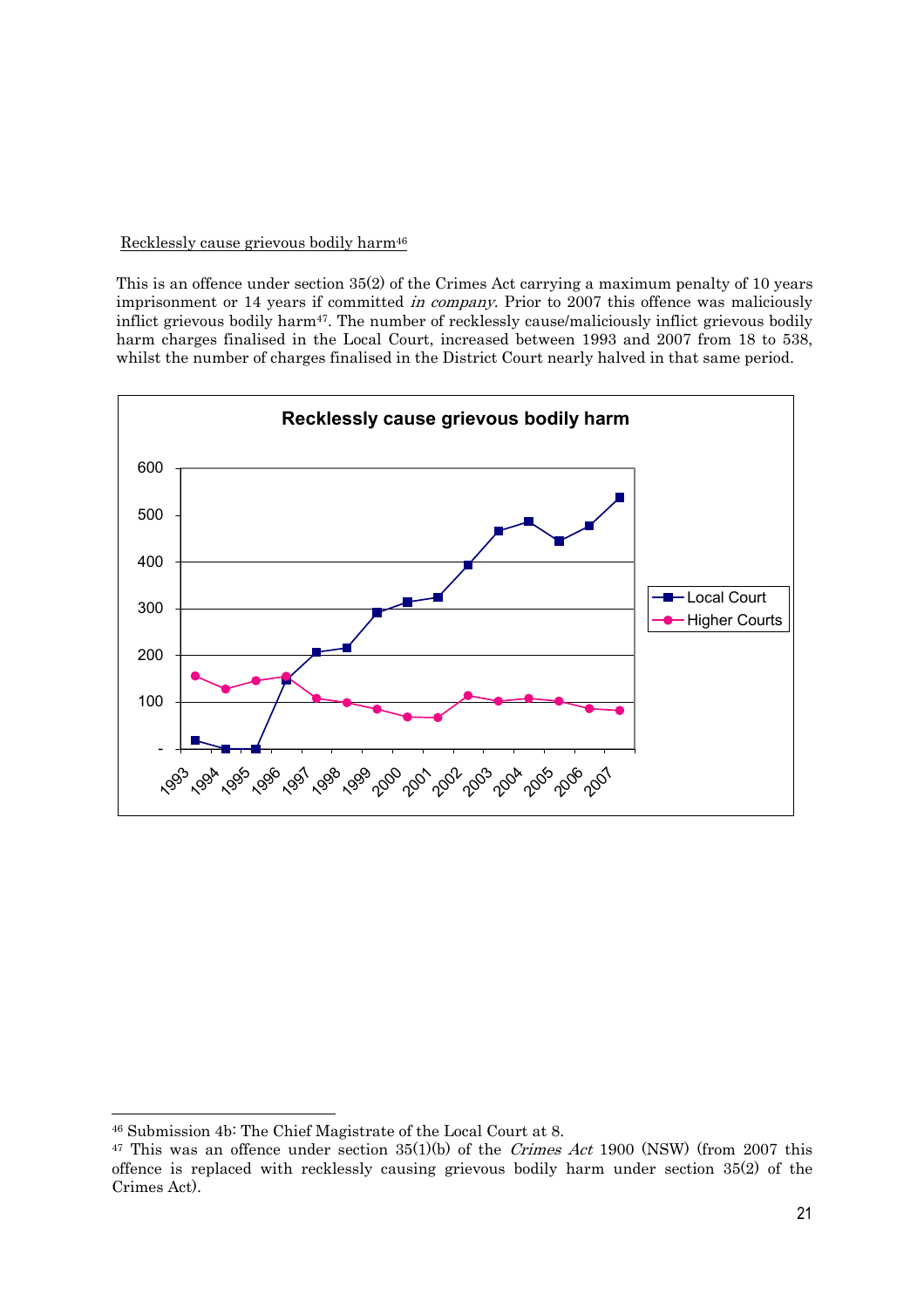Recklessly cause grievous bodily harm[46]

This is an offence under section 35(2) of the Crimes Act carrying a maximum penalty of 10 years imprisonment or 14 years if committed *in company*. Prior to 2007 this offence was maliciously inflict grievous bodily harm[47]. The number of recklessly cause/maliciously inflict grievous bodily harm charges finalised in the Local Court, increased between 1993 and 2007 from 18 to 538, whilst the number of charges finalised in the District Court nearly halved in that same period.

**Recklessly cause grievous bodily harm**

---

[46] Submission 4b: The Chief Magistrate of the Local Court at 8.

[47] This was an offence under section 35(1)(b) of the *Crimes Act* 1900 (NSW) (from 2007 this offence is replaced with recklessly causing grievous bodily harm under section 35(2) of the Crimes Act).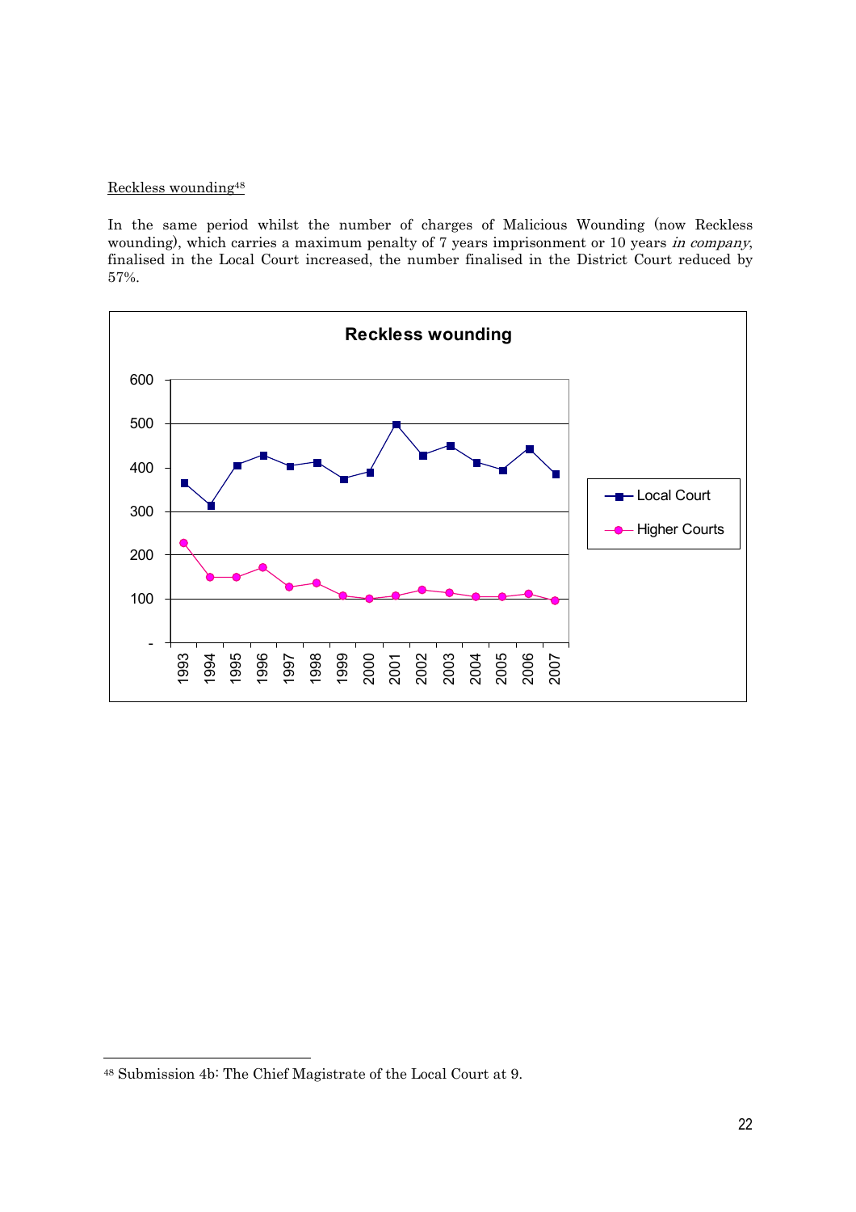Reckless wounding[48]

In the same period whilst the number of charges of Malicious Wounding (now Reckless wounding), which carries a maximum penalty of 7 years imprisonment or 10 years *in company*, finalised in the Local Court increased, the number finalised in the District Court reduced by 57%.

**Reckless wounding**

600
500
400
300
200
100
-

1993 1994 1995 1996 1997 1998 1999 2000 2001 2002 2003 2004 2005 2006 2007

Local Court
Higher Courts

[48] Submission 4b: The Chief Magistrate of the Local Court at 9.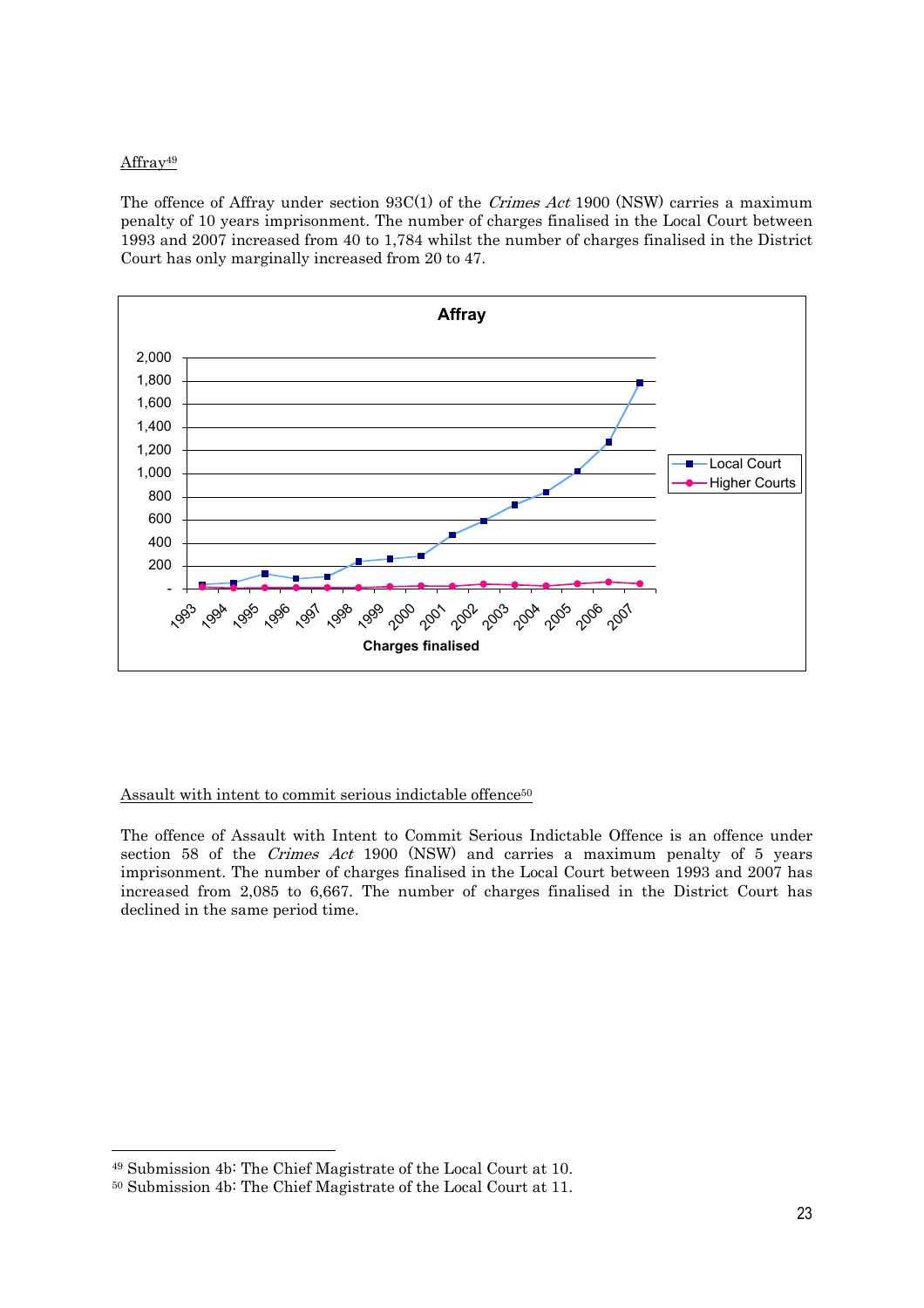Affray[49]

The offence of Affray under section 93C(1) of the *Crimes Act* 1900 (NSW) carries a maximum penalty of 10 years imprisonment. The number of charges finalised in the Local Court between 1993 and 2007 increased from 40 to 1,784 whilst the number of charges finalised in the District Court has only marginally increased from 20 to 47.

Assault with intent to commit serious indictable offence[50]

The offence of Assault with Intent to Commit Serious Indictable Offence is an offence under section 58 of the *Crimes Act* 1900 (NSW) and carries a maximum penalty of 5 years imprisonment. The number of charges finalised in the Local Court between 1993 and 2007 has increased from 2,085 to 6,667. The number of charges finalised in the District Court has declined in the same period time.

---

[49] Submission 4b: The Chief Magistrate of the Local Court at 10.

[50] Submission 4b: The Chief Magistrate of the Local Court at 11.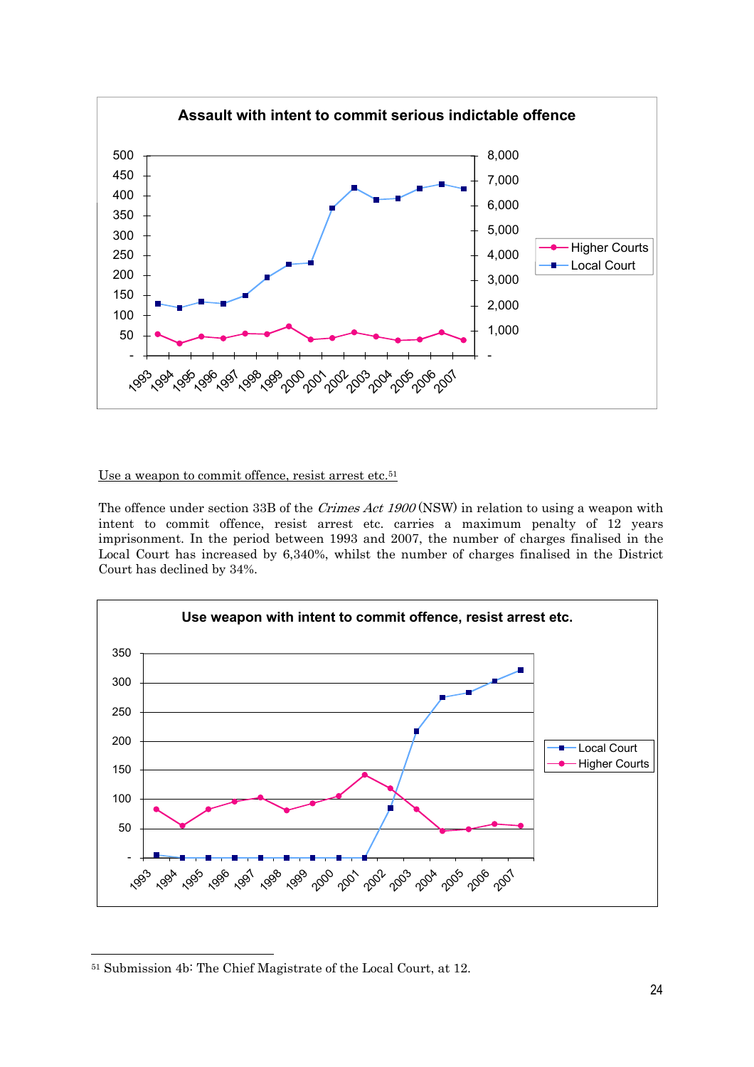**Assault with intent to commit serious indictable offence**

Use a weapon to commit offence, resist arrest etc.[51]

The offence under section 33B of the *Crimes Act 1900* (NSW) in relation to using a weapon with intent to commit offence, resist arrest etc. carries a maximum penalty of 12 years imprisonment. In the period between 1993 and 2007, the number of charges finalised in the Local Court has increased by 6,340%, whilst the number of charges finalised in the District Court has declined by 34%.

**Use weapon with intent to commit offence, resist arrest etc.**

---

[51] Submission 4b: The Chief Magistrate of the Local Court, at 12.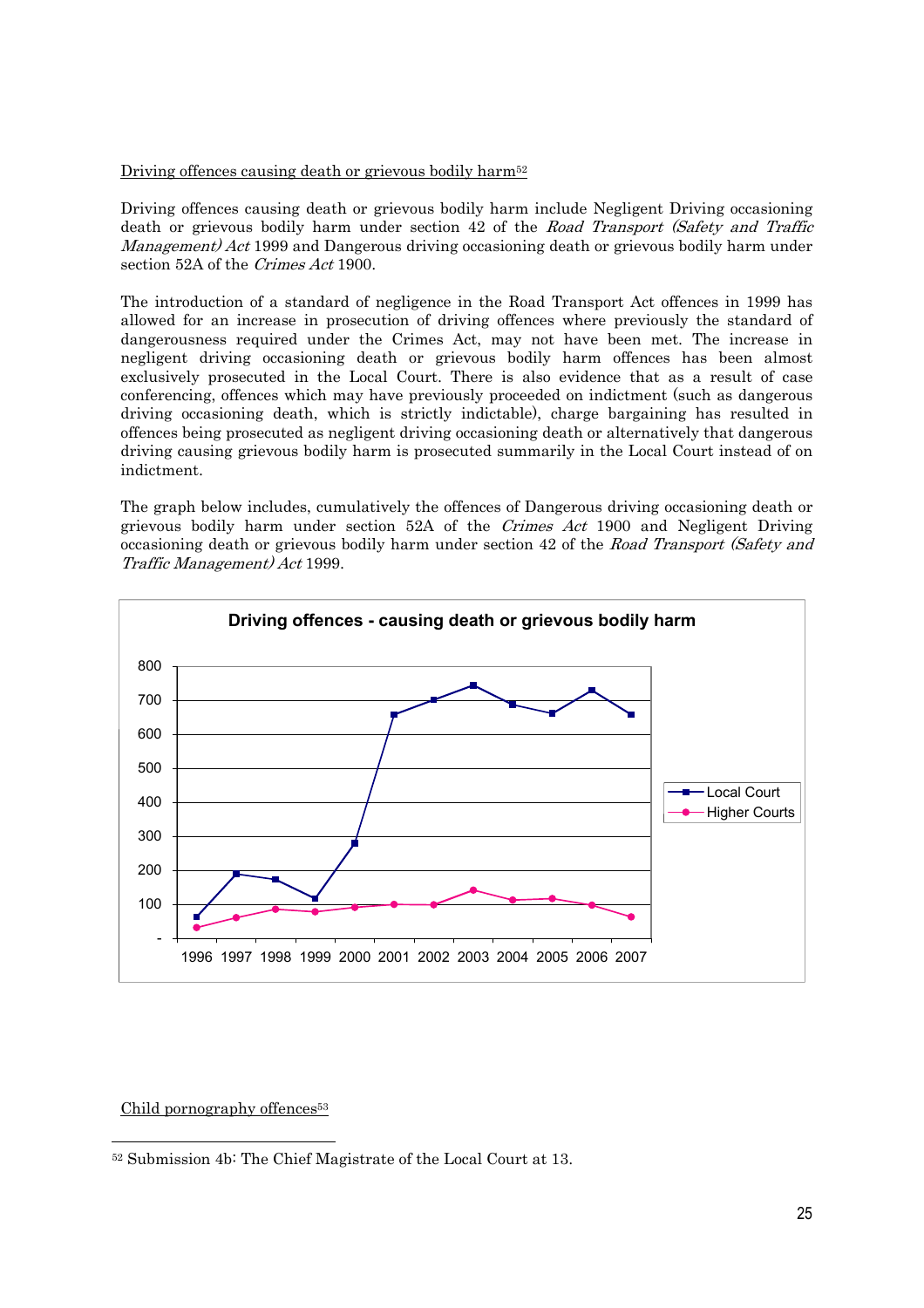Driving offences causing death or grievous bodily harm[52]

Driving offences causing death or grievous bodily harm include Negligent Driving occasioning death or grievous bodily harm under section 42 of the *Road Transport (Safety and Traffic Management) Act* 1999 and Dangerous driving occasioning death or grievous bodily harm under section 52A of the *Crimes Act* 1900.

The introduction of a standard of negligence in the Road Transport Act offences in 1999 has allowed for an increase in prosecution of driving offences where previously the standard of dangerousness required under the Crimes Act, may not have been met. The increase in negligent driving occasioning death or grievous bodily harm offences has been almost exclusively prosecuted in the Local Court. There is also evidence that as a result of case conferencing, offences which may have previously proceeded on indictment (such as dangerous driving occasioning death, which is strictly indictable), charge bargaining has resulted in offences being prosecuted as negligent driving occasioning death or alternatively that dangerous driving causing grievous bodily harm is prosecuted summarily in the Local Court instead of on indictment.

The graph below includes, cumulatively the offences of Dangerous driving occasioning death or grievous bodily harm under section 52A of the *Crimes Act* 1900 and Negligent Driving occasioning death or grievous bodily harm under section 42 of the *Road Transport (Safety and Traffic Management) Act* 1999.

**Driving offences - causing death or grievous bodily harm**

| Year | Local Court | Higher Courts |
|---|---|---|
| 1996 | ~63 | ~32 |
| 1997 | ~190 | ~60 |
| 1998 | ~172 | ~85 |
| 1999 | ~118 | ~78 |
| 2000 | ~280 | ~90 |
| 2001 | ~658 | ~100 |
| 2002 | ~700 | ~98 |
| 2003 | ~745 | ~140 |
| 2004 | ~688 | ~112 |
| 2005 | ~660 | ~118 |
| 2006 | ~730 | ~98 |
| 2007 | ~658 | ~62 |

Child pornography offences[53]

---

[52] Submission 4b: The Chief Magistrate of the Local Court at 13.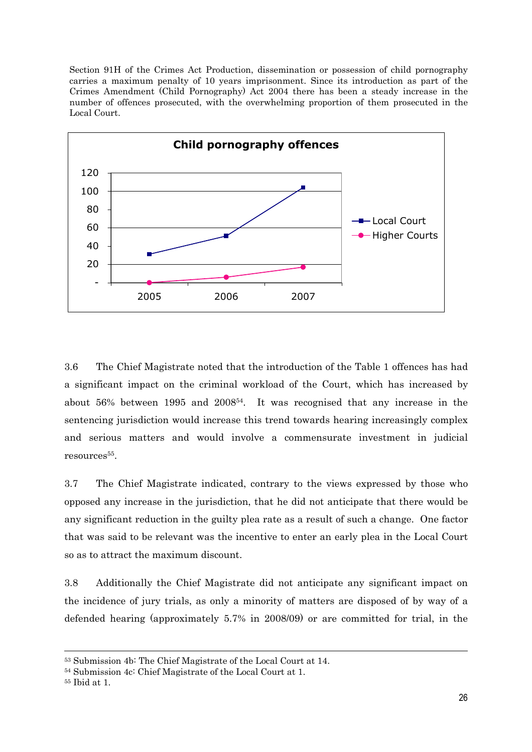Section 91H of the Crimes Act Production, dissemination or possession of child pornography carries a maximum penalty of 10 years imprisonment. Since its introduction as part of the Crimes Amendment (Child Pornography) Act 2004 there has been a steady increase in the number of offences prosecuted, with the overwhelming proportion of them prosecuted in the Local Court.

**Child pornography offences**

3.6 The Chief Magistrate noted that the introduction of the Table 1 offences has had a significant impact on the criminal workload of the Court, which has increased by about 56% between 1995 and 2008[54]. It was recognised that any increase in the sentencing jurisdiction would increase this trend towards hearing increasingly complex and serious matters and would involve a commensurate investment in judicial resources[55].

3.7 The Chief Magistrate indicated, contrary to the views expressed by those who opposed any increase in the jurisdiction, that he did not anticipate that there would be any significant reduction in the guilty plea rate as a result of such a change. One factor that was said to be relevant was the incentive to enter an early plea in the Local Court so as to attract the maximum discount.

3.8 Additionally the Chief Magistrate did not anticipate any significant impact on the incidence of jury trials, as only a minority of matters are disposed of by way of a defended hearing (approximately 5.7% in 2008/09) or are committed for trial, in the

---

[53] Submission 4b: The Chief Magistrate of the Local Court at 14.

[54] Submission 4c: Chief Magistrate of the Local Court at 1.

[55] Ibid at 1.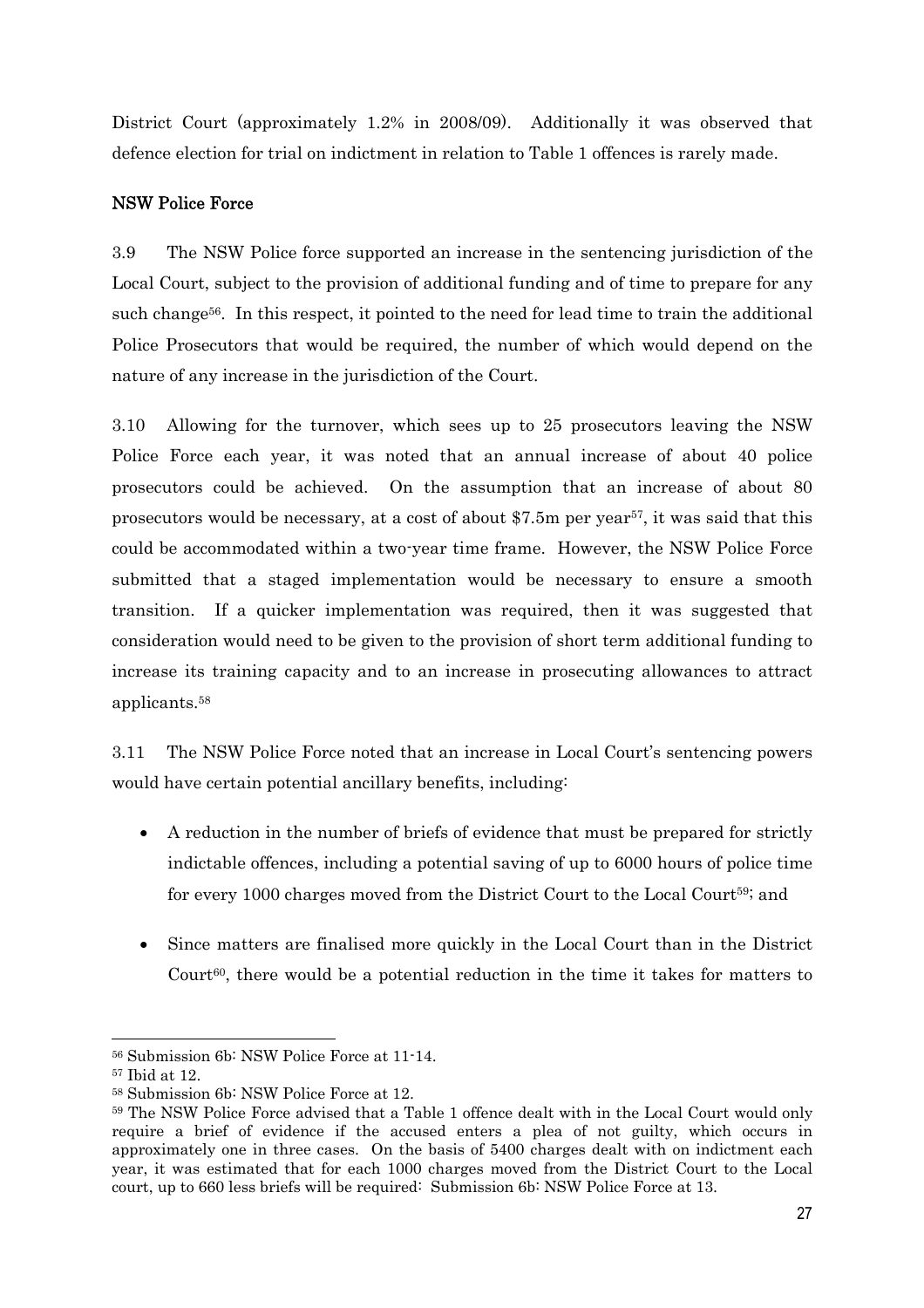District Court (approximately 1.2% in 2008/09). Additionally it was observed that defence election for trial on indictment in relation to Table 1 offences is rarely made.

**NSW Police Force**

3.9 The NSW Police force supported an increase in the sentencing jurisdiction of the Local Court, subject to the provision of additional funding and of time to prepare for any such change[56]. In this respect, it pointed to the need for lead time to train the additional Police Prosecutors that would be required, the number of which would depend on the nature of any increase in the jurisdiction of the Court.

3.10 Allowing for the turnover, which sees up to 25 prosecutors leaving the NSW Police Force each year, it was noted that an annual increase of about 40 police prosecutors could be achieved. On the assumption that an increase of about 80 prosecutors would be necessary, at a cost of about $7.5m per year[57], it was said that this could be accommodated within a two-year time frame. However, the NSW Police Force submitted that a staged implementation would be necessary to ensure a smooth transition. If a quicker implementation was required, then it was suggested that consideration would need to be given to the provision of short term additional funding to increase its training capacity and to an increase in prosecuting allowances to attract applicants.[58]

3.11 The NSW Police Force noted that an increase in Local Court's sentencing powers would have certain potential ancillary benefits, including:

- A reduction in the number of briefs of evidence that must be prepared for strictly indictable offences, including a potential saving of up to 6000 hours of police time for every 1000 charges moved from the District Court to the Local Court[59]; and
- Since matters are finalised more quickly in the Local Court than in the District Court[60], there would be a potential reduction in the time it takes for matters to

---

[56] Submission 6b: NSW Police Force at 11-14.

[57] Ibid at 12.

[58] Submission 6b: NSW Police Force at 12.

[59] The NSW Police Force advised that a Table 1 offence dealt with in the Local Court would only require a brief of evidence if the accused enters a plea of not guilty, which occurs in approximately one in three cases. On the basis of 5400 charges dealt with on indictment each year, it was estimated that for each 1000 charges moved from the District Court to the Local court, up to 660 less briefs will be required: Submission 6b: NSW Police Force at 13.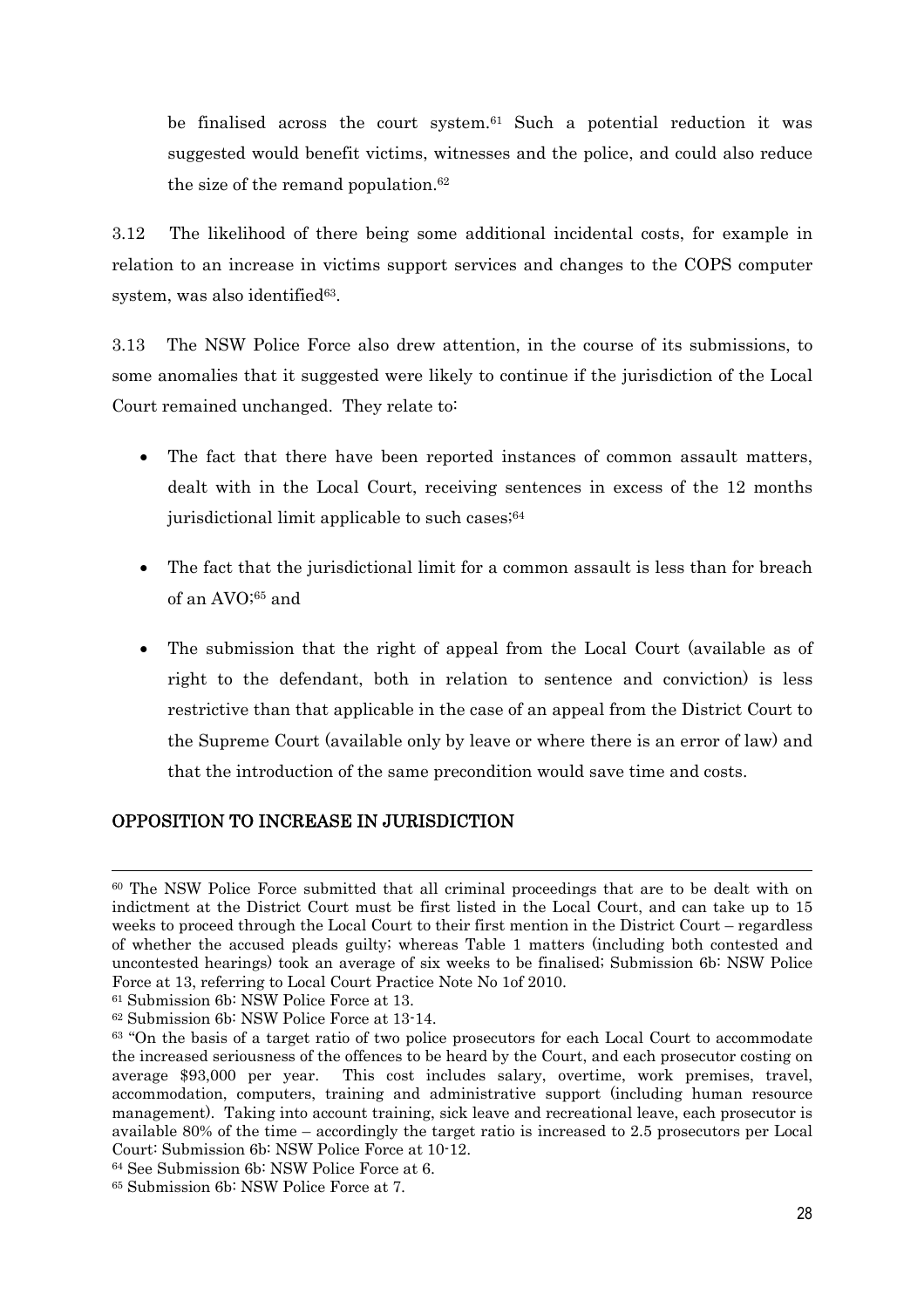be finalised across the court system.[61] Such a potential reduction it was suggested would benefit victims, witnesses and the police, and could also reduce the size of the remand population.[62]

3.12 The likelihood of there being some additional incidental costs, for example in relation to an increase in victims support services and changes to the COPS computer system, was also identified[63].

3.13 The NSW Police Force also drew attention, in the course of its submissions, to some anomalies that it suggested were likely to continue if the jurisdiction of the Local Court remained unchanged. They relate to:

- The fact that there have been reported instances of common assault matters, dealt with in the Local Court, receiving sentences in excess of the 12 months jurisdictional limit applicable to such cases;[64]
- The fact that the jurisdictional limit for a common assault is less than for breach of an AVO;[65] and
- The submission that the right of appeal from the Local Court (available as of right to the defendant, both in relation to sentence and conviction) is less restrictive than that applicable in the case of an appeal from the District Court to the Supreme Court (available only by leave or where there is an error of law) and that the introduction of the same precondition would save time and costs.

## OPPOSITION TO INCREASE IN JURISDICTION

---

[60] The NSW Police Force submitted that all criminal proceedings that are to be dealt with on indictment at the District Court must be first listed in the Local Court, and can take up to 15 weeks to proceed through the Local Court to their first mention in the District Court – regardless of whether the accused pleads guilty; whereas Table 1 matters (including both contested and uncontested hearings) took an average of six weeks to be finalised; Submission 6b: NSW Police Force at 13, referring to Local Court Practice Note No 1of 2010.

[61] Submission 6b: NSW Police Force at 13.

[62] Submission 6b: NSW Police Force at 13-14.

[63] "On the basis of a target ratio of two police prosecutors for each Local Court to accommodate the increased seriousness of the offences to be heard by the Court, and each prosecutor costing on average $93,000 per year. This cost includes salary, overtime, work premises, travel, accommodation, computers, training and administrative support (including human resource management). Taking into account training, sick leave and recreational leave, each prosecutor is available 80% of the time – accordingly the target ratio is increased to 2.5 prosecutors per Local Court: Submission 6b: NSW Police Force at 10-12.

[64] See Submission 6b: NSW Police Force at 6.

[65] Submission 6b: NSW Police Force at 7.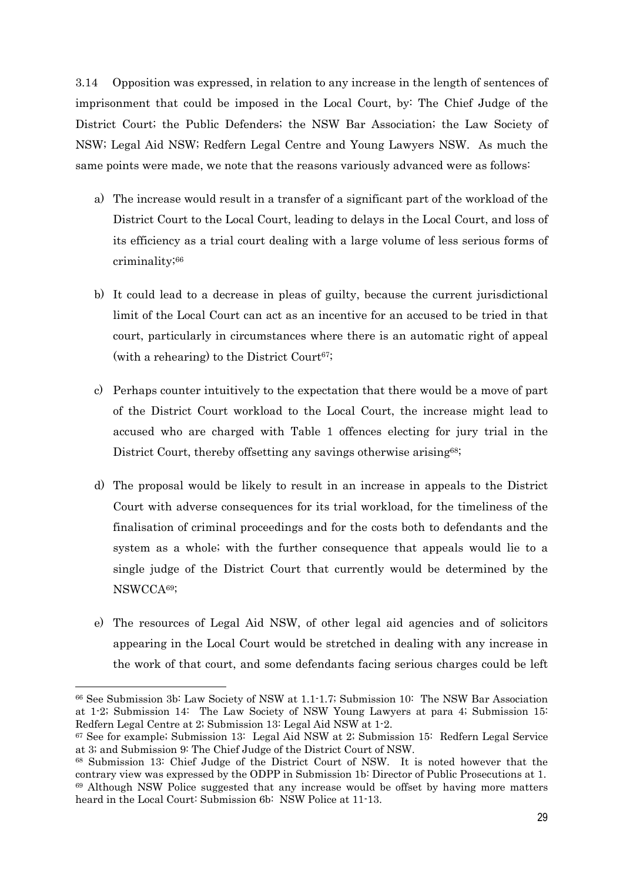3.14 Opposition was expressed, in relation to any increase in the length of sentences of imprisonment that could be imposed in the Local Court, by: The Chief Judge of the District Court; the Public Defenders; the NSW Bar Association; the Law Society of NSW; Legal Aid NSW; Redfern Legal Centre and Young Lawyers NSW. As much the same points were made, we note that the reasons variously advanced were as follows:

a) The increase would result in a transfer of a significant part of the workload of the District Court to the Local Court, leading to delays in the Local Court, and loss of its efficiency as a trial court dealing with a large volume of less serious forms of criminality;[66]

b) It could lead to a decrease in pleas of guilty, because the current jurisdictional limit of the Local Court can act as an incentive for an accused to be tried in that court, particularly in circumstances where there is an automatic right of appeal (with a rehearing) to the District Court[67];

c) Perhaps counter intuitively to the expectation that there would be a move of part of the District Court workload to the Local Court, the increase might lead to accused who are charged with Table 1 offences electing for jury trial in the District Court, thereby offsetting any savings otherwise arising[68];

d) The proposal would be likely to result in an increase in appeals to the District Court with adverse consequences for its trial workload, for the timeliness of the finalisation of criminal proceedings and for the costs both to defendants and the system as a whole; with the further consequence that appeals would lie to a single judge of the District Court that currently would be determined by the NSWCCA[69];

e) The resources of Legal Aid NSW, of other legal aid agencies and of solicitors appearing in the Local Court would be stretched in dealing with any increase in the work of that court, and some defendants facing serious charges could be left

---

[66] See Submission 3b: Law Society of NSW at 1.1-1.7; Submission 10: The NSW Bar Association at 1-2; Submission 14: The Law Society of NSW Young Lawyers at para 4; Submission 15: Redfern Legal Centre at 2; Submission 13: Legal Aid NSW at 1-2.

[67] See for example; Submission 13: Legal Aid NSW at 2; Submission 15: Redfern Legal Service at 3; and Submission 9: The Chief Judge of the District Court of NSW.

[68] Submission 13: Chief Judge of the District Court of NSW. It is noted however that the contrary view was expressed by the ODPP in Submission 1b: Director of Public Prosecutions at 1.

[69] Although NSW Police suggested that any increase would be offset by having more matters heard in the Local Court: Submission 6b: NSW Police at 11-13.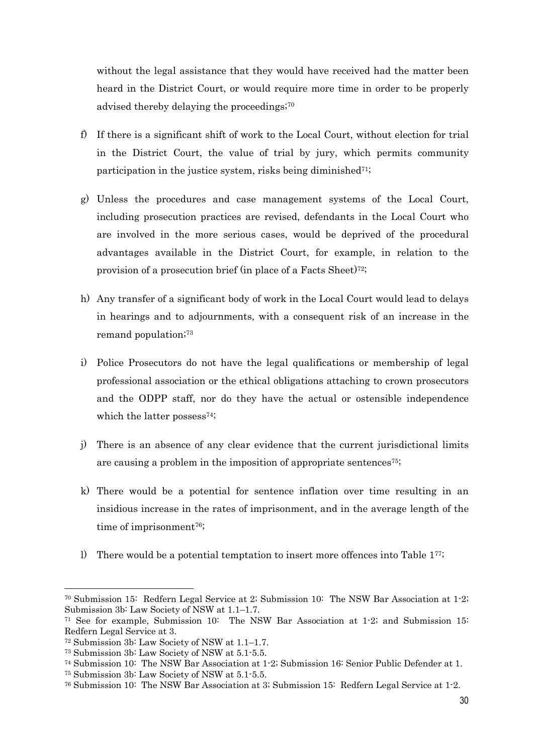without the legal assistance that they would have received had the matter been heard in the District Court, or would require more time in order to be properly advised thereby delaying the proceedings;[70]

f) If there is a significant shift of work to the Local Court, without election for trial in the District Court, the value of trial by jury, which permits community participation in the justice system, risks being diminished[71];

g) Unless the procedures and case management systems of the Local Court, including prosecution practices are revised, defendants in the Local Court who are involved in the more serious cases, would be deprived of the procedural advantages available in the District Court, for example, in relation to the provision of a prosecution brief (in place of a Facts Sheet)[72];

h) Any transfer of a significant body of work in the Local Court would lead to delays in hearings and to adjournments, with a consequent risk of an increase in the remand population;[73]

i) Police Prosecutors do not have the legal qualifications or membership of legal professional association or the ethical obligations attaching to crown prosecutors and the ODPP staff, nor do they have the actual or ostensible independence which the latter possess[74];

j) There is an absence of any clear evidence that the current jurisdictional limits are causing a problem in the imposition of appropriate sentences[75];

k) There would be a potential for sentence inflation over time resulting in an insidious increase in the rates of imprisonment, and in the average length of the time of imprisonment[76];

l) There would be a potential temptation to insert more offences into Table 1[77];

---

[70] Submission 15: Redfern Legal Service at 2; Submission 10: The NSW Bar Association at 1-2; Submission 3b: Law Society of NSW at 1.1–1.7.

[71] See for example, Submission 10: The NSW Bar Association at 1-2; and Submission 15: Redfern Legal Service at 3.

[72] Submission 3b: Law Society of NSW at 1.1–1.7.

[73] Submission 3b: Law Society of NSW at 5.1-5.5.

[74] Submission 10: The NSW Bar Association at 1-2; Submission 16: Senior Public Defender at 1.

[75] Submission 3b: Law Society of NSW at 5.1-5.5.

[76] Submission 10: The NSW Bar Association at 3; Submission 15: Redfern Legal Service at 1-2.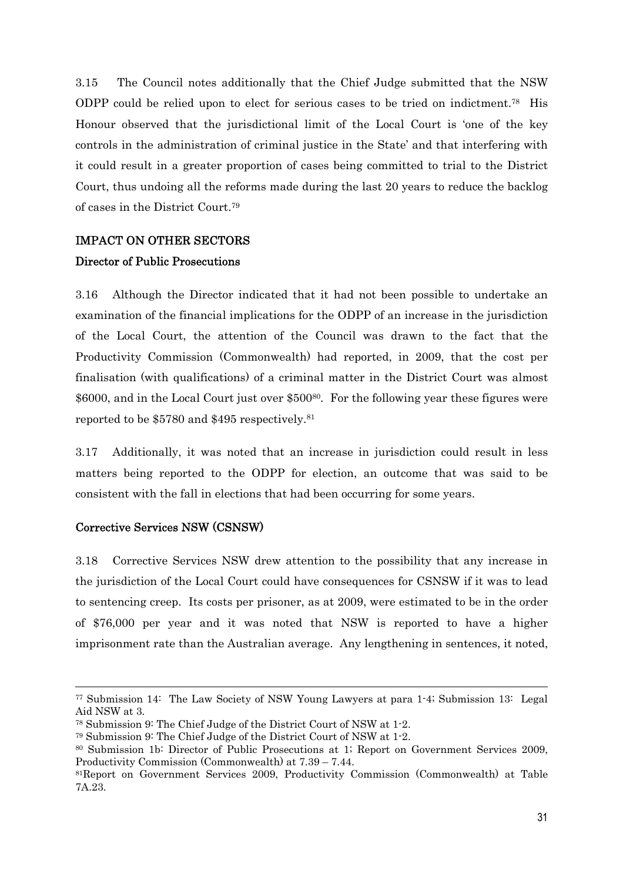3.15 The Council notes additionally that the Chief Judge submitted that the NSW ODPP could be relied upon to elect for serious cases to be tried on indictment.[78] His Honour observed that the jurisdictional limit of the Local Court is 'one of the key controls in the administration of criminal justice in the State' and that interfering with it could result in a greater proportion of cases being committed to trial to the District Court, thus undoing all the reforms made during the last 20 years to reduce the backlog of cases in the District Court.[79]

## IMPACT ON OTHER SECTORS

### Director of Public Prosecutions

3.16 Although the Director indicated that it had not been possible to undertake an examination of the financial implications for the ODPP of an increase in the jurisdiction of the Local Court, the attention of the Council was drawn to the fact that the Productivity Commission (Commonwealth) had reported, in 2009, that the cost per finalisation (with qualifications) of a criminal matter in the District Court was almost $6000, and in the Local Court just over $500[80]. For the following year these figures were reported to be $5780 and $495 respectively.[81]

3.17 Additionally, it was noted that an increase in jurisdiction could result in less matters being reported to the ODPP for election, an outcome that was said to be consistent with the fall in elections that had been occurring for some years.

### Corrective Services NSW (CSNSW)

3.18 Corrective Services NSW drew attention to the possibility that any increase in the jurisdiction of the Local Court could have consequences for CSNSW if it was to lead to sentencing creep. Its costs per prisoner, as at 2009, were estimated to be in the order of $76,000 per year and it was noted that NSW is reported to have a higher imprisonment rate than the Australian average. Any lengthening in sentences, it noted,

---

[77] Submission 14: The Law Society of NSW Young Lawyers at para 1-4; Submission 13: Legal Aid NSW at 3.

[78] Submission 9: The Chief Judge of the District Court of NSW at 1-2.

[79] Submission 9: The Chief Judge of the District Court of NSW at 1-2.

[80] Submission 1b: Director of Public Prosecutions at 1; Report on Government Services 2009, Productivity Commission (Commonwealth) at 7.39 – 7.44.

[81] Report on Government Services 2009, Productivity Commission (Commonwealth) at Table 7A.23.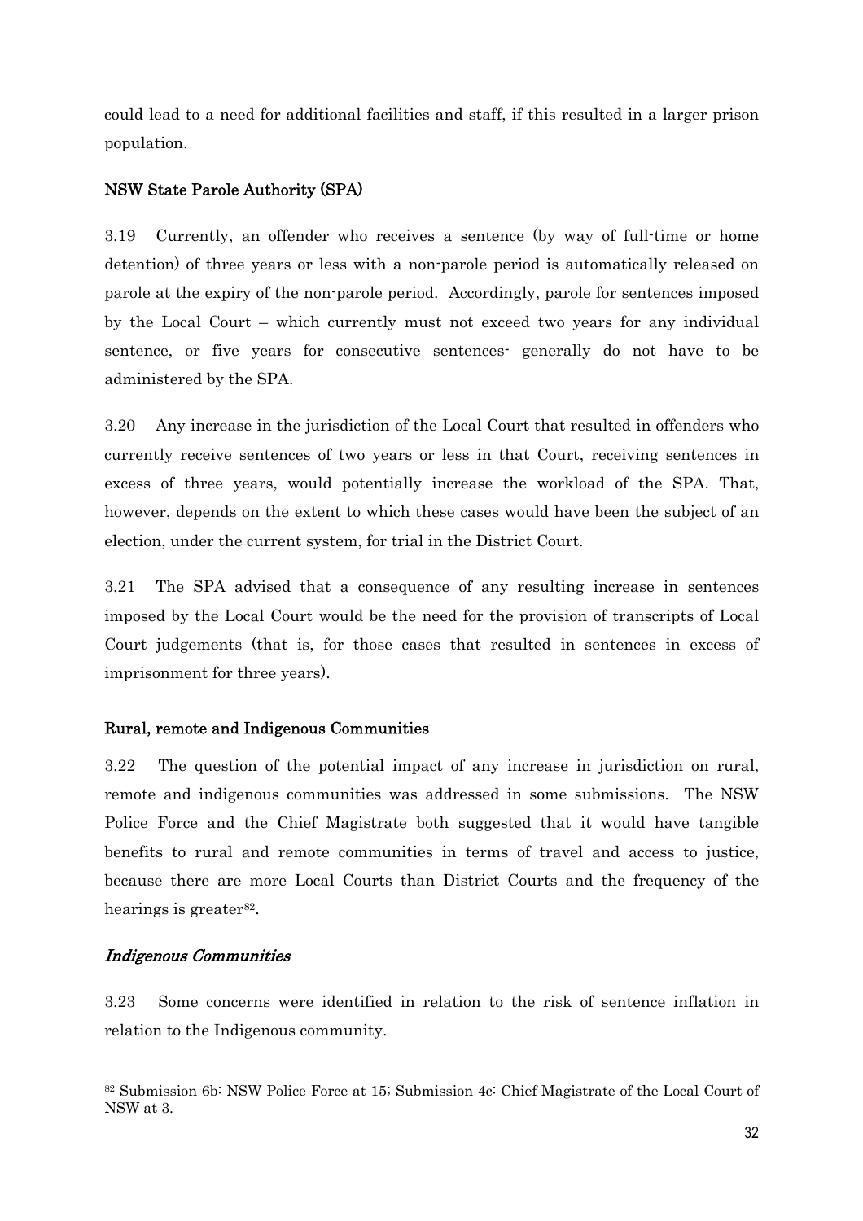could lead to a need for additional facilities and staff, if this resulted in a larger prison population.

### NSW State Parole Authority (SPA)

3.19 Currently, an offender who receives a sentence (by way of full-time or home detention) of three years or less with a non-parole period is automatically released on parole at the expiry of the non-parole period. Accordingly, parole for sentences imposed by the Local Court – which currently must not exceed two years for any individual sentence, or five years for consecutive sentences- generally do not have to be administered by the SPA.

3.20 Any increase in the jurisdiction of the Local Court that resulted in offenders who currently receive sentences of two years or less in that Court, receiving sentences in excess of three years, would potentially increase the workload of the SPA. That, however, depends on the extent to which these cases would have been the subject of an election, under the current system, for trial in the District Court.

3.21 The SPA advised that a consequence of any resulting increase in sentences imposed by the Local Court would be the need for the provision of transcripts of Local Court judgements (that is, for those cases that resulted in sentences in excess of imprisonment for three years).

### Rural, remote and Indigenous Communities

3.22 The question of the potential impact of any increase in jurisdiction on rural, remote and indigenous communities was addressed in some submissions. The NSW Police Force and the Chief Magistrate both suggested that it would have tangible benefits to rural and remote communities in terms of travel and access to justice, because there are more Local Courts than District Courts and the frequency of the hearings is greater[82].

#### *Indigenous Communities*

3.23 Some concerns were identified in relation to the risk of sentence inflation in relation to the Indigenous community.

---

[82] Submission 6b: NSW Police Force at 15; Submission 4c: Chief Magistrate of the Local Court of NSW at 3.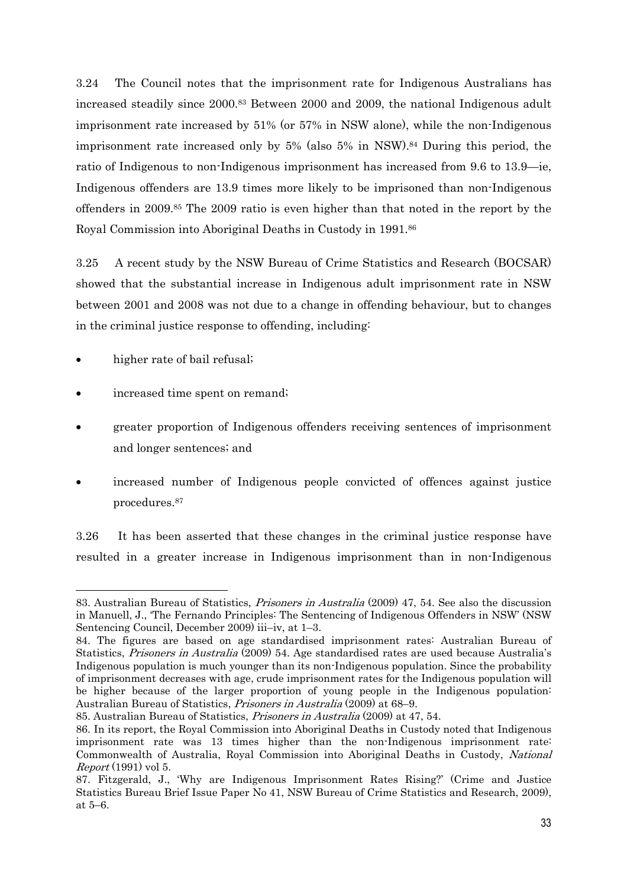3.24 The Council notes that the imprisonment rate for Indigenous Australians has increased steadily since 2000.[83] Between 2000 and 2009, the national Indigenous adult imprisonment rate increased by 51% (or 57% in NSW alone), while the non-Indigenous imprisonment rate increased only by 5% (also 5% in NSW).[84] During this period, the ratio of Indigenous to non-Indigenous imprisonment has increased from 9.6 to 13.9—ie, Indigenous offenders are 13.9 times more likely to be imprisoned than non-Indigenous offenders in 2009.[85] The 2009 ratio is even higher than that noted in the report by the Royal Commission into Aboriginal Deaths in Custody in 1991.[86]

3.25 A recent study by the NSW Bureau of Crime Statistics and Research (BOCSAR) showed that the substantial increase in Indigenous adult imprisonment rate in NSW between 2001 and 2008 was not due to a change in offending behaviour, but to changes in the criminal justice response to offending, including:

- higher rate of bail refusal;
- increased time spent on remand;
- greater proportion of Indigenous offenders receiving sentences of imprisonment and longer sentences; and
- increased number of Indigenous people convicted of offences against justice procedures.[87]

3.26 It has been asserted that these changes in the criminal justice response have resulted in a greater increase in Indigenous imprisonment than in non-Indigenous

---

83. Australian Bureau of Statistics, *Prisoners in Australia* (2009) 47, 54. See also the discussion in Manuell, J., 'The Fernando Principles: The Sentencing of Indigenous Offenders in NSW' (NSW Sentencing Council, December 2009) iii–iv, at 1–3.

84. The figures are based on age standardised imprisonment rates: Australian Bureau of Statistics, *Prisoners in Australia* (2009) 54. Age standardised rates are used because Australia's Indigenous population is much younger than its non-Indigenous population. Since the probability of imprisonment decreases with age, crude imprisonment rates for the Indigenous population will be higher because of the larger proportion of young people in the Indigenous population: Australian Bureau of Statistics, *Prisoners in Australia* (2009) at 68–9.

85. Australian Bureau of Statistics, *Prisoners in Australia* (2009) at 47, 54.

86. In its report, the Royal Commission into Aboriginal Deaths in Custody noted that Indigenous imprisonment rate was 13 times higher than the non-Indigenous imprisonment rate: Commonwealth of Australia, Royal Commission into Aboriginal Deaths in Custody, *National Report* (1991) vol 5.

87. Fitzgerald, J., 'Why are Indigenous Imprisonment Rates Rising?' (Crime and Justice Statistics Bureau Brief Issue Paper No 41, NSW Bureau of Crime Statistics and Research, 2009), at 5–6.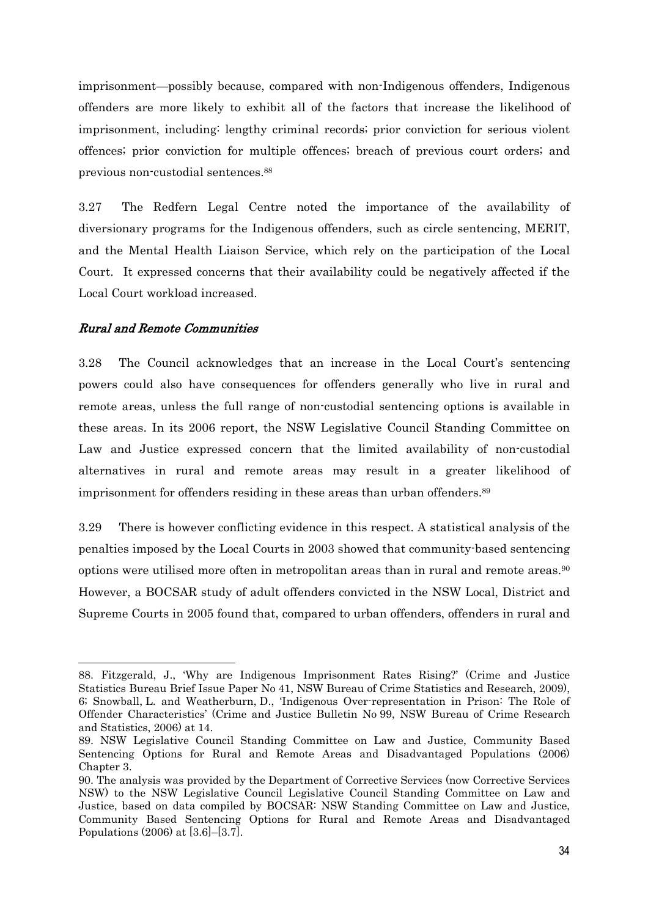imprisonment—possibly because, compared with non-Indigenous offenders, Indigenous offenders are more likely to exhibit all of the factors that increase the likelihood of imprisonment, including: lengthy criminal records; prior conviction for serious violent offences; prior conviction for multiple offences; breach of previous court orders; and previous non-custodial sentences.[88]

3.27 The Redfern Legal Centre noted the importance of the availability of diversionary programs for the Indigenous offenders, such as circle sentencing, MERIT, and the Mental Health Liaison Service, which rely on the participation of the Local Court. It expressed concerns that their availability could be negatively affected if the Local Court workload increased.

### *Rural and Remote Communities*

3.28 The Council acknowledges that an increase in the Local Court's sentencing powers could also have consequences for offenders generally who live in rural and remote areas, unless the full range of non-custodial sentencing options is available in these areas. In its 2006 report, the NSW Legislative Council Standing Committee on Law and Justice expressed concern that the limited availability of non-custodial alternatives in rural and remote areas may result in a greater likelihood of imprisonment for offenders residing in these areas than urban offenders.[89]

3.29 There is however conflicting evidence in this respect. A statistical analysis of the penalties imposed by the Local Courts in 2003 showed that community-based sentencing options were utilised more often in metropolitan areas than in rural and remote areas.[90] However, a BOCSAR study of adult offenders convicted in the NSW Local, District and Supreme Courts in 2005 found that, compared to urban offenders, offenders in rural and

---

88. Fitzgerald, J., 'Why are Indigenous Imprisonment Rates Rising?' (Crime and Justice Statistics Bureau Brief Issue Paper No 41, NSW Bureau of Crime Statistics and Research, 2009), 6; Snowball, L. and Weatherburn, D., 'Indigenous Over-representation in Prison: The Role of Offender Characteristics' (Crime and Justice Bulletin No 99, NSW Bureau of Crime Research and Statistics, 2006) at 14.

89. NSW Legislative Council Standing Committee on Law and Justice, Community Based Sentencing Options for Rural and Remote Areas and Disadvantaged Populations (2006) Chapter 3.

90. The analysis was provided by the Department of Corrective Services (now Corrective Services NSW) to the NSW Legislative Council Legislative Council Standing Committee on Law and Justice, based on data compiled by BOCSAR: NSW Standing Committee on Law and Justice, Community Based Sentencing Options for Rural and Remote Areas and Disadvantaged Populations (2006) at [3.6]–[3.7].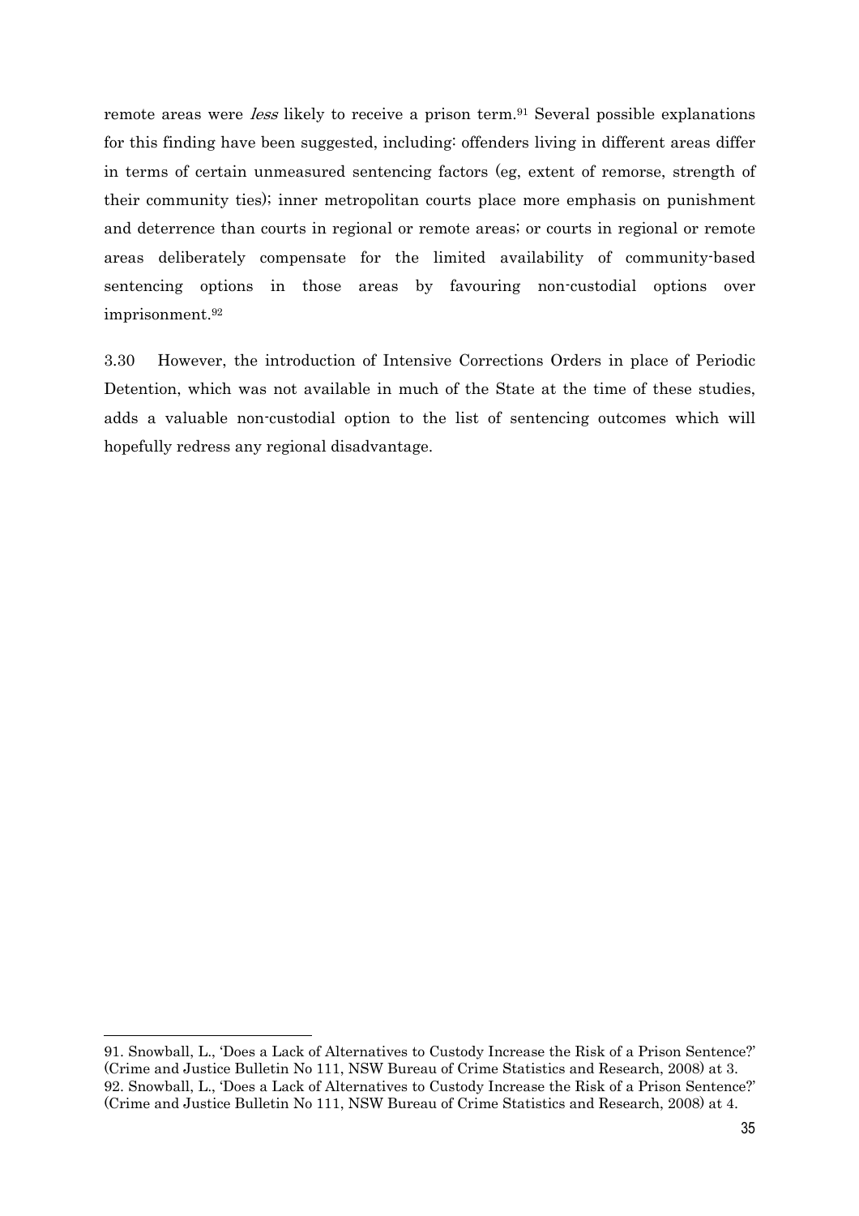remote areas were *less* likely to receive a prison term.[91] Several possible explanations for this finding have been suggested, including: offenders living in different areas differ in terms of certain unmeasured sentencing factors (eg, extent of remorse, strength of their community ties); inner metropolitan courts place more emphasis on punishment and deterrence than courts in regional or remote areas; or courts in regional or remote areas deliberately compensate for the limited availability of community-based sentencing options in those areas by favouring non-custodial options over imprisonment.[92]

3.30 However, the introduction of Intensive Corrections Orders in place of Periodic Detention, which was not available in much of the State at the time of these studies, adds a valuable non-custodial option to the list of sentencing outcomes which will hopefully redress any regional disadvantage.

---

91. Snowball, L., 'Does a Lack of Alternatives to Custody Increase the Risk of a Prison Sentence?' (Crime and Justice Bulletin No 111, NSW Bureau of Crime Statistics and Research, 2008) at 3.

92. Snowball, L., 'Does a Lack of Alternatives to Custody Increase the Risk of a Prison Sentence?' (Crime and Justice Bulletin No 111, NSW Bureau of Crime Statistics and Research, 2008) at 4.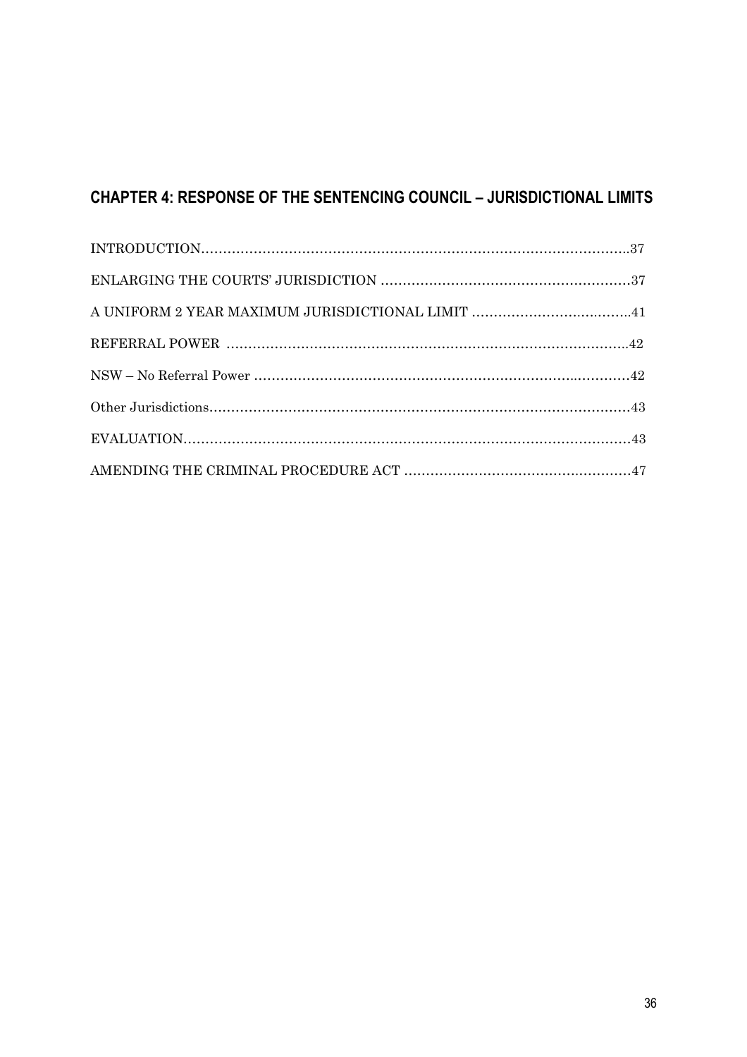## CHAPTER 4: RESPONSE OF THE SENTENCING COUNCIL – JURISDICTIONAL LIMITS

INTRODUCTION....................................................................................................37

ENLARGING THE COURTS' JURISDICTION ...........................................................37

A UNIFORM 2 YEAR MAXIMUM JURISDICTIONAL LIMIT .......................................41

REFERRAL POWER ..............................................................................................42

NSW – No Referral Power ........................................................................................42

Other Jurisdictions.....................................................................................................43

EVALUATION.........................................................................................................43

AMENDING THE CRIMINAL PROCEDURE ACT ......................................................47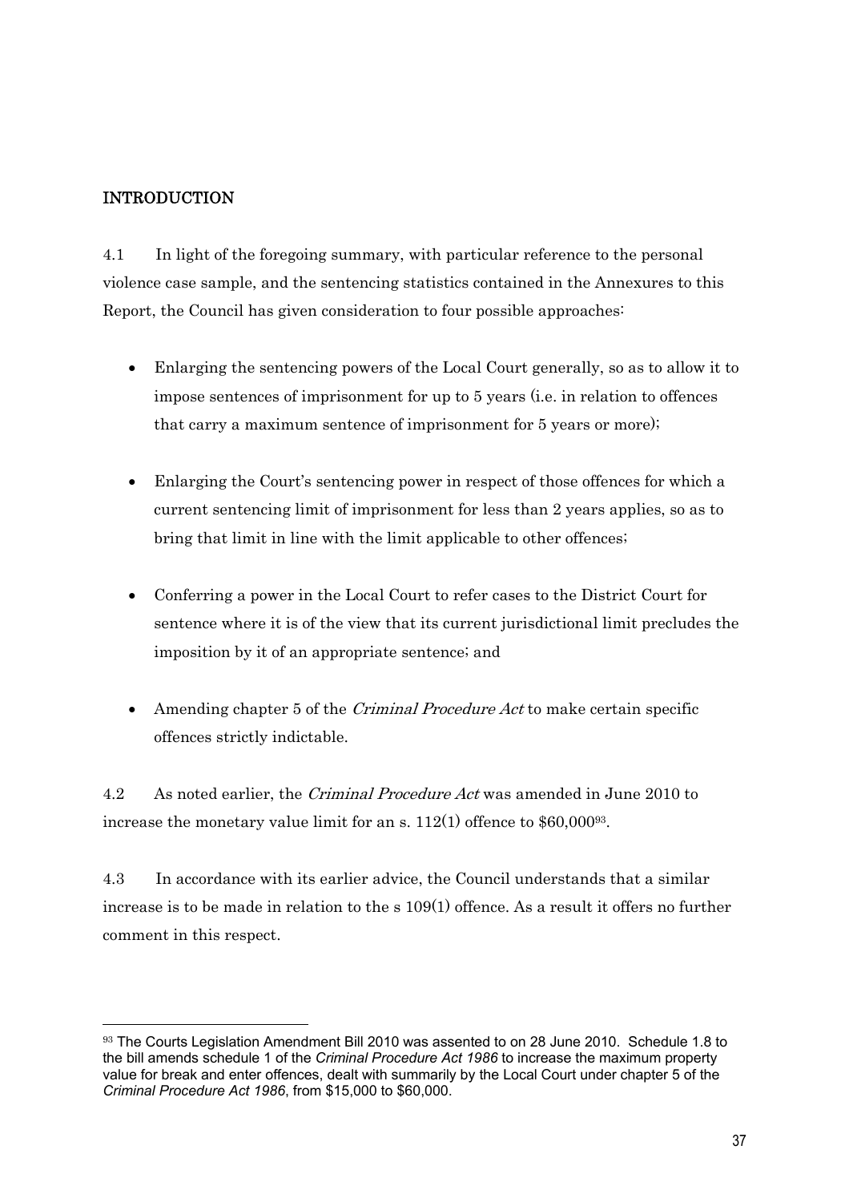## INTRODUCTION

4.1 In light of the foregoing summary, with particular reference to the personal violence case sample, and the sentencing statistics contained in the Annexures to this Report, the Council has given consideration to four possible approaches:

- Enlarging the sentencing powers of the Local Court generally, so as to allow it to impose sentences of imprisonment for up to 5 years (i.e. in relation to offences that carry a maximum sentence of imprisonment for 5 years or more);

- Enlarging the Court's sentencing power in respect of those offences for which a current sentencing limit of imprisonment for less than 2 years applies, so as to bring that limit in line with the limit applicable to other offences;

- Conferring a power in the Local Court to refer cases to the District Court for sentence where it is of the view that its current jurisdictional limit precludes the imposition by it of an appropriate sentence; and

- Amending chapter 5 of the *Criminal Procedure Act* to make certain specific offences strictly indictable.

4.2 As noted earlier, the *Criminal Procedure Act* was amended in June 2010 to increase the monetary value limit for an s. 112(1) offence to $60,000[93].

4.3 In accordance with its earlier advice, the Council understands that a similar increase is to be made in relation to the s 109(1) offence. As a result it offers no further comment in this respect.

---

[93] The Courts Legislation Amendment Bill 2010 was assented to on 28 June 2010. Schedule 1.8 to the bill amends schedule 1 of the *Criminal Procedure Act 1986* to increase the maximum property value for break and enter offences, dealt with summarily by the Local Court under chapter 5 of the *Criminal Procedure Act 1986*, from $15,000 to $60,000.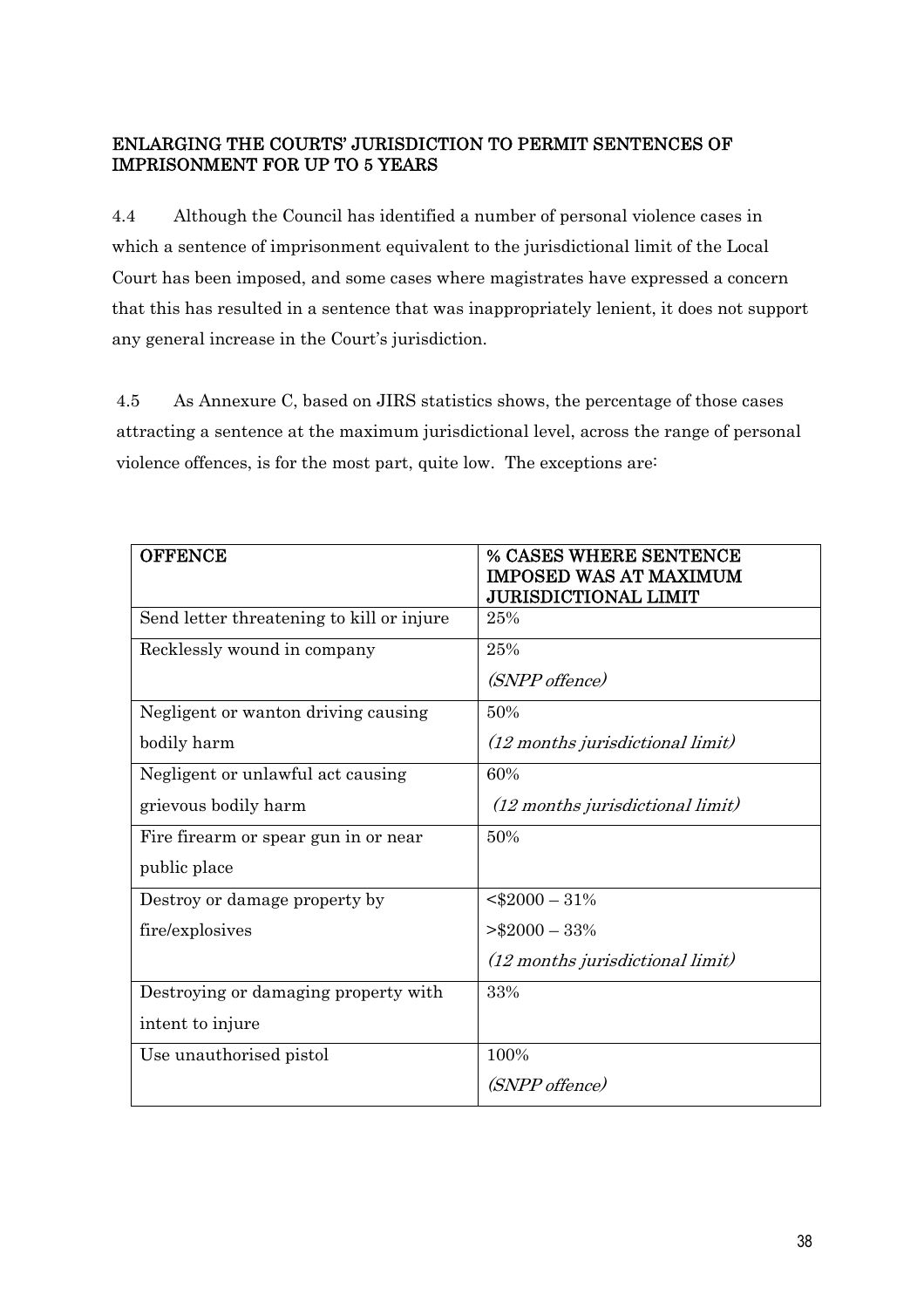## ENLARGING THE COURTS' JURISDICTION TO PERMIT SENTENCES OF IMPRISONMENT FOR UP TO 5 YEARS

4.4 Although the Council has identified a number of personal violence cases in which a sentence of imprisonment equivalent to the jurisdictional limit of the Local Court has been imposed, and some cases where magistrates have expressed a concern that this has resulted in a sentence that was inappropriately lenient, it does not support any general increase in the Court's jurisdiction.

4.5 As Annexure C, based on JIRS statistics shows, the percentage of those cases attracting a sentence at the maximum jurisdictional level, across the range of personal violence offences, is for the most part, quite low. The exceptions are:

| OFFENCE | % CASES WHERE SENTENCE IMPOSED WAS AT MAXIMUM JURISDICTIONAL LIMIT |
|---|---|
| Send letter threatening to kill or injure | 25% |
| Recklessly wound in company | 25%<br>*(SNPP offence)* |
| Negligent or wanton driving causing bodily harm | 50%<br>*(12 months jurisdictional limit)* |
| Negligent or unlawful act causing grievous bodily harm | 60%<br>*(12 months jurisdictional limit)* |
| Fire firearm or spear gun in or near public place | 50% |
| Destroy or damage property by fire/explosives | <$2000 – 31%<br>>$2000 – 33%<br>*(12 months jurisdictional limit)* |
| Destroying or damaging property with intent to injure | 33% |
| Use unauthorised pistol | 100%<br>*(SNPP offence)* |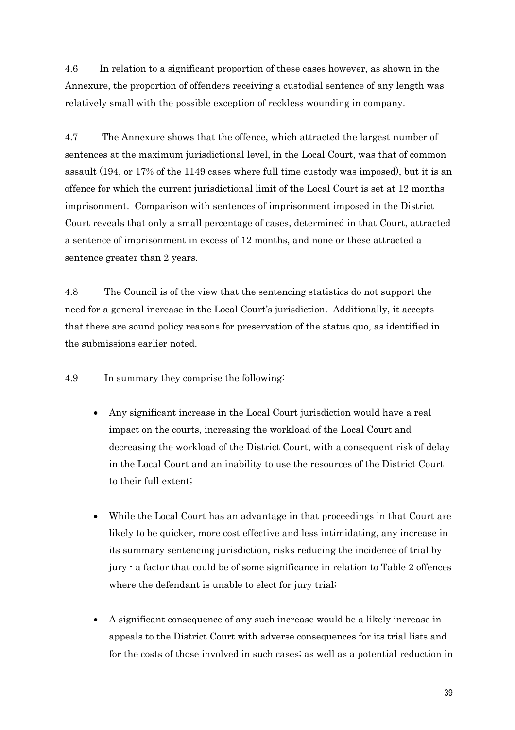4.6 In relation to a significant proportion of these cases however, as shown in the Annexure, the proportion of offenders receiving a custodial sentence of any length was relatively small with the possible exception of reckless wounding in company.

4.7 The Annexure shows that the offence, which attracted the largest number of sentences at the maximum jurisdictional level, in the Local Court, was that of common assault (194, or 17% of the 1149 cases where full time custody was imposed), but it is an offence for which the current jurisdictional limit of the Local Court is set at 12 months imprisonment. Comparison with sentences of imprisonment imposed in the District Court reveals that only a small percentage of cases, determined in that Court, attracted a sentence of imprisonment in excess of 12 months, and none or these attracted a sentence greater than 2 years.

4.8 The Council is of the view that the sentencing statistics do not support the need for a general increase in the Local Court's jurisdiction. Additionally, it accepts that there are sound policy reasons for preservation of the status quo, as identified in the submissions earlier noted.

4.9 In summary they comprise the following:

- Any significant increase in the Local Court jurisdiction would have a real impact on the courts, increasing the workload of the Local Court and decreasing the workload of the District Court, with a consequent risk of delay in the Local Court and an inability to use the resources of the District Court to their full extent;

- While the Local Court has an advantage in that proceedings in that Court are likely to be quicker, more cost effective and less intimidating, any increase in its summary sentencing jurisdiction, risks reducing the incidence of trial by jury - a factor that could be of some significance in relation to Table 2 offences where the defendant is unable to elect for jury trial;

- A significant consequence of any such increase would be a likely increase in appeals to the District Court with adverse consequences for its trial lists and for the costs of those involved in such cases; as well as a potential reduction in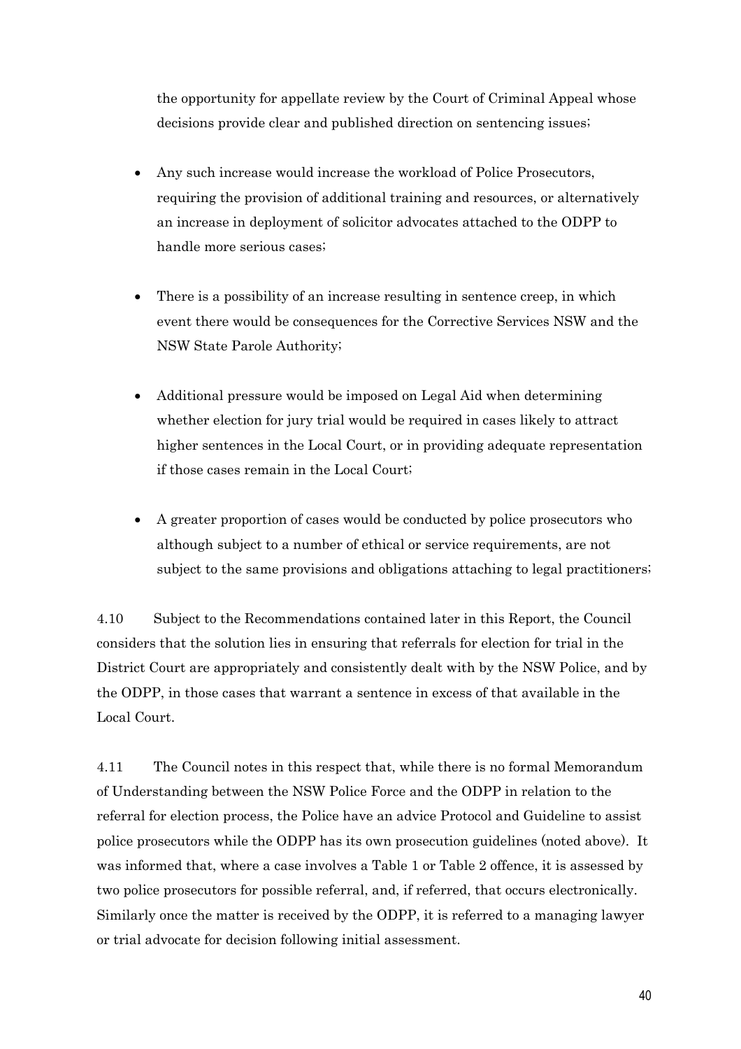the opportunity for appellate review by the Court of Criminal Appeal whose decisions provide clear and published direction on sentencing issues;

- Any such increase would increase the workload of Police Prosecutors, requiring the provision of additional training and resources, or alternatively an increase in deployment of solicitor advocates attached to the ODPP to handle more serious cases;

- There is a possibility of an increase resulting in sentence creep, in which event there would be consequences for the Corrective Services NSW and the NSW State Parole Authority;

- Additional pressure would be imposed on Legal Aid when determining whether election for jury trial would be required in cases likely to attract higher sentences in the Local Court, or in providing adequate representation if those cases remain in the Local Court;

- A greater proportion of cases would be conducted by police prosecutors who although subject to a number of ethical or service requirements, are not subject to the same provisions and obligations attaching to legal practitioners;

4.10 Subject to the Recommendations contained later in this Report, the Council considers that the solution lies in ensuring that referrals for election for trial in the District Court are appropriately and consistently dealt with by the NSW Police, and by the ODPP, in those cases that warrant a sentence in excess of that available in the Local Court.

4.11 The Council notes in this respect that, while there is no formal Memorandum of Understanding between the NSW Police Force and the ODPP in relation to the referral for election process, the Police have an advice Protocol and Guideline to assist police prosecutors while the ODPP has its own prosecution guidelines (noted above). It was informed that, where a case involves a Table 1 or Table 2 offence, it is assessed by two police prosecutors for possible referral, and, if referred, that occurs electronically. Similarly once the matter is received by the ODPP, it is referred to a managing lawyer or trial advocate for decision following initial assessment.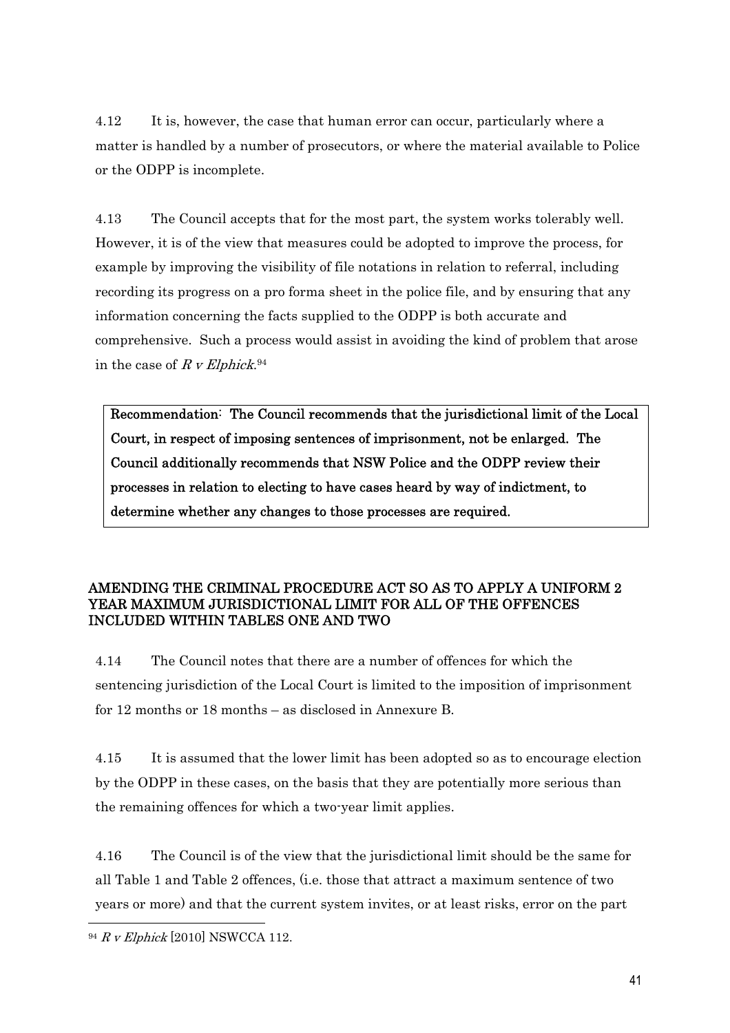4.12 It is, however, the case that human error can occur, particularly where a matter is handled by a number of prosecutors, or where the material available to Police or the ODPP is incomplete.

4.13 The Council accepts that for the most part, the system works tolerably well. However, it is of the view that measures could be adopted to improve the process, for example by improving the visibility of file notations in relation to referral, including recording its progress on a pro forma sheet in the police file, and by ensuring that any information concerning the facts supplied to the ODPP is both accurate and comprehensive. Such a process would assist in avoiding the kind of problem that arose in the case of *R v Elphick*.[94]

> **Recommendation: The Council recommends that the jurisdictional limit of the Local Court, in respect of imposing sentences of imprisonment, not be enlarged. The Council additionally recommends that NSW Police and the ODPP review their processes in relation to electing to have cases heard by way of indictment, to determine whether any changes to those processes are required.**

### AMENDING THE CRIMINAL PROCEDURE ACT SO AS TO APPLY A UNIFORM 2 YEAR MAXIMUM JURISDICTIONAL LIMIT FOR ALL OF THE OFFENCES INCLUDED WITHIN TABLES ONE AND TWO

4.14 The Council notes that there are a number of offences for which the sentencing jurisdiction of the Local Court is limited to the imposition of imprisonment for 12 months or 18 months – as disclosed in Annexure B.

4.15 It is assumed that the lower limit has been adopted so as to encourage election by the ODPP in these cases, on the basis that they are potentially more serious than the remaining offences for which a two-year limit applies.

4.16 The Council is of the view that the jurisdictional limit should be the same for all Table 1 and Table 2 offences, (i.e. those that attract a maximum sentence of two years or more) and that the current system invites, or at least risks, error on the part

---

[94] *R v Elphick* [2010] NSWCCA 112.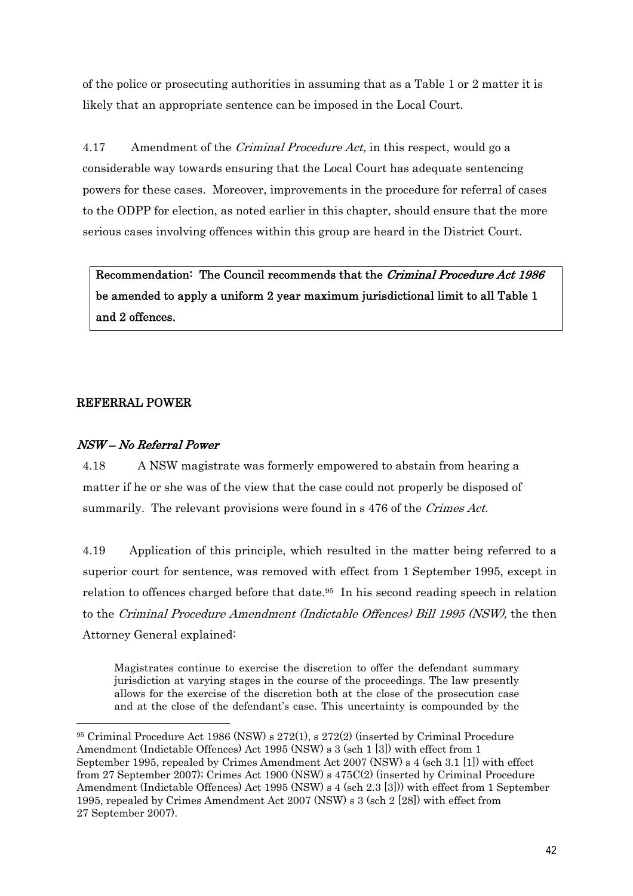of the police or prosecuting authorities in assuming that as a Table 1 or 2 matter it is likely that an appropriate sentence can be imposed in the Local Court.

4.17 Amendment of the *Criminal Procedure Act*, in this respect, would go a considerable way towards ensuring that the Local Court has adequate sentencing powers for these cases. Moreover, improvements in the procedure for referral of cases to the ODPP for election, as noted earlier in this chapter, should ensure that the more serious cases involving offences within this group are heard in the District Court.

> **Recommendation: The Council recommends that the *Criminal Procedure Act 1986* be amended to apply a uniform 2 year maximum jurisdictional limit to all Table 1 and 2 offences.**

## REFERRAL POWER

### *NSW – No Referral Power*

4.18 A NSW magistrate was formerly empowered to abstain from hearing a matter if he or she was of the view that the case could not properly be disposed of summarily. The relevant provisions were found in s 476 of the *Crimes Act.*

4.19 Application of this principle, which resulted in the matter being referred to a superior court for sentence, was removed with effect from 1 September 1995, except in relation to offences charged before that date.[95] In his second reading speech in relation to the *Criminal Procedure Amendment (Indictable Offences) Bill 1995 (NSW),* the then Attorney General explained:

> Magistrates continue to exercise the discretion to offer the defendant summary jurisdiction at varying stages in the course of the proceedings. The law presently allows for the exercise of the discretion both at the close of the prosecution case and at the close of the defendant's case. This uncertainty is compounded by the

---

[95] Criminal Procedure Act 1986 (NSW) s 272(1), s 272(2) (inserted by Criminal Procedure Amendment (Indictable Offences) Act 1995 (NSW) s 3 (sch 1 [3]) with effect from 1 September 1995, repealed by Crimes Amendment Act 2007 (NSW) s 4 (sch 3.1 [1]) with effect from 27 September 2007); Crimes Act 1900 (NSW) s 475C(2) (inserted by Criminal Procedure Amendment (Indictable Offences) Act 1995 (NSW) s 4 (sch 2.3 [3])) with effect from 1 September 1995, repealed by Crimes Amendment Act 2007 (NSW) s 3 (sch 2 [28]) with effect from 27 September 2007).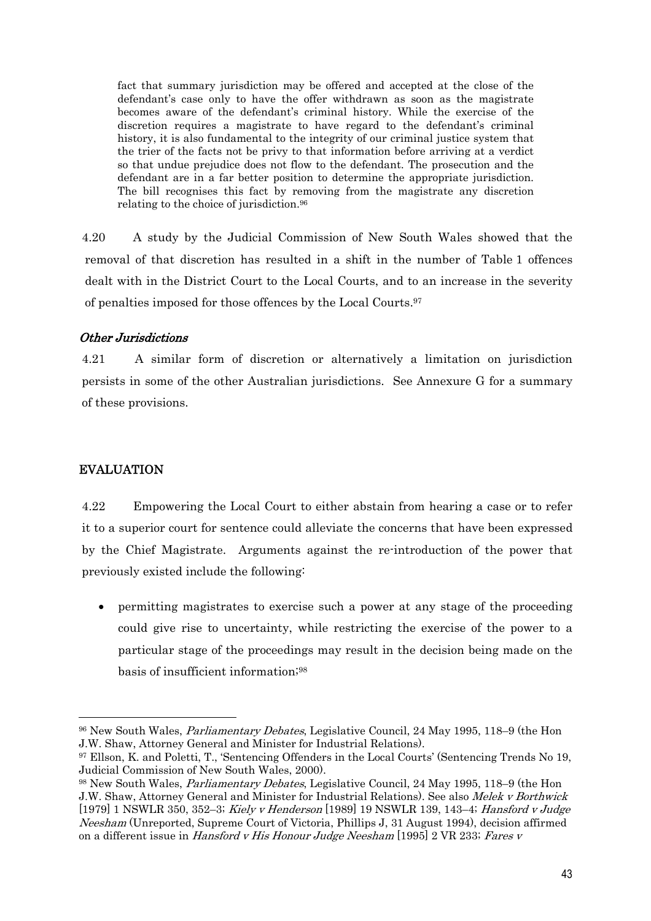> fact that summary jurisdiction may be offered and accepted at the close of the defendant's case only to have the offer withdrawn as soon as the magistrate becomes aware of the defendant's criminal history. While the exercise of the discretion requires a magistrate to have regard to the defendant's criminal history, it is also fundamental to the integrity of our criminal justice system that the trier of the facts not be privy to that information before arriving at a verdict so that undue prejudice does not flow to the defendant. The prosecution and the defendant are in a far better position to determine the appropriate jurisdiction. The bill recognises this fact by removing from the magistrate any discretion relating to the choice of jurisdiction.[96]

4.20 A study by the Judicial Commission of New South Wales showed that the removal of that discretion has resulted in a shift in the number of Table 1 offences dealt with in the District Court to the Local Courts, and to an increase in the severity of penalties imposed for those offences by the Local Courts.[97]

### *Other Jurisdictions*

4.21 A similar form of discretion or alternatively a limitation on jurisdiction persists in some of the other Australian jurisdictions. See Annexure G for a summary of these provisions.

## EVALUATION

4.22 Empowering the Local Court to either abstain from hearing a case or to refer it to a superior court for sentence could alleviate the concerns that have been expressed by the Chief Magistrate. Arguments against the re-introduction of the power that previously existed include the following:

- permitting magistrates to exercise such a power at any stage of the proceeding could give rise to uncertainty, while restricting the exercise of the power to a particular stage of the proceedings may result in the decision being made on the basis of insufficient information;[98]

---

[96] New South Wales, *Parliamentary Debates*, Legislative Council, 24 May 1995, 118–9 (the Hon J.W. Shaw, Attorney General and Minister for Industrial Relations).

[97] Ellson, K. and Poletti, T., 'Sentencing Offenders in the Local Courts' (Sentencing Trends No 19, Judicial Commission of New South Wales, 2000).

[98] New South Wales, *Parliamentary Debates*, Legislative Council, 24 May 1995, 118–9 (the Hon J.W. Shaw, Attorney General and Minister for Industrial Relations). See also *Melek v Borthwick* [1979] 1 NSWLR 350, 352–3; *Kiely v Henderson* [1989] 19 NSWLR 139, 143–4; *Hansford v Judge Neesham* (Unreported, Supreme Court of Victoria, Phillips J, 31 August 1994), decision affirmed on a different issue in *Hansford v His Honour Judge Neesham* [1995] 2 VR 233; *Fares v*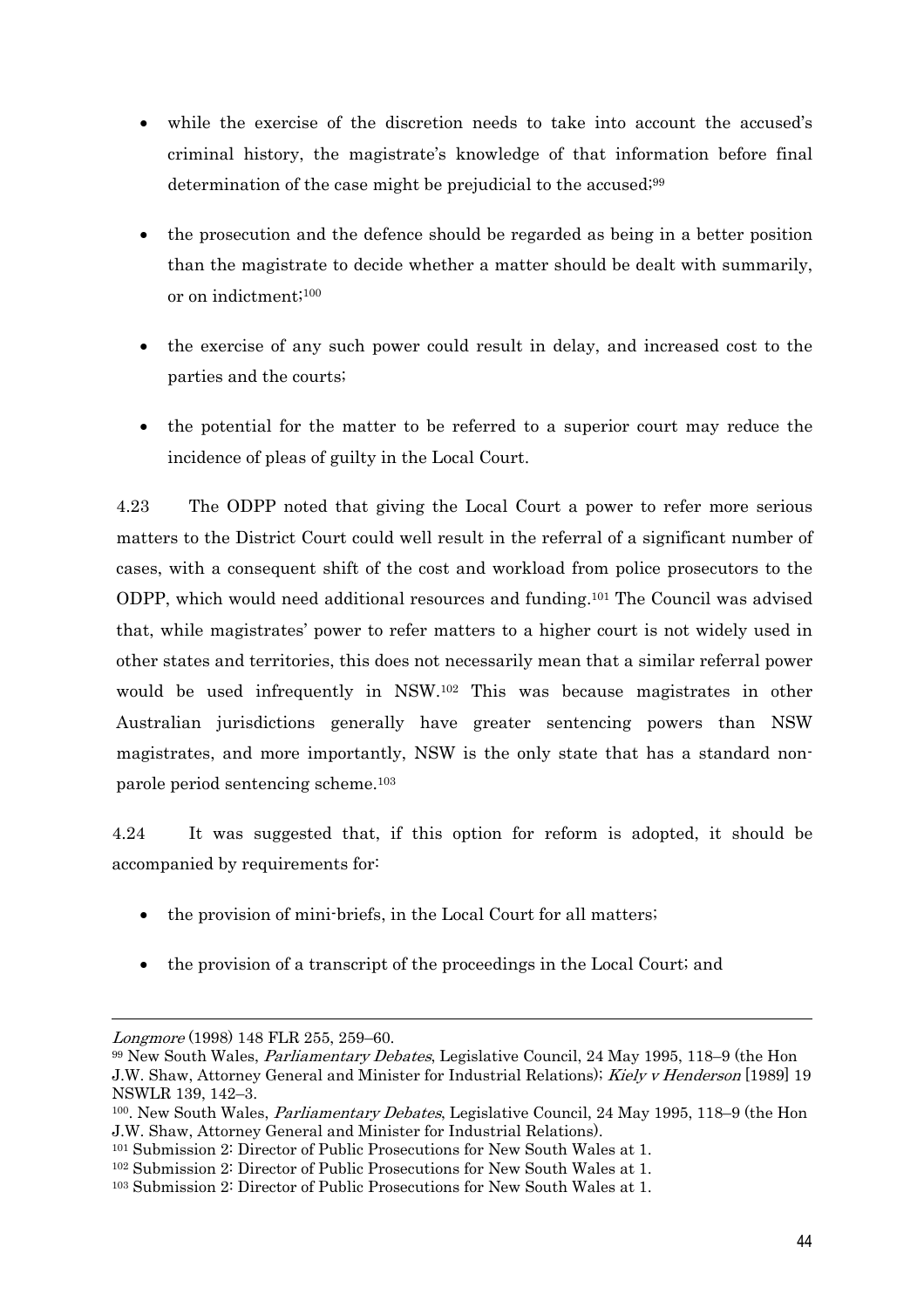- while the exercise of the discretion needs to take into account the accused's criminal history, the magistrate's knowledge of that information before final determination of the case might be prejudicial to the accused;[99]

- the prosecution and the defence should be regarded as being in a better position than the magistrate to decide whether a matter should be dealt with summarily, or on indictment;[100]

- the exercise of any such power could result in delay, and increased cost to the parties and the courts;

- the potential for the matter to be referred to a superior court may reduce the incidence of pleas of guilty in the Local Court.

4.23 The ODPP noted that giving the Local Court a power to refer more serious matters to the District Court could well result in the referral of a significant number of cases, with a consequent shift of the cost and workload from police prosecutors to the ODPP, which would need additional resources and funding.[101] The Council was advised that, while magistrates' power to refer matters to a higher court is not widely used in other states and territories, this does not necessarily mean that a similar referral power would be used infrequently in NSW.[102] This was because magistrates in other Australian jurisdictions generally have greater sentencing powers than NSW magistrates, and more importantly, NSW is the only state that has a standard non-parole period sentencing scheme.[103]

4.24 It was suggested that, if this option for reform is adopted, it should be accompanied by requirements for:

- the provision of mini-briefs, in the Local Court for all matters;

- the provision of a transcript of the proceedings in the Local Court; and

---

*Longmore* (1998) 148 FLR 255, 259–60.

[99] New South Wales, *Parliamentary Debates*, Legislative Council, 24 May 1995, 118–9 (the Hon J.W. Shaw, Attorney General and Minister for Industrial Relations); *Kiely v Henderson* [1989] 19 NSWLR 139, 142–3.

[100]. New South Wales, *Parliamentary Debates*, Legislative Council, 24 May 1995, 118–9 (the Hon J.W. Shaw, Attorney General and Minister for Industrial Relations).

[101] Submission 2: Director of Public Prosecutions for New South Wales at 1.

[102] Submission 2: Director of Public Prosecutions for New South Wales at 1.

[103] Submission 2: Director of Public Prosecutions for New South Wales at 1.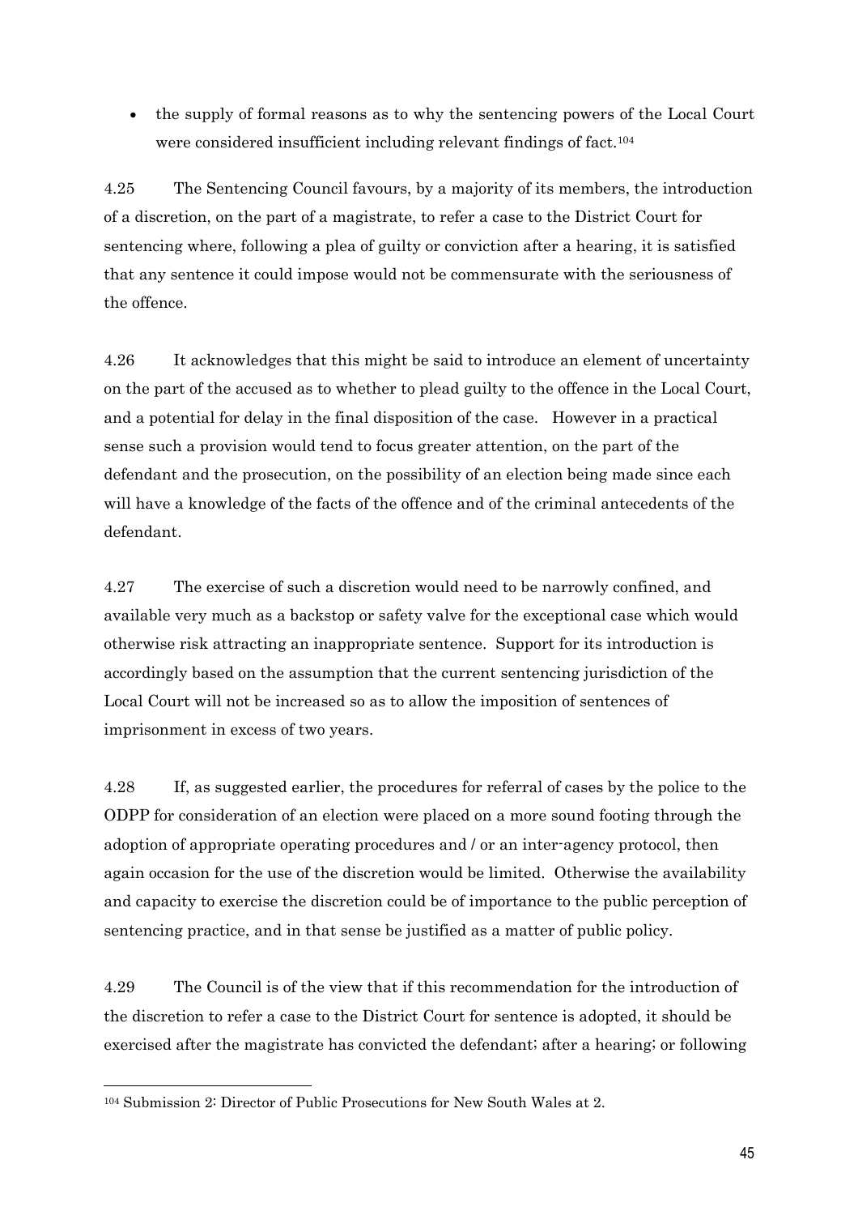- the supply of formal reasons as to why the sentencing powers of the Local Court were considered insufficient including relevant findings of fact.[104]

4.25 The Sentencing Council favours, by a majority of its members, the introduction of a discretion, on the part of a magistrate, to refer a case to the District Court for sentencing where, following a plea of guilty or conviction after a hearing, it is satisfied that any sentence it could impose would not be commensurate with the seriousness of the offence.

4.26 It acknowledges that this might be said to introduce an element of uncertainty on the part of the accused as to whether to plead guilty to the offence in the Local Court, and a potential for delay in the final disposition of the case. However in a practical sense such a provision would tend to focus greater attention, on the part of the defendant and the prosecution, on the possibility of an election being made since each will have a knowledge of the facts of the offence and of the criminal antecedents of the defendant.

4.27 The exercise of such a discretion would need to be narrowly confined, and available very much as a backstop or safety valve for the exceptional case which would otherwise risk attracting an inappropriate sentence. Support for its introduction is accordingly based on the assumption that the current sentencing jurisdiction of the Local Court will not be increased so as to allow the imposition of sentences of imprisonment in excess of two years.

4.28 If, as suggested earlier, the procedures for referral of cases by the police to the ODPP for consideration of an election were placed on a more sound footing through the adoption of appropriate operating procedures and / or an inter-agency protocol, then again occasion for the use of the discretion would be limited. Otherwise the availability and capacity to exercise the discretion could be of importance to the public perception of sentencing practice, and in that sense be justified as a matter of public policy.

4.29 The Council is of the view that if this recommendation for the introduction of the discretion to refer a case to the District Court for sentence is adopted, it should be exercised after the magistrate has convicted the defendant; after a hearing; or following

---

[104] Submission 2: Director of Public Prosecutions for New South Wales at 2.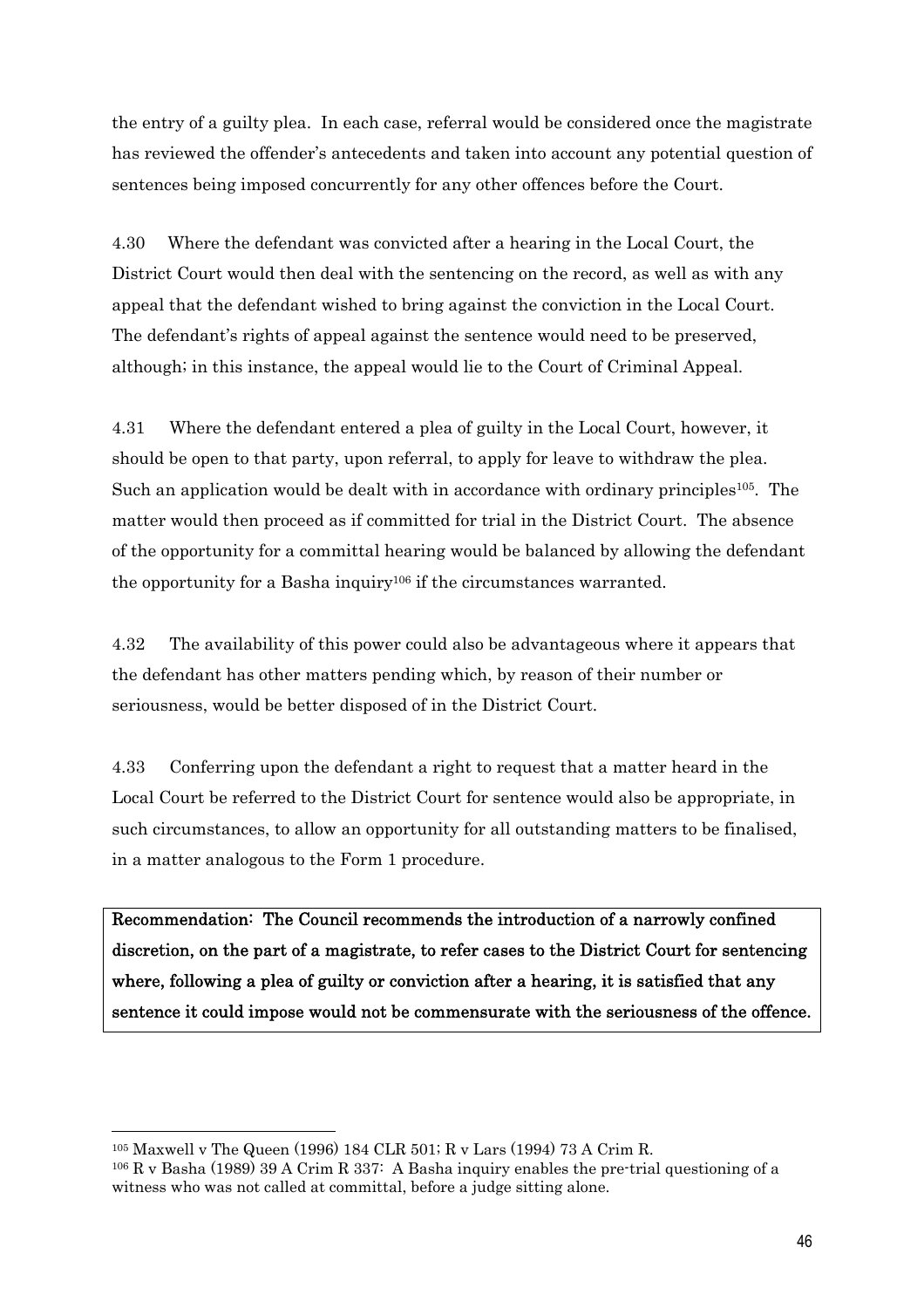the entry of a guilty plea. In each case, referral would be considered once the magistrate has reviewed the offender's antecedents and taken into account any potential question of sentences being imposed concurrently for any other offences before the Court.

4.30 Where the defendant was convicted after a hearing in the Local Court, the District Court would then deal with the sentencing on the record, as well as with any appeal that the defendant wished to bring against the conviction in the Local Court. The defendant's rights of appeal against the sentence would need to be preserved, although; in this instance, the appeal would lie to the Court of Criminal Appeal.

4.31 Where the defendant entered a plea of guilty in the Local Court, however, it should be open to that party, upon referral, to apply for leave to withdraw the plea. Such an application would be dealt with in accordance with ordinary principles[105]. The matter would then proceed as if committed for trial in the District Court. The absence of the opportunity for a committal hearing would be balanced by allowing the defendant the opportunity for a Basha inquiry[106] if the circumstances warranted.

4.32 The availability of this power could also be advantageous where it appears that the defendant has other matters pending which, by reason of their number or seriousness, would be better disposed of in the District Court.

4.33 Conferring upon the defendant a right to request that a matter heard in the Local Court be referred to the District Court for sentence would also be appropriate, in such circumstances, to allow an opportunity for all outstanding matters to be finalised, in a matter analogous to the Form 1 procedure.

**Recommendation: The Council recommends the introduction of a narrowly confined discretion, on the part of a magistrate, to refer cases to the District Court for sentencing where, following a plea of guilty or conviction after a hearing, it is satisfied that any sentence it could impose would not be commensurate with the seriousness of the offence.**

---

[105] Maxwell v The Queen (1996) 184 CLR 501; R v Lars (1994) 73 A Crim R.

[106] R v Basha (1989) 39 A Crim R 337: A Basha inquiry enables the pre-trial questioning of a witness who was not called at committal, before a judge sitting alone.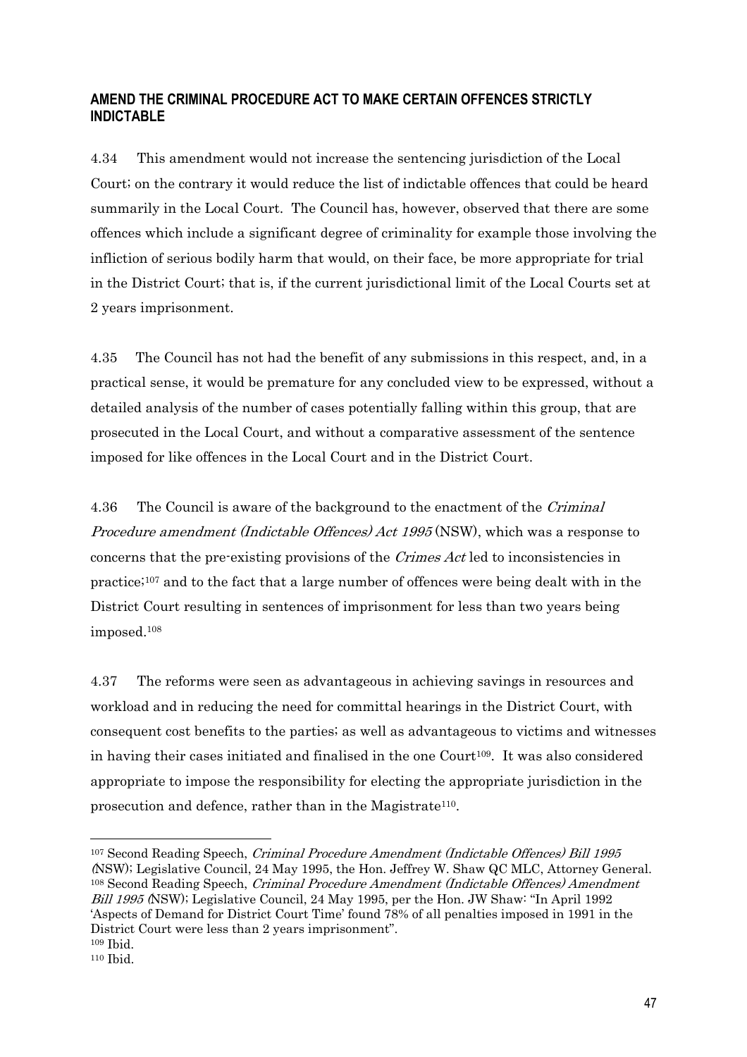## AMEND THE CRIMINAL PROCEDURE ACT TO MAKE CERTAIN OFFENCES STRICTLY INDICTABLE

4.34 This amendment would not increase the sentencing jurisdiction of the Local Court; on the contrary it would reduce the list of indictable offences that could be heard summarily in the Local Court. The Council has, however, observed that there are some offences which include a significant degree of criminality for example those involving the infliction of serious bodily harm that would, on their face, be more appropriate for trial in the District Court; that is, if the current jurisdictional limit of the Local Courts set at 2 years imprisonment.

4.35 The Council has not had the benefit of any submissions in this respect, and, in a practical sense, it would be premature for any concluded view to be expressed, without a detailed analysis of the number of cases potentially falling within this group, that are prosecuted in the Local Court, and without a comparative assessment of the sentence imposed for like offences in the Local Court and in the District Court.

4.36 The Council is aware of the background to the enactment of the *Criminal Procedure amendment (Indictable Offences) Act 1995* (NSW), which was a response to concerns that the pre-existing provisions of the *Crimes Act* led to inconsistencies in practice;[107] and to the fact that a large number of offences were being dealt with in the District Court resulting in sentences of imprisonment for less than two years being imposed.[108]

4.37 The reforms were seen as advantageous in achieving savings in resources and workload and in reducing the need for committal hearings in the District Court, with consequent cost benefits to the parties; as well as advantageous to victims and witnesses in having their cases initiated and finalised in the one Court[109]. It was also considered appropriate to impose the responsibility for electing the appropriate jurisdiction in the prosecution and defence, rather than in the Magistrate[110].

---

[107] Second Reading Speech, *Criminal Procedure Amendment (Indictable Offences) Bill 1995 (*NSW); Legislative Council, 24 May 1995, the Hon. Jeffrey W. Shaw QC MLC, Attorney General.

[108] Second Reading Speech, *Criminal Procedure Amendment (Indictable Offences) Amendment Bill 1995 (*NSW); Legislative Council, 24 May 1995, per the Hon. JW Shaw: "In April 1992 'Aspects of Demand for District Court Time' found 78% of all penalties imposed in 1991 in the District Court were less than 2 years imprisonment".

[109] Ibid.

[110] Ibid.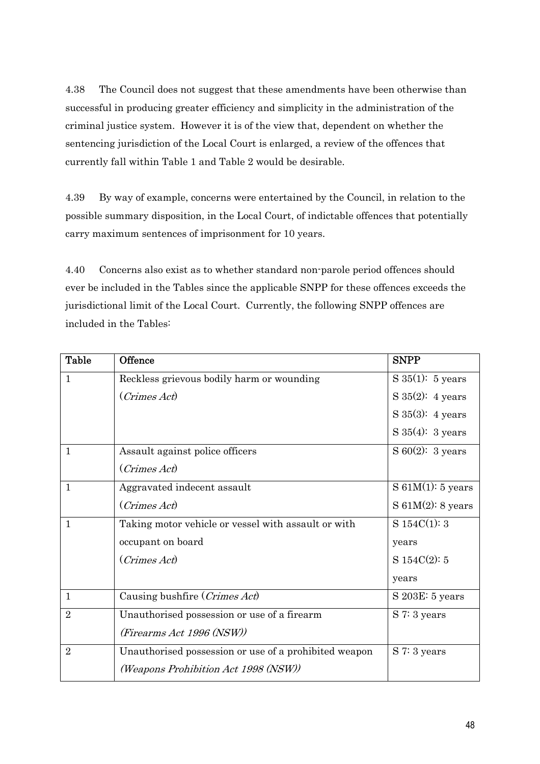4.38 The Council does not suggest that these amendments have been otherwise than successful in producing greater efficiency and simplicity in the administration of the criminal justice system. However it is of the view that, dependent on whether the sentencing jurisdiction of the Local Court is enlarged, a review of the offences that currently fall within Table 1 and Table 2 would be desirable.

4.39 By way of example, concerns were entertained by the Council, in relation to the possible summary disposition, in the Local Court, of indictable offences that potentially carry maximum sentences of imprisonment for 10 years.

4.40 Concerns also exist as to whether standard non-parole period offences should ever be included in the Tables since the applicable SNPP for these offences exceeds the jurisdictional limit of the Local Court. Currently, the following SNPP offences are included in the Tables:

| **Table** | **Offence** | **SNPP** |
|---|---|---|
| 1 | Reckless grievous bodily harm or wounding (*Crimes Act*) | S 35(1): 5 years<br>S 35(2): 4 years<br>S 35(3): 4 years<br>S 35(4): 3 years |
| 1 | Assault against police officers (*Crimes Act*) | S 60(2): 3 years |
| 1 | Aggravated indecent assault (*Crimes Act*) | S 61M(1): 5 years<br>S 61M(2): 8 years |
| 1 | Taking motor vehicle or vessel with assault or with occupant on board (*Crimes Act*) | S 154C(1): 3 years<br>S 154C(2): 5 years |
| 1 | Causing bushfire (*Crimes Act*) | S 203E: 5 years |
| 2 | Unauthorised possession or use of a firearm *(Firearms Act 1996 (NSW))* | S 7: 3 years |
| 2 | Unauthorised possession or use of a prohibited weapon *(Weapons Prohibition Act 1998 (NSW))* | S 7: 3 years |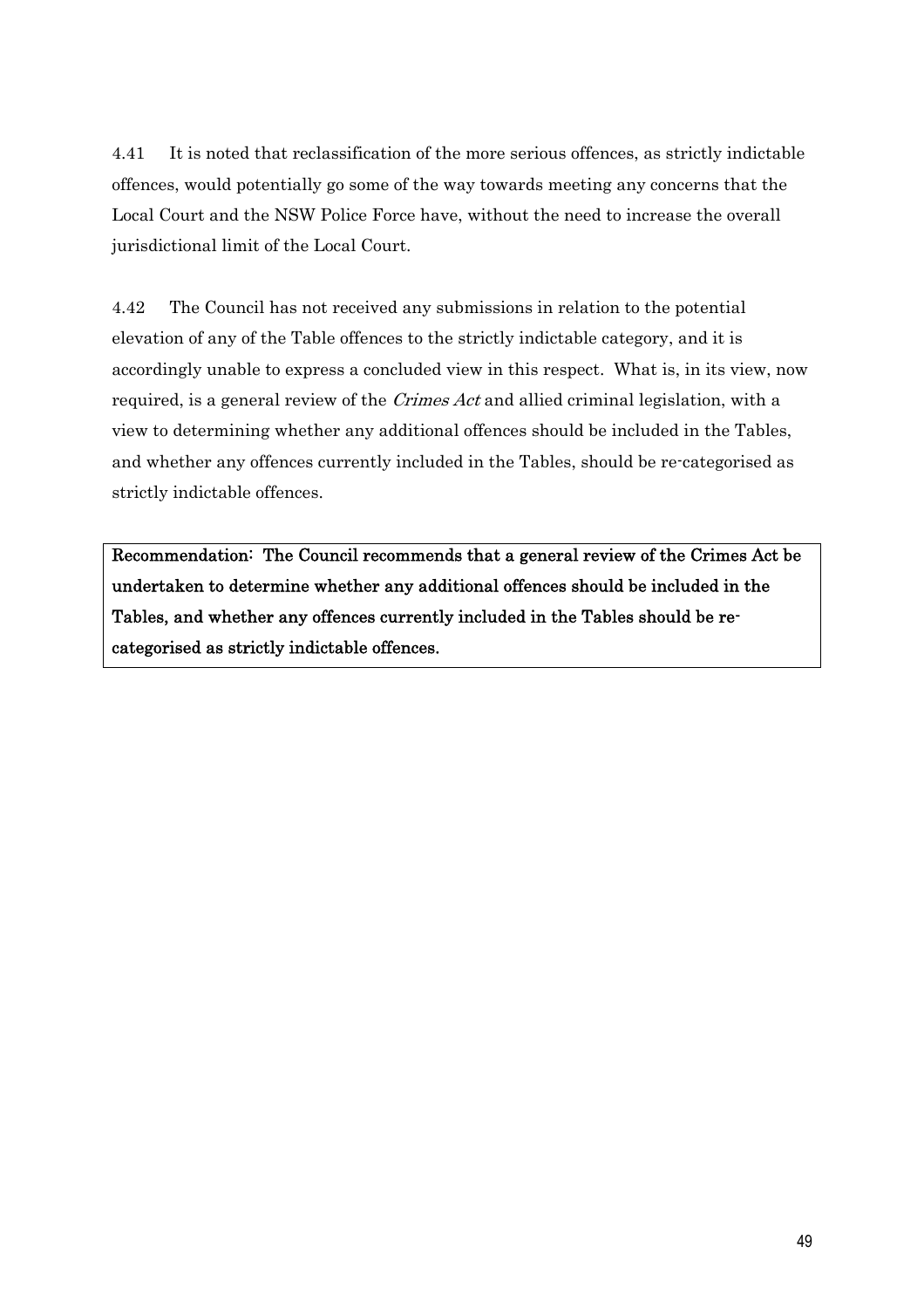4.41 It is noted that reclassification of the more serious offences, as strictly indictable offences, would potentially go some of the way towards meeting any concerns that the Local Court and the NSW Police Force have, without the need to increase the overall jurisdictional limit of the Local Court.

4.42 The Council has not received any submissions in relation to the potential elevation of any of the Table offences to the strictly indictable category, and it is accordingly unable to express a concluded view in this respect. What is, in its view, now required, is a general review of the *Crimes Act* and allied criminal legislation, with a view to determining whether any additional offences should be included in the Tables, and whether any offences currently included in the Tables, should be re-categorised as strictly indictable offences.

**Recommendation: The Council recommends that a general review of the Crimes Act be undertaken to determine whether any additional offences should be included in the Tables, and whether any offences currently included in the Tables should be re-categorised as strictly indictable offences.**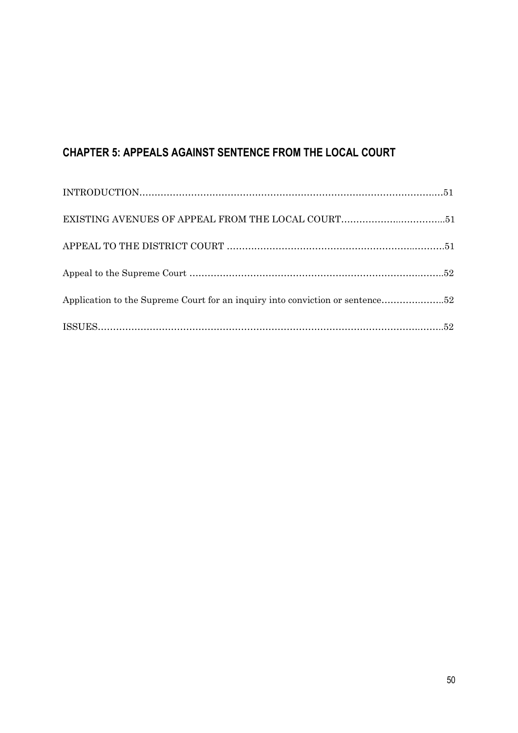## CHAPTER 5: APPEALS AGAINST SENTENCE FROM THE LOCAL COURT

INTRODUCTION......................................................................................................51

EXISTING AVENUES OF APPEAL FROM THE LOCAL COURT.......................................51

APPEAL TO THE DISTRICT COURT ..........................................................................51

Appeal to the Supreme Court .....................................................................................52

Application to the Supreme Court for an inquiry into conviction or sentence.....................52

ISSUES....................................................................................................................52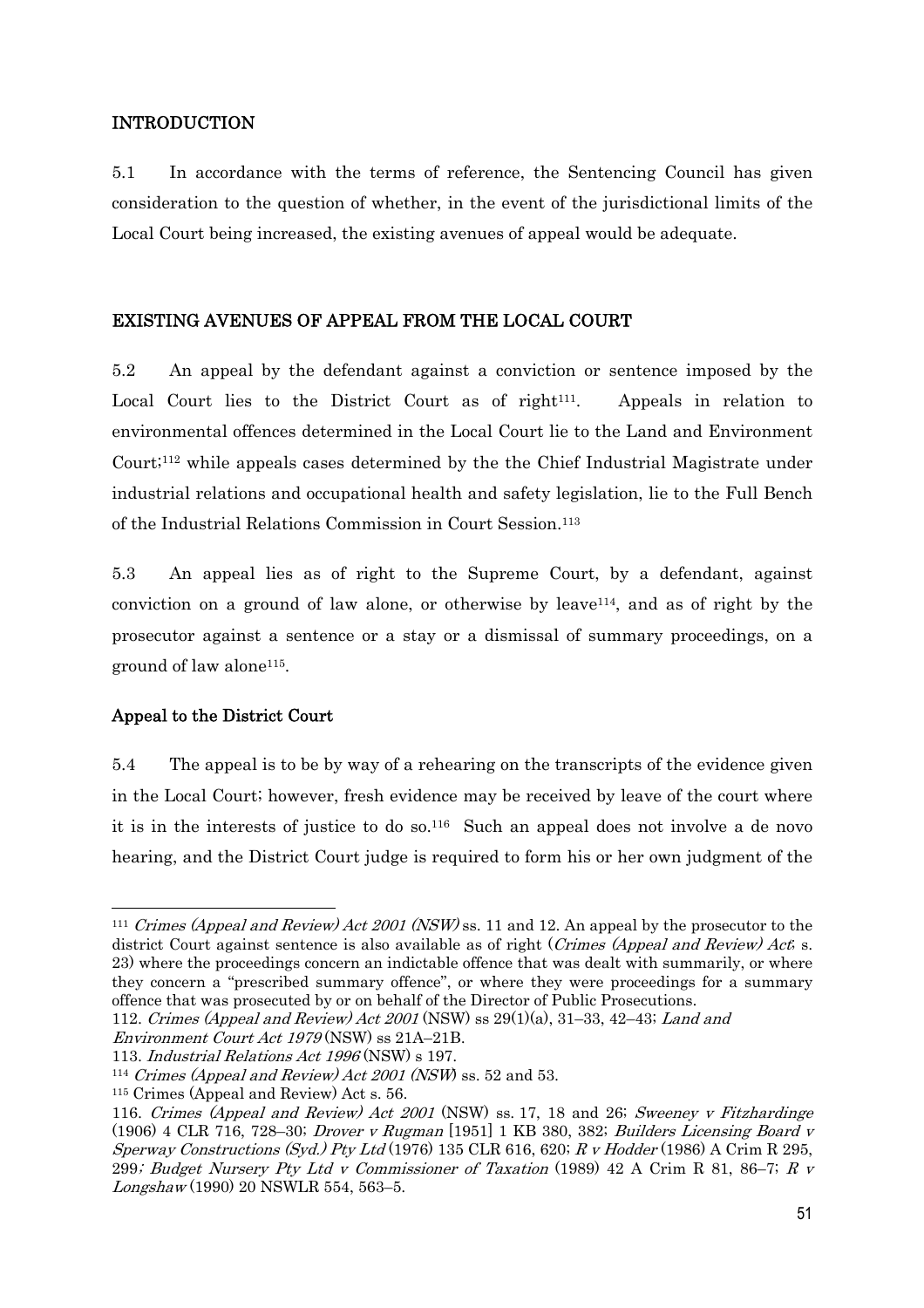## INTRODUCTION

5.1 In accordance with the terms of reference, the Sentencing Council has given consideration to the question of whether, in the event of the jurisdictional limits of the Local Court being increased, the existing avenues of appeal would be adequate.

## EXISTING AVENUES OF APPEAL FROM THE LOCAL COURT

5.2 An appeal by the defendant against a conviction or sentence imposed by the Local Court lies to the District Court as of right[111]. Appeals in relation to environmental offences determined in the Local Court lie to the Land and Environment Court;[112] while appeals cases determined by the the Chief Industrial Magistrate under industrial relations and occupational health and safety legislation, lie to the Full Bench of the Industrial Relations Commission in Court Session.[113]

5.3 An appeal lies as of right to the Supreme Court, by a defendant, against conviction on a ground of law alone, or otherwise by leave[114], and as of right by the prosecutor against a sentence or a stay or a dismissal of summary proceedings, on a ground of law alone[115].

### Appeal to the District Court

5.4 The appeal is to be by way of a rehearing on the transcripts of the evidence given in the Local Court; however, fresh evidence may be received by leave of the court where it is in the interests of justice to do so.[116] Such an appeal does not involve a de novo hearing, and the District Court judge is required to form his or her own judgment of the

---

[111] *Crimes (Appeal and Review) Act 2001 (NSW)* ss. 11 and 12. An appeal by the prosecutor to the district Court against sentence is also available as of right (*Crimes (Appeal and Review) Act*; s. 23) where the proceedings concern an indictable offence that was dealt with summarily, or where they concern a "prescribed summary offence", or where they were proceedings for a summary offence that was prosecuted by or on behalf of the Director of Public Prosecutions.

112. *Crimes (Appeal and Review) Act 2001* (NSW) ss 29(1)(a), 31–33, 42–43; *Land and Environment Court Act 1979* (NSW) ss 21A–21B.

113. *Industrial Relations Act 1996* (NSW) s 197.

[114] *Crimes (Appeal and Review) Act 2001 (NSW)* ss. 52 and 53.

[115] Crimes (Appeal and Review) Act s. 56.

116. *Crimes (Appeal and Review) Act 2001* (NSW) ss. 17, 18 and 26; *Sweeney v Fitzhardinge* (1906) 4 CLR 716, 728–30; *Drover v Rugman* [1951] 1 KB 380, 382; *Builders Licensing Board v Sperway Constructions (Syd.) Pty Ltd* (1976) 135 CLR 616, 620; *R v Hodder* (1986) A Crim R 295, 299; *Budget Nursery Pty Ltd v Commissioner of Taxation* (1989) 42 A Crim R 81, 86–7; *R v Longshaw* (1990) 20 NSWLR 554, 563–5.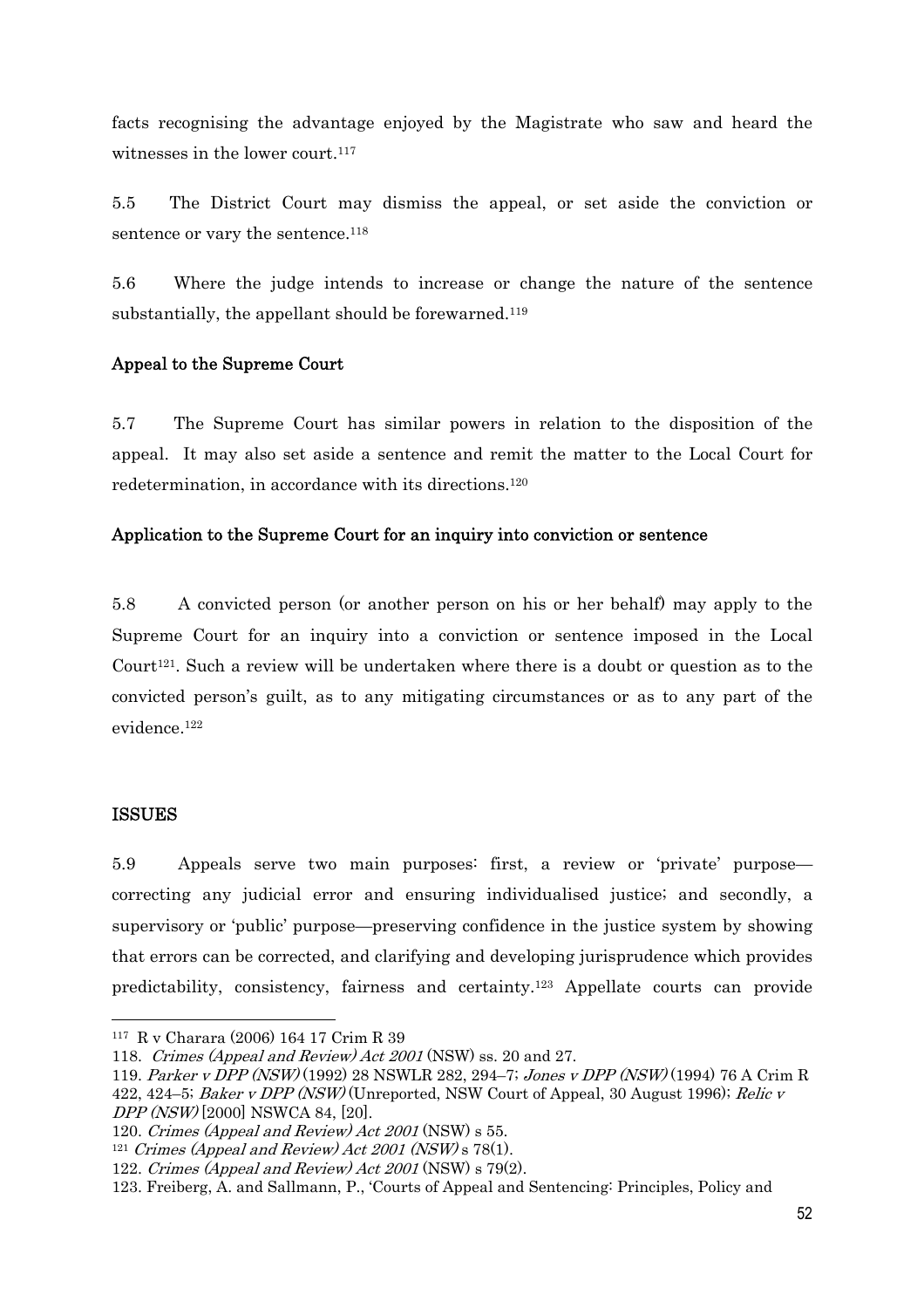facts recognising the advantage enjoyed by the Magistrate who saw and heard the witnesses in the lower court.[117]

5.5 The District Court may dismiss the appeal, or set aside the conviction or sentence or vary the sentence.[118]

5.6 Where the judge intends to increase or change the nature of the sentence substantially, the appellant should be forewarned.[119]

### Appeal to the Supreme Court

5.7 The Supreme Court has similar powers in relation to the disposition of the appeal. It may also set aside a sentence and remit the matter to the Local Court for redetermination, in accordance with its directions.[120]

### Application to the Supreme Court for an inquiry into conviction or sentence

5.8 A convicted person (or another person on his or her behalf) may apply to the Supreme Court for an inquiry into a conviction or sentence imposed in the Local Court[121]. Such a review will be undertaken where there is a doubt or question as to the convicted person's guilt, as to any mitigating circumstances or as to any part of the evidence.[122]

## ISSUES

5.9 Appeals serve two main purposes: first, a review or 'private' purpose—correcting any judicial error and ensuring individualised justice; and secondly, a supervisory or 'public' purpose—preserving confidence in the justice system by showing that errors can be corrected, and clarifying and developing jurisprudence which provides predictability, consistency, fairness and certainty.[123] Appellate courts can provide

---

117 R v Charara (2006) 164 17 Crim R 39

118. *Crimes (Appeal and Review) Act 2001* (NSW) ss. 20 and 27.

119. *Parker v DPP (NSW)* (1992) 28 NSWLR 282, 294–7; *Jones v DPP (NSW)* (1994) 76 A Crim R 422, 424–5; *Baker v DPP (NSW)* (Unreported, NSW Court of Appeal, 30 August 1996); *Relic v DPP (NSW)* [2000] NSWCA 84, [20].

120. *Crimes (Appeal and Review) Act 2001* (NSW) s 55.

121 *Crimes (Appeal and Review) Act 2001 (NSW)* s 78(1).

122. *Crimes (Appeal and Review) Act 2001* (NSW) s 79(2).

123. Freiberg, A. and Sallmann, P., 'Courts of Appeal and Sentencing: Principles, Policy and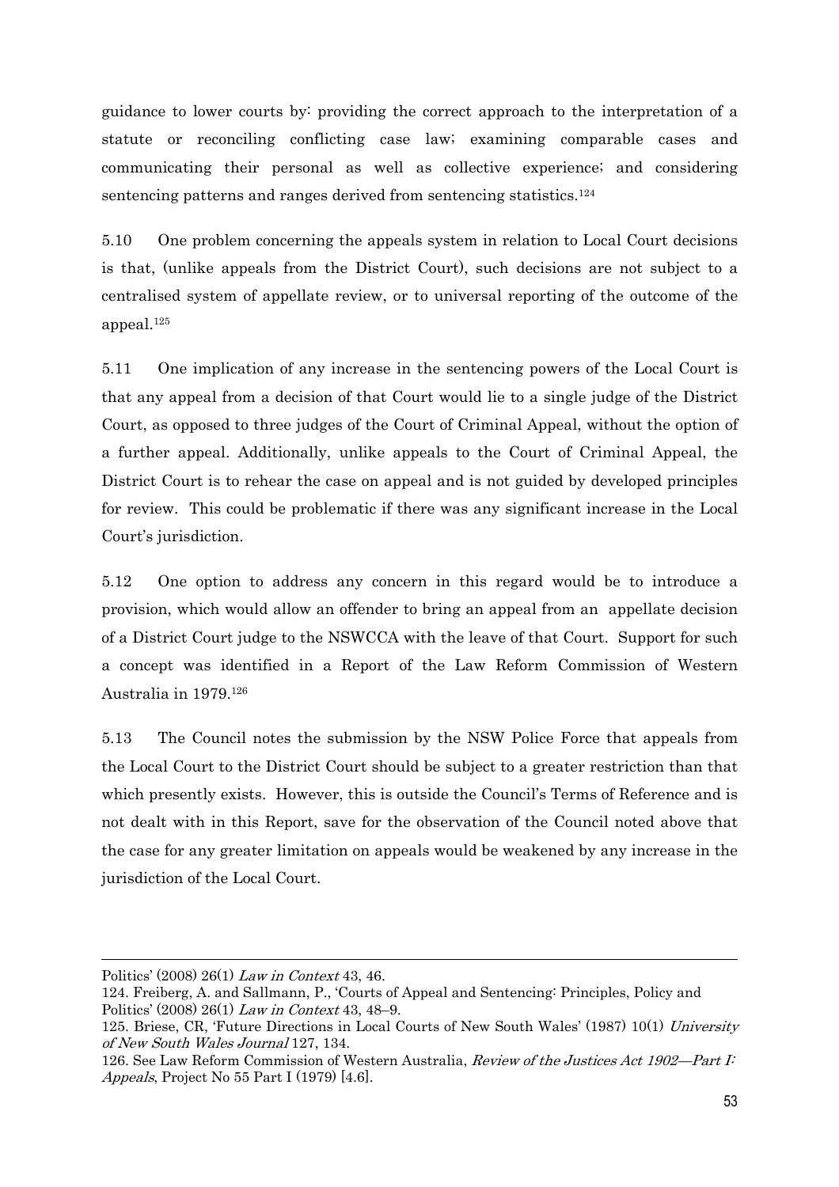guidance to lower courts by: providing the correct approach to the interpretation of a statute or reconciling conflicting case law; examining comparable cases and communicating their personal as well as collective experience; and considering sentencing patterns and ranges derived from sentencing statistics.[124]

5.10 One problem concerning the appeals system in relation to Local Court decisions is that, (unlike appeals from the District Court), such decisions are not subject to a centralised system of appellate review, or to universal reporting of the outcome of the appeal.[125]

5.11 One implication of any increase in the sentencing powers of the Local Court is that any appeal from a decision of that Court would lie to a single judge of the District Court, as opposed to three judges of the Court of Criminal Appeal, without the option of a further appeal. Additionally, unlike appeals to the Court of Criminal Appeal, the District Court is to rehear the case on appeal and is not guided by developed principles for review. This could be problematic if there was any significant increase in the Local Court's jurisdiction.

5.12 One option to address any concern in this regard would be to introduce a provision, which would allow an offender to bring an appeal from an appellate decision of a District Court judge to the NSWCCA with the leave of that Court. Support for such a concept was identified in a Report of the Law Reform Commission of Western Australia in 1979.[126]

5.13 The Council notes the submission by the NSW Police Force that appeals from the Local Court to the District Court should be subject to a greater restriction than that which presently exists. However, this is outside the Council's Terms of Reference and is not dealt with in this Report, save for the observation of the Council noted above that the case for any greater limitation on appeals would be weakened by any increase in the jurisdiction of the Local Court.

---

Politics' (2008) 26(1) *Law in Context* 43, 46.

124. Freiberg, A. and Sallmann, P., 'Courts of Appeal and Sentencing: Principles, Policy and Politics' (2008) 26(1) *Law in Context* 43, 48–9.

125. Briese, CR, 'Future Directions in Local Courts of New South Wales' (1987) 10(1) *University of New South Wales Journal* 127, 134.

126. See Law Reform Commission of Western Australia, *Review of the Justices Act 1902—Part I: Appeals*, Project No 55 Part I (1979) [4.6].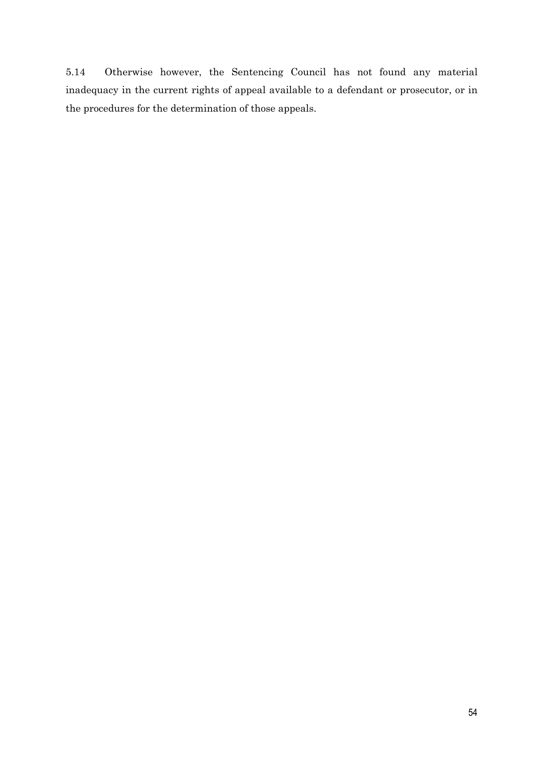5.14 Otherwise however, the Sentencing Council has not found any material inadequacy in the current rights of appeal available to a defendant or prosecutor, or in the procedures for the determination of those appeals.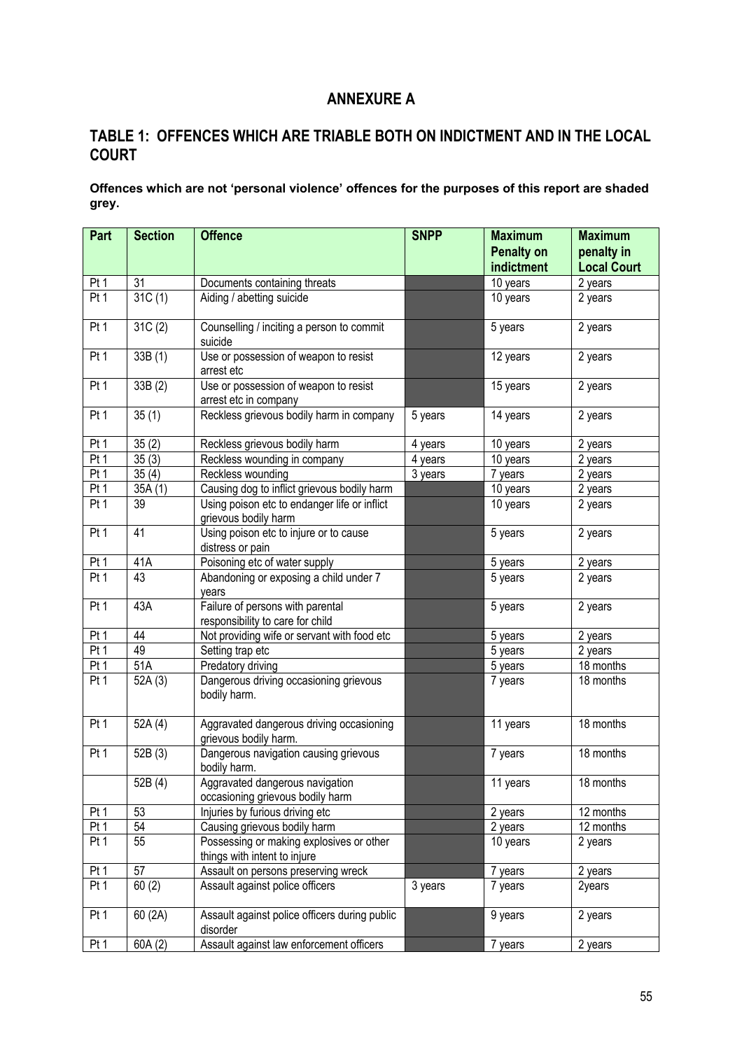# ANNEXURE A

## TABLE 1: OFFENCES WHICH ARE TRIABLE BOTH ON INDICTMENT AND IN THE LOCAL COURT

**Offences which are not 'personal violence' offences for the purposes of this report are shaded grey.**

| Part | Section | Offence | SNPP | Maximum Penalty on indictment | Maximum penalty in Local Court |
|---|---|---|---|---|---|
| Pt 1 | 31 | Documents containing threats | | 10 years | 2 years |
| Pt 1 | 31C (1) | Aiding / abetting suicide | | 10 years | 2 years |
| Pt 1 | 31C (2) | Counselling / inciting a person to commit suicide | | 5 years | 2 years |
| Pt 1 | 33B (1) | Use or possession of weapon to resist arrest etc | | 12 years | 2 years |
| Pt 1 | 33B (2) | Use or possession of weapon to resist arrest etc in company | | 15 years | 2 years |
| Pt 1 | 35 (1) | Reckless grievous bodily harm in company | 5 years | 14 years | 2 years |
| Pt 1 | 35 (2) | Reckless grievous bodily harm | 4 years | 10 years | 2 years |
| Pt 1 | 35 (3) | Reckless wounding in company | 4 years | 10 years | 2 years |
| Pt 1 | 35 (4) | Reckless wounding | 3 years | 7 years | 2 years |
| Pt 1 | 35A (1) | Causing dog to inflict grievous bodily harm | | 10 years | 2 years |
| Pt 1 | 39 | Using poison etc to endanger life or inflict grievous bodily harm | | 10 years | 2 years |
| Pt 1 | 41 | Using poison etc to injure or to cause distress or pain | | 5 years | 2 years |
| Pt 1 | 41A | Poisoning etc of water supply | | 5 years | 2 years |
| Pt 1 | 43 | Abandoning or exposing a child under 7 years | | 5 years | 2 years |
| Pt 1 | 43A | Failure of persons with parental responsibility to care for child | | 5 years | 2 years |
| Pt 1 | 44 | Not providing wife or servant with food etc | | 5 years | 2 years |
| Pt 1 | 49 | Setting trap etc | | 5 years | 2 years |
| Pt 1 | 51A | Predatory driving | | 5 years | 18 months |
| Pt 1 | 52A (3) | Dangerous driving occasioning grievous bodily harm. | | 7 years | 18 months |
| Pt 1 | 52A (4) | Aggravated dangerous driving occasioning grievous bodily harm. | | 11 years | 18 months |
| Pt 1 | 52B (3) | Dangerous navigation causing grievous bodily harm. | | 7 years | 18 months |
| | 52B (4) | Aggravated dangerous navigation occasioning grievous bodily harm | | 11 years | 18 months |
| Pt 1 | 53 | Injuries by furious driving etc | | 2 years | 12 months |
| Pt 1 | 54 | Causing grievous bodily harm | | 2 years | 12 months |
| Pt 1 | 55 | Possessing or making explosives or other things with intent to injure | | 10 years | 2 years |
| Pt 1 | 57 | Assault on persons preserving wreck | | 7 years | 2 years |
| Pt 1 | 60 (2) | Assault against police officers | 3 years | 7 years | 2years |
| Pt 1 | 60 (2A) | Assault against police officers during public disorder | | 9 years | 2 years |
| Pt 1 | 60A (2) | Assault against law enforcement officers | | 7 years | 2 years |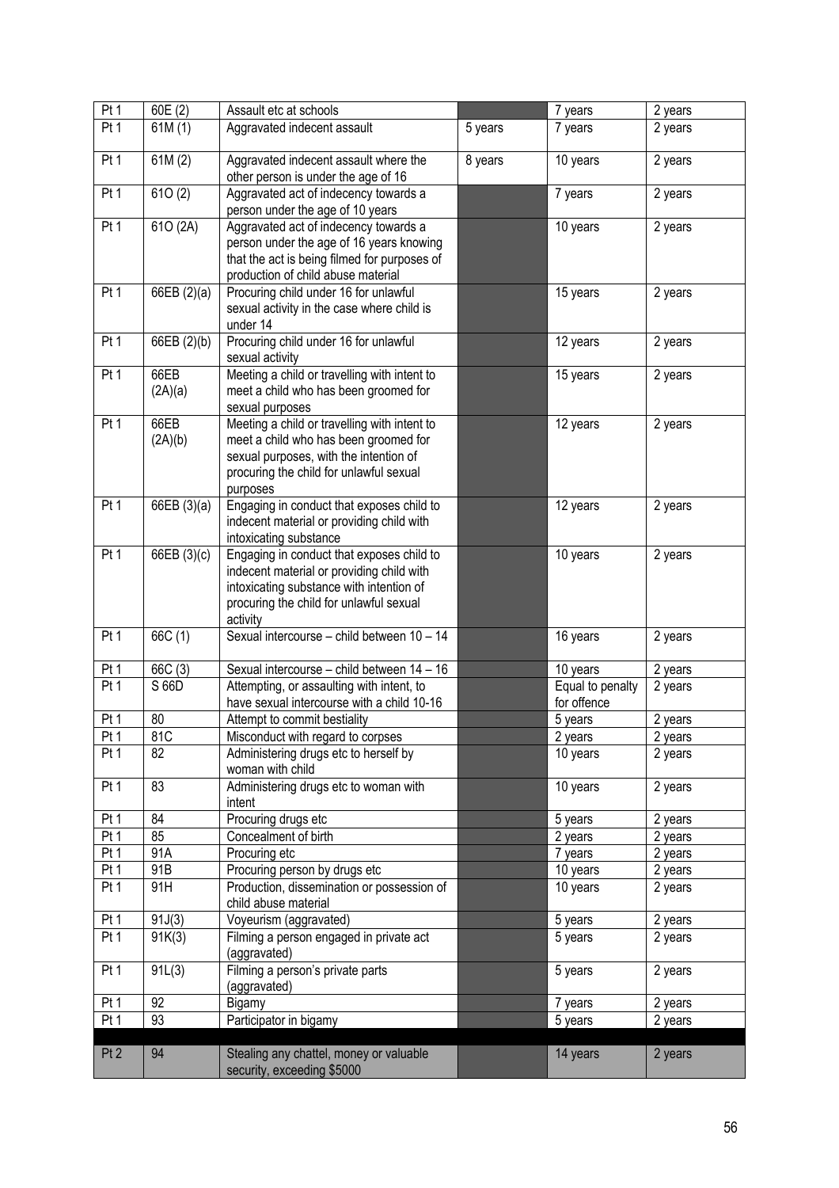| | | | | | |
|---|---|---|---|---|---|
| Pt 1 | 60E (2) | Assault etc at schools | | 7 years | 2 years |
| Pt 1 | 61M (1) | Aggravated indecent assault | 5 years | 7 years | 2 years |
| Pt 1 | 61M (2) | Aggravated indecent assault where the other person is under the age of 16 | 8 years | 10 years | 2 years |
| Pt 1 | 61O (2) | Aggravated act of indecency towards a person under the age of 10 years | | 7 years | 2 years |
| Pt 1 | 61O (2A) | Aggravated act of indecency towards a person under the age of 16 years knowing that the act is being filmed for purposes of production of child abuse material | | 10 years | 2 years |
| Pt 1 | 66EB (2)(a) | Procuring child under 16 for unlawful sexual activity in the case where child is under 14 | | 15 years | 2 years |
| Pt 1 | 66EB (2)(b) | Procuring child under 16 for unlawful sexual activity | | 12 years | 2 years |
| Pt 1 | 66EB (2A)(a) | Meeting a child or travelling with intent to meet a child who has been groomed for sexual purposes | | 15 years | 2 years |
| Pt 1 | 66EB (2A)(b) | Meeting a child or travelling with intent to meet a child who has been groomed for sexual purposes, with the intention of procuring the child for unlawful sexual purposes | | 12 years | 2 years |
| Pt 1 | 66EB (3)(a) | Engaging in conduct that exposes child to indecent material or providing child with intoxicating substance | | 12 years | 2 years |
| Pt 1 | 66EB (3)(c) | Engaging in conduct that exposes child to indecent material or providing child with intoxicating substance with intention of procuring the child for unlawful sexual activity | | 10 years | 2 years |
| Pt 1 | 66C (1) | Sexual intercourse – child between 10 – 14 | | 16 years | 2 years |
| Pt 1 | 66C (3) | Sexual intercourse – child between 14 – 16 | | 10 years | 2 years |
| Pt 1 | S 66D | Attempting, or assaulting with intent, to have sexual intercourse with a child 10-16 | | Equal to penalty for offence | 2 years |
| Pt 1 | 80 | Attempt to commit bestiality | | 5 years | 2 years |
| Pt 1 | 81C | Misconduct with regard to corpses | | 2 years | 2 years |
| Pt 1 | 82 | Administering drugs etc to herself by woman with child | | 10 years | 2 years |
| Pt 1 | 83 | Administering drugs etc to woman with intent | | 10 years | 2 years |
| Pt 1 | 84 | Procuring drugs etc | | 5 years | 2 years |
| Pt 1 | 85 | Concealment of birth | | 2 years | 2 years |
| Pt 1 | 91A | Procuring etc | | 7 years | 2 years |
| Pt 1 | 91B | Procuring person by drugs etc | | 10 years | 2 years |
| Pt 1 | 91H | Production, dissemination or possession of child abuse material | | 10 years | 2 years |
| Pt 1 | 91J(3) | Voyeurism (aggravated) | | 5 years | 2 years |
| Pt 1 | 91K(3) | Filming a person engaged in private act (aggravated) | | 5 years | 2 years |
| Pt 1 | 91L(3) | Filming a person's private parts (aggravated) | | 5 years | 2 years |
| Pt 1 | 92 | Bigamy | | 7 years | 2 years |
| Pt 1 | 93 | Participator in bigamy | | 5 years | 2 years |
| | | | | | |
| Pt 2 | 94 | Stealing any chattel, money or valuable security, exceeding $5000 | | 14 years | 2 years |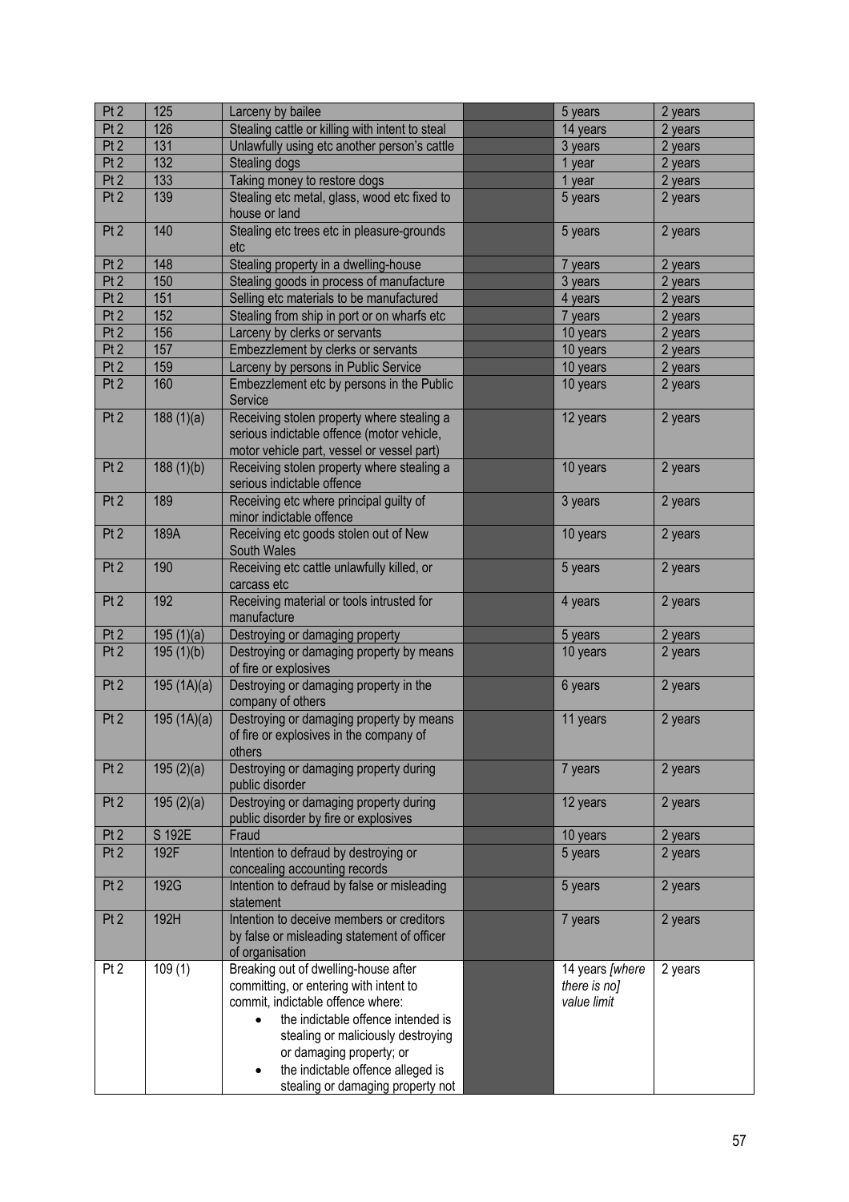| Pt 2 | 125 | Larceny by bailee | | 5 years | 2 years |
|---|---|---|---|---|---|
| Pt 2 | 126 | Stealing cattle or killing with intent to steal | | 14 years | 2 years |
| Pt 2 | 131 | Unlawfully using etc another person's cattle | | 3 years | 2 years |
| Pt 2 | 132 | Stealing dogs | | 1 year | 2 years |
| Pt 2 | 133 | Taking money to restore dogs | | 1 year | 2 years |
| Pt 2 | 139 | Stealing etc metal, glass, wood etc fixed to house or land | | 5 years | 2 years |
| Pt 2 | 140 | Stealing etc trees etc in pleasure-grounds etc | | 5 years | 2 years |
| Pt 2 | 148 | Stealing property in a dwelling-house | | 7 years | 2 years |
| Pt 2 | 150 | Stealing goods in process of manufacture | | 3 years | 2 years |
| Pt 2 | 151 | Selling etc materials to be manufactured | | 4 years | 2 years |
| Pt 2 | 152 | Stealing from ship in port or on wharfs etc | | 7 years | 2 years |
| Pt 2 | 156 | Larceny by clerks or servants | | 10 years | 2 years |
| Pt 2 | 157 | Embezzlement by clerks or servants | | 10 years | 2 years |
| Pt 2 | 159 | Larceny by persons in Public Service | | 10 years | 2 years |
| Pt 2 | 160 | Embezzlement etc by persons in the Public Service | | 10 years | 2 years |
| Pt 2 | 188 (1)(a) | Receiving stolen property where stealing a serious indictable offence (motor vehicle, motor vehicle part, vessel or vessel part) | | 12 years | 2 years |
| Pt 2 | 188 (1)(b) | Receiving stolen property where stealing a serious indictable offence | | 10 years | 2 years |
| Pt 2 | 189 | Receiving etc where principal guilty of minor indictable offence | | 3 years | 2 years |
| Pt 2 | 189A | Receiving etc goods stolen out of New South Wales | | 10 years | 2 years |
| Pt 2 | 190 | Receiving etc cattle unlawfully killed, or carcass etc | | 5 years | 2 years |
| Pt 2 | 192 | Receiving material or tools intrusted for manufacture | | 4 years | 2 years |
| Pt 2 | 195 (1)(a) | Destroying or damaging property | | 5 years | 2 years |
| Pt 2 | 195 (1)(b) | Destroying or damaging property by means of fire or explosives | | 10 years | 2 years |
| Pt 2 | 195 (1A)(a) | Destroying or damaging property in the company of others | | 6 years | 2 years |
| Pt 2 | 195 (1A)(a) | Destroying or damaging property by means of fire or explosives in the company of others | | 11 years | 2 years |
| Pt 2 | 195 (2)(a) | Destroying or damaging property during public disorder | | 7 years | 2 years |
| Pt 2 | 195 (2)(a) | Destroying or damaging property during public disorder by fire or explosives | | 12 years | 2 years |
| Pt 2 | S 192E | Fraud | | 10 years | 2 years |
| Pt 2 | 192F | Intention to defraud by destroying or concealing accounting records | | 5 years | 2 years |
| Pt 2 | 192G | Intention to defraud by false or misleading statement | | 5 years | 2 years |
| Pt 2 | 192H | Intention to deceive members or creditors by false or misleading statement of officer of organisation | | 7 years | 2 years |
| Pt 2 | 109 (1) | Breaking out of dwelling-house after committing, or entering with intent to commit, indictable offence where:<br>• the indictable offence intended is stealing or maliciously destroying or damaging property; or<br>• the indictable offence alleged is stealing or damaging property not | | 14 years *[where there is no] value limit* | 2 years |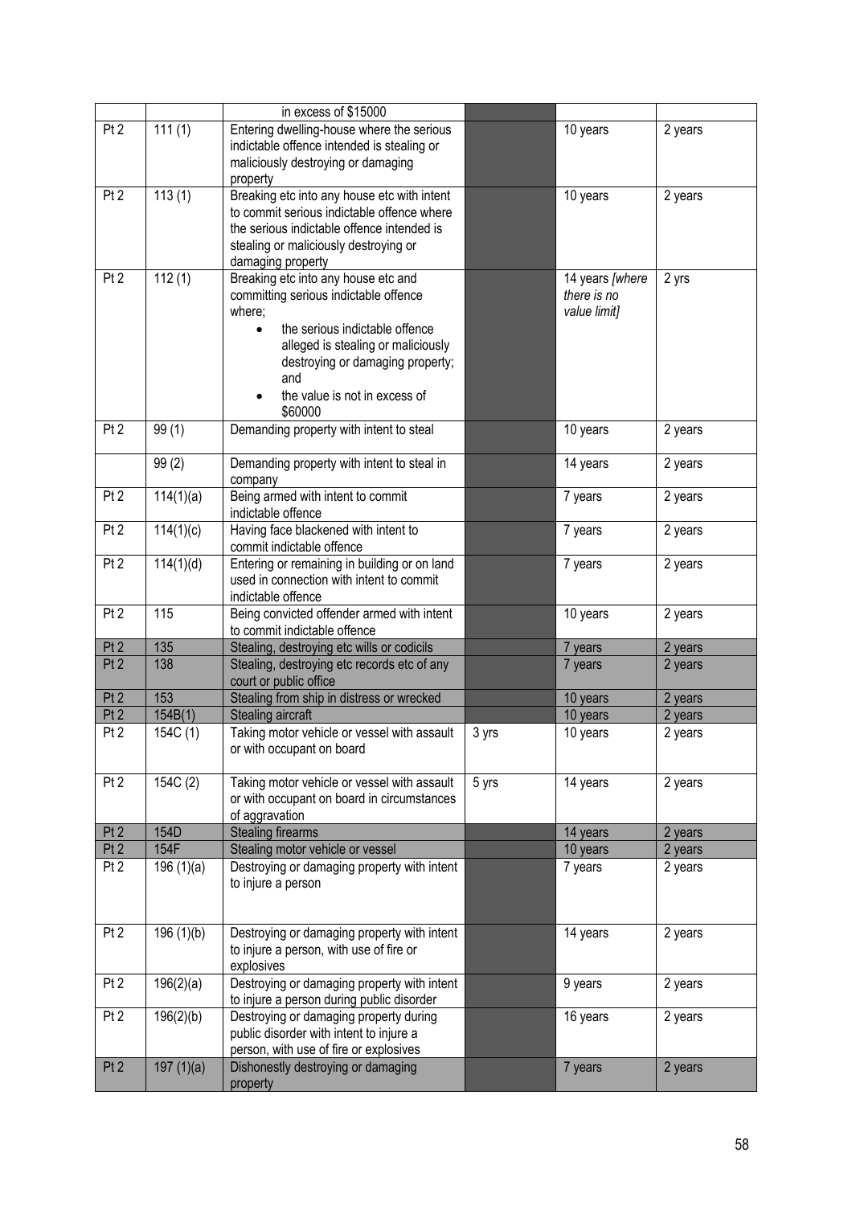|  |  | in excess of $15000 |  |  |  |
| --- | --- | --- | --- | --- | --- |
| Pt 2 | 111 (1) | Entering dwelling-house where the serious indictable offence intended is stealing or maliciously destroying or damaging property |  | 10 years | 2 years |
| Pt 2 | 113 (1) | Breaking etc into any house etc with intent to commit serious indictable offence where the serious indictable offence intended is stealing or maliciously destroying or damaging property |  | 10 years | 2 years |
| Pt 2 | 112 (1) | Breaking etc into any house etc and committing serious indictable offence where; • the serious indictable offence alleged is stealing or maliciously destroying or damaging property; and • the value is not in excess of $60000 |  | 14 years *[where there is no value limit]* | 2 yrs |
| Pt 2 | 99 (1) | Demanding property with intent to steal |  | 10 years | 2 years |
|  | 99 (2) | Demanding property with intent to steal in company |  | 14 years | 2 years |
| Pt 2 | 114(1)(a) | Being armed with intent to commit indictable offence |  | 7 years | 2 years |
| Pt 2 | 114(1)(c) | Having face blackened with intent to commit indictable offence |  | 7 years | 2 years |
| Pt 2 | 114(1)(d) | Entering or remaining in building or on land used in connection with intent to commit indictable offence |  | 7 years | 2 years |
| Pt 2 | 115 | Being convicted offender armed with intent to commit indictable offence |  | 10 years | 2 years |
| Pt 2 | 135 | Stealing, destroying etc wills or codicils |  | 7 years | 2 years |
| Pt 2 | 138 | Stealing, destroying etc records etc of any court or public office |  | 7 years | 2 years |
| Pt 2 | 153 | Stealing from ship in distress or wrecked |  | 10 years | 2 years |
| Pt 2 | 154B(1) | Stealing aircraft |  | 10 years | 2 years |
| Pt 2 | 154C (1) | Taking motor vehicle or vessel with assault or with occupant on board | 3 yrs | 10 years | 2 years |
| Pt 2 | 154C (2) | Taking motor vehicle or vessel with assault or with occupant on board in circumstances of aggravation | 5 yrs | 14 years | 2 years |
| Pt 2 | 154D | Stealing firearms |  | 14 years | 2 years |
| Pt 2 | 154F | Stealing motor vehicle or vessel |  | 10 years | 2 years |
| Pt 2 | 196 (1)(a) | Destroying or damaging property with intent to injure a person |  | 7 years | 2 years |
| Pt 2 | 196 (1)(b) | Destroying or damaging property with intent to injure a person, with use of fire or explosives |  | 14 years | 2 years |
| Pt 2 | 196(2)(a) | Destroying or damaging property with intent to injure a person during public disorder |  | 9 years | 2 years |
| Pt 2 | 196(2)(b) | Destroying or damaging property during public disorder with intent to injure a person, with use of fire or explosives |  | 16 years | 2 years |
| Pt 2 | 197 (1)(a) | Dishonestly destroying or damaging property |  | 7 years | 2 years |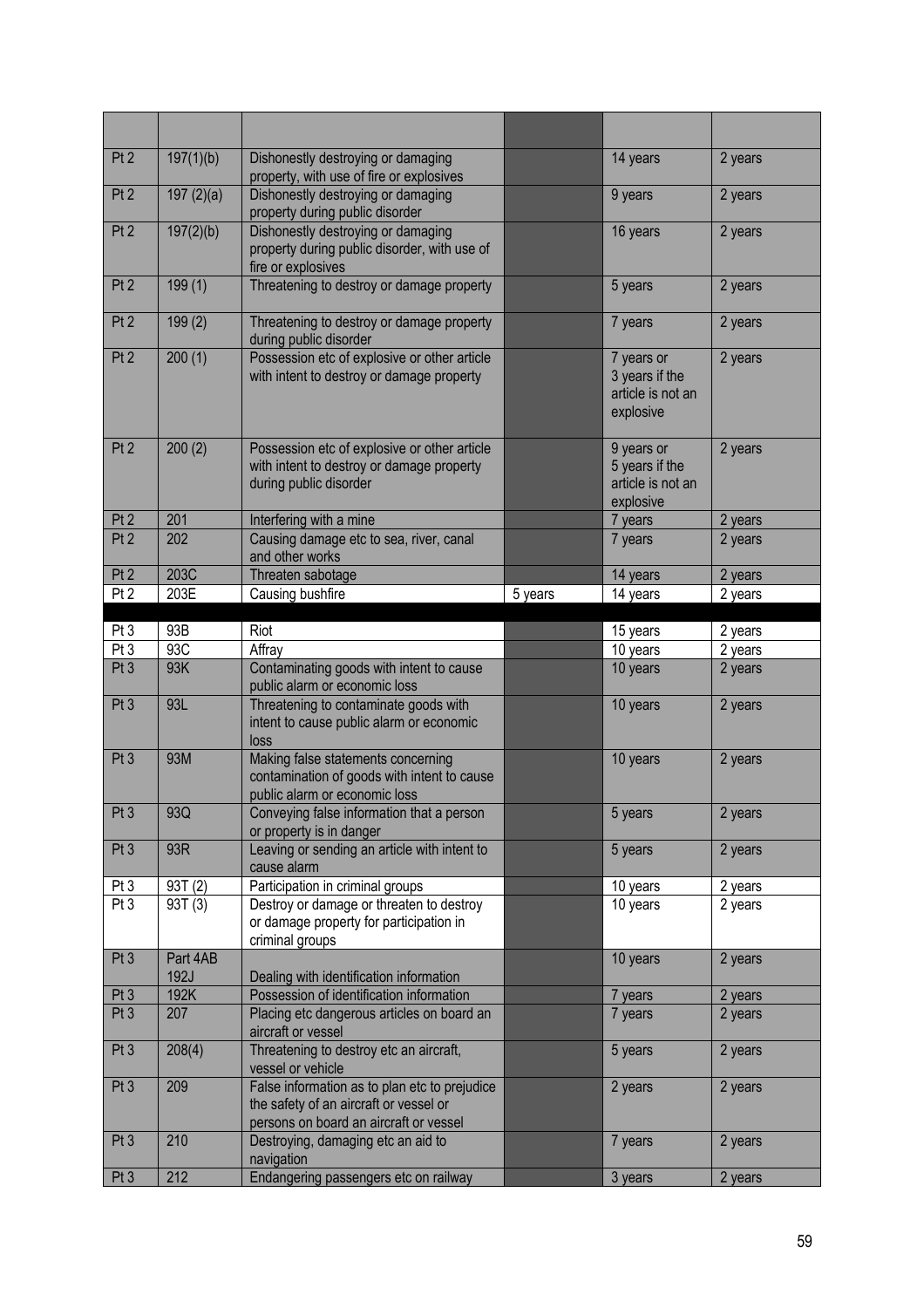| | | | | | |
|---|---|---|---|---|---|
| Pt 2 | 197(1)(b) | Dishonestly destroying or damaging property, with use of fire or explosives | | 14 years | 2 years |
| Pt 2 | 197 (2)(a) | Dishonestly destroying or damaging property during public disorder | | 9 years | 2 years |
| Pt 2 | 197(2)(b) | Dishonestly destroying or damaging property during public disorder, with use of fire or explosives | | 16 years | 2 years |
| Pt 2 | 199 (1) | Threatening to destroy or damage property | | 5 years | 2 years |
| Pt 2 | 199 (2) | Threatening to destroy or damage property during public disorder | | 7 years | 2 years |
| Pt 2 | 200 (1) | Possession etc of explosive or other article with intent to destroy or damage property | | 7 years or 3 years if the article is not an explosive | 2 years |
| Pt 2 | 200 (2) | Possession etc of explosive or other article with intent to destroy or damage property during public disorder | | 9 years or 5 years if the article is not an explosive | 2 years |
| Pt 2 | 201 | Interfering with a mine | | 7 years | 2 years |
| Pt 2 | 202 | Causing damage etc to sea, river, canal and other works | | 7 years | 2 years |
| Pt 2 | 203C | Threaten sabotage | | 14 years | 2 years |
| Pt 2 | 203E | Causing bushfire | 5 years | 14 years | 2 years |
| | | | | | |
| Pt 3 | 93B | Riot | | 15 years | 2 years |
| Pt 3 | 93C | Affray | | 10 years | 2 years |
| Pt 3 | 93K | Contaminating goods with intent to cause public alarm or economic loss | | 10 years | 2 years |
| Pt 3 | 93L | Threatening to contaminate goods with intent to cause public alarm or economic loss | | 10 years | 2 years |
| Pt 3 | 93M | Making false statements concerning contamination of goods with intent to cause public alarm or economic loss | | 10 years | 2 years |
| Pt 3 | 93Q | Conveying false information that a person or property is in danger | | 5 years | 2 years |
| Pt 3 | 93R | Leaving or sending an article with intent to cause alarm | | 5 years | 2 years |
| Pt 3 | 93T (2) | Participation in criminal groups | | 10 years | 2 years |
| Pt 3 | 93T (3) | Destroy or damage or threaten to destroy or damage property for participation in criminal groups | | 10 years | 2 years |
| Pt 3 | Part 4AB 192J | Dealing with identification information | | 10 years | 2 years |
| Pt 3 | 192K | Possession of identification information | | 7 years | 2 years |
| Pt 3 | 207 | Placing etc dangerous articles on board an aircraft or vessel | | 7 years | 2 years |
| Pt 3 | 208(4) | Threatening to destroy etc an aircraft, vessel or vehicle | | 5 years | 2 years |
| Pt 3 | 209 | False information as to plan etc to prejudice the safety of an aircraft or vessel or persons on board an aircraft or vessel | | 2 years | 2 years |
| Pt 3 | 210 | Destroying, damaging etc an aid to navigation | | 7 years | 2 years |
| Pt 3 | 212 | Endangering passengers etc on railway | | 3 years | 2 years |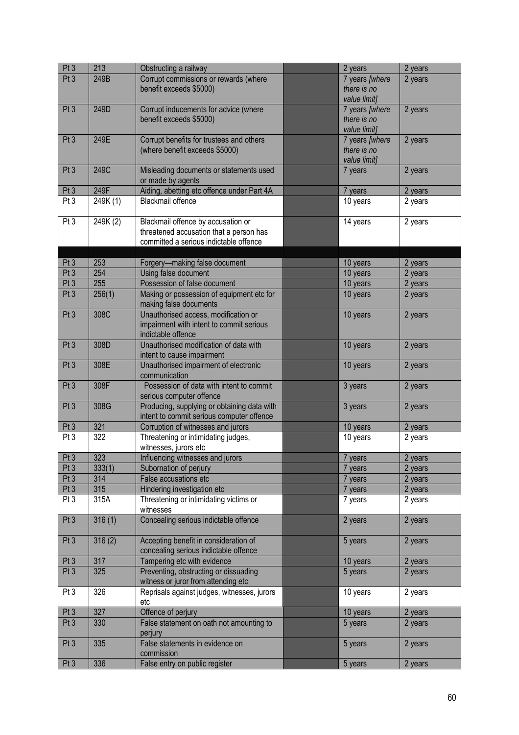| | | | | | |
|---|---|---|---|---|---|
| Pt 3 | 213 | Obstructing a railway | | 2 years | 2 years |
| Pt 3 | 249B | Corrupt commissions or rewards (where benefit exceeds $5000) | | 7 years *[where there is no value limit]* | 2 years |
| Pt 3 | 249D | Corrupt inducements for advice (where benefit exceeds $5000) | | 7 years *[where there is no value limit]* | 2 years |
| Pt 3 | 249E | Corrupt benefits for trustees and others (where benefit exceeds $5000) | | 7 years *[where there is no value limit]* | 2 years |
| Pt 3 | 249C | Misleading documents or statements used or made by agents | | 7 years | 2 years |
| Pt 3 | 249F | Aiding, abetting etc offence under Part 4A | | 7 years | 2 years |
| Pt 3 | 249K (1) | Blackmail offence | | 10 years | 2 years |
| Pt 3 | 249K (2) | Blackmail offence by accusation or threatened accusation that a person has committed a serious indictable offence | | 14 years | 2 years |
| | | | | | |
| Pt 3 | 253 | Forgery—making false document | | 10 years | 2 years |
| Pt 3 | 254 | Using false document | | 10 years | 2 years |
| Pt 3 | 255 | Possession of false document | | 10 years | 2 years |
| Pt 3 | 256(1) | Making or possession of equipment etc for making false documents | | 10 years | 2 years |
| Pt 3 | 308C | Unauthorised access, modification or impairment with intent to commit serious indictable offence | | 10 years | 2 years |
| Pt 3 | 308D | Unauthorised modification of data with intent to cause impairment | | 10 years | 2 years |
| Pt 3 | 308E | Unauthorised impairment of electronic communication | | 10 years | 2 years |
| Pt 3 | 308F | Possession of data with intent to commit serious computer offence | | 3 years | 2 years |
| Pt 3 | 308G | Producing, supplying or obtaining data with intent to commit serious computer offence | | 3 years | 2 years |
| Pt 3 | 321 | Corruption of witnesses and jurors | | 10 years | 2 years |
| Pt 3 | 322 | Threatening or intimidating judges, witnesses, jurors etc | | 10 years | 2 years |
| Pt 3 | 323 | Influencing witnesses and jurors | | 7 years | 2 years |
| Pt 3 | 333(1) | Subornation of perjury | | 7 years | 2 years |
| Pt 3 | 314 | False accusations etc | | 7 years | 2 years |
| Pt 3 | 315 | Hindering investigation etc | | 7 years | 2 years |
| Pt 3 | 315A | Threatening or intimidating victims or witnesses | | 7 years | 2 years |
| Pt 3 | 316 (1) | Concealing serious indictable offence | | 2 years | 2 years |
| Pt 3 | 316 (2) | Accepting benefit in consideration of concealing serious indictable offence | | 5 years | 2 years |
| Pt 3 | 317 | Tampering etc with evidence | | 10 years | 2 years |
| Pt 3 | 325 | Preventing, obstructing or dissuading witness or juror from attending etc | | 5 years | 2 years |
| Pt 3 | 326 | Reprisals against judges, witnesses, jurors etc | | 10 years | 2 years |
| Pt 3 | 327 | Offence of perjury | | 10 years | 2 years |
| Pt 3 | 330 | False statement on oath not amounting to perjury | | 5 years | 2 years |
| Pt 3 | 335 | False statements in evidence on commission | | 5 years | 2 years |
| Pt 3 | 336 | False entry on public register | | 5 years | 2 years |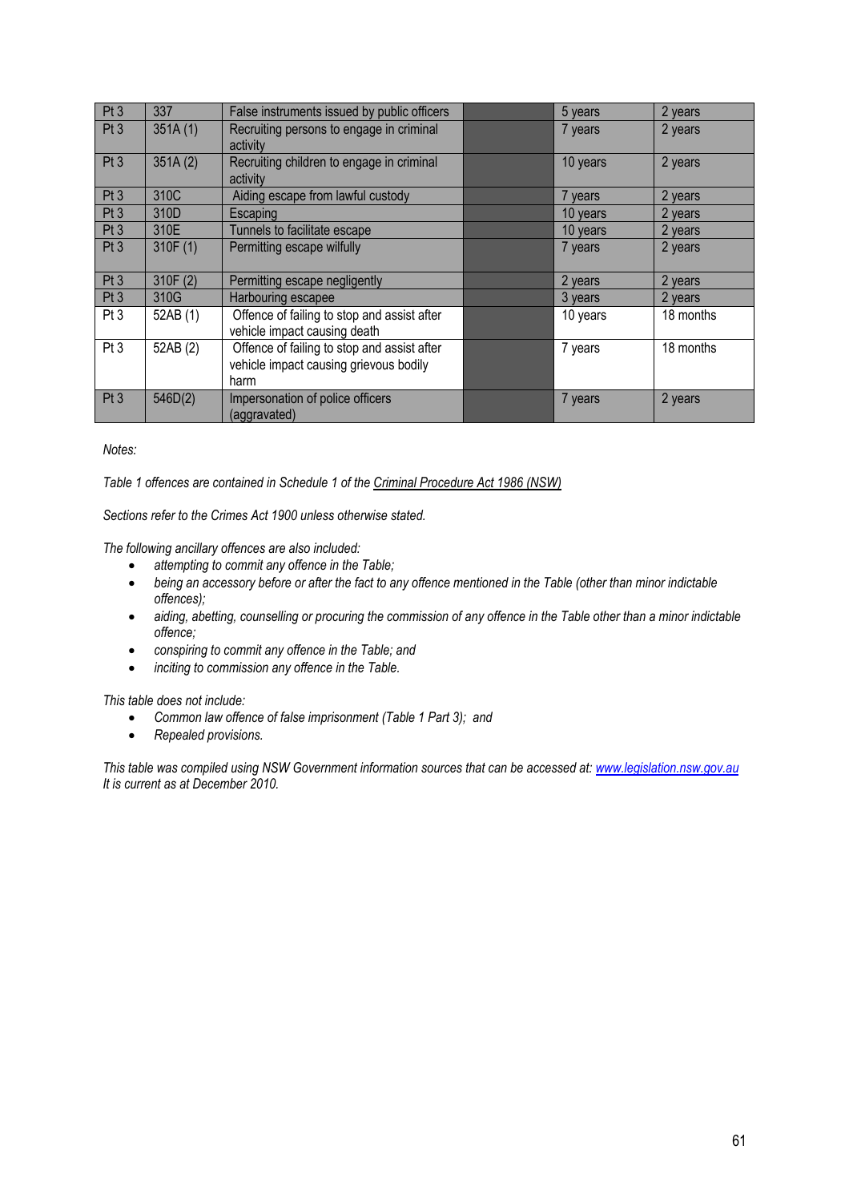| Pt 3 | 337 | False instruments issued by public officers | | 5 years | 2 years |
|---|---|---|---|---|---|
| Pt 3 | 351A (1) | Recruiting persons to engage in criminal activity | | 7 years | 2 years |
| Pt 3 | 351A (2) | Recruiting children to engage in criminal activity | | 10 years | 2 years |
| Pt 3 | 310C | Aiding escape from lawful custody | | 7 years | 2 years |
| Pt 3 | 310D | Escaping | | 10 years | 2 years |
| Pt 3 | 310E | Tunnels to facilitate escape | | 10 years | 2 years |
| Pt 3 | 310F (1) | Permitting escape wilfully | | 7 years | 2 years |
| Pt 3 | 310F (2) | Permitting escape negligently | | 2 years | 2 years |
| Pt 3 | 310G | Harbouring escapee | | 3 years | 2 years |
| Pt 3 | 52AB (1) | Offence of failing to stop and assist after vehicle impact causing death | | 10 years | 18 months |
| Pt 3 | 52AB (2) | Offence of failing to stop and assist after vehicle impact causing grievous bodily harm | | 7 years | 18 months |
| Pt 3 | 546D(2) | Impersonation of police officers (aggravated) | | 7 years | 2 years |

*Notes:*

*Table 1 offences are contained in Schedule 1 of the Criminal Procedure Act 1986 (NSW)*

*Sections refer to the Crimes Act 1900 unless otherwise stated.*

*The following ancillary offences are also included:*

- *attempting to commit any offence in the Table;*
- *being an accessory before or after the fact to any offence mentioned in the Table (other than minor indictable offences);*
- *aiding, abetting, counselling or procuring the commission of any offence in the Table other than a minor indictable offence;*
- *conspiring to commit any offence in the Table; and*
- *inciting to commission any offence in the Table.*

*This table does not include:*

- *Common law offence of false imprisonment (Table 1 Part 3); and*
- *Repealed provisions.*

*This table was compiled using NSW Government information sources that can be accessed at: www.legislation.nsw.gov.au It is current as at December 2010.*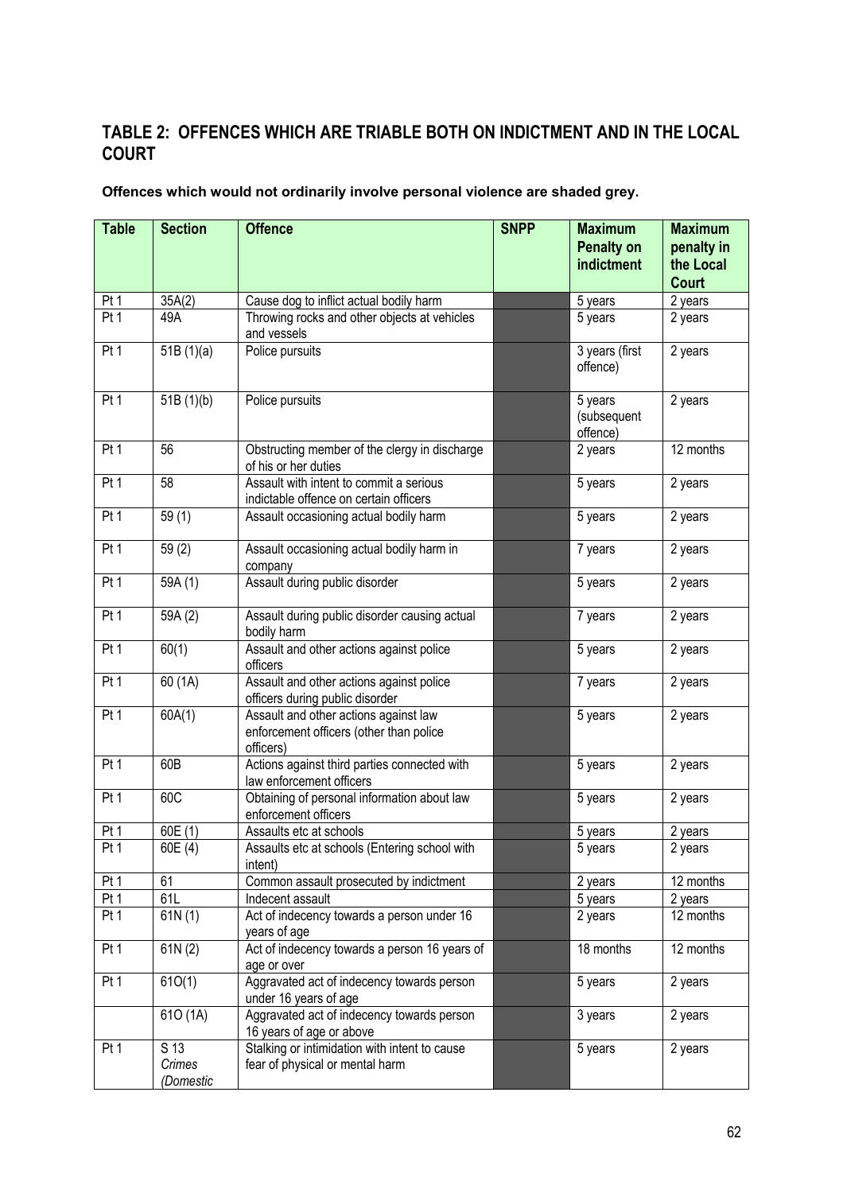## TABLE 2: OFFENCES WHICH ARE TRIABLE BOTH ON INDICTMENT AND IN THE LOCAL COURT

**Offences which would not ordinarily involve personal violence are shaded grey.**

| Table | Section | Offence | SNPP | Maximum Penalty on indictment | Maximum penalty in the Local Court |
|---|---|---|---|---|---|
| Pt 1 | 35A(2) | Cause dog to inflict actual bodily harm | | 5 years | 2 years |
| Pt 1 | 49A | Throwing rocks and other objects at vehicles and vessels | | 5 years | 2 years |
| Pt 1 | 51B (1)(a) | Police pursuits | | 3 years (first offence) | 2 years |
| Pt 1 | 51B (1)(b) | Police pursuits | | 5 years (subsequent offence) | 2 years |
| Pt 1 | 56 | Obstructing member of the clergy in discharge of his or her duties | | 2 years | 12 months |
| Pt 1 | 58 | Assault with intent to commit a serious indictable offence on certain officers | | 5 years | 2 years |
| Pt 1 | 59 (1) | Assault occasioning actual bodily harm | | 5 years | 2 years |
| Pt 1 | 59 (2) | Assault occasioning actual bodily harm in company | | 7 years | 2 years |
| Pt 1 | 59A (1) | Assault during public disorder | | 5 years | 2 years |
| Pt 1 | 59A (2) | Assault during public disorder causing actual bodily harm | | 7 years | 2 years |
| Pt 1 | 60(1) | Assault and other actions against police officers | | 5 years | 2 years |
| Pt 1 | 60 (1A) | Assault and other actions against police officers during public disorder | | 7 years | 2 years |
| Pt 1 | 60A(1) | Assault and other actions against law enforcement officers (other than police officers) | | 5 years | 2 years |
| Pt 1 | 60B | Actions against third parties connected with law enforcement officers | | 5 years | 2 years |
| Pt 1 | 60C | Obtaining of personal information about law enforcement officers | | 5 years | 2 years |
| Pt 1 | 60E (1) | Assaults etc at schools | | 5 years | 2 years |
| Pt 1 | 60E (4) | Assaults etc at schools (Entering school with intent) | | 5 years | 2 years |
| Pt 1 | 61 | Common assault prosecuted by indictment | | 2 years | 12 months |
| Pt 1 | 61L | Indecent assault | | 5 years | 2 years |
| Pt 1 | 61N (1) | Act of indecency towards a person under 16 years of age | | 2 years | 12 months |
| Pt 1 | 61N (2) | Act of indecency towards a person 16 years of age or over | | 18 months | 12 months |
| Pt 1 | 61O(1) | Aggravated act of indecency towards person under 16 years of age | | 5 years | 2 years |
| | 61O (1A) | Aggravated act of indecency towards person 16 years of age or above | | 3 years | 2 years |
| Pt 1 | S 13 *Crimes (Domestic* | Stalking or intimidation with intent to cause fear of physical or mental harm | | 5 years | 2 years |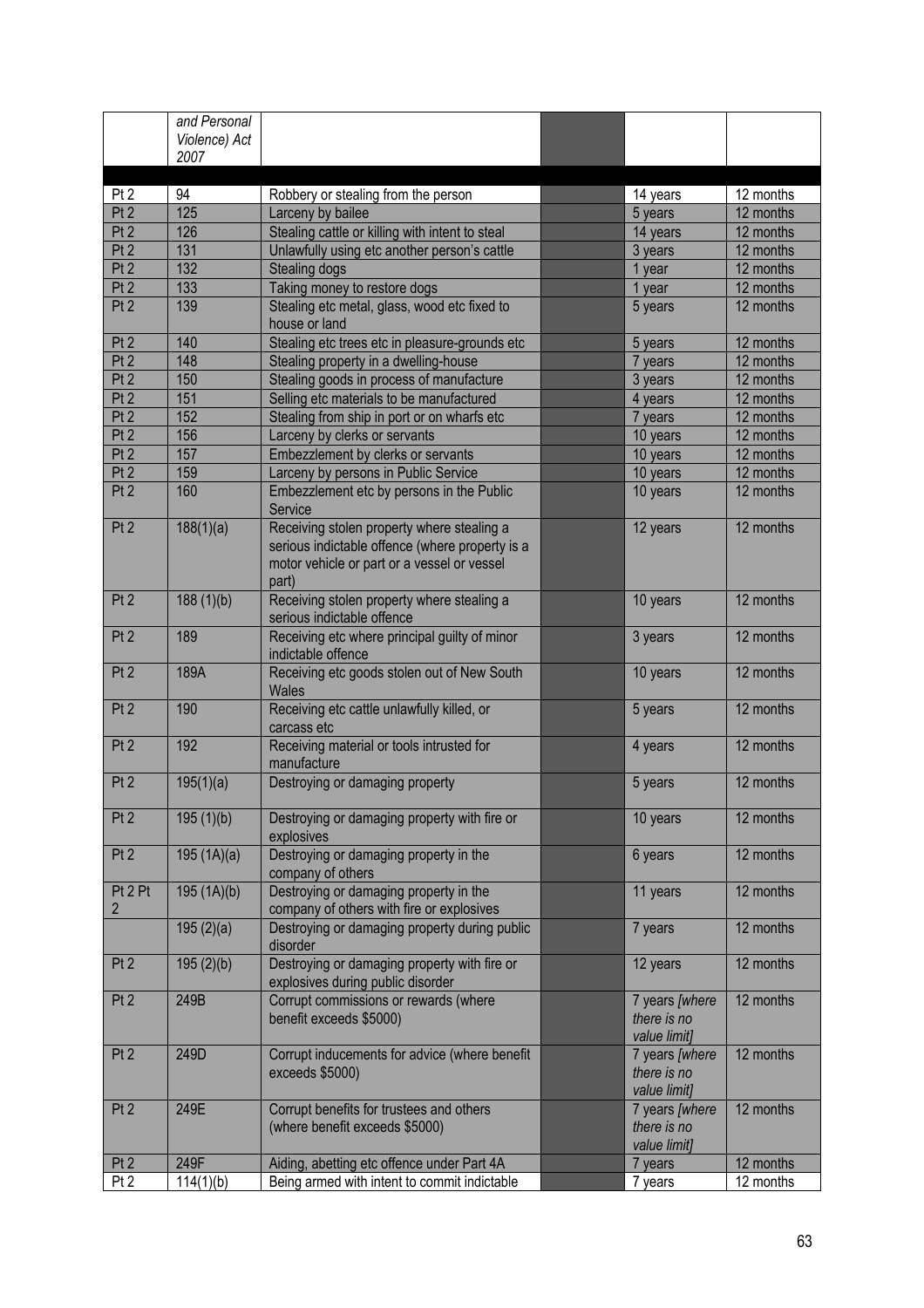| | and Personal Violence) Act 2007 | | | | |
|---|---|---|---|---|---|
| | | | | | |
| Pt 2 | 94 | Robbery or stealing from the person | | 14 years | 12 months |
| Pt 2 | 125 | Larceny by bailee | | 5 years | 12 months |
| Pt 2 | 126 | Stealing cattle or killing with intent to steal | | 14 years | 12 months |
| Pt 2 | 131 | Unlawfully using etc another person's cattle | | 3 years | 12 months |
| Pt 2 | 132 | Stealing dogs | | 1 year | 12 months |
| Pt 2 | 133 | Taking money to restore dogs | | 1 year | 12 months |
| Pt 2 | 139 | Stealing etc metal, glass, wood etc fixed to house or land | | 5 years | 12 months |
| Pt 2 | 140 | Stealing etc trees etc in pleasure-grounds etc | | 5 years | 12 months |
| Pt 2 | 148 | Stealing property in a dwelling-house | | 7 years | 12 months |
| Pt 2 | 150 | Stealing goods in process of manufacture | | 3 years | 12 months |
| Pt 2 | 151 | Selling etc materials to be manufactured | | 4 years | 12 months |
| Pt 2 | 152 | Stealing from ship in port or on wharfs etc | | 7 years | 12 months |
| Pt 2 | 156 | Larceny by clerks or servants | | 10 years | 12 months |
| Pt 2 | 157 | Embezzlement by clerks or servants | | 10 years | 12 months |
| Pt 2 | 159 | Larceny by persons in Public Service | | 10 years | 12 months |
| Pt 2 | 160 | Embezzlement etc by persons in the Public Service | | 10 years | 12 months |
| Pt 2 | 188(1)(a) | Receiving stolen property where stealing a serious indictable offence (where property is a motor vehicle or part or a vessel or vessel part) | | 12 years | 12 months |
| Pt 2 | 188 (1)(b) | Receiving stolen property where stealing a serious indictable offence | | 10 years | 12 months |
| Pt 2 | 189 | Receiving etc where principal guilty of minor indictable offence | | 3 years | 12 months |
| Pt 2 | 189A | Receiving etc goods stolen out of New South Wales | | 10 years | 12 months |
| Pt 2 | 190 | Receiving etc cattle unlawfully killed, or carcass etc | | 5 years | 12 months |
| Pt 2 | 192 | Receiving material or tools intrusted for manufacture | | 4 years | 12 months |
| Pt 2 | 195(1)(a) | Destroying or damaging property | | 5 years | 12 months |
| Pt 2 | 195 (1)(b) | Destroying or damaging property with fire or explosives | | 10 years | 12 months |
| Pt 2 | 195 (1A)(a) | Destroying or damaging property in the company of others | | 6 years | 12 months |
| Pt 2 Pt 2 | 195 (1A)(b) | Destroying or damaging property in the company of others with fire or explosives | | 11 years | 12 months |
| | 195 (2)(a) | Destroying or damaging property during public disorder | | 7 years | 12 months |
| Pt 2 | 195 (2)(b) | Destroying or damaging property with fire or explosives during public disorder | | 12 years | 12 months |
| Pt 2 | 249B | Corrupt commissions or rewards (where benefit exceeds $5000) | | 7 years *[where there is no value limit]* | 12 months |
| Pt 2 | 249D | Corrupt inducements for advice (where benefit exceeds $5000) | | 7 years *[where there is no value limit]* | 12 months |
| Pt 2 | 249E | Corrupt benefits for trustees and others (where benefit exceeds $5000) | | 7 years *[where there is no value limit]* | 12 months |
| Pt 2 | 249F | Aiding, abetting etc offence under Part 4A | | 7 years | 12 months |
| Pt 2 | 114(1)(b) | Being armed with intent to commit indictable | | 7 years | 12 months |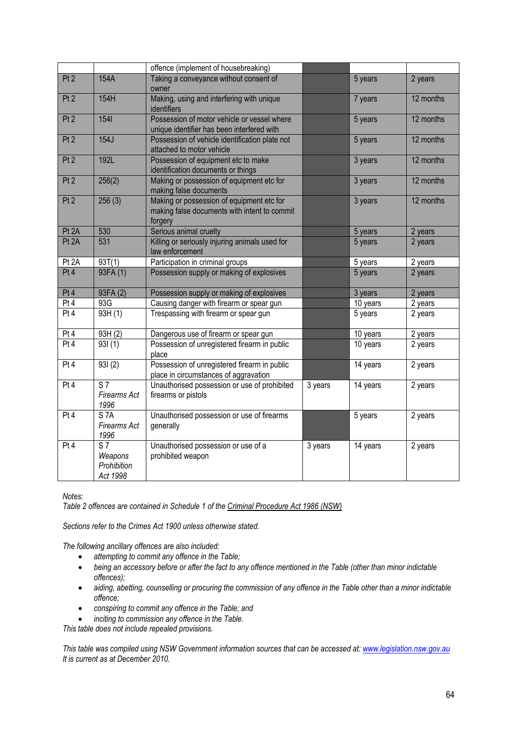| | | | | | |
|---|---|---|---|---|---|
| | | offence (implement of housebreaking) | | | |
| Pt 2 | 154A | Taking a conveyance without consent of owner | | 5 years | 2 years |
| Pt 2 | 154H | Making, using and interfering with unique identifiers | | 7 years | 12 months |
| Pt 2 | 154I | Possession of motor vehicle or vessel where unique identifier has been interfered with | | 5 years | 12 months |
| Pt 2 | 154J | Possession of vehicle identification plate not attached to motor vehicle | | 5 years | 12 months |
| Pt 2 | 192L | Possession of equipment etc to make identification documents or things | | 3 years | 12 months |
| Pt 2 | 256(2) | Making or possession of equipment etc for making false documents | | 3 years | 12 months |
| Pt 2 | 256 (3) | Making or possession of equipment etc for making false documents with intent to commit forgery | | 3 years | 12 months |
| Pt 2A | 530 | Serious animal cruelty | | 5 years | 2 years |
| Pt 2A | 531 | Killing or seriously injuring animals used for law enforcement | | 5 years | 2 years |
| Pt 2A | 93T(1) | Participation in criminal groups | | 5 years | 2 years |
| Pt 4 | 93FA (1) | Possession supply or making of explosives | | 5 years | 2 years |
| Pt 4 | 93FA (2) | Possession supply or making of explosives | | 3 years | 2 years |
| Pt 4 | 93G | Causing danger with firearm or spear gun | | 10 years | 2 years |
| Pt 4 | 93H (1) | Trespassing with firearm or spear gun | | 5 years | 2 years |
| Pt 4 | 93H (2) | Dangerous use of firearm or spear gun | | 10 years | 2 years |
| Pt 4 | 93I (1) | Possession of unregistered firearm in public place | | 10 years | 2 years |
| Pt 4 | 93I (2) | Possession of unregistered firearm in public place in circumstances of aggravation | | 14 years | 2 years |
| Pt 4 | S 7 *Firearms Act 1996* | Unauthorised possession or use of prohibited firearms or pistols | 3 years | 14 years | 2 years |
| Pt 4 | S 7A *Firearms Act 1996* | Unauthorised possession or use of firearms generally | | 5 years | 2 years |
| Pt 4 | S 7 *Weapons Prohibition Act 1998* | Unauthorised possession or use of a prohibited weapon | 3 years | 14 years | 2 years |

*Notes:*
*Table 2 offences are contained in Schedule 1 of the Criminal Procedure Act 1986 (NSW)*

*Sections refer to the Crimes Act 1900 unless otherwise stated.*

*The following ancillary offences are also included:*

- *attempting to commit any offence in the Table;*
- *being an accessory before or after the fact to any offence mentioned in the Table (other than minor indictable offences);*
- *aiding, abetting, counselling or procuring the commission of any offence in the Table other than a minor indictable offence;*
- *conspiring to commit any offence in the Table; and*
- *inciting to commission any offence in the Table.*

*This table does not include repealed provisions.*

*This table was compiled using NSW Government information sources that can be accessed at: www.legislation.nsw.gov.au*
*It is current as at December 2010.*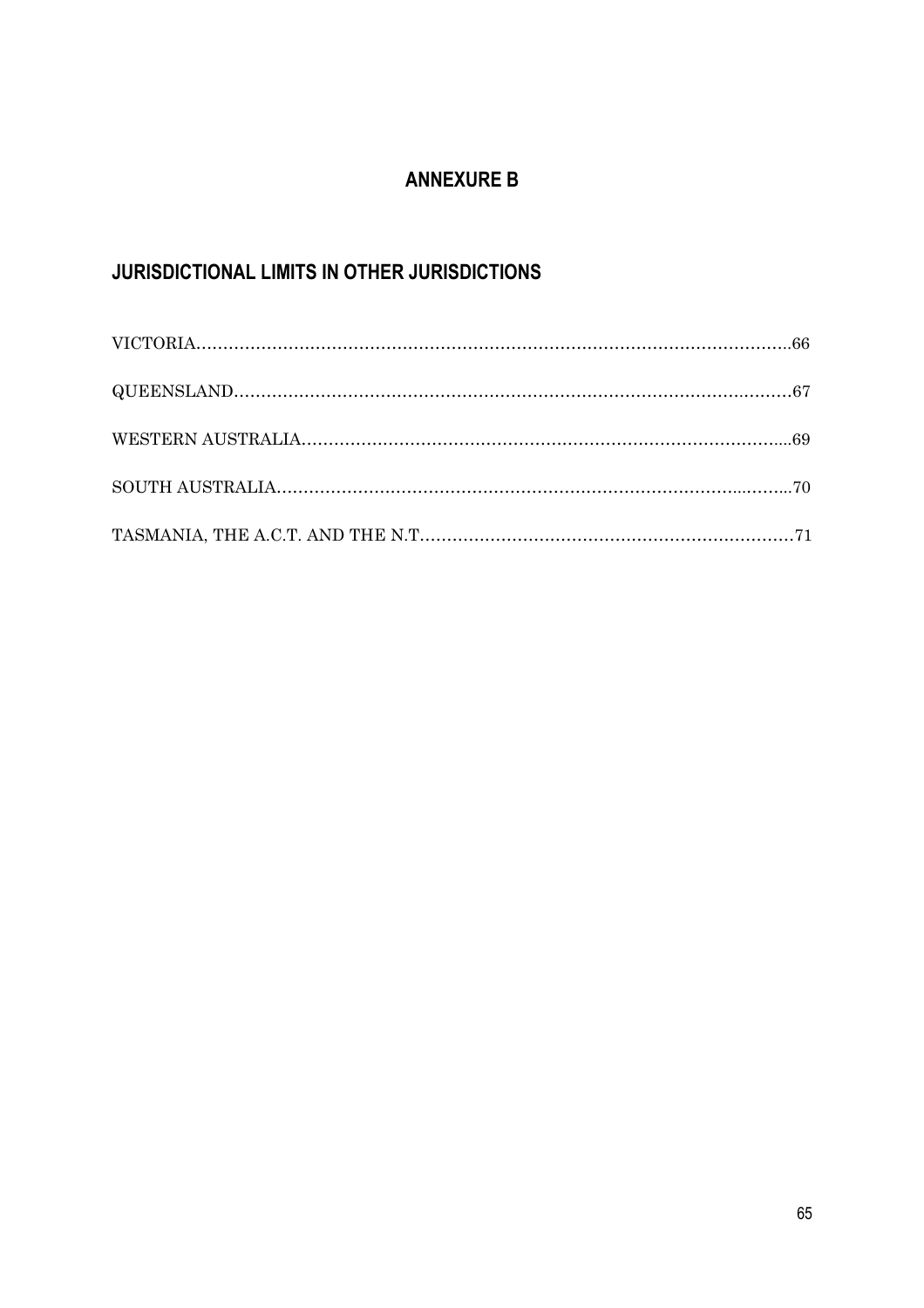# ANNEXURE B

## JURISDICTIONAL LIMITS IN OTHER JURISDICTIONS

VICTORIA.....................................................................................................66

QUEENSLAND...............................................................................................67

WESTERN AUSTRALIA.................................................................................69

SOUTH AUSTRALIA......................................................................................70

TASMANIA, THE A.C.T. AND THE N.T........................................................71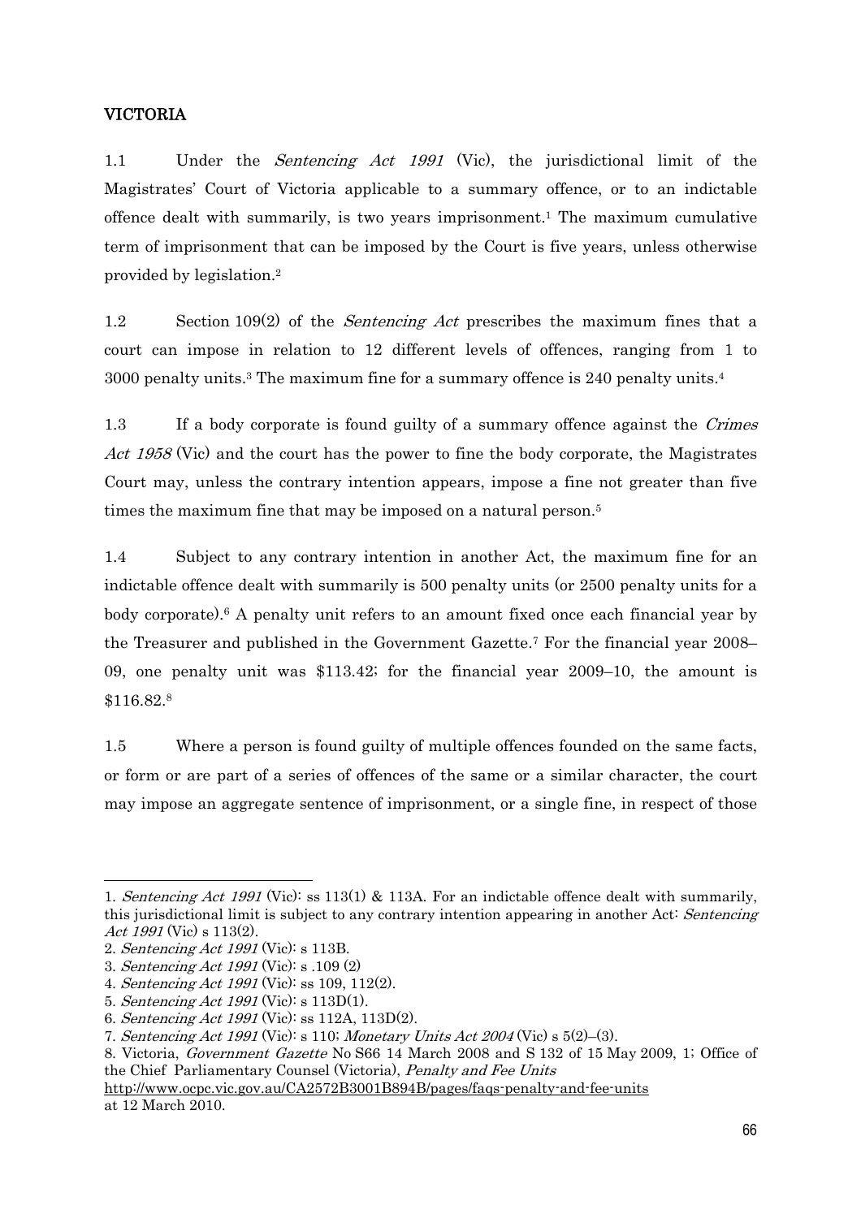## VICTORIA

1.1 Under the *Sentencing Act 1991* (Vic), the jurisdictional limit of the Magistrates' Court of Victoria applicable to a summary offence, or to an indictable offence dealt with summarily, is two years imprisonment.[1] The maximum cumulative term of imprisonment that can be imposed by the Court is five years, unless otherwise provided by legislation.[2]

1.2 Section 109(2) of the *Sentencing Act* prescribes the maximum fines that a court can impose in relation to 12 different levels of offences, ranging from 1 to 3000 penalty units.[3] The maximum fine for a summary offence is 240 penalty units.[4]

1.3 If a body corporate is found guilty of a summary offence against the *Crimes Act 1958* (Vic) and the court has the power to fine the body corporate, the Magistrates Court may, unless the contrary intention appears, impose a fine not greater than five times the maximum fine that may be imposed on a natural person.[5]

1.4 Subject to any contrary intention in another Act, the maximum fine for an indictable offence dealt with summarily is 500 penalty units (or 2500 penalty units for a body corporate).[6] A penalty unit refers to an amount fixed once each financial year by the Treasurer and published in the Government Gazette.[7] For the financial year 2008–09, one penalty unit was $113.42; for the financial year 2009–10, the amount is $116.82.[8]

1.5 Where a person is found guilty of multiple offences founded on the same facts, or form or are part of a series of offences of the same or a similar character, the court may impose an aggregate sentence of imprisonment, or a single fine, in respect of those

---

1. *Sentencing Act 1991* (Vic): ss 113(1) & 113A. For an indictable offence dealt with summarily, this jurisdictional limit is subject to any contrary intention appearing in another Act: *Sentencing Act 1991* (Vic) s 113(2).
2. *Sentencing Act 1991* (Vic): s 113B.
3. *Sentencing Act 1991* (Vic): s .109 (2)
4. *Sentencing Act 1991* (Vic): ss 109, 112(2).
5. *Sentencing Act 1991* (Vic): s 113D(1).
6. *Sentencing Act 1991* (Vic): ss 112A, 113D(2).
7. *Sentencing Act 1991* (Vic): s 110; *Monetary Units Act 2004* (Vic) s 5(2)–(3).
8. Victoria, *Government Gazette* No S66 14 March 2008 and S 132 of 15 May 2009, 1; Office of the Chief Parliamentary Counsel (Victoria), *Penalty and Fee Units* http://www.ocpc.vic.gov.au/CA2572B3001B894B/pages/faqs-penalty-and-fee-units at 12 March 2010.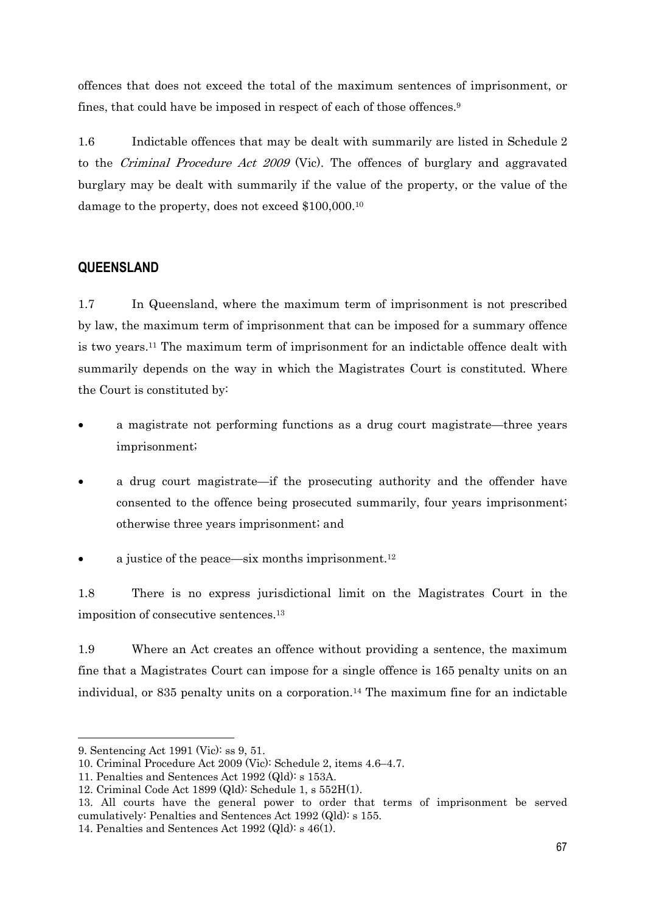offences that does not exceed the total of the maximum sentences of imprisonment, or fines, that could have be imposed in respect of each of those offences.[9]

1.6 Indictable offences that may be dealt with summarily are listed in Schedule 2 to the *Criminal Procedure Act 2009* (Vic). The offences of burglary and aggravated burglary may be dealt with summarily if the value of the property, or the value of the damage to the property, does not exceed $100,000.[10]

## QUEENSLAND

1.7 In Queensland, where the maximum term of imprisonment is not prescribed by law, the maximum term of imprisonment that can be imposed for a summary offence is two years.[11] The maximum term of imprisonment for an indictable offence dealt with summarily depends on the way in which the Magistrates Court is constituted. Where the Court is constituted by:

- a magistrate not performing functions as a drug court magistrate—three years imprisonment;
- a drug court magistrate—if the prosecuting authority and the offender have consented to the offence being prosecuted summarily, four years imprisonment; otherwise three years imprisonment; and
- a justice of the peace—six months imprisonment.[12]

1.8 There is no express jurisdictional limit on the Magistrates Court in the imposition of consecutive sentences.[13]

1.9 Where an Act creates an offence without providing a sentence, the maximum fine that a Magistrates Court can impose for a single offence is 165 penalty units on an individual, or 835 penalty units on a corporation.[14] The maximum fine for an indictable

---

9. Sentencing Act 1991 (Vic): ss 9, 51.
10. Criminal Procedure Act 2009 (Vic): Schedule 2, items 4.6–4.7.
11. Penalties and Sentences Act 1992 (Qld): s 153A.
12. Criminal Code Act 1899 (Qld): Schedule 1, s 552H(1).
13. All courts have the general power to order that terms of imprisonment be served cumulatively: Penalties and Sentences Act 1992 (Qld): s 155.
14. Penalties and Sentences Act 1992 (Qld): s 46(1).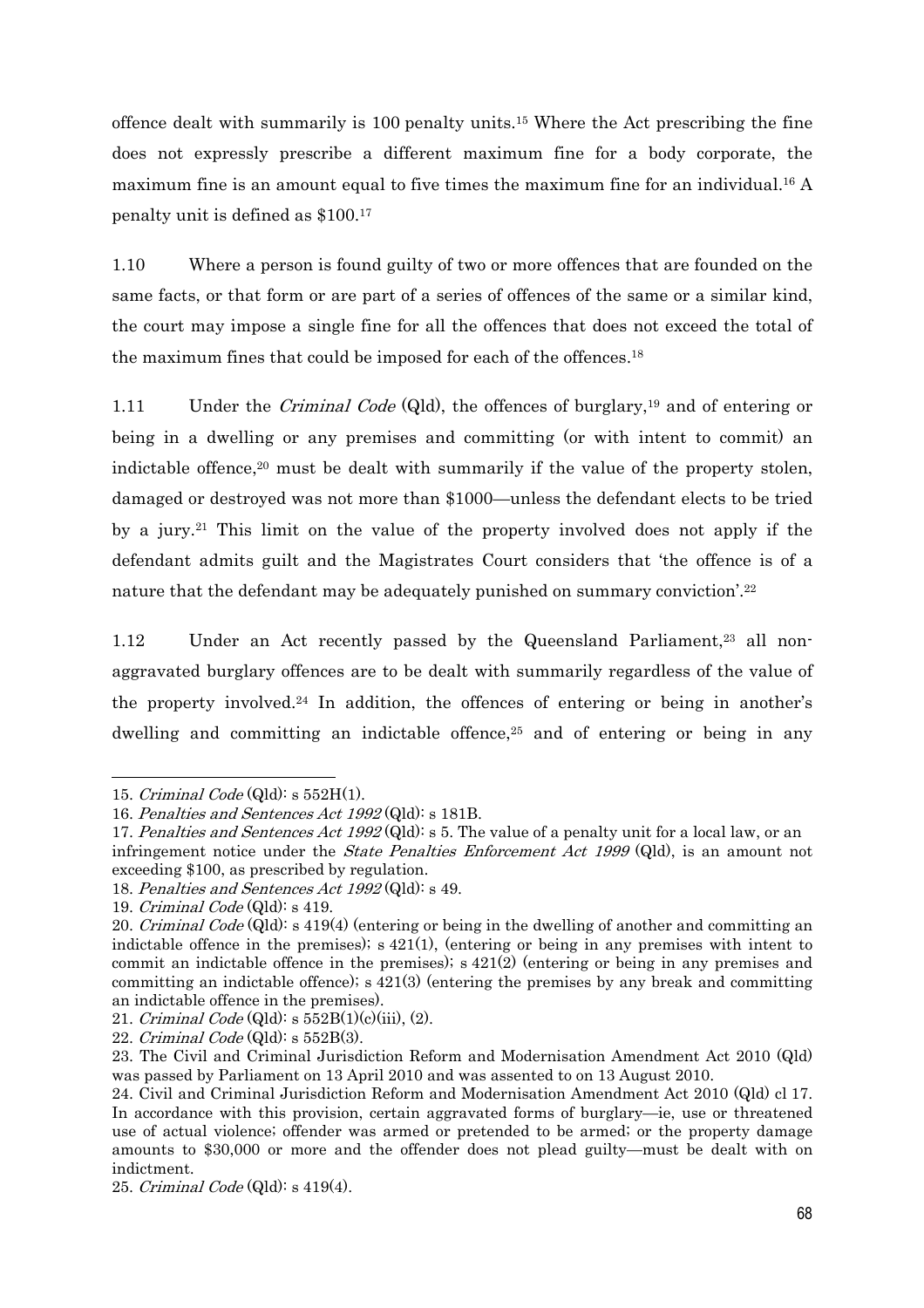offence dealt with summarily is 100 penalty units.[15] Where the Act prescribing the fine does not expressly prescribe a different maximum fine for a body corporate, the maximum fine is an amount equal to five times the maximum fine for an individual.[16] A penalty unit is defined as $100.[17]

1.10 Where a person is found guilty of two or more offences that are founded on the same facts, or that form or are part of a series of offences of the same or a similar kind, the court may impose a single fine for all the offences that does not exceed the total of the maximum fines that could be imposed for each of the offences.[18]

1.11 Under the *Criminal Code* (Qld), the offences of burglary,[19] and of entering or being in a dwelling or any premises and committing (or with intent to commit) an indictable offence,[20] must be dealt with summarily if the value of the property stolen, damaged or destroyed was not more than $1000—unless the defendant elects to be tried by a jury.[21] This limit on the value of the property involved does not apply if the defendant admits guilt and the Magistrates Court considers that 'the offence is of a nature that the defendant may be adequately punished on summary conviction'.[22]

1.12 Under an Act recently passed by the Queensland Parliament,[23] all non-aggravated burglary offences are to be dealt with summarily regardless of the value of the property involved.[24] In addition, the offences of entering or being in another's dwelling and committing an indictable offence,[25] and of entering or being in any

---

15. *Criminal Code* (Qld): s 552H(1).

16. *Penalties and Sentences Act 1992* (Qld): s 181B.

17. *Penalties and Sentences Act 1992* (Qld): s 5. The value of a penalty unit for a local law, or an infringement notice under the *State Penalties Enforcement Act 1999* (Qld), is an amount not exceeding $100, as prescribed by regulation.

18. *Penalties and Sentences Act 1992* (Qld): s 49.

19. *Criminal Code* (Qld): s 419.

20. *Criminal Code* (Qld): s 419(4) (entering or being in the dwelling of another and committing an indictable offence in the premises); s 421(1), (entering or being in any premises with intent to commit an indictable offence in the premises); s 421(2) (entering or being in any premises and committing an indictable offence); s 421(3) (entering the premises by any break and committing an indictable offence in the premises).

21. *Criminal Code* (Qld): s 552B(1)(c)(iii), (2).

22. *Criminal Code* (Qld): s 552B(3).

23. The Civil and Criminal Jurisdiction Reform and Modernisation Amendment Act 2010 (Qld) was passed by Parliament on 13 April 2010 and was assented to on 13 August 2010.

24. Civil and Criminal Jurisdiction Reform and Modernisation Amendment Act 2010 (Qld) cl 17. In accordance with this provision, certain aggravated forms of burglary—ie, use or threatened use of actual violence; offender was armed or pretended to be armed; or the property damage amounts to $30,000 or more and the offender does not plead guilty—must be dealt with on indictment.

25. *Criminal Code* (Qld): s 419(4).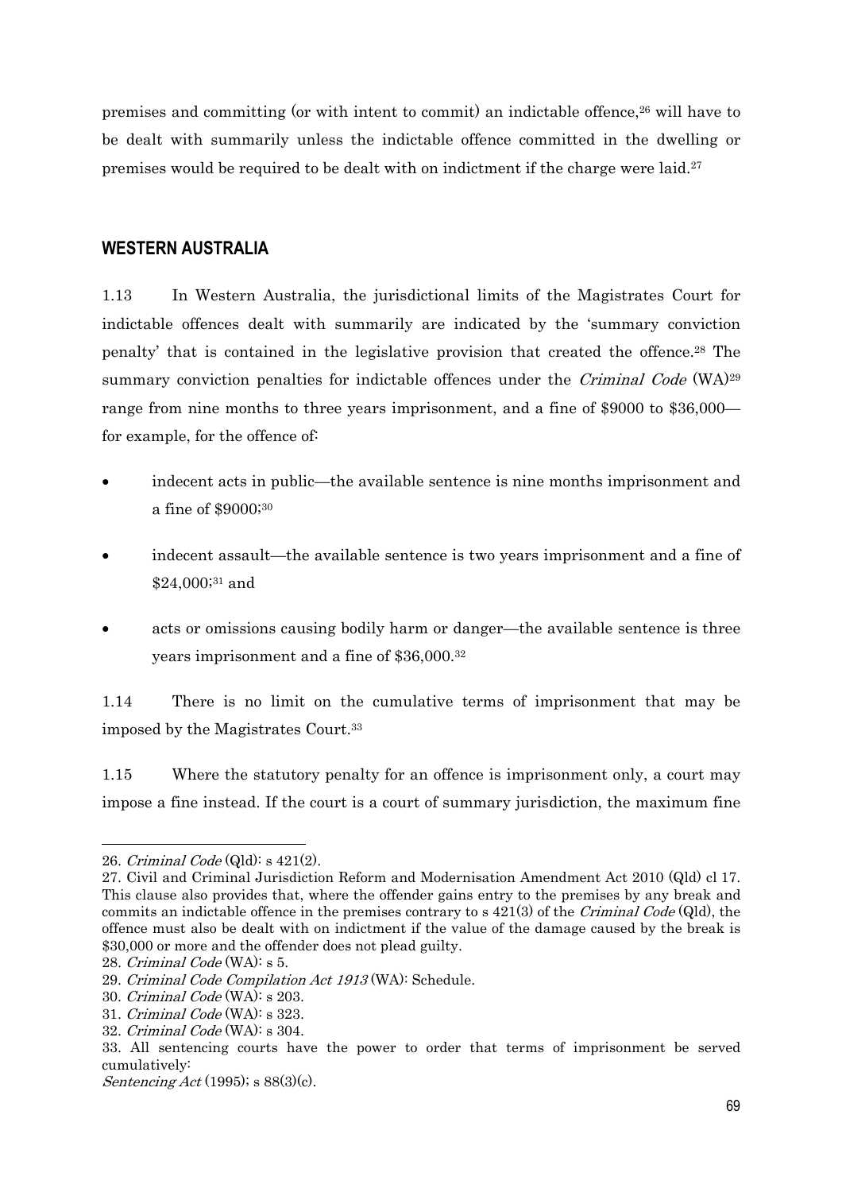premises and committing (or with intent to commit) an indictable offence,[26] will have to be dealt with summarily unless the indictable offence committed in the dwelling or premises would be required to be dealt with on indictment if the charge were laid.[27]

## WESTERN AUSTRALIA

1.13 In Western Australia, the jurisdictional limits of the Magistrates Court for indictable offences dealt with summarily are indicated by the 'summary conviction penalty' that is contained in the legislative provision that created the offence.[28] The summary conviction penalties for indictable offences under the *Criminal Code* (WA)[29] range from nine months to three years imprisonment, and a fine of $9000 to $36,000—for example, for the offence of:

- indecent acts in public—the available sentence is nine months imprisonment and a fine of $9000;[30]
- indecent assault—the available sentence is two years imprisonment and a fine of $24,000;[31] and
- acts or omissions causing bodily harm or danger—the available sentence is three years imprisonment and a fine of $36,000.[32]

1.14 There is no limit on the cumulative terms of imprisonment that may be imposed by the Magistrates Court.[33]

1.15 Where the statutory penalty for an offence is imprisonment only, a court may impose a fine instead. If the court is a court of summary jurisdiction, the maximum fine

---

26. *Criminal Code* (Qld): s 421(2).

27. Civil and Criminal Jurisdiction Reform and Modernisation Amendment Act 2010 (Qld) cl 17. This clause also provides that, where the offender gains entry to the premises by any break and commits an indictable offence in the premises contrary to s 421(3) of the *Criminal Code* (Qld), the offence must also be dealt with on indictment if the value of the damage caused by the break is $30,000 or more and the offender does not plead guilty.

28. *Criminal Code* (WA): s 5.

29. *Criminal Code Compilation Act 1913* (WA): Schedule.

30. *Criminal Code* (WA): s 203.

31. *Criminal Code* (WA): s 323.

32. *Criminal Code* (WA): s 304.

33. All sentencing courts have the power to order that terms of imprisonment be served cumulatively: *Sentencing Act* (1995); s 88(3)(c).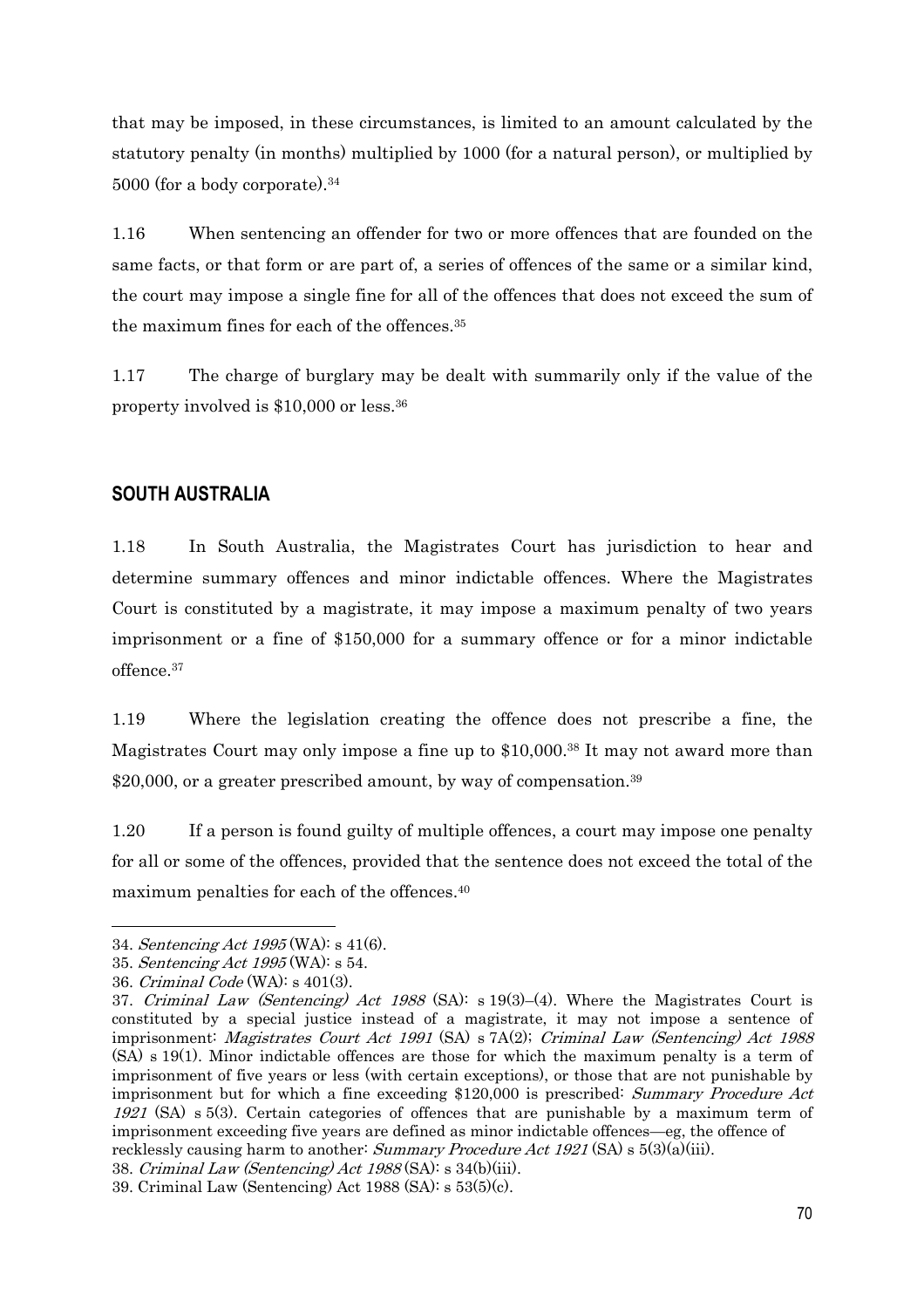that may be imposed, in these circumstances, is limited to an amount calculated by the statutory penalty (in months) multiplied by 1000 (for a natural person), or multiplied by 5000 (for a body corporate).[34]

1.16 When sentencing an offender for two or more offences that are founded on the same facts, or that form or are part of, a series of offences of the same or a similar kind, the court may impose a single fine for all of the offences that does not exceed the sum of the maximum fines for each of the offences.[35]

1.17 The charge of burglary may be dealt with summarily only if the value of the property involved is $10,000 or less.[36]

## SOUTH AUSTRALIA

1.18 In South Australia, the Magistrates Court has jurisdiction to hear and determine summary offences and minor indictable offences. Where the Magistrates Court is constituted by a magistrate, it may impose a maximum penalty of two years imprisonment or a fine of $150,000 for a summary offence or for a minor indictable offence.[37]

1.19 Where the legislation creating the offence does not prescribe a fine, the Magistrates Court may only impose a fine up to $10,000.[38] It may not award more than $20,000, or a greater prescribed amount, by way of compensation.[39]

1.20 If a person is found guilty of multiple offences, a court may impose one penalty for all or some of the offences, provided that the sentence does not exceed the total of the maximum penalties for each of the offences.[40]

---

34. *Sentencing Act 1995* (WA): s 41(6).
35. *Sentencing Act 1995* (WA): s 54.
36. *Criminal Code* (WA): s 401(3).
37. *Criminal Law (Sentencing) Act 1988* (SA): s 19(3)–(4). Where the Magistrates Court is constituted by a special justice instead of a magistrate, it may not impose a sentence of imprisonment: *Magistrates Court Act 1991* (SA) s 7A(2); *Criminal Law (Sentencing) Act 1988* (SA) s 19(1). Minor indictable offences are those for which the maximum penalty is a term of imprisonment of five years or less (with certain exceptions), or those that are not punishable by imprisonment but for which a fine exceeding $120,000 is prescribed: *Summary Procedure Act 1921* (SA) s 5(3). Certain categories of offences that are punishable by a maximum term of imprisonment exceeding five years are defined as minor indictable offences—eg, the offence of recklessly causing harm to another: *Summary Procedure Act 1921* (SA) s 5(3)(a)(iii).
38. *Criminal Law (Sentencing) Act 1988* (SA): s 34(b)(iii).
39. Criminal Law (Sentencing) Act 1988 (SA): s 53(5)(c).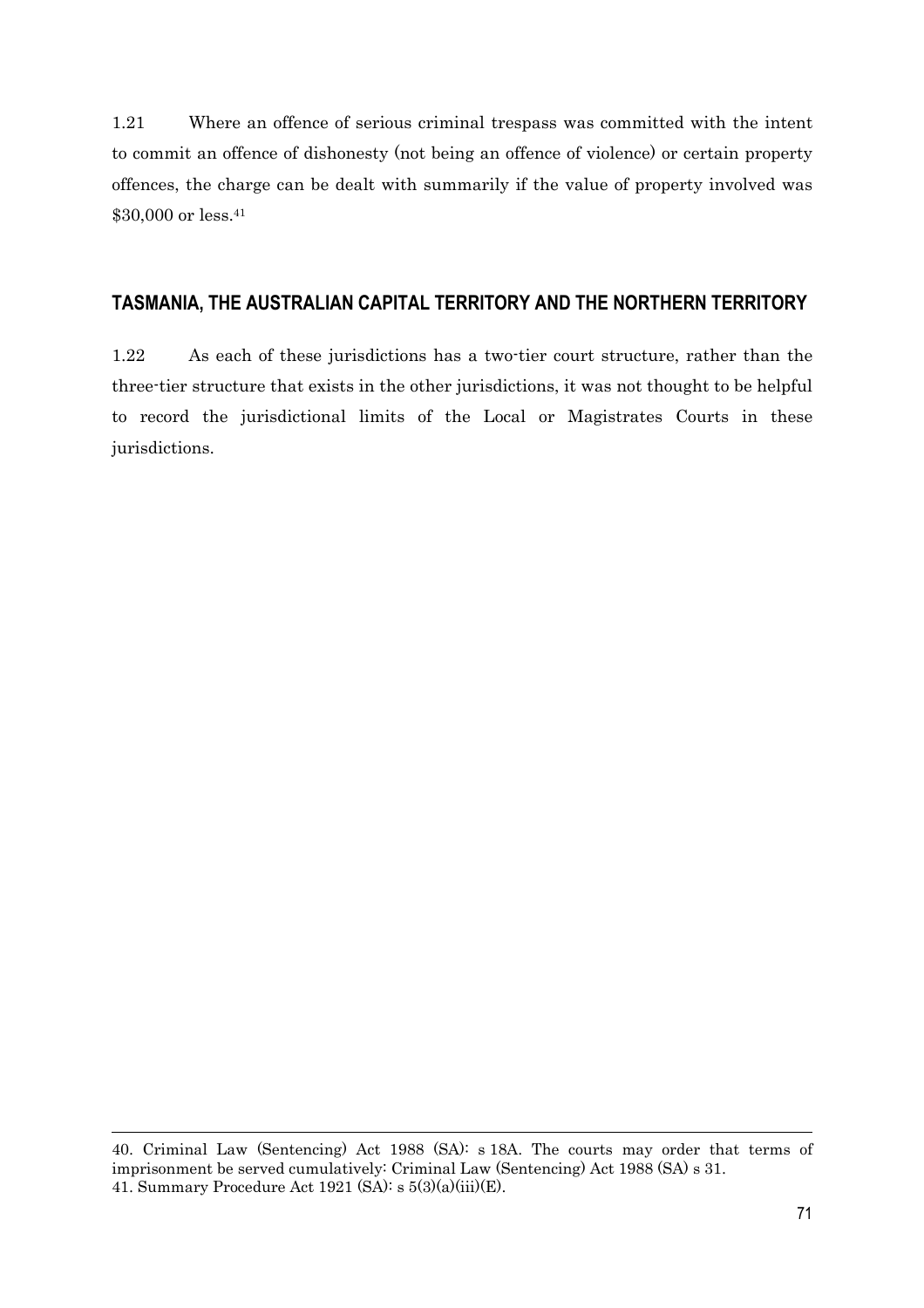1.21 Where an offence of serious criminal trespass was committed with the intent to commit an offence of dishonesty (not being an offence of violence) or certain property offences, the charge can be dealt with summarily if the value of property involved was $30,000 or less.[41]

## TASMANIA, THE AUSTRALIAN CAPITAL TERRITORY AND THE NORTHERN TERRITORY

1.22 As each of these jurisdictions has a two-tier court structure, rather than the three-tier structure that exists in the other jurisdictions, it was not thought to be helpful to record the jurisdictional limits of the Local or Magistrates Courts in these jurisdictions.

---

40. Criminal Law (Sentencing) Act 1988 (SA): s 18A. The courts may order that terms of imprisonment be served cumulatively: Criminal Law (Sentencing) Act 1988 (SA) s 31.
41. Summary Procedure Act 1921 (SA): s 5(3)(a)(iii)(E).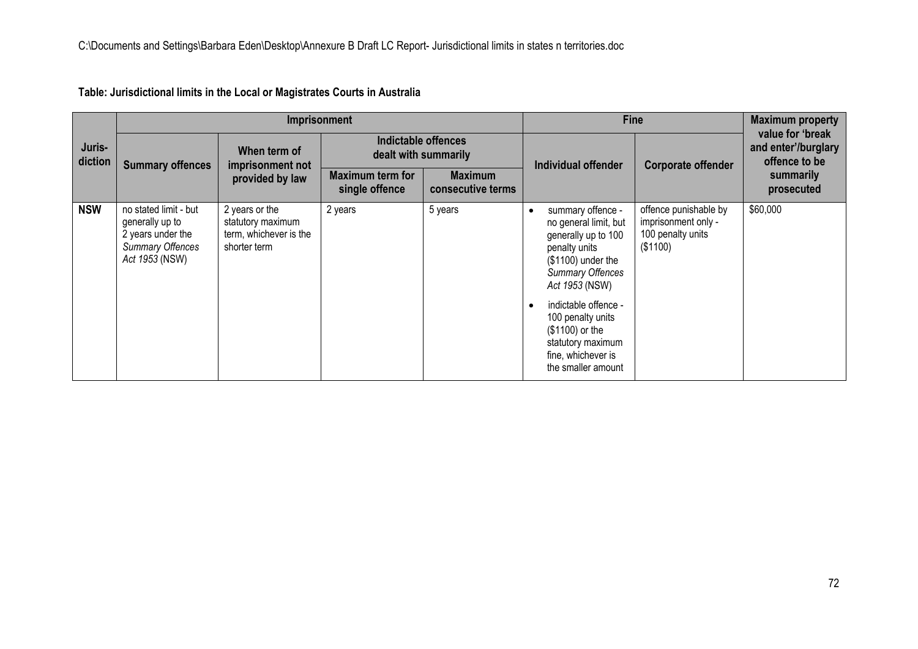C:\Documents and Settings\Barbara Eden\Desktop\Annexure B Draft LC Report- Jurisdictional limits in states n territories.doc

**Table: Jurisdictional limits in the Local or Magistrates Courts in Australia**

| Juris-diction | Imprisonment | | | | Fine | | Maximum property value for 'break and enter'/burglary offence to be summarily prosecuted |
|---|---|---|---|---|---|---|---|
| | Summary offences | When term of imprisonment not provided by law | Indictable offences dealt with summarily | | Individual offender | Corporate offender | |
| | | | Maximum term for single offence | Maximum consecutive terms | | | |
| **NSW** | no stated limit - but generally up to 2 years under the *Summary Offences Act 1953* (NSW) | 2 years or the statutory maximum term, whichever is the shorter term | 2 years | 5 years | • summary offence - no general limit, but generally up to 100 penalty units ($1100) under the *Summary Offences Act 1953* (NSW)<br>• indictable offence - 100 penalty units ($1100) or the statutory maximum fine, whichever is the smaller amount | offence punishable by imprisonment only - 100 penalty units ($1100) | $60,000 |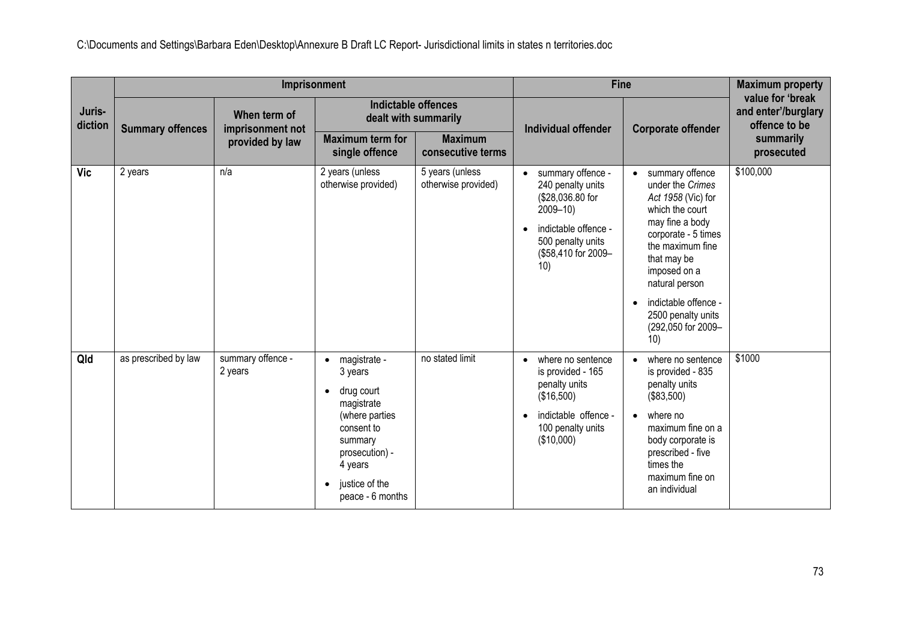C:\Documents and Settings\Barbara Eden\Desktop\Annexure B Draft LC Report- Jurisdictional limits in states n territories.doc

| Juris-diction | Imprisonment | | | | Fine | | Maximum property value for 'break and enter'/burglary offence to be summarily prosecuted |
|---|---|---|---|---|---|---|---|
| | Summary offences | When term of imprisonment not provided by law | Indictable offences dealt with summarily | | Individual offender | Corporate offender | |
| | | | Maximum term for single offence | Maximum consecutive terms | | | |
| **Vic** | 2 years | n/a | 2 years (unless otherwise provided) | 5 years (unless otherwise provided) | • summary offence - 240 penalty units ($28,036.80 for 2009–10) <br> • indictable offence - 500 penalty units ($58,410 for 2009–10) | • summary offence under the *Crimes Act 1958* (Vic) for which the court may fine a body corporate - 5 times the maximum fine that may be imposed on a natural person <br> • indictable offence - 2500 penalty units (292,050 for 2009–10) | $100,000 |
| **Qld** | as prescribed by law | summary offence - 2 years | • magistrate - 3 years <br> • drug court magistrate (where parties consent to summary prosecution) - 4 years <br> • justice of the peace - 6 months | no stated limit | • where no sentence is provided - 165 penalty units ($16,500) <br> • indictable offence - 100 penalty units ($10,000) | • where no sentence is provided - 835 penalty units ($83,500) <br> • where no maximum fine on a body corporate is prescribed - five times the maximum fine on an individual | $1000 |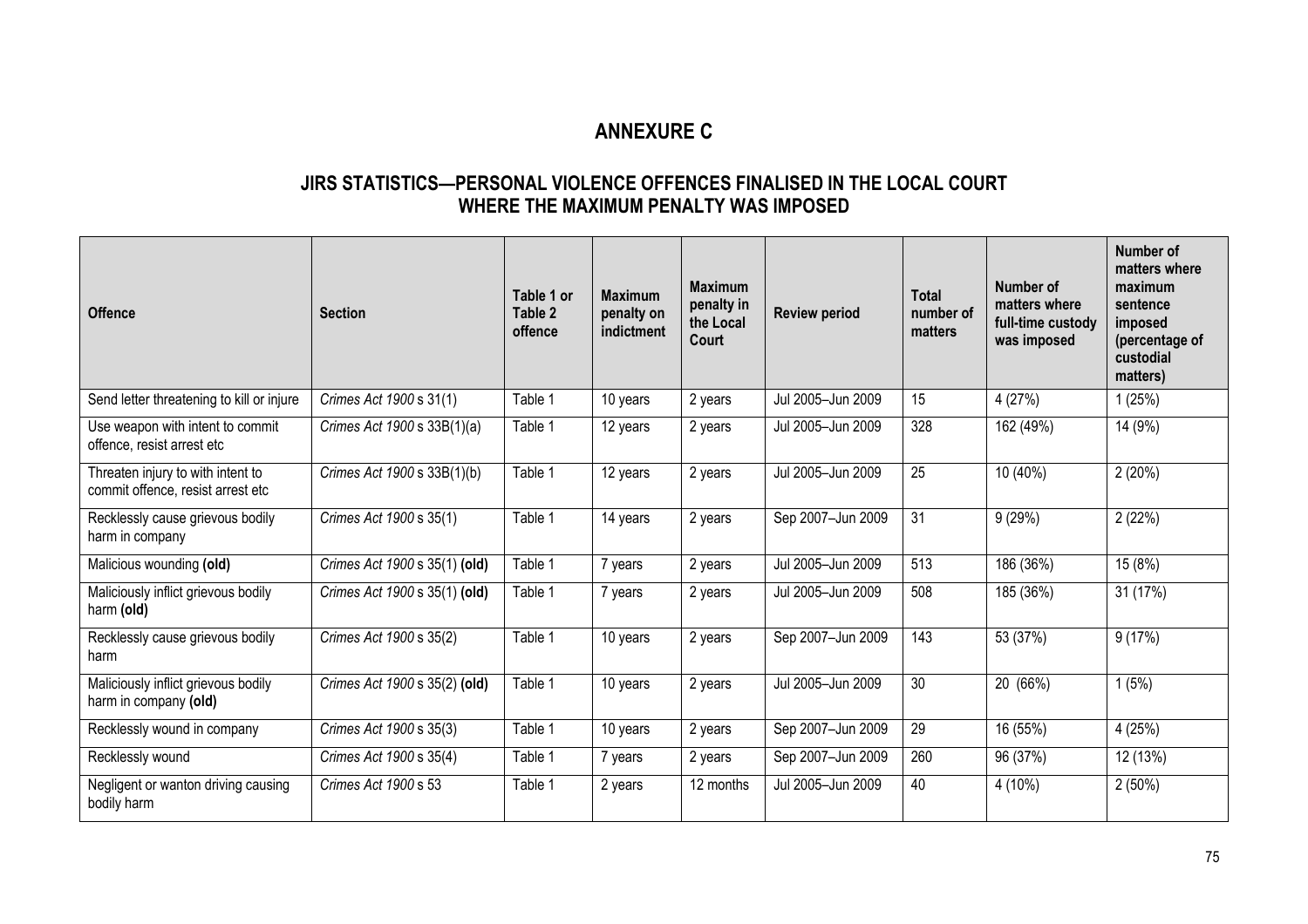# ANNEXURE C

## JIRS STATISTICS—PERSONAL VIOLENCE OFFENCES FINALISED IN THE LOCAL COURT WHERE THE MAXIMUM PENALTY WAS IMPOSED

| Offence | Section | Table 1 or Table 2 offence | Maximum penalty on indictment | Maximum penalty in the Local Court | Review period | Total number of matters | Number of matters where full-time custody was imposed | Number of matters where maximum sentence imposed (percentage of custodial matters) |
|---|---|---|---|---|---|---|---|---|
| Send letter threatening to kill or injure | *Crimes Act 1900* s 31(1) | Table 1 | 10 years | 2 years | Jul 2005–Jun 2009 | 15 | 4 (27%) | 1 (25%) |
| Use weapon with intent to commit offence, resist arrest etc | *Crimes Act 1900* s 33B(1)(a) | Table 1 | 12 years | 2 years | Jul 2005–Jun 2009 | 328 | 162 (49%) | 14 (9%) |
| Threaten injury to with intent to commit offence, resist arrest etc | *Crimes Act 1900* s 33B(1)(b) | Table 1 | 12 years | 2 years | Jul 2005–Jun 2009 | 25 | 10 (40%) | 2 (20%) |
| Recklessly cause grievous bodily harm in company | *Crimes Act 1900* s 35(1) | Table 1 | 14 years | 2 years | Sep 2007–Jun 2009 | 31 | 9 (29%) | 2 (22%) |
| Malicious wounding **(old)** | *Crimes Act 1900* s 35(1) **(old)** | Table 1 | 7 years | 2 years | Jul 2005–Jun 2009 | 513 | 186 (36%) | 15 (8%) |
| Maliciously inflict grievous bodily harm **(old)** | *Crimes Act 1900* s 35(1) **(old)** | Table 1 | 7 years | 2 years | Jul 2005–Jun 2009 | 508 | 185 (36%) | 31 (17%) |
| Recklessly cause grievous bodily harm | *Crimes Act 1900* s 35(2) | Table 1 | 10 years | 2 years | Sep 2007–Jun 2009 | 143 | 53 (37%) | 9 (17%) |
| Maliciously inflict grievous bodily harm in company **(old)** | *Crimes Act 1900* s 35(2) **(old)** | Table 1 | 10 years | 2 years | Jul 2005–Jun 2009 | 30 | 20 (66%) | 1 (5%) |
| Recklessly wound in company | *Crimes Act 1900* s 35(3) | Table 1 | 10 years | 2 years | Sep 2007–Jun 2009 | 29 | 16 (55%) | 4 (25%) |
| Recklessly wound | *Crimes Act 1900* s 35(4) | Table 1 | 7 years | 2 years | Sep 2007–Jun 2009 | 260 | 96 (37%) | 12 (13%) |
| Negligent or wanton driving causing bodily harm | *Crimes Act 1900* s 53 | Table 1 | 2 years | 12 months | Jul 2005–Jun 2009 | 40 | 4 (10%) | 2 (50%) |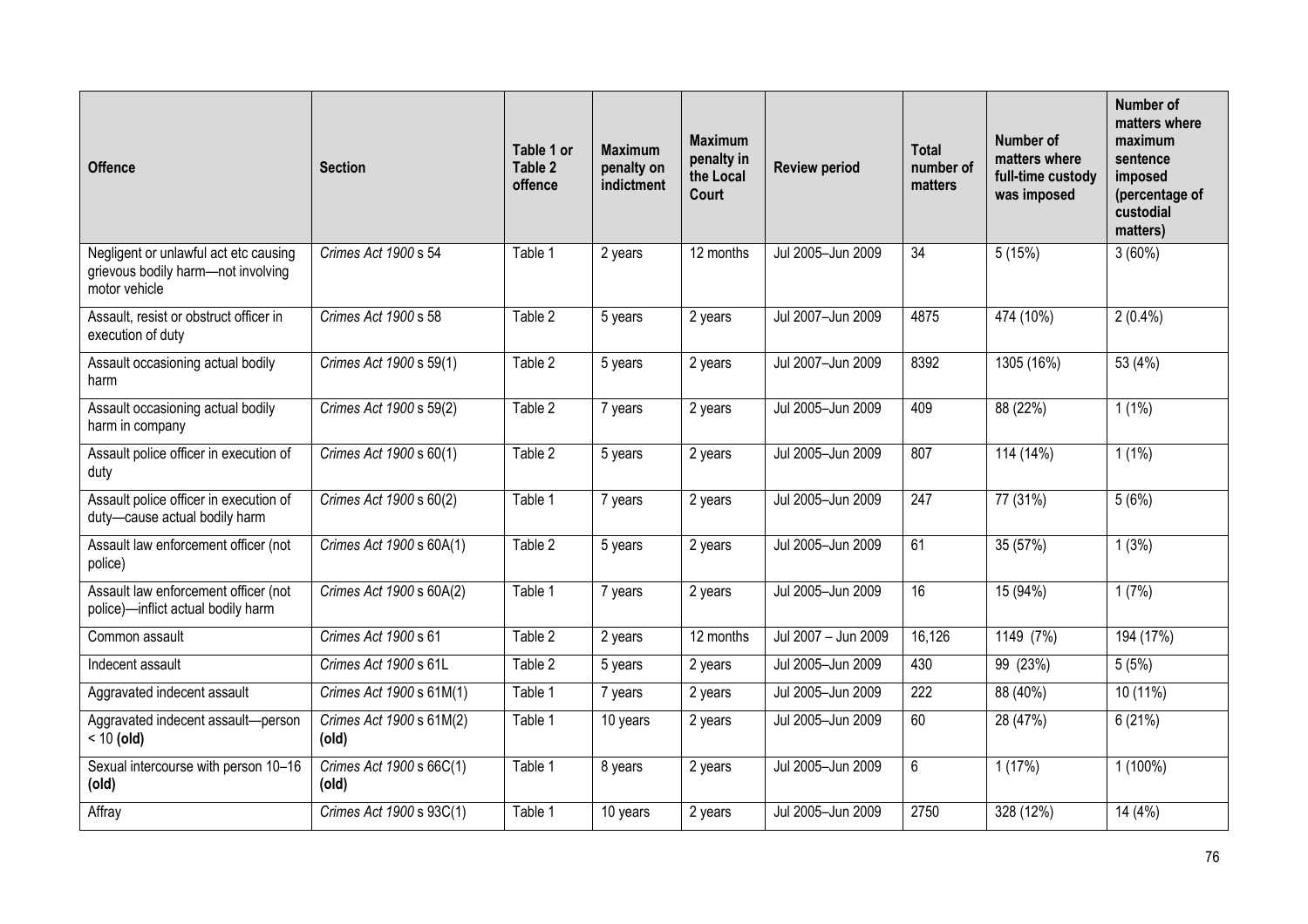| Offence | Section | Table 1 or Table 2 offence | Maximum penalty on indictment | Maximum penalty in the Local Court | Review period | Total number of matters | Number of matters where full-time custody was imposed | Number of matters where maximum sentence imposed (percentage of custodial matters) |
|---|---|---|---|---|---|---|---|---|
| Negligent or unlawful act etc causing grievous bodily harm—not involving motor vehicle | *Crimes Act 1900* s 54 | Table 1 | 2 years | 12 months | Jul 2005–Jun 2009 | 34 | 5 (15%) | 3 (60%) |
| Assault, resist or obstruct officer in execution of duty | *Crimes Act 1900* s 58 | Table 2 | 5 years | 2 years | Jul 2007–Jun 2009 | 4875 | 474 (10%) | 2 (0.4%) |
| Assault occasioning actual bodily harm | *Crimes Act 1900* s 59(1) | Table 2 | 5 years | 2 years | Jul 2007–Jun 2009 | 8392 | 1305 (16%) | 53 (4%) |
| Assault occasioning actual bodily harm in company | *Crimes Act 1900* s 59(2) | Table 2 | 7 years | 2 years | Jul 2005–Jun 2009 | 409 | 88 (22%) | 1 (1%) |
| Assault police officer in execution of duty | *Crimes Act 1900* s 60(1) | Table 2 | 5 years | 2 years | Jul 2005–Jun 2009 | 807 | 114 (14%) | 1 (1%) |
| Assault police officer in execution of duty—cause actual bodily harm | *Crimes Act 1900* s 60(2) | Table 1 | 7 years | 2 years | Jul 2005–Jun 2009 | 247 | 77 (31%) | 5 (6%) |
| Assault law enforcement officer (not police) | *Crimes Act 1900* s 60A(1) | Table 2 | 5 years | 2 years | Jul 2005–Jun 2009 | 61 | 35 (57%) | 1 (3%) |
| Assault law enforcement officer (not police)—inflict actual bodily harm | *Crimes Act 1900* s 60A(2) | Table 1 | 7 years | 2 years | Jul 2005–Jun 2009 | 16 | 15 (94%) | 1 (7%) |
| Common assault | *Crimes Act 1900* s 61 | Table 2 | 2 years | 12 months | Jul 2007 – Jun 2009 | 16,126 | 1149 (7%) | 194 (17%) |
| Indecent assault | *Crimes Act 1900* s 61L | Table 2 | 5 years | 2 years | Jul 2005–Jun 2009 | 430 | 99 (23%) | 5 (5%) |
| Aggravated indecent assault | *Crimes Act 1900* s 61M(1) | Table 1 | 7 years | 2 years | Jul 2005–Jun 2009 | 222 | 88 (40%) | 10 (11%) |
| Aggravated indecent assault—person < 10 **(old)** | *Crimes Act 1900* s 61M(2) **(old)** | Table 1 | 10 years | 2 years | Jul 2005–Jun 2009 | 60 | 28 (47%) | 6 (21%) |
| Sexual intercourse with person 10–16 **(old)** | *Crimes Act 1900* s 66C(1) **(old)** | Table 1 | 8 years | 2 years | Jul 2005–Jun 2009 | 6 | 1 (17%) | 1 (100%) |
| Affray | *Crimes Act 1900* s 93C(1) | Table 1 | 10 years | 2 years | Jul 2005–Jun 2009 | 2750 | 328 (12%) | 14 (4%) |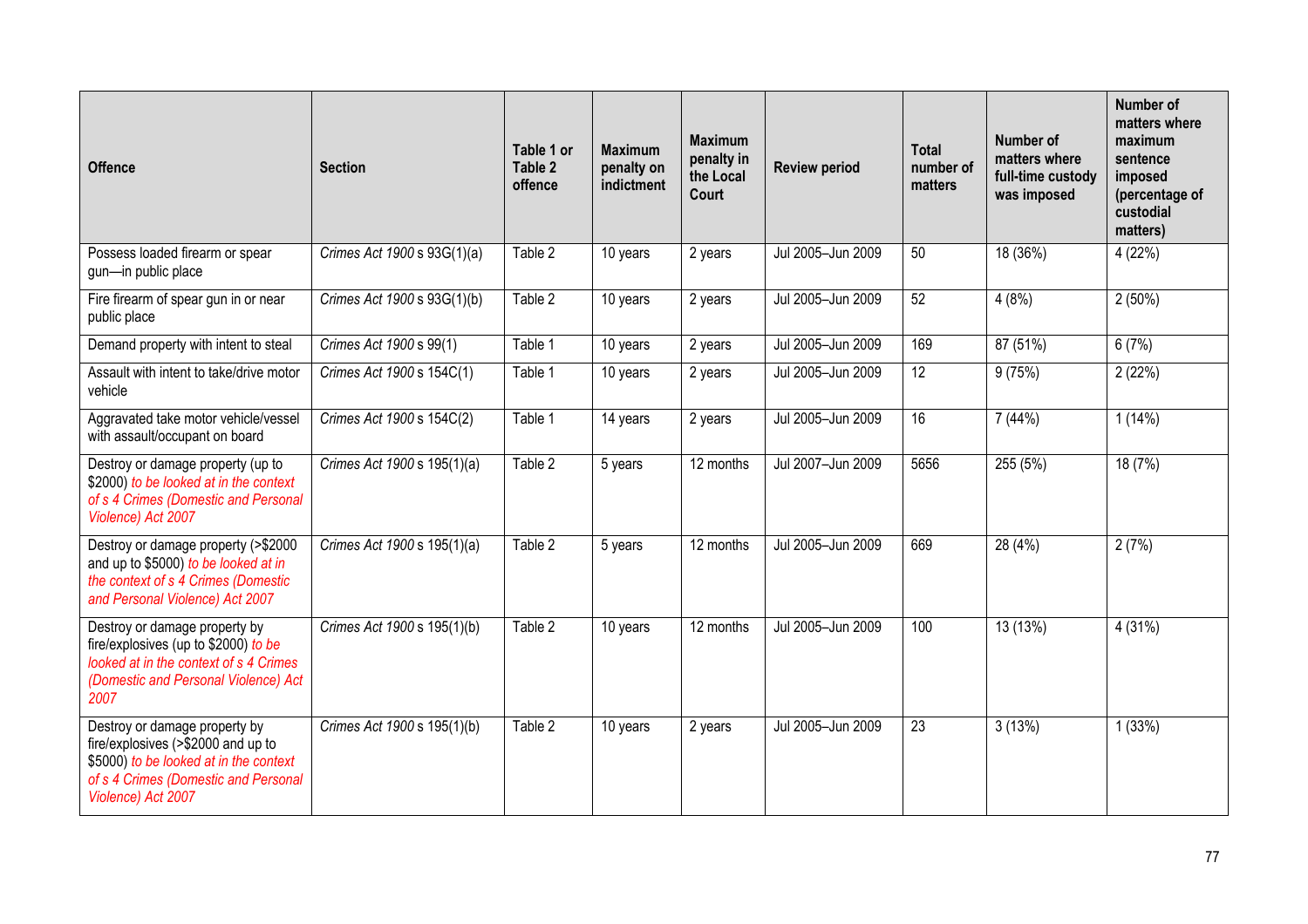| Offence | Section | Table 1 or Table 2 offence | Maximum penalty on indictment | Maximum penalty in the Local Court | Review period | Total number of matters | Number of matters where full-time custody was imposed | Number of matters where maximum sentence imposed (percentage of custodial matters) |
|---|---|---|---|---|---|---|---|---|
| Possess loaded firearm or spear gun—in public place | *Crimes Act 1900* s 93G(1)(a) | Table 2 | 10 years | 2 years | Jul 2005–Jun 2009 | 50 | 18 (36%) | 4 (22%) |
| Fire firearm or spear gun in or near public place | *Crimes Act 1900* s 93G(1)(b) | Table 2 | 10 years | 2 years | Jul 2005–Jun 2009 | 52 | 4 (8%) | 2 (50%) |
| Demand property with intent to steal | *Crimes Act 1900* s 99(1) | Table 1 | 10 years | 2 years | Jul 2005–Jun 2009 | 169 | 87 (51%) | 6 (7%) |
| Assault with intent to take/drive motor vehicle | *Crimes Act 1900* s 154C(1) | Table 1 | 10 years | 2 years | Jul 2005–Jun 2009 | 12 | 9 (75%) | 2 (22%) |
| Aggravated take motor vehicle/vessel with assault/occupant on board | *Crimes Act 1900* s 154C(2) | Table 1 | 14 years | 2 years | Jul 2005–Jun 2009 | 16 | 7 (44%) | 1 (14%) |
| Destroy or damage property (up to $2000) *to be looked at in the context of s 4 Crimes (Domestic and Personal Violence) Act 2007* | *Crimes Act 1900* s 195(1)(a) | Table 2 | 5 years | 12 months | Jul 2007–Jun 2009 | 5656 | 255 (5%) | 18 (7%) |
| Destroy or damage property (>$2000 and up to $5000) *to be looked at in the context of s 4 Crimes (Domestic and Personal Violence) Act 2007* | *Crimes Act 1900* s 195(1)(a) | Table 2 | 5 years | 12 months | Jul 2005–Jun 2009 | 669 | 28 (4%) | 2 (7%) |
| Destroy or damage property by fire/explosives (up to $2000) *to be looked at in the context of s 4 Crimes (Domestic and Personal Violence) Act 2007* | *Crimes Act 1900* s 195(1)(b) | Table 2 | 10 years | 12 months | Jul 2005–Jun 2009 | 100 | 13 (13%) | 4 (31%) |
| Destroy or damage property by fire/explosives (>$2000 and up to $5000) *to be looked at in the context of s 4 Crimes (Domestic and Personal Violence) Act 2007* | *Crimes Act 1900* s 195(1)(b) | Table 2 | 10 years | 2 years | Jul 2005–Jun 2009 | 23 | 3 (13%) | 1 (33%) |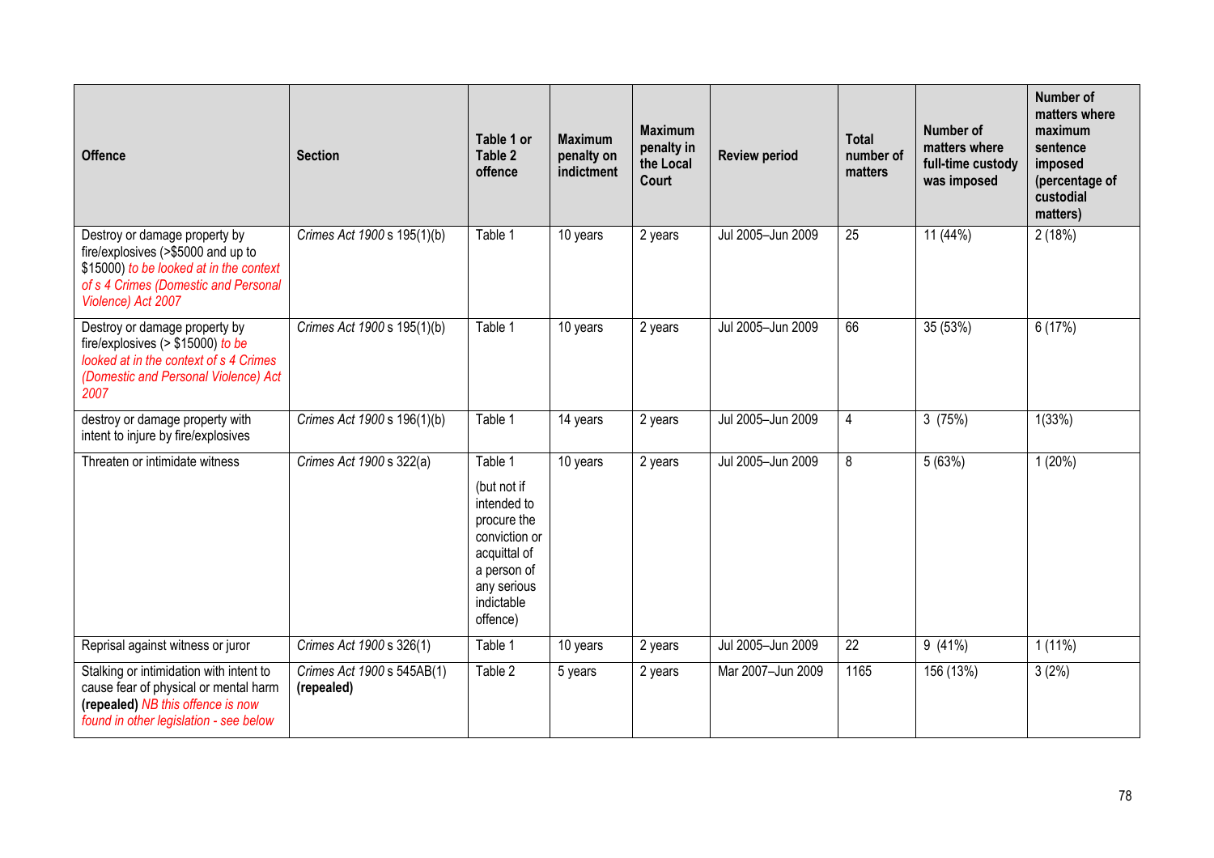| Offence | Section | Table 1 or Table 2 offence | Maximum penalty on indictment | Maximum penalty in the Local Court | Review period | Total number of matters | Number of matters where full-time custody was imposed | Number of matters where maximum sentence imposed (percentage of custodial matters) |
|---|---|---|---|---|---|---|---|---|
| Destroy or damage property by fire/explosives (>$5000 and up to $15000) *to be looked at in the context of s 4 Crimes (Domestic and Personal Violence) Act 2007* | *Crimes Act 1900* s 195(1)(b) | Table 1 | 10 years | 2 years | Jul 2005–Jun 2009 | 25 | 11 (44%) | 2 (18%) |
| Destroy or damage property by fire/explosives (> $15000) *to be looked at in the context of s 4 Crimes (Domestic and Personal Violence) Act 2007* | *Crimes Act 1900* s 195(1)(b) | Table 1 | 10 years | 2 years | Jul 2005–Jun 2009 | 66 | 35 (53%) | 6 (17%) |
| destroy or damage property with intent to injure by fire/explosives | *Crimes Act 1900* s 196(1)(b) | Table 1 | 14 years | 2 years | Jul 2005–Jun 2009 | 4 | 3 (75%) | 1(33%) |
| Threaten or intimidate witness | *Crimes Act 1900* s 322(a) | Table 1 (but not if intended to procure the conviction or acquittal of a person of any serious indictable offence) | 10 years | 2 years | Jul 2005–Jun 2009 | 8 | 5 (63%) | 1 (20%) |
| Reprisal against witness or juror | *Crimes Act 1900* s 326(1) | Table 1 | 10 years | 2 years | Jul 2005–Jun 2009 | 22 | 9 (41%) | 1 (11%) |
| Stalking or intimidation with intent to cause fear of physical or mental harm **(repealed)** *NB this offence is now found in other legislation - see below* | *Crimes Act 1900* s 545AB(1) **(repealed)** | Table 2 | 5 years | 2 years | Mar 2007–Jun 2009 | 1165 | 156 (13%) | 3 (2%) |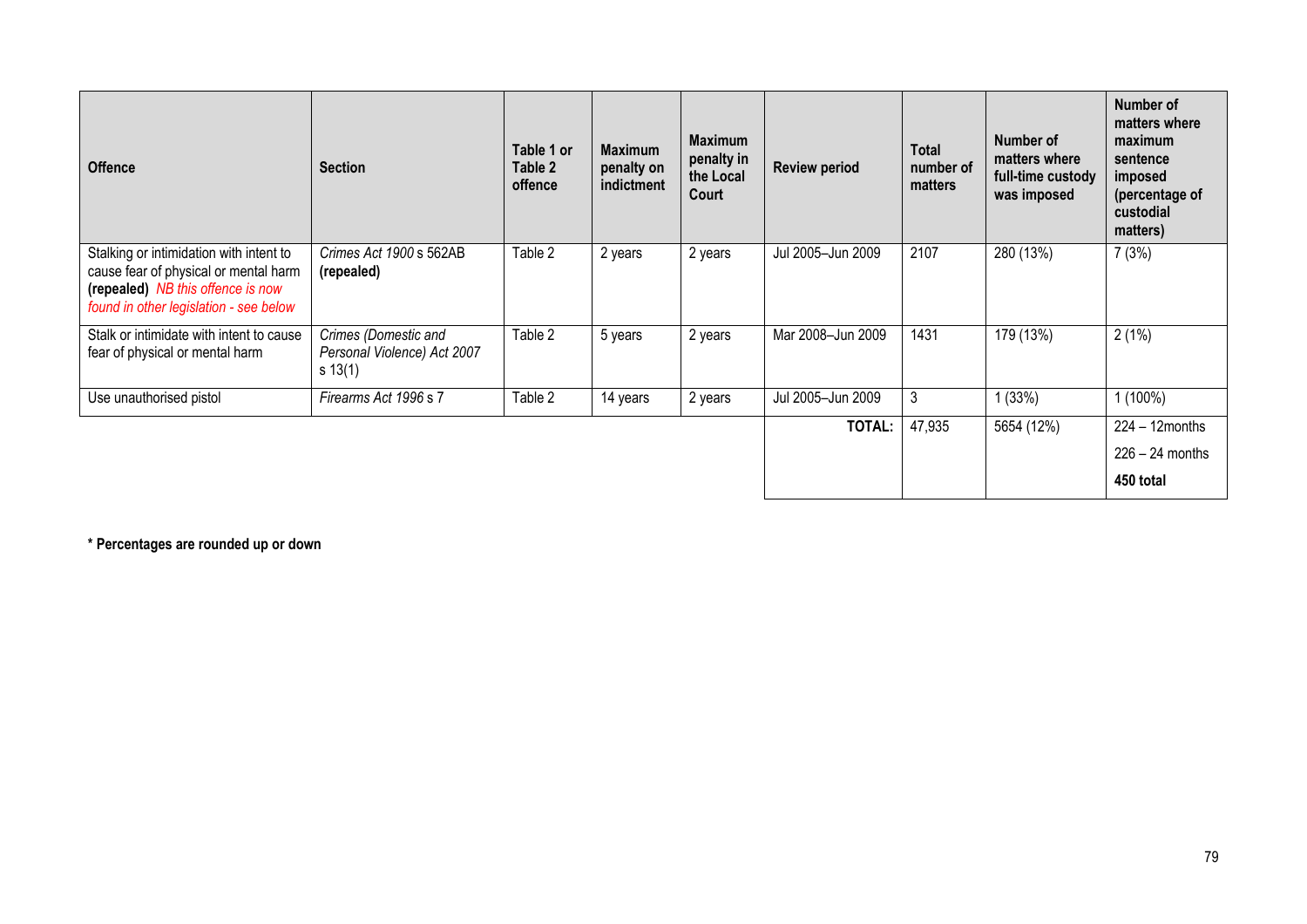| Offence | Section | Table 1 or Table 2 offence | Maximum penalty on indictment | Maximum penalty in the Local Court | Review period | Total number of matters | Number of matters where full-time custody was imposed | Number of matters where maximum sentence imposed (percentage of custodial matters) |
|---|---|---|---|---|---|---|---|---|
| Stalking or intimidation with intent to cause fear of physical or mental harm **(repealed)** *NB this offence is now found in other legislation - see below* | *Crimes Act 1900* s 562AB **(repealed)** | Table 2 | 2 years | 2 years | Jul 2005–Jun 2009 | 2107 | 280 (13%) | 7 (3%) |
| Stalk or intimidate with intent to cause fear of physical or mental harm | *Crimes (Domestic and Personal Violence) Act 2007* s 13(1) | Table 2 | 5 years | 2 years | Mar 2008–Jun 2009 | 1431 | 179 (13%) | 2 (1%) |
| Use unauthorised pistol | *Firearms Act 1996* s 7 | Table 2 | 14 years | 2 years | Jul 2005–Jun 2009 | 3 | 1 (33%) | 1 (100%) |
| | | | | | **TOTAL:** | 47,935 | 5654 (12%) | 224 – 12months<br>226 – 24 months<br>**450 total** |

**\* Percentages are rounded up or down**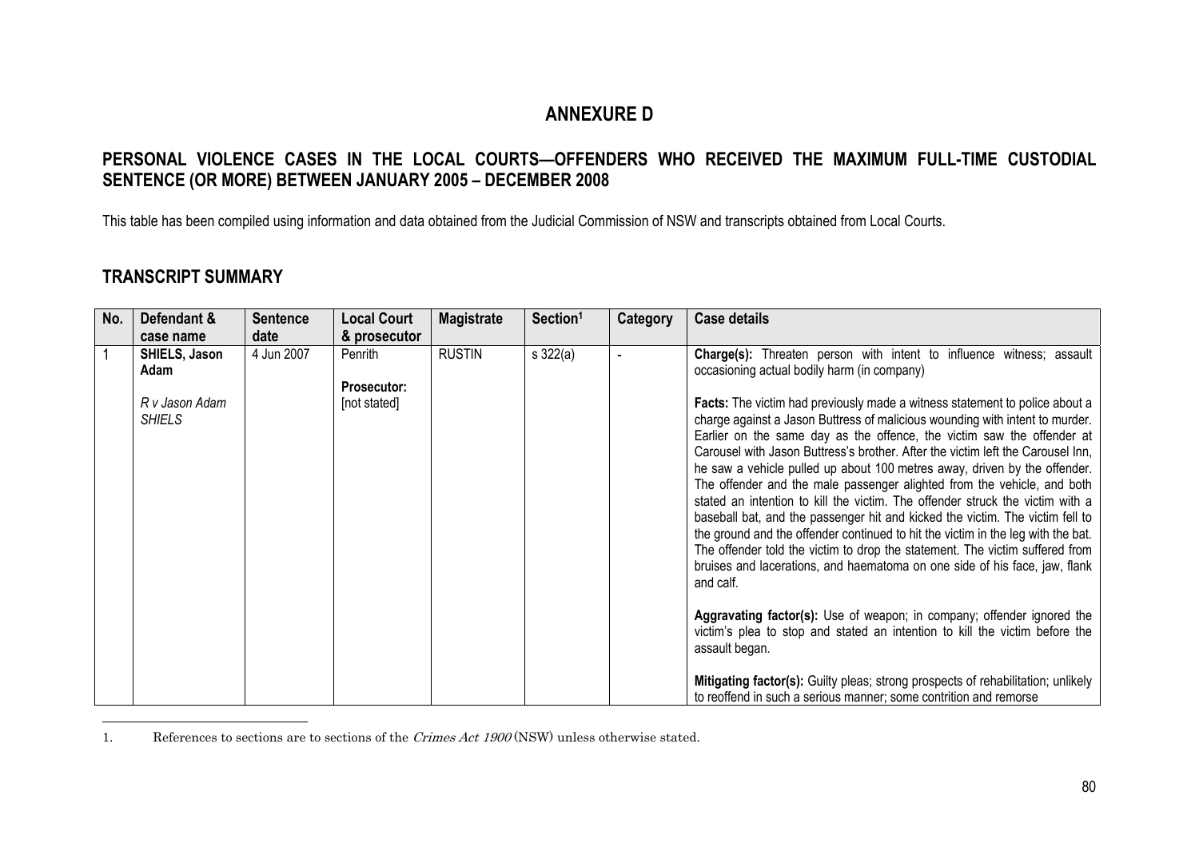# ANNEXURE D

## PERSONAL VIOLENCE CASES IN THE LOCAL COURTS—OFFENDERS WHO RECEIVED THE MAXIMUM FULL-TIME CUSTODIAL SENTENCE (OR MORE) BETWEEN JANUARY 2005 – DECEMBER 2008

This table has been compiled using information and data obtained from the Judicial Commission of NSW and transcripts obtained from Local Courts.

## TRANSCRIPT SUMMARY

| No. | Defendant & case name | Sentence date | Local Court & prosecutor | Magistrate | Section[1] | Category | Case details |
|---|---|---|---|---|---|---|---|
| 1 | **SHIELS, Jason Adam**<br><br>*R v Jason Adam SHIELS* | 4 Jun 2007 | Penrith<br><br>**Prosecutor:** [not stated] | RUSTIN | s 322(a) | - | **Charge(s):** Threaten person with intent to influence witness; assault occasioning actual bodily harm (in company)<br><br>**Facts:** The victim had previously made a witness statement to police about a charge against a Jason Buttress of malicious wounding with intent to murder. Earlier on the same day as the offence, the victim saw the offender at Carousel with Jason Buttress's brother. After the victim left the Carousel Inn, he saw a vehicle pulled up about 100 metres away, driven by the offender. The offender and the male passenger alighted from the vehicle, and both stated an intention to kill the victim. The offender struck the victim with a baseball bat, and the passenger hit and kicked the victim. The victim fell to the ground and the offender continued to hit the victim in the leg with the bat. The offender told the victim to drop the statement. The victim suffered from bruises and lacerations, and haematoma on one side of his face, jaw, flank and calf.<br><br>**Aggravating factor(s):** Use of weapon; in company; offender ignored the victim's plea to stop and stated an intention to kill the victim before the assault began.<br><br>**Mitigating factor(s):** Guilty pleas; strong prospects of rehabilitation; unlikely to reoffend in such a serious manner; some contrition and remorse |

1. References to sections are to sections of the *Crimes Act 1900* (NSW) unless otherwise stated.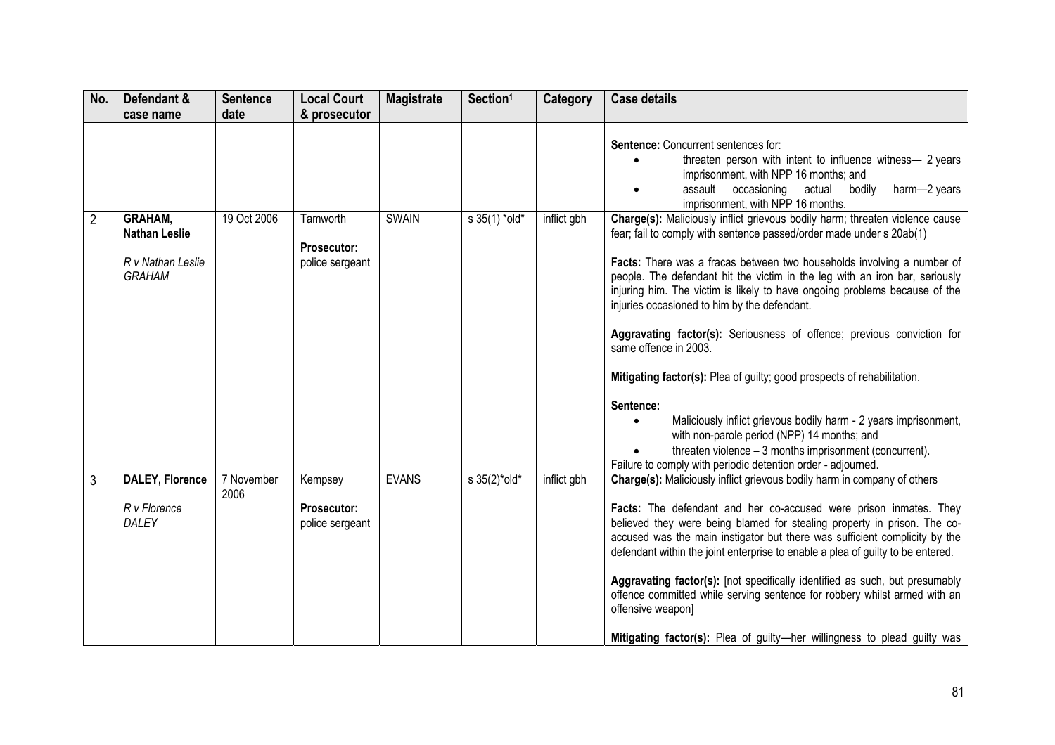| No. | Defendant & case name | Sentence date | Local Court & prosecutor | Magistrate | Section[1] | Category | Case details |
|---|---|---|---|---|---|---|---|
| | | | | | | | **Sentence:** Concurrent sentences for:<br>• threaten person with intent to influence witness— 2 years imprisonment, with NPP 16 months; and<br>• assault occasioning actual bodily harm—2 years imprisonment, with NPP 16 months. |
| 2 | **GRAHAM, Nathan Leslie**<br><br>*R v Nathan Leslie GRAHAM* | 19 Oct 2006 | Tamworth<br><br>**Prosecutor:** police sergeant | SWAIN | s 35(1) *old* | inflict gbh | **Charge(s):** Maliciously inflict grievous bodily harm; threaten violence cause fear; fail to comply with sentence passed/order made under s 20ab(1)<br><br>**Facts:** There was a fracas between two households involving a number of people. The defendant hit the victim in the leg with an iron bar, seriously injuring him. The victim is likely to have ongoing problems because of the injuries occasioned to him by the defendant.<br><br>**Aggravating factor(s):** Seriousness of offence; previous conviction for same offence in 2003.<br><br>**Mitigating factor(s):** Plea of guilty; good prospects of rehabilitation.<br><br>**Sentence:**<br>• Maliciously inflict grievous bodily harm - 2 years imprisonment, with non-parole period (NPP) 14 months; and<br>• threaten violence – 3 months imprisonment (concurrent).<br>Failure to comply with periodic detention order - adjourned. |
| 3 | **DALEY, Florence**<br><br>*R v Florence DALEY* | 7 November 2006 | Kempsey<br><br>**Prosecutor:** police sergeant | EVANS | s 35(2)*old* | inflict gbh | **Charge(s):** Maliciously inflict grievous bodily harm in company of others<br><br>**Facts:** The defendant and her co-accused were prison inmates. They believed they were being blamed for stealing property in prison. The co-accused was the main instigator but there was sufficient complicity by the defendant within the joint enterprise to enable a plea of guilty to be entered.<br><br>**Aggravating factor(s):** [not specifically identified as such, but presumably offence committed while serving sentence for robbery whilst armed with an offensive weapon]<br><br>**Mitigating factor(s):** Plea of guilty—her willingness to plead guilty was |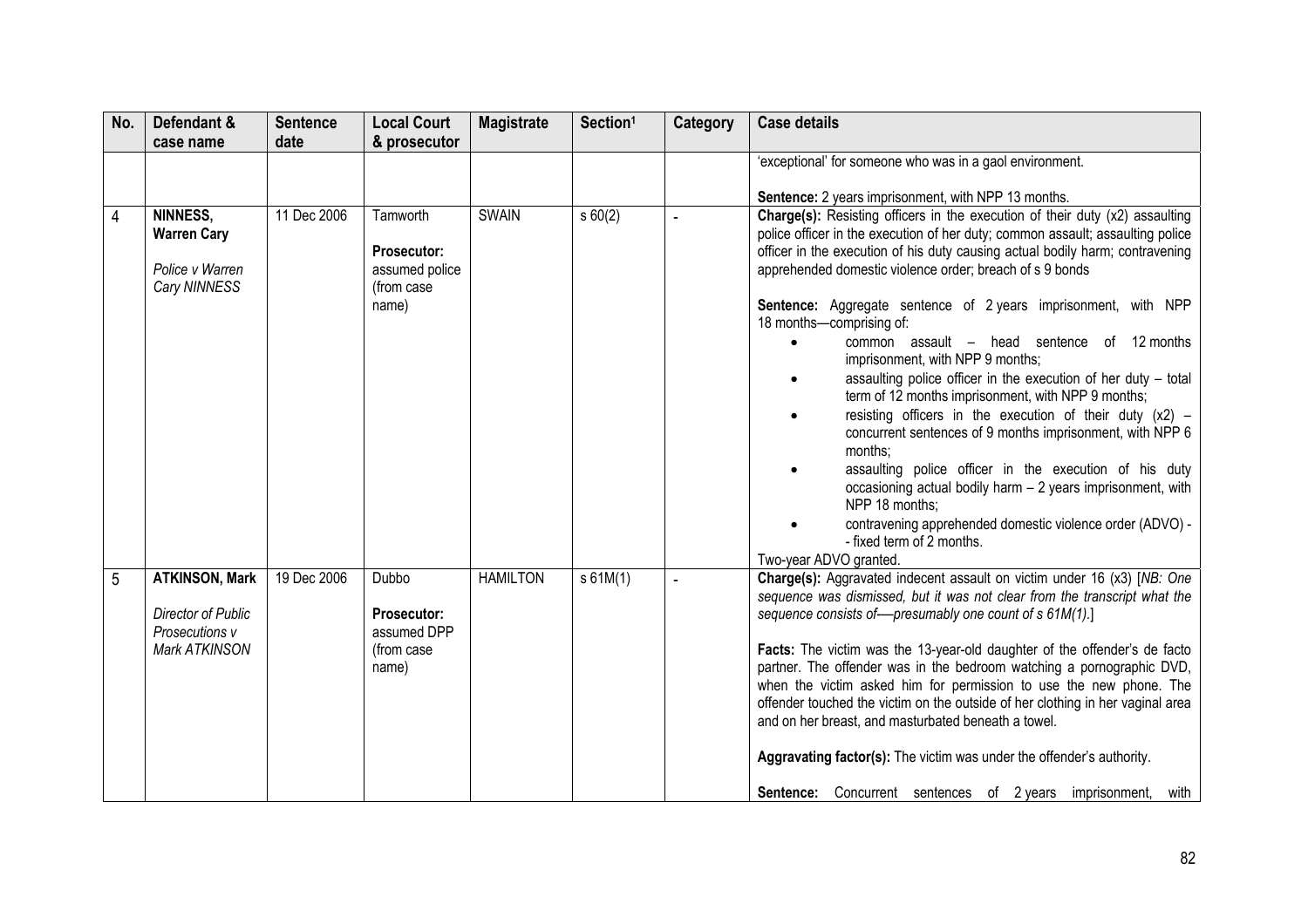| No. | Defendant & case name | Sentence date | Local Court & prosecutor | Magistrate | Section[1] | Category | Case details |
|---|---|---|---|---|---|---|---|
| | | | | | | | 'exceptional' for someone who was in a gaol environment.<br><br>**Sentence:** 2 years imprisonment, with NPP 13 months. |
| 4 | **NINNESS, Warren Cary**<br><br>*Police v Warren Cary NINNESS* | 11 Dec 2006 | Tamworth<br><br>**Prosecutor:** assumed police (from case name) | SWAIN | s 60(2) | - | **Charge(s):** Resisting officers in the execution of their duty (x2) assaulting police officer in the execution of her duty; common assault; assaulting police officer in the execution of his duty causing actual bodily harm; contravening apprehended domestic violence order; breach of s 9 bonds<br><br>**Sentence:** Aggregate sentence of 2 years imprisonment, with NPP 18 months—comprising of:<br>• common assault – head sentence of 12 months imprisonment, with NPP 9 months;<br>• assaulting police officer in the execution of her duty – total term of 12 months imprisonment, with NPP 9 months;<br>• resisting officers in the execution of their duty (x2) – concurrent sentences of 9 months imprisonment, with NPP 6 months;<br>• assaulting police officer in the execution of his duty occasioning actual bodily harm – 2 years imprisonment, with NPP 18 months;<br>• contravening apprehended domestic violence order (ADVO) - - fixed term of 2 months.<br>Two-year ADVO granted. |
| 5 | **ATKINSON, Mark**<br><br>*Director of Public Prosecutions v Mark ATKINSON* | 19 Dec 2006 | Dubbo<br><br>**Prosecutor:** assumed DPP (from case name) | HAMILTON | s 61M(1) | - | **Charge(s):** Aggravated indecent assault on victim under 16 (x3) [*NB: One sequence was dismissed, but it was not clear from the transcript what the sequence consists of—presumably one count of s 61M(1).*]<br><br>**Facts:** The victim was the 13-year-old daughter of the offender's de facto partner. The offender was in the bedroom watching a pornographic DVD, when the victim asked him for permission to use the new phone. The offender touched the victim on the outside of her clothing in her vaginal area and on her breast, and masturbated beneath a towel.<br><br>**Aggravating factor(s):** The victim was under the offender's authority.<br><br>**Sentence:** Concurrent sentences of 2 years imprisonment, with |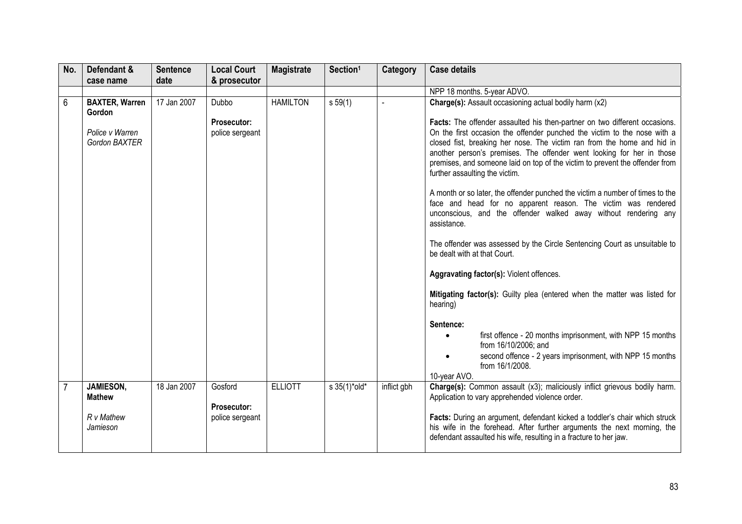| No. | Defendant & case name | Sentence date | Local Court & prosecutor | Magistrate | Section[1] | Category | Case details |
|---|---|---|---|---|---|---|---|
| | | | | | | | NPP 18 months. 5-year ADVO. |
| 6 | **BAXTER, Warren Gordon**<br><br>*Police v Warren Gordon BAXTER* | 17 Jan 2007 | Dubbo<br><br>**Prosecutor:** police sergeant | HAMILTON | s 59(1) | - | **Charge(s):** Assault occasioning actual bodily harm (x2)<br><br>**Facts:** The offender assaulted his then-partner on two different occasions. On the first occasion the offender punched the victim to the nose with a closed fist, breaking her nose. The victim ran from the home and hid in another person's premises. The offender went looking for her in those premises, and someone laid on top of the victim to prevent the offender from further assaulting the victim.<br><br>A month or so later, the offender punched the victim a number of times to the face and head for no apparent reason. The victim was rendered unconscious, and the offender walked away without rendering any assistance.<br><br>The offender was assessed by the Circle Sentencing Court as unsuitable to be dealt with at that Court.<br><br>**Aggravating factor(s):** Violent offences.<br><br>**Mitigating factor(s):** Guilty plea (entered when the matter was listed for hearing)<br><br>**Sentence:**<br>• first offence - 20 months imprisonment, with NPP 15 months from 16/10/2006; and<br>• second offence - 2 years imprisonment, with NPP 15 months from 16/1/2008.<br>10-year AVO. |
| 7 | **JAMIESON, Mathew**<br><br>*R v Mathew Jamieson* | 18 Jan 2007 | Gosford<br><br>**Prosecutor:** police sergeant | ELLIOTT | s 35(1)*old* | inflict gbh | **Charge(s):** Common assault (x3); maliciously inflict grievous bodily harm. Application to vary apprehended violence order.<br><br>**Facts:** During an argument, defendant kicked a toddler's chair which struck his wife in the forehead. After further arguments the next morning, the defendant assaulted his wife, resulting in a fracture to her jaw. |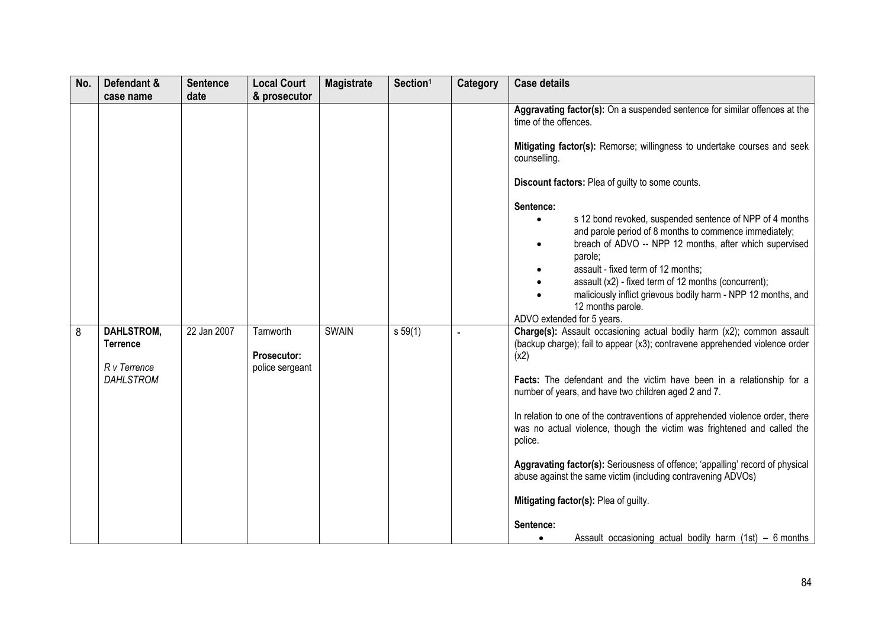| No. | Defendant & case name | Sentence date | Local Court & prosecutor | Magistrate | Section[1] | Category | Case details |
|---|---|---|---|---|---|---|---|
| | | | | | | | **Aggravating factor(s):** On a suspended sentence for similar offences at the time of the offences.<br><br>**Mitigating factor(s):** Remorse; willingness to undertake courses and seek counselling.<br><br>**Discount factors:** Plea of guilty to some counts.<br><br>**Sentence:**<br>• s 12 bond revoked, suspended sentence of NPP of 4 months and parole period of 8 months to commence immediately;<br>• breach of ADVO -- NPP 12 months, after which supervised parole;<br>• assault - fixed term of 12 months;<br>• assault (x2) - fixed term of 12 months (concurrent);<br>• maliciously inflict grievous bodily harm - NPP 12 months, and 12 months parole.<br>ADVO extended for 5 years. |
| 8 | **DAHLSTROM, Terrence**<br><br>*R v Terrence DAHLSTROM* | 22 Jan 2007 | Tamworth<br><br>**Prosecutor:** police sergeant | SWAIN | s 59(1) | - | **Charge(s):** Assault occasioning actual bodily harm (x2); common assault (backup charge); fail to appear (x3); contravene apprehended violence order (x2)<br><br>**Facts:** The defendant and the victim have been in a relationship for a number of years, and have two children aged 2 and 7.<br><br>In relation to one of the contraventions of apprehended violence order, there was no actual violence, though the victim was frightened and called the police.<br><br>**Aggravating factor(s):** Seriousness of offence; 'appalling' record of physical abuse against the same victim (including contravening ADVOs)<br><br>**Mitigating factor(s):** Plea of guilty.<br><br>**Sentence:**<br>• Assault occasioning actual bodily harm (1st) – 6 months |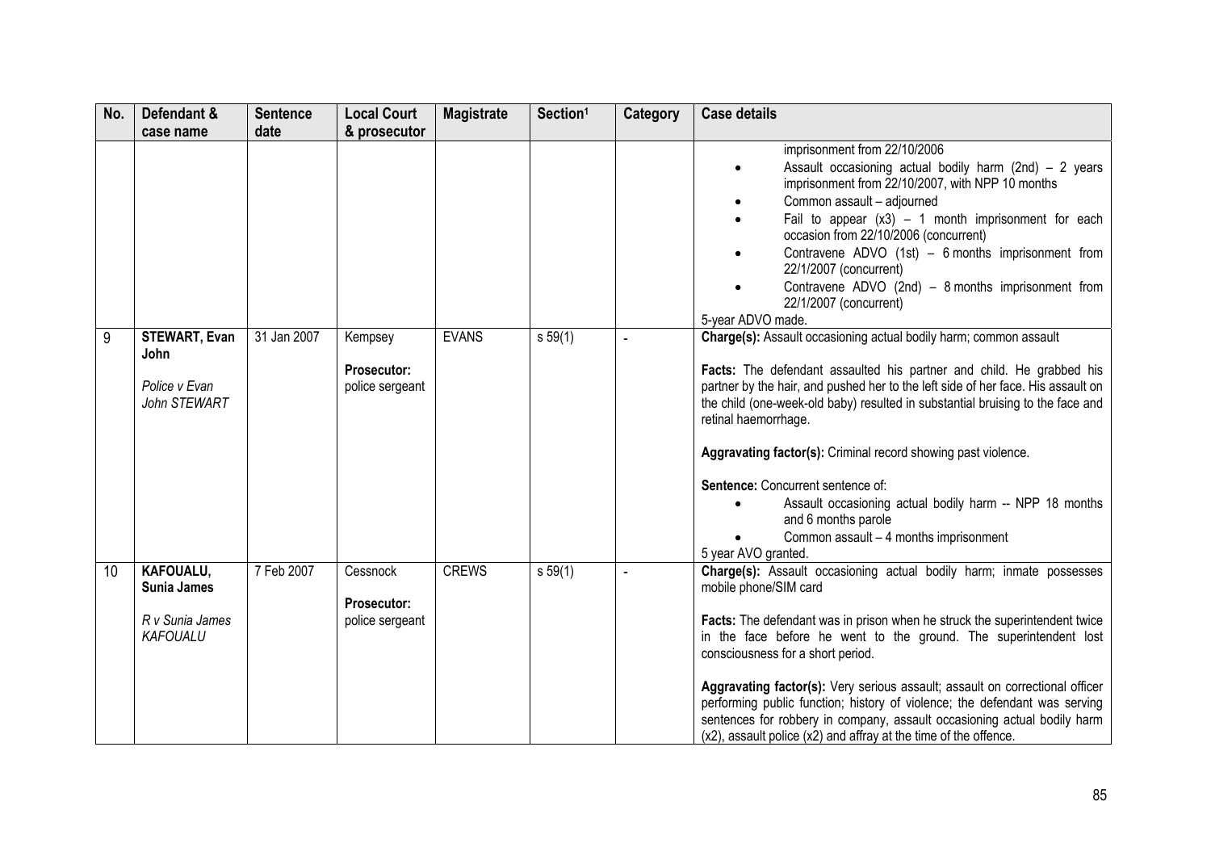| No. | Defendant & case name | Sentence date | Local Court & prosecutor | Magistrate | Section[1] | Category | Case details |
|---|---|---|---|---|---|---|---|
| | | | | | | | imprisonment from 22/10/2006<br>• Assault occasioning actual bodily harm (2nd) – 2 years imprisonment from 22/10/2007, with NPP 10 months<br>• Common assault – adjourned<br>• Fail to appear (x3) – 1 month imprisonment for each occasion from 22/10/2006 (concurrent)<br>• Contravene ADVO (1st) – 6 months imprisonment from 22/1/2007 (concurrent)<br>• Contravene ADVO (2nd) – 8 months imprisonment from 22/1/2007 (concurrent)<br>5-year ADVO made. |
| 9 | **STEWART, Evan John**<br><br>*Police v Evan John STEWART* | 31 Jan 2007 | Kempsey<br><br>**Prosecutor:** police sergeant | EVANS | s 59(1) | - | **Charge(s):** Assault occasioning actual bodily harm; common assault<br><br>**Facts:** The defendant assaulted his partner and child. He grabbed his partner by the hair, and pushed her to the left side of her face. His assault on the child (one-week-old baby) resulted in substantial bruising to the face and retinal haemorrhage.<br><br>**Aggravating factor(s):** Criminal record showing past violence.<br><br>**Sentence:** Concurrent sentence of:<br>• Assault occasioning actual bodily harm -- NPP 18 months and 6 months parole<br>• Common assault – 4 months imprisonment<br>5 year AVO granted. |
| 10 | **KAFOUALU, Sunia James**<br><br>*R v Sunia James KAFOUALU* | 7 Feb 2007 | Cessnock<br><br>**Prosecutor:** police sergeant | CREWS | s 59(1) | - | **Charge(s):** Assault occasioning actual bodily harm; inmate possesses mobile phone/SIM card<br><br>**Facts:** The defendant was in prison when he struck the superintendent twice in the face before he went to the ground. The superintendent lost consciousness for a short period.<br><br>**Aggravating factor(s):** Very serious assault; assault on correctional officer performing public function; history of violence; the defendant was serving sentences for robbery in company, assault occasioning actual bodily harm (x2), assault police (x2) and affray at the time of the offence. |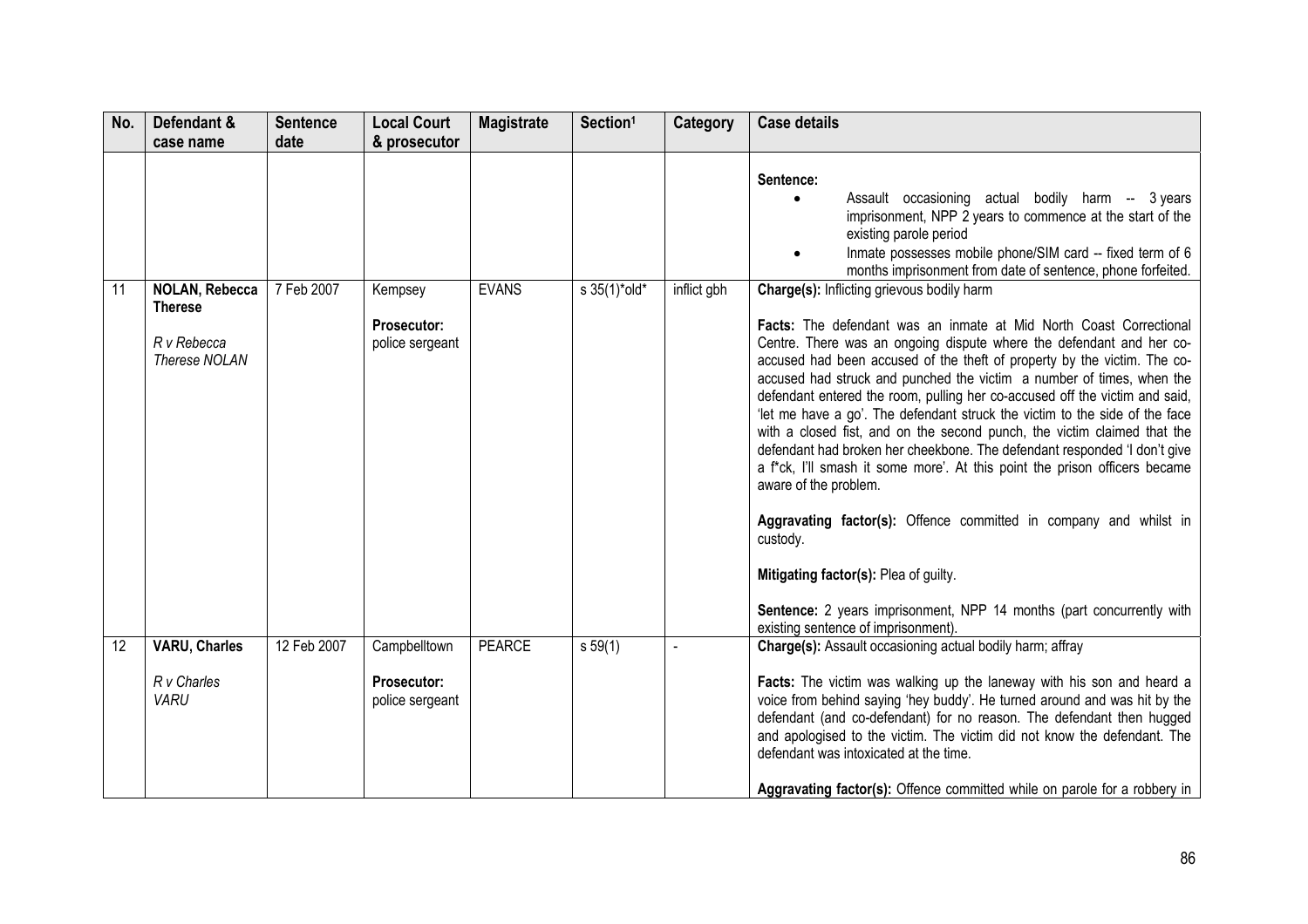| No. | Defendant & case name | Sentence date | Local Court & prosecutor | Magistrate | Section[1] | Category | Case details |
|---|---|---|---|---|---|---|---|
| | | | | | | | **Sentence:**<br>• Assault occasioning actual bodily harm -- 3 years imprisonment, NPP 2 years to commence at the start of the existing parole period<br>• Inmate possesses mobile phone/SIM card -- fixed term of 6 months imprisonment from date of sentence, phone forfeited. |
| 11 | **NOLAN, Rebecca Therese**<br><br>*R v Rebecca Therese NOLAN* | 7 Feb 2007 | Kempsey<br><br>**Prosecutor:** police sergeant | EVANS | s 35(1)*old* | inflict gbh | **Charge(s):** Inflicting grievous bodily harm<br><br>**Facts:** The defendant was an inmate at Mid North Coast Correctional Centre. There was an ongoing dispute where the defendant and her co-accused had been accused of the theft of property by the victim. The co-accused had struck and punched the victim a number of times, when the defendant entered the room, pulling her co-accused off the victim and said, 'let me have a go'. The defendant struck the victim to the side of the face with a closed fist, and on the second punch, the victim claimed that the defendant had broken her cheekbone. The defendant responded 'I don't give a f*ck, I'll smash it some more'. At this point the prison officers became aware of the problem.<br><br>**Aggravating factor(s):** Offence committed in company and whilst in custody.<br><br>**Mitigating factor(s):** Plea of guilty.<br><br>**Sentence:** 2 years imprisonment, NPP 14 months (part concurrently with existing sentence of imprisonment). |
| 12 | **VARU, Charles**<br><br>*R v Charles VARU* | 12 Feb 2007 | Campbelltown<br><br>**Prosecutor:** police sergeant | PEARCE | s 59(1) | - | **Charge(s):** Assault occasioning actual bodily harm; affray<br><br>**Facts:** The victim was walking up the laneway with his son and heard a voice from behind saying 'hey buddy'. He turned around and was hit by the defendant (and co-defendant) for no reason. The defendant then hugged and apologised to the victim. The victim did not know the defendant. The defendant was intoxicated at the time.<br><br>**Aggravating factor(s):** Offence committed while on parole for a robbery in |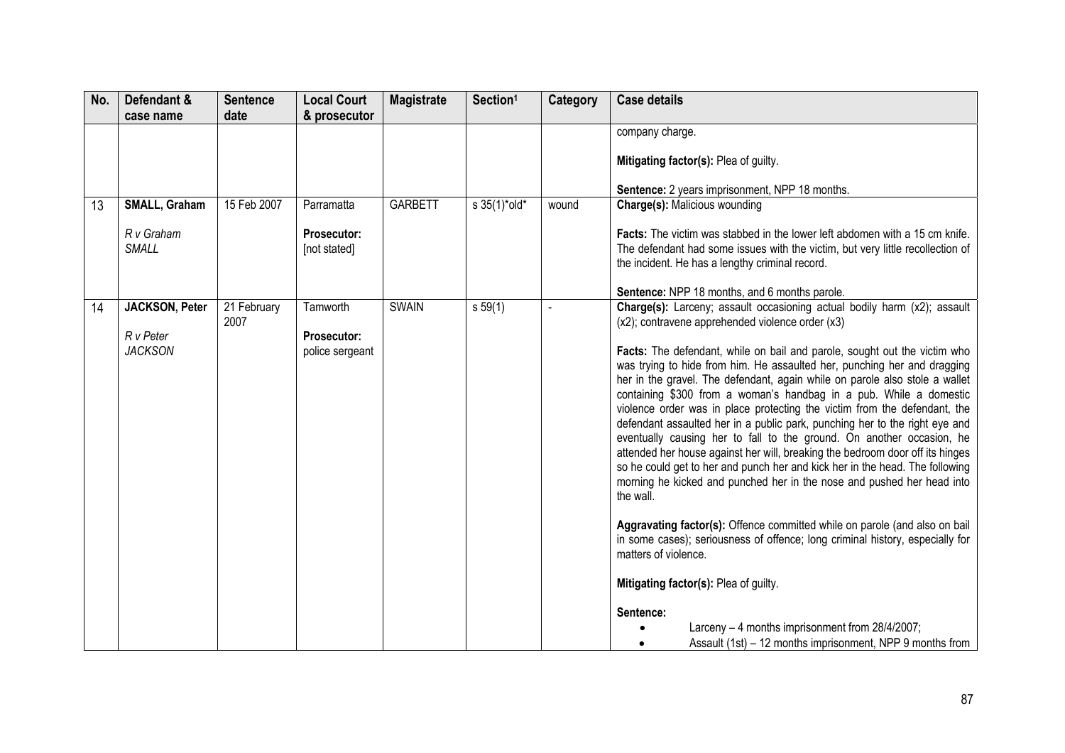| No. | Defendant & case name | Sentence date | Local Court & prosecutor | Magistrate | Section[1] | Category | Case details |
|---|---|---|---|---|---|---|---|
| | | | | | | | company charge.<br><br>**Mitigating factor(s):** Plea of guilty.<br><br>**Sentence:** 2 years imprisonment, NPP 18 months. |
| 13 | **SMALL, Graham**<br><br>*R v Graham SMALL* | 15 Feb 2007 | Parramatta<br><br>**Prosecutor:** [not stated] | GARBETT | s 35(1)*old* | wound | **Charge(s):** Malicious wounding<br><br>**Facts:** The victim was stabbed in the lower left abdomen with a 15 cm knife. The defendant had some issues with the victim, but very little recollection of the incident. He has a lengthy criminal record.<br><br>**Sentence:** NPP 18 months, and 6 months parole. |
| 14 | **JACKSON, Peter**<br><br>*R v Peter JACKSON* | 21 February 2007 | Tamworth<br><br>**Prosecutor:** police sergeant | SWAIN | s 59(1) | - | **Charge(s):** Larceny; assault occasioning actual bodily harm (x2); assault (x2); contravene apprehended violence order (x3)<br><br>**Facts:** The defendant, while on bail and parole, sought out the victim who was trying to hide from him. He assaulted her, punching her and dragging her in the gravel. The defendant, again while on parole also stole a wallet containing $300 from a woman's handbag in a pub. While a domestic violence order was in place protecting the victim from the defendant, the defendant assaulted her in a public park, punching her to the right eye and eventually causing her to fall to the ground. On another occasion, he attended her house against her will, breaking the bedroom door off its hinges so he could get to her and punch her and kick her in the head. The following morning he kicked and punched her in the nose and pushed her head into the wall.<br><br>**Aggravating factor(s):** Offence committed while on parole (and also on bail in some cases); seriousness of offence; long criminal history, especially for matters of violence.<br><br>**Mitigating factor(s):** Plea of guilty.<br><br>**Sentence:**<br>• Larceny – 4 months imprisonment from 28/4/2007;<br>• Assault (1st) – 12 months imprisonment, NPP 9 months from |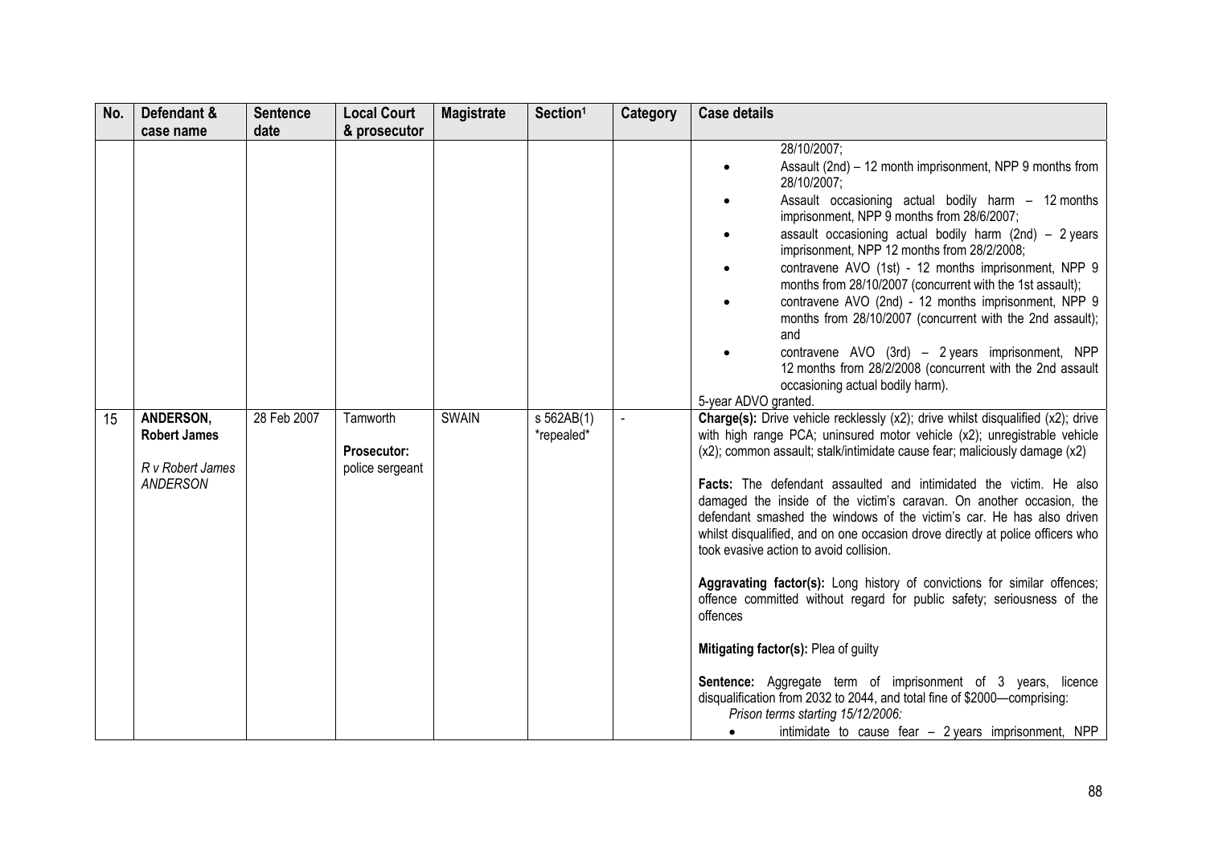| No. | Defendant & case name | Sentence date | Local Court & prosecutor | Magistrate | Section[1] | Category | Case details |
|---|---|---|---|---|---|---|---|
| | | | | | | | 28/10/2007;<br>• Assault (2nd) – 12 month imprisonment, NPP 9 months from 28/10/2007;<br>• Assault occasioning actual bodily harm – 12 months imprisonment, NPP 9 months from 28/6/2007;<br>• assault occasioning actual bodily harm (2nd) – 2 years imprisonment, NPP 12 months from 28/2/2008;<br>• contravene AVO (1st) - 12 months imprisonment, NPP 9 months from 28/10/2007 (concurrent with the 1st assault);<br>• contravene AVO (2nd) - 12 months imprisonment, NPP 9 months from 28/10/2007 (concurrent with the 2nd assault); and<br>• contravene AVO (3rd) – 2 years imprisonment, NPP 12 months from 28/2/2008 (concurrent with the 2nd assault occasioning actual bodily harm).<br>5-year ADVO granted. |
| 15 | **ANDERSON, Robert James**<br><br>*R v Robert James ANDERSON* | 28 Feb 2007 | Tamworth<br><br>**Prosecutor:** police sergeant | SWAIN | s 562AB(1) \*repealed\* | - | **Charge(s):** Drive vehicle recklessly (x2); drive whilst disqualified (x2); drive with high range PCA; uninsured motor vehicle (x2); unregistrable vehicle (x2); common assault; stalk/intimidate cause fear; maliciously damage (x2)<br><br>**Facts:** The defendant assaulted and intimidated the victim. He also damaged the inside of the victim's caravan. On another occasion, the defendant smashed the windows of the victim's car. He has also driven whilst disqualified, and on one occasion drove directly at police officers who took evasive action to avoid collision.<br><br>**Aggravating factor(s):** Long history of convictions for similar offences; offence committed without regard for public safety; seriousness of the offences<br><br>**Mitigating factor(s):** Plea of guilty<br><br>**Sentence:** Aggregate term of imprisonment of 3 years, licence disqualification from 2032 to 2044, and total fine of $2000—comprising:<br>*Prison terms starting 15/12/2006:*<br>• intimidate to cause fear – 2 years imprisonment, NPP |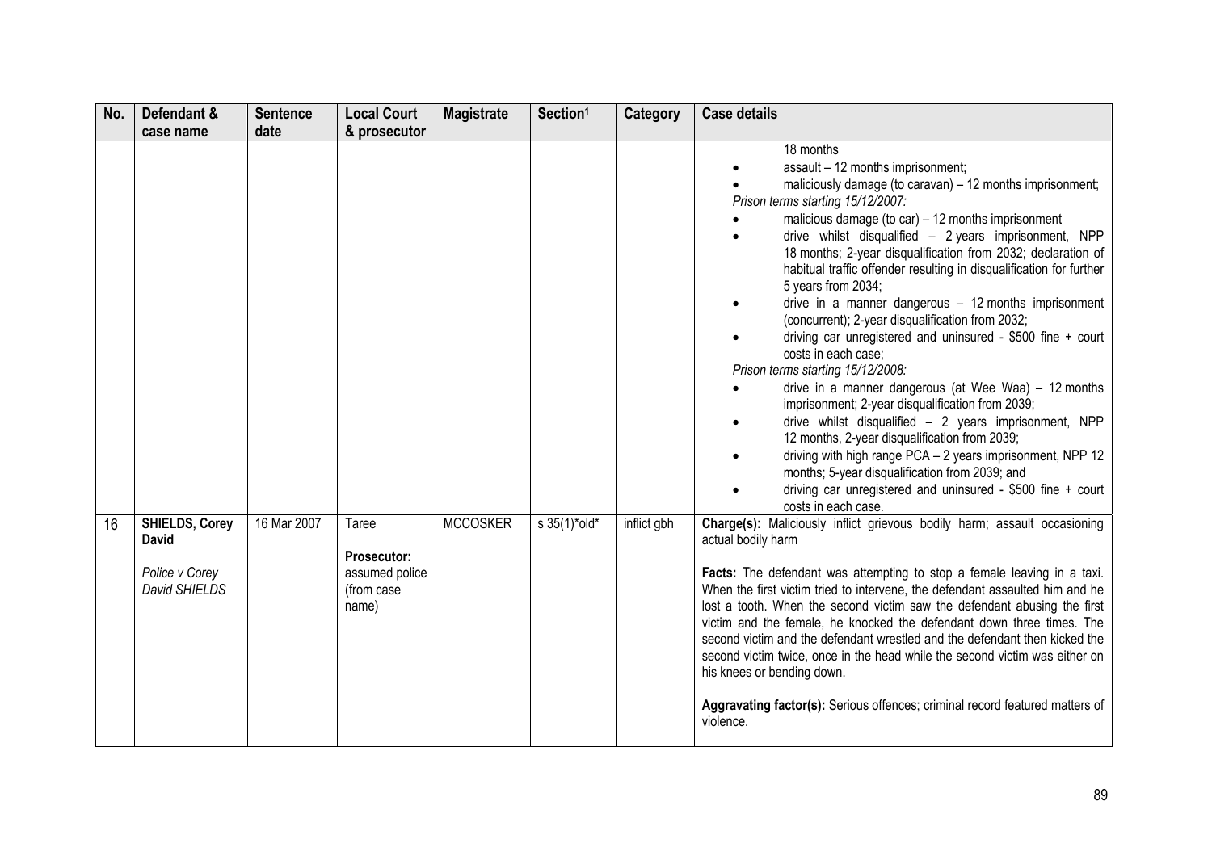| No. | Defendant & case name | Sentence date | Local Court & prosecutor | Magistrate | Section[1] | Category | Case details |
|---|---|---|---|---|---|---|---|
| | | | | | | | 18 months<br>• assault – 12 months imprisonment;<br>• maliciously damage (to caravan) – 12 months imprisonment;<br>*Prison terms starting 15/12/2007:*<br>• malicious damage (to car) – 12 months imprisonment<br>• drive whilst disqualified – 2 years imprisonment, NPP 18 months; 2-year disqualification from 2032; declaration of habitual traffic offender resulting in disqualification for further 5 years from 2034;<br>• drive in a manner dangerous – 12 months imprisonment (concurrent); 2-year disqualification from 2032;<br>• driving car unregistered and uninsured - $500 fine + court costs in each case;<br>*Prison terms starting 15/12/2008:*<br>• drive in a manner dangerous (at Wee Waa) – 12 months imprisonment; 2-year disqualification from 2039;<br>• drive whilst disqualified – 2 years imprisonment, NPP 12 months, 2-year disqualification from 2039;<br>• driving with high range PCA – 2 years imprisonment, NPP 12 months; 5-year disqualification from 2039; and<br>• driving car unregistered and uninsured - $500 fine + court costs in each case. |
| 16 | **SHIELDS, Corey David**<br><br>*Police v Corey David SHIELDS* | 16 Mar 2007 | Taree<br><br>**Prosecutor:** assumed police (from case name) | MCCOSKER | s 35(1)*old* | inflict gbh | **Charge(s):** Maliciously inflict grievous bodily harm; assault occasioning actual bodily harm<br><br>**Facts:** The defendant was attempting to stop a female leaving in a taxi. When the first victim tried to intervene, the defendant assaulted him and he lost a tooth. When the second victim saw the defendant abusing the first victim and the female, he knocked the defendant down three times. The second victim and the defendant wrestled and the defendant then kicked the second victim twice, once in the head while the second victim was either on his knees or bending down.<br><br>**Aggravating factor(s):** Serious offences; criminal record featured matters of violence. |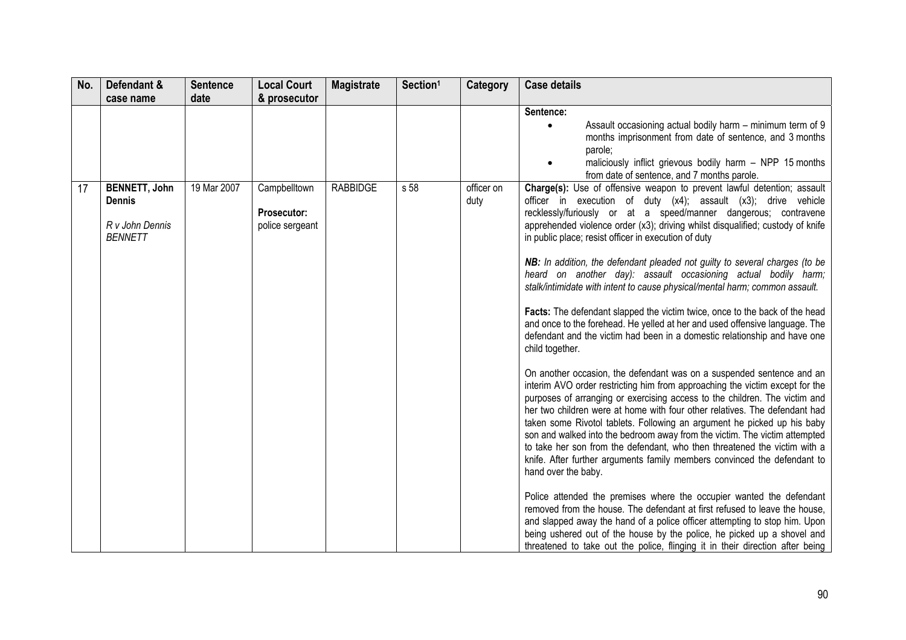| No. | Defendant & case name | Sentence date | Local Court & prosecutor | Magistrate | Section[1] | Category | Case details |
|---|---|---|---|---|---|---|---|
| | | | | | | | **Sentence:**<br>• Assault occasioning actual bodily harm – minimum term of 9 months imprisonment from date of sentence, and 3 months parole;<br>• maliciously inflict grievous bodily harm – NPP 15 months from date of sentence, and 7 months parole. |
| 17 | **BENNETT, John Dennis**<br><br>*R v John Dennis BENNETT* | 19 Mar 2007 | Campbelltown<br><br>**Prosecutor:** police sergeant | RABBIDGE | s 58 | officer on duty | **Charge(s):** Use of offensive weapon to prevent lawful detention; assault officer in execution of duty (x4); assault (x3); drive vehicle recklessly/furiously or at a speed/manner dangerous; contravene apprehended violence order (x3); driving whilst disqualified; custody of knife in public place; resist officer in execution of duty<br><br>***NB:** In addition, the defendant pleaded not guilty to several charges (to be heard on another day): assault occasioning actual bodily harm; stalk/intimidate with intent to cause physical/mental harm; common assault.*<br><br>**Facts:** The defendant slapped the victim twice, once to the back of the head and once to the forehead. He yelled at her and used offensive language. The defendant and the victim had been in a domestic relationship and have one child together.<br><br>On another occasion, the defendant was on a suspended sentence and an interim AVO order restricting him from approaching the victim except for the purposes of arranging or exercising access to the children. The victim and her two children were at home with four other relatives. The defendant had taken some Rivotol tablets. Following an argument he picked up his baby son and walked into the bedroom away from the victim. The victim attempted to take her son from the defendant, who then threatened the victim with a knife. After further arguments family members convinced the defendant to hand over the baby.<br><br>Police attended the premises where the occupier wanted the defendant removed from the house. The defendant at first refused to leave the house, and slapped away the hand of a police officer attempting to stop him. Upon being ushered out of the house by the police, he picked up a shovel and threatened to take out the police, flinging it in their direction after being |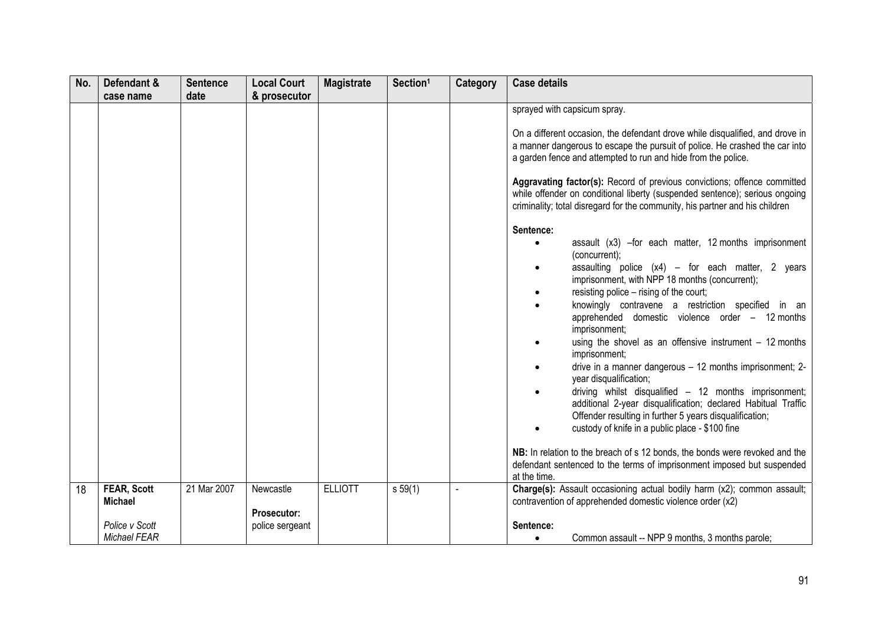| No. | Defendant & case name | Sentence date | Local Court & prosecutor | Magistrate | Section[1] | Category | Case details |
|---|---|---|---|---|---|---|---|
| | | | | | | | sprayed with capsicum spray.<br><br>On a different occasion, the defendant drove while disqualified, and drove in a manner dangerous to escape the pursuit of police. He crashed the car into a garden fence and attempted to run and hide from the police.<br><br>**Aggravating factor(s):** Record of previous convictions; offence committed while offender on conditional liberty (suspended sentence); serious ongoing criminality; total disregard for the community, his partner and his children<br><br>**Sentence:**<br>• assault (x3) –for each matter, 12 months imprisonment (concurrent);<br>• assaulting police (x4) – for each matter, 2 years imprisonment, with NPP 18 months (concurrent);<br>• resisting police – rising of the court;<br>• knowingly contravene a restriction specified in an apprehended domestic violence order – 12 months imprisonment;<br>• using the shovel as an offensive instrument – 12 months imprisonment;<br>• drive in a manner dangerous – 12 months imprisonment; 2-year disqualification;<br>• driving whilst disqualified – 12 months imprisonment; additional 2-year disqualification; declared Habitual Traffic Offender resulting in further 5 years disqualification;<br>• custody of knife in a public place - $100 fine<br><br>**NB:** In relation to the breach of s 12 bonds, the bonds were revoked and the defendant sentenced to the terms of imprisonment imposed but suspended at the time. |
| 18 | **FEAR, Scott Michael**<br><br>*Police v Scott Michael FEAR* | 21 Mar 2007 | Newcastle<br><br>**Prosecutor:** police sergeant | ELLIOTT | s 59(1) | - | **Charge(s):** Assault occasioning actual bodily harm (x2); common assault; contravention of apprehended domestic violence order (x2)<br><br>**Sentence:**<br>• Common assault -- NPP 9 months, 3 months parole; |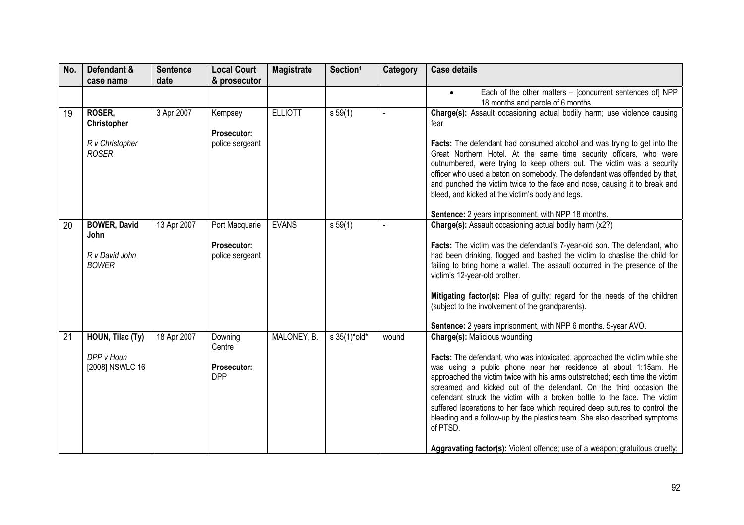| No. | Defendant & case name | Sentence date | Local Court & prosecutor | Magistrate | Section[1] | Category | Case details |
|---|---|---|---|---|---|---|---|
| | | | | | | | • Each of the other matters – [concurrent sentences of] NPP 18 months and parole of 6 months. |
| 19 | **ROSER, Christopher**<br><br>*R v Christopher ROSER* | 3 Apr 2007 | Kempsey<br><br>**Prosecutor:** police sergeant | ELLIOTT | s 59(1) | - | **Charge(s):** Assault occasioning actual bodily harm; use violence causing fear<br><br>**Facts:** The defendant had consumed alcohol and was trying to get into the Great Northern Hotel. At the same time security officers, who were outnumbered, were trying to keep others out. The victim was a security officer who used a baton on somebody. The defendant was offended by that, and punched the victim twice to the face and nose, causing it to break and bleed, and kicked at the victim's body and legs.<br><br>**Sentence:** 2 years imprisonment, with NPP 18 months. |
| 20 | **BOWER, David John**<br><br>*R v David John BOWER* | 13 Apr 2007 | Port Macquarie<br><br>**Prosecutor:** police sergeant | EVANS | s 59(1) | - | **Charge(s):** Assault occasioning actual bodily harm (x2?)<br><br>**Facts:** The victim was the defendant's 7-year-old son. The defendant, who had been drinking, flogged and bashed the victim to chastise the child for failing to bring home a wallet. The assault occurred in the presence of the victim's 12-year-old brother.<br><br>**Mitigating factor(s):** Plea of guilty; regard for the needs of the children (subject to the involvement of the grandparents).<br><br>**Sentence:** 2 years imprisonment, with NPP 6 months. 5-year AVO. |
| 21 | **HOUN, Tilac (Ty)**<br><br>*DPP v Houn* [2008] NSWLC 16 | 18 Apr 2007 | Downing Centre<br><br>**Prosecutor:** DPP | MALONEY, B. | s 35(1)*old* | wound | **Charge(s):** Malicious wounding<br><br>**Facts:** The defendant, who was intoxicated, approached the victim while she was using a public phone near her residence at about 1:15am. He approached the victim twice with his arms outstretched; each time the victim screamed and kicked out of the defendant. On the third occasion the defendant struck the victim with a broken bottle to the face. The victim suffered lacerations to her face which required deep sutures to control the bleeding and a follow-up by the plastics team. She also described symptoms of PTSD.<br><br>**Aggravating factor(s):** Violent offence; use of a weapon; gratuitous cruelty; |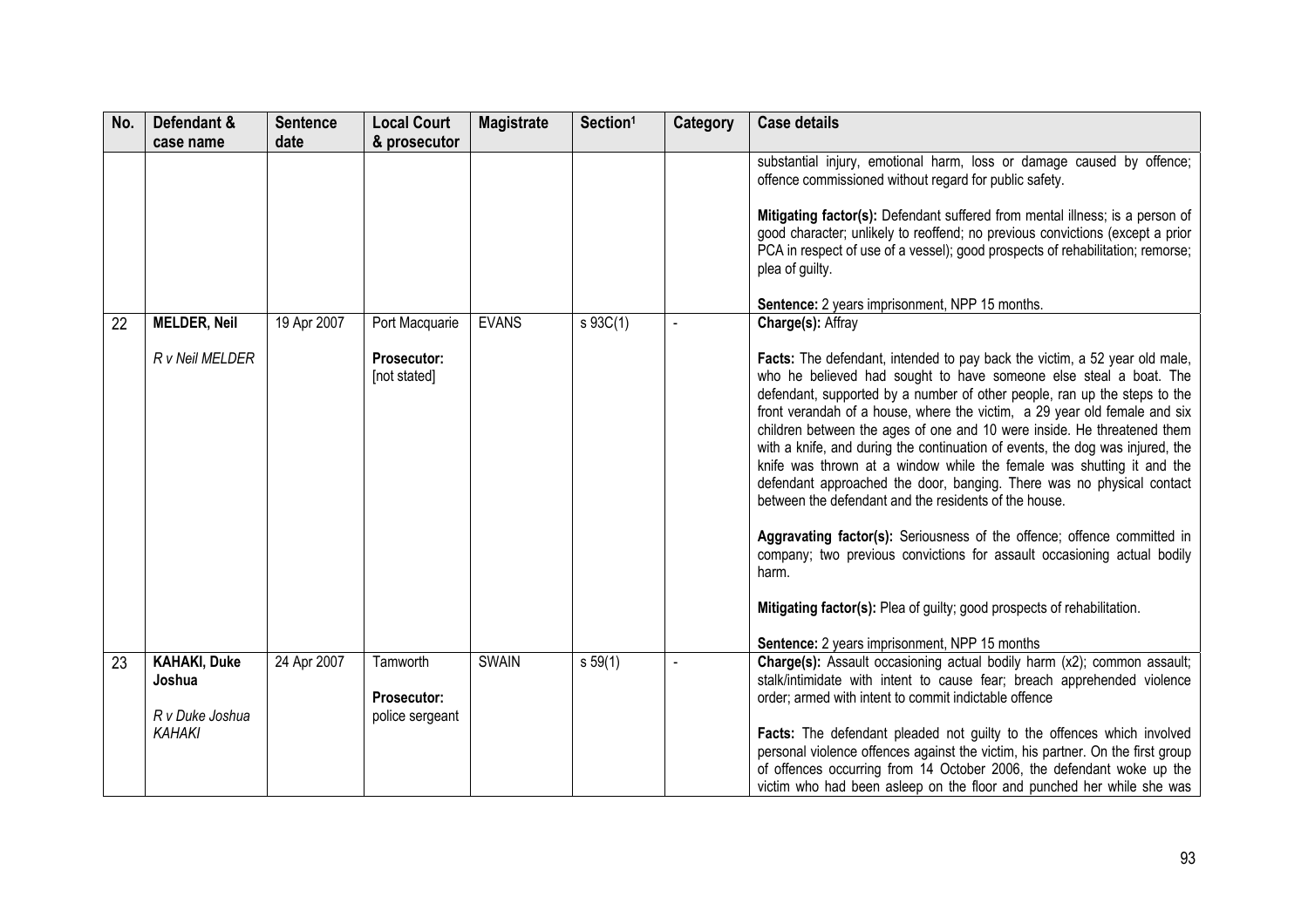| No. | Defendant & case name | Sentence date | Local Court & prosecutor | Magistrate | Section[1] | Category | Case details |
|---|---|---|---|---|---|---|---|
| | | | | | | | substantial injury, emotional harm, loss or damage caused by offence; offence commissioned without regard for public safety.<br><br>**Mitigating factor(s):** Defendant suffered from mental illness; is a person of good character; unlikely to reoffend; no previous convictions (except a prior PCA in respect of use of a vessel); good prospects of rehabilitation; remorse; plea of guilty.<br><br>**Sentence:** 2 years imprisonment, NPP 15 months. |
| 22 | **MELDER, Neil**<br><br>*R v Neil MELDER* | 19 Apr 2007 | Port Macquarie<br><br>**Prosecutor:** [not stated] | EVANS | s 93C(1) | - | **Charge(s):** Affray<br><br>**Facts:** The defendant, intended to pay back the victim, a 52 year old male, who he believed had sought to have someone else steal a boat. The defendant, supported by a number of other people, ran up the steps to the front verandah of a house, where the victim, a 29 year old female and six children between the ages of one and 10 were inside. He threatened them with a knife, and during the continuation of events, the dog was injured, the knife was thrown at a window while the female was shutting it and the defendant approached the door, banging. There was no physical contact between the defendant and the residents of the house.<br><br>**Aggravating factor(s):** Seriousness of the offence; offence committed in company; two previous convictions for assault occasioning actual bodily harm.<br><br>**Mitigating factor(s):** Plea of guilty; good prospects of rehabilitation.<br><br>**Sentence:** 2 years imprisonment, NPP 15 months |
| 23 | **KAHAKI, Duke Joshua**<br><br>*R v Duke Joshua KAHAKI* | 24 Apr 2007 | Tamworth<br><br>**Prosecutor:** police sergeant | SWAIN | s 59(1) | - | **Charge(s):** Assault occasioning actual bodily harm (x2); common assault; stalk/intimidate with intent to cause fear; breach apprehended violence order; armed with intent to commit indictable offence<br><br>**Facts:** The defendant pleaded not guilty to the offences which involved personal violence offences against the victim, his partner. On the first group of offences occurring from 14 October 2006, the defendant woke up the victim who had been asleep on the floor and punched her while she was |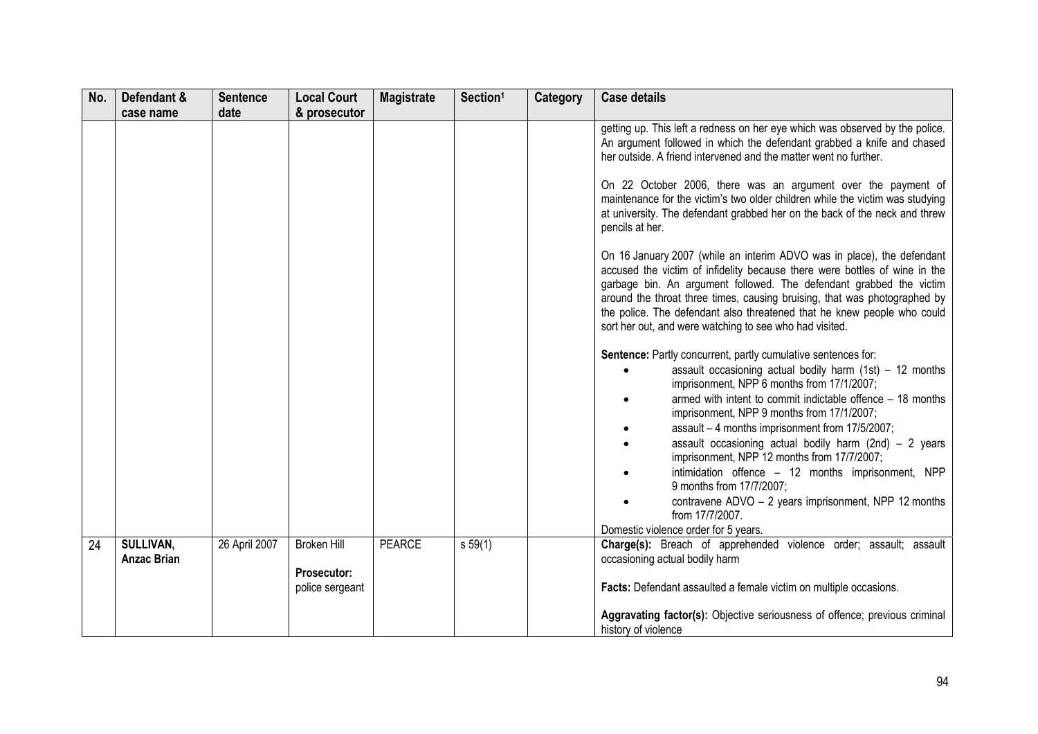| No. | Defendant & case name | Sentence date | Local Court & prosecutor | Magistrate | Section[1] | Category | Case details |
|---|---|---|---|---|---|---|---|
| | | | | | | | getting up. This left a redness on her eye which was observed by the police. An argument followed in which the defendant grabbed a knife and chased her outside. A friend intervened and the matter went no further.<br><br>On 22 October 2006, there was an argument over the payment of maintenance for the victim's two older children while the victim was studying at university. The defendant grabbed her on the back of the neck and threw pencils at her.<br><br>On 16 January 2007 (while an interim ADVO was in place), the defendant accused the victim of infidelity because there were bottles of wine in the garbage bin. An argument followed. The defendant grabbed the victim around the throat three times, causing bruising, that was photographed by the police. The defendant also threatened that he knew people who could sort her out, and were watching to see who had visited.<br><br>**Sentence:** Partly concurrent, partly cumulative sentences for:<br>• assault occasioning actual bodily harm (1st) – 12 months imprisonment, NPP 6 months from 17/1/2007;<br>• armed with intent to commit indictable offence – 18 months imprisonment, NPP 9 months from 17/1/2007;<br>• assault – 4 months imprisonment from 17/5/2007;<br>• assault occasioning actual bodily harm (2nd) – 2 years imprisonment, NPP 12 months from 17/7/2007;<br>• intimidation offence – 12 months imprisonment, NPP 9 months from 17/7/2007;<br>• contravene ADVO – 2 years imprisonment, NPP 12 months from 17/7/2007.<br>Domestic violence order for 5 years. |
| 24 | **SULLIVAN, Anzac Brian** | 26 April 2007 | Broken Hill<br><br>**Prosecutor:** police sergeant | PEARCE | s 59(1) | | **Charge(s):** Breach of apprehended violence order; assault; assault occasioning actual bodily harm<br><br>**Facts:** Defendant assaulted a female victim on multiple occasions.<br><br>**Aggravating factor(s):** Objective seriousness of offence; previous criminal history of violence |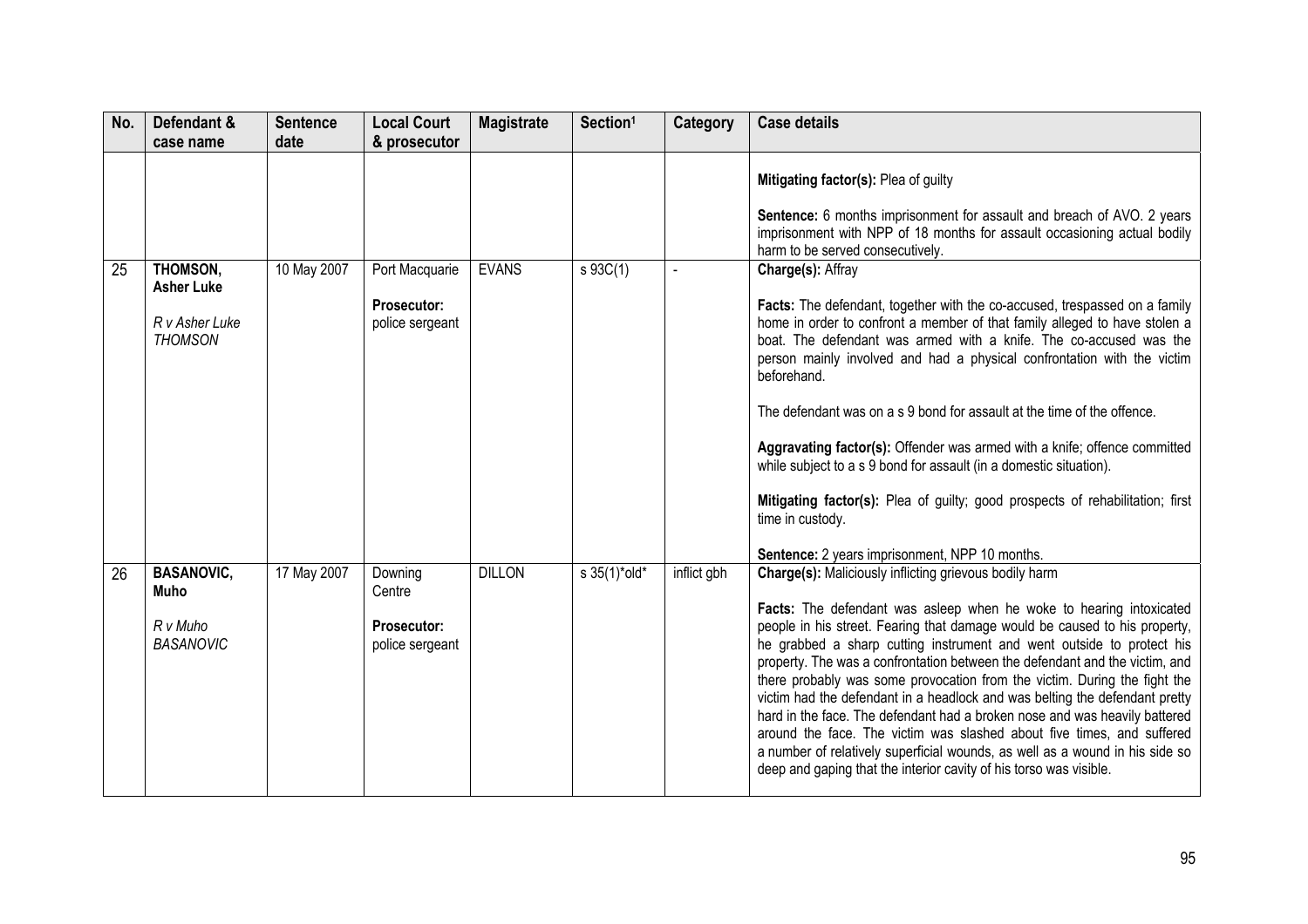| No. | Defendant & case name | Sentence date | Local Court & prosecutor | Magistrate | Section[1] | Category | Case details |
|---|---|---|---|---|---|---|---|
| | | | | | | | **Mitigating factor(s):** Plea of guilty<br><br>**Sentence:** 6 months imprisonment for assault and breach of AVO. 2 years imprisonment with NPP of 18 months for assault occasioning actual bodily harm to be served consecutively. |
| 25 | **THOMSON, Asher Luke**<br><br>*R v Asher Luke THOMSON* | 10 May 2007 | Port Macquarie<br><br>**Prosecutor:** police sergeant | EVANS | s 93C(1) | - | **Charge(s):** Affray<br><br>**Facts:** The defendant, together with the co-accused, trespassed on a family home in order to confront a member of that family alleged to have stolen a boat. The defendant was armed with a knife. The co-accused was the person mainly involved and had a physical confrontation with the victim beforehand.<br><br>The defendant was on a s 9 bond for assault at the time of the offence.<br><br>**Aggravating factor(s):** Offender was armed with a knife; offence committed while subject to a s 9 bond for assault (in a domestic situation).<br><br>**Mitigating factor(s):** Plea of guilty; good prospects of rehabilitation; first time in custody.<br><br>**Sentence:** 2 years imprisonment, NPP 10 months. |
| 26 | **BASANOVIC, Muho**<br><br>*R v Muho BASANOVIC* | 17 May 2007 | Downing Centre<br><br>**Prosecutor:** police sergeant | DILLON | s 35(1)*old* | inflict gbh | **Charge(s):** Maliciously inflicting grievous bodily harm<br><br>**Facts:** The defendant was asleep when he woke to hearing intoxicated people in his street. Fearing that damage would be caused to his property, he grabbed a sharp cutting instrument and went outside to protect his property. The was a confrontation between the defendant and the victim, and there probably was some provocation from the victim. During the fight the victim had the defendant in a headlock and was belting the defendant pretty hard in the face. The defendant had a broken nose and was heavily battered around the face. The victim was slashed about five times, and suffered a number of relatively superficial wounds, as well as a wound in his side so deep and gaping that the interior cavity of his torso was visible. |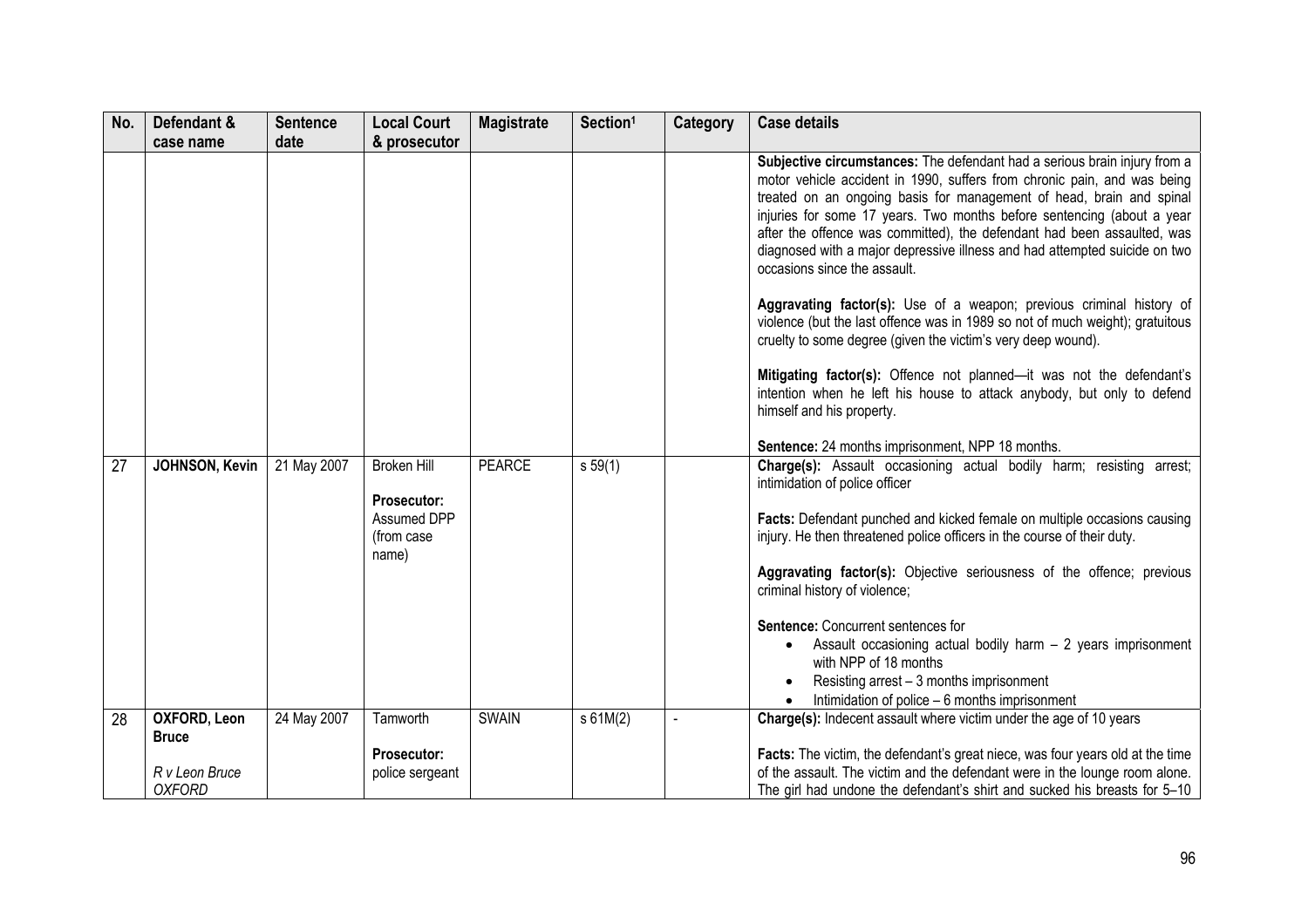| No. | Defendant & case name | Sentence date | Local Court & prosecutor | Magistrate | Section[1] | Category | Case details |
|---|---|---|---|---|---|---|---|
| | | | | | | | **Subjective circumstances:** The defendant had a serious brain injury from a motor vehicle accident in 1990, suffers from chronic pain, and was being treated on an ongoing basis for management of head, brain and spinal injuries for some 17 years. Two months before sentencing (about a year after the offence was committed), the defendant had been assaulted, was diagnosed with a major depressive illness and had attempted suicide on two occasions since the assault.<br><br>**Aggravating factor(s):** Use of a weapon; previous criminal history of violence (but the last offence was in 1989 so not of much weight); gratuitous cruelty to some degree (given the victim's very deep wound).<br><br>**Mitigating factor(s):** Offence not planned—it was not the defendant's intention when he left his house to attack anybody, but only to defend himself and his property.<br><br>**Sentence:** 24 months imprisonment, NPP 18 months. |
| 27 | **JOHNSON, Kevin** | 21 May 2007 | Broken Hill<br><br>**Prosecutor:** Assumed DPP (from case name) | PEARCE | s 59(1) | | **Charge(s):** Assault occasioning actual bodily harm; resisting arrest; intimidation of police officer<br><br>**Facts:** Defendant punched and kicked female on multiple occasions causing injury. He then threatened police officers in the course of their duty.<br><br>**Aggravating factor(s):** Objective seriousness of the offence; previous criminal history of violence;<br><br>**Sentence:** Concurrent sentences for<br>• Assault occasioning actual bodily harm – 2 years imprisonment with NPP of 18 months<br>• Resisting arrest – 3 months imprisonment<br>• Intimidation of police – 6 months imprisonment |
| 28 | **OXFORD, Leon Bruce**<br><br>*R v Leon Bruce OXFORD* | 24 May 2007 | Tamworth<br><br>**Prosecutor:** police sergeant | SWAIN | s 61M(2) | - | **Charge(s):** Indecent assault where victim under the age of 10 years<br><br>**Facts:** The victim, the defendant's great niece, was four years old at the time of the assault. The victim and the defendant were in the lounge room alone. The girl had undone the defendant's shirt and sucked his breasts for 5–10 |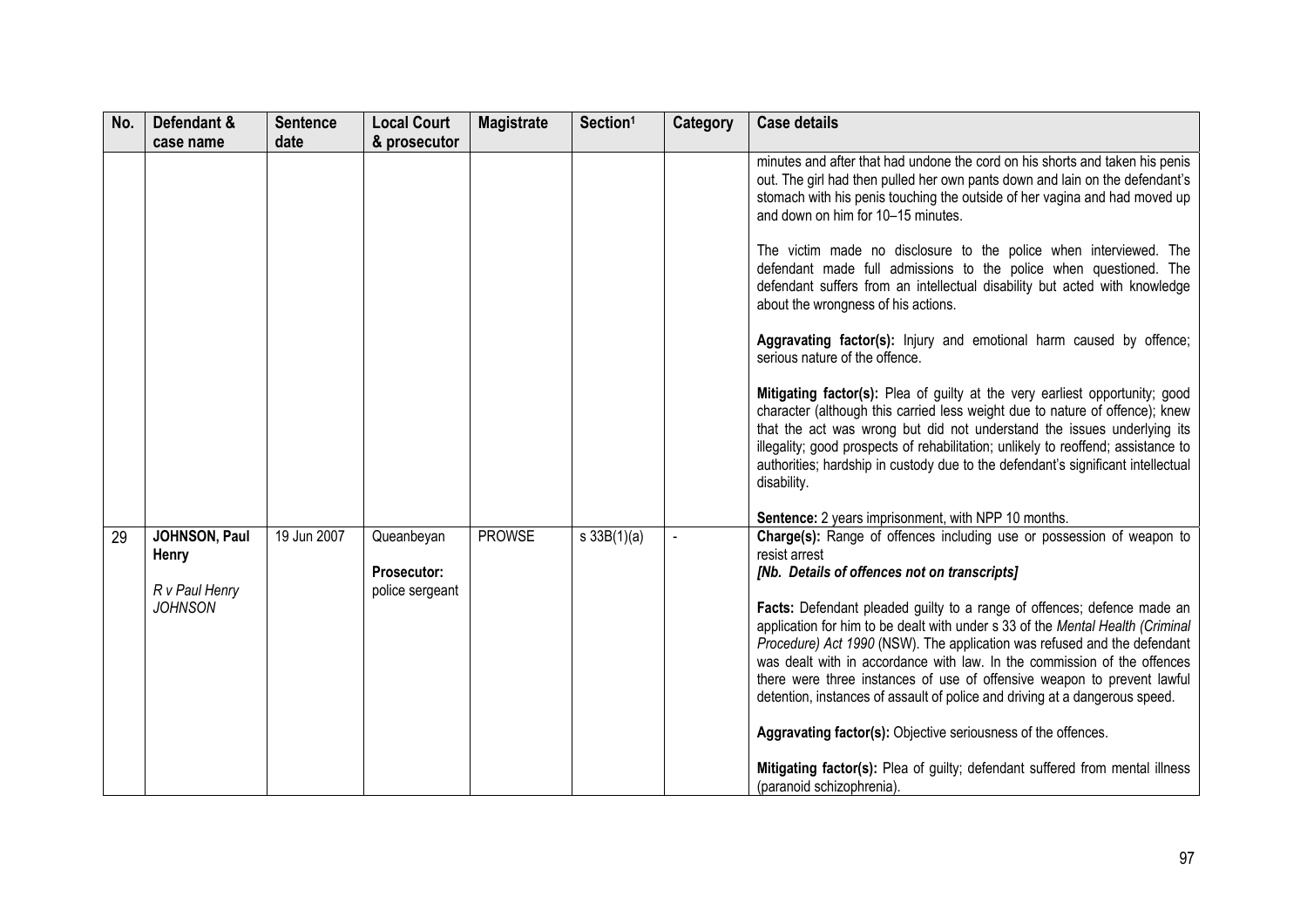| No. | Defendant & case name | Sentence date | Local Court & prosecutor | Magistrate | Section[1] | Category | Case details |
|---|---|---|---|---|---|---|---|
| | | | | | | | minutes and after that had undone the cord on his shorts and taken his penis out. The girl had then pulled her own pants down and lain on the defendant's stomach with his penis touching the outside of her vagina and had moved up and down on him for 10–15 minutes.<br><br>The victim made no disclosure to the police when interviewed. The defendant made full admissions to the police when questioned. The defendant suffers from an intellectual disability but acted with knowledge about the wrongness of his actions.<br><br>**Aggravating factor(s):** Injury and emotional harm caused by offence; serious nature of the offence.<br><br>**Mitigating factor(s):** Plea of guilty at the very earliest opportunity; good character (although this carried less weight due to nature of offence); knew that the act was wrong but did not understand the issues underlying its illegality; good prospects of rehabilitation; unlikely to reoffend; assistance to authorities; hardship in custody due to the defendant's significant intellectual disability.<br><br>**Sentence:** 2 years imprisonment, with NPP 10 months. |
| 29 | **JOHNSON, Paul Henry**<br><br>*R v Paul Henry JOHNSON* | 19 Jun 2007 | Queanbeyan<br><br>**Prosecutor:** police sergeant | PROWSE | s 33B(1)(a) | - | **Charge(s):** Range of offences including use or possession of weapon to resist arrest<br>***[Nb. Details of offences not on transcripts]***<br><br>**Facts:** Defendant pleaded guilty to a range of offences; defence made an application for him to be dealt with under s 33 of the *Mental Health (Criminal Procedure) Act 1990* (NSW). The application was refused and the defendant was dealt with in accordance with law. In the commission of the offences there were three instances of use of offensive weapon to prevent lawful detention, instances of assault of police and driving at a dangerous speed.<br><br>**Aggravating factor(s):** Objective seriousness of the offences.<br><br>**Mitigating factor(s):** Plea of guilty; defendant suffered from mental illness (paranoid schizophrenia). |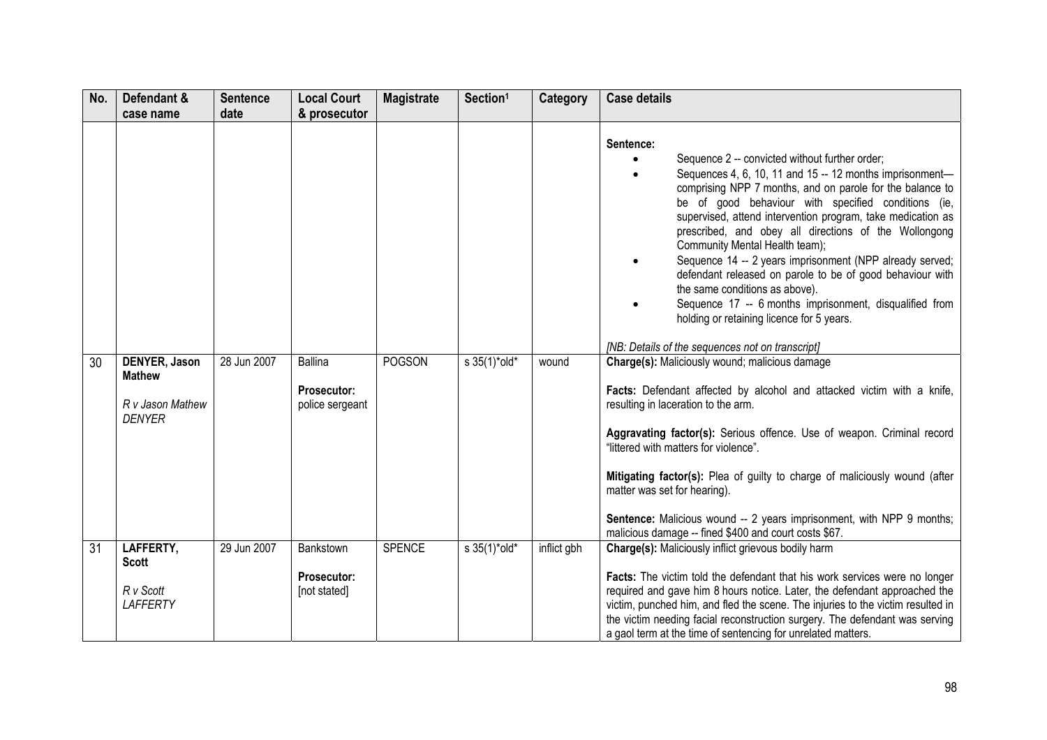| No. | Defendant & case name | Sentence date | Local Court & prosecutor | Magistrate | Section[1] | Category | Case details |
|---|---|---|---|---|---|---|---|
| | | | | | | | **Sentence:** <br>• Sequence 2 -- convicted without further order; <br>• Sequences 4, 6, 10, 11 and 15 -- 12 months imprisonment—comprising NPP 7 months, and on parole for the balance to be of good behaviour with specified conditions (ie, supervised, attend intervention program, take medication as prescribed, and obey all directions of the Wollongong Community Mental Health team); <br>• Sequence 14 -- 2 years imprisonment (NPP already served; defendant released on parole to be of good behaviour with the same conditions as above). <br>• Sequence 17 -- 6 months imprisonment, disqualified from holding or retaining licence for 5 years. <br><br>*[NB: Details of the sequences not on transcript]* |
| 30 | **DENYER, Jason Mathew** <br><br>*R v Jason Mathew DENYER* | 28 Jun 2007 | Ballina <br><br>**Prosecutor:** police sergeant | POGSON | s 35(1)*old* | wound | **Charge(s):** Maliciously wound; malicious damage <br><br>**Facts:** Defendant affected by alcohol and attacked victim with a knife, resulting in laceration to the arm. <br><br>**Aggravating factor(s):** Serious offence. Use of weapon. Criminal record "littered with matters for violence". <br><br>**Mitigating factor(s):** Plea of guilty to charge of maliciously wound (after matter was set for hearing). <br><br>**Sentence:** Malicious wound -- 2 years imprisonment, with NPP 9 months; malicious damage -- fined $400 and court costs $67. |
| 31 | **LAFFERTY, Scott** <br><br>*R v Scott LAFFERTY* | 29 Jun 2007 | Bankstown <br><br>**Prosecutor:** [not stated] | SPENCE | s 35(1)*old* | inflict gbh | **Charge(s):** Maliciously inflict grievous bodily harm <br><br>**Facts:** The victim told the defendant that his work services were no longer required and gave him 8 hours notice. Later, the defendant approached the victim, punched him, and fled the scene. The injuries to the victim resulted in the victim needing facial reconstruction surgery. The defendant was serving a gaol term at the time of sentencing for unrelated matters. |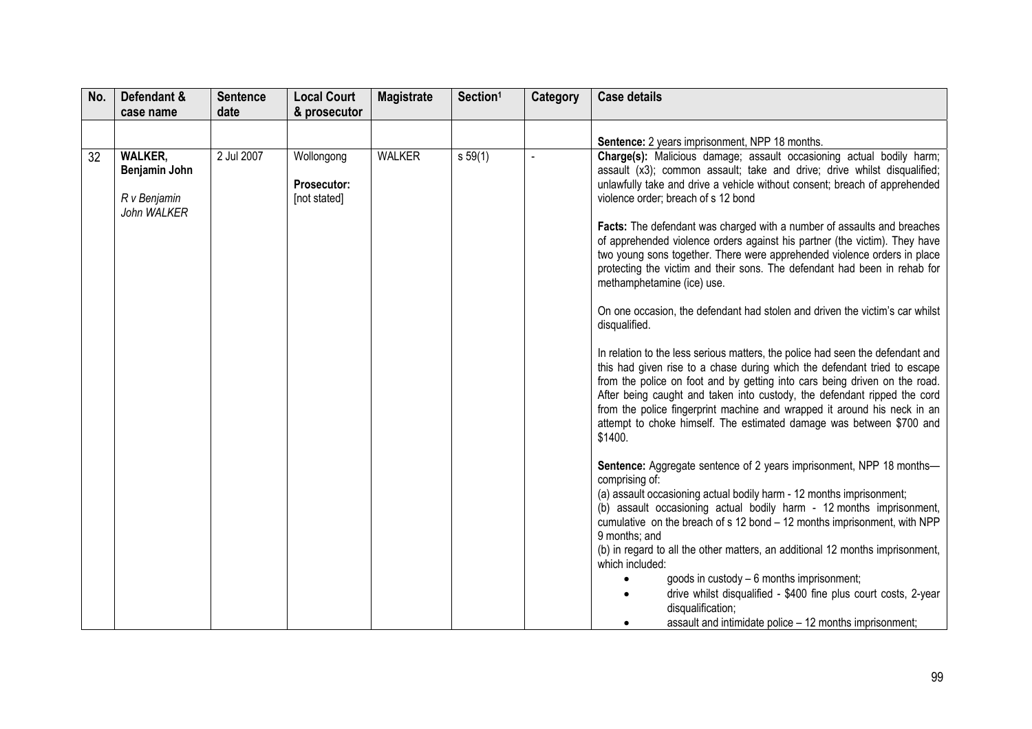| No. | Defendant & case name | Sentence date | Local Court & prosecutor | Magistrate | Section[1] | Category | Case details |
|---|---|---|---|---|---|---|---|
| | | | | | | | **Sentence:** 2 years imprisonment, NPP 18 months. |
| 32 | **WALKER, Benjamin John**<br><br>*R v Benjamin John WALKER* | 2 Jul 2007 | Wollongong<br><br>**Prosecutor:** [not stated] | WALKER | s 59(1) | - | **Charge(s):** Malicious damage; assault occasioning actual bodily harm; assault (x3); common assault; take and drive; drive whilst disqualified; unlawfully take and drive a vehicle without consent; breach of apprehended violence order; breach of s 12 bond<br><br>**Facts:** The defendant was charged with a number of assaults and breaches of apprehended violence orders against his partner (the victim). They have two young sons together. There were apprehended violence orders in place protecting the victim and their sons. The defendant had been in rehab for methamphetamine (ice) use.<br><br>On one occasion, the defendant had stolen and driven the victim's car whilst disqualified.<br><br>In relation to the less serious matters, the police had seen the defendant and this had given rise to a chase during which the defendant tried to escape from the police on foot and by getting into cars being driven on the road. After being caught and taken into custody, the defendant ripped the cord from the police fingerprint machine and wrapped it around his neck in an attempt to choke himself. The estimated damage was between $700 and $1400.<br><br>**Sentence:** Aggregate sentence of 2 years imprisonment, NPP 18 months—comprising of:<br>(a) assault occasioning actual bodily harm - 12 months imprisonment;<br>(b) assault occasioning actual bodily harm - 12 months imprisonment, cumulative on the breach of s 12 bond – 12 months imprisonment, with NPP 9 months; and<br>(b) in regard to all the other matters, an additional 12 months imprisonment, which included:<br>• goods in custody – 6 months imprisonment;<br>• drive whilst disqualified - $400 fine plus court costs, 2-year disqualification;<br>• assault and intimidate police – 12 months imprisonment; |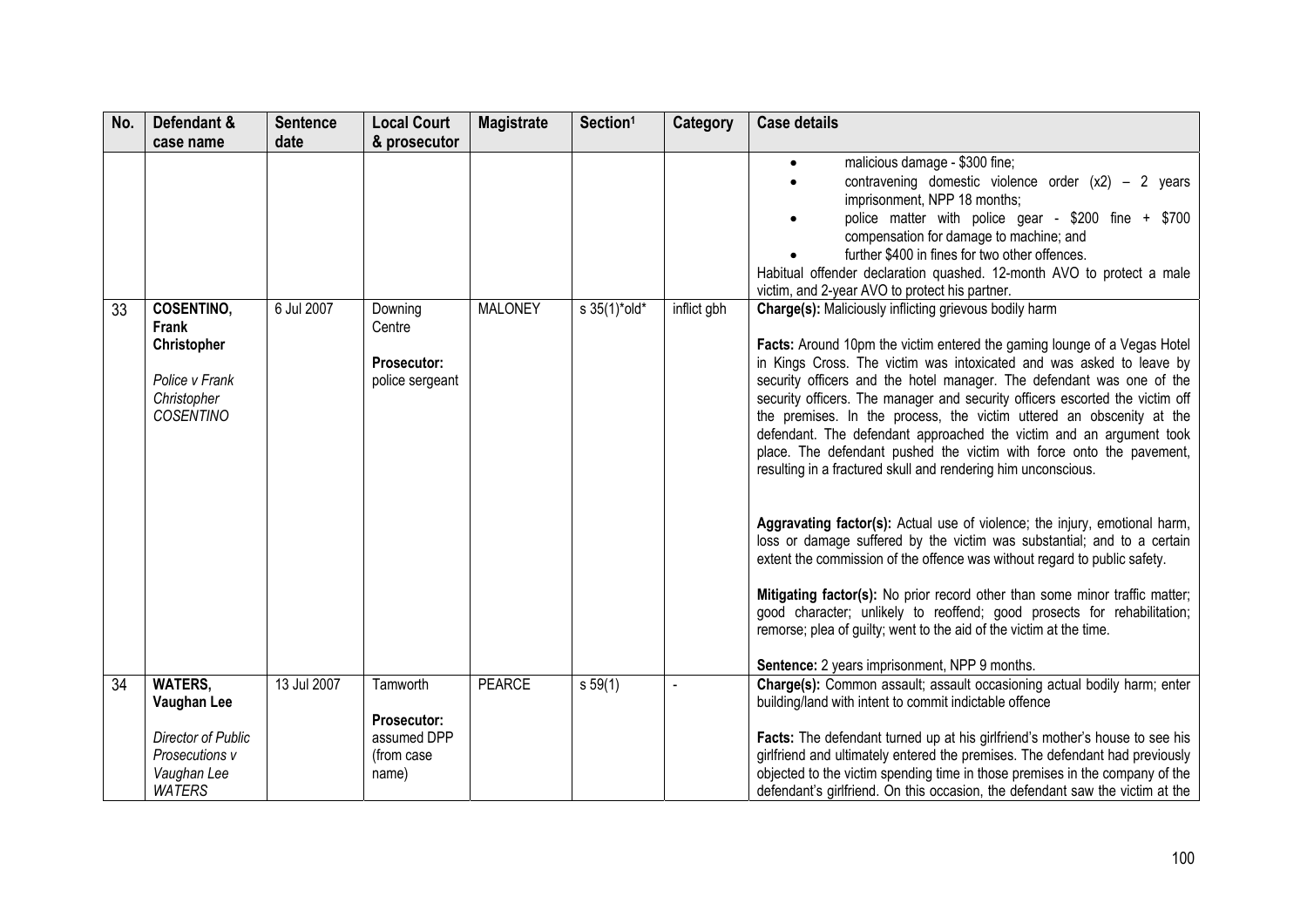| No. | Defendant & case name | Sentence date | Local Court & prosecutor | Magistrate | Section[1] | Category | Case details |
|---|---|---|---|---|---|---|---|
| | | | | | | | • malicious damage - $300 fine; <br>• contravening domestic violence order (x2) – 2 years imprisonment, NPP 18 months; <br>• police matter with police gear - $200 fine + $700 compensation for damage to machine; and <br>• further $400 in fines for two other offences. <br>Habitual offender declaration quashed. 12-month AVO to protect a male victim, and 2-year AVO to protect his partner. |
| 33 | **COSENTINO, Frank Christopher** <br><br>*Police v Frank Christopher COSENTINO* | 6 Jul 2007 | Downing Centre <br><br>**Prosecutor:** police sergeant | MALONEY | s 35(1)*old* | inflict gbh | **Charge(s):** Maliciously inflicting grievous bodily harm <br><br>**Facts:** Around 10pm the victim entered the gaming lounge of a Vegas Hotel in Kings Cross. The victim was intoxicated and was asked to leave by security officers and the hotel manager. The defendant was one of the security officers. The manager and security officers escorted the victim off the premises. In the process, the victim uttered an obscenity at the defendant. The defendant approached the victim and an argument took place. The defendant pushed the victim with force onto the pavement, resulting in a fractured skull and rendering him unconscious. <br><br>**Aggravating factor(s):** Actual use of violence; the injury, emotional harm, loss or damage suffered by the victim was substantial; and to a certain extent the commission of the offence was without regard to public safety. <br><br>**Mitigating factor(s):** No prior record other than some minor traffic matter; good character; unlikely to reoffend; good prosects for rehabilitation; remorse; plea of guilty; went to the aid of the victim at the time. <br><br>**Sentence:** 2 years imprisonment, NPP 9 months. |
| 34 | **WATERS, Vaughan Lee** <br><br>*Director of Public Prosecutions v Vaughan Lee WATERS* | 13 Jul 2007 | Tamworth <br><br>**Prosecutor:** assumed DPP (from case name) | PEARCE | s 59(1) | - | **Charge(s):** Common assault; assault occasioning actual bodily harm; enter building/land with intent to commit indictable offence <br><br>**Facts:** The defendant turned up at his girlfriend's mother's house to see his girlfriend and ultimately entered the premises. The defendant had previously objected to the victim spending time in those premises in the company of the defendant's girlfriend. On this occasion, the defendant saw the victim at the |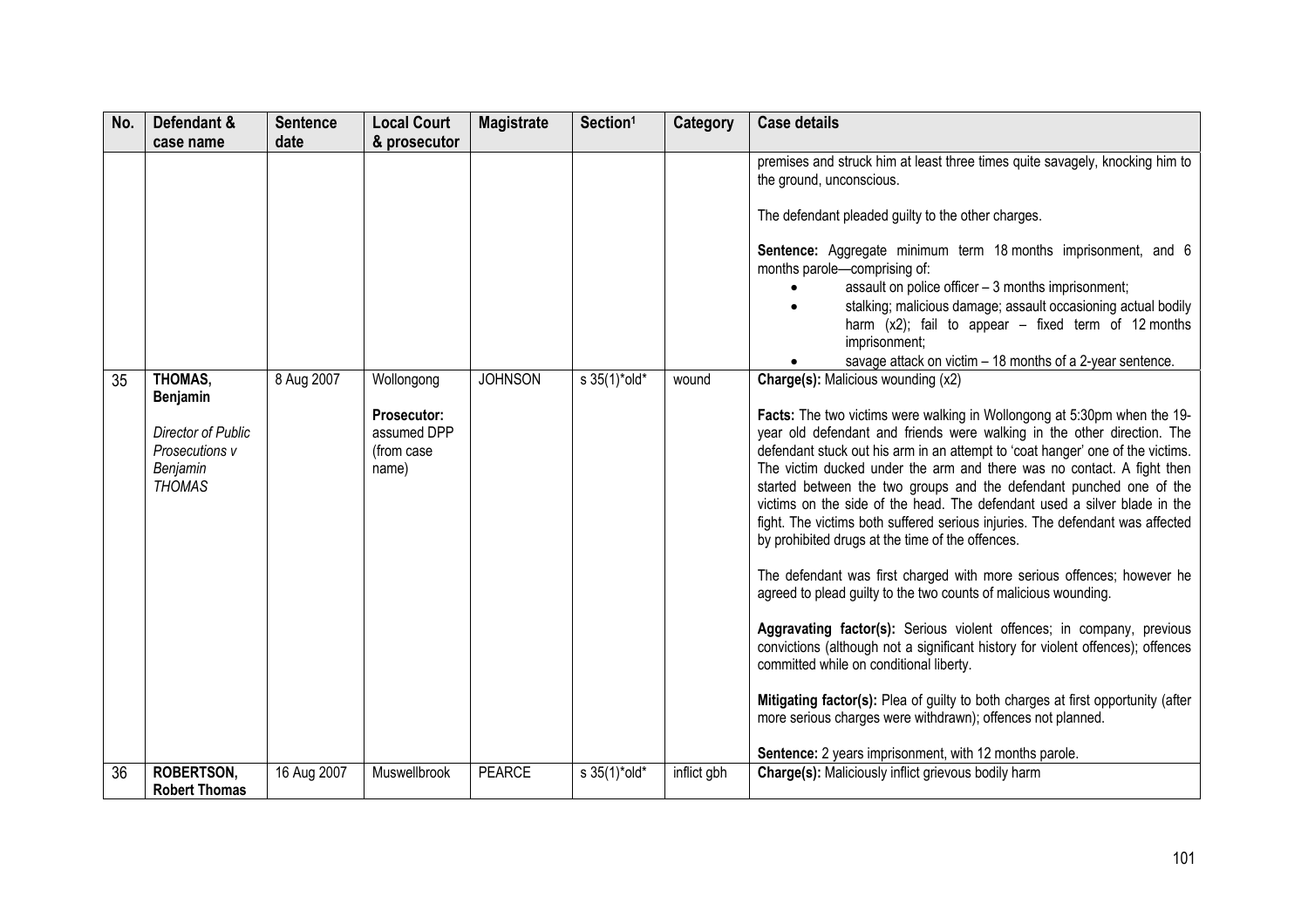| No. | Defendant & case name | Sentence date | Local Court & prosecutor | Magistrate | Section[1] | Category | Case details |
|---|---|---|---|---|---|---|---|
| | | | | | | | premises and struck him at least three times quite savagely, knocking him to the ground, unconscious.<br><br>The defendant pleaded guilty to the other charges.<br><br>**Sentence:** Aggregate minimum term 18 months imprisonment, and 6 months parole—comprising of:<br>• assault on police officer – 3 months imprisonment;<br>• stalking; malicious damage; assault occasioning actual bodily harm (x2); fail to appear – fixed term of 12 months imprisonment;<br>• savage attack on victim – 18 months of a 2-year sentence. |
| 35 | **THOMAS, Benjamin**<br><br>*Director of Public Prosecutions v Benjamin THOMAS* | 8 Aug 2007 | Wollongong<br><br>**Prosecutor:** assumed DPP (from case name) | JOHNSON | s 35(1)*old* | wound | **Charge(s):** Malicious wounding (x2)<br><br>**Facts:** The two victims were walking in Wollongong at 5:30pm when the 19-year old defendant and friends were walking in the other direction. The defendant stuck out his arm in an attempt to 'coat hanger' one of the victims. The victim ducked under the arm and there was no contact. A fight then started between the two groups and the defendant punched one of the victims on the side of the head. The defendant used a silver blade in the fight. The victims both suffered serious injuries. The defendant was affected by prohibited drugs at the time of the offences.<br><br>The defendant was first charged with more serious offences; however he agreed to plead guilty to the two counts of malicious wounding.<br><br>**Aggravating factor(s):** Serious violent offences; in company, previous convictions (although not a significant history for violent offences); offences committed while on conditional liberty.<br><br>**Mitigating factor(s):** Plea of guilty to both charges at first opportunity (after more serious charges were withdrawn); offences not planned.<br><br>**Sentence:** 2 years imprisonment, with 12 months parole. |
| 36 | **ROBERTSON, Robert Thomas** | 16 Aug 2007 | Muswellbrook | PEARCE | s 35(1)*old* | inflict gbh | **Charge(s):** Maliciously inflict grievous bodily harm |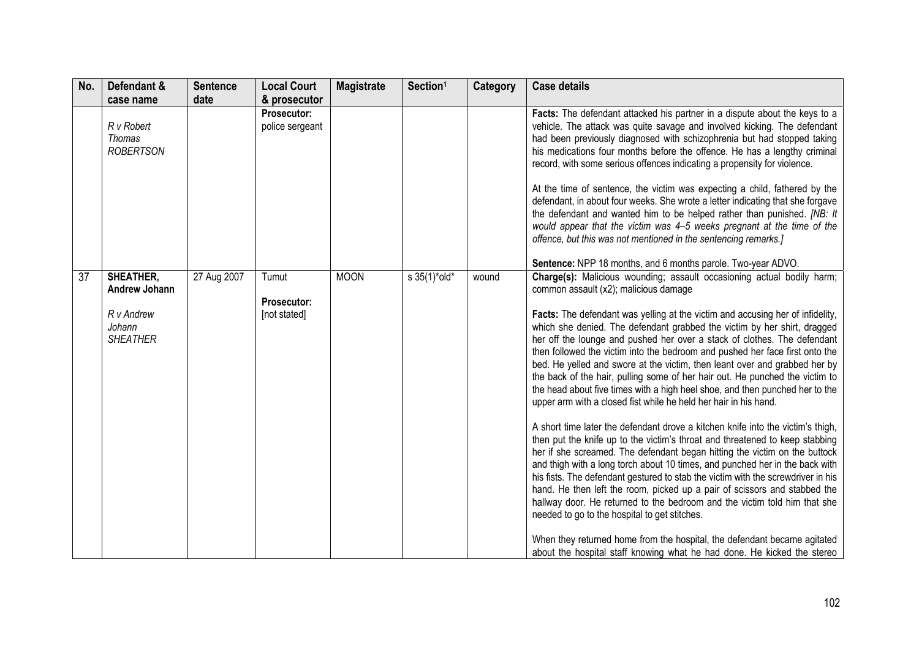| No. | Defendant & case name | Sentence date | Local Court & prosecutor | Magistrate | Section[1] | Category | Case details |
|---|---|---|---|---|---|---|---|
| | *R v Robert Thomas ROBERTSON* | | **Prosecutor:** police sergeant | | | | **Facts:** The defendant attacked his partner in a dispute about the keys to a vehicle. The attack was quite savage and involved kicking. The defendant had been previously diagnosed with schizophrenia but had stopped taking his medications four months before the offence. He has a lengthy criminal record, with some serious offences indicating a propensity for violence.<br><br>At the time of sentence, the victim was expecting a child, fathered by the defendant, in about four weeks. She wrote a letter indicating that she forgave the defendant and wanted him to be helped rather than punished. *[NB: It would appear that the victim was 4–5 weeks pregnant at the time of the offence, but this was not mentioned in the sentencing remarks.]*<br><br>**Sentence:** NPP 18 months, and 6 months parole. Two-year ADVO. |
| 37 | **SHEATHER, Andrew Johann**<br><br>*R v Andrew Johann SHEATHER* | 27 Aug 2007 | Tumut<br><br>**Prosecutor:** [not stated] | MOON | s 35(1)*old* | wound | **Charge(s):** Malicious wounding; assault occasioning actual bodily harm; common assault (x2); malicious damage<br><br>**Facts:** The defendant was yelling at the victim and accusing her of infidelity, which she denied. The defendant grabbed the victim by her shirt, dragged her off the lounge and pushed her over a stack of clothes. The defendant then followed the victim into the bedroom and pushed her face first onto the bed. He yelled and swore at the victim, then leant over and grabbed her by the back of the hair, pulling some of her hair out. He punched the victim to the head about five times with a high heel shoe, and then punched her to the upper arm with a closed fist while he held her hair in his hand.<br><br>A short time later the defendant drove a kitchen knife into the victim's thigh, then put the knife up to the victim's throat and threatened to keep stabbing her if she screamed. The defendant began hitting the victim on the buttock and thigh with a long torch about 10 times, and punched her in the back with his fists. The defendant gestured to stab the victim with the screwdriver in his hand. He then left the room, picked up a pair of scissors and stabbed the hallway door. He returned to the bedroom and the victim told him that she needed to go to the hospital to get stitches.<br><br>When they returned home from the hospital, the defendant became agitated about the hospital staff knowing what he had done. He kicked the stereo |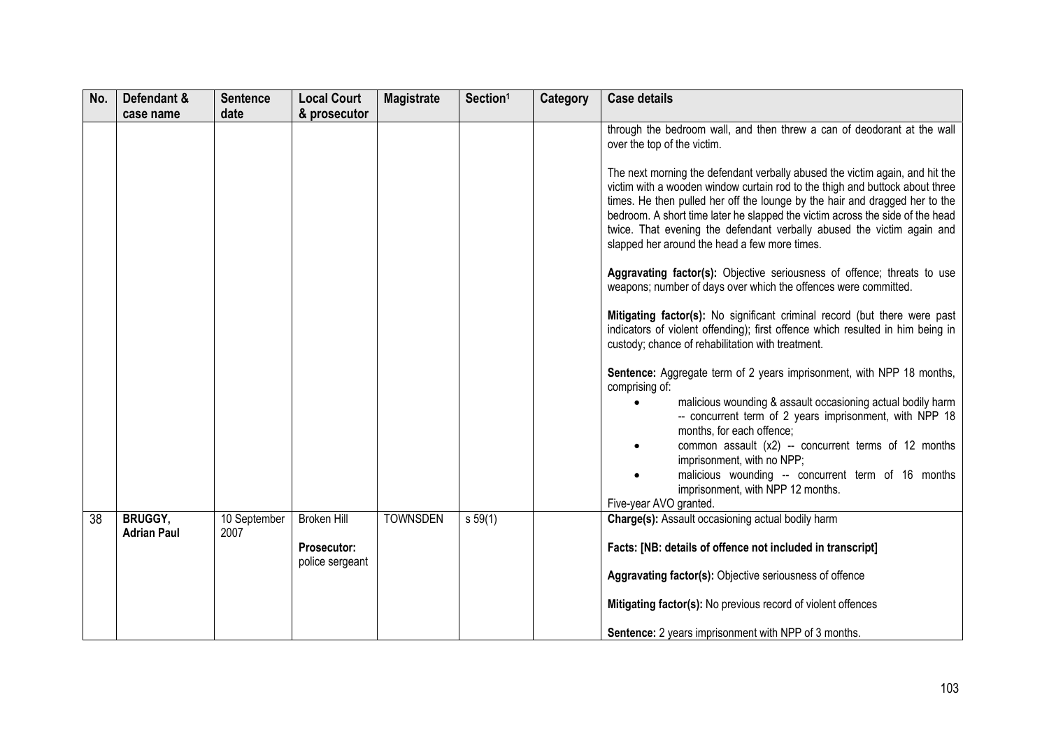| No. | Defendant & case name | Sentence date | Local Court & prosecutor | Magistrate | Section[1] | Category | Case details |
|---|---|---|---|---|---|---|---|
| | | | | | | | through the bedroom wall, and then threw a can of deodorant at the wall over the top of the victim.<br><br>The next morning the defendant verbally abused the victim again, and hit the victim with a wooden window curtain rod to the thigh and buttock about three times. He then pulled her off the lounge by the hair and dragged her to the bedroom. A short time later he slapped the victim across the side of the head twice. That evening the defendant verbally abused the victim again and slapped her around the head a few more times.<br><br>**Aggravating factor(s):** Objective seriousness of offence; threats to use weapons; number of days over which the offences were committed.<br><br>**Mitigating factor(s):** No significant criminal record (but there were past indicators of violent offending); first offence which resulted in him being in custody; chance of rehabilitation with treatment.<br><br>**Sentence:** Aggregate term of 2 years imprisonment, with NPP 18 months, comprising of:<br>• malicious wounding & assault occasioning actual bodily harm -- concurrent term of 2 years imprisonment, with NPP 18 months, for each offence;<br>• common assault (x2) -- concurrent terms of 12 months imprisonment, with no NPP;<br>• malicious wounding -- concurrent term of 16 months imprisonment, with NPP 12 months.<br>Five-year AVO granted. |
| 38 | **BRUGGY, Adrian Paul** | 10 September 2007 | Broken Hill<br><br>**Prosecutor:** police sergeant | TOWNSDEN | s 59(1) | | **Charge(s):** Assault occasioning actual bodily harm<br><br>**Facts: [NB: details of offence not included in transcript]**<br><br>**Aggravating factor(s):** Objective seriousness of offence<br><br>**Mitigating factor(s):** No previous record of violent offences<br><br>**Sentence:** 2 years imprisonment with NPP of 3 months. |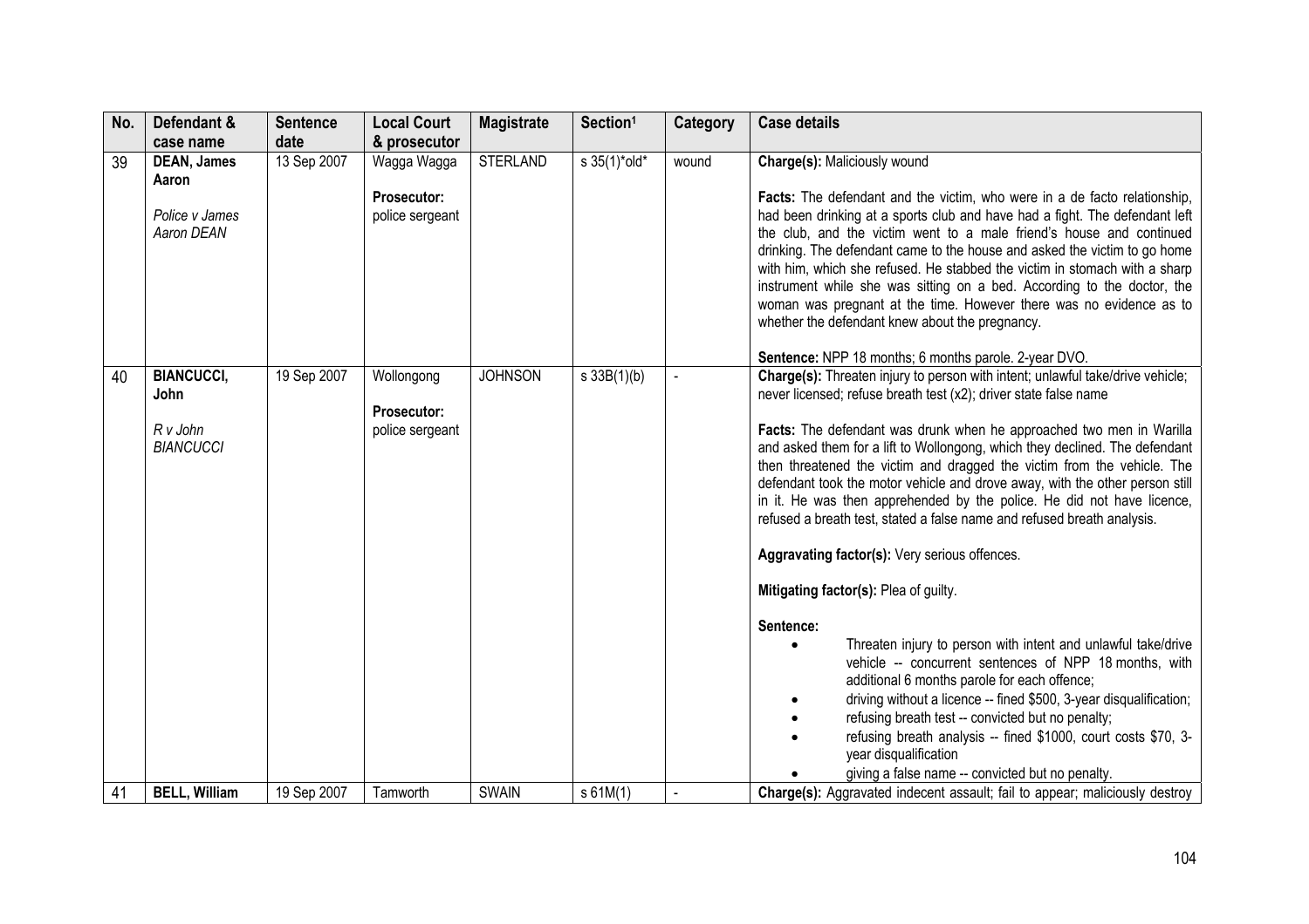| No. | Defendant & case name | Sentence date | Local Court & prosecutor | Magistrate | Section[1] | Category | Case details |
|---|---|---|---|---|---|---|---|
| 39 | **DEAN, James Aaron**<br><br>*Police v James Aaron DEAN* | 13 Sep 2007 | Wagga Wagga<br><br>**Prosecutor:** police sergeant | STERLAND | s 35(1)*old* | wound | **Charge(s):** Maliciously wound<br><br>**Facts:** The defendant and the victim, who were in a de facto relationship, had been drinking at a sports club and have had a fight. The defendant left the club, and the victim went to a male friend's house and continued drinking. The defendant came to the house and asked the victim to go home with him, which she refused. He stabbed the victim in stomach with a sharp instrument while she was sitting on a bed. According to the doctor, the woman was pregnant at the time. However there was no evidence as to whether the defendant knew about the pregnancy.<br><br>**Sentence:** NPP 18 months; 6 months parole. 2-year DVO. |
| 40 | **BIANCUCCI, John**<br><br>*R v John BIANCUCCI* | 19 Sep 2007 | Wollongong<br><br>**Prosecutor:** police sergeant | JOHNSON | s 33B(1)(b) | - | **Charge(s):** Threaten injury to person with intent; unlawful take/drive vehicle; never licensed; refuse breath test (x2); driver state false name<br><br>**Facts:** The defendant was drunk when he approached two men in Warilla and asked them for a lift to Wollongong, which they declined. The defendant then threatened the victim and dragged the victim from the vehicle. The defendant took the motor vehicle and drove away, with the other person still in it. He was then apprehended by the police. He did not have licence, refused a breath test, stated a false name and refused breath analysis.<br><br>**Aggravating factor(s):** Very serious offences.<br><br>**Mitigating factor(s):** Plea of guilty.<br><br>**Sentence:**<br>• Threaten injury to person with intent and unlawful take/drive vehicle -- concurrent sentences of NPP 18 months, with additional 6 months parole for each offence;<br>• driving without a licence -- fined $500, 3-year disqualification;<br>• refusing breath test -- convicted but no penalty;<br>• refusing breath analysis -- fined $1000, court costs $70, 3-year disqualification<br>• giving a false name -- convicted but no penalty. |
| 41 | **BELL, William** | 19 Sep 2007 | Tamworth | SWAIN | s 61M(1) | - | **Charge(s):** Aggravated indecent assault; fail to appear; maliciously destroy |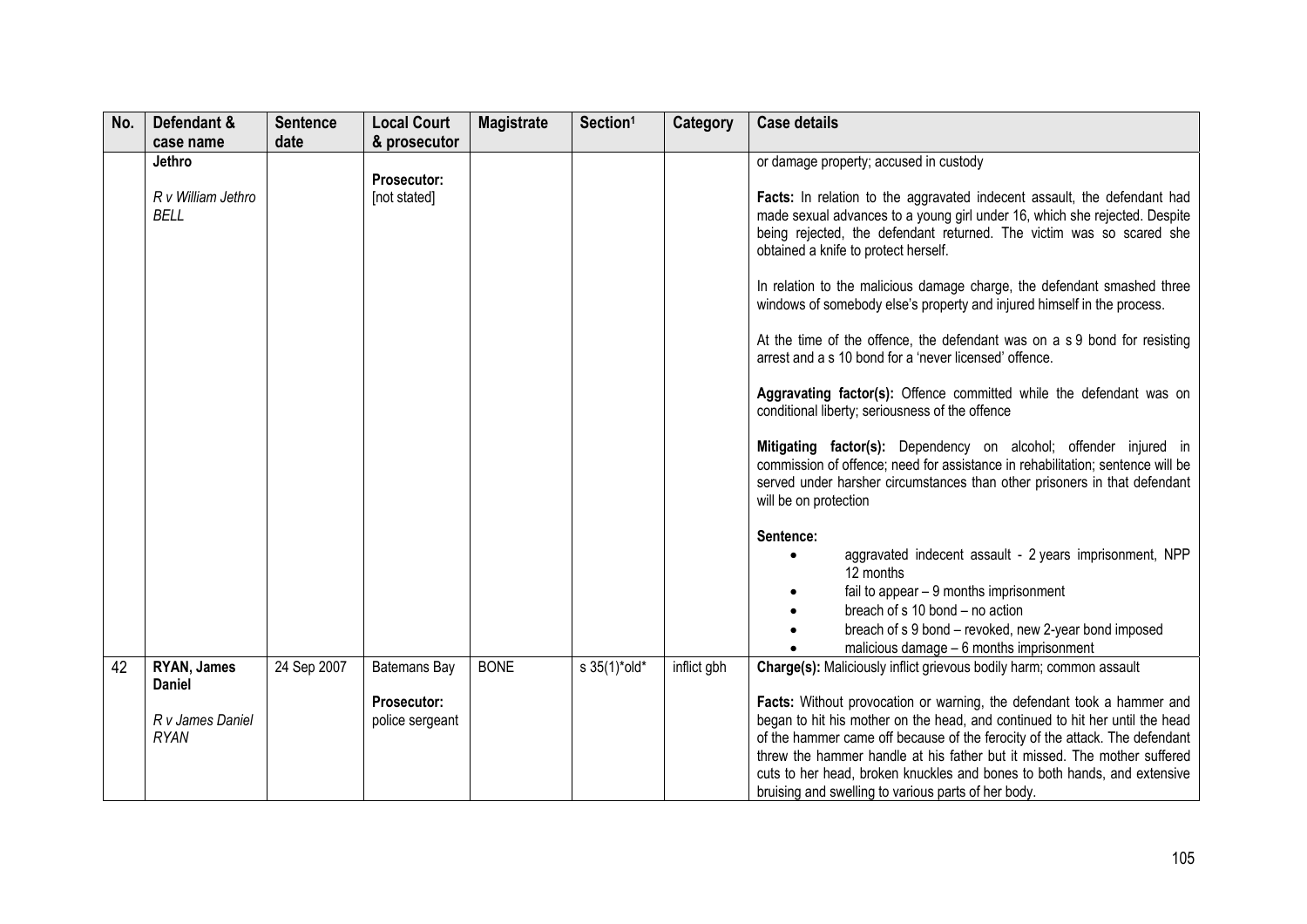| No. | Defendant & case name | Sentence date | Local Court & prosecutor | Magistrate | Section[1] | Category | Case details |
|---|---|---|---|---|---|---|---|
| | **Jethro**<br><br>*R v William Jethro BELL* | | **Prosecutor:** [not stated] | | | | or damage property; accused in custody<br><br>**Facts:** In relation to the aggravated indecent assault, the defendant had made sexual advances to a young girl under 16, which she rejected. Despite being rejected, the defendant returned. The victim was so scared she obtained a knife to protect herself.<br><br>In relation to the malicious damage charge, the defendant smashed three windows of somebody else's property and injured himself in the process.<br><br>At the time of the offence, the defendant was on a s 9 bond for resisting arrest and a s 10 bond for a 'never licensed' offence.<br><br>**Aggravating factor(s):** Offence committed while the defendant was on conditional liberty; seriousness of the offence<br><br>**Mitigating factor(s):** Dependency on alcohol; offender injured in commission of offence; need for assistance in rehabilitation; sentence will be served under harsher circumstances than other prisoners in that defendant will be on protection<br><br>**Sentence:**<br>• aggravated indecent assault - 2 years imprisonment, NPP 12 months<br>• fail to appear – 9 months imprisonment<br>• breach of s 10 bond – no action<br>• breach of s 9 bond – revoked, new 2-year bond imposed<br>• malicious damage – 6 months imprisonment |
| 42 | **RYAN, James Daniel**<br><br>*R v James Daniel RYAN* | 24 Sep 2007 | Batemans Bay<br><br>**Prosecutor:** police sergeant | BONE | s 35(1)*old* | inflict gbh | **Charge(s):** Maliciously inflict grievous bodily harm; common assault<br><br>**Facts:** Without provocation or warning, the defendant took a hammer and began to hit his mother on the head, and continued to hit her until the head of the hammer came off because of the ferocity of the attack. The defendant threw the hammer handle at his father but it missed. The mother suffered cuts to her head, broken knuckles and bones to both hands, and extensive bruising and swelling to various parts of her body. |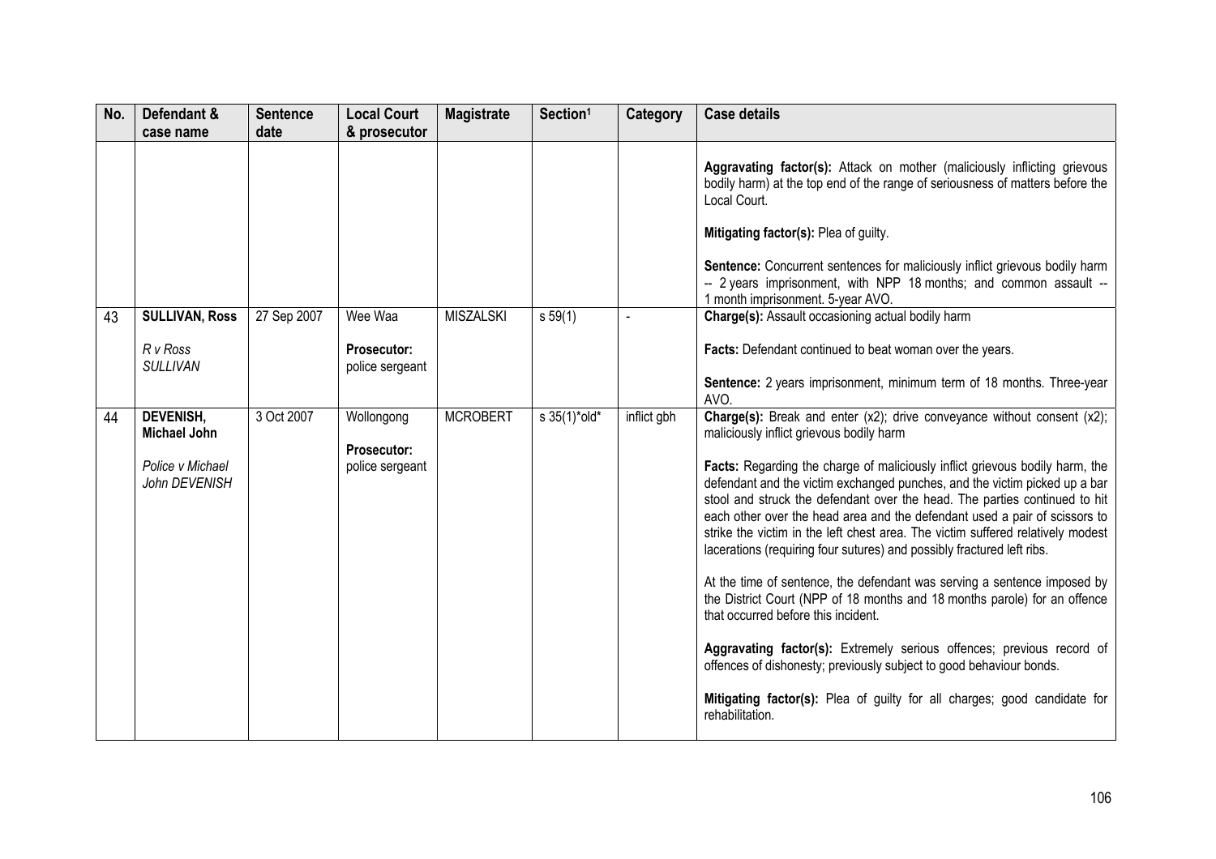| No. | Defendant & case name | Sentence date | Local Court & prosecutor | Magistrate | Section[1] | Category | Case details |
|---|---|---|---|---|---|---|---|
| | | | | | | | **Aggravating factor(s):** Attack on mother (maliciously inflicting grievous bodily harm) at the top end of the range of seriousness of matters before the Local Court.<br><br>**Mitigating factor(s):** Plea of guilty.<br><br>**Sentence:** Concurrent sentences for maliciously inflict grievous bodily harm -- 2 years imprisonment, with NPP 18 months; and common assault -- 1 month imprisonment. 5-year AVO. |
| 43 | **SULLIVAN, Ross**<br><br>*R v Ross SULLIVAN* | 27 Sep 2007 | Wee Waa<br><br>**Prosecutor:** police sergeant | MISZALSKI | s 59(1) | - | **Charge(s):** Assault occasioning actual bodily harm<br><br>**Facts:** Defendant continued to beat woman over the years.<br><br>**Sentence:** 2 years imprisonment, minimum term of 18 months. Three-year AVO. |
| 44 | **DEVENISH, Michael John**<br><br>*Police v Michael John DEVENISH* | 3 Oct 2007 | Wollongong<br><br>**Prosecutor:** police sergeant | MCROBERT | s 35(1)*old* | inflict gbh | **Charge(s):** Break and enter (x2); drive conveyance without consent (x2); maliciously inflict grievous bodily harm<br><br>**Facts:** Regarding the charge of maliciously inflict grievous bodily harm, the defendant and the victim exchanged punches, and the victim picked up a bar stool and struck the defendant over the head. The parties continued to hit each other over the head area and the defendant used a pair of scissors to strike the victim in the left chest area. The victim suffered relatively modest lacerations (requiring four sutures) and possibly fractured left ribs.<br><br>At the time of sentence, the defendant was serving a sentence imposed by the District Court (NPP of 18 months and 18 months parole) for an offence that occurred before this incident.<br><br>**Aggravating factor(s):** Extremely serious offences; previous record of offences of dishonesty; previously subject to good behaviour bonds.<br><br>**Mitigating factor(s):** Plea of guilty for all charges; good candidate for rehabilitation. |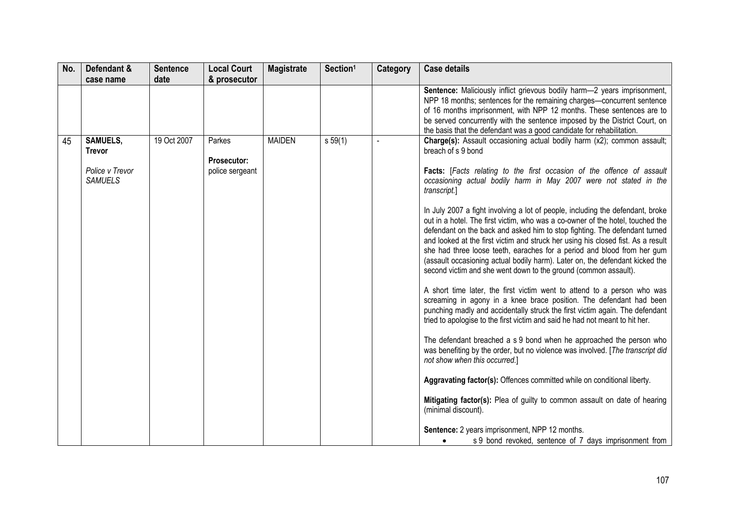| No. | Defendant & case name | Sentence date | Local Court & prosecutor | Magistrate | Section[1] | Category | Case details |
|---|---|---|---|---|---|---|---|
| | | | | | | | **Sentence:** Maliciously inflict grievous bodily harm—2 years imprisonment, NPP 18 months; sentences for the remaining charges—concurrent sentence of 16 months imprisonment, with NPP 12 months. These sentences are to be served concurrently with the sentence imposed by the District Court, on the basis that the defendant was a good candidate for rehabilitation. |
| 45 | **SAMUELS, Trevor**<br><br>*Police v Trevor SAMUELS* | 19 Oct 2007 | Parkes<br><br>**Prosecutor:** police sergeant | MAIDEN | s 59(1) | - | **Charge(s):** Assault occasioning actual bodily harm (x2); common assault; breach of s 9 bond<br><br>**Facts:** [*Facts relating to the first occasion of the offence of assault occasioning actual bodily harm in May 2007 were not stated in the transcript.*]<br><br>In July 2007 a fight involving a lot of people, including the defendant, broke out in a hotel. The first victim, who was a co-owner of the hotel, touched the defendant on the back and asked him to stop fighting. The defendant turned and looked at the first victim and struck her using his closed fist. As a result she had three loose teeth, earaches for a period and blood from her gum (assault occasioning actual bodily harm). Later on, the defendant kicked the second victim and she went down to the ground (common assault).<br><br>A short time later, the first victim went to attend to a person who was screaming in agony in a knee brace position. The defendant had been punching madly and accidentally struck the first victim again. The defendant tried to apologise to the first victim and said he had not meant to hit her.<br><br>The defendant breached a s 9 bond when he approached the person who was benefiting by the order, but no violence was involved. [*The transcript did not show when this occurred.*]<br><br>**Aggravating factor(s):** Offences committed while on conditional liberty.<br><br>**Mitigating factor(s):** Plea of guilty to common assault on date of hearing (minimal discount).<br><br>**Sentence:** 2 years imprisonment, NPP 12 months.<br>• s 9 bond revoked, sentence of 7 days imprisonment from |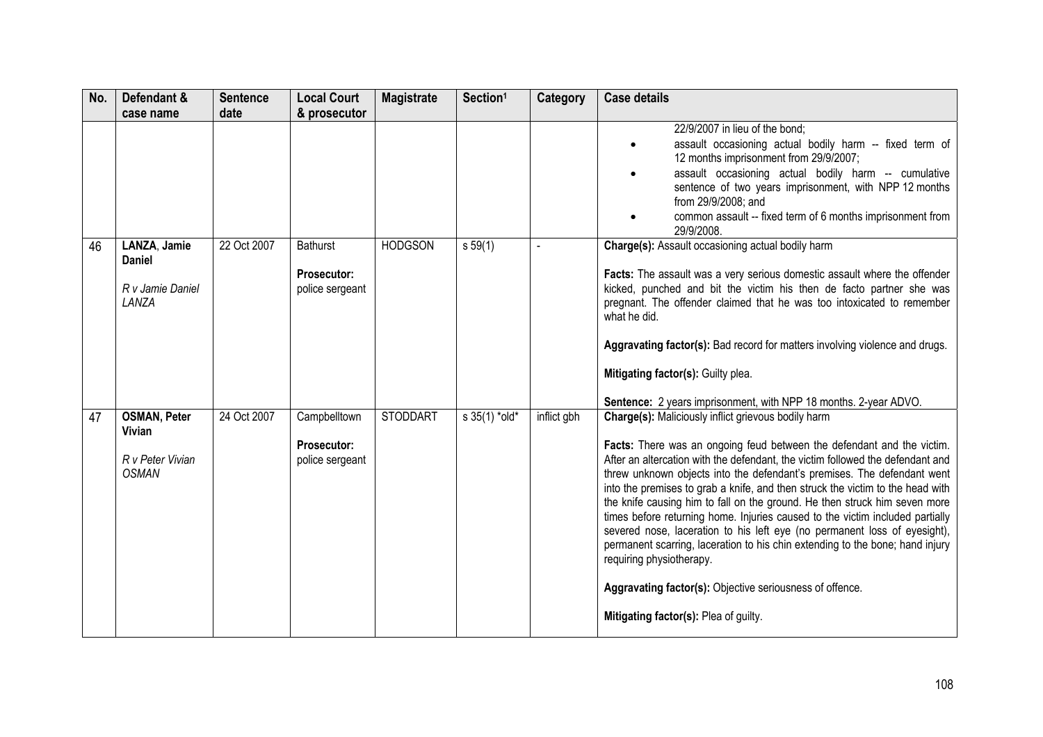| No. | Defendant & case name | Sentence date | Local Court & prosecutor | Magistrate | Section[1] | Category | Case details |
|---|---|---|---|---|---|---|---|
| | | | | | | | 22/9/2007 in lieu of the bond;<br>• assault occasioning actual bodily harm -- fixed term of 12 months imprisonment from 29/9/2007;<br>• assault occasioning actual bodily harm -- cumulative sentence of two years imprisonment, with NPP 12 months from 29/9/2008; and<br>• common assault -- fixed term of 6 months imprisonment from 29/9/2008. |
| 46 | **LANZA**, **Jamie Daniel**<br><br>*R v Jamie Daniel LANZA* | 22 Oct 2007 | Bathurst<br><br>**Prosecutor:** police sergeant | HODGSON | s 59(1) | - | **Charge(s):** Assault occasioning actual bodily harm<br><br>**Facts:** The assault was a very serious domestic assault where the offender kicked, punched and bit the victim his then de facto partner she was pregnant. The offender claimed that he was too intoxicated to remember what he did.<br><br>**Aggravating factor(s):** Bad record for matters involving violence and drugs.<br><br>**Mitigating factor(s):** Guilty plea.<br><br>**Sentence:** 2 years imprisonment, with NPP 18 months. 2-year ADVO. |
| 47 | **OSMAN, Peter Vivian**<br><br>*R v Peter Vivian OSMAN* | 24 Oct 2007 | Campbelltown<br><br>**Prosecutor:** police sergeant | STODDART | s 35(1) *old* | inflict gbh | **Charge(s):** Maliciously inflict grievous bodily harm<br><br>**Facts:** There was an ongoing feud between the defendant and the victim. After an altercation with the defendant, the victim followed the defendant and threw unknown objects into the defendant's premises. The defendant went into the premises to grab a knife, and then struck the victim to the head with the knife causing him to fall on the ground. He then struck him seven more times before returning home. Injuries caused to the victim included partially severed nose, laceration to his left eye (no permanent loss of eyesight), permanent scarring, laceration to his chin extending to the bone; hand injury requiring physiotherapy.<br><br>**Aggravating factor(s):** Objective seriousness of offence.<br><br>**Mitigating factor(s):** Plea of guilty. |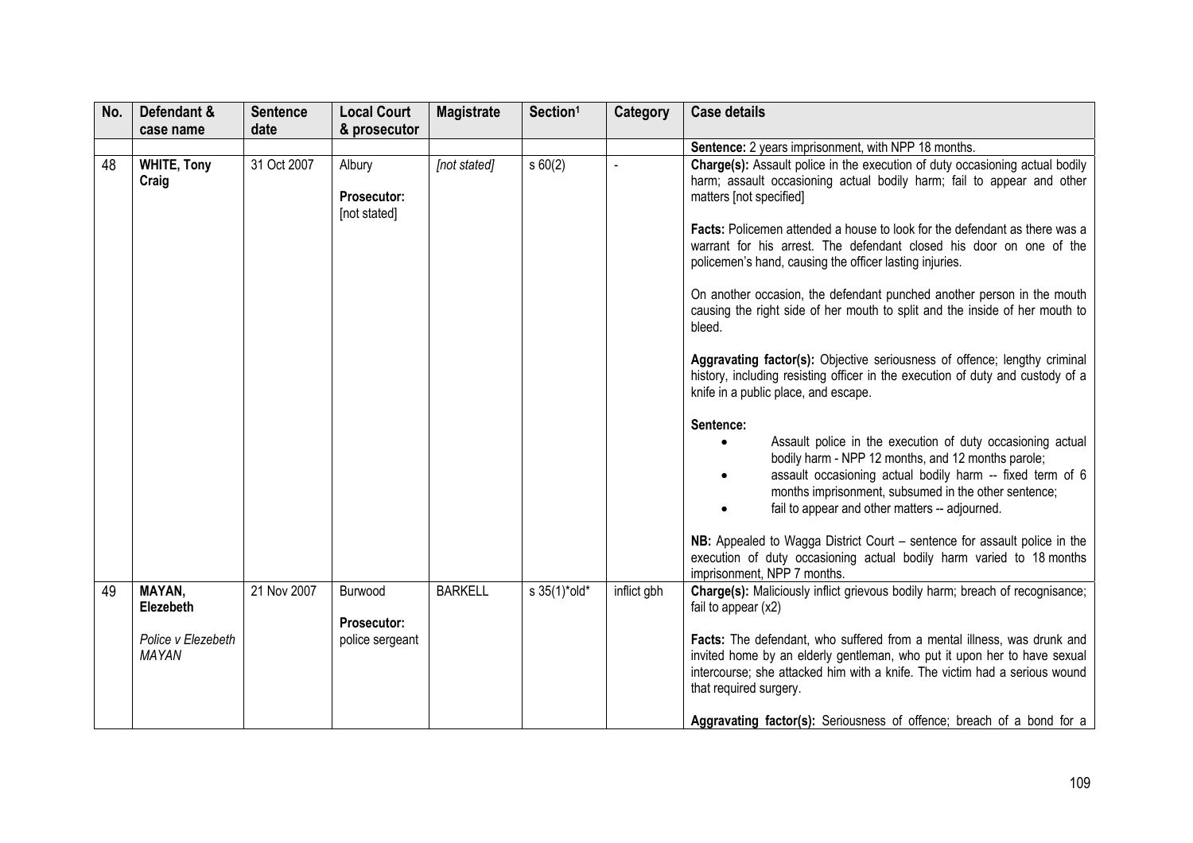| No. | Defendant & case name | Sentence date | Local Court & prosecutor | Magistrate | Section[1] | Category | Case details |
|---|---|---|---|---|---|---|---|
| | | | | | | | **Sentence:** 2 years imprisonment, with NPP 18 months. |
| 48 | **WHITE, Tony Craig** | 31 Oct 2007 | Albury<br><br>**Prosecutor:** [not stated] | *[not stated]* | s 60(2) | - | **Charge(s):** Assault police in the execution of duty occasioning actual bodily harm; assault occasioning actual bodily harm; fail to appear and other matters [not specified]<br><br>**Facts:** Policemen attended a house to look for the defendant as there was a warrant for his arrest. The defendant closed his door on one of the policemen's hand, causing the officer lasting injuries.<br><br>On another occasion, the defendant punched another person in the mouth causing the right side of her mouth to split and the inside of her mouth to bleed.<br><br>**Aggravating factor(s):** Objective seriousness of offence; lengthy criminal history, including resisting officer in the execution of duty and custody of a knife in a public place, and escape.<br><br>**Sentence:**<br>• Assault police in the execution of duty occasioning actual bodily harm - NPP 12 months, and 12 months parole;<br>• assault occasioning actual bodily harm -- fixed term of 6 months imprisonment, subsumed in the other sentence;<br>• fail to appear and other matters -- adjourned.<br><br>**NB:** Appealed to Wagga District Court – sentence for assault police in the execution of duty occasioning actual bodily harm varied to 18 months imprisonment, NPP 7 months. |
| 49 | **MAYAN, Elezebeth**<br><br>*Police v Elezebeth MAYAN* | 21 Nov 2007 | Burwood<br><br>**Prosecutor:** police sergeant | BARKELL | s 35(1)*old* | inflict gbh | **Charge(s):** Maliciously inflict grievous bodily harm; breach of recognisance; fail to appear (x2)<br><br>**Facts:** The defendant, who suffered from a mental illness, was drunk and invited home by an elderly gentleman, who put it upon her to have sexual intercourse; she attacked him with a knife. The victim had a serious wound that required surgery.<br><br>**Aggravating factor(s):** Seriousness of offence; breach of a bond for a |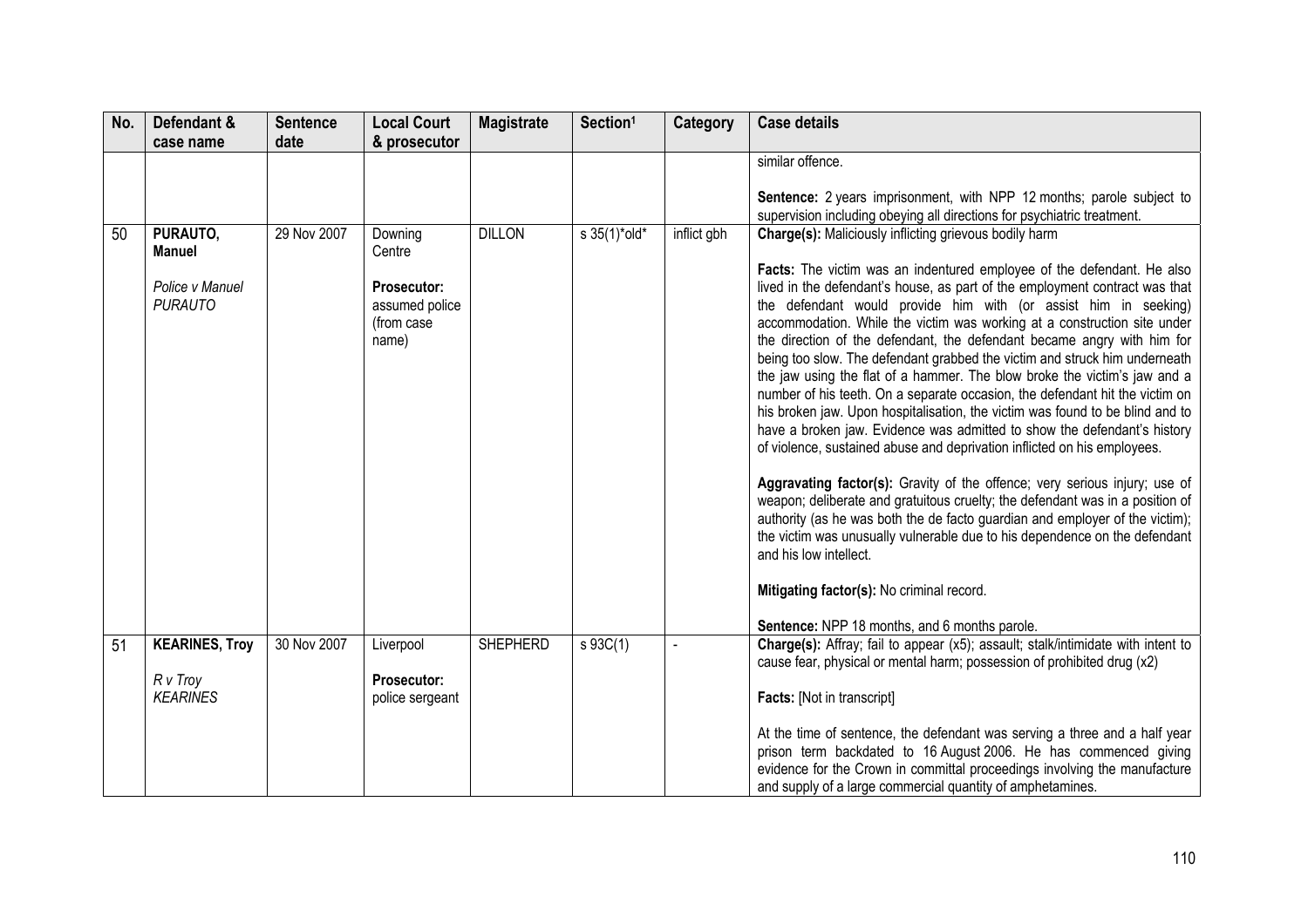| No. | Defendant & case name | Sentence date | Local Court & prosecutor | Magistrate | Section[1] | Category | Case details |
|---|---|---|---|---|---|---|---|
| | | | | | | | similar offence.<br><br>**Sentence:** 2 years imprisonment, with NPP 12 months; parole subject to supervision including obeying all directions for psychiatric treatment. |
| 50 | **PURAUTO, Manuel**<br><br>*Police v Manuel PURAUTO* | 29 Nov 2007 | Downing Centre<br><br>**Prosecutor:** assumed police (from case name) | DILLON | s 35(1)*old* | inflict gbh | **Charge(s):** Maliciously inflicting grievous bodily harm<br><br>**Facts:** The victim was an indentured employee of the defendant. He also lived in the defendant's house, as part of the employment contract was that the defendant would provide him with (or assist him in seeking) accommodation. While the victim was working at a construction site under the direction of the defendant, the defendant became angry with him for being too slow. The defendant grabbed the victim and struck him underneath the jaw using the flat of a hammer. The blow broke the victim's jaw and a number of his teeth. On a separate occasion, the defendant hit the victim on his broken jaw. Upon hospitalisation, the victim was found to be blind and to have a broken jaw. Evidence was admitted to show the defendant's history of violence, sustained abuse and deprivation inflicted on his employees.<br><br>**Aggravating factor(s):** Gravity of the offence; very serious injury; use of weapon; deliberate and gratuitous cruelty; the defendant was in a position of authority (as he was both the de facto guardian and employer of the victim); the victim was unusually vulnerable due to his dependence on the defendant and his low intellect.<br><br>**Mitigating factor(s):** No criminal record.<br><br>**Sentence:** NPP 18 months, and 6 months parole. |
| 51 | **KEARINES, Troy**<br><br>*R v Troy KEARINES* | 30 Nov 2007 | Liverpool<br><br>**Prosecutor:** police sergeant | SHEPHERD | s 93C(1) | - | **Charge(s):** Affray; fail to appear (x5); assault; stalk/intimidate with intent to cause fear, physical or mental harm; possession of prohibited drug (x2)<br><br>**Facts:** [Not in transcript]<br><br>At the time of sentence, the defendant was serving a three and a half year prison term backdated to 16 August 2006. He has commenced giving evidence for the Crown in committal proceedings involving the manufacture and supply of a large commercial quantity of amphetamines. |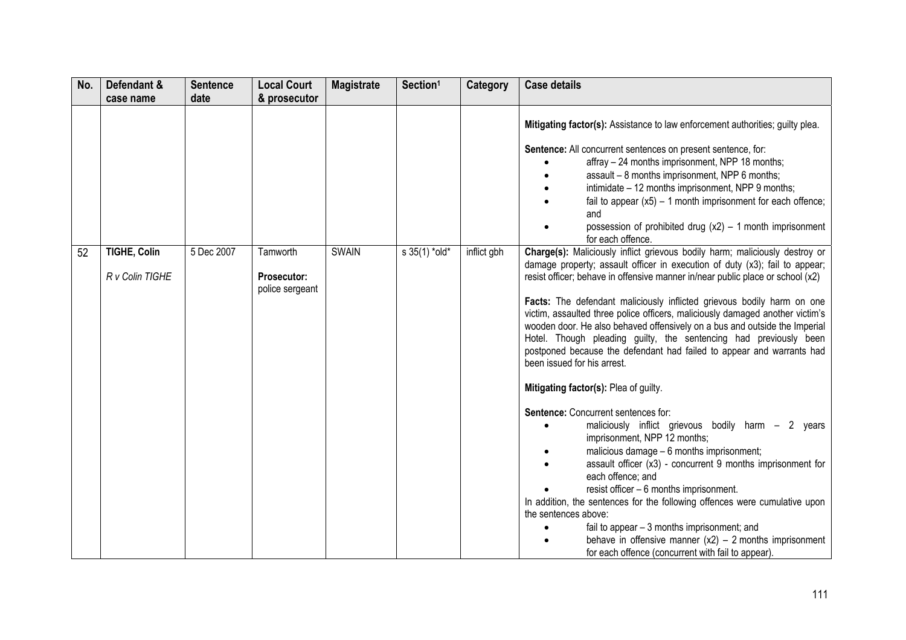| No. | Defendant & case name | Sentence date | Local Court & prosecutor | Magistrate | Section[1] | Category | Case details |
|---|---|---|---|---|---|---|---|
| | | | | | | | **Mitigating factor(s):** Assistance to law enforcement authorities; guilty plea.<br><br>**Sentence:** All concurrent sentences on present sentence, for:<br>• affray – 24 months imprisonment, NPP 18 months;<br>• assault – 8 months imprisonment, NPP 6 months;<br>• intimidate – 12 months imprisonment, NPP 9 months;<br>• fail to appear (x5) – 1 month imprisonment for each offence; and<br>• possession of prohibited drug (x2) – 1 month imprisonment for each offence. |
| 52 | **TIGHE, Colin**<br><br>*R v Colin TIGHE* | 5 Dec 2007 | Tamworth<br><br>**Prosecutor:** police sergeant | SWAIN | s 35(1) *old* | inflict gbh | **Charge(s):** Maliciously inflict grievous bodily harm; maliciously destroy or damage property; assault officer in execution of duty (x3); fail to appear; resist officer; behave in offensive manner in/near public place or school (x2)<br><br>**Facts:** The defendant maliciously inflicted grievous bodily harm on one victim, assaulted three police officers, maliciously damaged another victim's wooden door. He also behaved offensively on a bus and outside the Imperial Hotel. Though pleading guilty, the sentencing had previously been postponed because the defendant had failed to appear and warrants had been issued for his arrest.<br><br>**Mitigating factor(s):** Plea of guilty.<br><br>**Sentence:** Concurrent sentences for:<br>• maliciously inflict grievous bodily harm – 2 years imprisonment, NPP 12 months;<br>• malicious damage – 6 months imprisonment;<br>• assault officer (x3) - concurrent 9 months imprisonment for each offence; and<br>• resist officer – 6 months imprisonment.<br>In addition, the sentences for the following offences were cumulative upon the sentences above:<br>• fail to appear – 3 months imprisonment; and<br>• behave in offensive manner (x2) – 2 months imprisonment for each offence (concurrent with fail to appear). |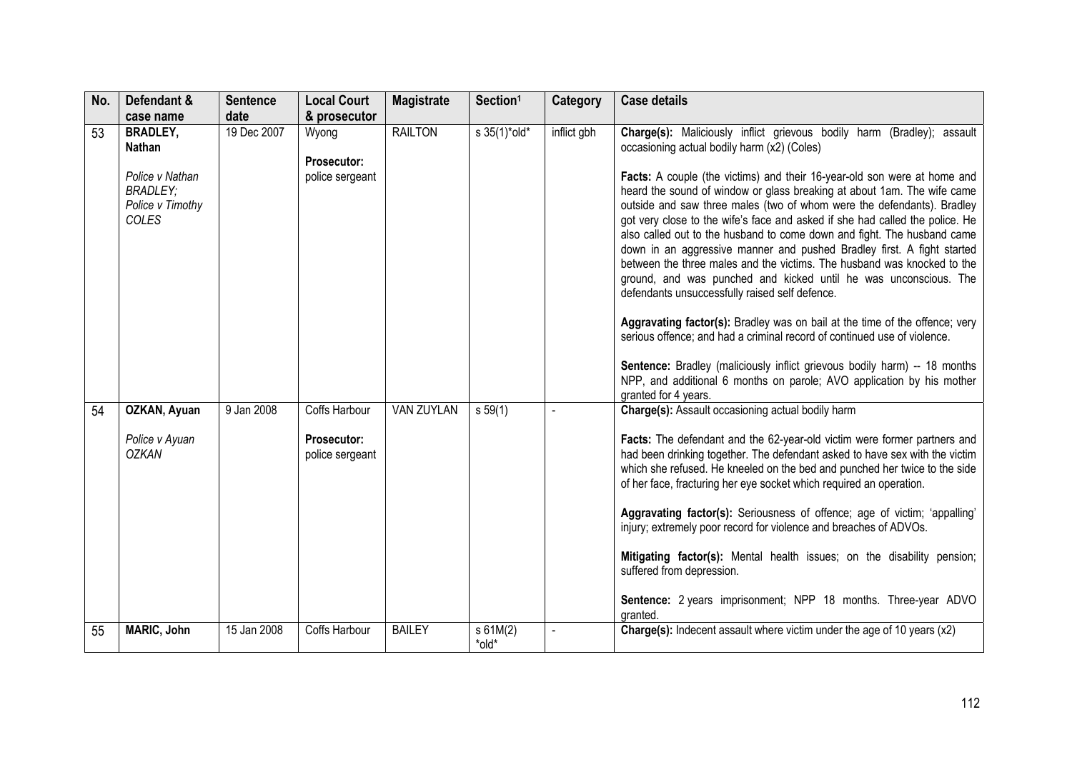| No. | Defendant & case name | Sentence date | Local Court & prosecutor | Magistrate | Section[1] | Category | Case details |
|---|---|---|---|---|---|---|---|
| 53 | **BRADLEY, Nathan**<br><br>*Police v Nathan BRADLEY; Police v Timothy COLES* | 19 Dec 2007 | Wyong<br><br>**Prosecutor:** police sergeant | RAILTON | s 35(1)*old* | inflict gbh | **Charge(s):** Maliciously inflict grievous bodily harm (Bradley); assault occasioning actual bodily harm (x2) (Coles)<br><br>**Facts:** A couple (the victims) and their 16-year-old son were at home and heard the sound of window or glass breaking at about 1am. The wife came outside and saw three males (two of whom were the defendants). Bradley got very close to the wife's face and asked if she had called the police. He also called out to the husband to come down and fight. The husband came down in an aggressive manner and pushed Bradley first. A fight started between the three males and the victims. The husband was knocked to the ground, and was punched and kicked until he was unconscious. The defendants unsuccessfully raised self defence.<br><br>**Aggravating factor(s):** Bradley was on bail at the time of the offence; very serious offence; and had a criminal record of continued use of violence.<br><br>**Sentence:** Bradley (maliciously inflict grievous bodily harm) -- 18 months NPP, and additional 6 months on parole; AVO application by his mother granted for 4 years. |
| 54 | **OZKAN, Ayuan**<br><br>*Police v Ayuan OZKAN* | 9 Jan 2008 | Coffs Harbour<br><br>**Prosecutor:** police sergeant | VAN ZUYLAN | s 59(1) | - | **Charge(s):** Assault occasioning actual bodily harm<br><br>**Facts:** The defendant and the 62-year-old victim were former partners and had been drinking together. The defendant asked to have sex with the victim which she refused. He kneeled on the bed and punched her twice to the side of her face, fracturing her eye socket which required an operation.<br><br>**Aggravating factor(s):** Seriousness of offence; age of victim; 'appalling' injury; extremely poor record for violence and breaches of ADVOs.<br><br>**Mitigating factor(s):** Mental health issues; on the disability pension; suffered from depression.<br><br>**Sentence:** 2 years imprisonment; NPP 18 months. Three-year ADVO granted. |
| 55 | **MARIC, John** | 15 Jan 2008 | Coffs Harbour | BAILEY | s 61M(2) *old* | - | **Charge(s):** Indecent assault where victim under the age of 10 years (x2) |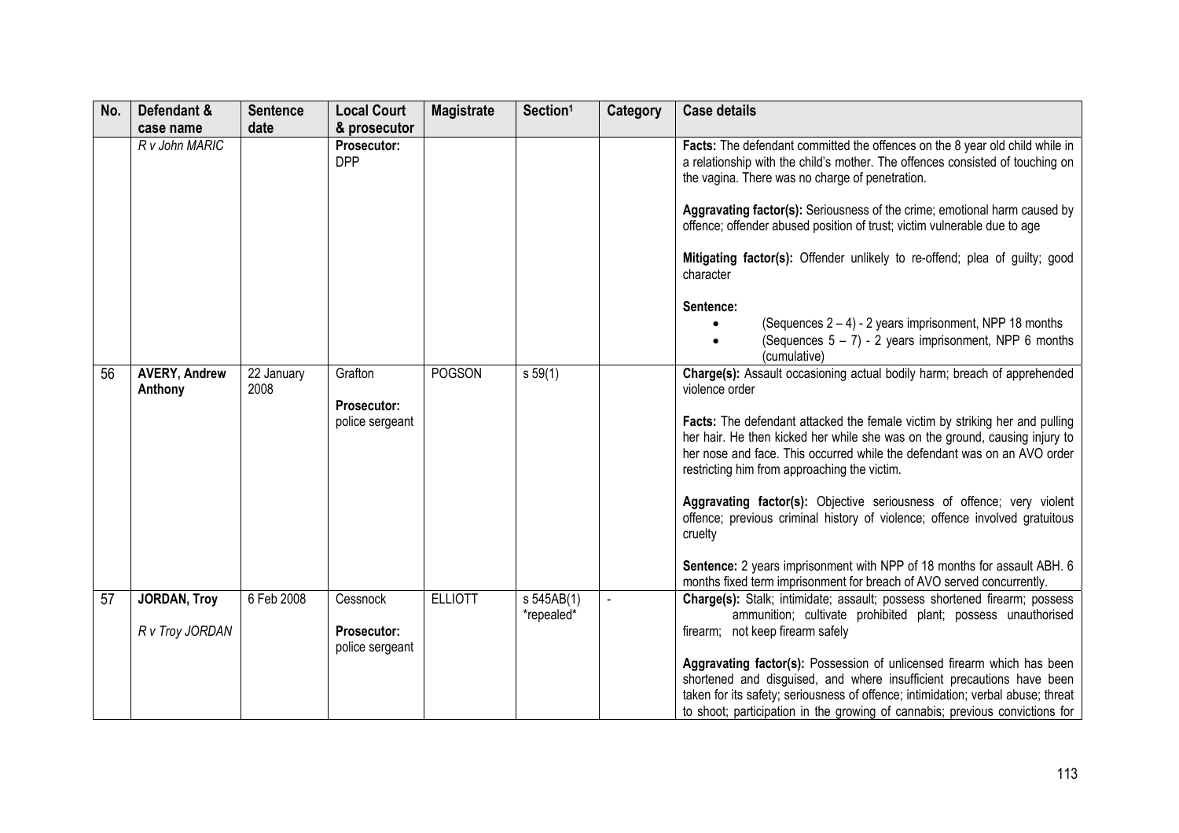| No. | Defendant & case name | Sentence date | Local Court & prosecutor | Magistrate | Section[1] | Category | Case details |
|---|---|---|---|---|---|---|---|
| | *R v John MARIC* | | **Prosecutor:** DPP | | | | **Facts:** The defendant committed the offences on the 8 year old child while in a relationship with the child's mother. The offences consisted of touching on the vagina. There was no charge of penetration.<br><br>**Aggravating factor(s):** Seriousness of the crime; emotional harm caused by offence; offender abused position of trust; victim vulnerable due to age<br><br>**Mitigating factor(s):** Offender unlikely to re-offend; plea of guilty; good character<br><br>**Sentence:**<br>• (Sequences 2 – 4) - 2 years imprisonment, NPP 18 months<br>• (Sequences 5 – 7) - 2 years imprisonment, NPP 6 months (cumulative) |
| 56 | **AVERY, Andrew Anthony** | 22 January 2008 | Grafton<br><br>**Prosecutor:** police sergeant | POGSON | s 59(1) | | **Charge(s):** Assault occasioning actual bodily harm; breach of apprehended violence order<br><br>**Facts:** The defendant attacked the female victim by striking her and pulling her hair. He then kicked her while she was on the ground, causing injury to her nose and face. This occurred while the defendant was on an AVO order restricting him from approaching the victim.<br><br>**Aggravating factor(s):** Objective seriousness of offence; very violent offence; previous criminal history of violence; offence involved gratuitous cruelty<br><br>**Sentence:** 2 years imprisonment with NPP of 18 months for assault ABH. 6 months fixed term imprisonment for breach of AVO served concurrently. |
| 57 | **JORDAN, Troy**<br><br>*R v Troy JORDAN* | 6 Feb 2008 | Cessnock<br><br>**Prosecutor:** police sergeant | ELLIOTT | s 545AB(1) \*repealed\* | - | **Charge(s):** Stalk; intimidate; assault; possess shortened firearm; possess ammunition; cultivate prohibited plant; possess unauthorised firearm; not keep firearm safely<br><br>**Aggravating factor(s):** Possession of unlicensed firearm which has been shortened and disguised, and where insufficient precautions have been taken for its safety; seriousness of offence; intimidation; verbal abuse; threat to shoot; participation in the growing of cannabis; previous convictions for |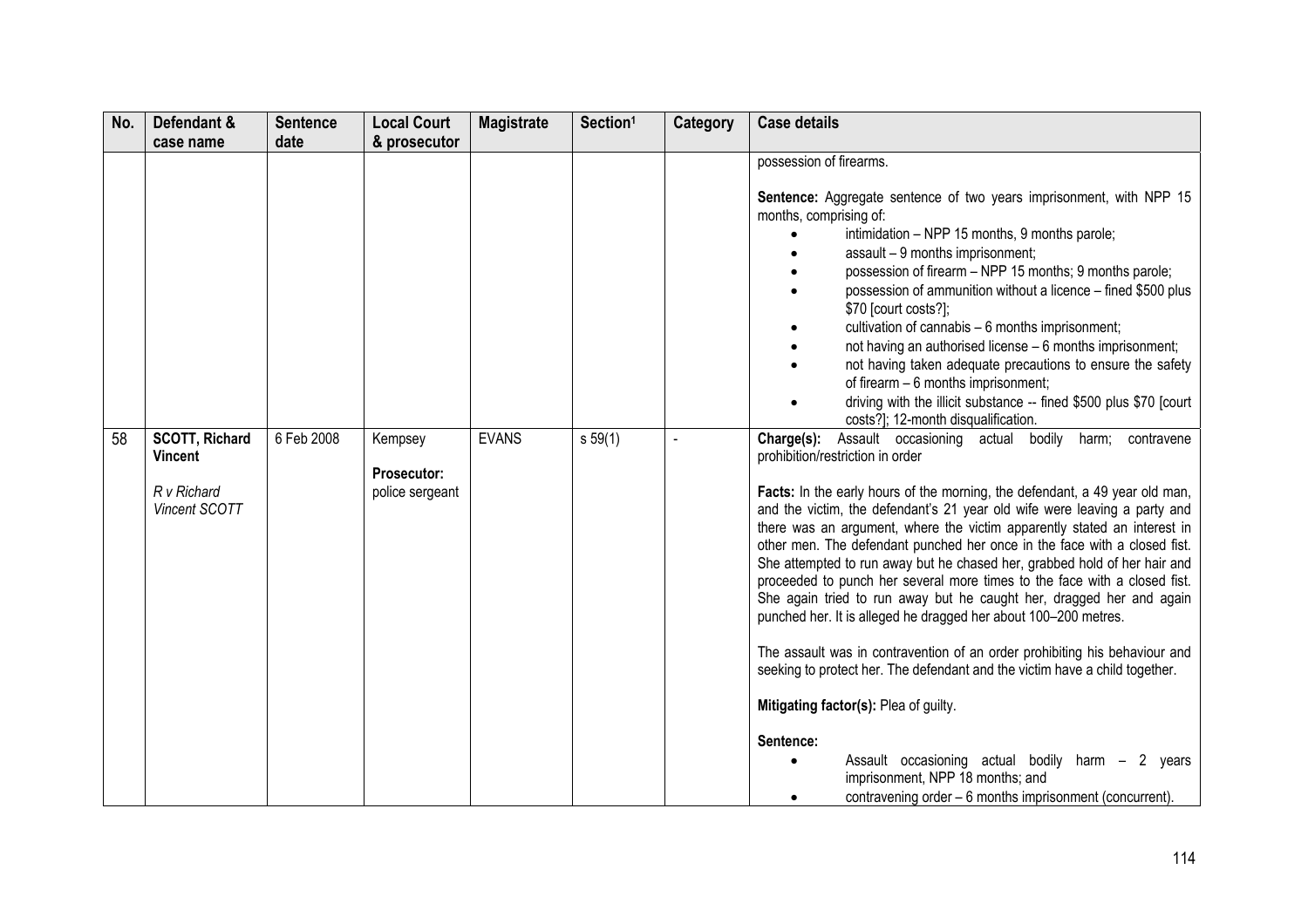| No. | Defendant & case name | Sentence date | Local Court & prosecutor | Magistrate | Section[1] | Category | Case details |
|---|---|---|---|---|---|---|---|
| | | | | | | | possession of firearms.<br><br>**Sentence:** Aggregate sentence of two years imprisonment, with NPP 15 months, comprising of:<br>• intimidation – NPP 15 months, 9 months parole;<br>• assault – 9 months imprisonment;<br>• possession of firearm – NPP 15 months; 9 months parole;<br>• possession of ammunition without a licence – fined $500 plus $70 [court costs?];<br>• cultivation of cannabis – 6 months imprisonment;<br>• not having an authorised license – 6 months imprisonment;<br>• not having taken adequate precautions to ensure the safety of firearm – 6 months imprisonment;<br>• driving with the illicit substance -- fined $500 plus $70 [court costs?]; 12-month disqualification. |
| 58 | **SCOTT, Richard Vincent**<br><br>*R v Richard Vincent SCOTT* | 6 Feb 2008 | Kempsey<br><br>**Prosecutor:** police sergeant | EVANS | s 59(1) | - | **Charge(s):** Assault occasioning actual bodily harm; contravene prohibition/restriction in order<br><br>**Facts:** In the early hours of the morning, the defendant, a 49 year old man, and the victim, the defendant's 21 year old wife were leaving a party and there was an argument, where the victim apparently stated an interest in other men. The defendant punched her once in the face with a closed fist. She attempted to run away but he chased her, grabbed hold of her hair and proceeded to punch her several more times to the face with a closed fist. She again tried to run away but he caught her, dragged her and again punched her. It is alleged he dragged her about 100–200 metres.<br><br>The assault was in contravention of an order prohibiting his behaviour and seeking to protect her. The defendant and the victim have a child together.<br><br>**Mitigating factor(s):** Plea of guilty.<br><br>**Sentence:**<br>• Assault occasioning actual bodily harm – 2 years imprisonment, NPP 18 months; and<br>• contravening order – 6 months imprisonment (concurrent). |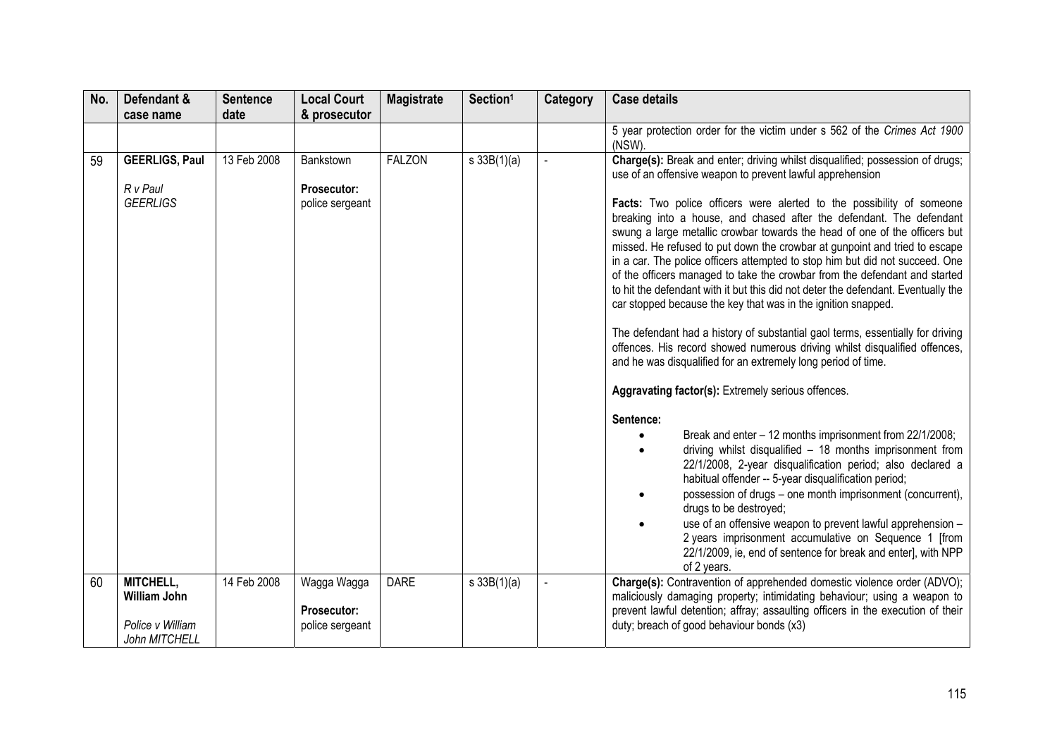| No. | Defendant & case name | Sentence date | Local Court & prosecutor | Magistrate | Section[1] | Category | Case details |
|---|---|---|---|---|---|---|---|
| | | | | | | | 5 year protection order for the victim under s 562 of the *Crimes Act 1900* (NSW). |
| 59 | **GEERLIGS, Paul**<br><br>*R v Paul GEERLIGS* | 13 Feb 2008 | Bankstown<br><br>**Prosecutor:** police sergeant | FALZON | s 33B(1)(a) | - | **Charge(s):** Break and enter; driving whilst disqualified; possession of drugs; use of an offensive weapon to prevent lawful apprehension<br><br>**Facts:** Two police officers were alerted to the possibility of someone breaking into a house, and chased after the defendant. The defendant swung a large metallic crowbar towards the head of one of the officers but missed. He refused to put down the crowbar at gunpoint and tried to escape in a car. The police officers attempted to stop him but did not succeed. One of the officers managed to take the crowbar from the defendant and started to hit the defendant with it but this did not deter the defendant. Eventually the car stopped because the key that was in the ignition snapped.<br><br>The defendant had a history of substantial gaol terms, essentially for driving offences. His record showed numerous driving whilst disqualified offences, and he was disqualified for an extremely long period of time.<br><br>**Aggravating factor(s):** Extremely serious offences.<br><br>**Sentence:**<br>• Break and enter – 12 months imprisonment from 22/1/2008;<br>• driving whilst disqualified – 18 months imprisonment from 22/1/2008, 2-year disqualification period; also declared a habitual offender -- 5-year disqualification period;<br>• possession of drugs – one month imprisonment (concurrent), drugs to be destroyed;<br>• use of an offensive weapon to prevent lawful apprehension – 2 years imprisonment accumulative on Sequence 1 [from 22/1/2009, ie, end of sentence for break and enter], with NPP of 2 years. |
| 60 | **MITCHELL, William John**<br><br>*Police v William John MITCHELL* | 14 Feb 2008 | Wagga Wagga<br><br>**Prosecutor:** police sergeant | DARE | s 33B(1)(a) | - | **Charge(s):** Contravention of apprehended domestic violence order (ADVO); maliciously damaging property; intimidating behaviour; using a weapon to prevent lawful detention; affray; assaulting officers in the execution of their duty; breach of good behaviour bonds (x3) |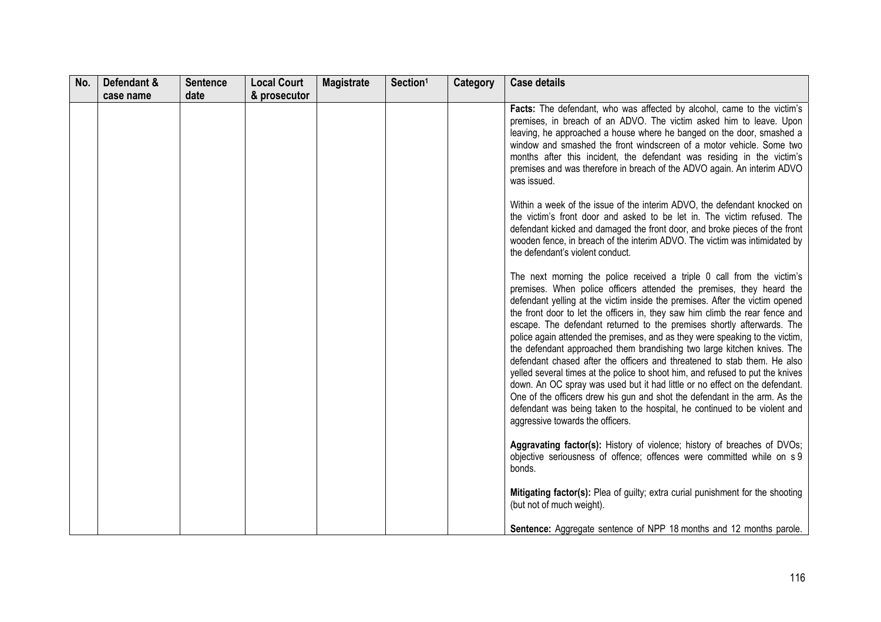| No. | Defendant & case name | Sentence date | Local Court & prosecutor | Magistrate | Section[1] | Category | Case details |
|---|---|---|---|---|---|---|---|
| | | | | | | | **Facts:** The defendant, who was affected by alcohol, came to the victim's premises, in breach of an ADVO. The victim asked him to leave. Upon leaving, he approached a house where he banged on the door, smashed a window and smashed the front windscreen of a motor vehicle. Some two months after this incident, the defendant was residing in the victim's premises and was therefore in breach of the ADVO again. An interim ADVO was issued.<br><br>Within a week of the issue of the interim ADVO, the defendant knocked on the victim's front door and asked to be let in. The victim refused. The defendant kicked and damaged the front door, and broke pieces of the front wooden fence, in breach of the interim ADVO. The victim was intimidated by the defendant's violent conduct.<br><br>The next morning the police received a triple 0 call from the victim's premises. When police officers attended the premises, they heard the defendant yelling at the victim inside the premises. After the victim opened the front door to let the officers in, they saw him climb the rear fence and escape. The defendant returned to the premises shortly afterwards. The police again attended the premises, and as they were speaking to the victim, the defendant approached them brandishing two large kitchen knives. The defendant chased after the officers and threatened to stab them. He also yelled several times at the police to shoot him, and refused to put the knives down. An OC spray was used but it had little or no effect on the defendant. One of the officers drew his gun and shot the defendant in the arm. As the defendant was being taken to the hospital, he continued to be violent and aggressive towards the officers.<br><br>**Aggravating factor(s):** History of violence; history of breaches of DVOs; objective seriousness of offence; offences were committed while on s 9 bonds.<br><br>**Mitigating factor(s):** Plea of guilty; extra curial punishment for the shooting (but not of much weight).<br><br>**Sentence:** Aggregate sentence of NPP 18 months and 12 months parole. |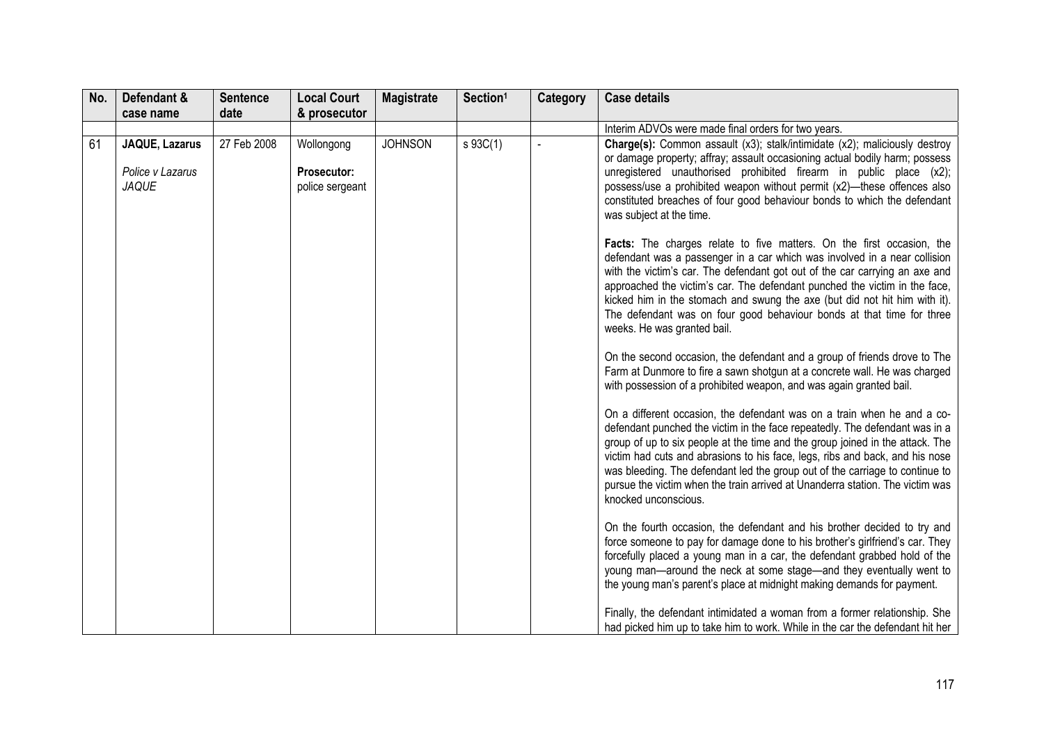| No. | Defendant & case name | Sentence date | Local Court & prosecutor | Magistrate | Section[1] | Category | Case details |
|---|---|---|---|---|---|---|---|
| | | | | | | | Interim ADVOs were made final orders for two years. |
| 61 | **JAQUE, Lazarus**<br><br>*Police v Lazarus JAQUE* | 27 Feb 2008 | Wollongong<br><br>**Prosecutor:** police sergeant | JOHNSON | s 93C(1) | - | **Charge(s):** Common assault (x3); stalk/intimidate (x2); maliciously destroy or damage property; affray; assault occasioning actual bodily harm; possess unregistered unauthorised prohibited firearm in public place (x2); possess/use a prohibited weapon without permit (x2)—these offences also constituted breaches of four good behaviour bonds to which the defendant was subject at the time.<br><br>**Facts:** The charges relate to five matters. On the first occasion, the defendant was a passenger in a car which was involved in a near collision with the victim's car. The defendant got out of the car carrying an axe and approached the victim's car. The defendant punched the victim in the face, kicked him in the stomach and swung the axe (but did not hit him with it). The defendant was on four good behaviour bonds at that time for three weeks. He was granted bail.<br><br>On the second occasion, the defendant and a group of friends drove to The Farm at Dunmore to fire a sawn shotgun at a concrete wall. He was charged with possession of a prohibited weapon, and was again granted bail.<br><br>On a different occasion, the defendant was on a train when he and a co-defendant punched the victim in the face repeatedly. The defendant was in a group of up to six people at the time and the group joined in the attack. The victim had cuts and abrasions to his face, legs, ribs and back, and his nose was bleeding. The defendant led the group out of the carriage to continue to pursue the victim when the train arrived at Unanderra station. The victim was knocked unconscious.<br><br>On the fourth occasion, the defendant and his brother decided to try and force someone to pay for damage done to his brother's girlfriend's car. They forcefully placed a young man in a car, the defendant grabbed hold of the young man—around the neck at some stage—and they eventually went to the young man's parent's place at midnight making demands for payment.<br><br>Finally, the defendant intimidated a woman from a former relationship. She had picked him up to take him to work. While in the car the defendant hit her |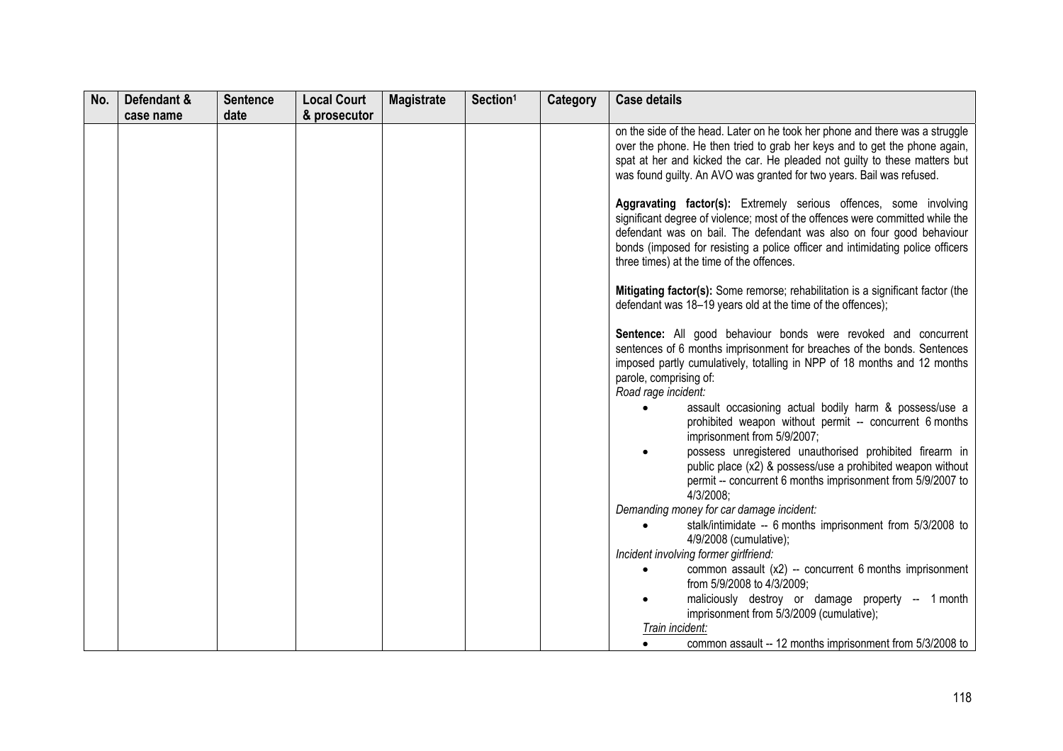| No. | Defendant & case name | Sentence date | Local Court & prosecutor | Magistrate | Section[1] | Category | Case details |
|---|---|---|---|---|---|---|---|
| | | | | | | | on the side of the head. Later on he took her phone and there was a struggle over the phone. He then tried to grab her keys and to get the phone again, spat at her and kicked the car. He pleaded not guilty to these matters but was found guilty. An AVO was granted for two years. Bail was refused.<br><br>**Aggravating factor(s):** Extremely serious offences, some involving significant degree of violence; most of the offences were committed while the defendant was on bail. The defendant was also on four good behaviour bonds (imposed for resisting a police officer and intimidating police officers three times) at the time of the offences.<br><br>**Mitigating factor(s):** Some remorse; rehabilitation is a significant factor (the defendant was 18–19 years old at the time of the offences);<br><br>**Sentence:** All good behaviour bonds were revoked and concurrent sentences of 6 months imprisonment for breaches of the bonds. Sentences imposed partly cumulatively, totalling in NPP of 18 months and 12 months parole, comprising of:<br>*Road rage incident:*<br>• assault occasioning actual bodily harm & possess/use a prohibited weapon without permit -- concurrent 6 months imprisonment from 5/9/2007;<br>• possess unregistered unauthorised prohibited firearm in public place (x2) & possess/use a prohibited weapon without permit -- concurrent 6 months imprisonment from 5/9/2007 to 4/3/2008;<br>*Demanding money for car damage incident:*<br>• stalk/intimidate -- 6 months imprisonment from 5/3/2008 to 4/9/2008 (cumulative);<br>*Incident involving former girlfriend:*<br>• common assault (x2) -- concurrent 6 months imprisonment from 5/9/2008 to 4/3/2009;<br>• maliciously destroy or damage property -- 1 month imprisonment from 5/3/2009 (cumulative);<br>*Train incident:*<br>• common assault -- 12 months imprisonment from 5/3/2008 to |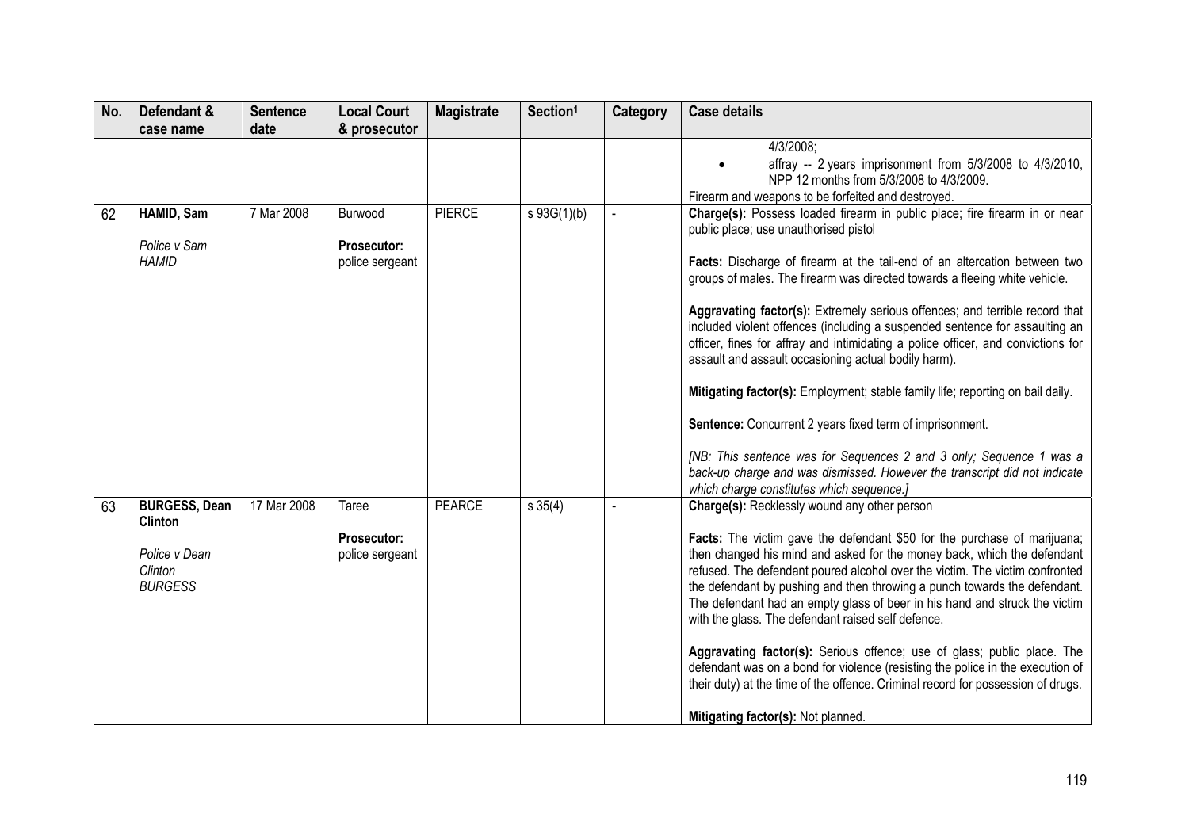| No. | Defendant & case name | Sentence date | Local Court & prosecutor | Magistrate | Section[1] | Category | Case details |
|---|---|---|---|---|---|---|---|
| | | | | | | | 4/3/2008; <br>• affray -- 2 years imprisonment from 5/3/2008 to 4/3/2010, NPP 12 months from 5/3/2008 to 4/3/2009. <br>Firearm and weapons to be forfeited and destroyed. |
| 62 | **HAMID, Sam** <br><br>*Police v Sam HAMID* | 7 Mar 2008 | Burwood <br><br>**Prosecutor:** police sergeant | PIERCE | s 93G(1)(b) | - | **Charge(s):** Possess loaded firearm in public place; fire firearm in or near public place; use unauthorised pistol <br><br>**Facts:** Discharge of firearm at the tail-end of an altercation between two groups of males. The firearm was directed towards a fleeing white vehicle. <br><br>**Aggravating factor(s):** Extremely serious offences; and terrible record that included violent offences (including a suspended sentence for assaulting an officer, fines for affray and intimidating a police officer, and convictions for assault and assault occasioning actual bodily harm). <br><br>**Mitigating factor(s):** Employment; stable family life; reporting on bail daily. <br><br>**Sentence:** Concurrent 2 years fixed term of imprisonment. <br><br>*[NB: This sentence was for Sequences 2 and 3 only; Sequence 1 was a back-up charge and was dismissed. However the transcript did not indicate which charge constitutes which sequence.]* |
| 63 | **BURGESS, Dean Clinton** <br><br>*Police v Dean Clinton BURGESS* | 17 Mar 2008 | Taree <br><br>**Prosecutor:** police sergeant | PEARCE | s 35(4) | - | **Charge(s):** Recklessly wound any other person <br><br>**Facts:** The victim gave the defendant $50 for the purchase of marijuana; then changed his mind and asked for the money back, which the defendant refused. The defendant poured alcohol over the victim. The victim confronted the defendant by pushing and then throwing a punch towards the defendant. The defendant had an empty glass of beer in his hand and struck the victim with the glass. The defendant raised self defence. <br><br>**Aggravating factor(s):** Serious offence; use of glass; public place. The defendant was on a bond for violence (resisting the police in the execution of their duty) at the time of the offence. Criminal record for possession of drugs. <br><br>**Mitigating factor(s):** Not planned. |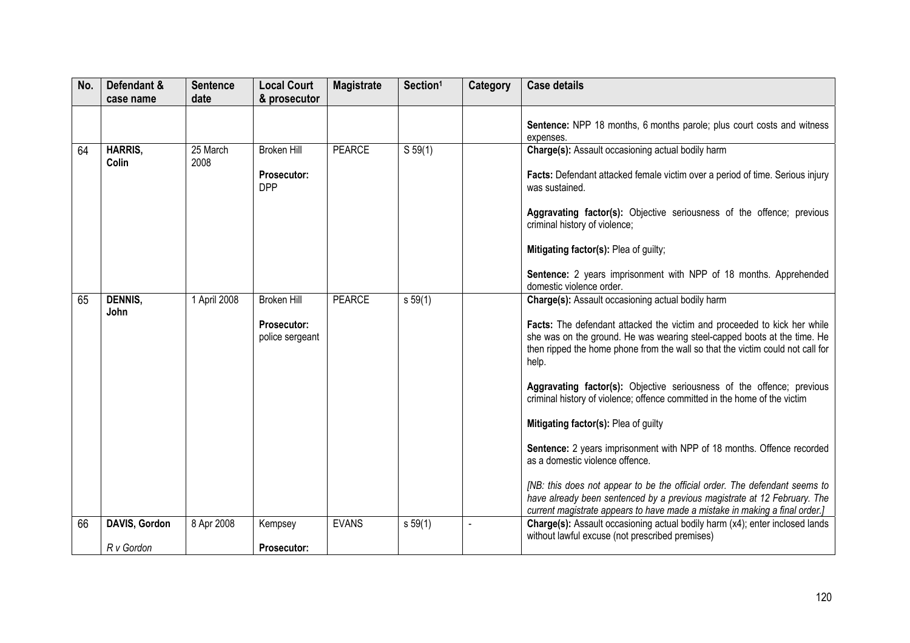| No. | Defendant & case name | Sentence date | Local Court & prosecutor | Magistrate | Section[1] | Category | Case details |
|---|---|---|---|---|---|---|---|
| | | | | | | | **Sentence:** NPP 18 months, 6 months parole; plus court costs and witness expenses. |
| 64 | **HARRIS, Colin** | 25 March 2008 | Broken Hill<br><br>**Prosecutor:** DPP | PEARCE | S 59(1) | | **Charge(s):** Assault occasioning actual bodily harm<br><br>**Facts:** Defendant attacked female victim over a period of time. Serious injury was sustained.<br><br>**Aggravating factor(s):** Objective seriousness of the offence; previous criminal history of violence;<br><br>**Mitigating factor(s):** Plea of guilty;<br><br>**Sentence:** 2 years imprisonment with NPP of 18 months. Apprehended domestic violence order. |
| 65 | **DENNIS, John** | 1 April 2008 | Broken Hill<br><br>**Prosecutor:** police sergeant | PEARCE | s 59(1) | | **Charge(s):** Assault occasioning actual bodily harm<br><br>**Facts:** The defendant attacked the victim and proceeded to kick her while she was on the ground. He was wearing steel-capped boots at the time. He then ripped the home phone from the wall so that the victim could not call for help.<br><br>**Aggravating factor(s):** Objective seriousness of the offence; previous criminal history of violence; offence committed in the home of the victim<br><br>**Mitigating factor(s):** Plea of guilty<br><br>**Sentence:** 2 years imprisonment with NPP of 18 months. Offence recorded as a domestic violence offence.<br><br>*[NB: this does not appear to be the official order. The defendant seems to have already been sentenced by a previous magistrate at 12 February. The current magistrate appears to have made a mistake in making a final order.]* |
| 66 | **DAVIS, Gordon**<br><br>*R v Gordon* | 8 Apr 2008 | Kempsey<br><br>**Prosecutor:** | EVANS | s 59(1) | - | **Charge(s):** Assault occasioning actual bodily harm (x4); enter inclosed lands without lawful excuse (not prescribed premises) |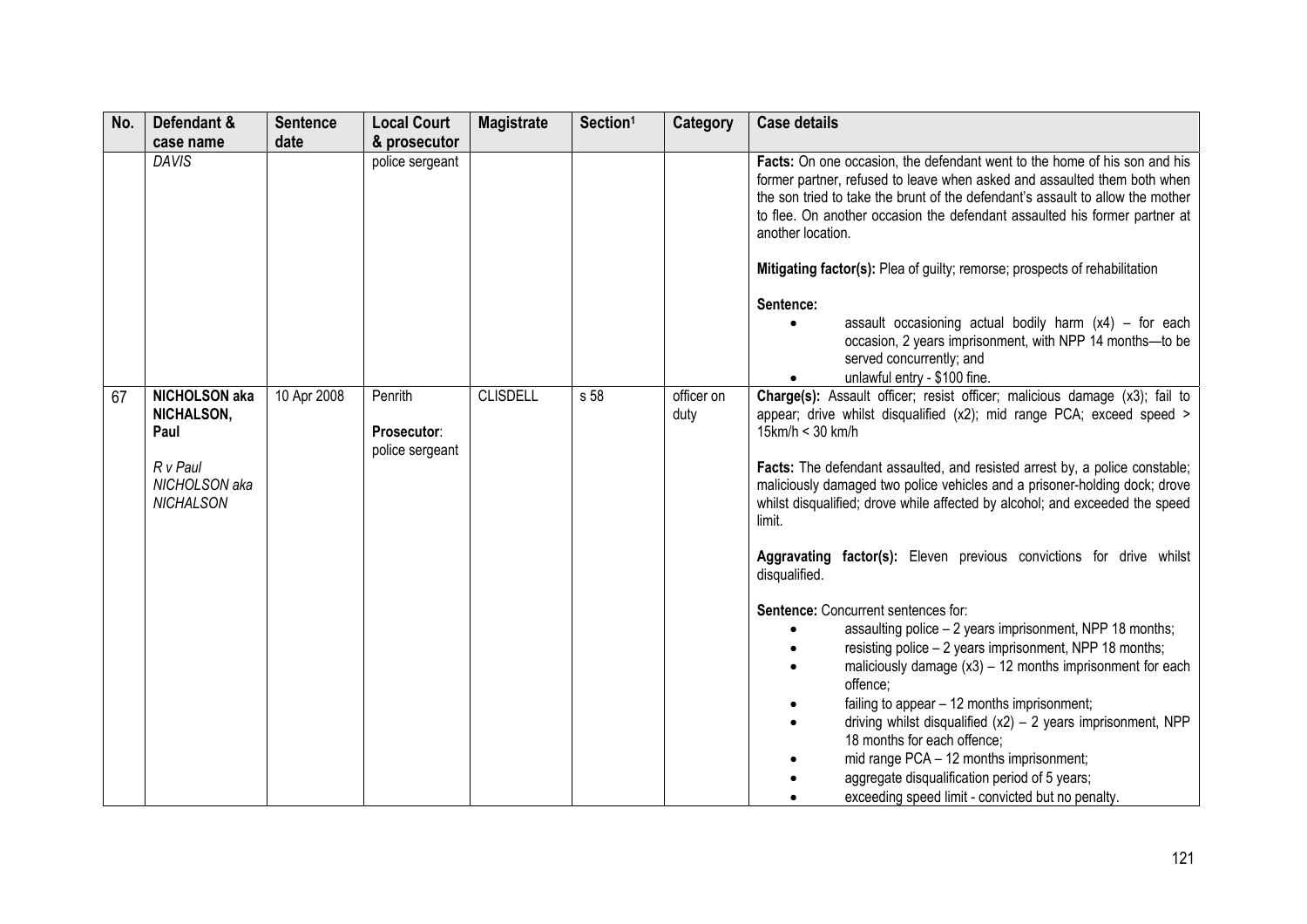| No. | Defendant & case name | Sentence date | Local Court & prosecutor | Magistrate | Section[1] | Category | Case details |
|---|---|---|---|---|---|---|---|
| | *DAVIS* | | police sergeant | | | | **Facts:** On one occasion, the defendant went to the home of his son and his former partner, refused to leave when asked and assaulted them both when the son tried to take the brunt of the defendant's assault to allow the mother to flee. On another occasion the defendant assaulted his former partner at another location.<br><br>**Mitigating factor(s):** Plea of guilty; remorse; prospects of rehabilitation<br><br>**Sentence:**<br>• assault occasioning actual bodily harm (x4) – for each occasion, 2 years imprisonment, with NPP 14 months—to be served concurrently; and<br>• unlawful entry - $100 fine. |
| 67 | **NICHOLSON aka NICHALSON, Paul**<br><br>*R v Paul NICHOLSON aka NICHALSON* | 10 Apr 2008 | Penrith<br><br>**Prosecutor**: police sergeant | CLISDELL | s 58 | officer on duty | **Charge(s):** Assault officer; resist officer; malicious damage (x3); fail to appear; drive whilst disqualified (x2); mid range PCA; exceed speed > 15km/h < 30 km/h<br><br>**Facts:** The defendant assaulted, and resisted arrest by, a police constable; maliciously damaged two police vehicles and a prisoner-holding dock; drove whilst disqualified; drove while affected by alcohol; and exceeded the speed limit.<br><br>**Aggravating factor(s):** Eleven previous convictions for drive whilst disqualified.<br><br>**Sentence:** Concurrent sentences for:<br>• assaulting police – 2 years imprisonment, NPP 18 months;<br>• resisting police – 2 years imprisonment, NPP 18 months;<br>• maliciously damage (x3) – 12 months imprisonment for each offence;<br>• failing to appear – 12 months imprisonment;<br>• driving whilst disqualified (x2) – 2 years imprisonment, NPP 18 months for each offence;<br>• mid range PCA – 12 months imprisonment;<br>• aggregate disqualification period of 5 years;<br>• exceeding speed limit - convicted but no penalty. |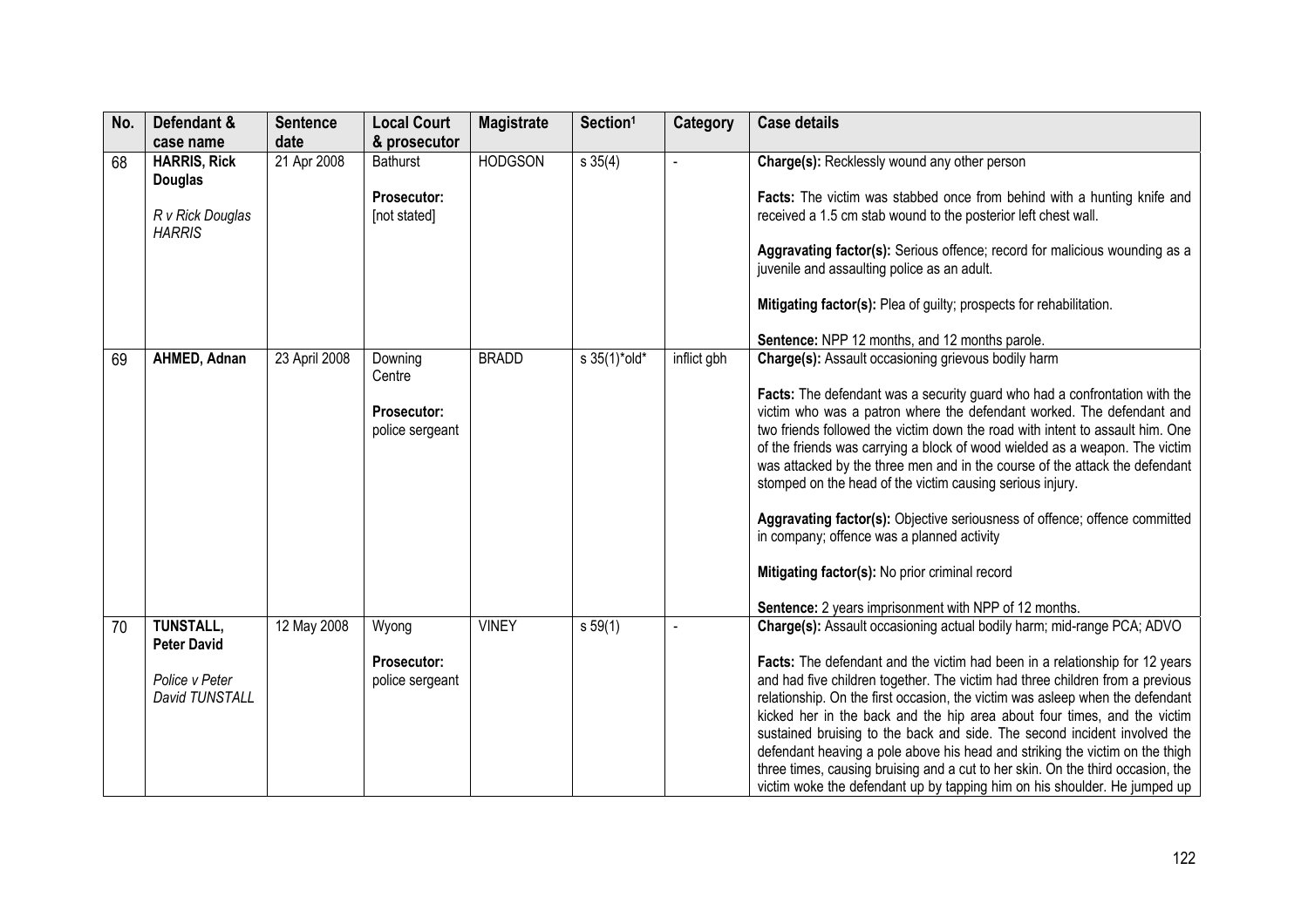| No. | Defendant & case name | Sentence date | Local Court & prosecutor | Magistrate | Section[1] | Category | Case details |
|---|---|---|---|---|---|---|---|
| 68 | **HARRIS, Rick Douglas**<br><br>*R v Rick Douglas HARRIS* | 21 Apr 2008 | Bathurst<br><br>**Prosecutor:** [not stated] | HODGSON | s 35(4) | - | **Charge(s):** Recklessly wound any other person<br><br>**Facts:** The victim was stabbed once from behind with a hunting knife and received a 1.5 cm stab wound to the posterior left chest wall.<br><br>**Aggravating factor(s):** Serious offence; record for malicious wounding as a juvenile and assaulting police as an adult.<br><br>**Mitigating factor(s):** Plea of guilty; prospects for rehabilitation.<br><br>**Sentence:** NPP 12 months, and 12 months parole. |
| 69 | **AHMED, Adnan** | 23 April 2008 | Downing Centre<br><br>**Prosecutor:** police sergeant | BRADD | s 35(1)*old* | inflict gbh | **Charge(s):** Assault occasioning grievous bodily harm<br><br>**Facts:** The defendant was a security guard who had a confrontation with the victim who was a patron where the defendant worked. The defendant and two friends followed the victim down the road with intent to assault him. One of the friends was carrying a block of wood wielded as a weapon. The victim was attacked by the three men and in the course of the attack the defendant stomped on the head of the victim causing serious injury.<br><br>**Aggravating factor(s):** Objective seriousness of offence; offence committed in company; offence was a planned activity<br><br>**Mitigating factor(s):** No prior criminal record<br><br>**Sentence:** 2 years imprisonment with NPP of 12 months. |
| 70 | **TUNSTALL, Peter David**<br><br>*Police v Peter David TUNSTALL* | 12 May 2008 | Wyong<br><br>**Prosecutor:** police sergeant | VINEY | s 59(1) | - | **Charge(s):** Assault occasioning actual bodily harm; mid-range PCA; ADVO<br><br>**Facts:** The defendant and the victim had been in a relationship for 12 years and had five children together. The victim had three children from a previous relationship. On the first occasion, the victim was asleep when the defendant kicked her in the back and the hip area about four times, and the victim sustained bruising to the back and side. The second incident involved the defendant heaving a pole above his head and striking the victim on the thigh three times, causing bruising and a cut to her skin. On the third occasion, the victim woke the defendant up by tapping him on his shoulder. He jumped up |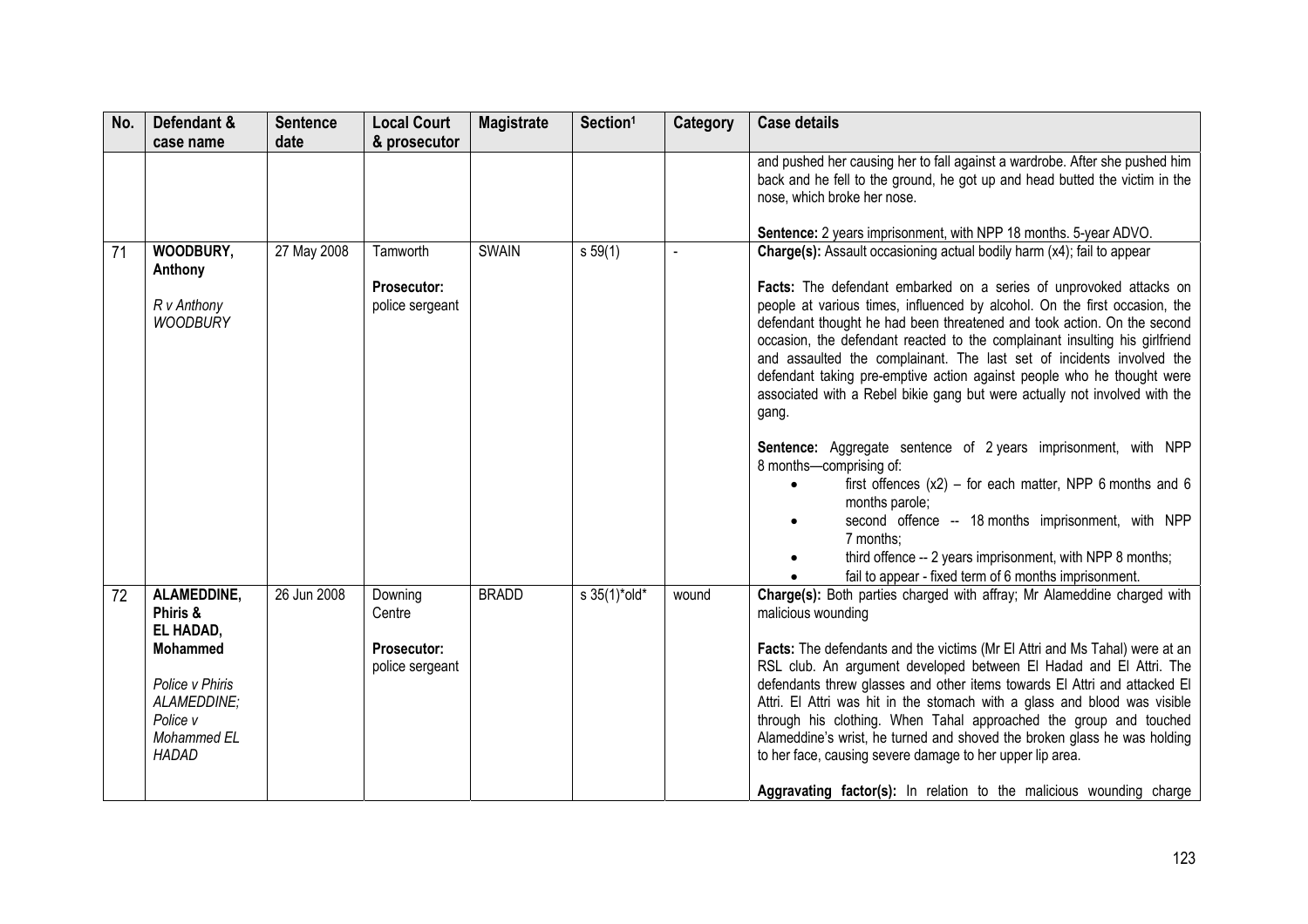| No. | Defendant & case name | Sentence date | Local Court & prosecutor | Magistrate | Section[1] | Category | Case details |
|---|---|---|---|---|---|---|---|
| | | | | | | | and pushed her causing her to fall against a wardrobe. After she pushed him back and he fell to the ground, he got up and head butted the victim in the nose, which broke her nose.<br><br>**Sentence:** 2 years imprisonment, with NPP 18 months. 5-year ADVO. |
| 71 | **WOODBURY, Anthony**<br><br>*R v Anthony WOODBURY* | 27 May 2008 | Tamworth<br><br>**Prosecutor:** police sergeant | SWAIN | s 59(1) | - | **Charge(s):** Assault occasioning actual bodily harm (x4); fail to appear<br><br>**Facts:** The defendant embarked on a series of unprovoked attacks on people at various times, influenced by alcohol. On the first occasion, the defendant thought he had been threatened and took action. On the second occasion, the defendant reacted to the complainant insulting his girlfriend and assaulted the complainant. The last set of incidents involved the defendant taking pre-emptive action against people who he thought were associated with a Rebel bikie gang but were actually not involved with the gang.<br><br>**Sentence:** Aggregate sentence of 2 years imprisonment, with NPP 8 months—comprising of:<br>• first offences (x2) – for each matter, NPP 6 months and 6 months parole;<br>• second offence -- 18 months imprisonment, with NPP 7 months;<br>• third offence -- 2 years imprisonment, with NPP 8 months;<br>• fail to appear - fixed term of 6 months imprisonment. |
| 72 | **ALAMEDDINE, Phiris & EL HADAD, Mohammed**<br><br>*Police v Phiris ALAMEDDINE; Police v Mohammed EL HADAD* | 26 Jun 2008 | Downing Centre<br><br>**Prosecutor:** police sergeant | BRADD | s 35(1)\*old\* | wound | **Charge(s):** Both parties charged with affray; Mr Alameddine charged with malicious wounding<br><br>**Facts:** The defendants and the victims (Mr El Attri and Ms Tahal) were at an RSL club. An argument developed between El Hadad and El Attri. The defendants threw glasses and other items towards El Attri and attacked El Attri. El Attri was hit in the stomach with a glass and blood was visible through his clothing. When Tahal approached the group and touched Alameddine's wrist, he turned and shoved the broken glass he was holding to her face, causing severe damage to her upper lip area.<br><br>**Aggravating factor(s):** In relation to the malicious wounding charge |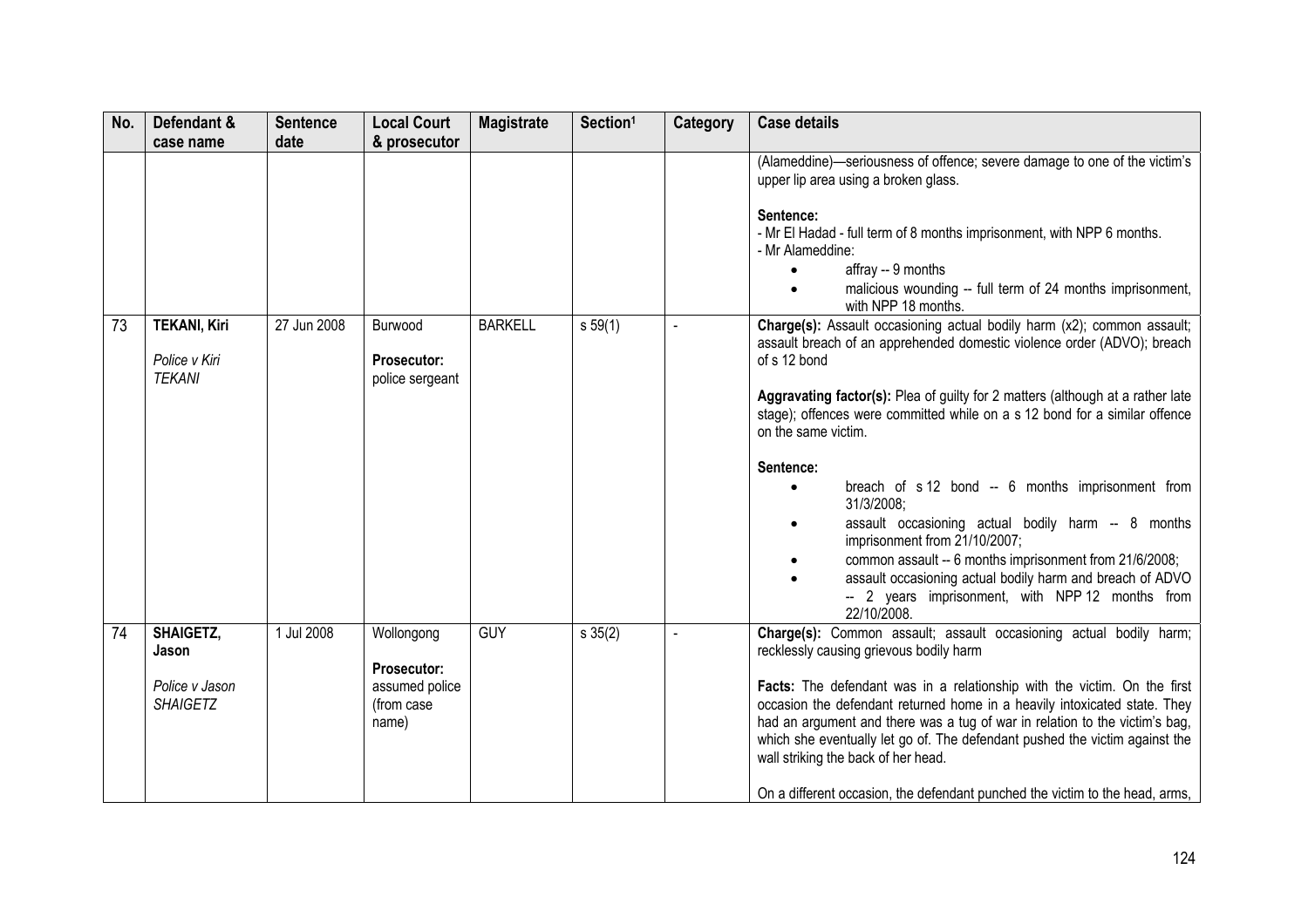| No. | Defendant & case name | Sentence date | Local Court & prosecutor | Magistrate | Section[1] | Category | Case details |
|---|---|---|---|---|---|---|---|
| | | | | | | | (Alameddine)—seriousness of offence; severe damage to one of the victim's upper lip area using a broken glass.<br><br>**Sentence:**<br>- Mr El Hadad - full term of 8 months imprisonment, with NPP 6 months.<br>- Mr Alameddine:<br>• affray -- 9 months<br>• malicious wounding -- full term of 24 months imprisonment, with NPP 18 months. |
| 73 | **TEKANI, Kiri**<br><br>*Police v Kiri TEKANI* | 27 Jun 2008 | Burwood<br><br>**Prosecutor:** police sergeant | BARKELL | s 59(1) | - | **Charge(s):** Assault occasioning actual bodily harm (x2); common assault; assault breach of an apprehended domestic violence order (ADVO); breach of s 12 bond<br><br>**Aggravating factor(s):** Plea of guilty for 2 matters (although at a rather late stage); offences were committed while on a s 12 bond for a similar offence on the same victim.<br><br>**Sentence:**<br>• breach of s 12 bond -- 6 months imprisonment from 31/3/2008;<br>• assault occasioning actual bodily harm -- 8 months imprisonment from 21/10/2007;<br>• common assault -- 6 months imprisonment from 21/6/2008;<br>• assault occasioning actual bodily harm and breach of ADVO -- 2 years imprisonment, with NPP 12 months from 22/10/2008. |
| 74 | **SHAIGETZ, Jason**<br><br>*Police v Jason SHAIGETZ* | 1 Jul 2008 | Wollongong<br><br>**Prosecutor:** assumed police (from case name) | GUY | s 35(2) | - | **Charge(s):** Common assault; assault occasioning actual bodily harm; recklessly causing grievous bodily harm<br><br>**Facts:** The defendant was in a relationship with the victim. On the first occasion the defendant returned home in a heavily intoxicated state. They had an argument and there was a tug of war in relation to the victim's bag, which she eventually let go of. The defendant pushed the victim against the wall striking the back of her head.<br><br>On a different occasion, the defendant punched the victim to the head, arms, |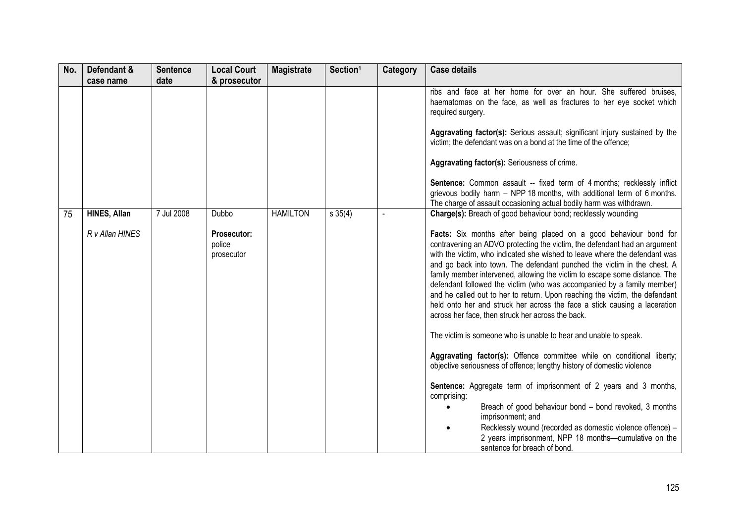| No. | Defendant & case name | Sentence date | Local Court & prosecutor | Magistrate | Section[1] | Category | Case details |
|---|---|---|---|---|---|---|---|
| | | | | | | | ribs and face at her home for over an hour. She suffered bruises, haematomas on the face, as well as fractures to her eye socket which required surgery.<br><br>**Aggravating factor(s):** Serious assault; significant injury sustained by the victim; the defendant was on a bond at the time of the offence;<br><br>**Aggravating factor(s):** Seriousness of crime.<br><br>**Sentence:** Common assault -- fixed term of 4 months; recklessly inflict grievous bodily harm – NPP 18 months, with additional term of 6 months. The charge of assault occasioning actual bodily harm was withdrawn. |
| 75 | **HINES, Allan**<br><br>*R v Allan HINES* | 7 Jul 2008 | Dubbo<br><br>**Prosecutor:** police prosecutor | HAMILTON | s 35(4) | - | **Charge(s):** Breach of good behaviour bond; recklessly wounding<br><br>**Facts:** Six months after being placed on a good behaviour bond for contravening an ADVO protecting the victim, the defendant had an argument with the victim, who indicated she wished to leave where the defendant was and go back into town. The defendant punched the victim in the chest. A family member intervened, allowing the victim to escape some distance. The defendant followed the victim (who was accompanied by a family member) and he called out to her to return. Upon reaching the victim, the defendant held onto her and struck her across the face a stick causing a laceration across her face, then struck her across the back.<br><br>The victim is someone who is unable to hear and unable to speak.<br><br>**Aggravating factor(s):** Offence committee while on conditional liberty; objective seriousness of offence; lengthy history of domestic violence<br><br>**Sentence:** Aggregate term of imprisonment of 2 years and 3 months, comprising:<br>• Breach of good behaviour bond – bond revoked, 3 months imprisonment; and<br>• Recklessly wound (recorded as domestic violence offence) – 2 years imprisonment, NPP 18 months—cumulative on the sentence for breach of bond. |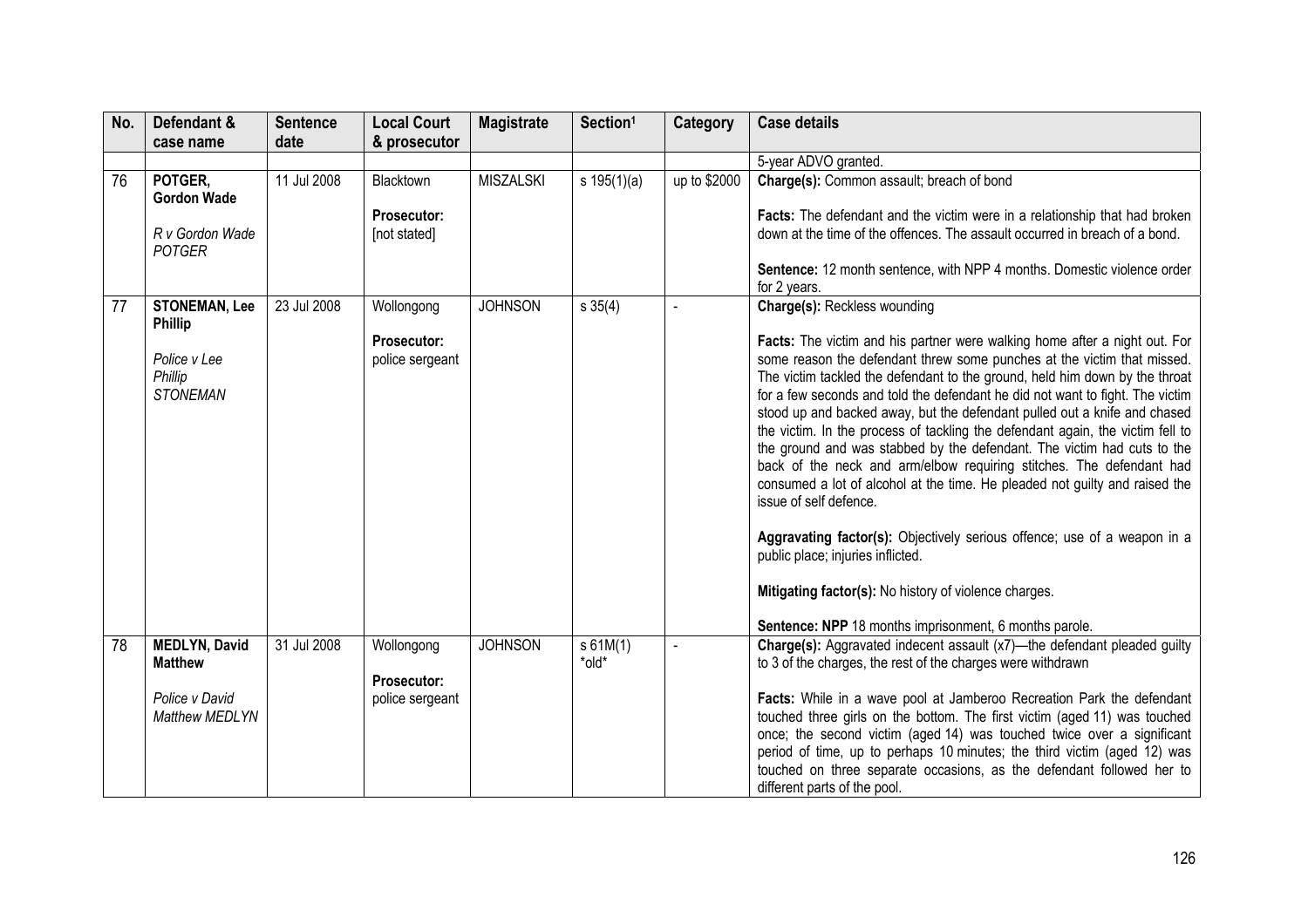| No. | Defendant & case name | Sentence date | Local Court & prosecutor | Magistrate | Section[1] | Category | Case details |
|---|---|---|---|---|---|---|---|
| | | | | | | | 5-year ADVO granted. |
| 76 | **POTGER, Gordon Wade**<br><br>*R v Gordon Wade POTGER* | 11 Jul 2008 | Blacktown<br><br>**Prosecutor:** [not stated] | MISZALSKI | s 195(1)(a) | up to $2000 | **Charge(s):** Common assault; breach of bond<br><br>**Facts:** The defendant and the victim were in a relationship that had broken down at the time of the offences. The assault occurred in breach of a bond.<br><br>**Sentence:** 12 month sentence, with NPP 4 months. Domestic violence order for 2 years. |
| 77 | **STONEMAN, Lee Phillip**<br><br>*Police v Lee Phillip STONEMAN* | 23 Jul 2008 | Wollongong<br><br>**Prosecutor:** police sergeant | JOHNSON | s 35(4) | - | **Charge(s):** Reckless wounding<br><br>**Facts:** The victim and his partner were walking home after a night out. For some reason the defendant threw some punches at the victim that missed. The victim tackled the defendant to the ground, held him down by the throat for a few seconds and told the defendant he did not want to fight. The victim stood up and backed away, but the defendant pulled out a knife and chased the victim. In the process of tackling the defendant again, the victim fell to the ground and was stabbed by the defendant. The victim had cuts to the back of the neck and arm/elbow requiring stitches. The defendant had consumed a lot of alcohol at the time. He pleaded not guilty and raised the issue of self defence.<br><br>**Aggravating factor(s):** Objectively serious offence; use of a weapon in a public place; injuries inflicted.<br><br>**Mitigating factor(s):** No history of violence charges.<br><br>**Sentence: NPP** 18 months imprisonment, 6 months parole. |
| 78 | **MEDLYN, David Matthew**<br><br>*Police v David Matthew MEDLYN* | 31 Jul 2008 | Wollongong<br><br>**Prosecutor:** police sergeant | JOHNSON | s 61M(1) \*old\* | - | **Charge(s):** Aggravated indecent assault (x7)—the defendant pleaded guilty to 3 of the charges, the rest of the charges were withdrawn<br><br>**Facts:** While in a wave pool at Jamberoo Recreation Park the defendant touched three girls on the bottom. The first victim (aged 11) was touched once; the second victim (aged 14) was touched twice over a significant period of time, up to perhaps 10 minutes; the third victim (aged 12) was touched on three separate occasions, as the defendant followed her to different parts of the pool. |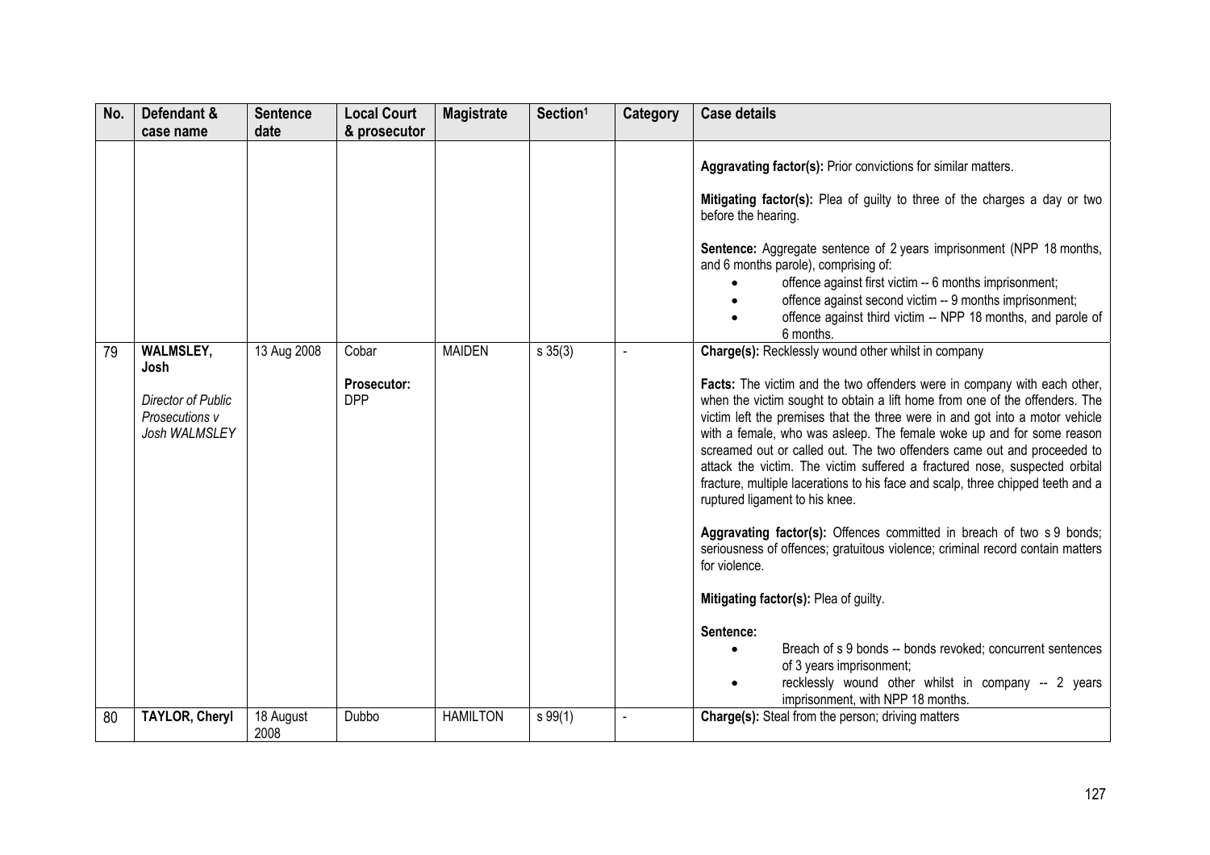| No. | Defendant & case name | Sentence date | Local Court & prosecutor | Magistrate | Section[1] | Category | Case details |
|---|---|---|---|---|---|---|---|
| | | | | | | | **Aggravating factor(s):** Prior convictions for similar matters.<br><br>**Mitigating factor(s):** Plea of guilty to three of the charges a day or two before the hearing.<br><br>**Sentence:** Aggregate sentence of 2 years imprisonment (NPP 18 months, and 6 months parole), comprising of:<br>• offence against first victim -- 6 months imprisonment;<br>• offence against second victim -- 9 months imprisonment;<br>• offence against third victim -- NPP 18 months, and parole of 6 months. |
| 79 | **WALMSLEY, Josh**<br><br>*Director of Public Prosecutions v Josh WALMSLEY* | 13 Aug 2008 | Cobar<br><br>**Prosecutor:** DPP | MAIDEN | s 35(3) | - | **Charge(s):** Recklessly wound other whilst in company<br><br>**Facts:** The victim and the two offenders were in company with each other, when the victim sought to obtain a lift home from one of the offenders. The victim left the premises that the three were in and got into a motor vehicle with a female, who was asleep. The female woke up and for some reason screamed out or called out. The two offenders came out and proceeded to attack the victim. The victim suffered a fractured nose, suspected orbital fracture, multiple lacerations to his face and scalp, three chipped teeth and a ruptured ligament to his knee.<br><br>**Aggravating factor(s):** Offences committed in breach of two s 9 bonds; seriousness of offences; gratuitous violence; criminal record contain matters for violence.<br><br>**Mitigating factor(s):** Plea of guilty.<br><br>**Sentence:**<br>• Breach of s 9 bonds -- bonds revoked; concurrent sentences of 3 years imprisonment;<br>• recklessly wound other whilst in company -- 2 years imprisonment, with NPP 18 months. |
| 80 | **TAYLOR, Cheryl** | 18 August 2008 | Dubbo | HAMILTON | s 99(1) | - | **Charge(s):** Steal from the person; driving matters |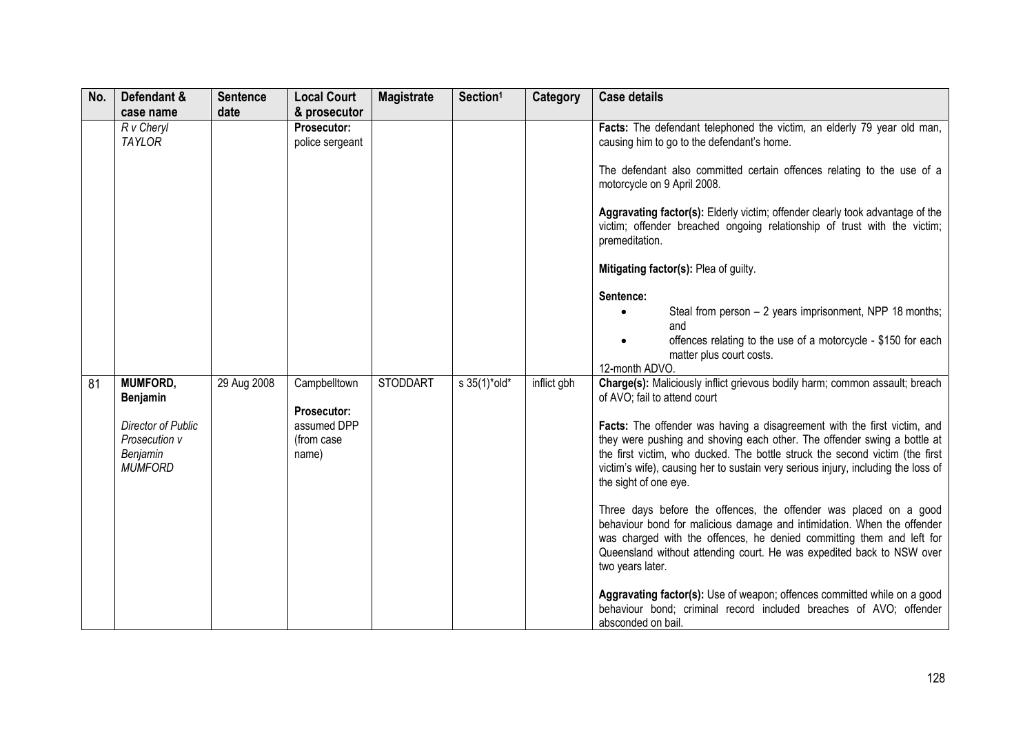| No. | Defendant & case name | Sentence date | Local Court & prosecutor | Magistrate | Section[1] | Category | Case details |
|---|---|---|---|---|---|---|---|
| | *R v Cheryl TAYLOR* | | **Prosecutor:** police sergeant | | | | **Facts:** The defendant telephoned the victim, an elderly 79 year old man, causing him to go to the defendant's home.<br><br>The defendant also committed certain offences relating to the use of a motorcycle on 9 April 2008.<br><br>**Aggravating factor(s):** Elderly victim; offender clearly took advantage of the victim; offender breached ongoing relationship of trust with the victim; premeditation.<br><br>**Mitigating factor(s):** Plea of guilty.<br><br>**Sentence:**<br>• Steal from person – 2 years imprisonment, NPP 18 months; and<br>• offences relating to the use of a motorcycle - $150 for each matter plus court costs.<br>12-month ADVO. |
| 81 | **MUMFORD, Benjamin**<br><br>*Director of Public Prosecution v Benjamin MUMFORD* | 29 Aug 2008 | Campbelltown<br><br>**Prosecutor:** assumed DPP (from case name) | STODDART | s 35(1)*old* | inflict gbh | **Charge(s):** Maliciously inflict grievous bodily harm; common assault; breach of AVO; fail to attend court<br><br>**Facts:** The offender was having a disagreement with the first victim, and they were pushing and shoving each other. The offender swing a bottle at the first victim, who ducked. The bottle struck the second victim (the first victim's wife), causing her to sustain very serious injury, including the loss of the sight of one eye.<br><br>Three days before the offences, the offender was placed on a good behaviour bond for malicious damage and intimidation. When the offender was charged with the offences, he denied committing them and left for Queensland without attending court. He was expedited back to NSW over two years later.<br><br>**Aggravating factor(s):** Use of weapon; offences committed while on a good behaviour bond; criminal record included breaches of AVO; offender absconded on bail. |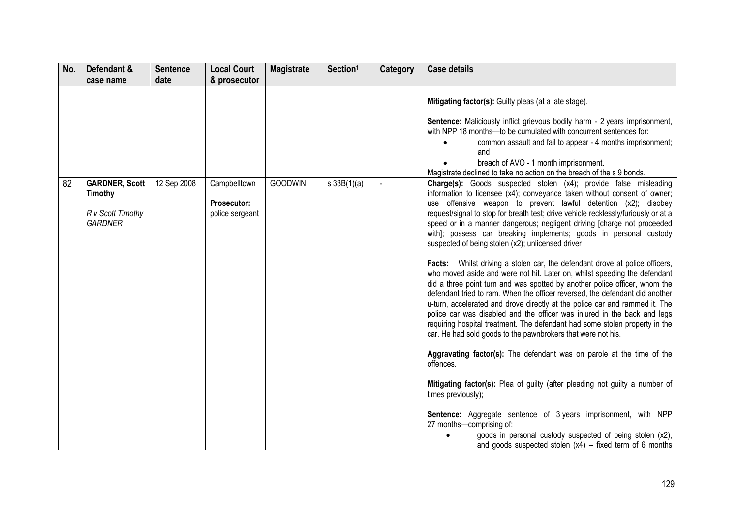| No. | Defendant & case name | Sentence date | Local Court & prosecutor | Magistrate | Section[1] | Category | Case details |
|---|---|---|---|---|---|---|---|
| | | | | | | | **Mitigating factor(s):** Guilty pleas (at a late stage).<br><br>**Sentence:** Maliciously inflict grievous bodily harm - 2 years imprisonment, with NPP 18 months—to be cumulated with concurrent sentences for:<br>• common assault and fail to appear - 4 months imprisonment; and<br>• breach of AVO - 1 month imprisonment.<br>Magistrate declined to take no action on the breach of the s 9 bonds. |
| 82 | **GARDNER, Scott Timothy**<br><br>*R v Scott Timothy GARDNER* | 12 Sep 2008 | Campbelltown<br><br>**Prosecutor:** police sergeant | GOODWIN | s 33B(1)(a) | - | **Charge(s):** Goods suspected stolen (x4); provide false misleading information to licensee (x4); conveyance taken without consent of owner; use offensive weapon to prevent lawful detention (x2); disobey request/signal to stop for breath test; drive vehicle recklessly/furiously or at a speed or in a manner dangerous; negligent driving [charge not proceeded with]; possess car breaking implements; goods in personal custody suspected of being stolen (x2); unlicensed driver<br><br>**Facts:** Whilst driving a stolen car, the defendant drove at police officers, who moved aside and were not hit. Later on, whilst speeding the defendant did a three point turn and was spotted by another police officer, whom the defendant tried to ram. When the officer reversed, the defendant did another u-turn, accelerated and drove directly at the police car and rammed it. The police car was disabled and the officer was injured in the back and legs requiring hospital treatment. The defendant had some stolen property in the car. He had sold goods to the pawnbrokers that were not his.<br><br>**Aggravating factor(s):** The defendant was on parole at the time of the offences.<br><br>**Mitigating factor(s):** Plea of guilty (after pleading not guilty a number of times previously);<br><br>**Sentence:** Aggregate sentence of 3 years imprisonment, with NPP 27 months—comprising of:<br>• goods in personal custody suspected of being stolen (x2), and goods suspected stolen (x4) -- fixed term of 6 months |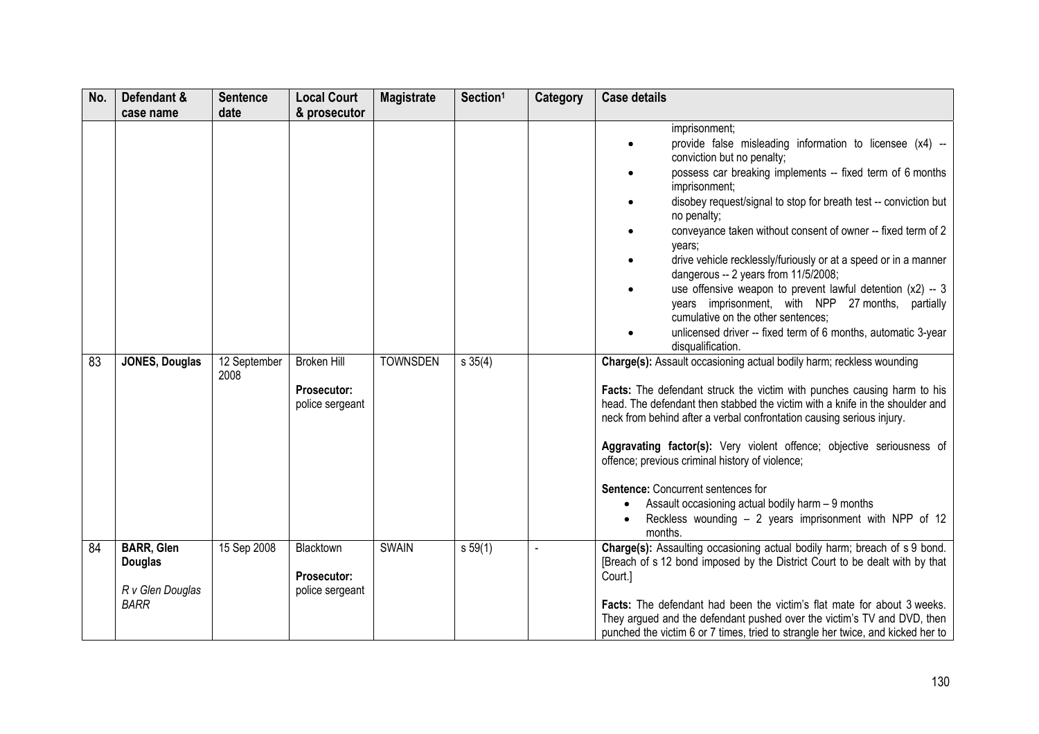| No. | Defendant & case name | Sentence date | Local Court & prosecutor | Magistrate | Section[1] | Category | Case details |
|---|---|---|---|---|---|---|---|
| | | | | | | | imprisonment;<br>• provide false misleading information to licensee (x4) -- conviction but no penalty;<br>• possess car breaking implements -- fixed term of 6 months imprisonment;<br>• disobey request/signal to stop for breath test -- conviction but no penalty;<br>• conveyance taken without consent of owner -- fixed term of 2 years;<br>• drive vehicle recklessly/furiously or at a speed or in a manner dangerous -- 2 years from 11/5/2008;<br>• use offensive weapon to prevent lawful detention (x2) -- 3 years imprisonment, with NPP 27 months, partially cumulative on the other sentences;<br>• unlicensed driver -- fixed term of 6 months, automatic 3-year disqualification. |
| 83 | **JONES, Douglas** | 12 September 2008 | Broken Hill<br><br>**Prosecutor:** police sergeant | TOWNSDEN | s 35(4) | | **Charge(s):** Assault occasioning actual bodily harm; reckless wounding<br><br>**Facts:** The defendant struck the victim with punches causing harm to his head. The defendant then stabbed the victim with a knife in the shoulder and neck from behind after a verbal confrontation causing serious injury.<br><br>**Aggravating factor(s):** Very violent offence; objective seriousness of offence; previous criminal history of violence;<br><br>**Sentence:** Concurrent sentences for<br>• Assault occasioning actual bodily harm – 9 months<br>• Reckless wounding – 2 years imprisonment with NPP of 12 months. |
| 84 | **BARR, Glen Douglas**<br><br>*R v Glen Douglas BARR* | 15 Sep 2008 | Blacktown<br><br>**Prosecutor:** police sergeant | SWAIN | s 59(1) | - | **Charge(s):** Assaulting occasioning actual bodily harm; breach of s 9 bond. [Breach of s 12 bond imposed by the District Court to be dealt with by that Court.]<br><br>**Facts:** The defendant had been the victim's flat mate for about 3 weeks. They argued and the defendant pushed over the victim's TV and DVD, then punched the victim 6 or 7 times, tried to strangle her twice, and kicked her to |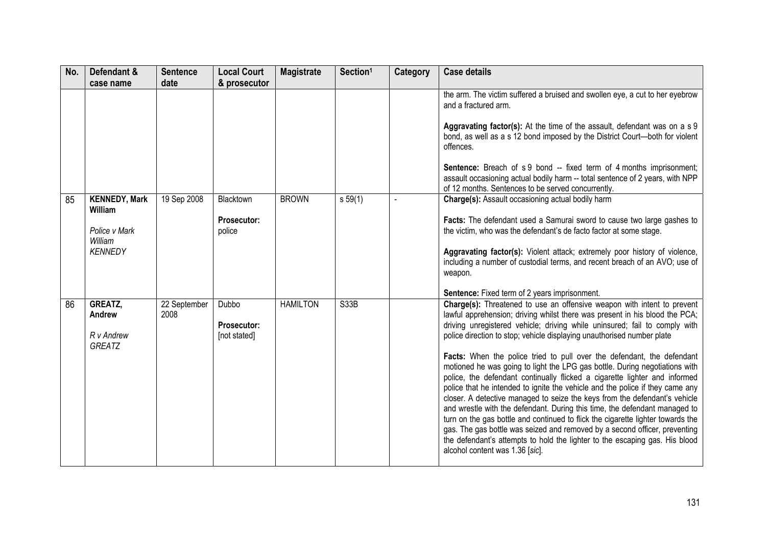| No. | Defendant & case name | Sentence date | Local Court & prosecutor | Magistrate | Section[1] | Category | Case details |
|---|---|---|---|---|---|---|---|
| | | | | | | | the arm. The victim suffered a bruised and swollen eye, a cut to her eyebrow and a fractured arm.<br><br>**Aggravating factor(s):** At the time of the assault, defendant was on a s 9 bond, as well as a s 12 bond imposed by the District Court—both for violent offences.<br><br>**Sentence:** Breach of s 9 bond -- fixed term of 4 months imprisonment; assault occasioning actual bodily harm -- total sentence of 2 years, with NPP of 12 months. Sentences to be served concurrently. |
| 85 | **KENNEDY, Mark William**<br><br>*Police v Mark William KENNEDY* | 19 Sep 2008 | Blacktown<br><br>**Prosecutor:** police | BROWN | s 59(1) | - | **Charge(s):** Assault occasioning actual bodily harm<br><br>**Facts:** The defendant used a Samurai sword to cause two large gashes to the victim, who was the defendant's de facto factor at some stage.<br><br>**Aggravating factor(s):** Violent attack; extremely poor history of violence, including a number of custodial terms, and recent breach of an AVO; use of weapon.<br><br>**Sentence:** Fixed term of 2 years imprisonment. |
| 86 | **GREATZ, Andrew**<br><br>*R v Andrew GREATZ* | 22 September 2008 | Dubbo<br><br>**Prosecutor:** [not stated] | HAMILTON | S33B | | **Charge(s):** Threatened to use an offensive weapon with intent to prevent lawful apprehension; driving whilst there was present in his blood the PCA; driving unregistered vehicle; driving while uninsured; fail to comply with police direction to stop; vehicle displaying unauthorised number plate<br><br>**Facts:** When the police tried to pull over the defendant, the defendant motioned he was going to light the LPG gas bottle. During negotiations with police, the defendant continually flicked a cigarette lighter and informed police that he intended to ignite the vehicle and the police if they came any closer. A detective managed to seize the keys from the defendant's vehicle and wrestle with the defendant. During this time, the defendant managed to turn on the gas bottle and continued to flick the cigarette lighter towards the gas. The gas bottle was seized and removed by a second officer, preventing the defendant's attempts to hold the lighter to the escaping gas. His blood alcohol content was 1.36 [*sic*]. |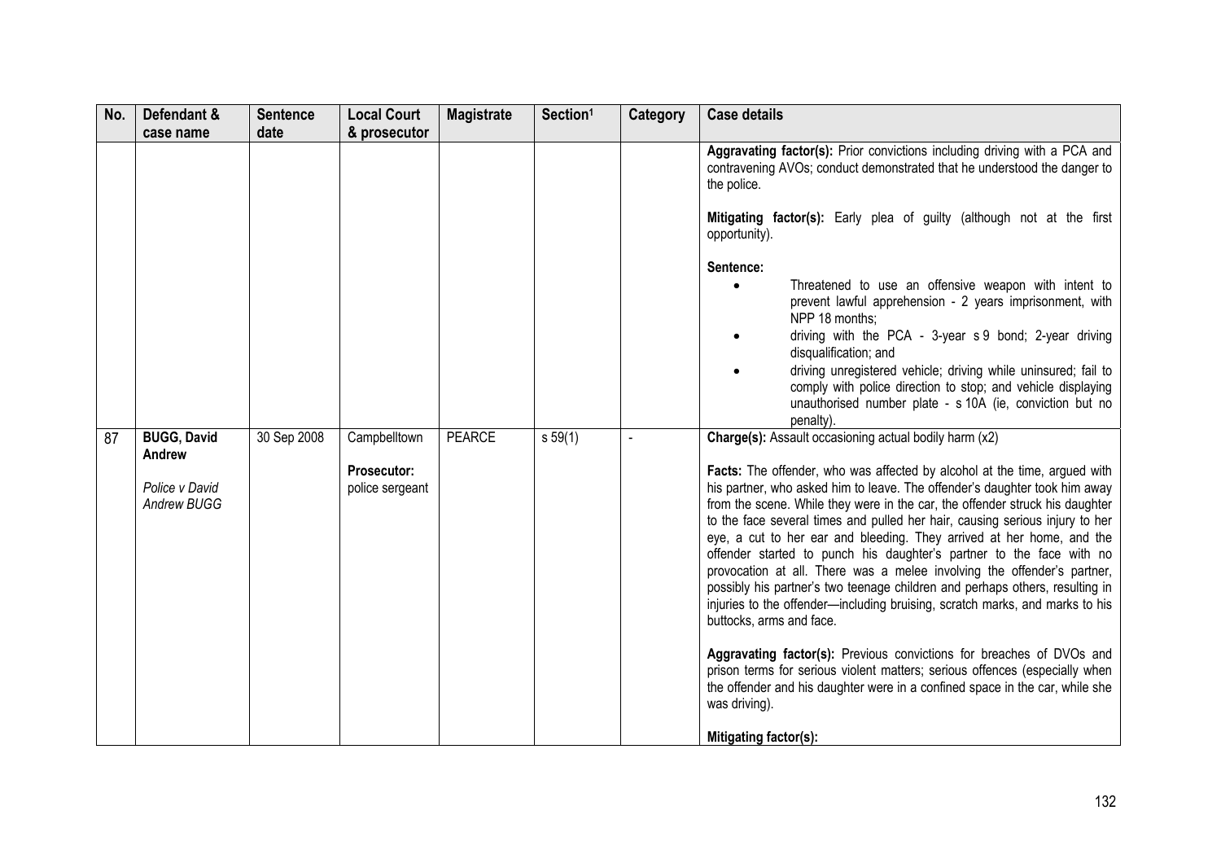| No. | Defendant & case name | Sentence date | Local Court & prosecutor | Magistrate | Section[1] | Category | Case details |
|---|---|---|---|---|---|---|---|
| | | | | | | | **Aggravating factor(s):** Prior convictions including driving with a PCA and contravening AVOs; conduct demonstrated that he understood the danger to the police.<br><br>**Mitigating factor(s):** Early plea of guilty (although not at the first opportunity).<br><br>**Sentence:**<br>• Threatened to use an offensive weapon with intent to prevent lawful apprehension - 2 years imprisonment, with NPP 18 months;<br>• driving with the PCA - 3-year s 9 bond; 2-year driving disqualification; and<br>• driving unregistered vehicle; driving while uninsured; fail to comply with police direction to stop; and vehicle displaying unauthorised number plate - s 10A (ie, conviction but no penalty). |
| 87 | **BUGG, David Andrew**<br><br>*Police v David Andrew BUGG* | 30 Sep 2008 | Campbelltown<br><br>**Prosecutor:** police sergeant | PEARCE | s 59(1) | - | **Charge(s):** Assault occasioning actual bodily harm (x2)<br><br>**Facts:** The offender, who was affected by alcohol at the time, argued with his partner, who asked him to leave. The offender's daughter took him away from the scene. While they were in the car, the offender struck his daughter to the face several times and pulled her hair, causing serious injury to her eye, a cut to her ear and bleeding. They arrived at her home, and the offender started to punch his daughter's partner to the face with no provocation at all. There was a melee involving the offender's partner, possibly his partner's two teenage children and perhaps others, resulting in injuries to the offender—including bruising, scratch marks, and marks to his buttocks, arms and face.<br><br>**Aggravating factor(s):** Previous convictions for breaches of DVOs and prison terms for serious violent matters; serious offences (especially when the offender and his daughter were in a confined space in the car, while she was driving).<br><br>**Mitigating factor(s):** |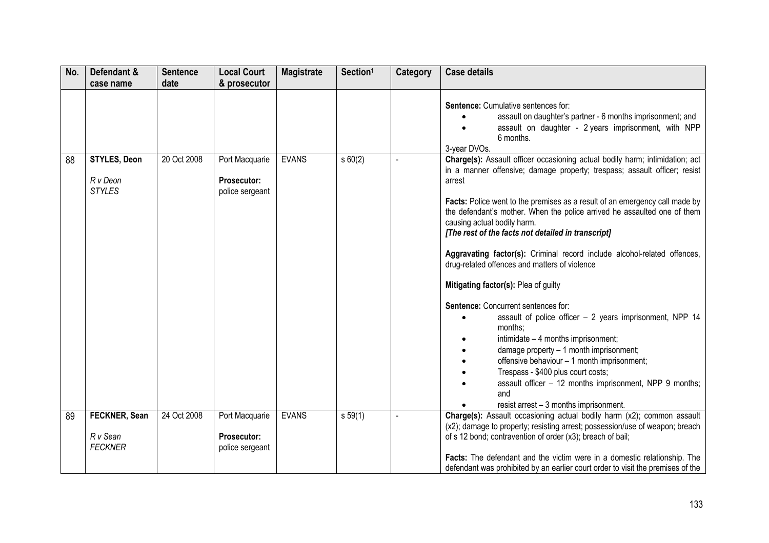| No. | Defendant & case name | Sentence date | Local Court & prosecutor | Magistrate | Section[1] | Category | Case details |
|---|---|---|---|---|---|---|---|
| | | | | | | | **Sentence:** Cumulative sentences for:<br>• assault on daughter's partner - 6 months imprisonment; and<br>• assault on daughter - 2 years imprisonment, with NPP 6 months.<br>3-year DVOs. |
| 88 | **STYLES, Deon**<br><br>*R v Deon STYLES* | 20 Oct 2008 | Port Macquarie<br><br>**Prosecutor:** police sergeant | EVANS | s 60(2) | - | **Charge(s):** Assault officer occasioning actual bodily harm; intimidation; act in a manner offensive; damage property; trespass; assault officer; resist arrest<br><br>**Facts:** Police went to the premises as a result of an emergency call made by the defendant's mother. When the police arrived he assaulted one of them causing actual bodily harm.<br>***[The rest of the facts not detailed in transcript]***<br><br>**Aggravating factor(s):** Criminal record include alcohol-related offences, drug-related offences and matters of violence<br><br>**Mitigating factor(s):** Plea of guilty<br><br>**Sentence:** Concurrent sentences for:<br>• assault of police officer – 2 years imprisonment, NPP 14 months;<br>• intimidate – 4 months imprisonment;<br>• damage property – 1 month imprisonment;<br>• offensive behaviour – 1 month imprisonment;<br>• Trespass - $400 plus court costs;<br>• assault officer – 12 months imprisonment, NPP 9 months; and<br>• resist arrest – 3 months imprisonment. |
| 89 | **FECKNER, Sean**<br><br>*R v Sean FECKNER* | 24 Oct 2008 | Port Macquarie<br><br>**Prosecutor:** police sergeant | EVANS | s 59(1) | - | **Charge(s):** Assault occasioning actual bodily harm (x2); common assault (x2); damage to property; resisting arrest; possession/use of weapon; breach of s 12 bond; contravention of order (x3); breach of bail;<br><br>**Facts:** The defendant and the victim were in a domestic relationship. The defendant was prohibited by an earlier court order to visit the premises of the |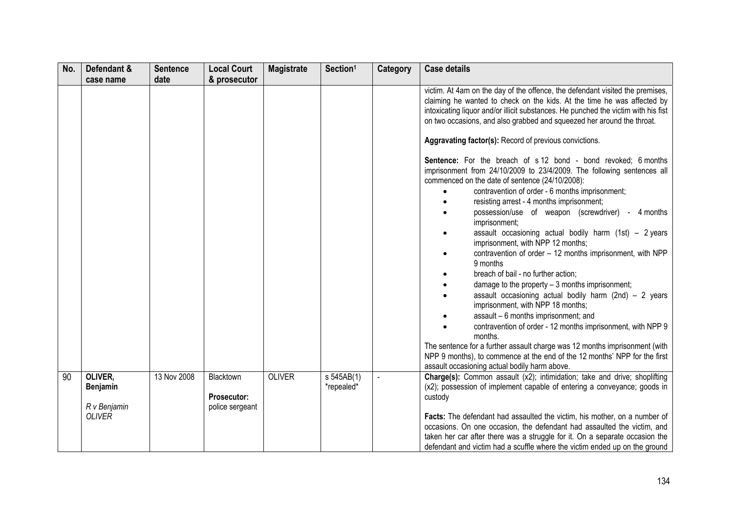| No. | Defendant & case name | Sentence date | Local Court & prosecutor | Magistrate | Section1 | Category | Case details |
|---|---|---|---|---|---|---|---|
| | | | | | | | victim. At 4am on the day of the offence, the defendant visited the premises, claiming he wanted to check on the kids. At the time he was affected by intoxicating liquor and/or illicit substances. He punched the victim with his fist on two occasions, and also grabbed and squeezed her around the throat.<br><br>**Aggravating factor(s):** Record of previous convictions.<br><br>**Sentence:** For the breach of s 12 bond - bond revoked; 6 months imprisonment from 24/10/2009 to 23/4/2009. The following sentences all commenced on the date of sentence (24/10/2008):<br>• contravention of order - 6 months imprisonment;<br>• resisting arrest - 4 months imprisonment;<br>• possession/use of weapon (screwdriver) - 4 months imprisonment;<br>• assault occasioning actual bodily harm (1st) – 2 years imprisonment, with NPP 12 months;<br>• contravention of order – 12 months imprisonment, with NPP 9 months<br>• breach of bail - no further action;<br>• damage to the property – 3 months imprisonment;<br>• assault occasioning actual bodily harm (2nd) – 2 years imprisonment, with NPP 18 months;<br>• assault – 6 months imprisonment; and<br>• contravention of order - 12 months imprisonment, with NPP 9 months.<br>The sentence for a further assault charge was 12 months imprisonment (with NPP 9 months), to commence at the end of the 12 months' NPP for the first assault occasioning actual bodily harm above. |
| 90 | **OLIVER, Benjamin**<br><br>*R v Benjamin OLIVER* | 13 Nov 2008 | Blacktown<br><br>**Prosecutor:** police sergeant | OLIVER | s 545AB(1) *repealed* | - | **Charge(s):** Common assault (x2); intimidation; take and drive; shoplifting (x2); possession of implement capable of entering a conveyance; goods in custody<br><br>**Facts:** The defendant had assaulted the victim, his mother, on a number of occasions. On one occasion, the defendant had assaulted the victim, and taken her car after there was a struggle for it. On a separate occasion the defendant and victim had a scuffle where the victim ended up on the ground |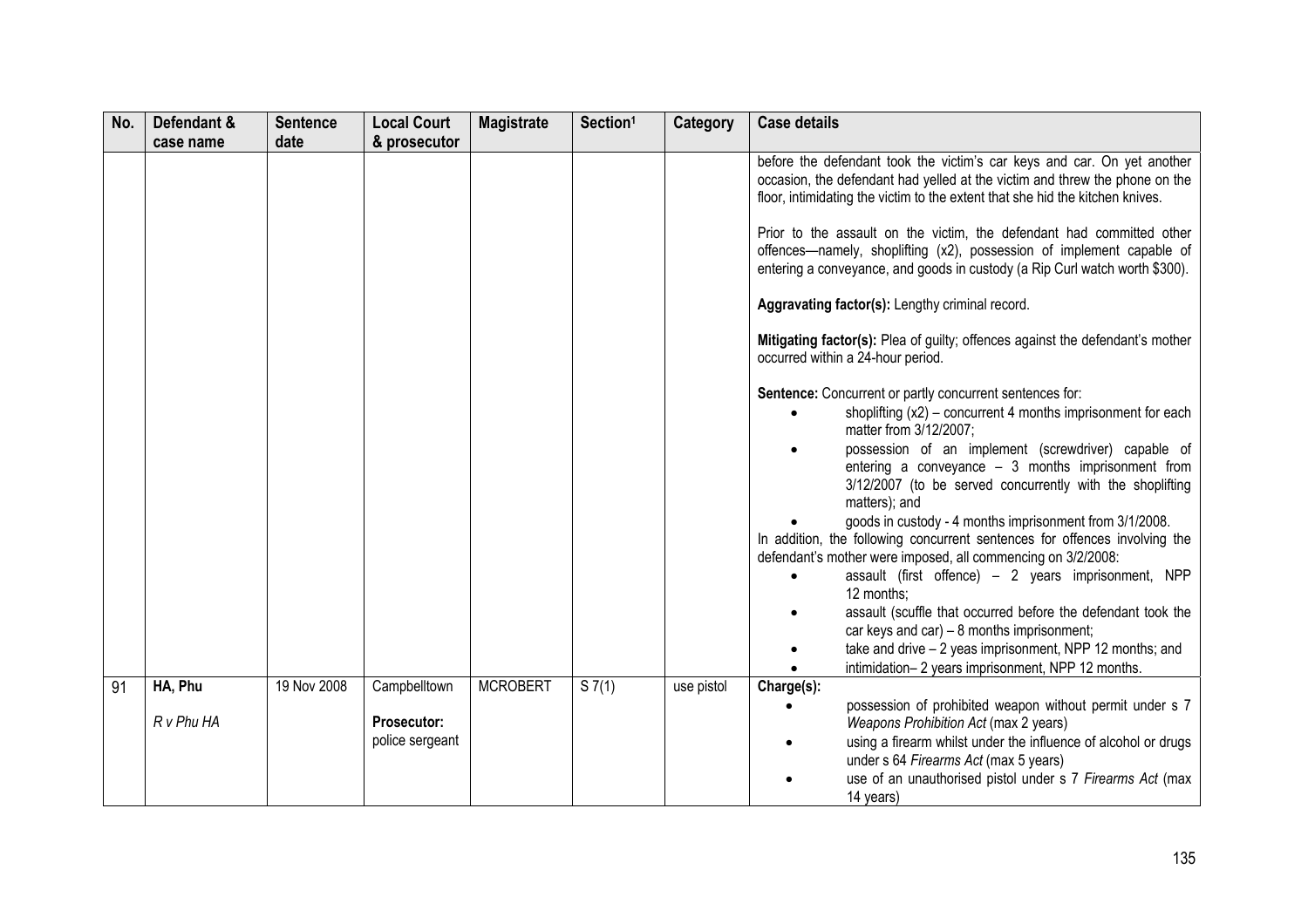| No. | Defendant & case name | Sentence date | Local Court & prosecutor | Magistrate | Section[1] | Category | Case details |
|---|---|---|---|---|---|---|---|
| | | | | | | | before the defendant took the victim's car keys and car. On yet another occasion, the defendant had yelled at the victim and threw the phone on the floor, intimidating the victim to the extent that she hid the kitchen knives.<br><br>Prior to the assault on the victim, the defendant had committed other offences—namely, shoplifting (x2), possession of implement capable of entering a conveyance, and goods in custody (a Rip Curl watch worth $300).<br><br>**Aggravating factor(s):** Lengthy criminal record.<br><br>**Mitigating factor(s):** Plea of guilty; offences against the defendant's mother occurred within a 24-hour period.<br><br>**Sentence:** Concurrent or partly concurrent sentences for:<br>• shoplifting (x2) – concurrent 4 months imprisonment for each matter from 3/12/2007;<br>• possession of an implement (screwdriver) capable of entering a conveyance – 3 months imprisonment from 3/12/2007 (to be served concurrently with the shoplifting matters); and<br>• goods in custody - 4 months imprisonment from 3/1/2008.<br>In addition, the following concurrent sentences for offences involving the defendant's mother were imposed, all commencing on 3/2/2008:<br>• assault (first offence) – 2 years imprisonment, NPP 12 months;<br>• assault (scuffle that occurred before the defendant took the car keys and car) – 8 months imprisonment;<br>• take and drive – 2 yeas imprisonment, NPP 12 months; and<br>• intimidation– 2 years imprisonment, NPP 12 months. |
| 91 | **HA, Phu**<br><br>*R v Phu HA* | 19 Nov 2008 | Campbelltown<br><br>**Prosecutor:** police sergeant | MCROBERT | S 7(1) | use pistol | **Charge(s):**<br>• possession of prohibited weapon without permit under s 7 *Weapons Prohibition Act* (max 2 years)<br>• using a firearm whilst under the influence of alcohol or drugs under s 64 *Firearms Act* (max 5 years)<br>• use of an unauthorised pistol under s 7 *Firearms Act* (max 14 years) |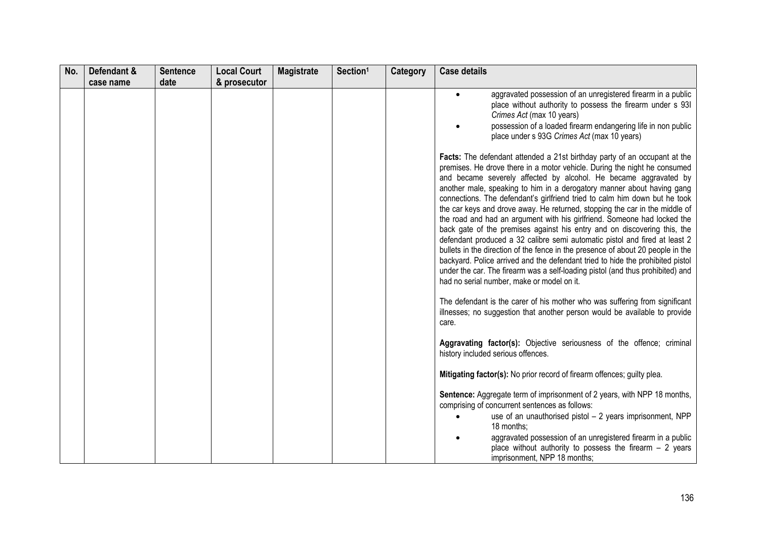| No. | Defendant & case name | Sentence date | Local Court & prosecutor | Magistrate | Section[1] | Category | Case details |
|---|---|---|---|---|---|---|---|
| | | | | | | | • aggravated possession of an unregistered firearm in a public place without authority to possess the firearm under s 93I *Crimes Act* (max 10 years)<br>• possession of a loaded firearm endangering life in non public place under s 93G *Crimes Act* (max 10 years)<br><br>**Facts:** The defendant attended a 21st birthday party of an occupant at the premises. He drove there in a motor vehicle. During the night he consumed and became severely affected by alcohol. He became aggravated by another male, speaking to him in a derogatory manner about having gang connections. The defendant's girlfriend tried to calm him down but he took the car keys and drove away. He returned, stopping the car in the middle of the road and had an argument with his girlfriend. Someone had locked the back gate of the premises against his entry and on discovering this, the defendant produced a 32 calibre semi automatic pistol and fired at least 2 bullets in the direction of the fence in the presence of about 20 people in the backyard. Police arrived and the defendant tried to hide the prohibited pistol under the car. The firearm was a self-loading pistol (and thus prohibited) and had no serial number, make or model on it.<br><br>The defendant is the carer of his mother who was suffering from significant illnesses; no suggestion that another person would be available to provide care.<br><br>**Aggravating factor(s):** Objective seriousness of the offence; criminal history included serious offences.<br><br>**Mitigating factor(s):** No prior record of firearm offences; guilty plea.<br><br>**Sentence:** Aggregate term of imprisonment of 2 years, with NPP 18 months, comprising of concurrent sentences as follows:<br>• use of an unauthorised pistol – 2 years imprisonment, NPP 18 months;<br>• aggravated possession of an unregistered firearm in a public place without authority to possess the firearm – 2 years imprisonment, NPP 18 months; |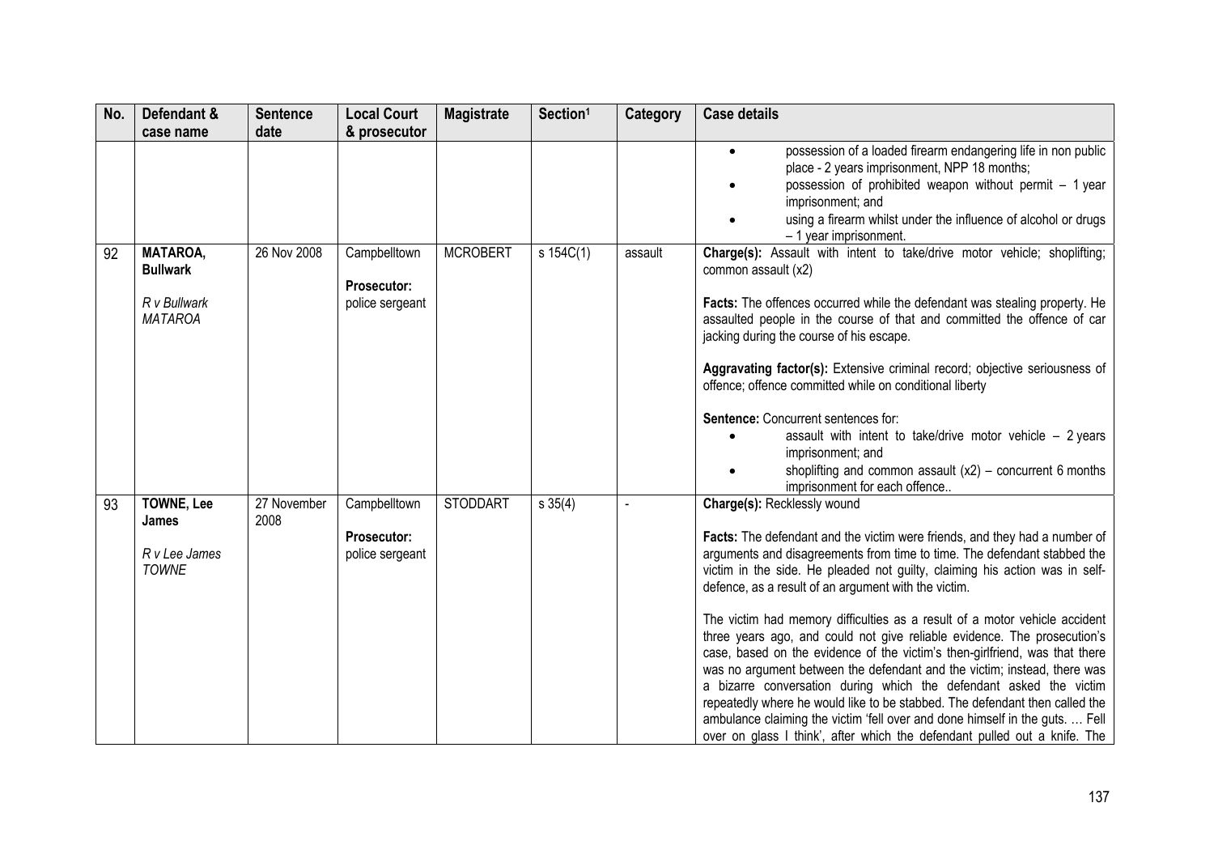| No. | Defendant & case name | Sentence date | Local Court & prosecutor | Magistrate | Section[1] | Category | Case details |
|---|---|---|---|---|---|---|---|
| | | | | | | | • possession of a loaded firearm endangering life in non public place - 2 years imprisonment, NPP 18 months;<br>• possession of prohibited weapon without permit – 1 year imprisonment; and<br>• using a firearm whilst under the influence of alcohol or drugs – 1 year imprisonment. |
| 92 | **MATAROA, Bullwark**<br><br>*R v Bullwark MATAROA* | 26 Nov 2008 | Campbelltown<br><br>**Prosecutor:** police sergeant | MCROBERT | s 154C(1) | assault | **Charge(s):** Assault with intent to take/drive motor vehicle; shoplifting; common assault (x2)<br><br>**Facts:** The offences occurred while the defendant was stealing property. He assaulted people in the course of that and committed the offence of car jacking during the course of his escape.<br><br>**Aggravating factor(s):** Extensive criminal record; objective seriousness of offence; offence committed while on conditional liberty<br><br>**Sentence:** Concurrent sentences for:<br>• assault with intent to take/drive motor vehicle – 2 years imprisonment; and<br>• shoplifting and common assault (x2) – concurrent 6 months imprisonment for each offence.. |
| 93 | **TOWNE, Lee James**<br><br>*R v Lee James TOWNE* | 27 November 2008 | Campbelltown<br><br>**Prosecutor:** police sergeant | STODDART | s 35(4) | - | **Charge(s):** Recklessly wound<br><br>**Facts:** The defendant and the victim were friends, and they had a number of arguments and disagreements from time to time. The defendant stabbed the victim in the side. He pleaded not guilty, claiming his action was in self-defence, as a result of an argument with the victim.<br><br>The victim had memory difficulties as a result of a motor vehicle accident three years ago, and could not give reliable evidence. The prosecution's case, based on the evidence of the victim's then-girlfriend, was that there was no argument between the defendant and the victim; instead, there was a bizarre conversation during which the defendant asked the victim repeatedly where he would like to be stabbed. The defendant then called the ambulance claiming the victim 'fell over and done himself in the guts. … Fell over on glass I think', after which the defendant pulled out a knife. The |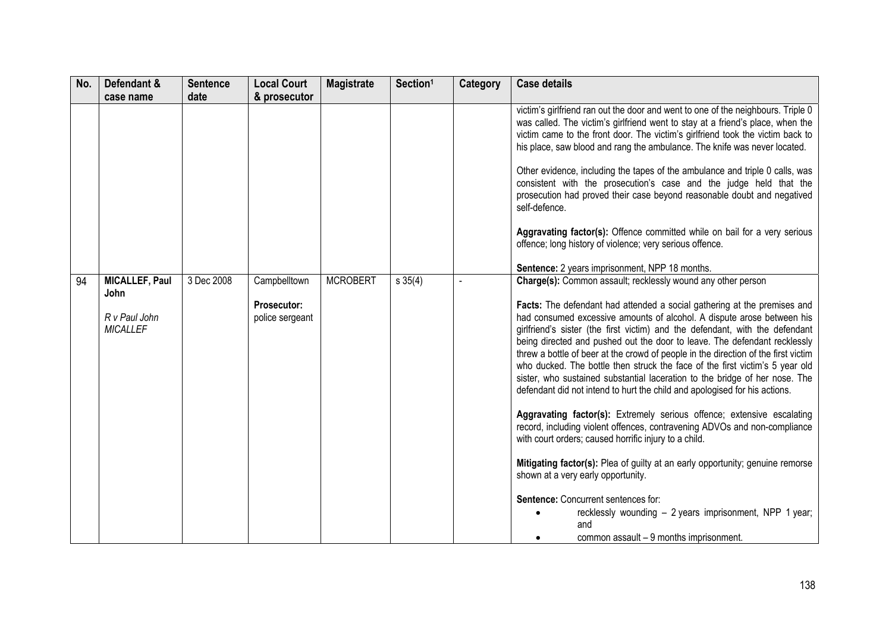| No. | Defendant & case name | Sentence date | Local Court & prosecutor | Magistrate | Section[1] | Category | Case details |
|---|---|---|---|---|---|---|---|
| | | | | | | | victim's girlfriend ran out the door and went to one of the neighbours. Triple 0 was called. The victim's girlfriend went to stay at a friend's place, when the victim came to the front door. The victim's girlfriend took the victim back to his place, saw blood and rang the ambulance. The knife was never located.<br><br>Other evidence, including the tapes of the ambulance and triple 0 calls, was consistent with the prosecution's case and the judge held that the prosecution had proved their case beyond reasonable doubt and negatived self-defence.<br><br>**Aggravating factor(s):** Offence committed while on bail for a very serious offence; long history of violence; very serious offence.<br><br>**Sentence:** 2 years imprisonment, NPP 18 months. |
| 94 | **MICALLEF, Paul John**<br><br>*R v Paul John MICALLEF* | 3 Dec 2008 | Campbelltown<br><br>**Prosecutor:** police sergeant | MCROBERT | s 35(4) | - | **Charge(s):** Common assault; recklessly wound any other person<br><br>**Facts:** The defendant had attended a social gathering at the premises and had consumed excessive amounts of alcohol. A dispute arose between his girlfriend's sister (the first victim) and the defendant, with the defendant being directed and pushed out the door to leave. The defendant recklessly threw a bottle of beer at the crowd of people in the direction of the first victim who ducked. The bottle then struck the face of the first victim's 5 year old sister, who sustained substantial laceration to the bridge of her nose. The defendant did not intend to hurt the child and apologised for his actions.<br><br>**Aggravating factor(s):** Extremely serious offence; extensive escalating record, including violent offences, contravening ADVOs and non-compliance with court orders; caused horrific injury to a child.<br><br>**Mitigating factor(s):** Plea of guilty at an early opportunity; genuine remorse shown at a very early opportunity.<br><br>**Sentence:** Concurrent sentences for:<br>• recklessly wounding – 2 years imprisonment, NPP 1 year; and<br>• common assault – 9 months imprisonment. |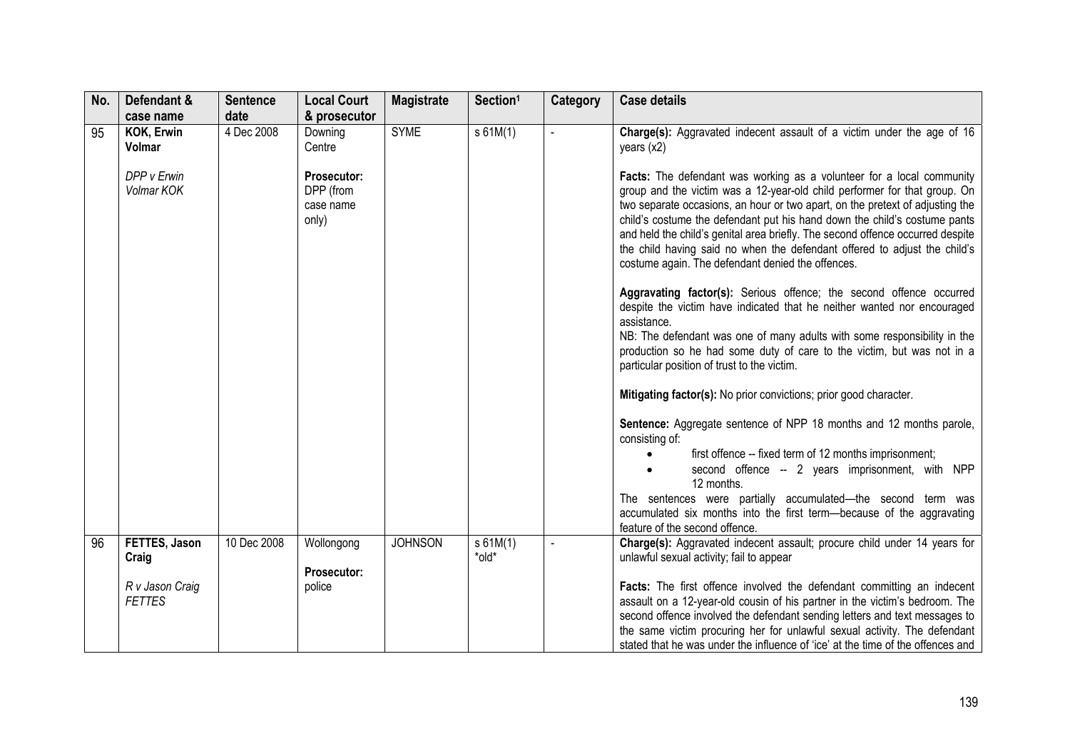| No. | Defendant & case name | Sentence date | Local Court & prosecutor | Magistrate | Section[1] | Category | Case details |
|---|---|---|---|---|---|---|---|
| 95 | **KOK, Erwin Volmar**<br><br>*DPP v Erwin Volmar KOK* | 4 Dec 2008 | Downing Centre<br><br>**Prosecutor:** DPP (from case name only) | SYME | s 61M(1) | - | **Charge(s):** Aggravated indecent assault of a victim under the age of 16 years (x2)<br><br>**Facts:** The defendant was working as a volunteer for a local community group and the victim was a 12-year-old child performer for that group. On two separate occasions, an hour or two apart, on the pretext of adjusting the child's costume the defendant put his hand down the child's costume pants and held the child's genital area briefly. The second offence occurred despite the child having said no when the defendant offered to adjust the child's costume again. The defendant denied the offences.<br><br>**Aggravating factor(s):** Serious offence; the second offence occurred despite the victim have indicated that he neither wanted nor encouraged assistance.<br>NB: The defendant was one of many adults with some responsibility in the production so he had some duty of care to the victim, but was not in a particular position of trust to the victim.<br><br>**Mitigating factor(s):** No prior convictions; prior good character.<br><br>**Sentence:** Aggregate sentence of NPP 18 months and 12 months parole, consisting of:<br>• first offence -- fixed term of 12 months imprisonment;<br>• second offence -- 2 years imprisonment, with NPP 12 months.<br>The sentences were partially accumulated—the second term was accumulated six months into the first term—because of the aggravating feature of the second offence. |
| 96 | **FETTES, Jason Craig**<br><br>*R v Jason Craig FETTES* | 10 Dec 2008 | Wollongong<br><br>**Prosecutor:** police | JOHNSON | s 61M(1) \*old\* | - | **Charge(s):** Aggravated indecent assault; procure child under 14 years for unlawful sexual activity; fail to appear<br><br>**Facts:** The first offence involved the defendant committing an indecent assault on a 12-year-old cousin of his partner in the victim's bedroom. The second offence involved the defendant sending letters and text messages to the same victim procuring her for unlawful sexual activity. The defendant stated that he was under the influence of 'ice' at the time of the offences and |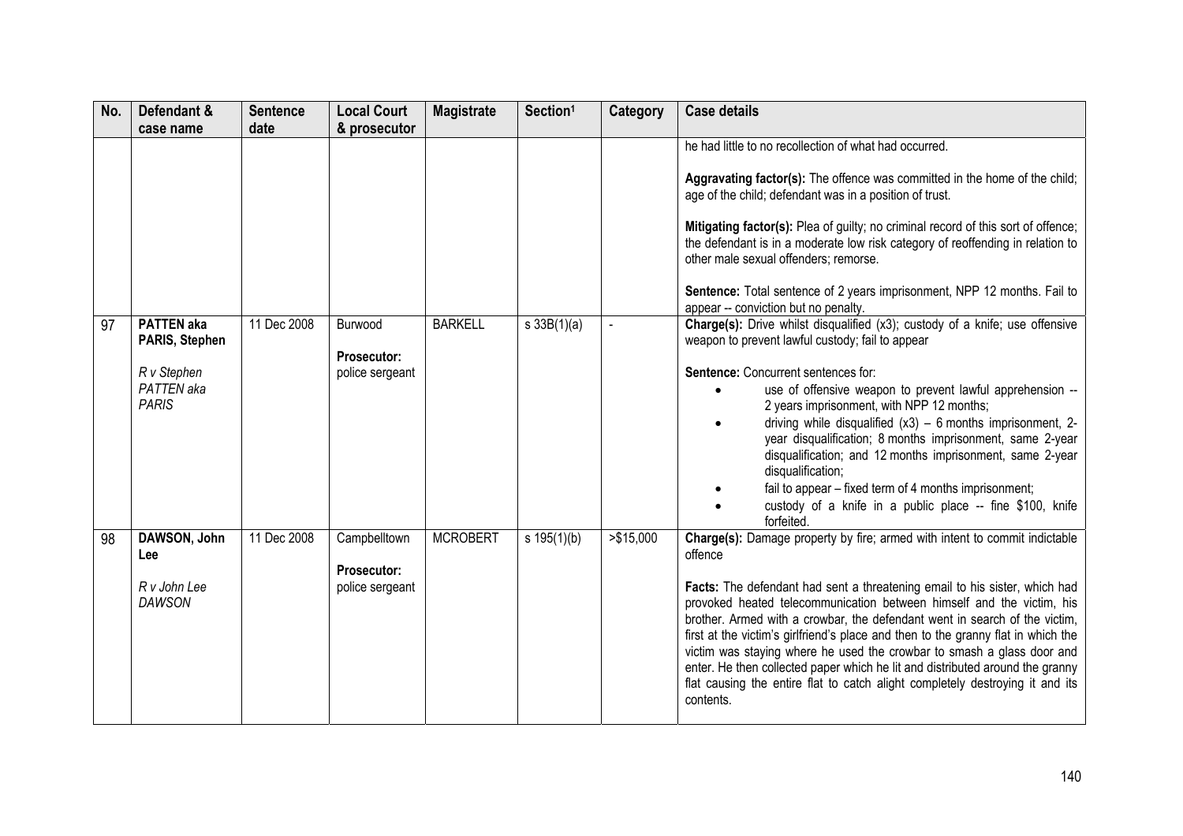| No. | Defendant & case name | Sentence date | Local Court & prosecutor | Magistrate | Section[1] | Category | Case details |
|---|---|---|---|---|---|---|---|
| | | | | | | | he had little to no recollection of what had occurred.<br><br>**Aggravating factor(s):** The offence was committed in the home of the child; age of the child; defendant was in a position of trust.<br><br>**Mitigating factor(s):** Plea of guilty; no criminal record of this sort of offence; the defendant is in a moderate low risk category of reoffending in relation to other male sexual offenders; remorse.<br><br>**Sentence:** Total sentence of 2 years imprisonment, NPP 12 months. Fail to appear -- conviction but no penalty. |
| 97 | **PATTEN aka PARIS, Stephen**<br><br>*R v Stephen PATTEN aka PARIS* | 11 Dec 2008 | Burwood<br><br>**Prosecutor:** police sergeant | BARKELL | s 33B(1)(a) | - | **Charge(s):** Drive whilst disqualified (x3); custody of a knife; use offensive weapon to prevent lawful custody; fail to appear<br><br>**Sentence:** Concurrent sentences for:<br>• use of offensive weapon to prevent lawful apprehension -- 2 years imprisonment, with NPP 12 months;<br>• driving while disqualified (x3) – 6 months imprisonment, 2-year disqualification; 8 months imprisonment, same 2-year disqualification; and 12 months imprisonment, same 2-year disqualification;<br>• fail to appear – fixed term of 4 months imprisonment;<br>• custody of a knife in a public place -- fine $100, knife forfeited. |
| 98 | **DAWSON, John Lee**<br><br>*R v John Lee DAWSON* | 11 Dec 2008 | Campbelltown<br><br>**Prosecutor:** police sergeant | MCROBERT | s 195(1)(b) | >$15,000 | **Charge(s):** Damage property by fire; armed with intent to commit indictable offence<br><br>**Facts:** The defendant had sent a threatening email to his sister, which had provoked heated telecommunication between himself and the victim, his brother. Armed with a crowbar, the defendant went in search of the victim, first at the victim's girlfriend's place and then to the granny flat in which the victim was staying where he used the crowbar to smash a glass door and enter. He then collected paper which he lit and distributed around the granny flat causing the entire flat to catch alight completely destroying it and its contents. |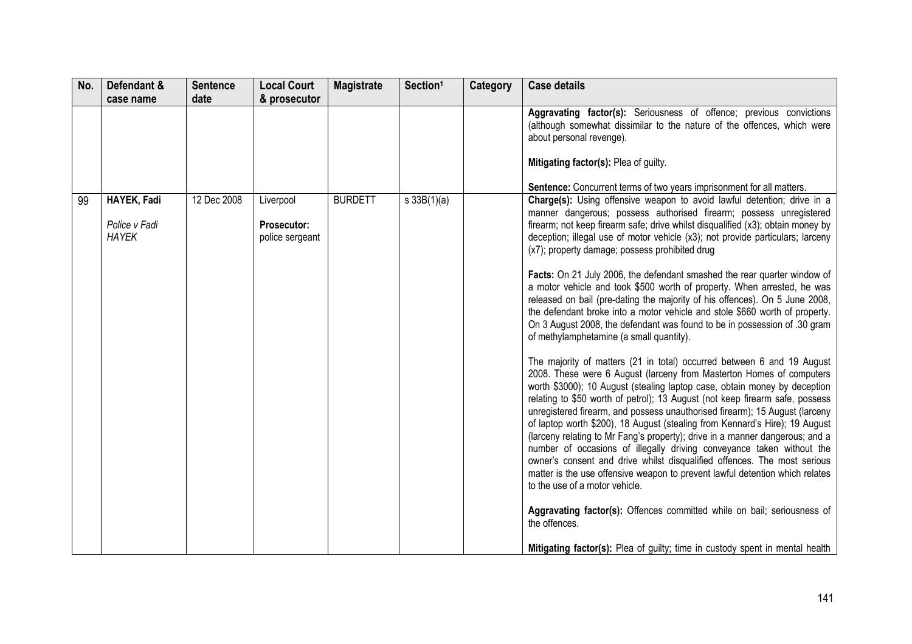| No. | Defendant & case name | Sentence date | Local Court & prosecutor | Magistrate | Section[1] | Category | Case details |
|---|---|---|---|---|---|---|---|
| | | | | | | | **Aggravating factor(s):** Seriousness of offence; previous convictions (although somewhat dissimilar to the nature of the offences, which were about personal revenge).<br><br>**Mitigating factor(s):** Plea of guilty.<br><br>**Sentence:** Concurrent terms of two years imprisonment for all matters. |
| 99 | **HAYEK, Fadi**<br><br>*Police v Fadi HAYEK* | 12 Dec 2008 | Liverpool<br><br>**Prosecutor:** police sergeant | BURDETT | s 33B(1)(a) | | **Charge(s):** Using offensive weapon to avoid lawful detention; drive in a manner dangerous; possess authorised firearm; possess unregistered firearm; not keep firearm safe; drive whilst disqualified (x3); obtain money by deception; illegal use of motor vehicle (x3); not provide particulars; larceny (x7); property damage; possess prohibited drug<br><br>**Facts:** On 21 July 2006, the defendant smashed the rear quarter window of a motor vehicle and took \$500 worth of property. When arrested, he was released on bail (pre-dating the majority of his offences). On 5 June 2008, the defendant broke into a motor vehicle and stole \$660 worth of property. On 3 August 2008, the defendant was found to be in possession of .30 gram of methylamphetamine (a small quantity).<br><br>The majority of matters (21 in total) occurred between 6 and 19 August 2008. These were 6 August (larceny from Masterton Homes of computers worth \$3000); 10 August (stealing laptop case, obtain money by deception relating to \$50 worth of petrol); 13 August (not keep firearm safe, possess unregistered firearm, and possess unauthorised firearm); 15 August (larceny of laptop worth \$200), 18 August (stealing from Kennard's Hire); 19 August (larceny relating to Mr Fang's property); drive in a manner dangerous; and a number of occasions of illegally driving conveyance taken without the owner's consent and drive whilst disqualified offences. The most serious matter is the use offensive weapon to prevent lawful detention which relates to the use of a motor vehicle.<br><br>**Aggravating factor(s):** Offences committed while on bail; seriousness of the offences.<br><br>**Mitigating factor(s):** Plea of guilty; time in custody spent in mental health |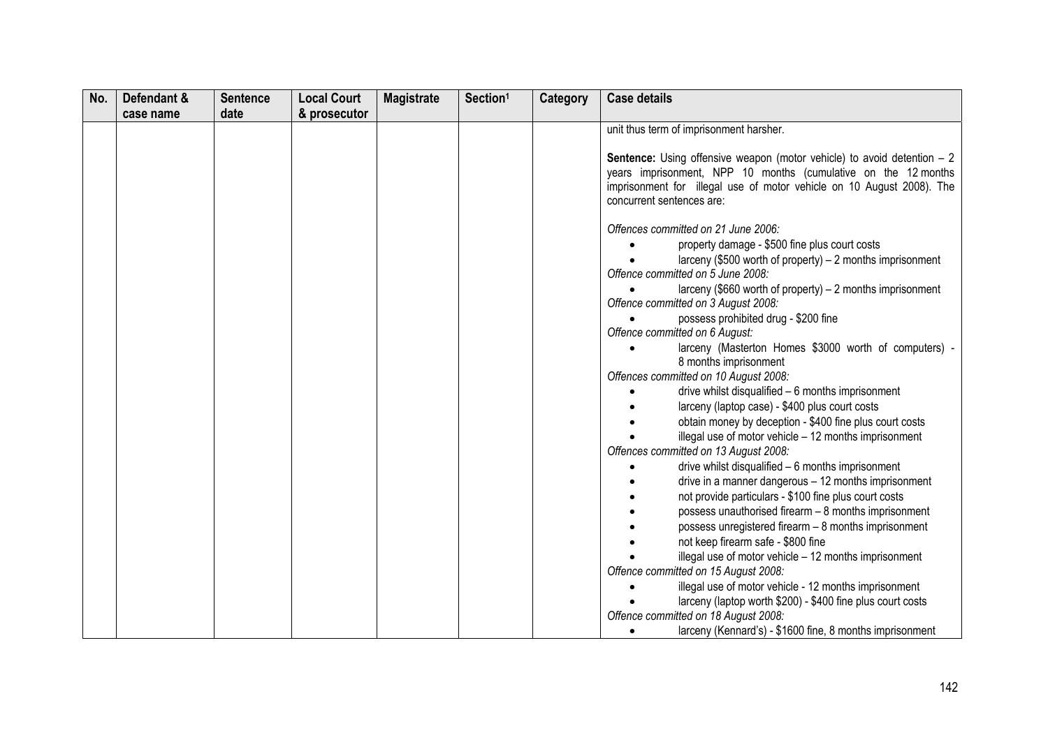| No. | Defendant & case name | Sentence date | Local Court & prosecutor | Magistrate | Section[1] | Category | Case details |
|---|---|---|---|---|---|---|---|
| | | | | | | | unit thus term of imprisonment harsher.<br><br>**Sentence:** Using offensive weapon (motor vehicle) to avoid detention – 2 years imprisonment, NPP 10 months (cumulative on the 12 months imprisonment for illegal use of motor vehicle on 10 August 2008). The concurrent sentences are:<br><br>*Offences committed on 21 June 2006:*<br>• property damage - \$500 fine plus court costs<br>• larceny (\$500 worth of property) – 2 months imprisonment<br>*Offence committed on 5 June 2008:*<br>• larceny (\$660 worth of property) – 2 months imprisonment<br>*Offence committed on 3 August 2008:*<br>• possess prohibited drug - \$200 fine<br>*Offence committed on 6 August:*<br>• larceny (Masterton Homes \$3000 worth of computers) - 8 months imprisonment<br>*Offences committed on 10 August 2008:*<br>• drive whilst disqualified – 6 months imprisonment<br>• larceny (laptop case) - \$400 plus court costs<br>• obtain money by deception - \$400 fine plus court costs<br>• illegal use of motor vehicle – 12 months imprisonment<br>*Offences committed on 13 August 2008:*<br>• drive whilst disqualified – 6 months imprisonment<br>• drive in a manner dangerous – 12 months imprisonment<br>• not provide particulars - \$100 fine plus court costs<br>• possess unauthorised firearm – 8 months imprisonment<br>• possess unregistered firearm – 8 months imprisonment<br>• not keep firearm safe - \$800 fine<br>• illegal use of motor vehicle – 12 months imprisonment<br>*Offence committed on 15 August 2008:*<br>• illegal use of motor vehicle - 12 months imprisonment<br>• larceny (laptop worth \$200) - \$400 fine plus court costs<br>*Offence committed on 18 August 2008:*<br>• larceny (Kennard's) - \$1600 fine, 8 months imprisonment |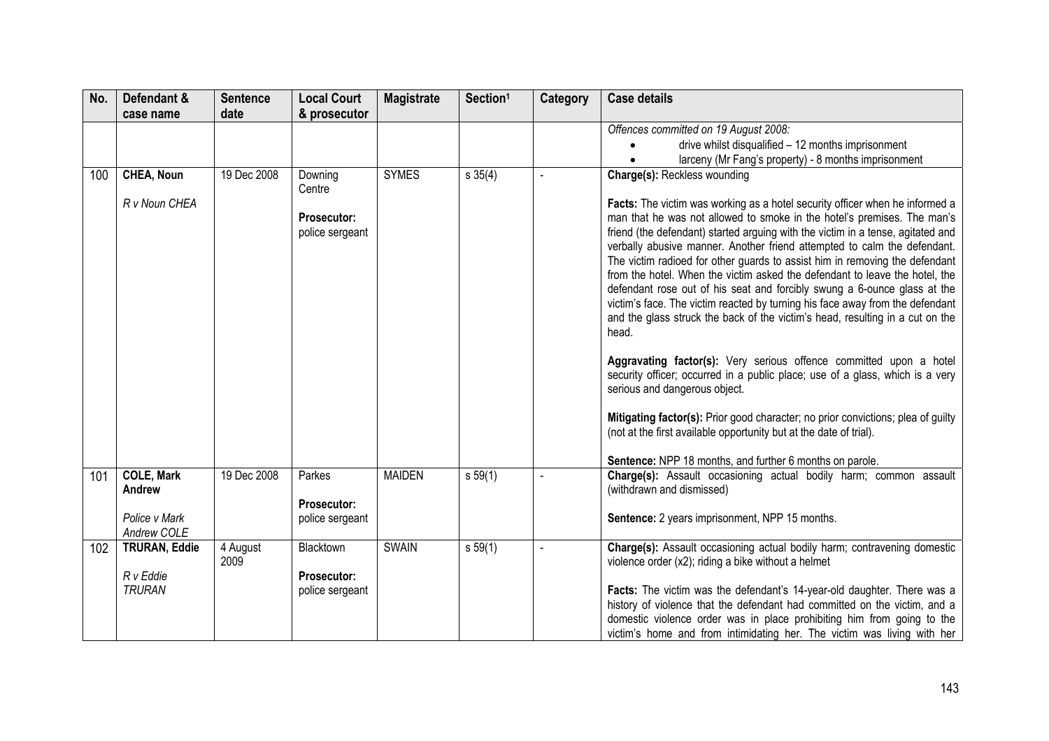| No. | Defendant & case name | Sentence date | Local Court & prosecutor | Magistrate | Section[1] | Category | Case details |
|---|---|---|---|---|---|---|---|
| | | | | | | | *Offences committed on 19 August 2008:* <br>• drive whilst disqualified – 12 months imprisonment <br>• larceny (Mr Fang's property) - 8 months imprisonment |
| 100 | **CHEA, Noun** <br><br>*R v Noun CHEA* | 19 Dec 2008 | Downing Centre <br><br>**Prosecutor:** police sergeant | SYMES | s 35(4) | - | **Charge(s):** Reckless wounding <br><br>**Facts:** The victim was working as a hotel security officer when he informed a man that he was not allowed to smoke in the hotel's premises. The man's friend (the defendant) started arguing with the victim in a tense, agitated and verbally abusive manner. Another friend attempted to calm the defendant. The victim radioed for other guards to assist him in removing the defendant from the hotel. When the victim asked the defendant to leave the hotel, the defendant rose out of his seat and forcibly swung a 6-ounce glass at the victim's face. The victim reacted by turning his face away from the defendant and the glass struck the back of the victim's head, resulting in a cut on the head. <br><br>**Aggravating factor(s):** Very serious offence committed upon a hotel security officer; occurred in a public place; use of a glass, which is a very serious and dangerous object. <br><br>**Mitigating factor(s):** Prior good character; no prior convictions; plea of guilty (not at the first available opportunity but at the date of trial). <br><br>**Sentence:** NPP 18 months, and further 6 months on parole. |
| 101 | **COLE, Mark Andrew** <br><br>*Police v Mark Andrew COLE* | 19 Dec 2008 | Parkes <br><br>**Prosecutor:** police sergeant | MAIDEN | s 59(1) | - | **Charge(s):** Assault occasioning actual bodily harm; common assault (withdrawn and dismissed) <br><br>**Sentence:** 2 years imprisonment, NPP 15 months. |
| 102 | **TRURAN, Eddie** <br><br>*R v Eddie TRURAN* | 4 August 2009 | Blacktown <br><br>**Prosecutor:** police sergeant | SWAIN | s 59(1) | - | **Charge(s):** Assault occasioning actual bodily harm; contravening domestic violence order (x2); riding a bike without a helmet <br><br>**Facts:** The victim was the defendant's 14-year-old daughter. There was a history of violence that the defendant had committed on the victim, and a domestic violence order was in place prohibiting him from going to the victim's home and from intimidating her. The victim was living with her |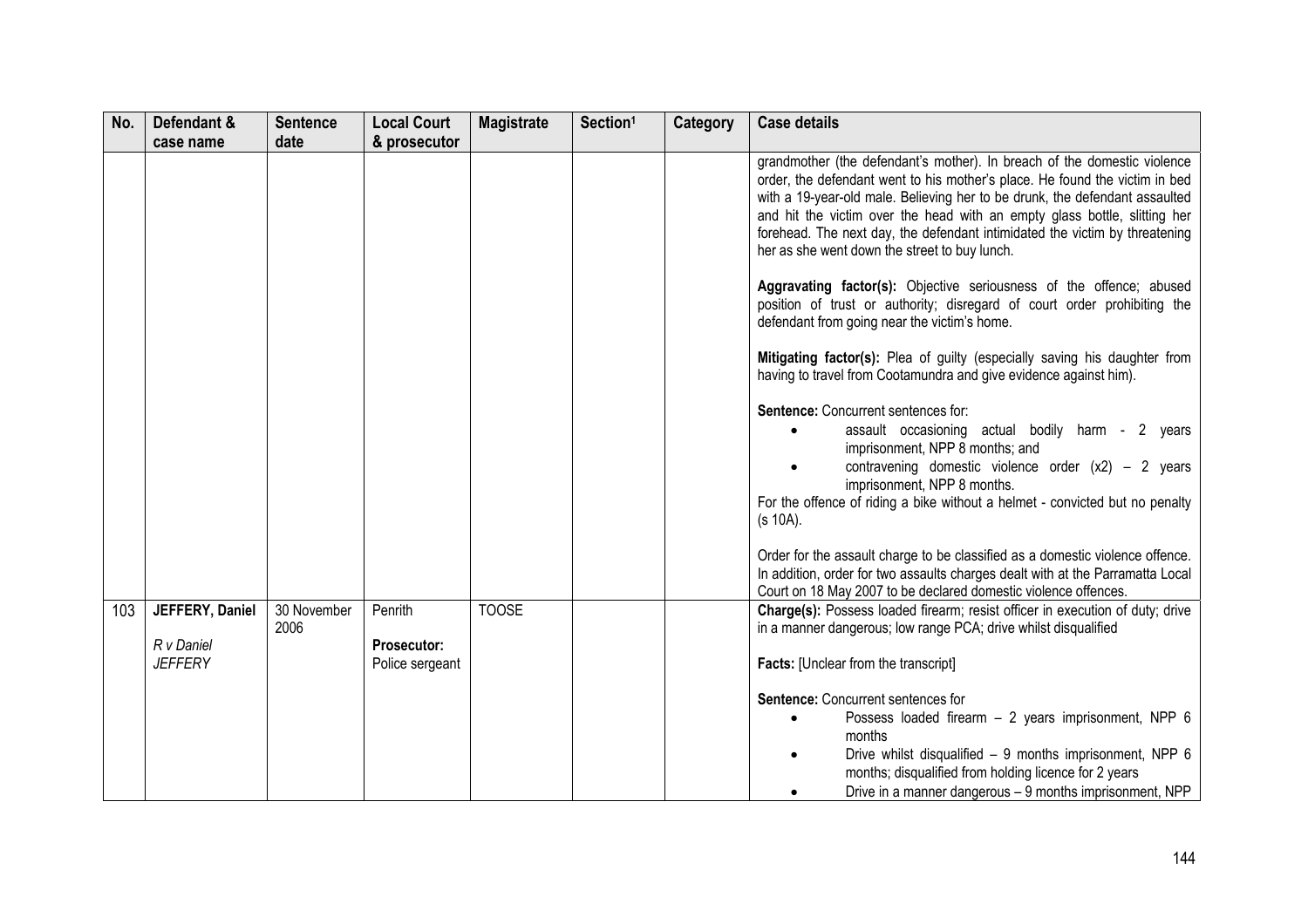| No. | Defendant & case name | Sentence date | Local Court & prosecutor | Magistrate | Section[1] | Category | Case details |
|---|---|---|---|---|---|---|---|
| | | | | | | | grandmother (the defendant's mother). In breach of the domestic violence order, the defendant went to his mother's place. He found the victim in bed with a 19-year-old male. Believing her to be drunk, the defendant assaulted and hit the victim over the head with an empty glass bottle, slitting her forehead. The next day, the defendant intimidated the victim by threatening her as she went down the street to buy lunch.<br><br>**Aggravating factor(s):** Objective seriousness of the offence; abused position of trust or authority; disregard of court order prohibiting the defendant from going near the victim's home.<br><br>**Mitigating factor(s):** Plea of guilty (especially saving his daughter from having to travel from Cootamundra and give evidence against him).<br><br>**Sentence:** Concurrent sentences for:<br>• assault occasioning actual bodily harm - 2 years imprisonment, NPP 8 months; and<br>• contravening domestic violence order (x2) – 2 years imprisonment, NPP 8 months.<br>For the offence of riding a bike without a helmet - convicted but no penalty (s 10A).<br><br>Order for the assault charge to be classified as a domestic violence offence. In addition, order for two assaults charges dealt with at the Parramatta Local Court on 18 May 2007 to be declared domestic violence offences. |
| 103 | **JEFFERY, Daniel**<br><br>*R v Daniel JEFFERY* | 30 November 2006 | Penrith<br><br>**Prosecutor:**<br>Police sergeant | TOOSE | | | **Charge(s):** Possess loaded firearm; resist officer in execution of duty; drive in a manner dangerous; low range PCA; drive whilst disqualified<br><br>**Facts:** [Unclear from the transcript]<br><br>**Sentence:** Concurrent sentences for<br>• Possess loaded firearm – 2 years imprisonment, NPP 6 months<br>• Drive whilst disqualified – 9 months imprisonment, NPP 6 months; disqualified from holding licence for 2 years<br>• Drive in a manner dangerous – 9 months imprisonment, NPP |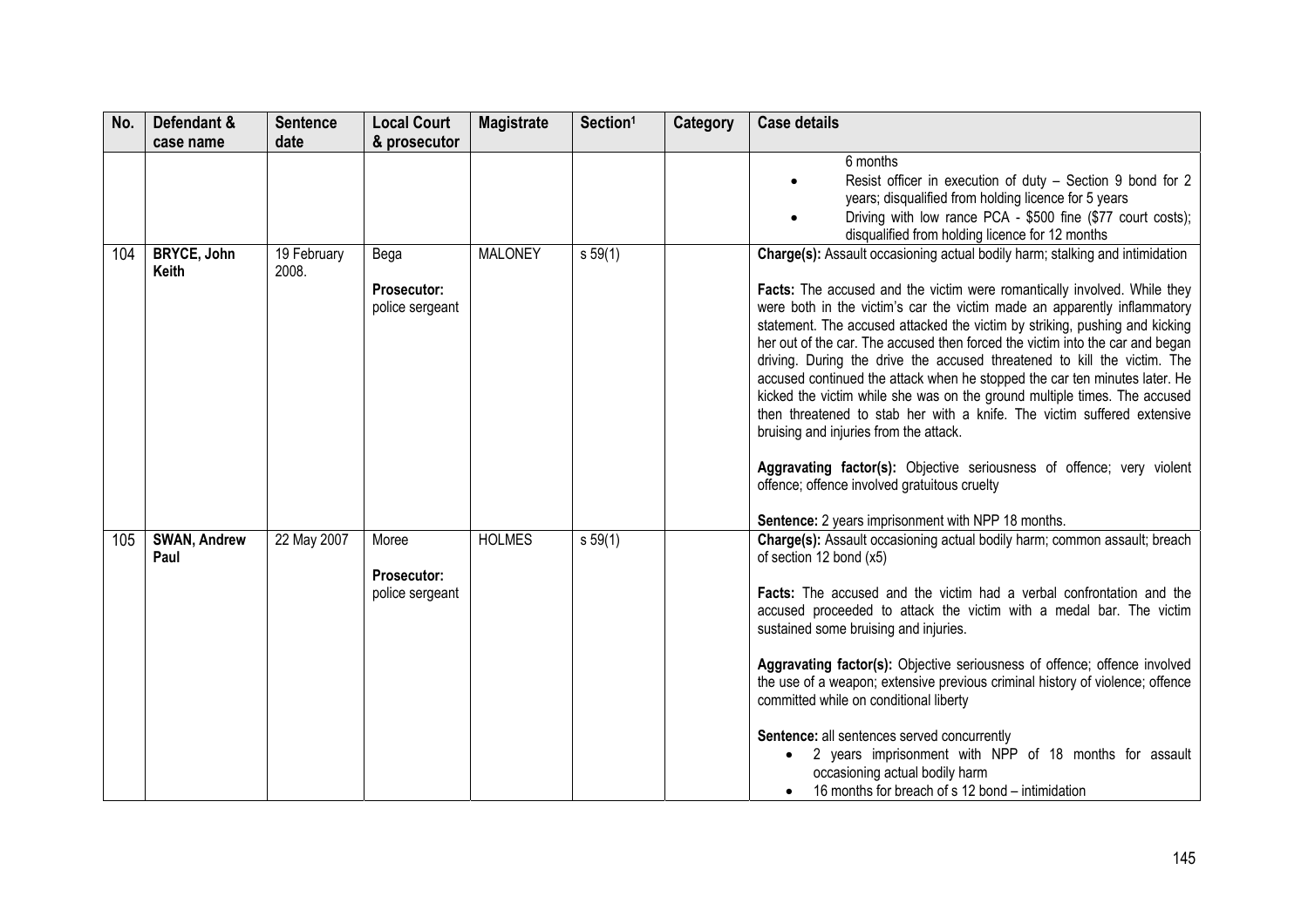| No. | Defendant & case name | Sentence date | Local Court & prosecutor | Magistrate | Section[1] | Category | Case details |
|---|---|---|---|---|---|---|---|
| | | | | | | | 6 months<br>• Resist officer in execution of duty – Section 9 bond for 2 years; disqualified from holding licence for 5 years<br>• Driving with low rance PCA - $500 fine ($77 court costs); disqualified from holding licence for 12 months |
| 104 | **BRYCE, John Keith** | 19 February 2008. | Bega<br><br>**Prosecutor:** police sergeant | MALONEY | s 59(1) | | **Charge(s):** Assault occasioning actual bodily harm; stalking and intimidation<br><br>**Facts:** The accused and the victim were romantically involved. While they were both in the victim's car the victim made an apparently inflammatory statement. The accused attacked the victim by striking, pushing and kicking her out of the car. The accused then forced the victim into the car and began driving. During the drive the accused threatened to kill the victim. The accused continued the attack when he stopped the car ten minutes later. He kicked the victim while she was on the ground multiple times. The accused then threatened to stab her with a knife. The victim suffered extensive bruising and injuries from the attack.<br><br>**Aggravating factor(s):** Objective seriousness of offence; very violent offence; offence involved gratuitous cruelty<br><br>**Sentence:** 2 years imprisonment with NPP 18 months. |
| 105 | **SWAN, Andrew Paul** | 22 May 2007 | Moree<br><br>**Prosecutor:** police sergeant | HOLMES | s 59(1) | | **Charge(s):** Assault occasioning actual bodily harm; common assault; breach of section 12 bond (x5)<br><br>**Facts:** The accused and the victim had a verbal confrontation and the accused proceeded to attack the victim with a medal bar. The victim sustained some bruising and injuries.<br><br>**Aggravating factor(s):** Objective seriousness of offence; offence involved the use of a weapon; extensive previous criminal history of violence; offence committed while on conditional liberty<br><br>**Sentence:** all sentences served concurrently<br>• 2 years imprisonment with NPP of 18 months for assault occasioning actual bodily harm<br>• 16 months for breach of s 12 bond – intimidation |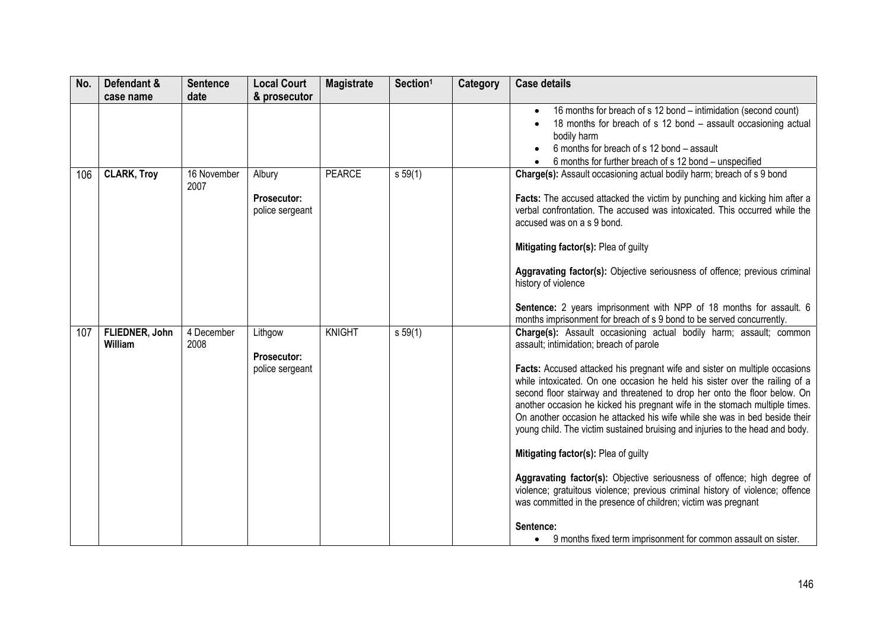| No. | Defendant & case name | Sentence date | Local Court & prosecutor | Magistrate | Section[1] | Category | Case details |
|---|---|---|---|---|---|---|---|
| | | | | | | | • 16 months for breach of s 12 bond – intimidation (second count)<br>• 18 months for breach of s 12 bond – assault occasioning actual bodily harm<br>• 6 months for breach of s 12 bond – assault<br>• 6 months for further breach of s 12 bond – unspecified |
| 106 | **CLARK, Troy** | 16 November 2007 | Albury<br><br>**Prosecutor:** police sergeant | PEARCE | s 59(1) | | **Charge(s):** Assault occasioning actual bodily harm; breach of s 9 bond<br><br>**Facts:** The accused attacked the victim by punching and kicking him after a verbal confrontation. The accused was intoxicated. This occurred while the accused was on a s 9 bond.<br><br>**Mitigating factor(s):** Plea of guilty<br><br>**Aggravating factor(s):** Objective seriousness of offence; previous criminal history of violence<br><br>**Sentence:** 2 years imprisonment with NPP of 18 months for assault. 6 months imprisonment for breach of s 9 bond to be served concurrently. |
| 107 | **FLIEDNER, John William** | 4 December 2008 | Lithgow<br><br>**Prosecutor:** police sergeant | KNIGHT | s 59(1) | | **Charge(s):** Assault occasioning actual bodily harm; assault; common assault; intimidation; breach of parole<br><br>**Facts:** Accused attacked his pregnant wife and sister on multiple occasions while intoxicated. On one occasion he held his sister over the railing of a second floor stairway and threatened to drop her onto the floor below. On another occasion he kicked his pregnant wife in the stomach multiple times. On another occasion he attacked his wife while she was in bed beside their young child. The victim sustained bruising and injuries to the head and body.<br><br>**Mitigating factor(s):** Plea of guilty<br><br>**Aggravating factor(s):** Objective seriousness of offence; high degree of violence; gratuitous violence; previous criminal history of violence; offence was committed in the presence of children; victim was pregnant<br><br>**Sentence:**<br>• 9 months fixed term imprisonment for common assault on sister. |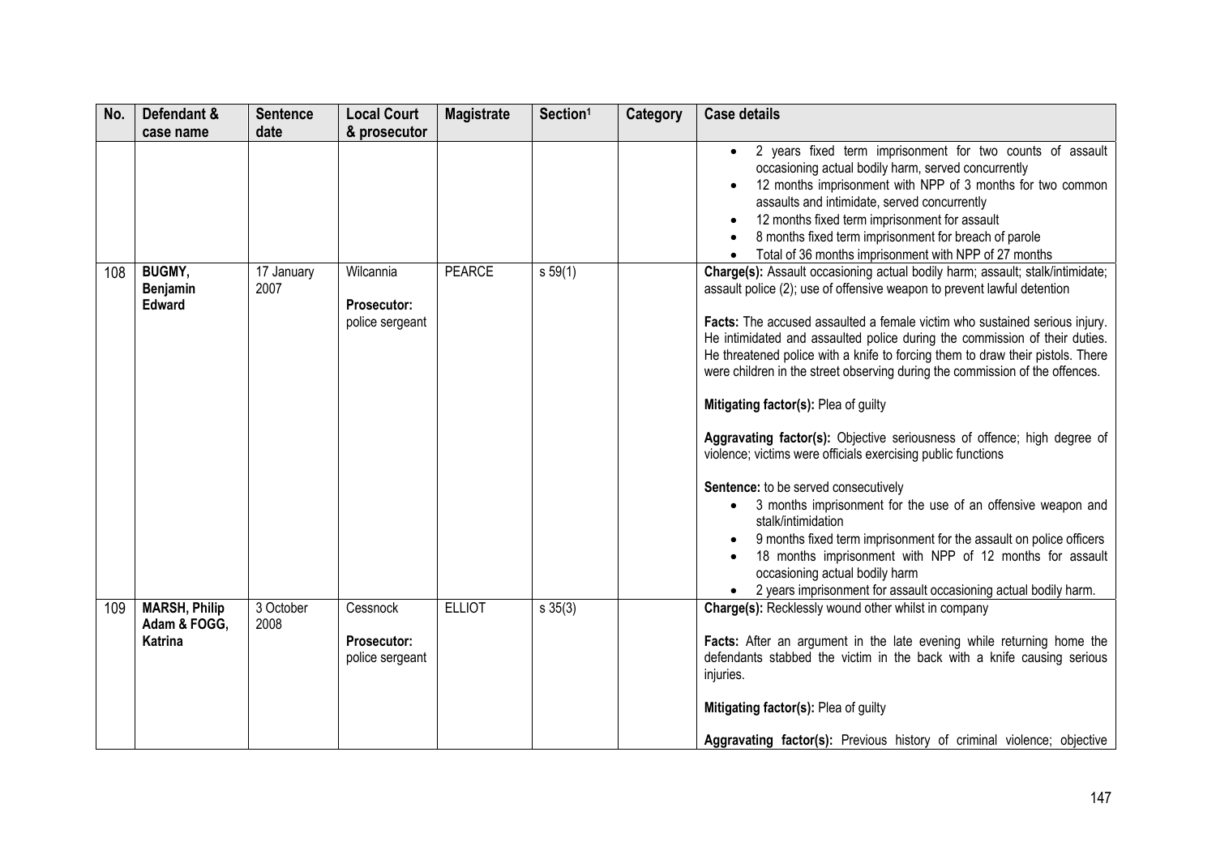| No. | Defendant & case name | Sentence date | Local Court & prosecutor | Magistrate | Section[1] | Category | Case details |
|---|---|---|---|---|---|---|---|
| | | | | | | | • 2 years fixed term imprisonment for two counts of assault occasioning actual bodily harm, served concurrently<br>• 12 months imprisonment with NPP of 3 months for two common assaults and intimidate, served concurrently<br>• 12 months fixed term imprisonment for assault<br>• 8 months fixed term imprisonment for breach of parole<br>• Total of 36 months imprisonment with NPP of 27 months |
| 108 | **BUGMY, Benjamin Edward** | 17 January 2007 | Wilcannia<br><br>**Prosecutor:** police sergeant | PEARCE | s 59(1) | | **Charge(s):** Assault occasioning actual bodily harm; assault; stalk/intimidate; assault police (2); use of offensive weapon to prevent lawful detention<br><br>**Facts:** The accused assaulted a female victim who sustained serious injury. He intimidated and assaulted police during the commission of their duties. He threatened police with a knife to forcing them to draw their pistols. There were children in the street observing during the commission of the offences.<br><br>**Mitigating factor(s):** Plea of guilty<br><br>**Aggravating factor(s):** Objective seriousness of offence; high degree of violence; victims were officials exercising public functions<br><br>**Sentence:** to be served consecutively<br>• 3 months imprisonment for the use of an offensive weapon and stalk/intimidation<br>• 9 months fixed term imprisonment for the assault on police officers<br>• 18 months imprisonment with NPP of 12 months for assault occasioning actual bodily harm<br>• 2 years imprisonment for assault occasioning actual bodily harm. |
| 109 | **MARSH, Philip Adam & FOGG, Katrina** | 3 October 2008 | Cessnock<br><br>**Prosecutor:** police sergeant | ELLIOT | s 35(3) | | **Charge(s):** Recklessly wound other whilst in company<br><br>**Facts:** After an argument in the late evening while returning home the defendants stabbed the victim in the back with a knife causing serious injuries.<br><br>**Mitigating factor(s):** Plea of guilty<br><br>**Aggravating factor(s):** Previous history of criminal violence; objective |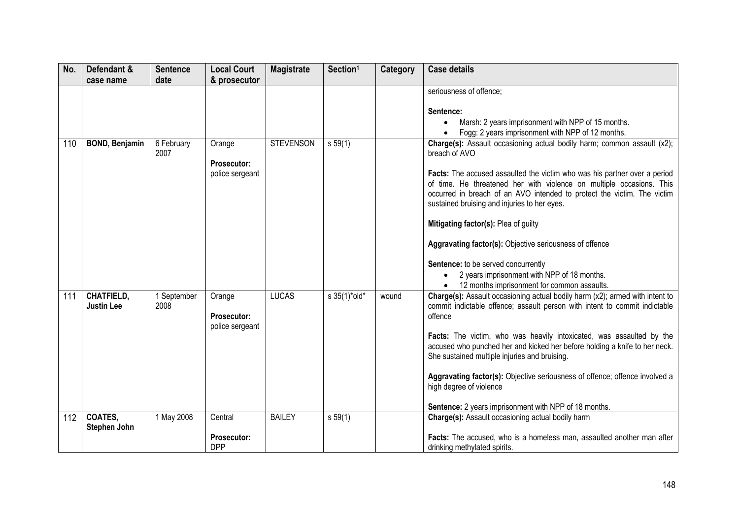| No. | Defendant & case name | Sentence date | Local Court & prosecutor | Magistrate | Section[1] | Category | Case details |
|---|---|---|---|---|---|---|---|
| | | | | | | | seriousness of offence;<br><br>**Sentence:**<br>• Marsh: 2 years imprisonment with NPP of 15 months.<br>• Fogg: 2 years imprisonment with NPP of 12 months. |
| 110 | **BOND, Benjamin** | 6 February 2007 | Orange<br><br>**Prosecutor:** police sergeant | STEVENSON | s 59(1) | | **Charge(s):** Assault occasioning actual bodily harm; common assault (x2); breach of AVO<br><br>**Facts:** The accused assaulted the victim who was his partner over a period of time. He threatened her with violence on multiple occasions. This occurred in breach of an AVO intended to protect the victim. The victim sustained bruising and injuries to her eyes.<br><br>**Mitigating factor(s):** Plea of guilty<br><br>**Aggravating factor(s):** Objective seriousness of offence<br><br>**Sentence:** to be served concurrently<br>• 2 years imprisonment with NPP of 18 months.<br>• 12 months imprisonment for common assaults. |
| 111 | **CHATFIELD, Justin Lee** | 1 September 2008 | Orange<br><br>**Prosecutor:** police sergeant | LUCAS | s 35(1)*old* | wound | **Charge(s):** Assault occasioning actual bodily harm (x2); armed with intent to commit indictable offence; assault person with intent to commit indictable offence<br><br>**Facts:** The victim, who was heavily intoxicated, was assaulted by the accused who punched her and kicked her before holding a knife to her neck. She sustained multiple injuries and bruising.<br><br>**Aggravating factor(s):** Objective seriousness of offence; offence involved a high degree of violence<br><br>**Sentence:** 2 years imprisonment with NPP of 18 months. |
| 112 | **COATES, Stephen John** | 1 May 2008 | Central<br><br>**Prosecutor:** DPP | BAILEY | s 59(1) | | **Charge(s):** Assault occasioning actual bodily harm<br><br>**Facts:** The accused, who is a homeless man, assaulted another man after drinking methylated spirits. |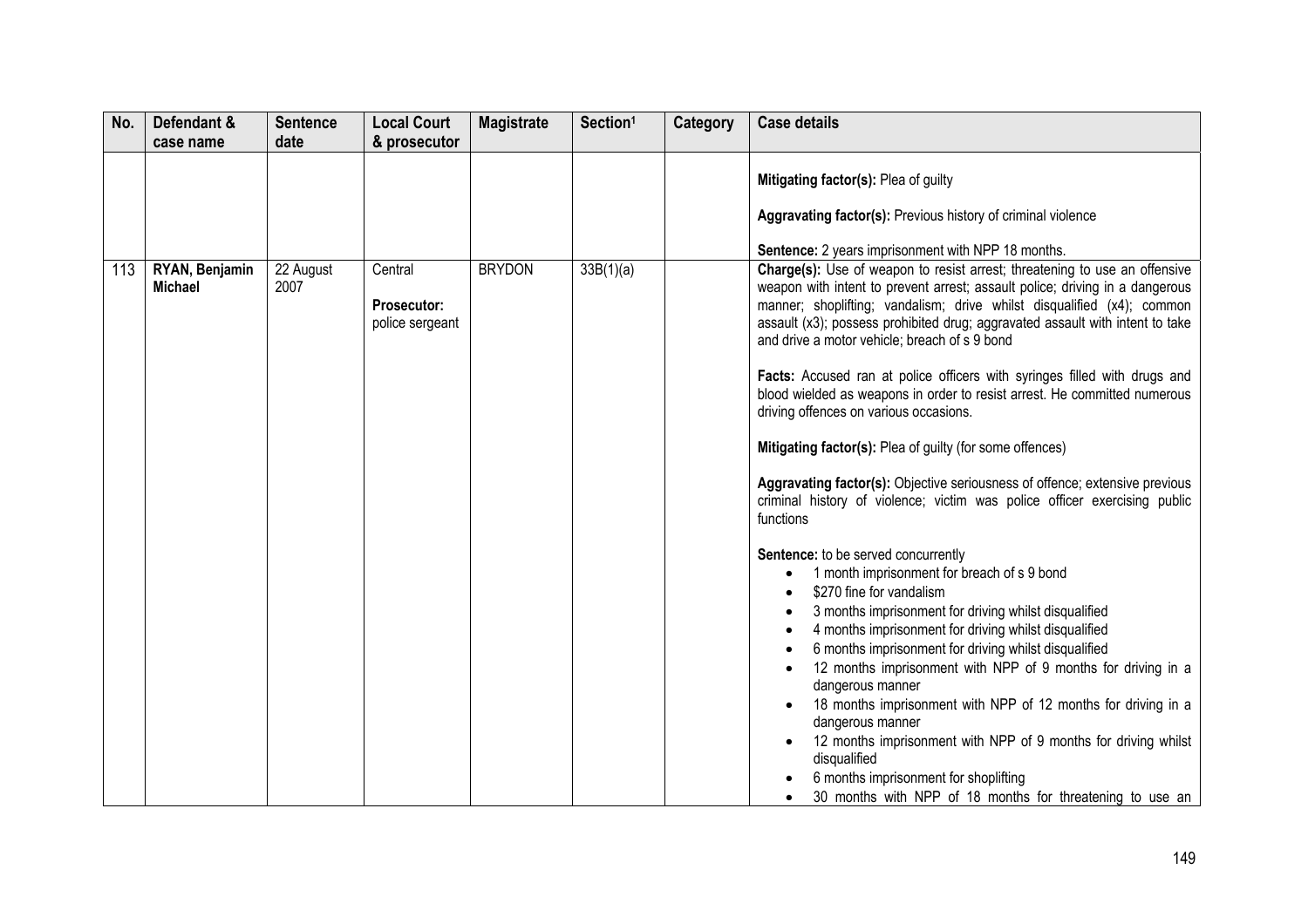| No. | Defendant & case name | Sentence date | Local Court & prosecutor | Magistrate | Section[1] | Category | Case details |
|---|---|---|---|---|---|---|---|
| | | | | | | | **Mitigating factor(s):** Plea of guilty<br><br>**Aggravating factor(s):** Previous history of criminal violence<br><br>**Sentence:** 2 years imprisonment with NPP 18 months. |
| 113 | **RYAN, Benjamin Michael** | 22 August 2007 | Central<br><br>**Prosecutor:** police sergeant | BRYDON | 33B(1)(a) | | **Charge(s):** Use of weapon to resist arrest; threatening to use an offensive weapon with intent to prevent arrest; assault police; driving in a dangerous manner; shoplifting; vandalism; drive whilst disqualified (x4); common assault (x3); possess prohibited drug; aggravated assault with intent to take and drive a motor vehicle; breach of s 9 bond<br><br>**Facts:** Accused ran at police officers with syringes filled with drugs and blood wielded as weapons in order to resist arrest. He committed numerous driving offences on various occasions.<br><br>**Mitigating factor(s):** Plea of guilty (for some offences)<br><br>**Aggravating factor(s):** Objective seriousness of offence; extensive previous criminal history of violence; victim was police officer exercising public functions<br><br>**Sentence:** to be served concurrently<br>• 1 month imprisonment for breach of s 9 bond<br>• $270 fine for vandalism<br>• 3 months imprisonment for driving whilst disqualified<br>• 4 months imprisonment for driving whilst disqualified<br>• 6 months imprisonment for driving whilst disqualified<br>• 12 months imprisonment with NPP of 9 months for driving in a dangerous manner<br>• 18 months imprisonment with NPP of 12 months for driving in a dangerous manner<br>• 12 months imprisonment with NPP of 9 months for driving whilst disqualified<br>• 6 months imprisonment for shoplifting<br>• 30 months with NPP of 18 months for threatening to use an |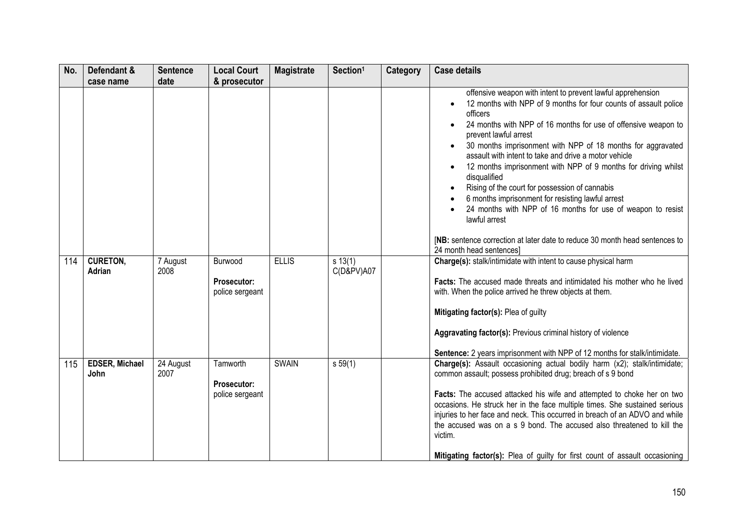| No. | Defendant & case name | Sentence date | Local Court & prosecutor | Magistrate | Section[1] | Category | Case details |
|---|---|---|---|---|---|---|---|
| | | | | | | | offensive weapon with intent to prevent lawful apprehension<br>• 12 months with NPP of 9 months for four counts of assault police officers<br>• 24 months with NPP of 16 months for use of offensive weapon to prevent lawful arrest<br>• 30 months imprisonment with NPP of 18 months for aggravated assault with intent to take and drive a motor vehicle<br>• 12 months imprisonment with NPP of 9 months for driving whilst disqualified<br>• Rising of the court for possession of cannabis<br>• 6 months imprisonment for resisting lawful arrest<br>• 24 months with NPP of 16 months for use of weapon to resist lawful arrest<br><br>[**NB:** sentence correction at later date to reduce 30 month head sentences to 24 month head sentences] |
| 114 | **CURETON, Adrian** | 7 August 2008 | Burwood<br><br>**Prosecutor:** police sergeant | ELLIS | s 13(1) C(D&PV)A07 | | **Charge(s):** stalk/intimidate with intent to cause physical harm<br><br>**Facts:** The accused made threats and intimidated his mother who he lived with. When the police arrived he threw objects at them.<br><br>**Mitigating factor(s):** Plea of guilty<br><br>**Aggravating factor(s):** Previous criminal history of violence<br><br>**Sentence:** 2 years imprisonment with NPP of 12 months for stalk/intimidate. |
| 115 | **EDSER, Michael John** | 24 August 2007 | Tamworth<br><br>**Prosecutor:** police sergeant | SWAIN | s 59(1) | | **Charge(s):** Assault occasioning actual bodily harm (x2); stalk/intimidate; common assault; possess prohibited drug; breach of s 9 bond<br><br>**Facts:** The accused attacked his wife and attempted to choke her on two occasions. He struck her in the face multiple times. She sustained serious injuries to her face and neck. This occurred in breach of an ADVO and while the accused was on a s 9 bond. The accused also threatened to kill the victim.<br><br>**Mitigating factor(s):** Plea of guilty for first count of assault occasioning |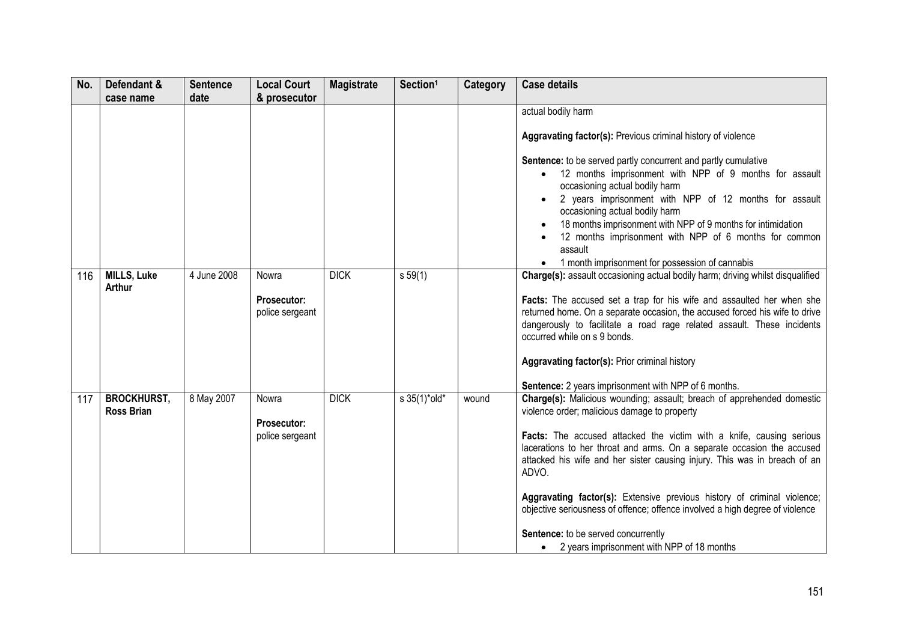| No. | Defendant & case name | Sentence date | Local Court & prosecutor | Magistrate | Section[1] | Category | Case details |
|---|---|---|---|---|---|---|---|
| | | | | | | | actual bodily harm<br><br>**Aggravating factor(s):** Previous criminal history of violence<br><br>**Sentence:** to be served partly concurrent and partly cumulative<br>• 12 months imprisonment with NPP of 9 months for assault occasioning actual bodily harm<br>• 2 years imprisonment with NPP of 12 months for assault occasioning actual bodily harm<br>• 18 months imprisonment with NPP of 9 months for intimidation<br>• 12 months imprisonment with NPP of 6 months for common assault<br>• 1 month imprisonment for possession of cannabis |
| 116 | **MILLS, Luke Arthur** | 4 June 2008 | Nowra<br><br>**Prosecutor:** police sergeant | DICK | s 59(1) | | **Charge(s):** assault occasioning actual bodily harm; driving whilst disqualified<br><br>**Facts:** The accused set a trap for his wife and assaulted her when she returned home. On a separate occasion, the accused forced his wife to drive dangerously to facilitate a road rage related assault. These incidents occurred while on s 9 bonds.<br><br>**Aggravating factor(s):** Prior criminal history<br><br>**Sentence:** 2 years imprisonment with NPP of 6 months. |
| 117 | **BROCKHURST, Ross Brian** | 8 May 2007 | Nowra<br><br>**Prosecutor:** police sergeant | DICK | s 35(1)*old* | wound | **Charge(s):** Malicious wounding; assault; breach of apprehended domestic violence order; malicious damage to property<br><br>**Facts:** The accused attacked the victim with a knife, causing serious lacerations to her throat and arms. On a separate occasion the accused attacked his wife and her sister causing injury. This was in breach of an ADVO.<br><br>**Aggravating factor(s):** Extensive previous history of criminal violence; objective seriousness of offence; offence involved a high degree of violence<br><br>**Sentence:** to be served concurrently<br>• 2 years imprisonment with NPP of 18 months |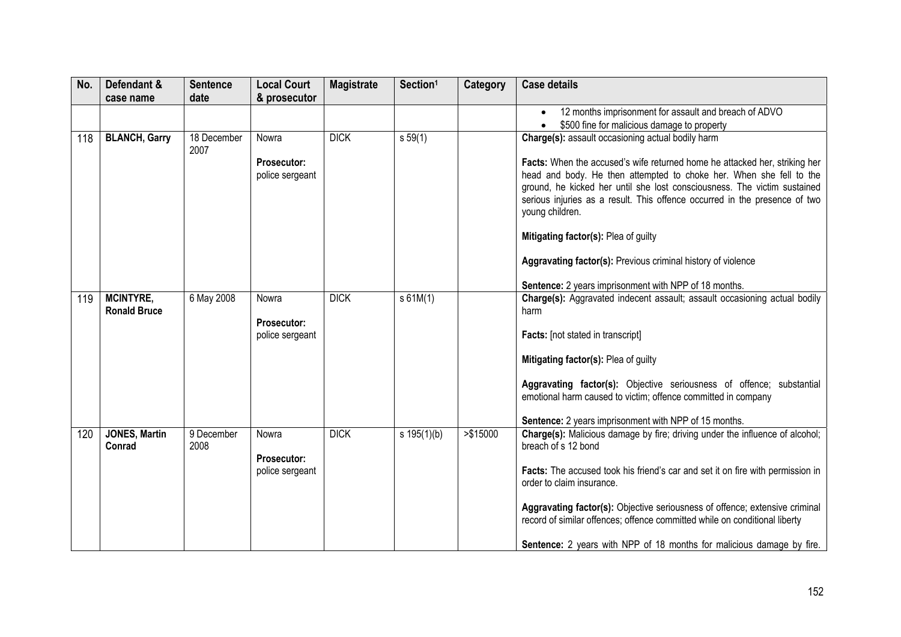| No. | Defendant & case name | Sentence date | Local Court & prosecutor | Magistrate | Section[1] | Category | Case details |
|---|---|---|---|---|---|---|---|
| | | | | | | | • 12 months imprisonment for assault and breach of ADVO<br>• $500 fine for malicious damage to property |
| 118 | **BLANCH, Garry** | 18 December 2007 | Nowra<br><br>**Prosecutor:** police sergeant | DICK | s 59(1) | | **Charge(s):** assault occasioning actual bodily harm<br><br>**Facts:** When the accused's wife returned home he attacked her, striking her head and body. He then attempted to choke her. When she fell to the ground, he kicked her until she lost consciousness. The victim sustained serious injuries as a result. This offence occurred in the presence of two young children.<br><br>**Mitigating factor(s):** Plea of guilty<br><br>**Aggravating factor(s):** Previous criminal history of violence<br><br>**Sentence:** 2 years imprisonment with NPP of 18 months. |
| 119 | **MCINTYRE, Ronald Bruce** | 6 May 2008 | Nowra<br><br>**Prosecutor:** police sergeant | DICK | s 61M(1) | | **Charge(s):** Aggravated indecent assault; assault occasioning actual bodily harm<br><br>**Facts:** [not stated in transcript]<br><br>**Mitigating factor(s):** Plea of guilty<br><br>**Aggravating factor(s):** Objective seriousness of offence; substantial emotional harm caused to victim; offence committed in company<br><br>**Sentence:** 2 years imprisonment with NPP of 15 months. |
| 120 | **JONES, Martin Conrad** | 9 December 2008 | Nowra<br><br>**Prosecutor:** police sergeant | DICK | s 195(1)(b) | >$15000 | **Charge(s):** Malicious damage by fire; driving under the influence of alcohol; breach of s 12 bond<br><br>**Facts:** The accused took his friend's car and set it on fire with permission in order to claim insurance.<br><br>**Aggravating factor(s):** Objective seriousness of offence; extensive criminal record of similar offences; offence committed while on conditional liberty<br><br>**Sentence:** 2 years with NPP of 18 months for malicious damage by fire. |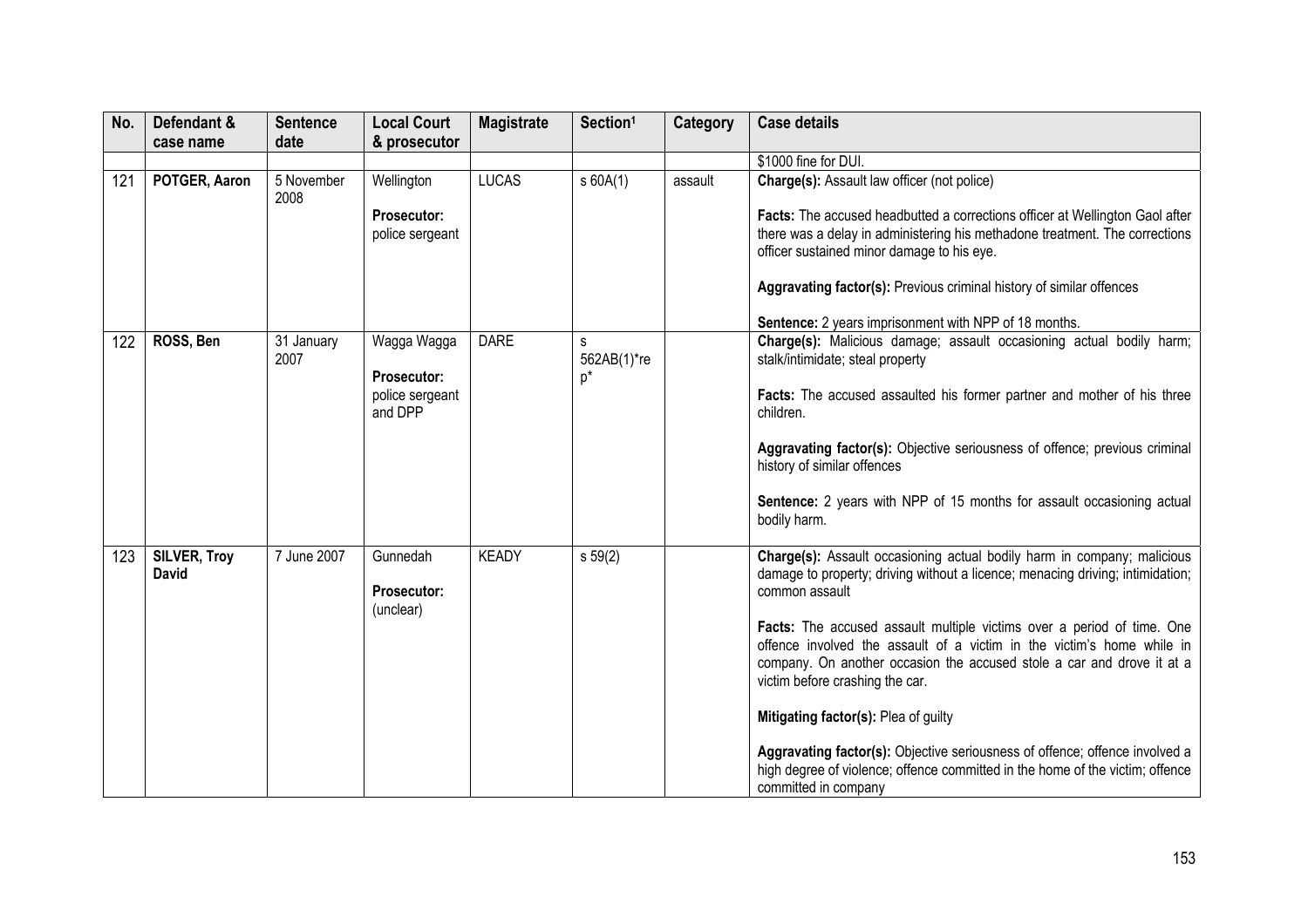| No. | Defendant & case name | Sentence date | Local Court & prosecutor | Magistrate | Section[1] | Category | Case details |
|---|---|---|---|---|---|---|---|
| | | | | | | | $1000 fine for DUI. |
| 121 | **POTGER, Aaron** | 5 November 2008 | Wellington<br><br>**Prosecutor:** police sergeant | LUCAS | s 60A(1) | assault | **Charge(s):** Assault law officer (not police)<br><br>**Facts:** The accused headbutted a corrections officer at Wellington Gaol after there was a delay in administering his methadone treatment. The corrections officer sustained minor damage to his eye.<br><br>**Aggravating factor(s):** Previous criminal history of similar offences<br><br>**Sentence:** 2 years imprisonment with NPP of 18 months. |
| 122 | **ROSS, Ben** | 31 January 2007 | Wagga Wagga<br><br>**Prosecutor:** police sergeant and DPP | DARE | s 562AB(1)*rep* | | **Charge(s):** Malicious damage; assault occasioning actual bodily harm; stalk/intimidate; steal property<br><br>**Facts:** The accused assaulted his former partner and mother of his three children.<br><br>**Aggravating factor(s):** Objective seriousness of offence; previous criminal history of similar offences<br><br>**Sentence:** 2 years with NPP of 15 months for assault occasioning actual bodily harm. |
| 123 | **SILVER, Troy David** | 7 June 2007 | Gunnedah<br><br>**Prosecutor:** (unclear) | KEADY | s 59(2) | | **Charge(s):** Assault occasioning actual bodily harm in company; malicious damage to property; driving without a licence; menacing driving; intimidation; common assault<br><br>**Facts:** The accused assault multiple victims over a period of time. One offence involved the assault of a victim in the victim's home while in company. On another occasion the accused stole a car and drove it at a victim before crashing the car.<br><br>**Mitigating factor(s):** Plea of guilty<br><br>**Aggravating factor(s):** Objective seriousness of offence; offence involved a high degree of violence; offence committed in the home of the victim; offence committed in company |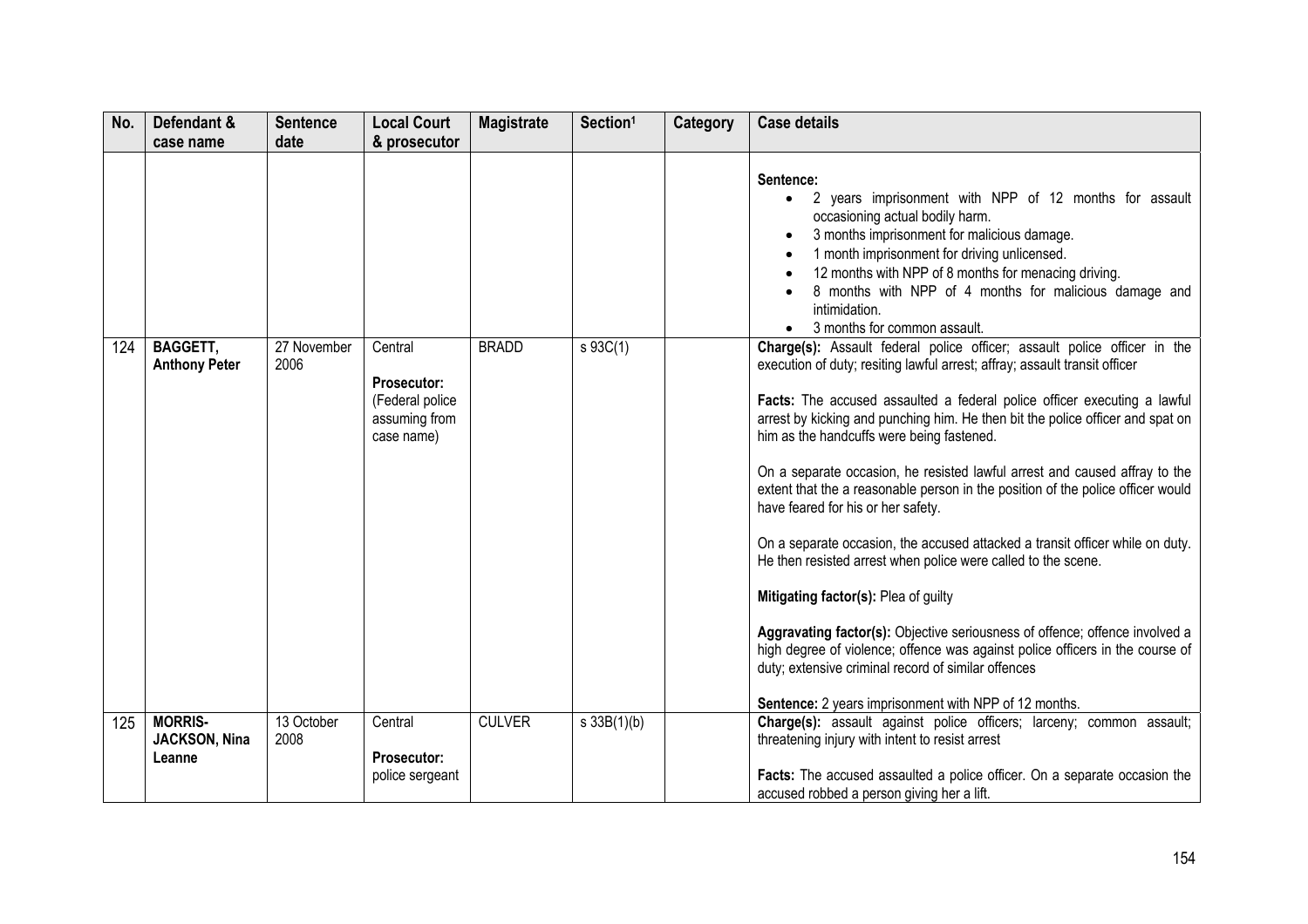| No. | Defendant & case name | Sentence date | Local Court & prosecutor | Magistrate | Section[1] | Category | Case details |
|---|---|---|---|---|---|---|---|
| | | | | | | | **Sentence:**<br>• 2 years imprisonment with NPP of 12 months for assault occasioning actual bodily harm.<br>• 3 months imprisonment for malicious damage.<br>• 1 month imprisonment for driving unlicensed.<br>• 12 months with NPP of 8 months for menacing driving.<br>• 8 months with NPP of 4 months for malicious damage and intimidation.<br>• 3 months for common assault. |
| 124 | **BAGGETT, Anthony Peter** | 27 November 2006 | Central<br><br>**Prosecutor:** (Federal police assuming from case name) | BRADD | s 93C(1) | | **Charge(s):** Assault federal police officer; assault police officer in the execution of duty; resiting lawful arrest; affray; assault transit officer<br><br>**Facts:** The accused assaulted a federal police officer executing a lawful arrest by kicking and punching him. He then bit the police officer and spat on him as the handcuffs were being fastened.<br><br>On a separate occasion, he resisted lawful arrest and caused affray to the extent that the a reasonable person in the position of the police officer would have feared for his or her safety.<br><br>On a separate occasion, the accused attacked a transit officer while on duty. He then resisted arrest when police were called to the scene.<br><br>**Mitigating factor(s):** Plea of guilty<br><br>**Aggravating factor(s):** Objective seriousness of offence; offence involved a high degree of violence; offence was against police officers in the course of duty; extensive criminal record of similar offences<br><br>**Sentence:** 2 years imprisonment with NPP of 12 months. |
| 125 | **MORRIS-JACKSON, Nina Leanne** | 13 October 2008 | Central<br><br>**Prosecutor:** police sergeant | CULVER | s 33B(1)(b) | | **Charge(s):** assault against police officers; larceny; common assault; threatening injury with intent to resist arrest<br><br>**Facts:** The accused assaulted a police officer. On a separate occasion the accused robbed a person giving her a lift. |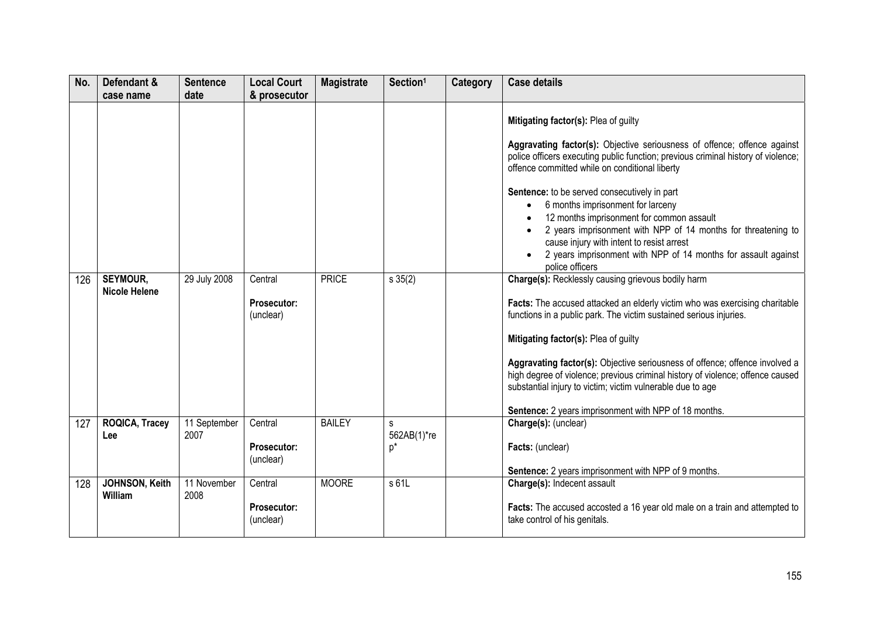| No. | Defendant & case name | Sentence date | Local Court & prosecutor | Magistrate | Section[1] | Category | Case details |
|---|---|---|---|---|---|---|---|
| | | | | | | | **Mitigating factor(s):** Plea of guilty<br><br>**Aggravating factor(s):** Objective seriousness of offence; offence against police officers executing public function; previous criminal history of violence; offence committed while on conditional liberty<br><br>**Sentence:** to be served consecutively in part<br>• 6 months imprisonment for larceny<br>• 12 months imprisonment for common assault<br>• 2 years imprisonment with NPP of 14 months for threatening to cause injury with intent to resist arrest<br>• 2 years imprisonment with NPP of 14 months for assault against police officers |
| 126 | **SEYMOUR, Nicole Helene** | 29 July 2008 | Central<br><br>**Prosecutor:** (unclear) | PRICE | s 35(2) | | **Charge(s):** Recklessly causing grievous bodily harm<br><br>**Facts:** The accused attacked an elderly victim who was exercising charitable functions in a public park. The victim sustained serious injuries.<br><br>**Mitigating factor(s):** Plea of guilty<br><br>**Aggravating factor(s):** Objective seriousness of offence; offence involved a high degree of violence; previous criminal history of violence; offence caused substantial injury to victim; victim vulnerable due to age<br><br>**Sentence:** 2 years imprisonment with NPP of 18 months. |
| 127 | **ROQICA, Tracey Lee** | 11 September 2007 | Central<br><br>**Prosecutor:** (unclear) | BAILEY | s 562AB(1)*rep* | | **Charge(s):** (unclear)<br><br>**Facts:** (unclear)<br><br>**Sentence:** 2 years imprisonment with NPP of 9 months. |
| 128 | **JOHNSON, Keith William** | 11 November 2008 | Central<br><br>**Prosecutor:** (unclear) | MOORE | s 61L | | **Charge(s):** Indecent assault<br><br>**Facts:** The accused accosted a 16 year old male on a train and attempted to take control of his genitals. |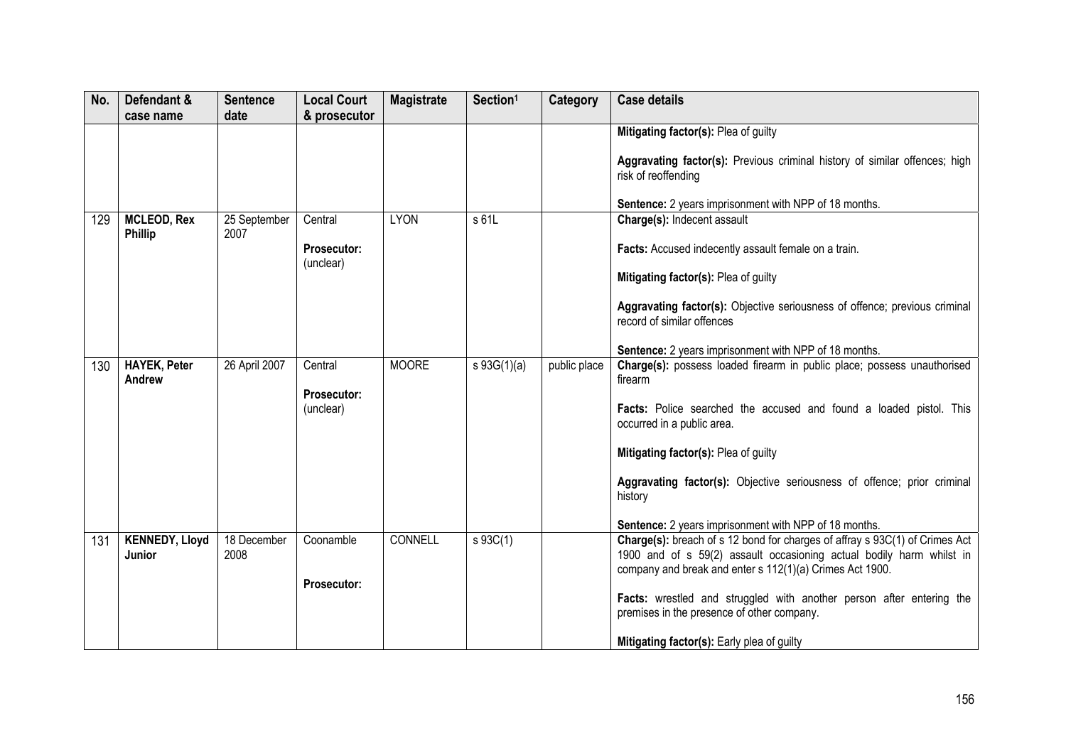| No. | Defendant & case name | Sentence date | Local Court & prosecutor | Magistrate | Section[1] | Category | Case details |
|---|---|---|---|---|---|---|---|
| | | | | | | | **Mitigating factor(s):** Plea of guilty<br><br>**Aggravating factor(s):** Previous criminal history of similar offences; high risk of reoffending<br><br>**Sentence:** 2 years imprisonment with NPP of 18 months. |
| 129 | **MCLEOD, Rex Phillip** | 25 September 2007 | Central<br><br>**Prosecutor:** (unclear) | LYON | s 61L | | **Charge(s):** Indecent assault<br><br>**Facts:** Accused indecently assault female on a train.<br><br>**Mitigating factor(s):** Plea of guilty<br><br>**Aggravating factor(s):** Objective seriousness of offence; previous criminal record of similar offences<br><br>**Sentence:** 2 years imprisonment with NPP of 18 months. |
| 130 | **HAYEK, Peter Andrew** | 26 April 2007 | Central<br><br>**Prosecutor:** (unclear) | MOORE | s 93G(1)(a) | public place | **Charge(s):** possess loaded firearm in public place; possess unauthorised firearm<br><br>**Facts:** Police searched the accused and found a loaded pistol. This occurred in a public area.<br><br>**Mitigating factor(s):** Plea of guilty<br><br>**Aggravating factor(s):** Objective seriousness of offence; prior criminal history<br><br>**Sentence:** 2 years imprisonment with NPP of 18 months. |
| 131 | **KENNEDY, Lloyd Junior** | 18 December 2008 | Coonamble<br><br>**Prosecutor:** | CONNELL | s 93C(1) | | **Charge(s):** breach of s 12 bond for charges of affray s 93C(1) of Crimes Act 1900 and of s 59(2) assault occasioning actual bodily harm whilst in company and break and enter s 112(1)(a) Crimes Act 1900.<br><br>**Facts:** wrestled and struggled with another person after entering the premises in the presence of other company.<br><br>**Mitigating factor(s):** Early plea of guilty |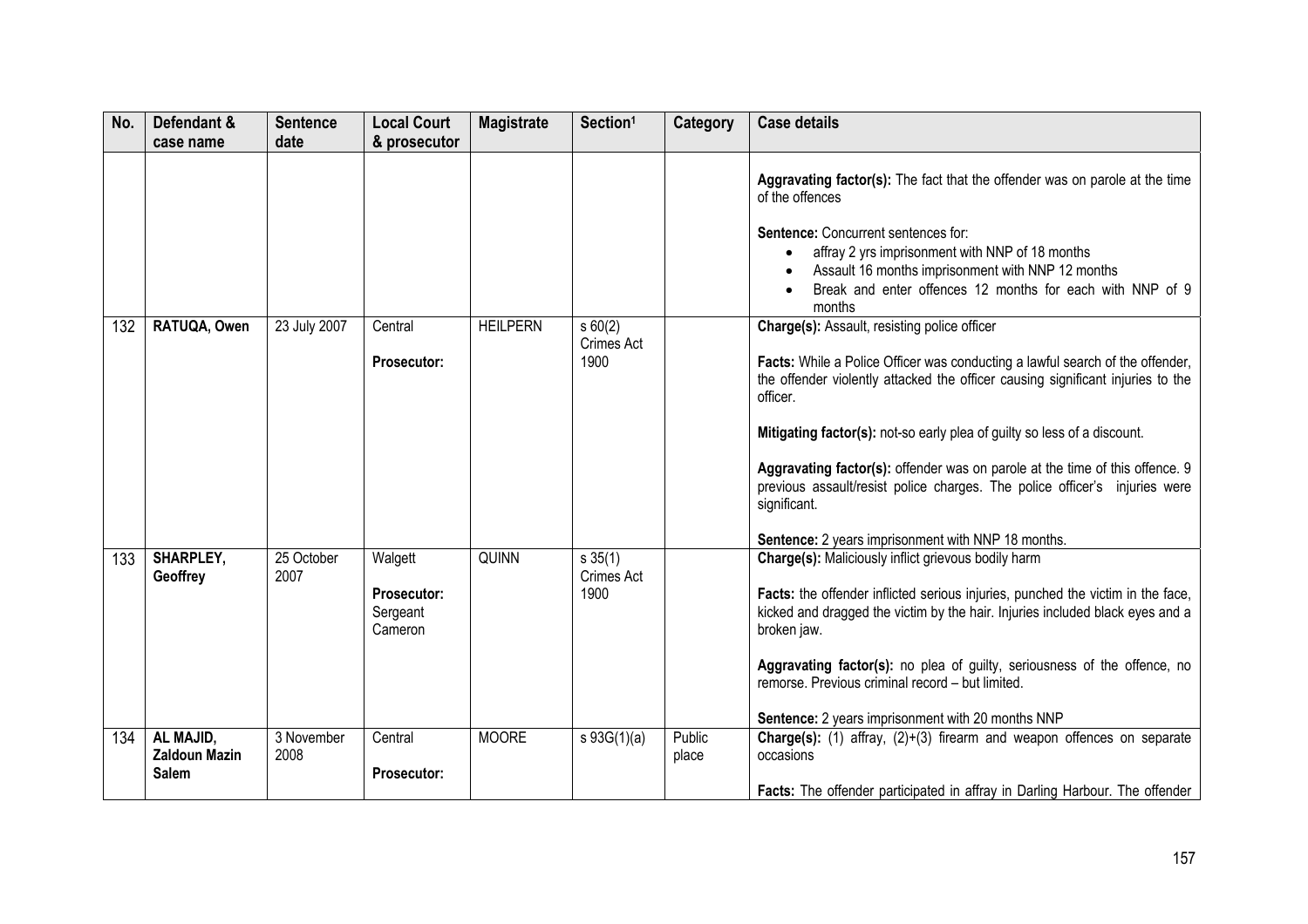| No. | Defendant & case name | Sentence date | Local Court & prosecutor | Magistrate | Section[1] | Category | Case details |
|---|---|---|---|---|---|---|---|
| | | | | | | | **Aggravating factor(s):** The fact that the offender was on parole at the time of the offences<br><br>**Sentence:** Concurrent sentences for:<br>• affray 2 yrs imprisonment with NNP of 18 months<br>• Assault 16 months imprisonment with NNP 12 months<br>• Break and enter offences 12 months for each with NNP of 9 months |
| 132 | **RATUQA, Owen** | 23 July 2007 | Central<br><br>**Prosecutor:** | HEILPERN | s 60(2) Crimes Act 1900 | | **Charge(s):** Assault, resisting police officer<br><br>**Facts:** While a Police Officer was conducting a lawful search of the offender, the offender violently attacked the officer causing significant injuries to the officer.<br><br>**Mitigating factor(s):** not-so early plea of guilty so less of a discount.<br><br>**Aggravating factor(s):** offender was on parole at the time of this offence. 9 previous assault/resist police charges. The police officer's injuries were significant.<br><br>**Sentence:** 2 years imprisonment with NNP 18 months. |
| 133 | **SHARPLEY, Geoffrey** | 25 October 2007 | Walgett<br><br>**Prosecutor:** Sergeant Cameron | QUINN | s 35(1) Crimes Act 1900 | | **Charge(s):** Maliciously inflict grievous bodily harm<br><br>**Facts:** the offender inflicted serious injuries, punched the victim in the face, kicked and dragged the victim by the hair. Injuries included black eyes and a broken jaw.<br><br>**Aggravating factor(s):** no plea of guilty, seriousness of the offence, no remorse. Previous criminal record – but limited.<br><br>**Sentence:** 2 years imprisonment with 20 months NNP |
| 134 | **AL MAJID, Zaldoun Mazin Salem** | 3 November 2008 | Central<br><br>**Prosecutor:** | MOORE | s 93G(1)(a) | Public place | **Charge(s):** (1) affray, (2)+(3) firearm and weapon offences on separate occasions<br><br>**Facts:** The offender participated in affray in Darling Harbour. The offender |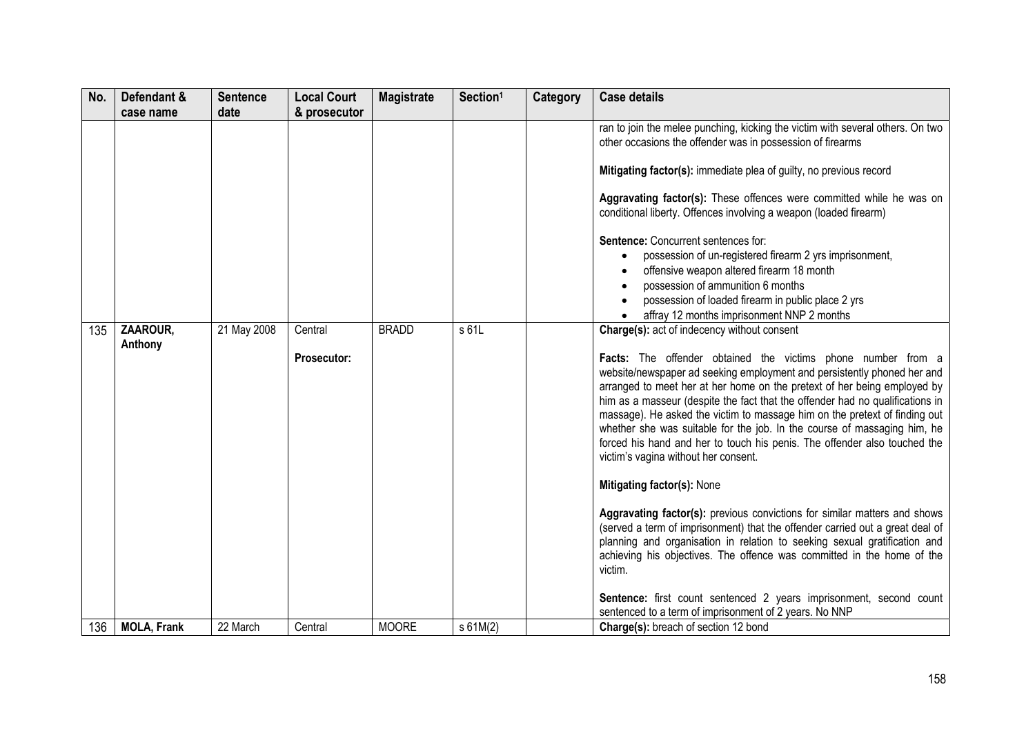| No. | Defendant & case name | Sentence date | Local Court & prosecutor | Magistrate | Section[1] | Category | Case details |
|---|---|---|---|---|---|---|---|
| | | | | | | | ran to join the melee punching, kicking the victim with several others. On two other occasions the offender was in possession of firearms<br><br>**Mitigating factor(s):** immediate plea of guilty, no previous record<br><br>**Aggravating factor(s):** These offences were committed while he was on conditional liberty. Offences involving a weapon (loaded firearm)<br><br>**Sentence:** Concurrent sentences for:<br>• possession of un-registered firearm 2 yrs imprisonment,<br>• offensive weapon altered firearm 18 month<br>• possession of ammunition 6 months<br>• possession of loaded firearm in public place 2 yrs<br>• affray 12 months imprisonment NNP 2 months |
| 135 | **ZAAROUR, Anthony** | 21 May 2008 | Central<br><br>**Prosecutor:** | BRADD | s 61L | | **Charge(s):** act of indecency without consent<br><br>**Facts:** The offender obtained the victims phone number from a website/newspaper ad seeking employment and persistently phoned her and arranged to meet her at her home on the pretext of her being employed by him as a masseur (despite the fact that the offender had no qualifications in massage). He asked the victim to massage him on the pretext of finding out whether she was suitable for the job. In the course of massaging him, he forced his hand and her to touch his penis. The offender also touched the victim's vagina without her consent.<br><br>**Mitigating factor(s):** None<br><br>**Aggravating factor(s):** previous convictions for similar matters and shows (served a term of imprisonment) that the offender carried out a great deal of planning and organisation in relation to seeking sexual gratification and achieving his objectives. The offence was committed in the home of the victim.<br><br>**Sentence:** first count sentenced 2 years imprisonment, second count sentenced to a term of imprisonment of 2 years. No NNP |
| 136 | **MOLA, Frank** | 22 March | Central | MOORE | s 61M(2) | | **Charge(s):** breach of section 12 bond |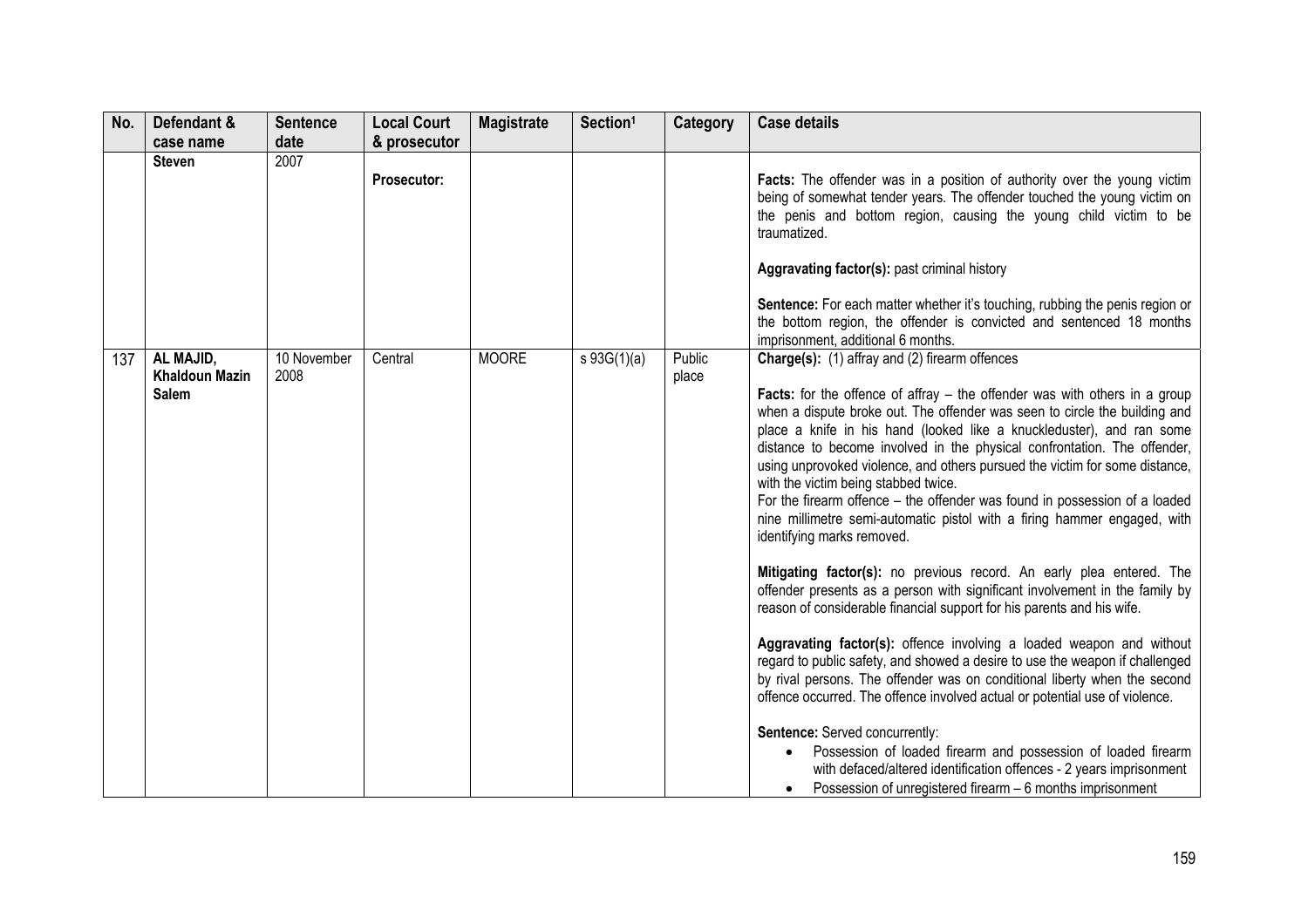| No. | Defendant & case name | Sentence date | Local Court & prosecutor | Magistrate | Section[1] | Category | Case details |
|---|---|---|---|---|---|---|---|
| | **Steven** | 2007 | **Prosecutor:** | | | | **Facts:** The offender was in a position of authority over the young victim being of somewhat tender years. The offender touched the young victim on the penis and bottom region, causing the young child victim to be traumatized.<br><br>**Aggravating factor(s):** past criminal history<br><br>**Sentence:** For each matter whether it's touching, rubbing the penis region or the bottom region, the offender is convicted and sentenced 18 months imprisonment, additional 6 months. |
| 137 | **AL MAJID, Khaldoun Mazin Salem** | 10 November 2008 | Central | MOORE | s 93G(1)(a) | Public place | **Charge(s):** (1) affray and (2) firearm offences<br><br>**Facts:** for the offence of affray – the offender was with others in a group when a dispute broke out. The offender was seen to circle the building and place a knife in his hand (looked like a knuckleduster), and ran some distance to become involved in the physical confrontation. The offender, using unprovoked violence, and others pursued the victim for some distance, with the victim being stabbed twice.<br>For the firearm offence – the offender was found in possession of a loaded nine millimetre semi-automatic pistol with a firing hammer engaged, with identifying marks removed.<br><br>**Mitigating factor(s):** no previous record. An early plea entered. The offender presents as a person with significant involvement in the family by reason of considerable financial support for his parents and his wife.<br><br>**Aggravating factor(s):** offence involving a loaded weapon and without regard to public safety, and showed a desire to use the weapon if challenged by rival persons. The offender was on conditional liberty when the second offence occurred. The offence involved actual or potential use of violence.<br><br>**Sentence:** Served concurrently:<br>• Possession of loaded firearm and possession of loaded firearm with defaced/altered identification offences - 2 years imprisonment<br>• Possession of unregistered firearm – 6 months imprisonment |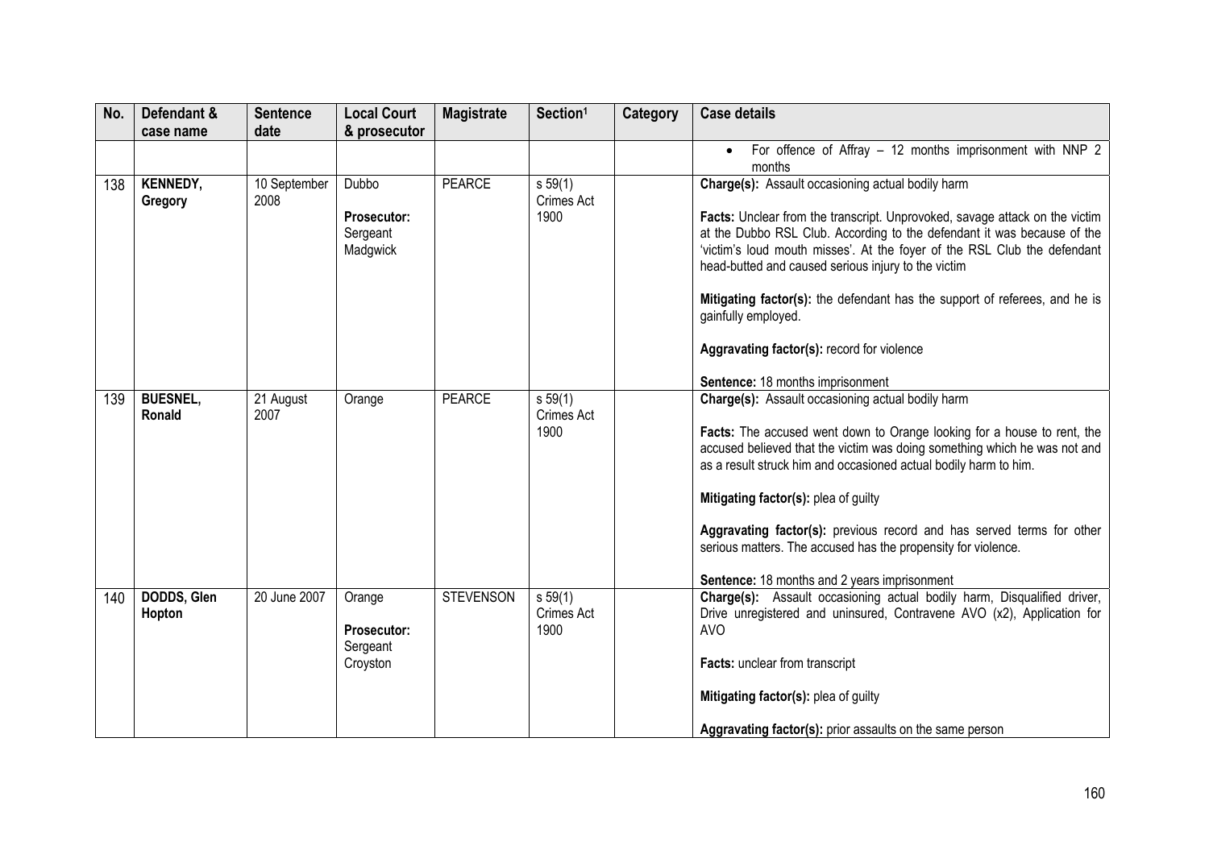| No. | Defendant & case name | Sentence date | Local Court & prosecutor | Magistrate | Section[1] | Category | Case details |
|---|---|---|---|---|---|---|---|
| | | | | | | | • For offence of Affray – 12 months imprisonment with NNP 2 months |
| 138 | **KENNEDY, Gregory** | 10 September 2008 | Dubbo<br><br>**Prosecutor:** Sergeant Madgwick | PEARCE | s 59(1) Crimes Act 1900 | | **Charge(s):** Assault occasioning actual bodily harm<br><br>**Facts:** Unclear from the transcript. Unprovoked, savage attack on the victim at the Dubbo RSL Club. According to the defendant it was because of the 'victim's loud mouth misses'. At the foyer of the RSL Club the defendant head-butted and caused serious injury to the victim<br><br>**Mitigating factor(s):** the defendant has the support of referees, and he is gainfully employed.<br><br>**Aggravating factor(s):** record for violence<br><br>**Sentence:** 18 months imprisonment |
| 139 | **BUESNEL, Ronald** | 21 August 2007 | Orange | PEARCE | s 59(1) Crimes Act 1900 | | **Charge(s):** Assault occasioning actual bodily harm<br><br>**Facts:** The accused went down to Orange looking for a house to rent, the accused believed that the victim was doing something which he was not and as a result struck him and occasioned actual bodily harm to him.<br><br>**Mitigating factor(s):** plea of guilty<br><br>**Aggravating factor(s):** previous record and has served terms for other serious matters. The accused has the propensity for violence.<br><br>**Sentence:** 18 months and 2 years imprisonment |
| 140 | **DODDS, Glen Hopton** | 20 June 2007 | Orange<br><br>**Prosecutor:** Sergeant Croyston | STEVENSON | s 59(1) Crimes Act 1900 | | **Charge(s):** Assault occasioning actual bodily harm, Disqualified driver, Drive unregistered and uninsured, Contravene AVO (x2), Application for AVO<br><br>**Facts:** unclear from transcript<br><br>**Mitigating factor(s):** plea of guilty<br><br>**Aggravating factor(s):** prior assaults on the same person |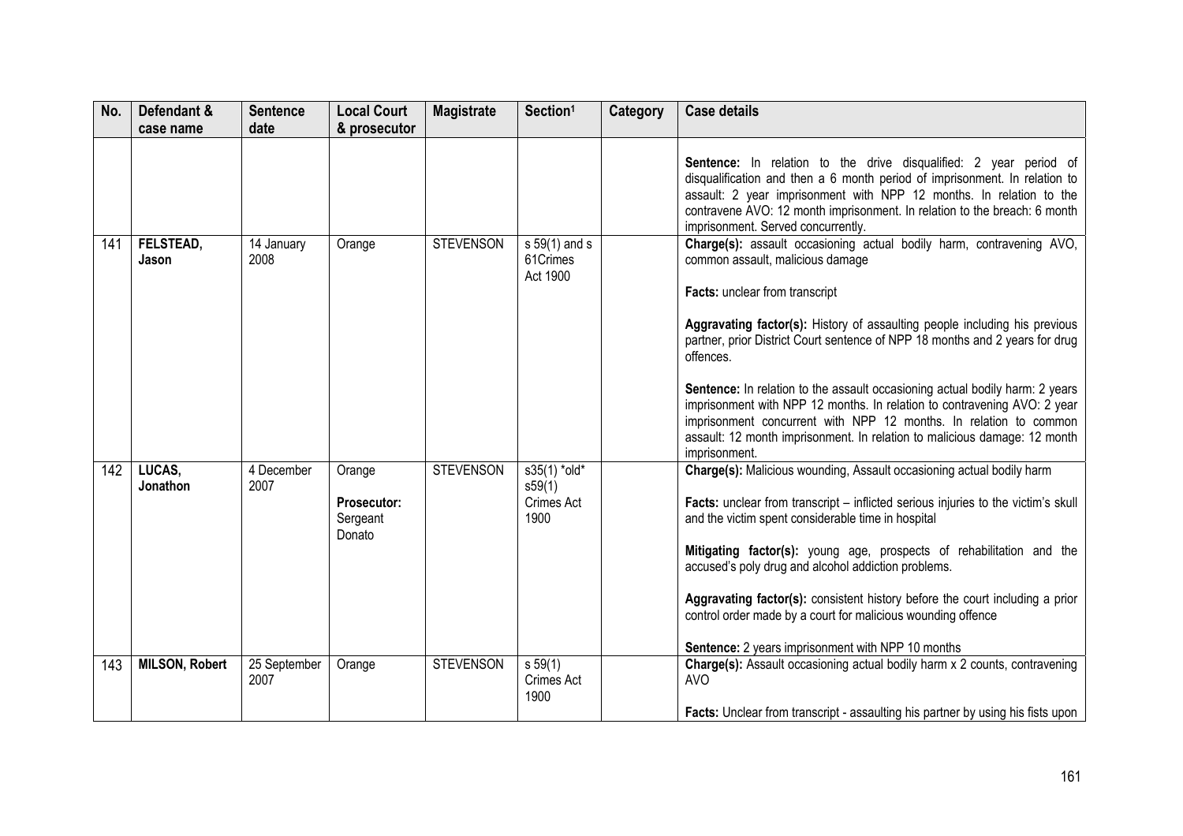| No. | Defendant & case name | Sentence date | Local Court & prosecutor | Magistrate | Section[1] | Category | Case details |
|---|---|---|---|---|---|---|---|
| | | | | | | | **Sentence:** In relation to the drive disqualified: 2 year period of disqualification and then a 6 month period of imprisonment. In relation to assault: 2 year imprisonment with NPP 12 months. In relation to the contravene AVO: 12 month imprisonment. In relation to the breach: 6 month imprisonment. Served concurrently. |
| 141 | **FELSTEAD, Jason** | 14 January 2008 | Orange | STEVENSON | s 59(1) and s 61Crimes Act 1900 | | **Charge(s):** assault occasioning actual bodily harm, contravening AVO, common assault, malicious damage<br><br>**Facts:** unclear from transcript<br><br>**Aggravating factor(s):** History of assaulting people including his previous partner, prior District Court sentence of NPP 18 months and 2 years for drug offences.<br><br>**Sentence:** In relation to the assault occasioning actual bodily harm: 2 years imprisonment with NPP 12 months. In relation to contravening AVO: 2 year imprisonment concurrent with NPP 12 months. In relation to common assault: 12 month imprisonment. In relation to malicious damage: 12 month imprisonment. |
| 142 | **LUCAS, Jonathon** | 4 December 2007 | Orange<br><br>**Prosecutor:** Sergeant Donato | STEVENSON | s35(1) *old* s59(1) Crimes Act 1900 | | **Charge(s):** Malicious wounding, Assault occasioning actual bodily harm<br><br>**Facts:** unclear from transcript – inflicted serious injuries to the victim's skull and the victim spent considerable time in hospital<br><br>**Mitigating factor(s):** young age, prospects of rehabilitation and the accused's poly drug and alcohol addiction problems.<br><br>**Aggravating factor(s):** consistent history before the court including a prior control order made by a court for malicious wounding offence<br><br>**Sentence:** 2 years imprisonment with NPP 10 months |
| 143 | **MILSON, Robert** | 25 September 2007 | Orange | STEVENSON | s 59(1) Crimes Act 1900 | | **Charge(s):** Assault occasioning actual bodily harm x 2 counts, contravening AVO<br><br>**Facts:** Unclear from transcript - assaulting his partner by using his fists upon |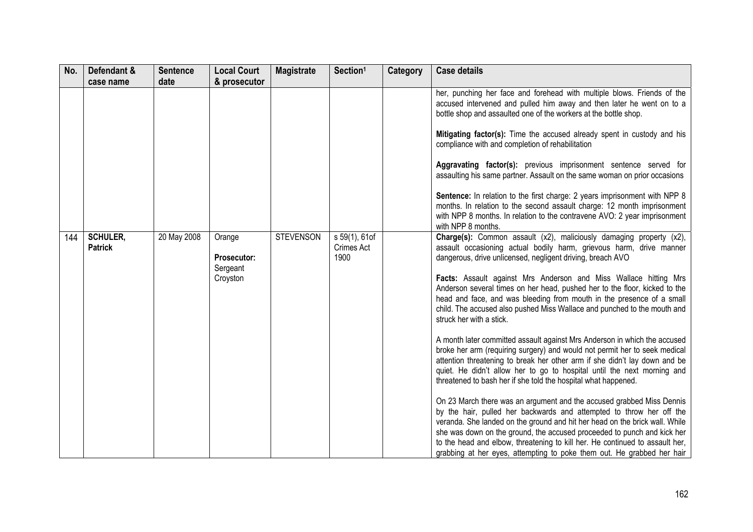| No. | Defendant & case name | Sentence date | Local Court & prosecutor | Magistrate | Section[1] | Category | Case details |
|---|---|---|---|---|---|---|---|
| | | | | | | | her, punching her face and forehead with multiple blows. Friends of the accused intervened and pulled him away and then later he went on to a bottle shop and assaulted one of the workers at the bottle shop.<br><br>**Mitigating factor(s):** Time the accused already spent in custody and his compliance with and completion of rehabilitation<br><br>**Aggravating factor(s):** previous imprisonment sentence served for assaulting his same partner. Assault on the same woman on prior occasions<br><br>**Sentence:** In relation to the first charge: 2 years imprisonment with NPP 8 months. In relation to the second assault charge: 12 month imprisonment with NPP 8 months. In relation to the contravene AVO: 2 year imprisonment with NPP 8 months. |
| 144 | **SCHULER, Patrick** | 20 May 2008 | Orange<br><br>**Prosecutor:** Sergeant Croyston | STEVENSON | s 59(1), 61of Crimes Act 1900 | | **Charge(s):** Common assault (x2), maliciously damaging property (x2), assault occasioning actual bodily harm, grievous harm, drive manner dangerous, drive unlicensed, negligent driving, breach AVO<br><br>**Facts:** Assault against Mrs Anderson and Miss Wallace hitting Mrs Anderson several times on her head, pushed her to the floor, kicked to the head and face, and was bleeding from mouth in the presence of a small child. The accused also pushed Miss Wallace and punched to the mouth and struck her with a stick.<br><br>A month later committed assault against Mrs Anderson in which the accused broke her arm (requiring surgery) and would not permit her to seek medical attention threatening to break her other arm if she didn't lay down and be quiet. He didn't allow her to go to hospital until the next morning and threatened to bash her if she told the hospital what happened.<br><br>On 23 March there was an argument and the accused grabbed Miss Dennis by the hair, pulled her backwards and attempted to throw her off the veranda. She landed on the ground and hit her head on the brick wall. While she was down on the ground, the accused proceeded to punch and kick her to the head and elbow, threatening to kill her. He continued to assault her, grabbing at her eyes, attempting to poke them out. He grabbed her hair |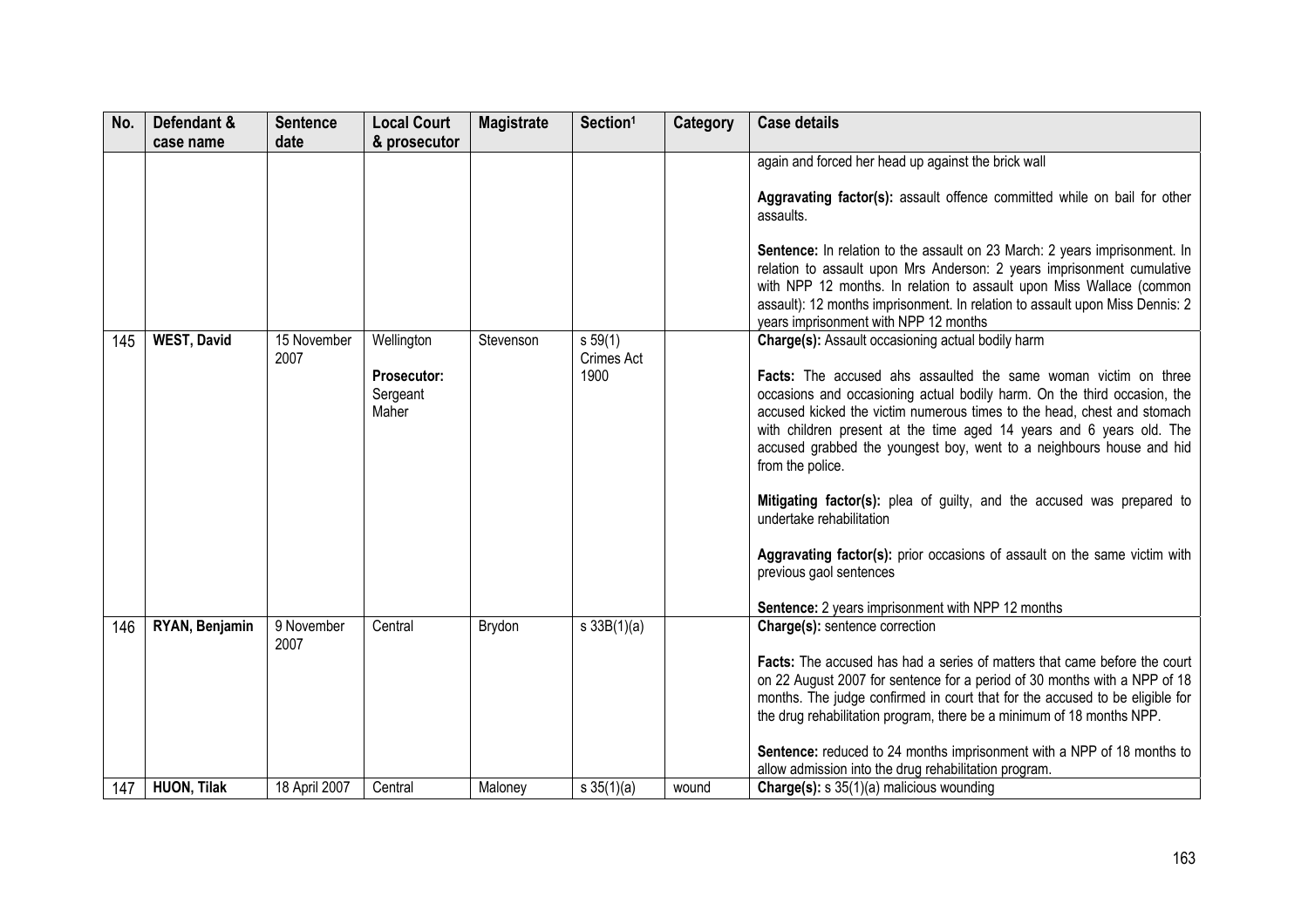| No. | Defendant & case name | Sentence date | Local Court & prosecutor | Magistrate | Section[1] | Category | Case details |
|---|---|---|---|---|---|---|---|
| | | | | | | | again and forced her head up against the brick wall<br><br>**Aggravating factor(s):** assault offence committed while on bail for other assaults.<br><br>**Sentence:** In relation to the assault on 23 March: 2 years imprisonment. In relation to assault upon Mrs Anderson: 2 years imprisonment cumulative with NPP 12 months. In relation to assault upon Miss Wallace (common assault): 12 months imprisonment. In relation to assault upon Miss Dennis: 2 years imprisonment with NPP 12 months |
| 145 | **WEST, David** | 15 November 2007 | Wellington<br><br>**Prosecutor:** Sergeant Maher | Stevenson | s 59(1) Crimes Act 1900 | | **Charge(s):** Assault occasioning actual bodily harm<br><br>**Facts:** The accused ahs assaulted the same woman victim on three occasions and occasioning actual bodily harm. On the third occasion, the accused kicked the victim numerous times to the head, chest and stomach with children present at the time aged 14 years and 6 years old. The accused grabbed the youngest boy, went to a neighbours house and hid from the police.<br><br>**Mitigating factor(s):** plea of guilty, and the accused was prepared to undertake rehabilitation<br><br>**Aggravating factor(s):** prior occasions of assault on the same victim with previous gaol sentences<br><br>**Sentence:** 2 years imprisonment with NPP 12 months |
| 146 | **RYAN, Benjamin** | 9 November 2007 | Central | Brydon | s 33B(1)(a) | | **Charge(s):** sentence correction<br><br>**Facts:** The accused has had a series of matters that came before the court on 22 August 2007 for sentence for a period of 30 months with a NPP of 18 months. The judge confirmed in court that for the accused to be eligible for the drug rehabilitation program, there be a minimum of 18 months NPP.<br><br>**Sentence:** reduced to 24 months imprisonment with a NPP of 18 months to allow admission into the drug rehabilitation program. |
| 147 | **HUON, Tilak** | 18 April 2007 | Central | Maloney | s 35(1)(a) | wound | **Charge(s):** s 35(1)(a) malicious wounding |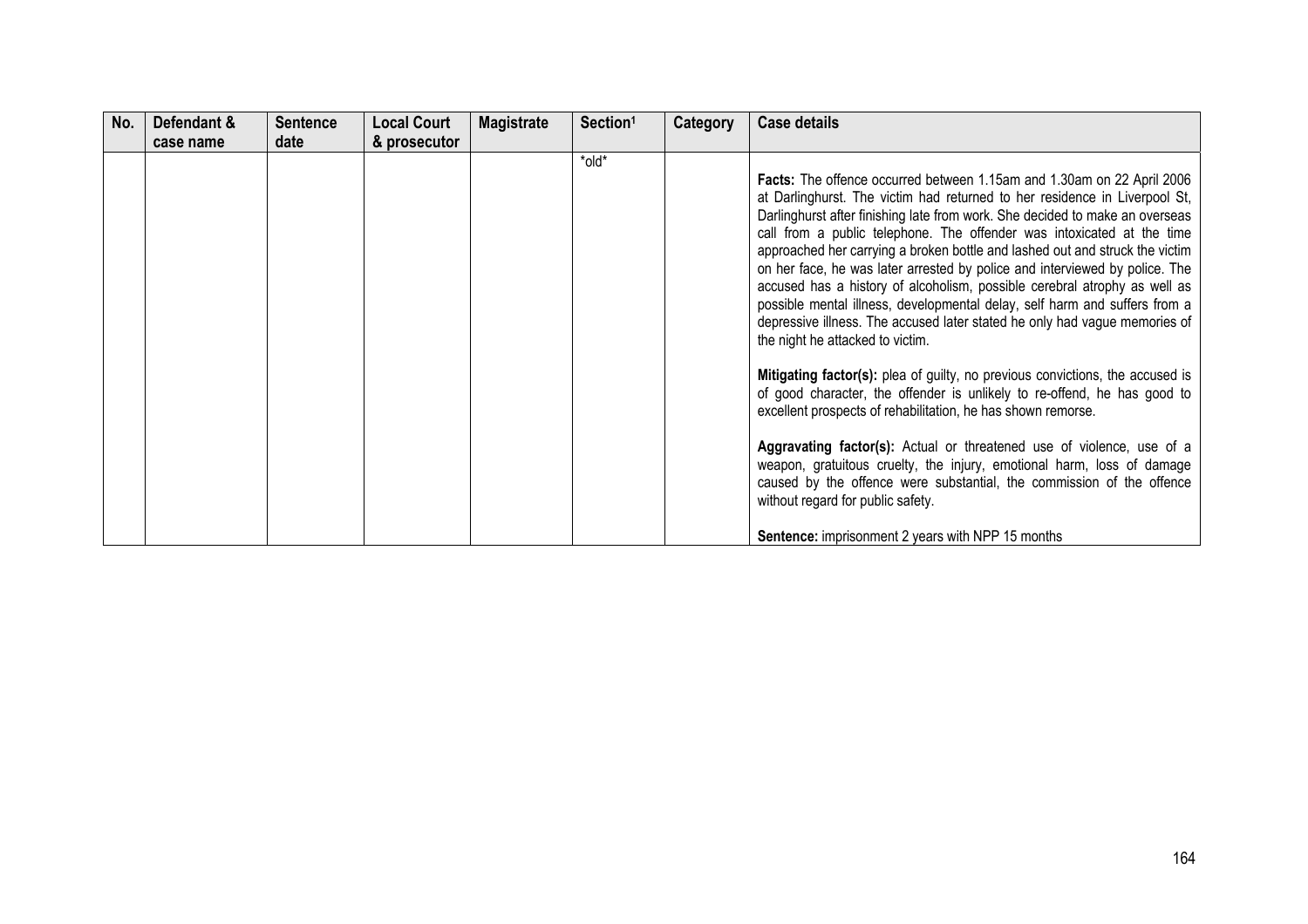| No. | Defendant & case name | Sentence date | Local Court & prosecutor | Magistrate | Section[1] | Category | Case details |
|---|---|---|---|---|---|---|---|
| | | | | | *old* | | **Facts:** The offence occurred between 1.15am and 1.30am on 22 April 2006 at Darlinghurst. The victim had returned to her residence in Liverpool St, Darlinghurst after finishing late from work. She decided to make an overseas call from a public telephone. The offender was intoxicated at the time approached her carrying a broken bottle and lashed out and struck the victim on her face, he was later arrested by police and interviewed by police. The accused has a history of alcoholism, possible cerebral atrophy as well as possible mental illness, developmental delay, self harm and suffers from a depressive illness. The accused later stated he only had vague memories of the night he attacked to victim.<br><br>**Mitigating factor(s):** plea of guilty, no previous convictions, the accused is of good character, the offender is unlikely to re-offend, he has good to excellent prospects of rehabilitation, he has shown remorse.<br><br>**Aggravating factor(s):** Actual or threatened use of violence, use of a weapon, gratuitous cruelty, the injury, emotional harm, loss of damage caused by the offence were substantial, the commission of the offence without regard for public safety.<br><br>**Sentence:** imprisonment 2 years with NPP 15 months |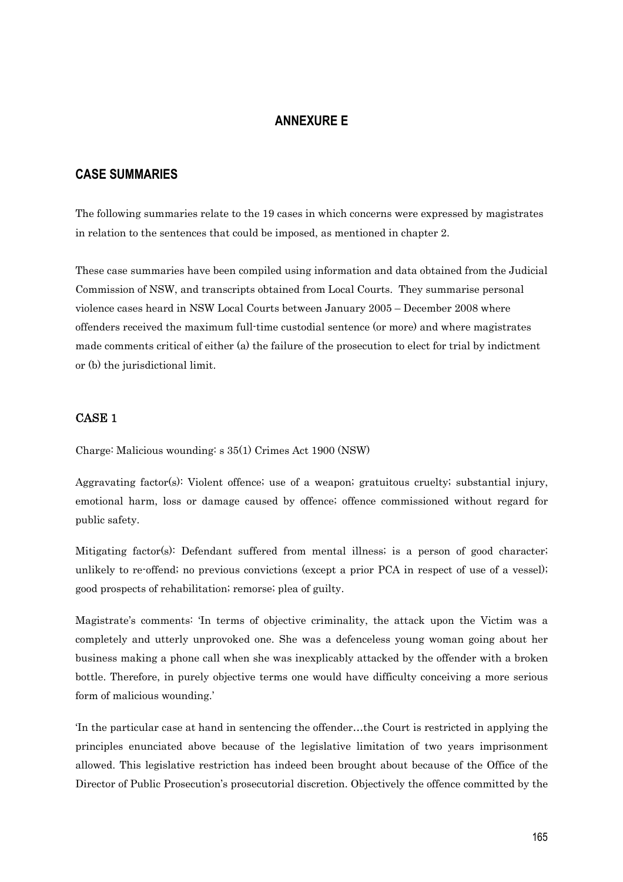# ANNEXURE E

## CASE SUMMARIES

The following summaries relate to the 19 cases in which concerns were expressed by magistrates in relation to the sentences that could be imposed, as mentioned in chapter 2.

These case summaries have been compiled using information and data obtained from the Judicial Commission of NSW, and transcripts obtained from Local Courts. They summarise personal violence cases heard in NSW Local Courts between January 2005 – December 2008 where offenders received the maximum full-time custodial sentence (or more) and where magistrates made comments critical of either (a) the failure of the prosecution to elect for trial by indictment or (b) the jurisdictional limit.

### CASE 1

Charge: Malicious wounding: s 35(1) Crimes Act 1900 (NSW)

Aggravating factor(s): Violent offence; use of a weapon; gratuitous cruelty; substantial injury, emotional harm, loss or damage caused by offence; offence commissioned without regard for public safety.

Mitigating factor(s): Defendant suffered from mental illness; is a person of good character; unlikely to re-offend; no previous convictions (except a prior PCA in respect of use of a vessel); good prospects of rehabilitation; remorse; plea of guilty.

Magistrate's comments: 'In terms of objective criminality, the attack upon the Victim was a completely and utterly unprovoked one. She was a defenceless young woman going about her business making a phone call when she was inexplicably attacked by the offender with a broken bottle. Therefore, in purely objective terms one would have difficulty conceiving a more serious form of malicious wounding.'

'In the particular case at hand in sentencing the offender…the Court is restricted in applying the principles enunciated above because of the legislative limitation of two years imprisonment allowed. This legislative restriction has indeed been brought about because of the Office of the Director of Public Prosecution's prosecutorial discretion. Objectively the offence committed by the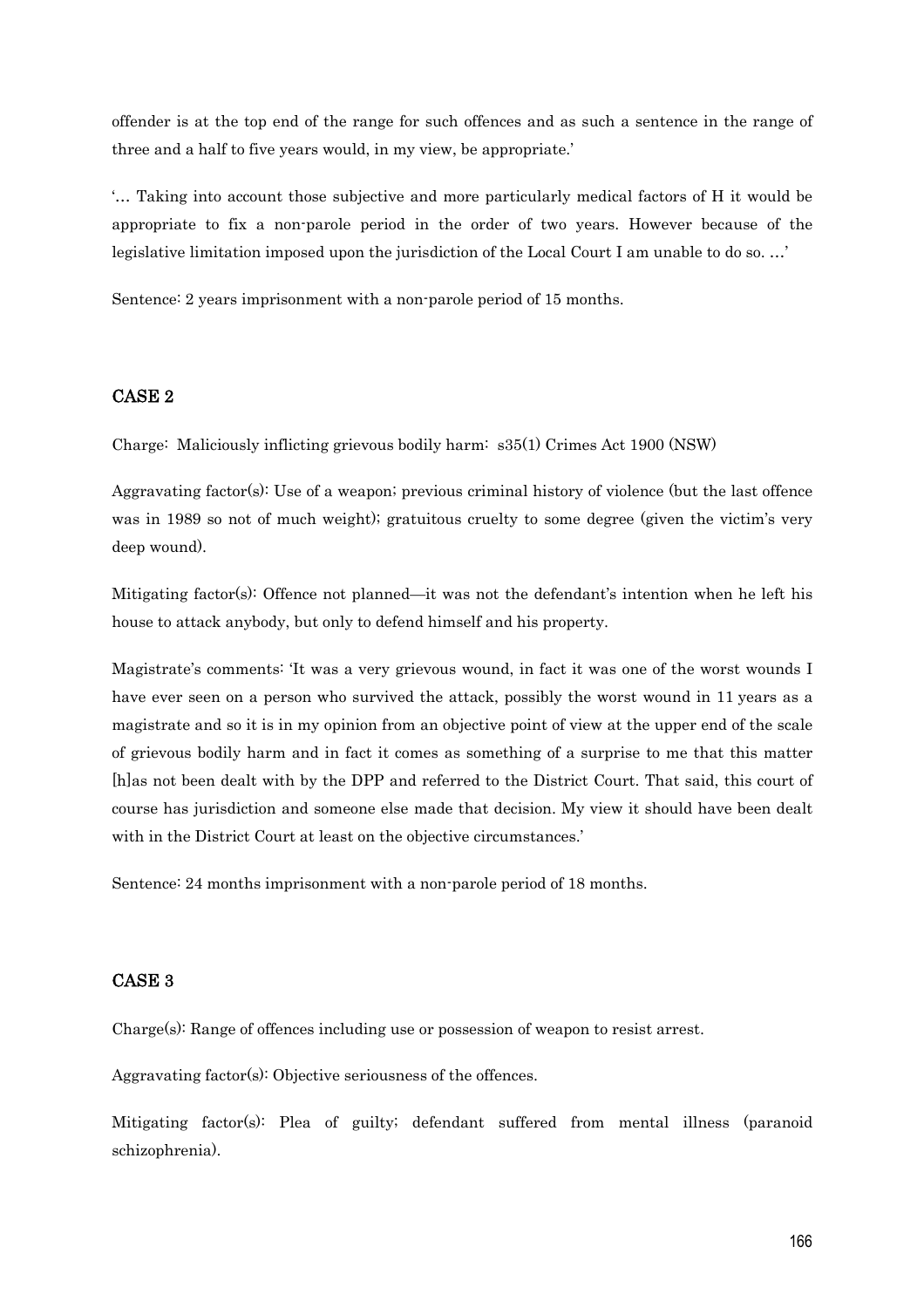offender is at the top end of the range for such offences and as such a sentence in the range of three and a half to five years would, in my view, be appropriate.'

'… Taking into account those subjective and more particularly medical factors of H it would be appropriate to fix a non-parole period in the order of two years. However because of the legislative limitation imposed upon the jurisdiction of the Local Court I am unable to do so. …'

Sentence: 2 years imprisonment with a non-parole period of 15 months.

## CASE 2

Charge: Maliciously inflicting grievous bodily harm: s35(1) Crimes Act 1900 (NSW)

Aggravating factor(s): Use of a weapon; previous criminal history of violence (but the last offence was in 1989 so not of much weight); gratuitous cruelty to some degree (given the victim's very deep wound).

Mitigating factor(s): Offence not planned—it was not the defendant's intention when he left his house to attack anybody, but only to defend himself and his property.

Magistrate's comments: 'It was a very grievous wound, in fact it was one of the worst wounds I have ever seen on a person who survived the attack, possibly the worst wound in 11 years as a magistrate and so it is in my opinion from an objective point of view at the upper end of the scale of grievous bodily harm and in fact it comes as something of a surprise to me that this matter [h]as not been dealt with by the DPP and referred to the District Court. That said, this court of course has jurisdiction and someone else made that decision. My view it should have been dealt with in the District Court at least on the objective circumstances.'

Sentence: 24 months imprisonment with a non-parole period of 18 months.

## CASE 3

Charge(s): Range of offences including use or possession of weapon to resist arrest.

Aggravating factor(s): Objective seriousness of the offences.

Mitigating factor(s): Plea of guilty; defendant suffered from mental illness (paranoid schizophrenia).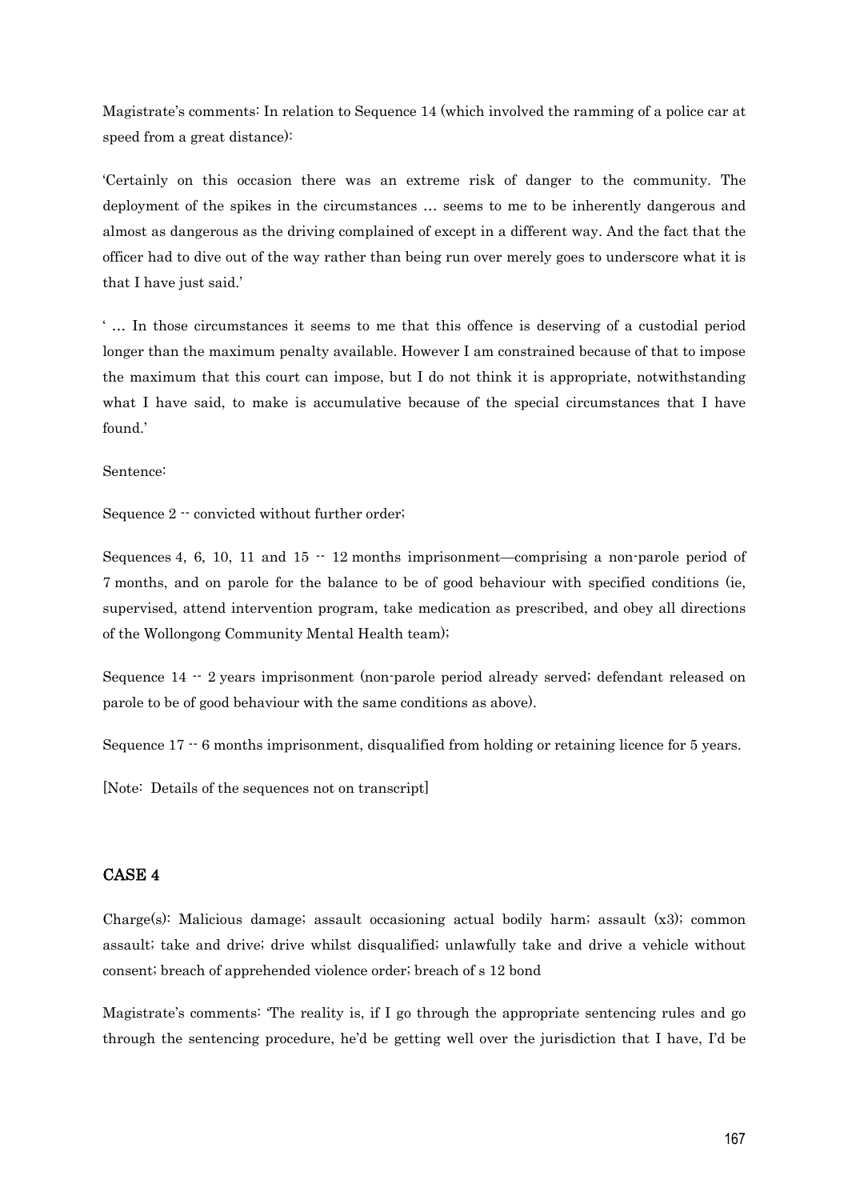Magistrate's comments: In relation to Sequence 14 (which involved the ramming of a police car at speed from a great distance):

'Certainly on this occasion there was an extreme risk of danger to the community. The deployment of the spikes in the circumstances … seems to me to be inherently dangerous and almost as dangerous as the driving complained of except in a different way. And the fact that the officer had to dive out of the way rather than being run over merely goes to underscore what it is that I have just said.'

' … In those circumstances it seems to me that this offence is deserving of a custodial period longer than the maximum penalty available. However I am constrained because of that to impose the maximum that this court can impose, but I do not think it is appropriate, notwithstanding what I have said, to make is accumulative because of the special circumstances that I have found.'

Sentence:

Sequence 2 -- convicted without further order;

Sequences 4, 6, 10, 11 and 15 -- 12 months imprisonment—comprising a non-parole period of 7 months, and on parole for the balance to be of good behaviour with specified conditions (ie, supervised, attend intervention program, take medication as prescribed, and obey all directions of the Wollongong Community Mental Health team);

Sequence 14 -- 2 years imprisonment (non-parole period already served; defendant released on parole to be of good behaviour with the same conditions as above).

Sequence 17 -- 6 months imprisonment, disqualified from holding or retaining licence for 5 years.

[Note: Details of the sequences not on transcript]

## CASE 4

Charge(s): Malicious damage; assault occasioning actual bodily harm; assault (x3); common assault; take and drive; drive whilst disqualified; unlawfully take and drive a vehicle without consent; breach of apprehended violence order; breach of s 12 bond

Magistrate's comments: 'The reality is, if I go through the appropriate sentencing rules and go through the sentencing procedure, he'd be getting well over the jurisdiction that I have, I'd be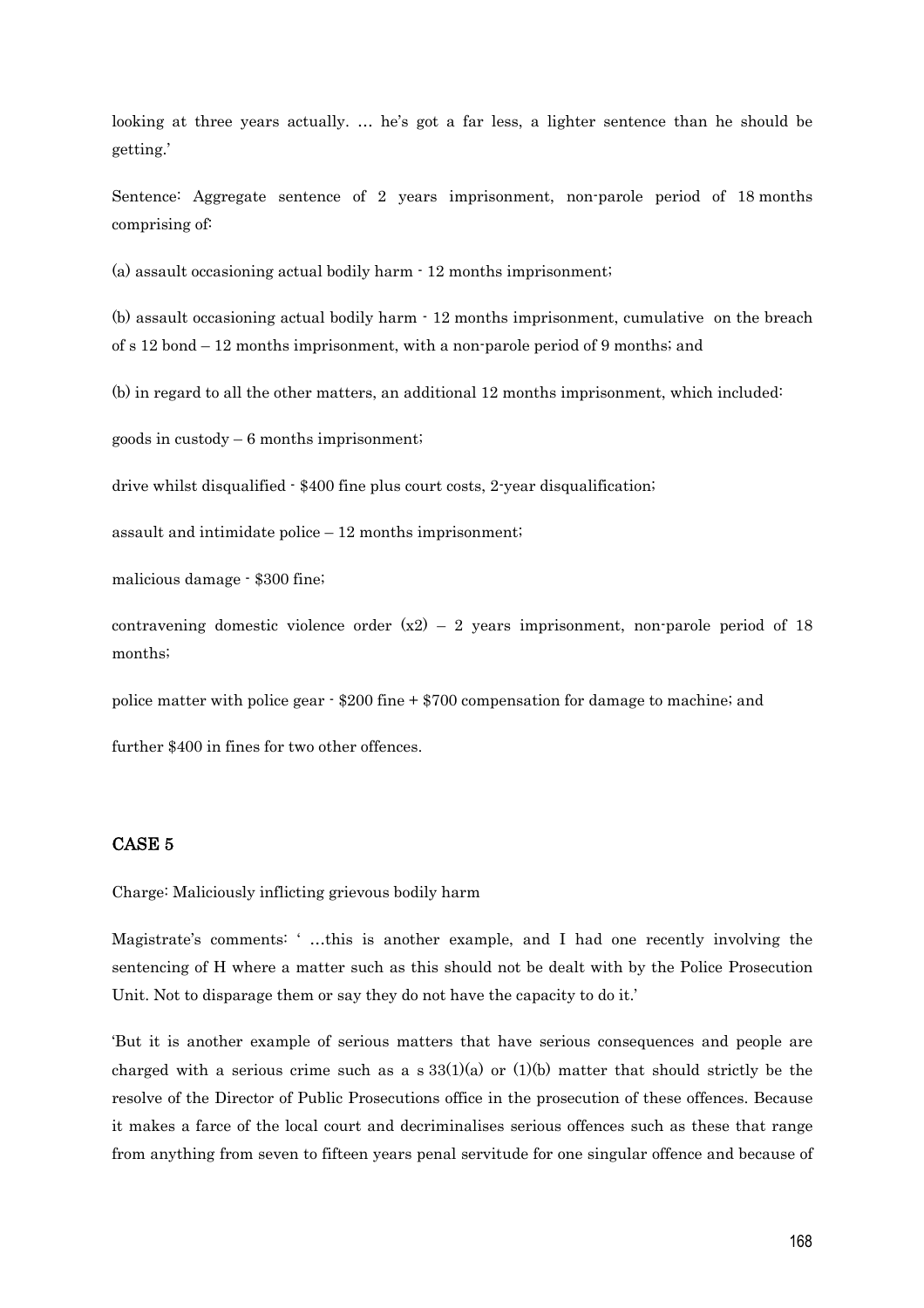looking at three years actually. … he's got a far less, a lighter sentence than he should be getting.'

Sentence: Aggregate sentence of 2 years imprisonment, non-parole period of 18 months comprising of:

(a) assault occasioning actual bodily harm - 12 months imprisonment;

(b) assault occasioning actual bodily harm - 12 months imprisonment, cumulative on the breach of s 12 bond – 12 months imprisonment, with a non-parole period of 9 months; and

(b) in regard to all the other matters, an additional 12 months imprisonment, which included:

goods in custody – 6 months imprisonment;

drive whilst disqualified - $400 fine plus court costs, 2-year disqualification;

assault and intimidate police – 12 months imprisonment;

malicious damage - $300 fine;

contravening domestic violence order (x2) – 2 years imprisonment, non-parole period of 18 months;

police matter with police gear - $200 fine + $700 compensation for damage to machine; and

further $400 in fines for two other offences.

## CASE 5

Charge: Maliciously inflicting grievous bodily harm

Magistrate's comments: ' …this is another example, and I had one recently involving the sentencing of H where a matter such as this should not be dealt with by the Police Prosecution Unit. Not to disparage them or say they do not have the capacity to do it.'

'But it is another example of serious matters that have serious consequences and people are charged with a serious crime such as a s 33(1)(a) or (1)(b) matter that should strictly be the resolve of the Director of Public Prosecutions office in the prosecution of these offences. Because it makes a farce of the local court and decriminalises serious offences such as these that range from anything from seven to fifteen years penal servitude for one singular offence and because of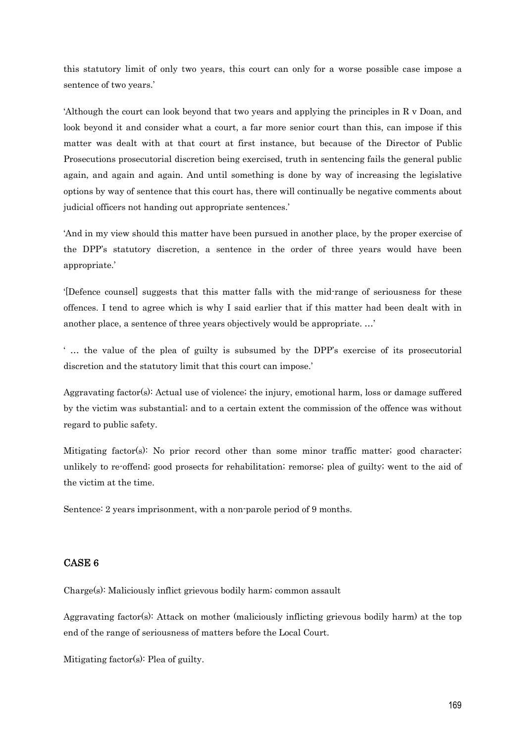this statutory limit of only two years, this court can only for a worse possible case impose a sentence of two years.'

'Although the court can look beyond that two years and applying the principles in R v Doan, and look beyond it and consider what a court, a far more senior court than this, can impose if this matter was dealt with at that court at first instance, but because of the Director of Public Prosecutions prosecutorial discretion being exercised, truth in sentencing fails the general public again, and again and again. And until something is done by way of increasing the legislative options by way of sentence that this court has, there will continually be negative comments about judicial officers not handing out appropriate sentences.'

'And in my view should this matter have been pursued in another place, by the proper exercise of the DPP's statutory discretion, a sentence in the order of three years would have been appropriate.'

'[Defence counsel] suggests that this matter falls with the mid-range of seriousness for these offences. I tend to agree which is why I said earlier that if this matter had been dealt with in another place, a sentence of three years objectively would be appropriate. …'

' … the value of the plea of guilty is subsumed by the DPP's exercise of its prosecutorial discretion and the statutory limit that this court can impose.'

Aggravating factor(s): Actual use of violence; the injury, emotional harm, loss or damage suffered by the victim was substantial; and to a certain extent the commission of the offence was without regard to public safety.

Mitigating factor(s): No prior record other than some minor traffic matter; good character; unlikely to re-offend; good prosects for rehabilitation; remorse; plea of guilty; went to the aid of the victim at the time.

Sentence: 2 years imprisonment, with a non-parole period of 9 months.

## CASE 6

Charge(s): Maliciously inflict grievous bodily harm; common assault

Aggravating factor(s): Attack on mother (maliciously inflicting grievous bodily harm) at the top end of the range of seriousness of matters before the Local Court.

Mitigating factor(s): Plea of guilty.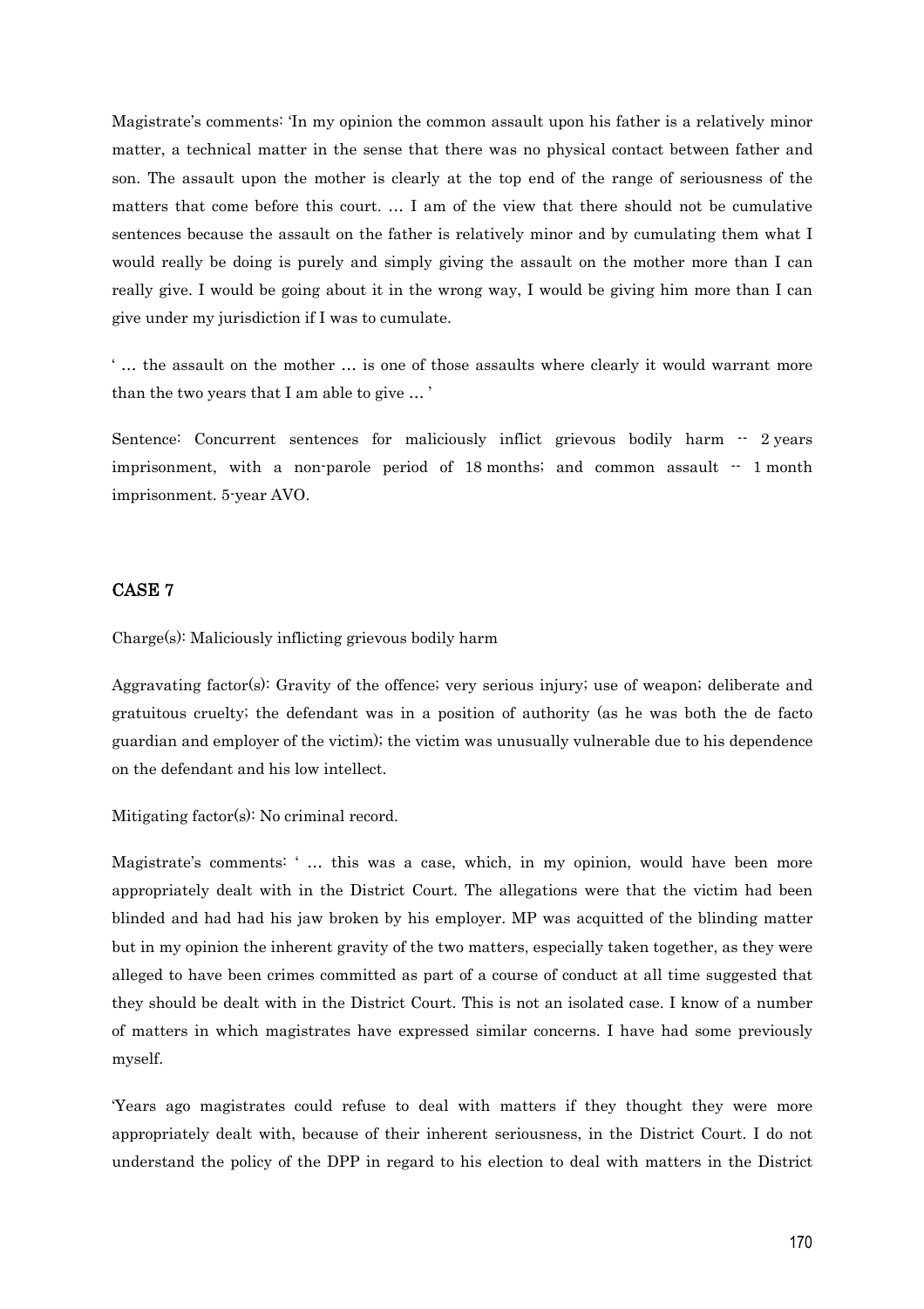Magistrate's comments: 'In my opinion the common assault upon his father is a relatively minor matter, a technical matter in the sense that there was no physical contact between father and son. The assault upon the mother is clearly at the top end of the range of seriousness of the matters that come before this court. … I am of the view that there should not be cumulative sentences because the assault on the father is relatively minor and by cumulating them what I would really be doing is purely and simply giving the assault on the mother more than I can really give. I would be going about it in the wrong way, I would be giving him more than I can give under my jurisdiction if I was to cumulate.

' … the assault on the mother … is one of those assaults where clearly it would warrant more than the two years that I am able to give … '

Sentence: Concurrent sentences for maliciously inflict grievous bodily harm -- 2 years imprisonment, with a non-parole period of 18 months; and common assault -- 1 month imprisonment. 5-year AVO.

## CASE 7

Charge(s): Maliciously inflicting grievous bodily harm

Aggravating factor(s): Gravity of the offence; very serious injury; use of weapon; deliberate and gratuitous cruelty; the defendant was in a position of authority (as he was both the de facto guardian and employer of the victim); the victim was unusually vulnerable due to his dependence on the defendant and his low intellect.

Mitigating factor(s): No criminal record.

Magistrate's comments: ' … this was a case, which, in my opinion, would have been more appropriately dealt with in the District Court. The allegations were that the victim had been blinded and had had his jaw broken by his employer. MP was acquitted of the blinding matter but in my opinion the inherent gravity of the two matters, especially taken together, as they were alleged to have been crimes committed as part of a course of conduct at all time suggested that they should be dealt with in the District Court. This is not an isolated case. I know of a number of matters in which magistrates have expressed similar concerns. I have had some previously myself.

'Years ago magistrates could refuse to deal with matters if they thought they were more appropriately dealt with, because of their inherent seriousness, in the District Court. I do not understand the policy of the DPP in regard to his election to deal with matters in the District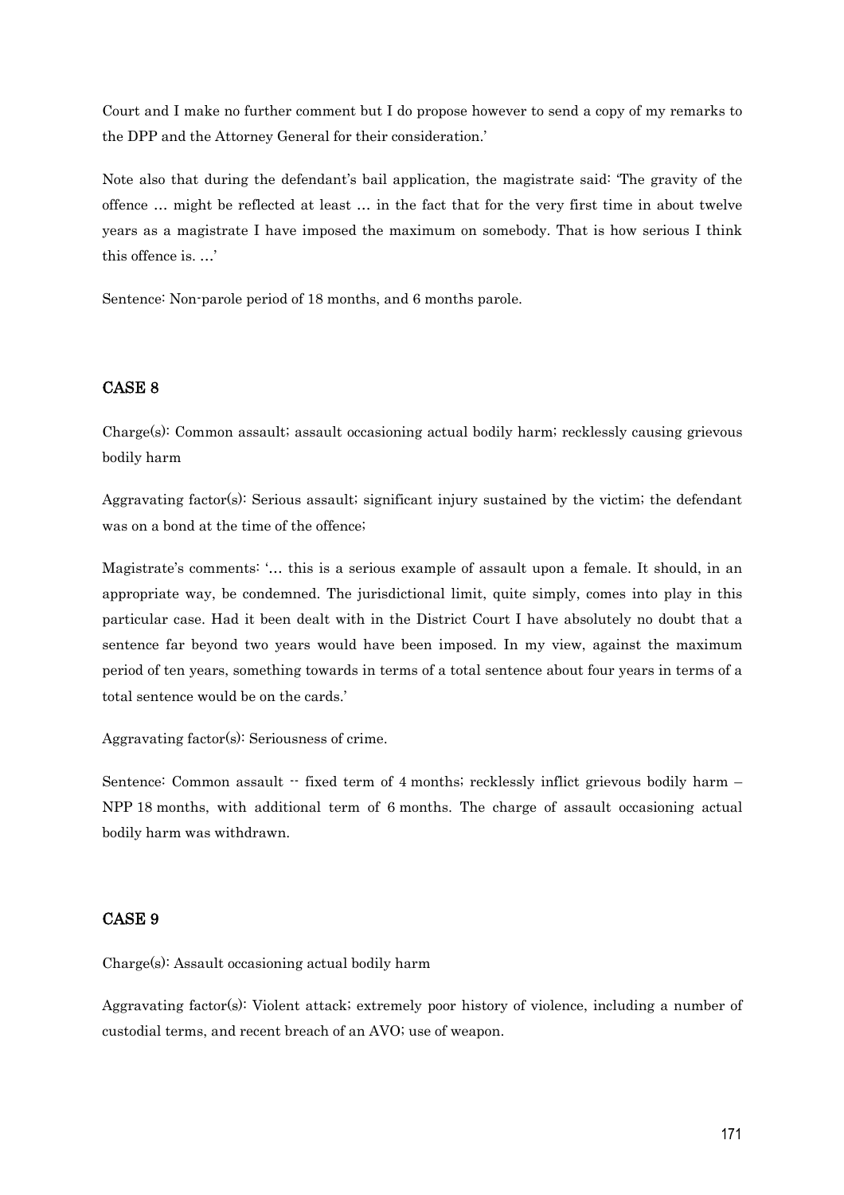Court and I make no further comment but I do propose however to send a copy of my remarks to the DPP and the Attorney General for their consideration.'

Note also that during the defendant's bail application, the magistrate said: 'The gravity of the offence … might be reflected at least … in the fact that for the very first time in about twelve years as a magistrate I have imposed the maximum on somebody. That is how serious I think this offence is. …'

Sentence: Non-parole period of 18 months, and 6 months parole.

## CASE 8

Charge(s): Common assault; assault occasioning actual bodily harm; recklessly causing grievous bodily harm

Aggravating factor(s): Serious assault; significant injury sustained by the victim; the defendant was on a bond at the time of the offence;

Magistrate's comments: '… this is a serious example of assault upon a female. It should, in an appropriate way, be condemned. The jurisdictional limit, quite simply, comes into play in this particular case. Had it been dealt with in the District Court I have absolutely no doubt that a sentence far beyond two years would have been imposed. In my view, against the maximum period of ten years, something towards in terms of a total sentence about four years in terms of a total sentence would be on the cards.'

Aggravating factor(s): Seriousness of crime.

Sentence: Common assault -- fixed term of 4 months; recklessly inflict grievous bodily harm – NPP 18 months, with additional term of 6 months. The charge of assault occasioning actual bodily harm was withdrawn.

## CASE 9

Charge(s): Assault occasioning actual bodily harm

Aggravating factor(s): Violent attack; extremely poor history of violence, including a number of custodial terms, and recent breach of an AVO; use of weapon.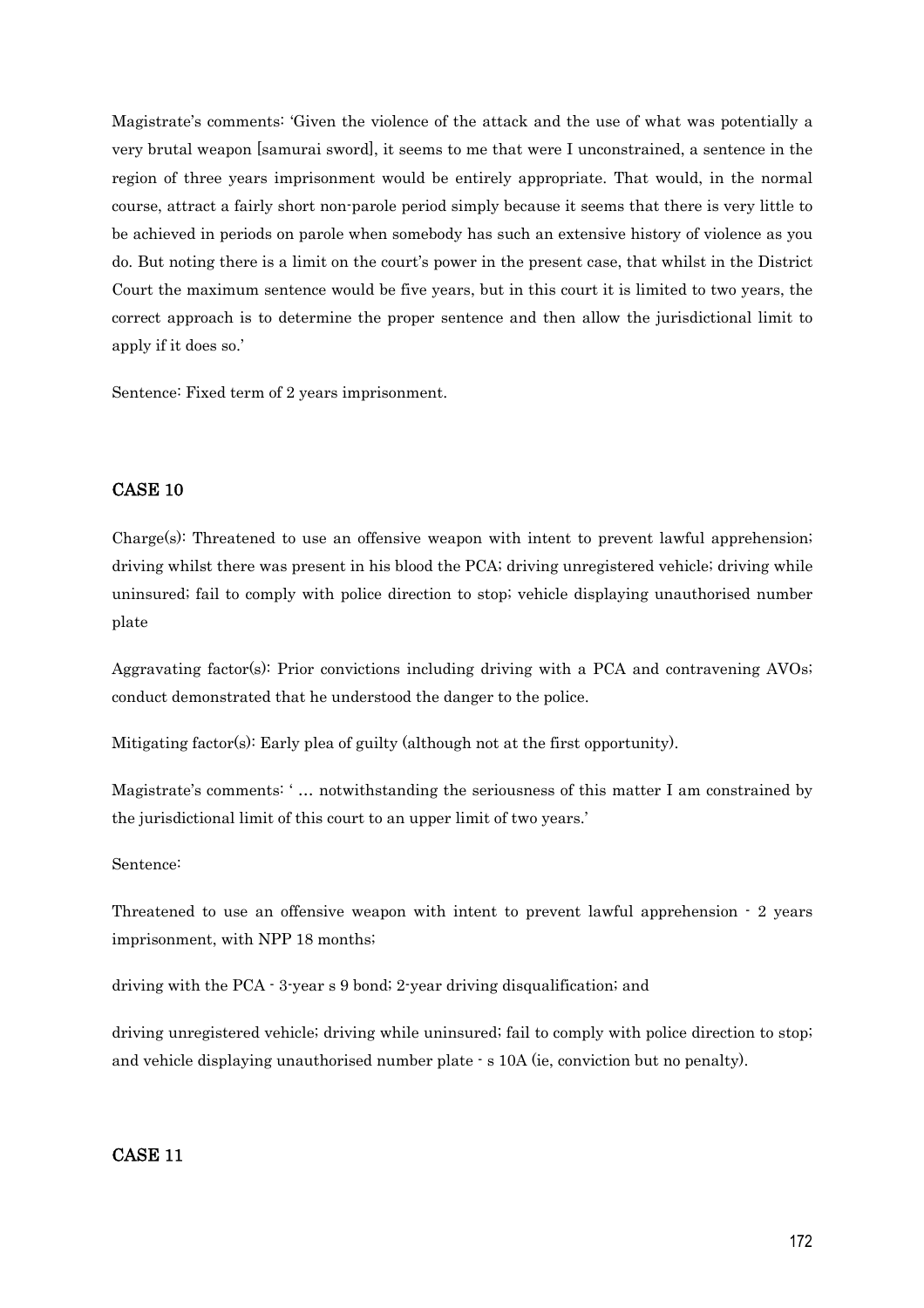Magistrate's comments: 'Given the violence of the attack and the use of what was potentially a very brutal weapon [samurai sword], it seems to me that were I unconstrained, a sentence in the region of three years imprisonment would be entirely appropriate. That would, in the normal course, attract a fairly short non-parole period simply because it seems that there is very little to be achieved in periods on parole when somebody has such an extensive history of violence as you do. But noting there is a limit on the court's power in the present case, that whilst in the District Court the maximum sentence would be five years, but in this court it is limited to two years, the correct approach is to determine the proper sentence and then allow the jurisdictional limit to apply if it does so.'

Sentence: Fixed term of 2 years imprisonment.

## CASE 10

Charge(s): Threatened to use an offensive weapon with intent to prevent lawful apprehension; driving whilst there was present in his blood the PCA; driving unregistered vehicle; driving while uninsured; fail to comply with police direction to stop; vehicle displaying unauthorised number plate

Aggravating factor(s): Prior convictions including driving with a PCA and contravening AVOs; conduct demonstrated that he understood the danger to the police.

Mitigating factor(s): Early plea of guilty (although not at the first opportunity).

Magistrate's comments: ' … notwithstanding the seriousness of this matter I am constrained by the jurisdictional limit of this court to an upper limit of two years.'

Sentence:

Threatened to use an offensive weapon with intent to prevent lawful apprehension - 2 years imprisonment, with NPP 18 months;

driving with the PCA - 3-year s 9 bond; 2-year driving disqualification; and

driving unregistered vehicle; driving while uninsured; fail to comply with police direction to stop; and vehicle displaying unauthorised number plate - s 10A (ie, conviction but no penalty).

## CASE 11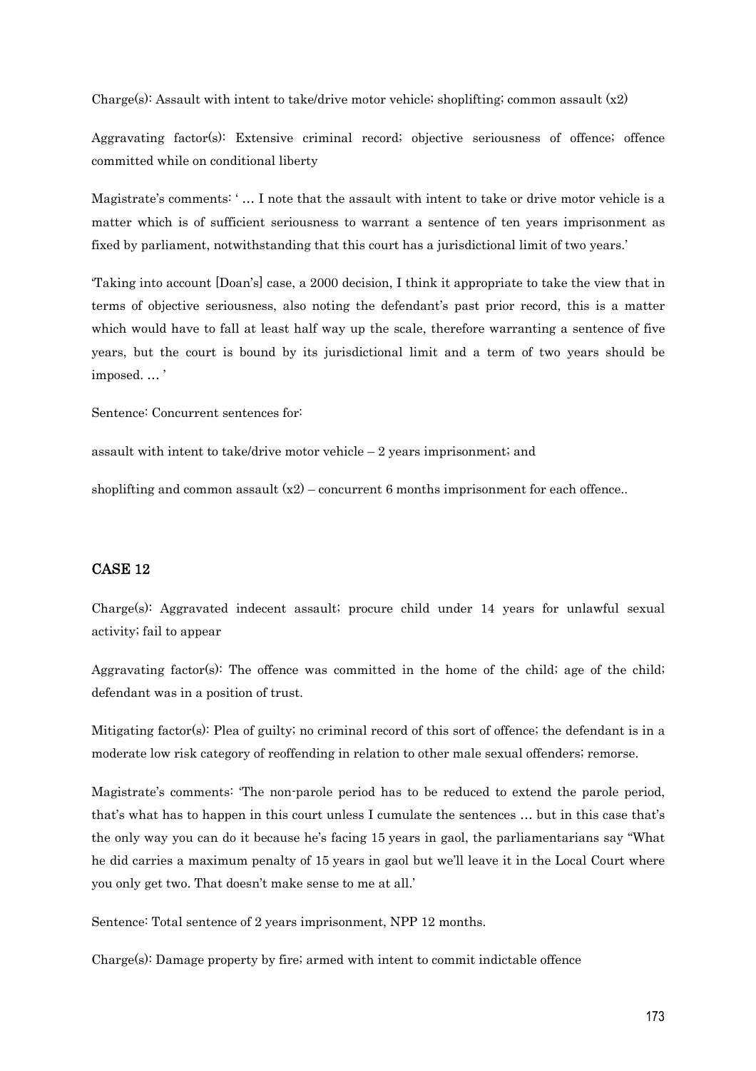Charge(s): Assault with intent to take/drive motor vehicle; shoplifting; common assault (x2)

Aggravating factor(s): Extensive criminal record; objective seriousness of offence; offence committed while on conditional liberty

Magistrate's comments: ' … I note that the assault with intent to take or drive motor vehicle is a matter which is of sufficient seriousness to warrant a sentence of ten years imprisonment as fixed by parliament, notwithstanding that this court has a jurisdictional limit of two years.'

'Taking into account [Doan's] case, a 2000 decision, I think it appropriate to take the view that in terms of objective seriousness, also noting the defendant's past prior record, this is a matter which would have to fall at least half way up the scale, therefore warranting a sentence of five years, but the court is bound by its jurisdictional limit and a term of two years should be imposed. … '

Sentence: Concurrent sentences for:

assault with intent to take/drive motor vehicle – 2 years imprisonment; and

shoplifting and common assault (x2) – concurrent 6 months imprisonment for each offence..

## CASE 12

Charge(s): Aggravated indecent assault; procure child under 14 years for unlawful sexual activity; fail to appear

Aggravating factor(s): The offence was committed in the home of the child; age of the child; defendant was in a position of trust.

Mitigating factor(s): Plea of guilty; no criminal record of this sort of offence; the defendant is in a moderate low risk category of reoffending in relation to other male sexual offenders; remorse.

Magistrate's comments: 'The non-parole period has to be reduced to extend the parole period, that's what has to happen in this court unless I cumulate the sentences … but in this case that's the only way you can do it because he's facing 15 years in gaol, the parliamentarians say "What he did carries a maximum penalty of 15 years in gaol but we'll leave it in the Local Court where you only get two. That doesn't make sense to me at all.'

Sentence: Total sentence of 2 years imprisonment, NPP 12 months.

Charge(s): Damage property by fire; armed with intent to commit indictable offence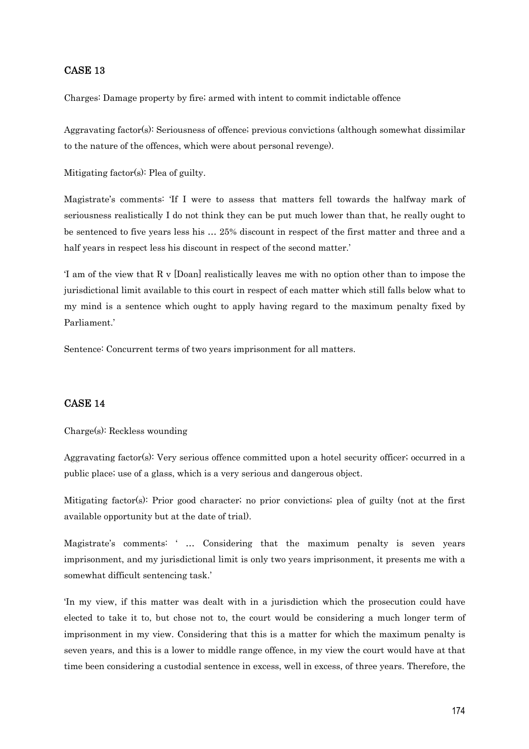## CASE 13

Charges: Damage property by fire; armed with intent to commit indictable offence

Aggravating factor(s): Seriousness of offence; previous convictions (although somewhat dissimilar to the nature of the offences, which were about personal revenge).

Mitigating factor(s): Plea of guilty.

Magistrate's comments: 'If I were to assess that matters fell towards the halfway mark of seriousness realistically I do not think they can be put much lower than that, he really ought to be sentenced to five years less his … 25% discount in respect of the first matter and three and a half years in respect less his discount in respect of the second matter.'

'I am of the view that R v [Doan] realistically leaves me with no option other than to impose the jurisdictional limit available to this court in respect of each matter which still falls below what to my mind is a sentence which ought to apply having regard to the maximum penalty fixed by Parliament.'

Sentence: Concurrent terms of two years imprisonment for all matters.

## CASE 14

Charge(s): Reckless wounding

Aggravating factor(s): Very serious offence committed upon a hotel security officer; occurred in a public place; use of a glass, which is a very serious and dangerous object.

Mitigating factor(s): Prior good character; no prior convictions; plea of guilty (not at the first available opportunity but at the date of trial).

Magistrate's comments: ' … Considering that the maximum penalty is seven years imprisonment, and my jurisdictional limit is only two years imprisonment, it presents me with a somewhat difficult sentencing task.'

'In my view, if this matter was dealt with in a jurisdiction which the prosecution could have elected to take it to, but chose not to, the court would be considering a much longer term of imprisonment in my view. Considering that this is a matter for which the maximum penalty is seven years, and this is a lower to middle range offence, in my view the court would have at that time been considering a custodial sentence in excess, well in excess, of three years. Therefore, the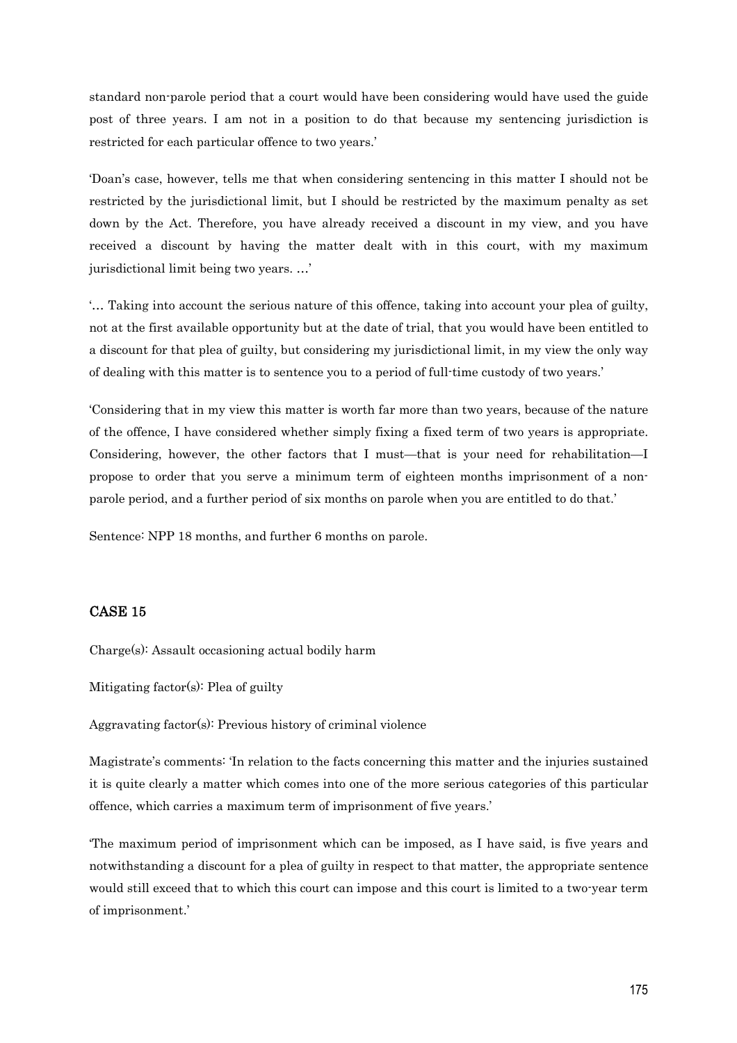standard non-parole period that a court would have been considering would have used the guide post of three years. I am not in a position to do that because my sentencing jurisdiction is restricted for each particular offence to two years.'

'Doan's case, however, tells me that when considering sentencing in this matter I should not be restricted by the jurisdictional limit, but I should be restricted by the maximum penalty as set down by the Act. Therefore, you have already received a discount in my view, and you have received a discount by having the matter dealt with in this court, with my maximum jurisdictional limit being two years. …'

'… Taking into account the serious nature of this offence, taking into account your plea of guilty, not at the first available opportunity but at the date of trial, that you would have been entitled to a discount for that plea of guilty, but considering my jurisdictional limit, in my view the only way of dealing with this matter is to sentence you to a period of full-time custody of two years.'

'Considering that in my view this matter is worth far more than two years, because of the nature of the offence, I have considered whether simply fixing a fixed term of two years is appropriate. Considering, however, the other factors that I must—that is your need for rehabilitation—I propose to order that you serve a minimum term of eighteen months imprisonment of a non-parole period, and a further period of six months on parole when you are entitled to do that.'

Sentence: NPP 18 months, and further 6 months on parole.

### CASE 15

Charge(s): Assault occasioning actual bodily harm

Mitigating factor(s): Plea of guilty

Aggravating factor(s): Previous history of criminal violence

Magistrate's comments: 'In relation to the facts concerning this matter and the injuries sustained it is quite clearly a matter which comes into one of the more serious categories of this particular offence, which carries a maximum term of imprisonment of five years.'

'The maximum period of imprisonment which can be imposed, as I have said, is five years and notwithstanding a discount for a plea of guilty in respect to that matter, the appropriate sentence would still exceed that to which this court can impose and this court is limited to a two-year term of imprisonment.'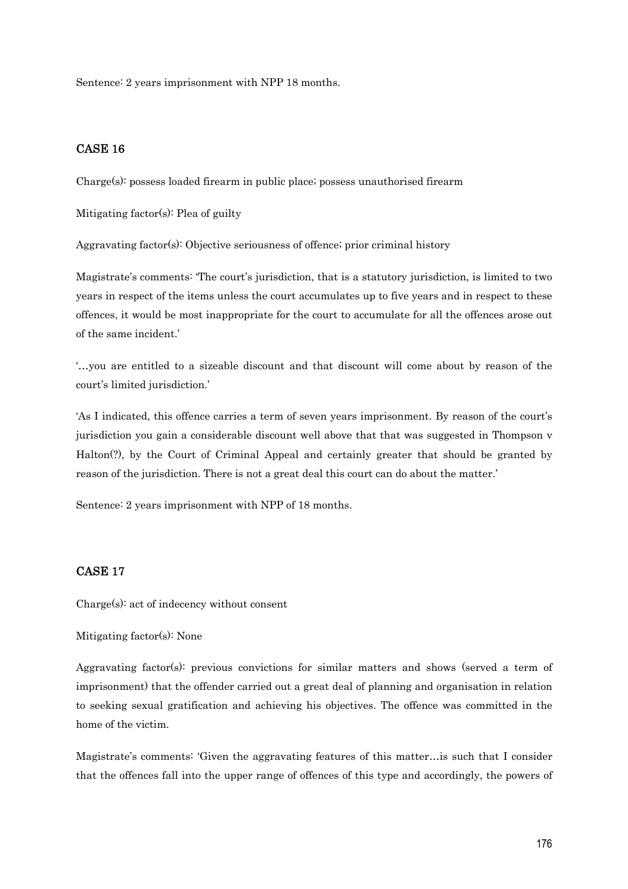Sentence: 2 years imprisonment with NPP 18 months.

## CASE 16

Charge(s): possess loaded firearm in public place; possess unauthorised firearm

Mitigating factor(s): Plea of guilty

Aggravating factor(s): Objective seriousness of offence; prior criminal history

Magistrate's comments: 'The court's jurisdiction, that is a statutory jurisdiction, is limited to two years in respect of the items unless the court accumulates up to five years and in respect to these offences, it would be most inappropriate for the court to accumulate for all the offences arose out of the same incident.'

'…you are entitled to a sizeable discount and that discount will come about by reason of the court's limited jurisdiction.'

'As I indicated, this offence carries a term of seven years imprisonment. By reason of the court's jurisdiction you gain a considerable discount well above that that was suggested in Thompson v Halton(?), by the Court of Criminal Appeal and certainly greater that should be granted by reason of the jurisdiction. There is not a great deal this court can do about the matter.'

Sentence: 2 years imprisonment with NPP of 18 months.

## CASE 17

Charge(s): act of indecency without consent

Mitigating factor(s): None

Aggravating factor(s): previous convictions for similar matters and shows (served a term of imprisonment) that the offender carried out a great deal of planning and organisation in relation to seeking sexual gratification and achieving his objectives. The offence was committed in the home of the victim.

Magistrate's comments: 'Given the aggravating features of this matter…is such that I consider that the offences fall into the upper range of offences of this type and accordingly, the powers of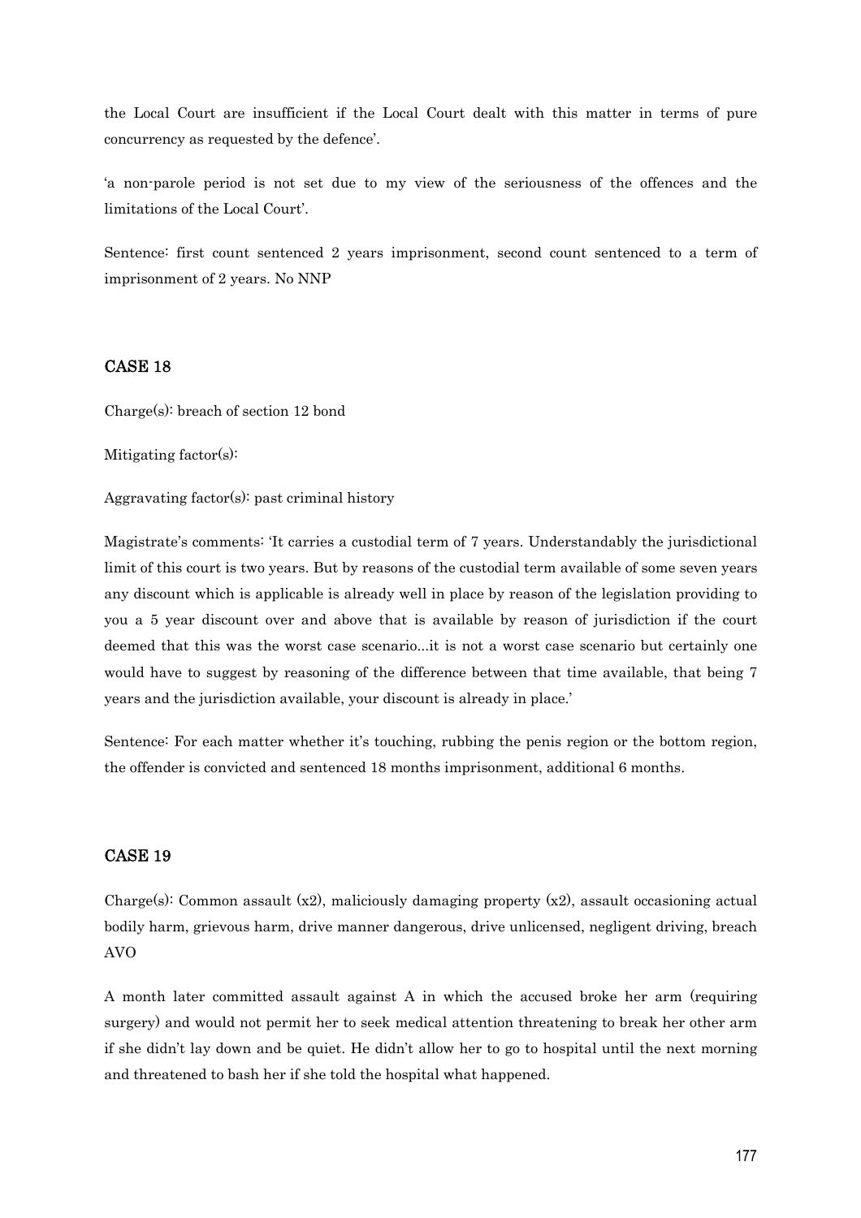the Local Court are insufficient if the Local Court dealt with this matter in terms of pure concurrency as requested by the defence'.

'a non-parole period is not set due to my view of the seriousness of the offences and the limitations of the Local Court'.

Sentence: first count sentenced 2 years imprisonment, second count sentenced to a term of imprisonment of 2 years. No NNP

## CASE 18

Charge(s): breach of section 12 bond

Mitigating factor(s):

Aggravating factor(s): past criminal history

Magistrate's comments: 'It carries a custodial term of 7 years. Understandably the jurisdictional limit of this court is two years. But by reasons of the custodial term available of some seven years any discount which is applicable is already well in place by reason of the legislation providing to you a 5 year discount over and above that is available by reason of jurisdiction if the court deemed that this was the worst case scenario...it is not a worst case scenario but certainly one would have to suggest by reasoning of the difference between that time available, that being 7 years and the jurisdiction available, your discount is already in place.'

Sentence: For each matter whether it's touching, rubbing the penis region or the bottom region, the offender is convicted and sentenced 18 months imprisonment, additional 6 months.

## CASE 19

Charge(s): Common assault (x2), maliciously damaging property (x2), assault occasioning actual bodily harm, grievous harm, drive manner dangerous, drive unlicensed, negligent driving, breach AVO

A month later committed assault against A in which the accused broke her arm (requiring surgery) and would not permit her to seek medical attention threatening to break her other arm if she didn't lay down and be quiet. He didn't allow her to go to hospital until the next morning and threatened to bash her if she told the hospital what happened.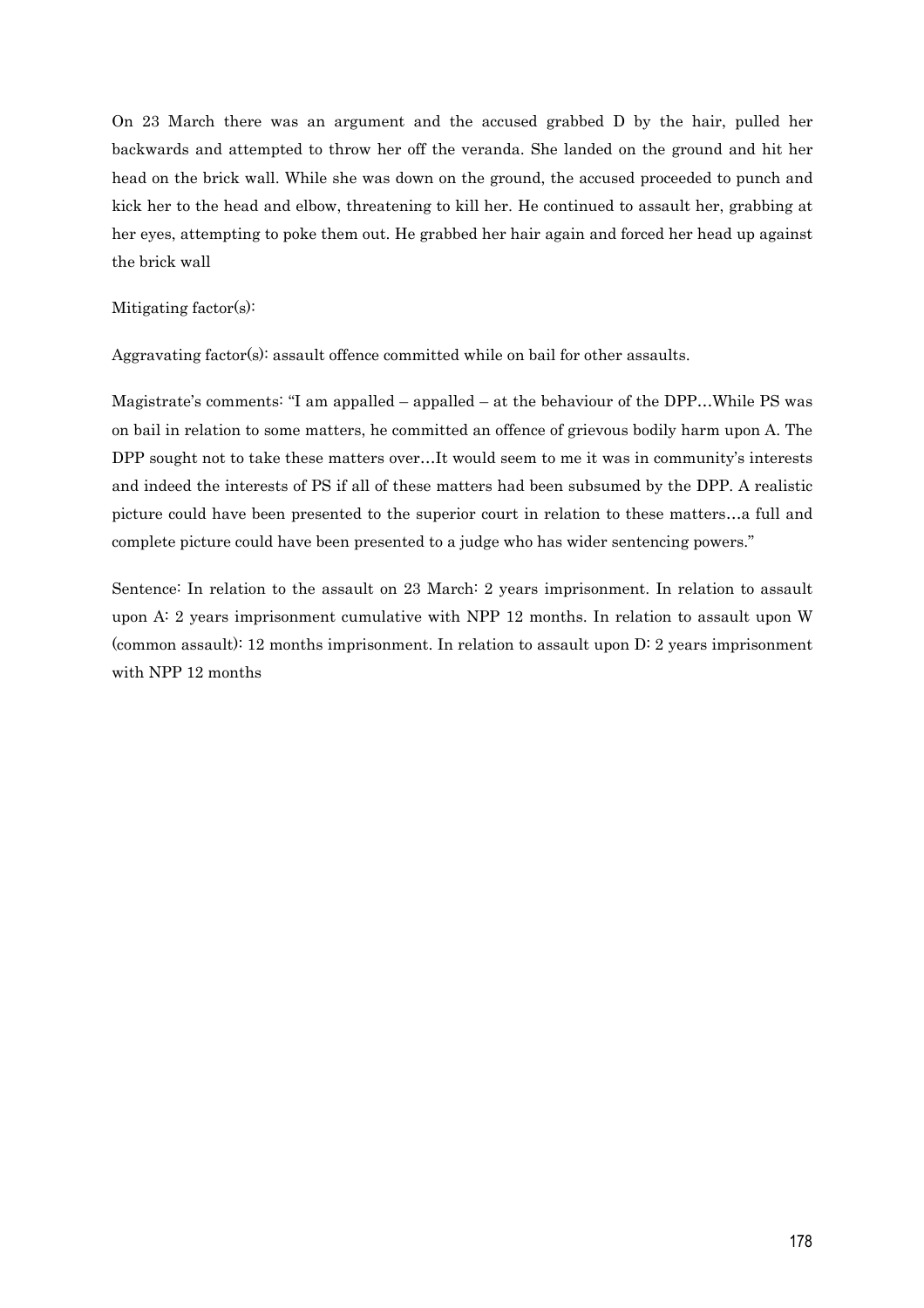On 23 March there was an argument and the accused grabbed D by the hair, pulled her backwards and attempted to throw her off the veranda. She landed on the ground and hit her head on the brick wall. While she was down on the ground, the accused proceeded to punch and kick her to the head and elbow, threatening to kill her. He continued to assault her, grabbing at her eyes, attempting to poke them out. He grabbed her hair again and forced her head up against the brick wall

Mitigating factor(s):

Aggravating factor(s): assault offence committed while on bail for other assaults.

Magistrate's comments: "I am appalled – appalled – at the behaviour of the DPP…While PS was on bail in relation to some matters, he committed an offence of grievous bodily harm upon A. The DPP sought not to take these matters over…It would seem to me it was in community's interests and indeed the interests of PS if all of these matters had been subsumed by the DPP. A realistic picture could have been presented to the superior court in relation to these matters…a full and complete picture could have been presented to a judge who has wider sentencing powers."

Sentence: In relation to the assault on 23 March: 2 years imprisonment. In relation to assault upon A: 2 years imprisonment cumulative with NPP 12 months. In relation to assault upon W (common assault): 12 months imprisonment. In relation to assault upon D: 2 years imprisonment with NPP 12 months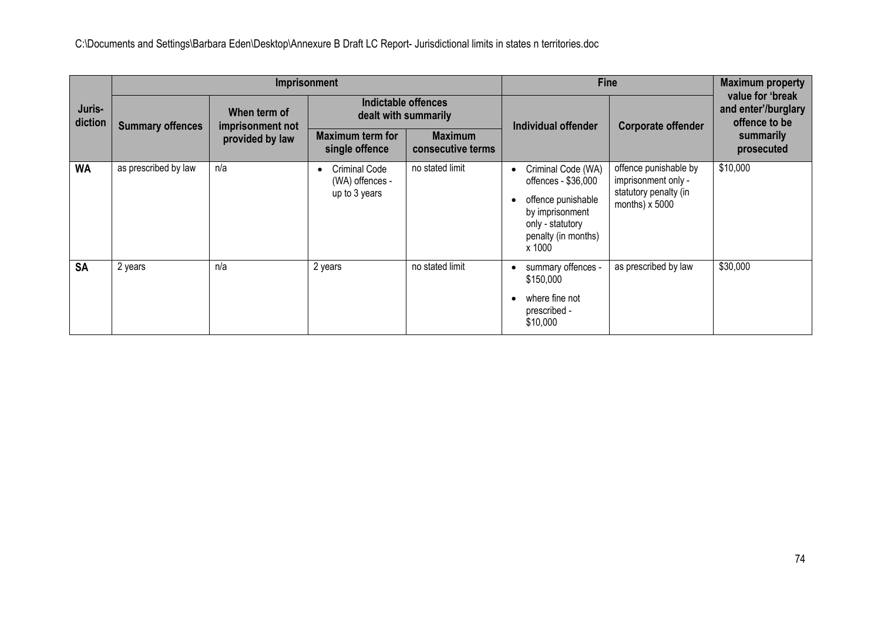C:\Documents and Settings\Barbara Eden\Desktop\Annexure B Draft LC Report- Jurisdictional limits in states n territories.doc

| Juris-diction | Imprisonment | | | | Fine | | Maximum property value for 'break and enter'/burglary offence to be summarily prosecuted |
|---|---|---|---|---|---|---|---|
| | Summary offences | When term of imprisonment not provided by law | Indictable offences dealt with summarily | | Individual offender | Corporate offender | |
| | | | Maximum term for single offence | Maximum consecutive terms | | | |
| **WA** | as prescribed by law | n/a | • Criminal Code (WA) offences - up to 3 years | no stated limit | • Criminal Code (WA) offences - $36,000<br>• offence punishable by imprisonment only - statutory penalty (in months) x 1000 | offence punishable by imprisonment only - statutory penalty (in months) x 5000 | $10,000 |
| **SA** | 2 years | n/a | 2 years | no stated limit | • summary offences - $150,000<br>• where fine not prescribed - $10,000 | as prescribed by law | $30,000 |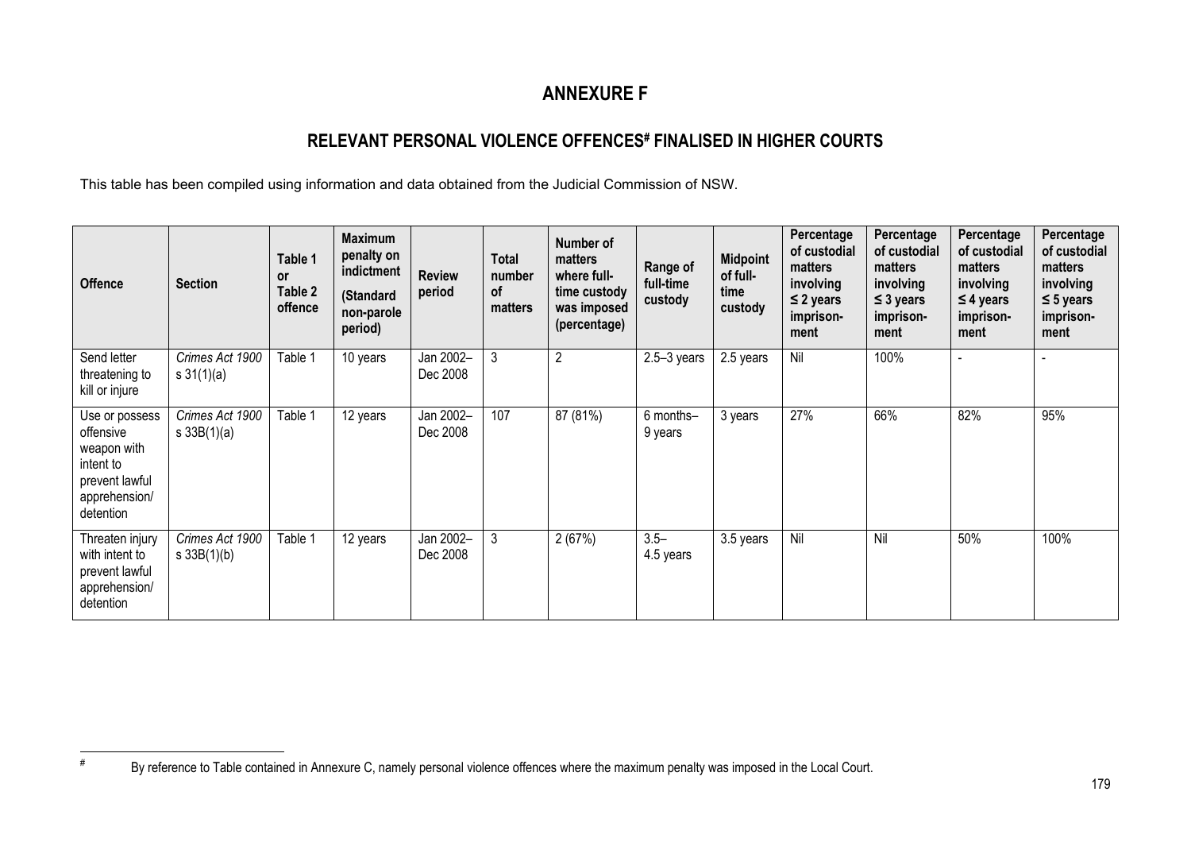# ANNEXURE F

## RELEVANT PERSONAL VIOLENCE OFFENCES[#] FINALISED IN HIGHER COURTS

This table has been compiled using information and data obtained from the Judicial Commission of NSW.

| Offence | Section | Table 1 or Table 2 offence | Maximum penalty on indictment (Standard non-parole period) | Review period | Total number of matters | Number of matters where full-time custody was imposed (percentage) | Range of full-time custody | Midpoint of full-time custody | Percentage of custodial matters involving ≤ 2 years imprison-ment | Percentage of custodial matters involving ≤ 3 years imprison-ment | Percentage of custodial matters involving ≤ 4 years imprison-ment | Percentage of custodial matters involving ≤ 5 years imprison-ment |
|---|---|---|---|---|---|---|---|---|---|---|---|---|
| Send letter threatening to kill or injure | *Crimes Act 1900* s 31(1)(a) | Table 1 | 10 years | Jan 2002–Dec 2008 | 3 | 2 | 2.5–3 years | 2.5 years | Nil | 100% | - | - |
| Use or possess offensive weapon with intent to prevent lawful apprehension/ detention | *Crimes Act 1900* s 33B(1)(a) | Table 1 | 12 years | Jan 2002–Dec 2008 | 107 | 87 (81%) | 6 months–9 years | 3 years | 27% | 66% | 82% | 95% |
| Threaten injury with intent to prevent lawful apprehension/ detention | *Crimes Act 1900* s 33B(1)(b) | Table 1 | 12 years | Jan 2002–Dec 2008 | 3 | 2 (67%) | 3.5–4.5 years | 3.5 years | Nil | Nil | 50% | 100% |

[#] By reference to Table contained in Annexure C, namely personal violence offences where the maximum penalty was imposed in the Local Court.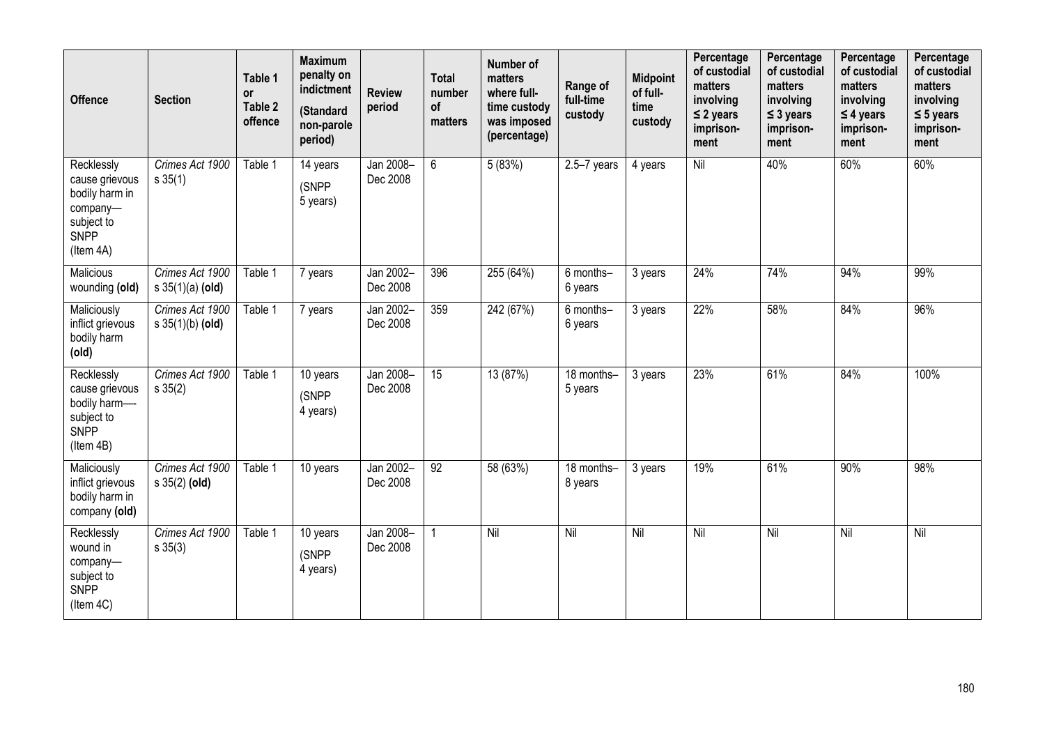| Offence | Section | Table 1 or Table 2 offence | Maximum penalty on indictment (Standard non-parole period) | Review period | Total number of matters | Number of matters where full-time custody was imposed (percentage) | Range of full-time custody | Midpoint of full-time custody | Percentage of custodial matters involving ≤ 2 years imprison-ment | Percentage of custodial matters involving ≤ 3 years imprison-ment | Percentage of custodial matters involving ≤ 4 years imprison-ment | Percentage of custodial matters involving ≤ 5 years imprison-ment |
|---|---|---|---|---|---|---|---|---|---|---|---|---|
| Recklessly cause grievous bodily harm in company—subject to SNPP (Item 4A) | *Crimes Act 1900* s 35(1) | Table 1 | 14 years (SNPP 5 years) | Jan 2008–Dec 2008 | 6 | 5 (83%) | 2.5–7 years | 4 years | Nil | 40% | 60% | 60% |
| Malicious wounding **(old)** | *Crimes Act 1900* s 35(1)(a) **(old)** | Table 1 | 7 years | Jan 2002–Dec 2008 | 396 | 255 (64%) | 6 months–6 years | 3 years | 24% | 74% | 94% | 99% |
| Maliciously inflict grievous bodily harm **(old)** | *Crimes Act 1900* s 35(1)(b) **(old)** | Table 1 | 7 years | Jan 2002–Dec 2008 | 359 | 242 (67%) | 6 months–6 years | 3 years | 22% | 58% | 84% | 96% |
| Recklessly cause grievous bodily harm—subject to SNPP (Item 4B) | *Crimes Act 1900* s 35(2) | Table 1 | 10 years (SNPP 4 years) | Jan 2008–Dec 2008 | 15 | 13 (87%) | 18 months–5 years | 3 years | 23% | 61% | 84% | 100% |
| Maliciously inflict grievous bodily harm in company **(old)** | *Crimes Act 1900* s 35(2) **(old)** | Table 1 | 10 years | Jan 2002–Dec 2008 | 92 | 58 (63%) | 18 months–8 years | 3 years | 19% | 61% | 90% | 98% |
| Recklessly wound in company—subject to SNPP (Item 4C) | *Crimes Act 1900* s 35(3) | Table 1 | 10 years (SNPP 4 years) | Jan 2008–Dec 2008 | 1 | Nil | Nil | Nil | Nil | Nil | Nil | Nil |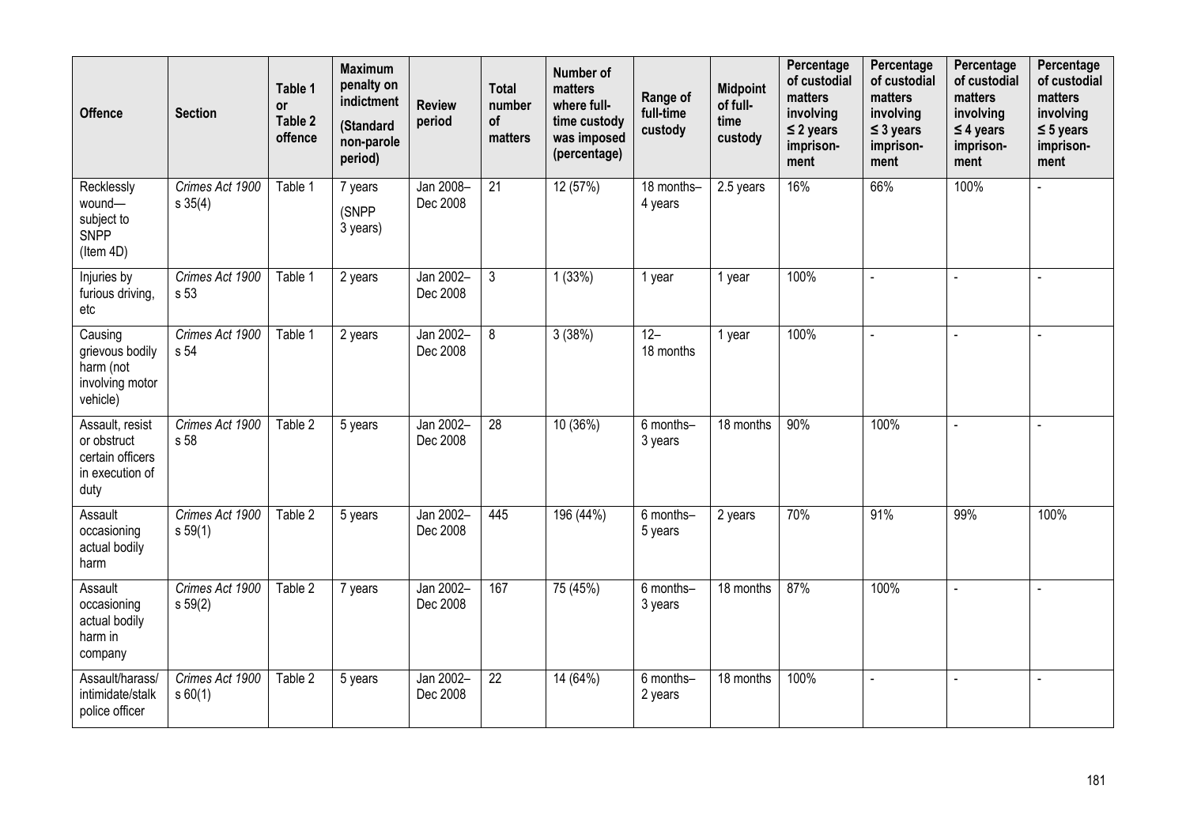| Offence | Section | Table 1 or Table 2 offence | Maximum penalty on indictment (Standard non-parole period) | Review period | Total number of matters | Number of matters where full-time custody was imposed (percentage) | Range of full-time custody | Midpoint of full-time custody | Percentage of custodial matters involving ≤ 2 years imprison-ment | Percentage of custodial matters involving ≤ 3 years imprison-ment | Percentage of custodial matters involving ≤ 4 years imprison-ment | Percentage of custodial matters involving ≤ 5 years imprison-ment |
|---|---|---|---|---|---|---|---|---|---|---|---|---|
| Recklessly wound—subject to SNPP (Item 4D) | *Crimes Act 1900* s 35(4) | Table 1 | 7 years (SNPP 3 years) | Jan 2008–Dec 2008 | 21 | 12 (57%) | 18 months–4 years | 2.5 years | 16% | 66% | 100% | - |
| Injuries by furious driving, etc | *Crimes Act 1900* s 53 | Table 1 | 2 years | Jan 2002–Dec 2008 | 3 | 1 (33%) | 1 year | 1 year | 100% | - | - | - |
| Causing grievous bodily harm (not involving motor vehicle) | *Crimes Act 1900* s 54 | Table 1 | 2 years | Jan 2002–Dec 2008 | 8 | 3 (38%) | 12–18 months | 1 year | 100% | - | - | - |
| Assault, resist or obstruct certain officers in execution of duty | *Crimes Act 1900* s 58 | Table 2 | 5 years | Jan 2002–Dec 2008 | 28 | 10 (36%) | 6 months–3 years | 18 months | 90% | 100% | - | - |
| Assault occasioning actual bodily harm | *Crimes Act 1900* s 59(1) | Table 2 | 5 years | Jan 2002–Dec 2008 | 445 | 196 (44%) | 6 months–5 years | 2 years | 70% | 91% | 99% | 100% |
| Assault occasioning actual bodily harm in company | *Crimes Act 1900* s 59(2) | Table 2 | 7 years | Jan 2002–Dec 2008 | 167 | 75 (45%) | 6 months–3 years | 18 months | 87% | 100% | - | - |
| Assault/harass/intimidate/stalk police officer | *Crimes Act 1900* s 60(1) | Table 2 | 5 years | Jan 2002–Dec 2008 | 22 | 14 (64%) | 6 months–2 years | 18 months | 100% | - | - | - |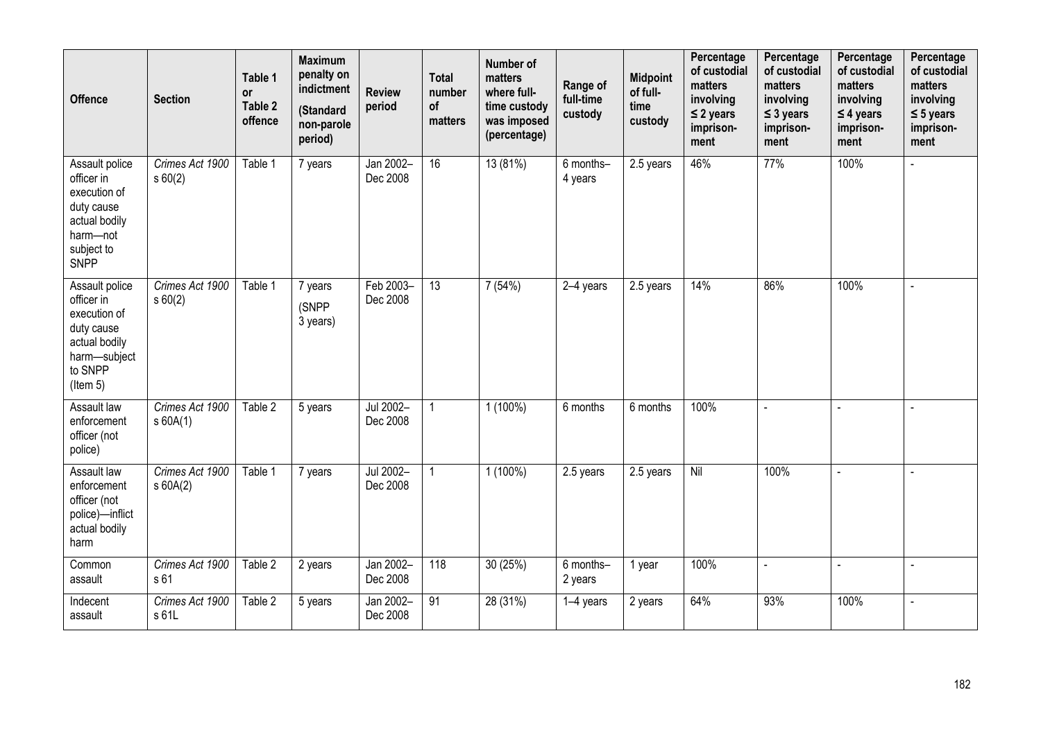| Offence | Section | Table 1 or Table 2 offence | Maximum penalty on indictment (Standard non-parole period) | Review period | Total number of matters | Number of matters where full-time custody was imposed (percentage) | Range of full-time custody | Midpoint of full-time custody | Percentage of custodial matters involving ≤ 2 years imprison-ment | Percentage of custodial matters involving ≤ 3 years imprison-ment | Percentage of custodial matters involving ≤ 4 years imprison-ment | Percentage of custodial matters involving ≤ 5 years imprison-ment |
|---|---|---|---|---|---|---|---|---|---|---|---|---|
| Assault police officer in execution of duty cause actual bodily harm—not subject to SNPP | *Crimes Act 1900* s 60(2) | Table 1 | 7 years | Jan 2002–Dec 2008 | 16 | 13 (81%) | 6 months–4 years | 2.5 years | 46% | 77% | 100% | - |
| Assault police officer in execution of duty cause actual bodily harm—subject to SNPP (Item 5) | *Crimes Act 1900* s 60(2) | Table 1 | 7 years (SNPP 3 years) | Feb 2003–Dec 2008 | 13 | 7 (54%) | 2–4 years | 2.5 years | 14% | 86% | 100% | - |
| Assault law enforcement officer (not police) | *Crimes Act 1900* s 60A(1) | Table 2 | 5 years | Jul 2002–Dec 2008 | 1 | 1 (100%) | 6 months | 6 months | 100% | - | - | - |
| Assault law enforcement officer (not police)—inflict actual bodily harm | *Crimes Act 1900* s 60A(2) | Table 1 | 7 years | Jul 2002–Dec 2008 | 1 | 1 (100%) | 2.5 years | 2.5 years | Nil | 100% | - | - |
| Common assault | *Crimes Act 1900* s 61 | Table 2 | 2 years | Jan 2002–Dec 2008 | 118 | 30 (25%) | 6 months–2 years | 1 year | 100% | - | - | - |
| Indecent assault | *Crimes Act 1900* s 61L | Table 2 | 5 years | Jan 2002–Dec 2008 | 91 | 28 (31%) | 1–4 years | 2 years | 64% | 93% | 100% | - |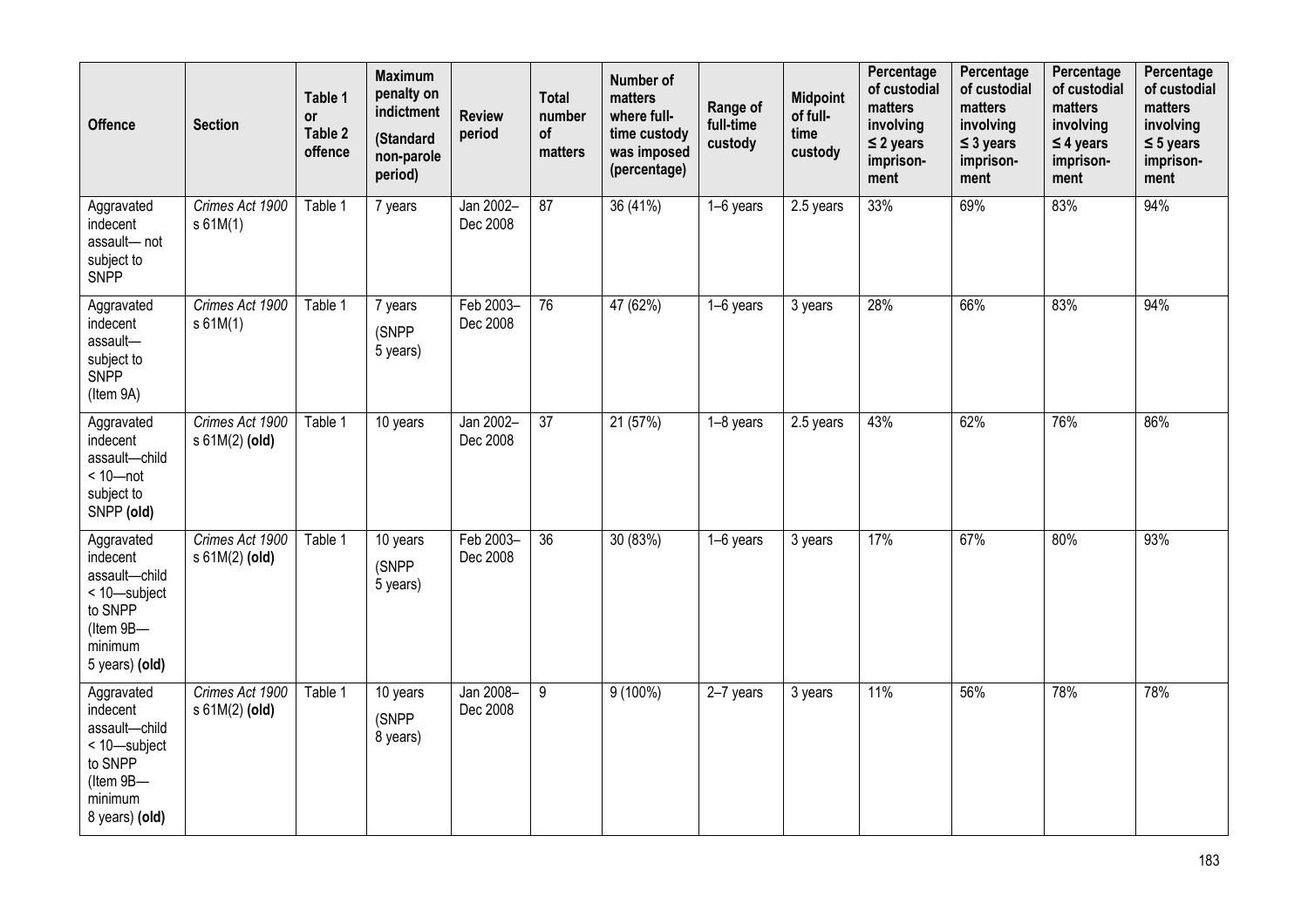| Offence | Section | Table 1 or Table 2 offence | Maximum penalty on indictment (Standard non-parole period) | Review period | Total number of matters | Number of matters where full-time custody was imposed (percentage) | Range of full-time custody | Midpoint of full-time custody | Percentage of custodial matters involving ≤ 2 years imprison-ment | Percentage of custodial matters involving ≤ 3 years imprison-ment | Percentage of custodial matters involving ≤ 4 years imprison-ment | Percentage of custodial matters involving ≤ 5 years imprison-ment |
|---|---|---|---|---|---|---|---|---|---|---|---|---|
| Aggravated indecent assault— not subject to SNPP | *Crimes Act 1900* s 61M(1) | Table 1 | 7 years | Jan 2002–Dec 2008 | 87 | 36 (41%) | 1–6 years | 2.5 years | 33% | 69% | 83% | 94% |
| Aggravated indecent assault—subject to SNPP (Item 9A) | *Crimes Act 1900* s 61M(1) | Table 1 | 7 years (SNPP 5 years) | Feb 2003–Dec 2008 | 76 | 47 (62%) | 1–6 years | 3 years | 28% | 66% | 83% | 94% |
| Aggravated indecent assault—child < 10—not subject to SNPP **(old)** | *Crimes Act 1900* s 61M(2) **(old)** | Table 1 | 10 years | Jan 2002–Dec 2008 | 37 | 21 (57%) | 1–8 years | 2.5 years | 43% | 62% | 76% | 86% |
| Aggravated indecent assault—child < 10—subject to SNPP (Item 9B—minimum 5 years) **(old)** | *Crimes Act 1900* s 61M(2) **(old)** | Table 1 | 10 years (SNPP 5 years) | Feb 2003–Dec 2008 | 36 | 30 (83%) | 1–6 years | 3 years | 17% | 67% | 80% | 93% |
| Aggravated indecent assault—child < 10—subject to SNPP (Item 9B—minimum 8 years) **(old)** | *Crimes Act 1900* s 61M(2) **(old)** | Table 1 | 10 years (SNPP 8 years) | Jan 2008–Dec 2008 | 9 | 9 (100%) | 2–7 years | 3 years | 11% | 56% | 78% | 78% |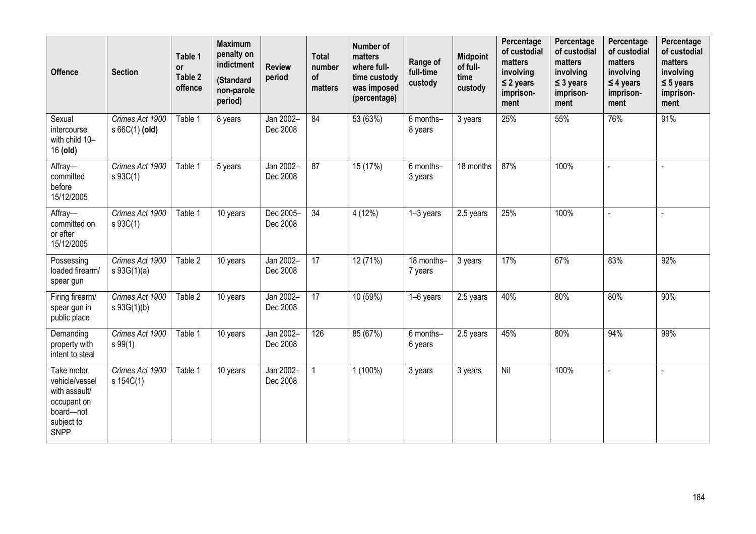| Offence | Section | Table 1 or Table 2 offence | Maximum penalty on indictment (Standard non-parole period) | Review period | Total number of matters | Number of matters where full-time custody was imposed (percentage) | Range of full-time custody | Midpoint of full-time custody | Percentage of custodial matters involving ≤ 2 years imprison-ment | Percentage of custodial matters involving ≤ 3 years imprison-ment | Percentage of custodial matters involving ≤ 4 years imprison-ment | Percentage of custodial matters involving ≤ 5 years imprison-ment |
|---|---|---|---|---|---|---|---|---|---|---|---|---|
| Sexual intercourse with child 10–16 **(old)** | *Crimes Act 1900* s 66C(1) **(old)** | Table 1 | 8 years | Jan 2002–Dec 2008 | 84 | 53 (63%) | 6 months–8 years | 3 years | 25% | 55% | 76% | 91% |
| Affray—committed before 15/12/2005 | *Crimes Act 1900* s 93C(1) | Table 1 | 5 years | Jan 2002–Dec 2008 | 87 | 15 (17%) | 6 months–3 years | 18 months | 87% | 100% | - | - |
| Affray—committed on or after 15/12/2005 | *Crimes Act 1900* s 93C(1) | Table 1 | 10 years | Dec 2005–Dec 2008 | 34 | 4 (12%) | 1–3 years | 2.5 years | 25% | 100% | - | - |
| Possessing loaded firearm/ spear gun | *Crimes Act 1900* s 93G(1)(a) | Table 2 | 10 years | Jan 2002–Dec 2008 | 17 | 12 (71%) | 18 months–7 years | 3 years | 17% | 67% | 83% | 92% |
| Firing firearm/ spear gun in public place | *Crimes Act 1900* s 93G(1)(b) | Table 2 | 10 years | Jan 2002–Dec 2008 | 17 | 10 (59%) | 1–6 years | 2.5 years | 40% | 80% | 80% | 90% |
| Demanding property with intent to steal | *Crimes Act 1900* s 99(1) | Table 1 | 10 years | Jan 2002–Dec 2008 | 126 | 85 (67%) | 6 months–6 years | 2.5 years | 45% | 80% | 94% | 99% |
| Take motor vehicle/vessel with assault/ occupant on board—not subject to SNPP | *Crimes Act 1900* s 154C(1) | Table 1 | 10 years | Jan 2002–Dec 2008 | 1 | 1 (100%) | 3 years | 3 years | Nil | 100% | - | - |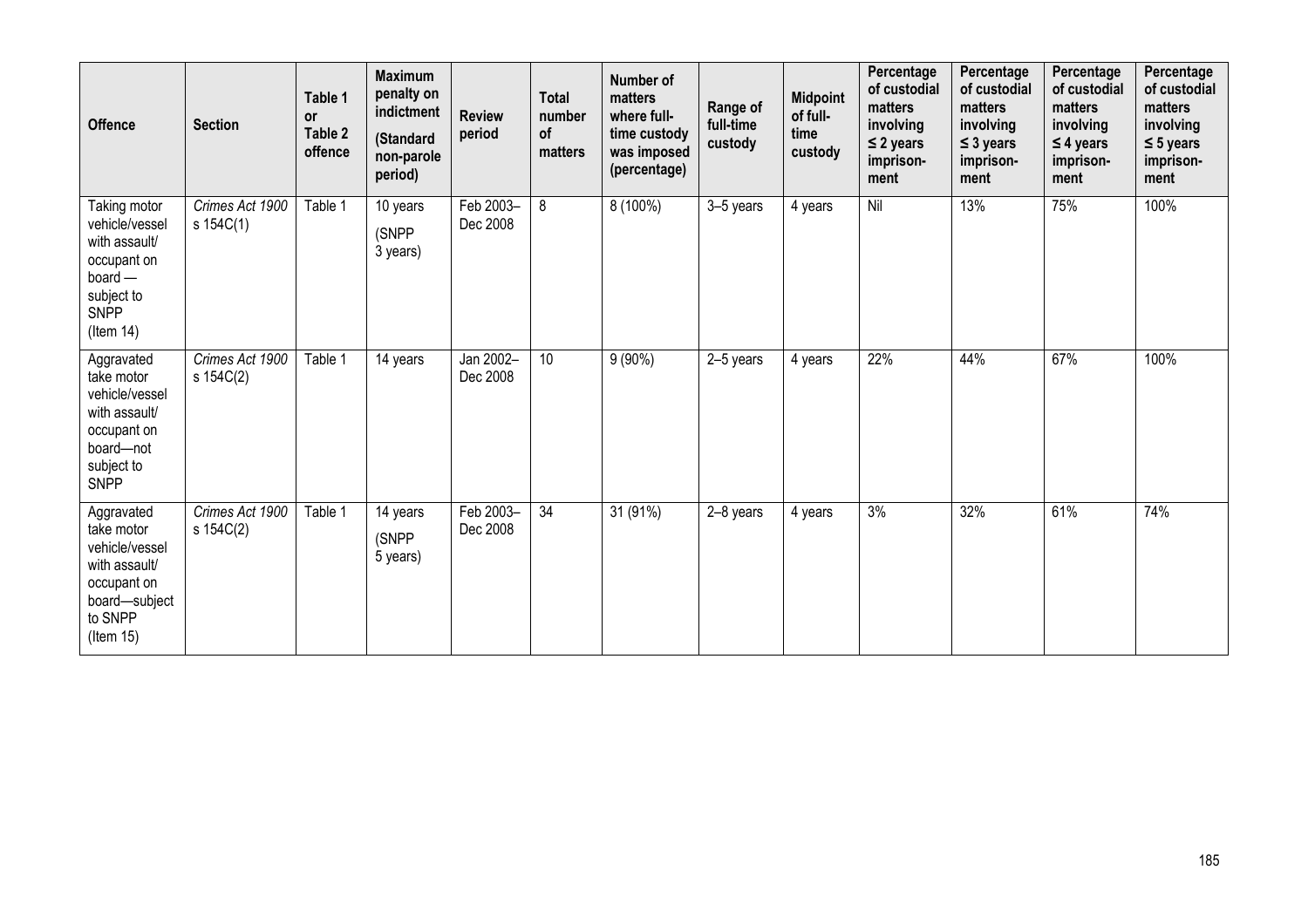| Offence | Section | Table 1 or Table 2 offence | Maximum penalty on indictment (Standard non-parole period) | Review period | Total number of matters | Number of matters where full-time custody was imposed (percentage) | Range of full-time custody | Midpoint of full-time custody | Percentage of custodial matters involving ≤ 2 years imprisonment | Percentage of custodial matters involving ≤ 3 years imprisonment | Percentage of custodial matters involving ≤ 4 years imprisonment | Percentage of custodial matters involving ≤ 5 years imprisonment |
|---|---|---|---|---|---|---|---|---|---|---|---|---|
| Taking motor vehicle/vessel with assault/ occupant on board — subject to SNPP (Item 14) | *Crimes Act 1900* s 154C(1) | Table 1 | 10 years (SNPP 3 years) | Feb 2003–Dec 2008 | 8 | 8 (100%) | 3–5 years | 4 years | Nil | 13% | 75% | 100% |
| Aggravated take motor vehicle/vessel with assault/ occupant on board—not subject to SNPP | *Crimes Act 1900* s 154C(2) | Table 1 | 14 years | Jan 2002–Dec 2008 | 10 | 9 (90%) | 2–5 years | 4 years | 22% | 44% | 67% | 100% |
| Aggravated take motor vehicle/vessel with assault/ occupant on board—subject to SNPP (Item 15) | *Crimes Act 1900* s 154C(2) | Table 1 | 14 years (SNPP 5 years) | Feb 2003–Dec 2008 | 34 | 31 (91%) | 2–8 years | 4 years | 3% | 32% | 61% | 74% |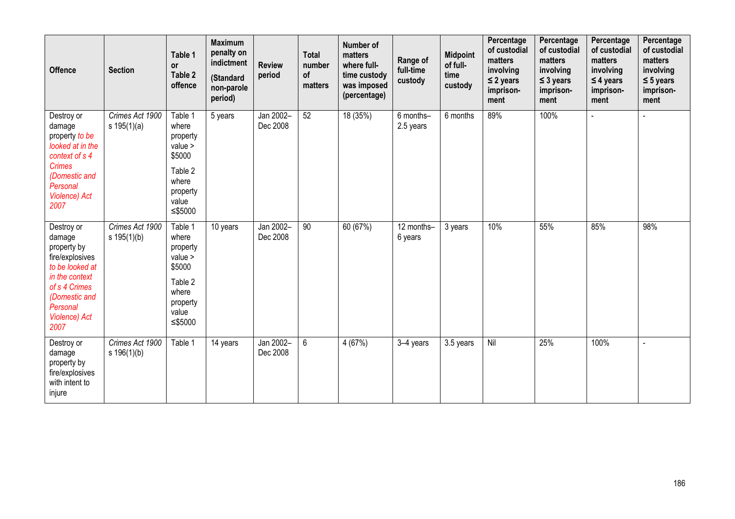| Offence | Section | Table 1 or Table 2 offence | Maximum penalty on indictment (Standard non-parole period) | Review period | Total number of matters | Number of matters where full-time custody was imposed (percentage) | Range of full-time custody | Midpoint of full-time custody | Percentage of custodial matters involving ≤ 2 years imprisonment | Percentage of custodial matters involving ≤ 3 years imprisonment | Percentage of custodial matters involving ≤ 4 years imprisonment | Percentage of custodial matters involving ≤ 5 years imprisonment |
|---|---|---|---|---|---|---|---|---|---|---|---|---|
| Destroy or damage property *to be looked at in the context of s 4 Crimes (Domestic and Personal Violence) Act 2007* | *Crimes Act 1900* s 195(1)(a) | Table 1 where property value > $5000 Table 2 where property value ≤$5000 | 5 years | Jan 2002–Dec 2008 | 52 | 18 (35%) | 6 months–2.5 years | 6 months | 89% | 100% | - | - |
| Destroy or damage property by fire/explosives *to be looked at in the context of s 4 Crimes (Domestic and Personal Violence) Act 2007* | *Crimes Act 1900* s 195(1)(b) | Table 1 where property value > $5000 Table 2 where property value ≤$5000 | 10 years | Jan 2002–Dec 2008 | 90 | 60 (67%) | 12 months–6 years | 3 years | 10% | 55% | 85% | 98% |
| Destroy or damage property by fire/explosives with intent to injure | *Crimes Act 1900* s 196(1)(b) | Table 1 | 14 years | Jan 2002–Dec 2008 | 6 | 4 (67%) | 3–4 years | 3.5 years | Nil | 25% | 100% | - |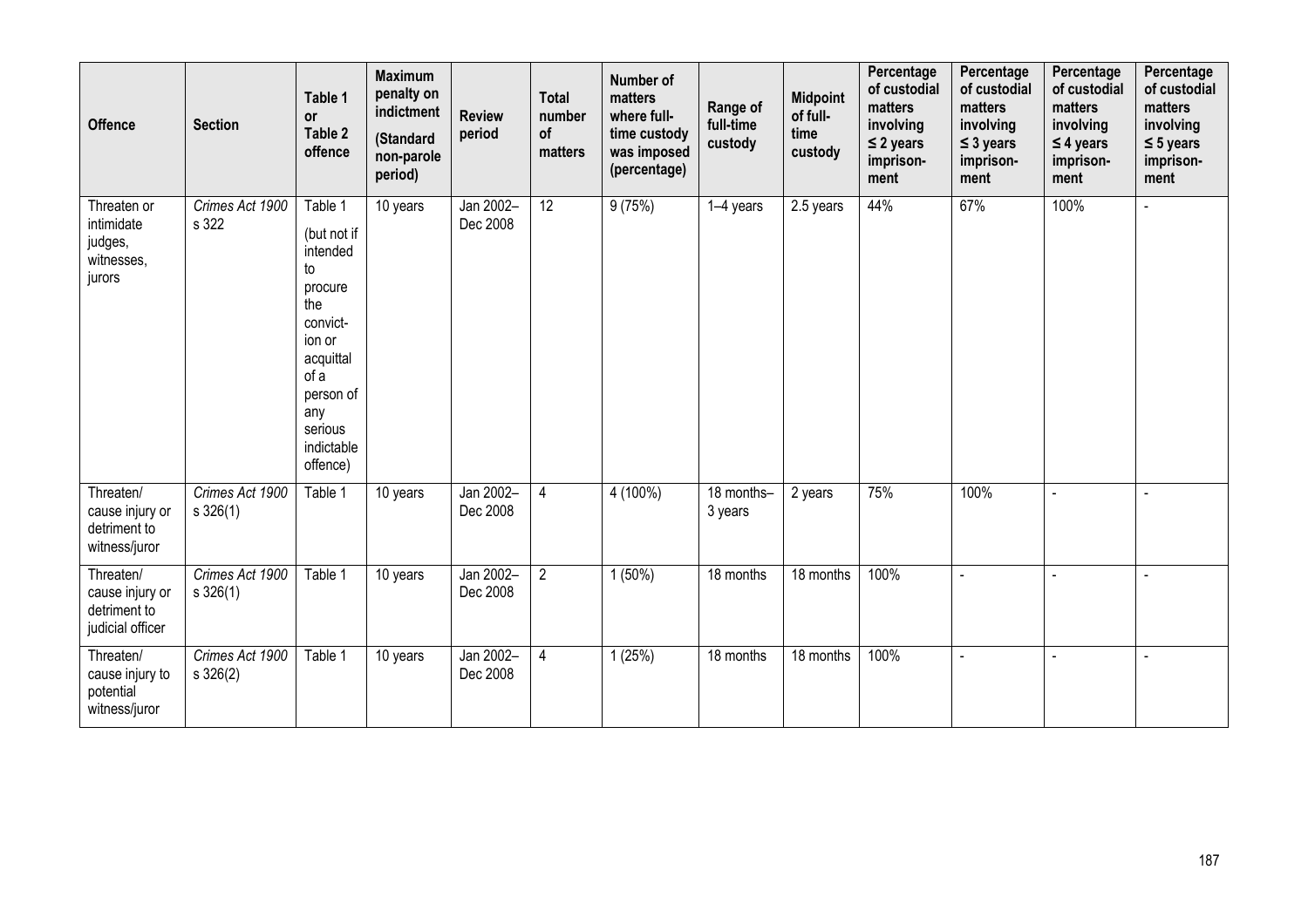| Offence | Section | Table 1 or Table 2 offence | Maximum penalty on indictment (Standard non-parole period) | Review period | Total number of matters | Number of matters where full-time custody was imposed (percentage) | Range of full-time custody | Midpoint of full-time custody | Percentage of custodial matters involving ≤ 2 years imprison-ment | Percentage of custodial matters involving ≤ 3 years imprison-ment | Percentage of custodial matters involving ≤ 4 years imprison-ment | Percentage of custodial matters involving ≤ 5 years imprison-ment |
|---|---|---|---|---|---|---|---|---|---|---|---|---|
| Threaten or intimidate judges, witnesses, jurors | *Crimes Act 1900* s 322 | Table 1 (but not if intended to procure the convict-ion or acquittal of a person of any serious indictable offence) | 10 years | Jan 2002–Dec 2008 | 12 | 9 (75%) | 1–4 years | 2.5 years | 44% | 67% | 100% | - |
| Threaten/ cause injury or detriment to witness/juror | *Crimes Act 1900* s 326(1) | Table 1 | 10 years | Jan 2002–Dec 2008 | 4 | 4 (100%) | 18 months–3 years | 2 years | 75% | 100% | - | - |
| Threaten/ cause injury or detriment to judicial officer | *Crimes Act 1900* s 326(1) | Table 1 | 10 years | Jan 2002–Dec 2008 | 2 | 1 (50%) | 18 months | 18 months | 100% | - | - | - |
| Threaten/ cause injury to potential witness/juror | *Crimes Act 1900* s 326(2) | Table 1 | 10 years | Jan 2002–Dec 2008 | 4 | 1 (25%) | 18 months | 18 months | 100% | - | - | - |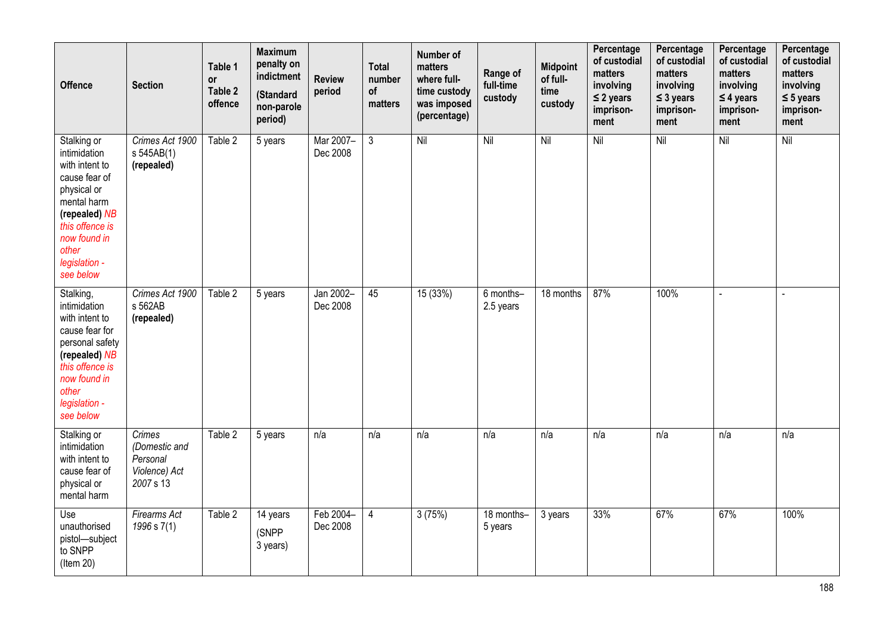| Offence | Section | Table 1 or Table 2 offence | Maximum penalty on indictment (Standard non-parole period) | Review period | Total number of matters | Number of matters where full-time custody was imposed (percentage) | Range of full-time custody | Midpoint of full-time custody | Percentage of custodial matters involving ≤ 2 years imprisonment | Percentage of custodial matters involving ≤ 3 years imprisonment | Percentage of custodial matters involving ≤ 4 years imprisonment | Percentage of custodial matters involving ≤ 5 years imprisonment |
|---|---|---|---|---|---|---|---|---|---|---|---|---|
| Stalking or intimidation with intent to cause fear of physical or mental harm **(repealed)** *NB this offence is now found in other legislation - see below* | *Crimes Act 1900* s 545AB(1) **(repealed)** | Table 2 | 5 years | Mar 2007–Dec 2008 | 3 | Nil | Nil | Nil | Nil | Nil | Nil | Nil |
| Stalking, intimidation with intent to cause fear for personal safety **(repealed)** *NB this offence is now found in other legislation - see below* | *Crimes Act 1900* s 562AB **(repealed)** | Table 2 | 5 years | Jan 2002–Dec 2008 | 45 | 15 (33%) | 6 months–2.5 years | 18 months | 87% | 100% | - | - |
| Stalking or intimidation with intent to cause fear of physical or mental harm | *Crimes (Domestic and Personal Violence) Act 2007* s 13 | Table 2 | 5 years | n/a | n/a | n/a | n/a | n/a | n/a | n/a | n/a | n/a |
| Use unauthorised pistol—subject to SNPP (Item 20) | *Firearms Act 1996* s 7(1) | Table 2 | 14 years (SNPP 3 years) | Feb 2004–Dec 2008 | 4 | 3 (75%) | 18 months–5 years | 3 years | 33% | 67% | 67% | 100% |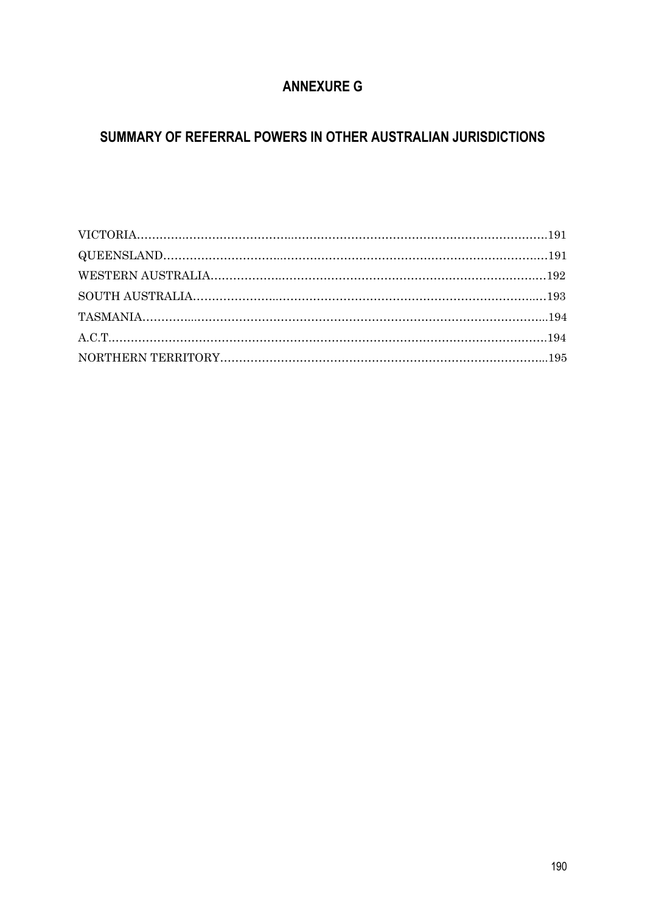# ANNEXURE G

## SUMMARY OF REFERRAL POWERS IN OTHER AUSTRALIAN JURISDICTIONS

VICTORIA……………………………………………………………………………………………191
QUEENSLAND……………………………………………………………………………………191
WESTERN AUSTRALIA…………………………………………………………………………192
SOUTH AUSTRALIA………………………………………………………………………………193
TASMANIA…………………………………………………………………………………………194
A.C.T…………………………………………………………………………………………………194
NORTHERN TERRITORY…………………………………………………………………………195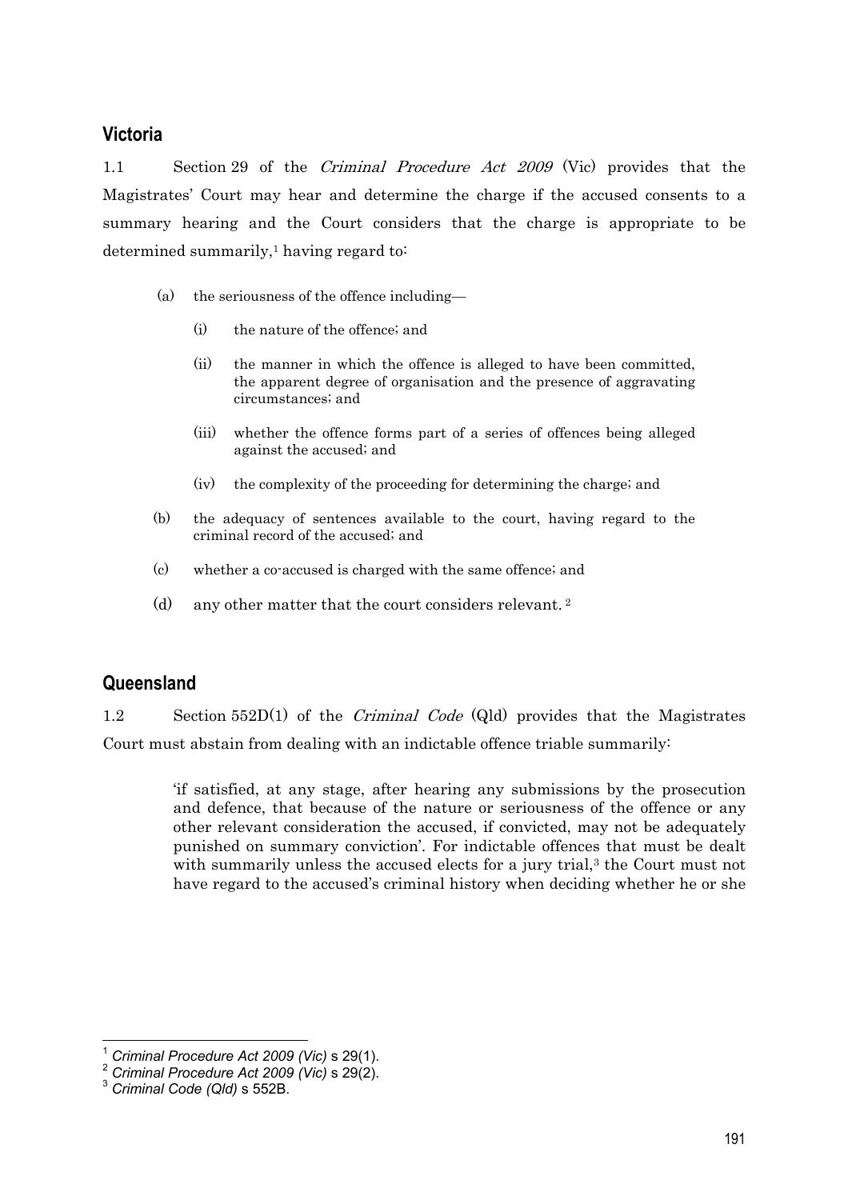## Victoria

1.1 Section 29 of the *Criminal Procedure Act 2009* (Vic) provides that the Magistrates' Court may hear and determine the charge if the accused consents to a summary hearing and the Court considers that the charge is appropriate to be determined summarily,[1] having regard to:

(a) the seriousness of the offence including—

(i) the nature of the offence; and

(ii) the manner in which the offence is alleged to have been committed, the apparent degree of organisation and the presence of aggravating circumstances; and

(iii) whether the offence forms part of a series of offences being alleged against the accused; and

(iv) the complexity of the proceeding for determining the charge; and

(b) the adequacy of sentences available to the court, having regard to the criminal record of the accused; and

(c) whether a co-accused is charged with the same offence; and

(d) any other matter that the court considers relevant. [2]

## Queensland

1.2 Section 552D(1) of the *Criminal Code* (Qld) provides that the Magistrates Court must abstain from dealing with an indictable offence triable summarily:

> 'if satisfied, at any stage, after hearing any submissions by the prosecution and defence, that because of the nature or seriousness of the offence or any other relevant consideration the accused, if convicted, may not be adequately punished on summary conviction'. For indictable offences that must be dealt with summarily unless the accused elects for a jury trial,[3] the Court must not have regard to the accused's criminal history when deciding whether he or she

---

[1] *Criminal Procedure Act 2009 (Vic)* s 29(1).

[2] *Criminal Procedure Act 2009 (Vic)* s 29(2).

[3] *Criminal Code (Qld)* s 552B.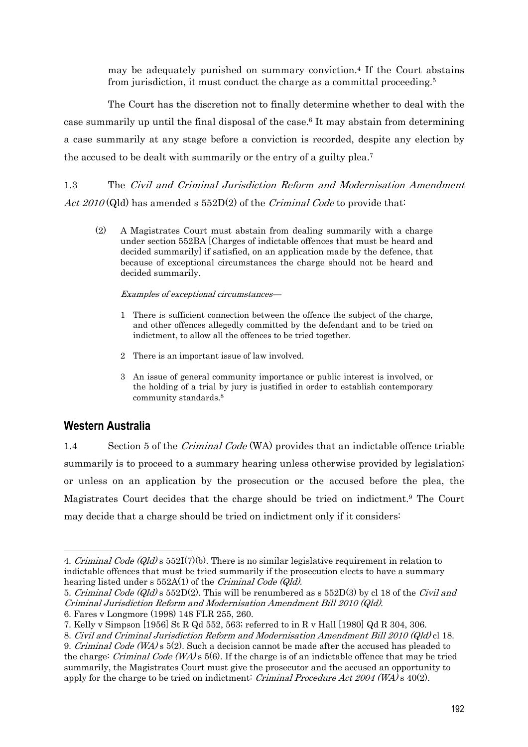may be adequately punished on summary conviction.[4] If the Court abstains from jurisdiction, it must conduct the charge as a committal proceeding.[5]

The Court has the discretion not to finally determine whether to deal with the case summarily up until the final disposal of the case.[6] It may abstain from determining a case summarily at any stage before a conviction is recorded, despite any election by the accused to be dealt with summarily or the entry of a guilty plea.[7]

1.3 The *Civil and Criminal Jurisdiction Reform and Modernisation Amendment Act 2010* (Qld) has amended s 552D(2) of the *Criminal Code* to provide that:

> (2) A Magistrates Court must abstain from dealing summarily with a charge under section 552BA [Charges of indictable offences that must be heard and decided summarily] if satisfied, on an application made by the defence, that because of exceptional circumstances the charge should not be heard and decided summarily.
>
> *Examples of exceptional circumstances—*
>
> 1 There is sufficient connection between the offence the subject of the charge, and other offences allegedly committed by the defendant and to be tried on indictment, to allow all the offences to be tried together.
>
> 2 There is an important issue of law involved.
>
> 3 An issue of general community importance or public interest is involved, or the holding of a trial by jury is justified in order to establish contemporary community standards.[8]

## Western Australia

1.4 Section 5 of the *Criminal Code* (WA) provides that an indictable offence triable summarily is to proceed to a summary hearing unless otherwise provided by legislation; or unless on an application by the prosecution or the accused before the plea, the Magistrates Court decides that the charge should be tried on indictment.[9] The Court may decide that a charge should be tried on indictment only if it considers:

---

4. *Criminal Code (Qld)* s 552I(7)(b). There is no similar legislative requirement in relation to indictable offences that must be tried summarily if the prosecution elects to have a summary hearing listed under s 552A(1) of the *Criminal Code (Qld).*

5. *Criminal Code (Qld)* s 552D(2). This will be renumbered as s 552D(3) by cl 18 of the *Civil and Criminal Jurisdiction Reform and Modernisation Amendment Bill 2010 (Qld).*

6. Fares v Longmore (1998) 148 FLR 255, 260.

7. Kelly v Simpson [1956] St R Qd 552, 563; referred to in R v Hall [1980] Qd R 304, 306.

8. *Civil and Criminal Jurisdiction Reform and Modernisation Amendment Bill 2010 (Qld)* cl 18.

9. *Criminal Code (WA)* s 5(2). Such a decision cannot be made after the accused has pleaded to the charge: *Criminal Code (WA)* s 5(6). If the charge is of an indictable offence that may be tried summarily, the Magistrates Court must give the prosecutor and the accused an opportunity to apply for the charge to be tried on indictment: *Criminal Procedure Act 2004 (WA)* s 40(2).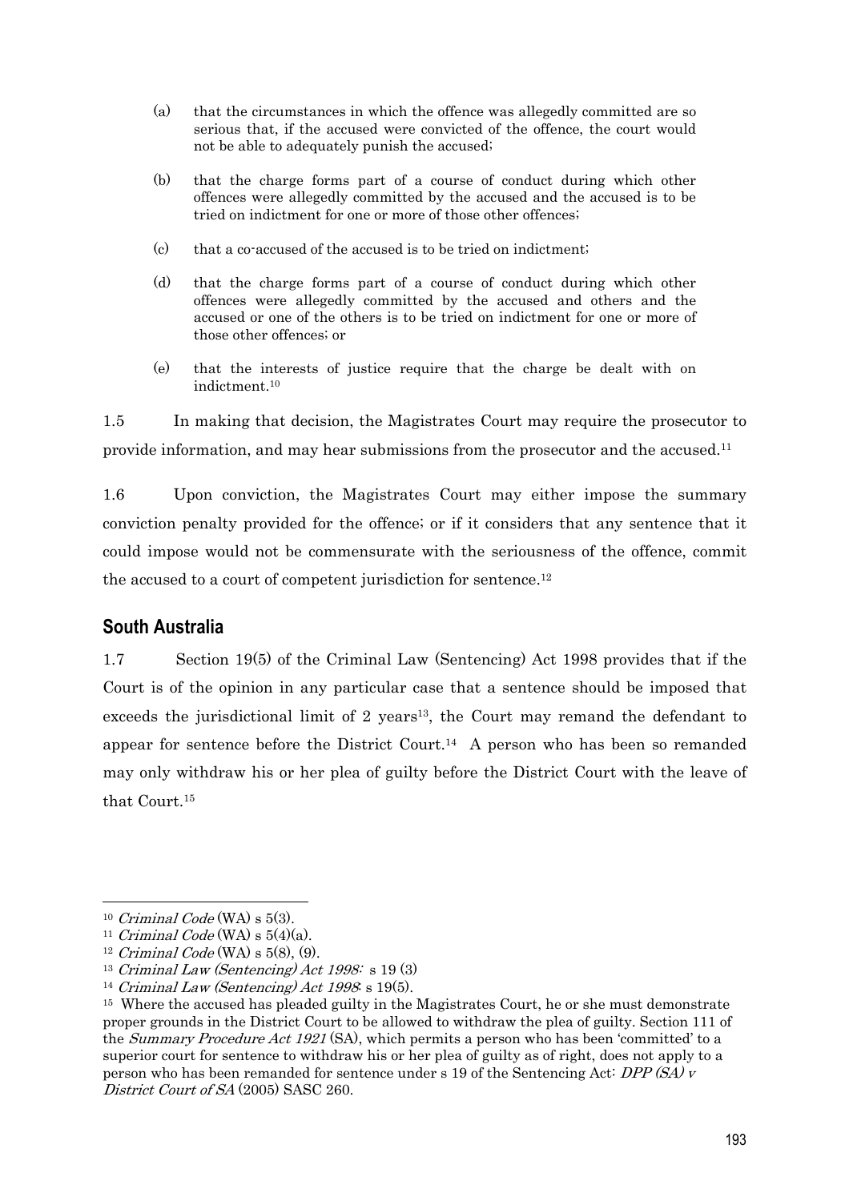(a) that the circumstances in which the offence was allegedly committed are so serious that, if the accused were convicted of the offence, the court would not be able to adequately punish the accused;

(b) that the charge forms part of a course of conduct during which other offences were allegedly committed by the accused and the accused is to be tried on indictment for one or more of those other offences;

(c) that a co-accused of the accused is to be tried on indictment;

(d) that the charge forms part of a course of conduct during which other offences were allegedly committed by the accused and others and the accused or one of the others is to be tried on indictment for one or more of those other offences; or

(e) that the interests of justice require that the charge be dealt with on indictment.[10]

1.5 In making that decision, the Magistrates Court may require the prosecutor to provide information, and may hear submissions from the prosecutor and the accused.[11]

1.6 Upon conviction, the Magistrates Court may either impose the summary conviction penalty provided for the offence; or if it considers that any sentence that it could impose would not be commensurate with the seriousness of the offence, commit the accused to a court of competent jurisdiction for sentence.[12]

## South Australia

1.7 Section 19(5) of the Criminal Law (Sentencing) Act 1998 provides that if the Court is of the opinion in any particular case that a sentence should be imposed that exceeds the jurisdictional limit of 2 years[13], the Court may remand the defendant to appear for sentence before the District Court.[14] A person who has been so remanded may only withdraw his or her plea of guilty before the District Court with the leave of that Court.[15]

---

[10] *Criminal Code* (WA) s 5(3).

[11] *Criminal Code* (WA) s 5(4)(a).

[12] *Criminal Code* (WA) s 5(8), (9).

[13] *Criminal Law (Sentencing) Act 1998:* s 19 (3)

[14] *Criminal Law (Sentencing) Act 1998*: s 19(5).

[15] Where the accused has pleaded guilty in the Magistrates Court, he or she must demonstrate proper grounds in the District Court to be allowed to withdraw the plea of guilty. Section 111 of the *Summary Procedure Act 1921* (SA), which permits a person who has been 'committed' to a superior court for sentence to withdraw his or her plea of guilty as of right, does not apply to a person who has been remanded for sentence under s 19 of the Sentencing Act: *DPP (SA) v District Court of SA* (2005) SASC 260.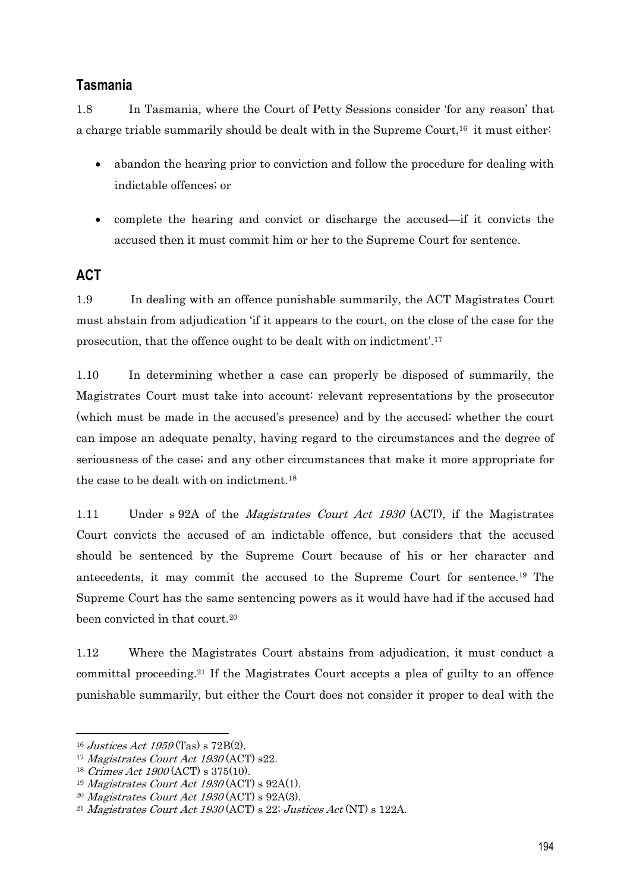## Tasmania

1.8 In Tasmania, where the Court of Petty Sessions consider 'for any reason' that a charge triable summarily should be dealt with in the Supreme Court,[16] it must either:

- abandon the hearing prior to conviction and follow the procedure for dealing with indictable offences; or
- complete the hearing and convict or discharge the accused—if it convicts the accused then it must commit him or her to the Supreme Court for sentence.

## ACT

1.9 In dealing with an offence punishable summarily, the ACT Magistrates Court must abstain from adjudication 'if it appears to the court, on the close of the case for the prosecution, that the offence ought to be dealt with on indictment'.[17]

1.10 In determining whether a case can properly be disposed of summarily, the Magistrates Court must take into account: relevant representations by the prosecutor (which must be made in the accused's presence) and by the accused; whether the court can impose an adequate penalty, having regard to the circumstances and the degree of seriousness of the case; and any other circumstances that make it more appropriate for the case to be dealt with on indictment.[18]

1.11 Under s 92A of the *Magistrates Court Act 1930* (ACT), if the Magistrates Court convicts the accused of an indictable offence, but considers that the accused should be sentenced by the Supreme Court because of his or her character and antecedents, it may commit the accused to the Supreme Court for sentence.[19] The Supreme Court has the same sentencing powers as it would have had if the accused had been convicted in that court.[20]

1.12 Where the Magistrates Court abstains from adjudication, it must conduct a committal proceeding.[21] If the Magistrates Court accepts a plea of guilty to an offence punishable summarily, but either the Court does not consider it proper to deal with the

---

[16] *Justices Act 1959* (Tas) s 72B(2).

[17] *Magistrates Court Act 1930* (ACT) s22.

[18] *Crimes Act 1900* (ACT) s 375(10).

[19] *Magistrates Court Act 1930* (ACT) s 92A(1).

[20] *Magistrates Court Act 1930* (ACT) s 92A(3).

[21] *Magistrates Court Act 1930* (ACT) s 22; *Justices Act* (NT) s 122A.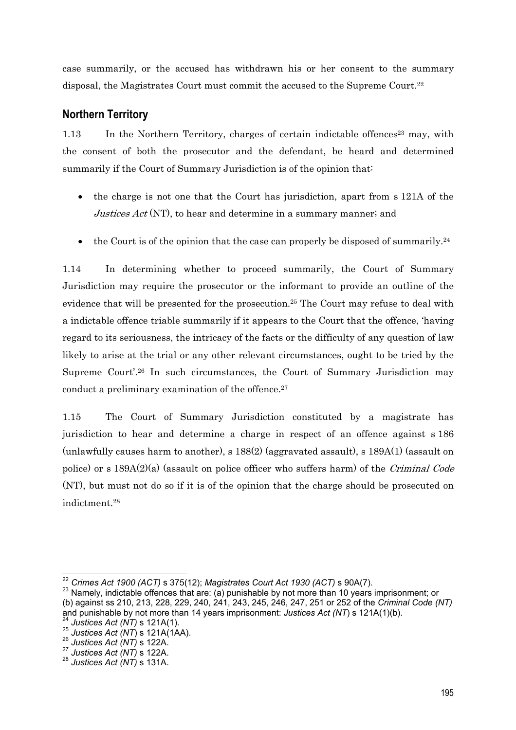case summarily, or the accused has withdrawn his or her consent to the summary disposal, the Magistrates Court must commit the accused to the Supreme Court.[22]

## Northern Territory

1.13 In the Northern Territory, charges of certain indictable offences[23] may, with the consent of both the prosecutor and the defendant, be heard and determined summarily if the Court of Summary Jurisdiction is of the opinion that:

- the charge is not one that the Court has jurisdiction, apart from s 121A of the *Justices Act* (NT), to hear and determine in a summary manner; and
- the Court is of the opinion that the case can properly be disposed of summarily.[24]

1.14 In determining whether to proceed summarily, the Court of Summary Jurisdiction may require the prosecutor or the informant to provide an outline of the evidence that will be presented for the prosecution.[25] The Court may refuse to deal with a indictable offence triable summarily if it appears to the Court that the offence, 'having regard to its seriousness, the intricacy of the facts or the difficulty of any question of law likely to arise at the trial or any other relevant circumstances, ought to be tried by the Supreme Court'.[26] In such circumstances, the Court of Summary Jurisdiction may conduct a preliminary examination of the offence.[27]

1.15 The Court of Summary Jurisdiction constituted by a magistrate has jurisdiction to hear and determine a charge in respect of an offence against s 186 (unlawfully causes harm to another), s 188(2) (aggravated assault), s 189A(1) (assault on police) or s 189A(2)(a) (assault on police officer who suffers harm) of the *Criminal Code* (NT), but must not do so if it is of the opinion that the charge should be prosecuted on indictment.[28]

---

[22] *Crimes Act 1900 (ACT)* s 375(12); *Magistrates Court Act 1930 (ACT)* s 90A(7).

[23] Namely, indictable offences that are: (a) punishable by not more than 10 years imprisonment; or (b) against ss 210, 213, 228, 229, 240, 241, 243, 245, 246, 247, 251 or 252 of the *Criminal Code (NT)* and punishable by not more than 14 years imprisonment: *Justices Act (NT*) s 121A(1)(b).

[24] *Justices Act (NT)* s 121A(1).

[25] *Justices Act (NT*) s 121A(1AA).

[26] *Justices Act (NT)* s 122A.

[27] *Justices Act (NT)* s 122A.

[28] *Justices Act (NT)* s 131A.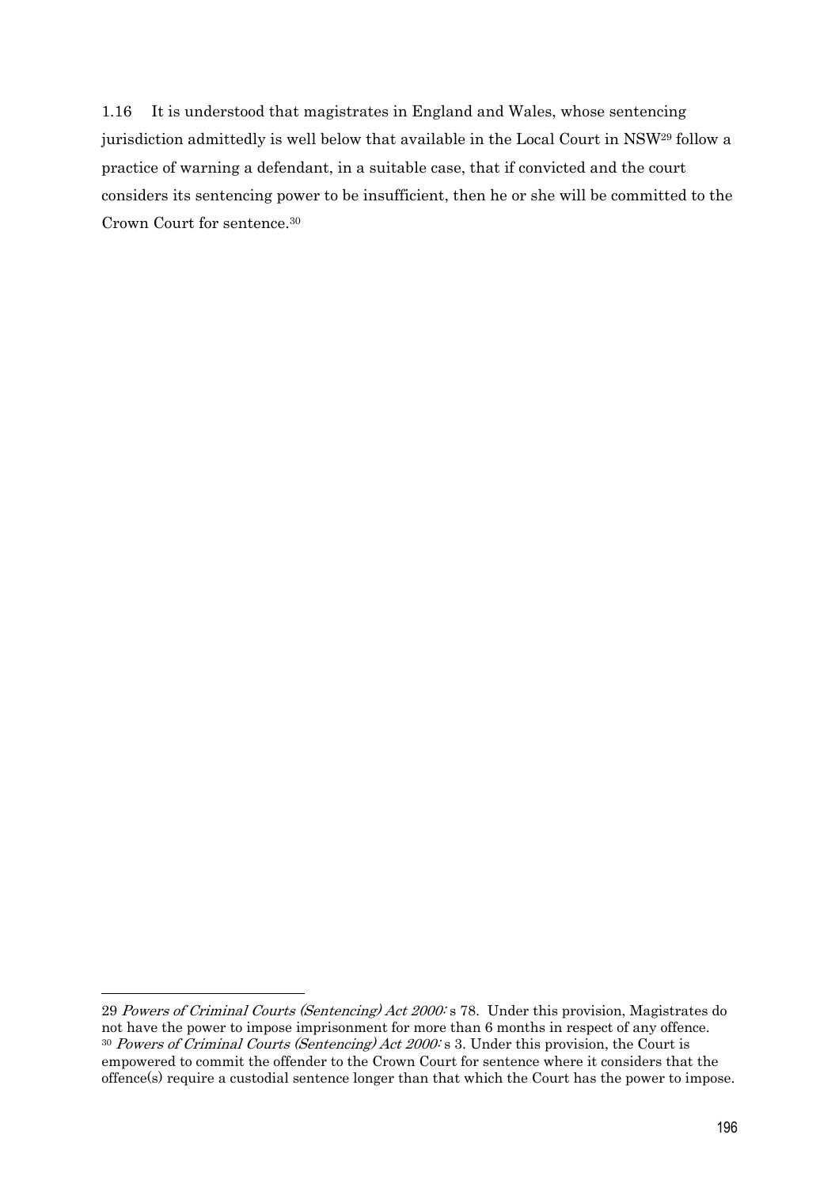1.16 It is understood that magistrates in England and Wales, whose sentencing jurisdiction admittedly is well below that available in the Local Court in NSW[29] follow a practice of warning a defendant, in a suitable case, that if convicted and the court considers its sentencing power to be insufficient, then he or she will be committed to the Crown Court for sentence.[30]

---

29 *Powers of Criminal Courts (Sentencing) Act 2000:* s 78. Under this provision, Magistrates do not have the power to impose imprisonment for more than 6 months in respect of any offence.

30 *Powers of Criminal Courts (Sentencing) Act 2000:* s 3. Under this provision, the Court is empowered to commit the offender to the Crown Court for sentence where it considers that the offence(s) require a custodial sentence longer than that which the Court has the power to impose.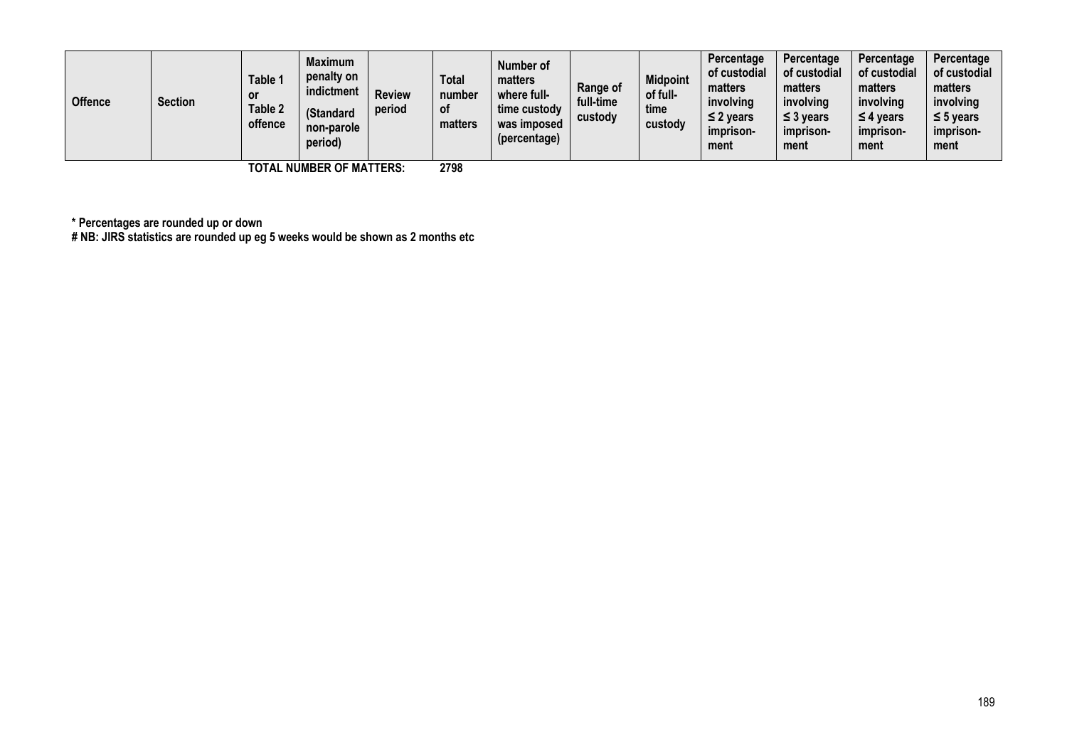| Offence | Section | Table 1 or Table 2 offence | Maximum penalty on indictment (Standard non-parole period) | Review period | Total number of matters | Number of matters where full-time custody was imposed (percentage) | Range of full-time custody | Midpoint of full-time custody | Percentage of custodial matters involving ≤ 2 years imprison-ment | Percentage of custodial matters involving ≤ 3 years imprison-ment | Percentage of custodial matters involving ≤ 4 years imprison-ment | Percentage of custodial matters involving ≤ 5 years imprison-ment |
|---|---|---|---|---|---|---|---|---|---|---|---|---|
| | | TOTAL NUMBER OF MATTERS: | | | 2798 | | | | | | | |

\* Percentages are rounded up or down

\# NB: JIRS statistics are rounded up eg 5 weeks would be shown as 2 months etc